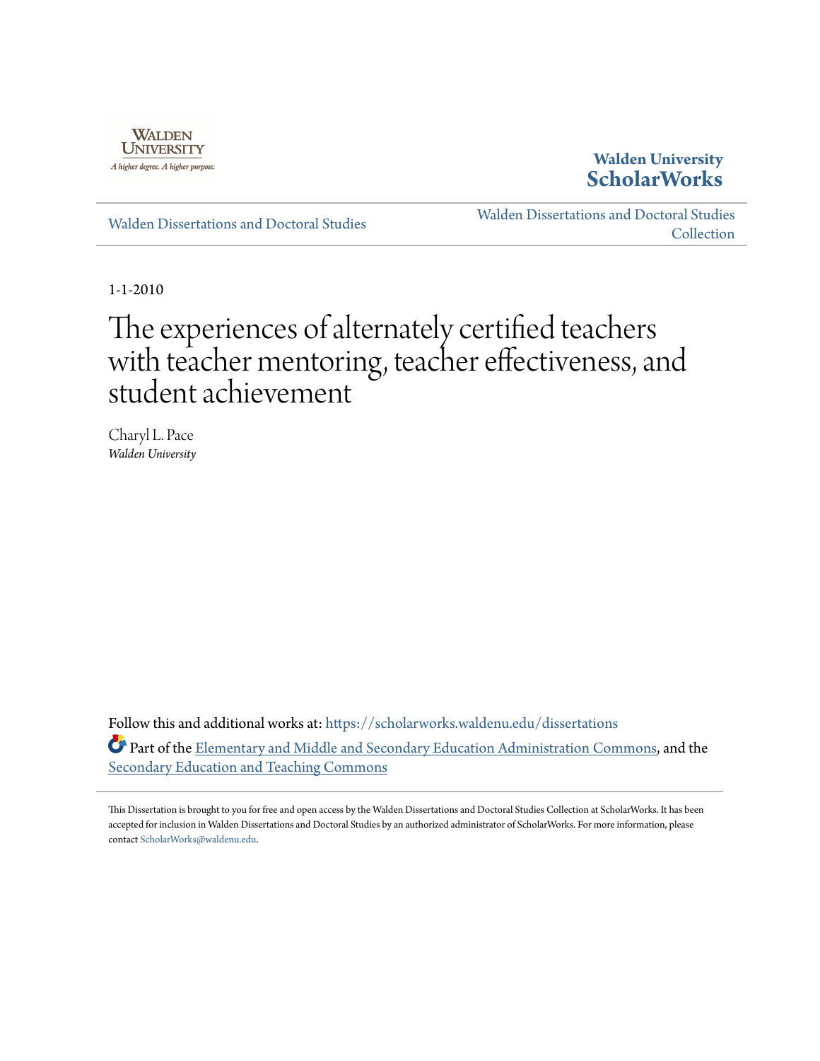Walden University
A higher degree. A higher purpose.

**Walden University ScholarWorks**

Walden Dissertations and Doctoral Studies

Walden Dissertations and Doctoral Studies Collection

1-1-2010

# The experiences of alternately certified teachers with teacher mentoring, teacher effectiveness, and student achievement

Charyl L. Pace
*Walden University*

Follow this and additional works at: https://scholarworks.waldenu.edu/dissertations

Part of the Elementary and Middle and Secondary Education Administration Commons, and the Secondary Education and Teaching Commons

This Dissertation is brought to you for free and open access by the Walden Dissertations and Doctoral Studies Collection at ScholarWorks. It has been accepted for inclusion in Walden Dissertations and Doctoral Studies by an authorized administrator of ScholarWorks. For more information, please contact ScholarWorks@waldenu.edu.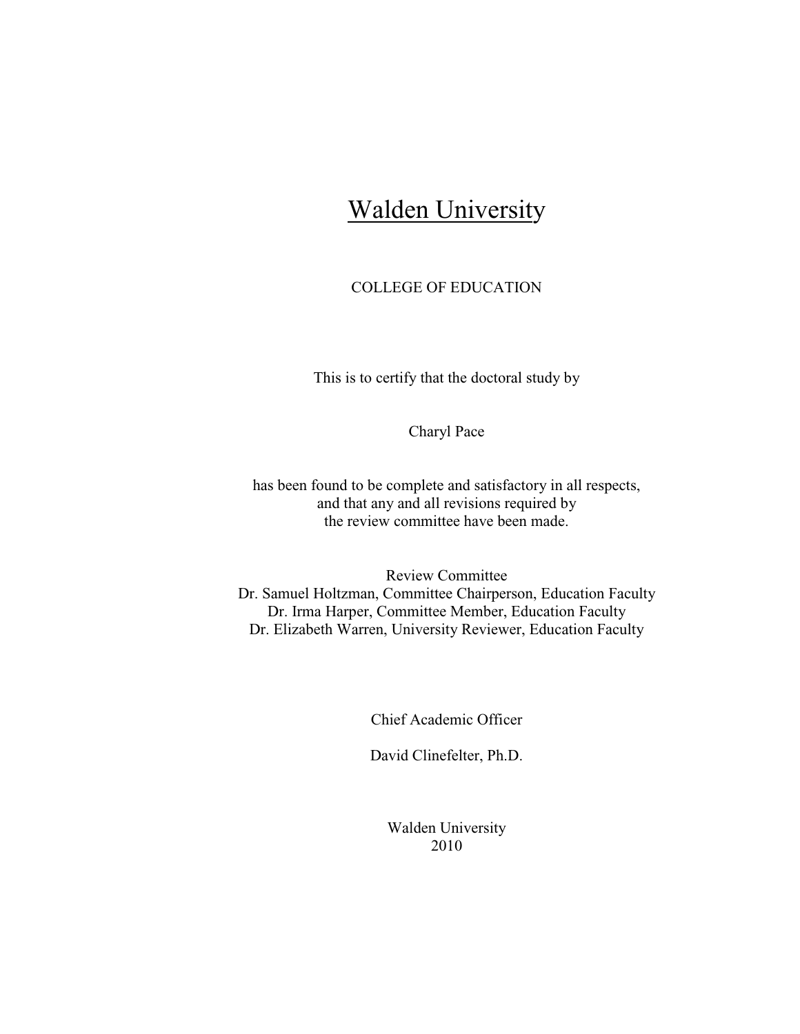# Walden University

COLLEGE OF EDUCATION

This is to certify that the doctoral study by

Charyl Pace

has been found to be complete and satisfactory in all respects,
and that any and all revisions required by
the review committee have been made.

Review Committee
Dr. Samuel Holtzman, Committee Chairperson, Education Faculty
Dr. Irma Harper, Committee Member, Education Faculty
Dr. Elizabeth Warren, University Reviewer, Education Faculty

Chief Academic Officer

David Clinefelter, Ph.D.

Walden University
2010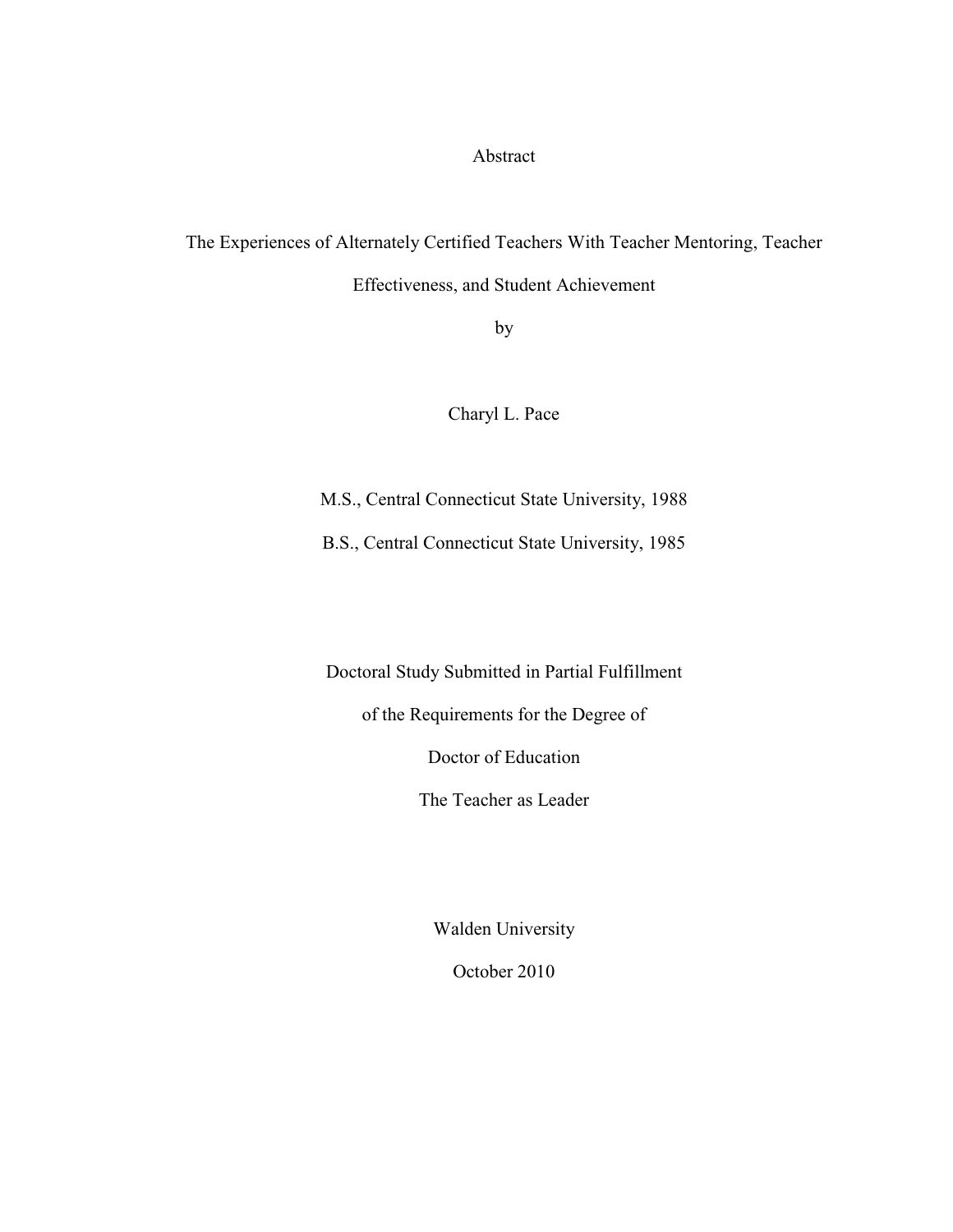Abstract

The Experiences of Alternately Certified Teachers With Teacher Mentoring, Teacher Effectiveness, and Student Achievement

by

Charyl L. Pace

M.S., Central Connecticut State University, 1988

B.S., Central Connecticut State University, 1985

Doctoral Study Submitted in Partial Fulfillment

of the Requirements for the Degree of

Doctor of Education

The Teacher as Leader

Walden University

October 2010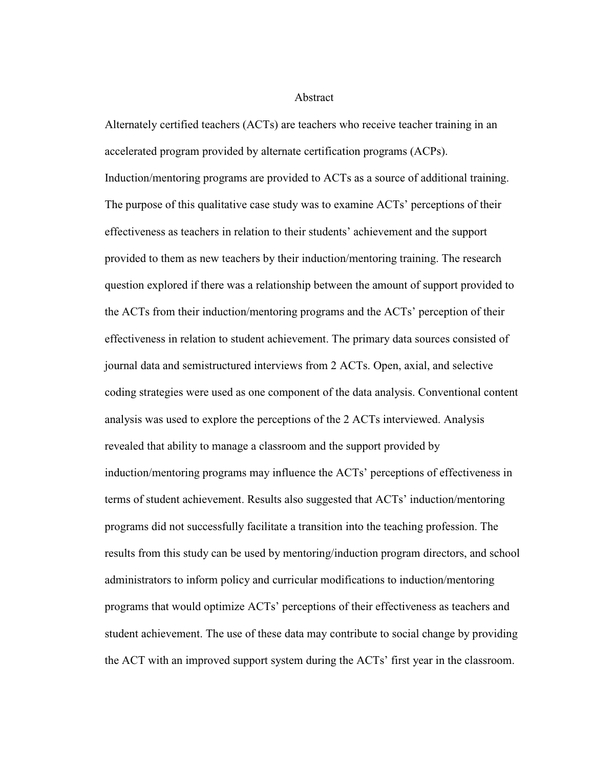# Abstract

Alternately certified teachers (ACTs) are teachers who receive teacher training in an accelerated program provided by alternate certification programs (ACPs). Induction/mentoring programs are provided to ACTs as a source of additional training. The purpose of this qualitative case study was to examine ACTs' perceptions of their effectiveness as teachers in relation to their students' achievement and the support provided to them as new teachers by their induction/mentoring training. The research question explored if there was a relationship between the amount of support provided to the ACTs from their induction/mentoring programs and the ACTs' perception of their effectiveness in relation to student achievement. The primary data sources consisted of journal data and semistructured interviews from 2 ACTs. Open, axial, and selective coding strategies were used as one component of the data analysis. Conventional content analysis was used to explore the perceptions of the 2 ACTs interviewed. Analysis revealed that ability to manage a classroom and the support provided by induction/mentoring programs may influence the ACTs' perceptions of effectiveness in terms of student achievement. Results also suggested that ACTs' induction/mentoring programs did not successfully facilitate a transition into the teaching profession. The results from this study can be used by mentoring/induction program directors, and school administrators to inform policy and curricular modifications to induction/mentoring programs that would optimize ACTs' perceptions of their effectiveness as teachers and student achievement. The use of these data may contribute to social change by providing the ACT with an improved support system during the ACTs' first year in the classroom.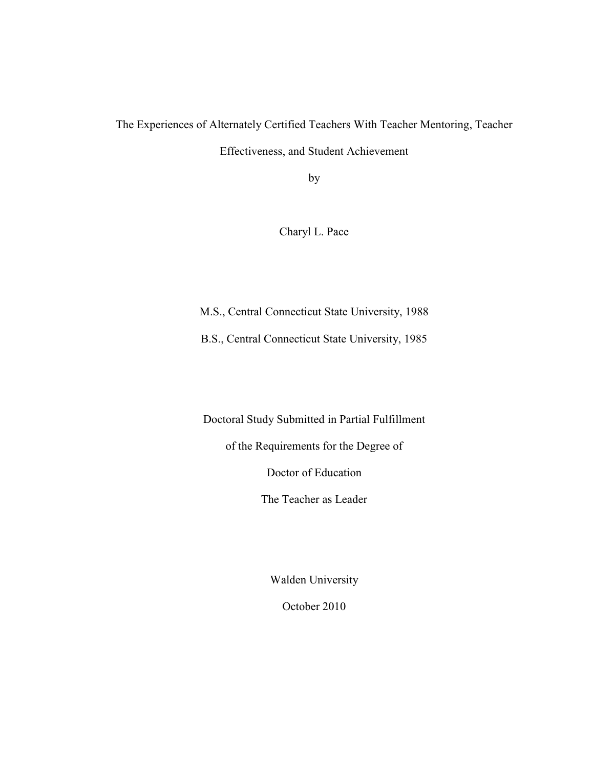The Experiences of Alternately Certified Teachers With Teacher Mentoring, Teacher Effectiveness, and Student Achievement

by

Charyl L. Pace

M.S., Central Connecticut State University, 1988

B.S., Central Connecticut State University, 1985

Doctoral Study Submitted in Partial Fulfillment

of the Requirements for the Degree of

Doctor of Education

The Teacher as Leader

Walden University

October 2010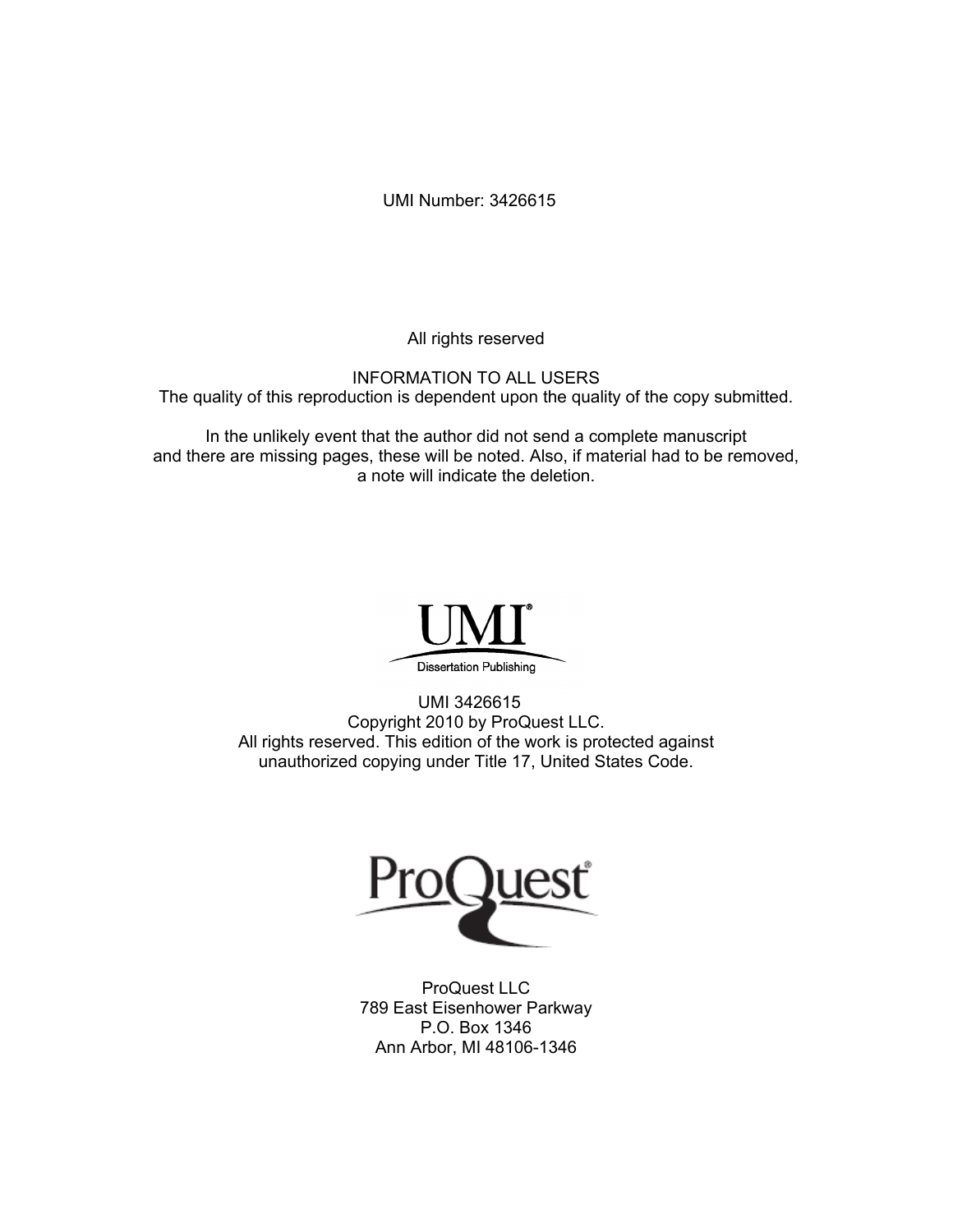UMI Number: 3426615

All rights reserved

INFORMATION TO ALL USERS
The quality of this reproduction is dependent upon the quality of the copy submitted.

In the unlikely event that the author did not send a complete manuscript and there are missing pages, these will be noted. Also, if material had to be removed, a note will indicate the deletion.

UMI
Dissertation Publishing

UMI 3426615
Copyright 2010 by ProQuest LLC.
All rights reserved. This edition of the work is protected against unauthorized copying under Title 17, United States Code.

ProQuest

ProQuest LLC
789 East Eisenhower Parkway
P.O. Box 1346
Ann Arbor, MI 48106-1346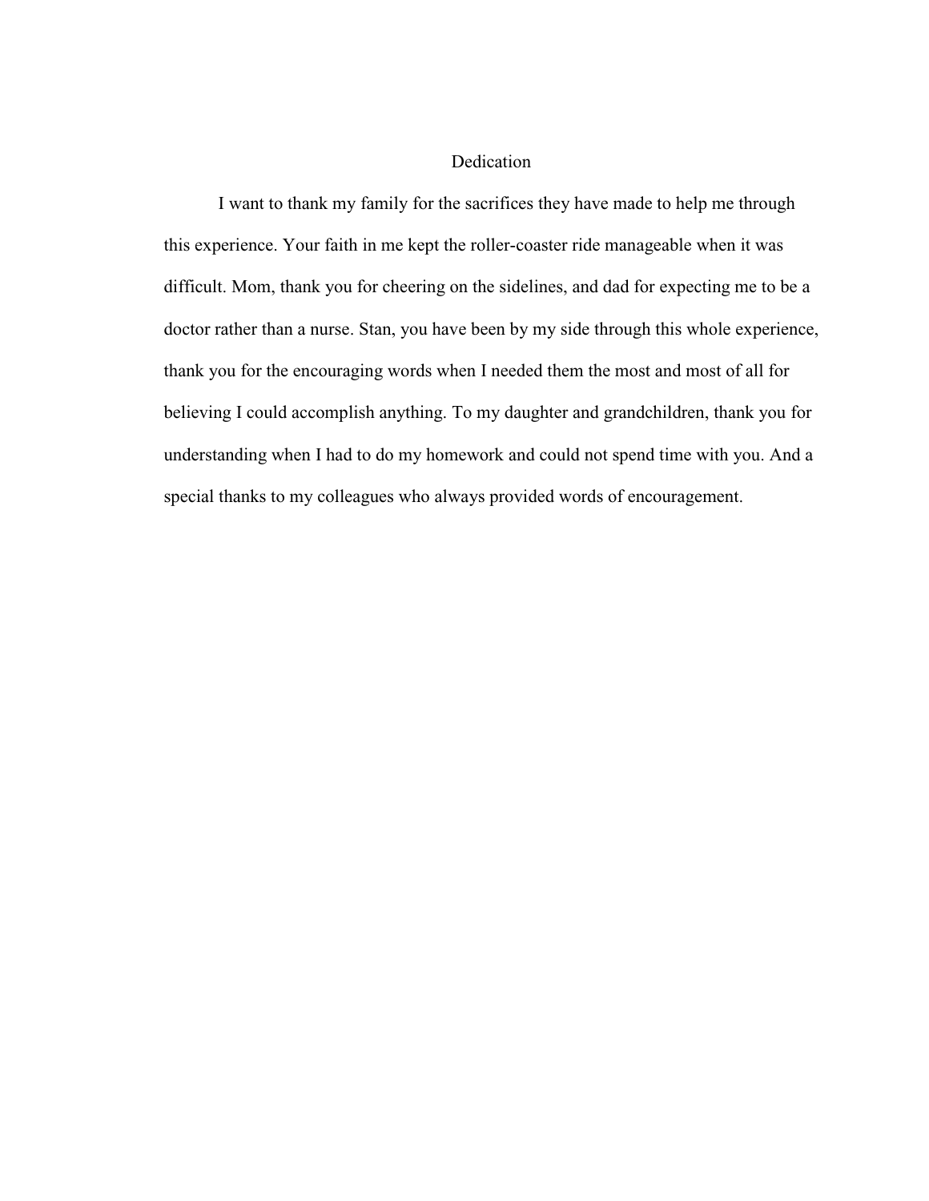# Dedication

I want to thank my family for the sacrifices they have made to help me through this experience. Your faith in me kept the roller-coaster ride manageable when it was difficult. Mom, thank you for cheering on the sidelines, and dad for expecting me to be a doctor rather than a nurse. Stan, you have been by my side through this whole experience, thank you for the encouraging words when I needed them the most and most of all for believing I could accomplish anything. To my daughter and grandchildren, thank you for understanding when I had to do my homework and could not spend time with you. And a special thanks to my colleagues who always provided words of encouragement.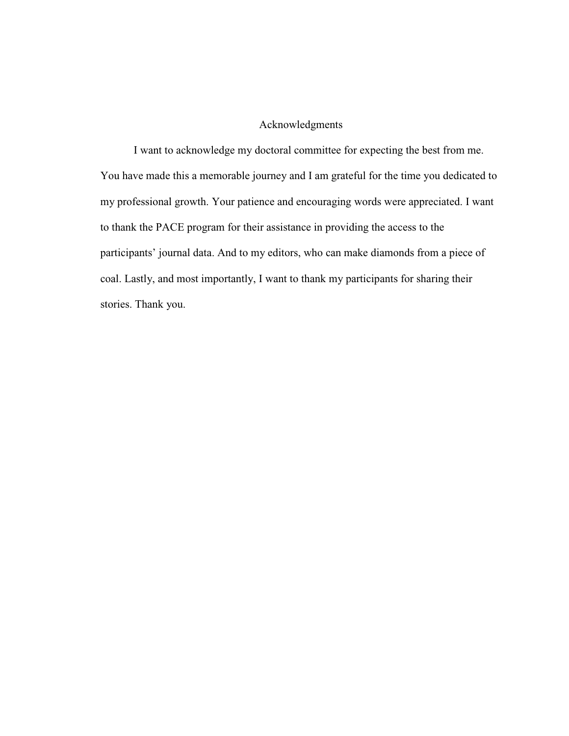# Acknowledgments

I want to acknowledge my doctoral committee for expecting the best from me. You have made this a memorable journey and I am grateful for the time you dedicated to my professional growth. Your patience and encouraging words were appreciated. I want to thank the PACE program for their assistance in providing the access to the participants' journal data. And to my editors, who can make diamonds from a piece of coal. Lastly, and most importantly, I want to thank my participants for sharing their stories. Thank you.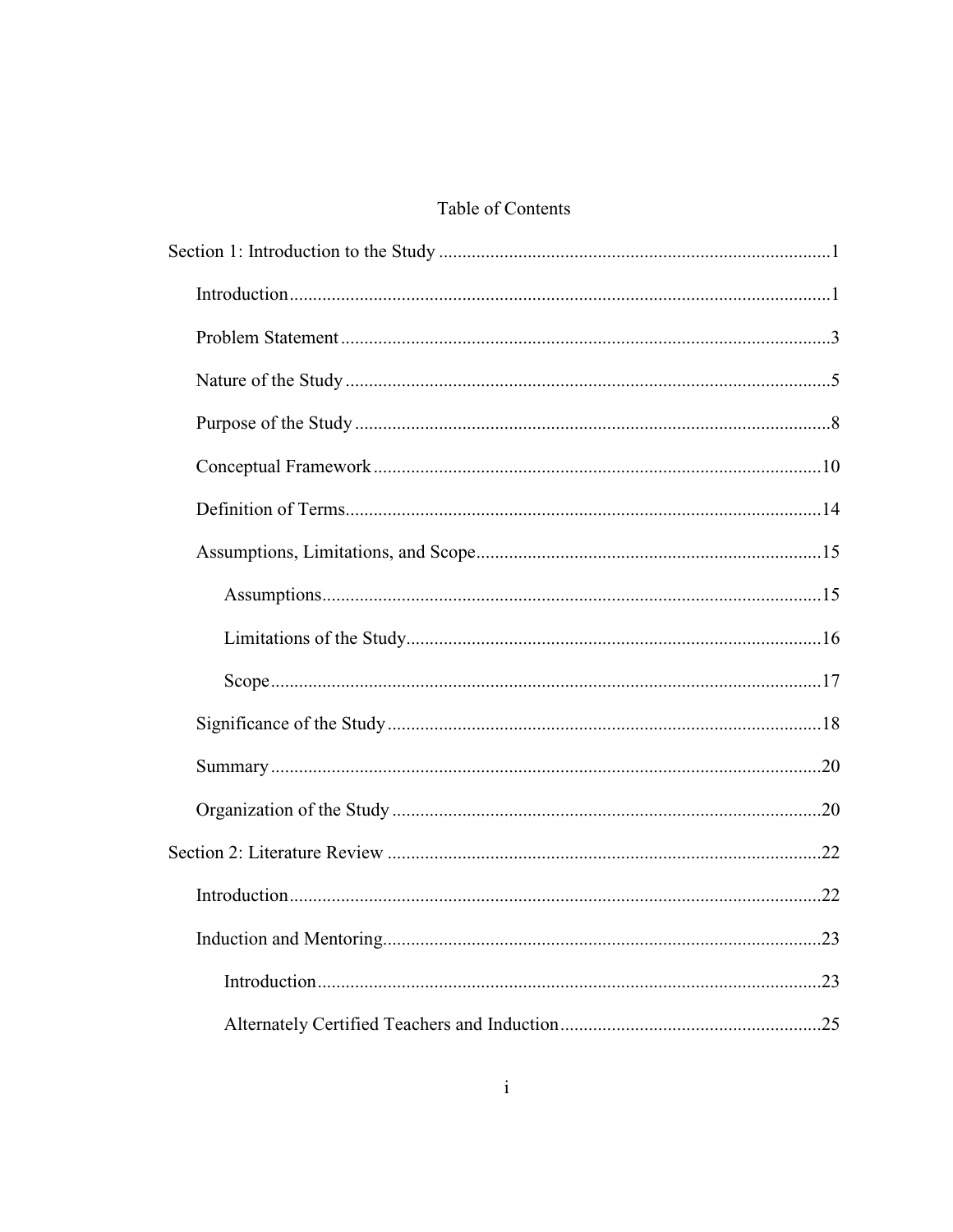# Table of Contents

Section 1: Introduction to the Study ....................................................................................1

- Introduction....................................................................................................................1
- Problem Statement .........................................................................................................3
- Nature of the Study ........................................................................................................5
- Purpose of the Study ......................................................................................................8
- Conceptual Framework ................................................................................................10
- Definition of Terms......................................................................................................14
- Assumptions, Limitations, and Scope..........................................................................15
    - Assumptions...........................................................................................................15
    - Limitations of the Study.........................................................................................16
    - Scope ......................................................................................................................17
- Significance of the Study .............................................................................................18
- Summary ......................................................................................................................20
- Organization of the Study ............................................................................................20

Section 2: Literature Review .............................................................................................22

- Introduction..................................................................................................................22
- Induction and Mentoring..............................................................................................23
    - Introduction............................................................................................................23
    - Alternately Certified Teachers and Induction........................................................25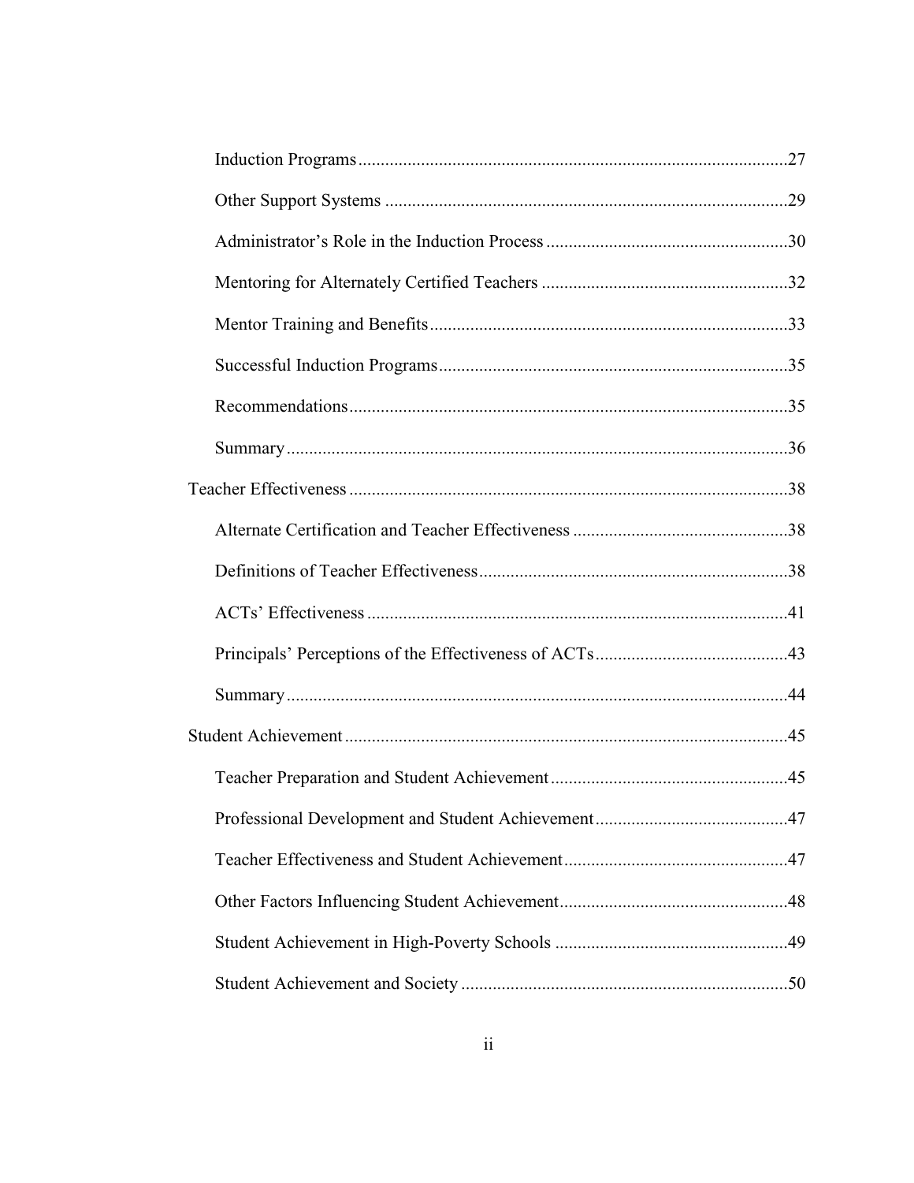Induction Programs ....................................................................................27

Other Support Systems ............................................................................29

Administrator's Role in the Induction Process ..........................................30

Mentoring for Alternately Certified Teachers ............................................32

Mentor Training and Benefits ...................................................................33

Successful Induction Programs .................................................................35

Recommendations ....................................................................................35

Summary ..................................................................................................36

Teacher Effectiveness .......................................................................................38

Alternate Certification and Teacher Effectiveness ....................................38

Definitions of Teacher Effectiveness ........................................................38

ACTs' Effectiveness .................................................................................41

Principals' Perceptions of the Effectiveness of ACTs ................................43

Summary ..................................................................................................44

Student Achievement .......................................................................................45

Teacher Preparation and Student Achievement .........................................45

Professional Development and Student Achievement ...............................47

Teacher Effectiveness and Student Achievement ......................................47

Other Factors Influencing Student Achievement ........................................48

Student Achievement in High-Poverty Schools .........................................49

Student Achievement and Society .............................................................50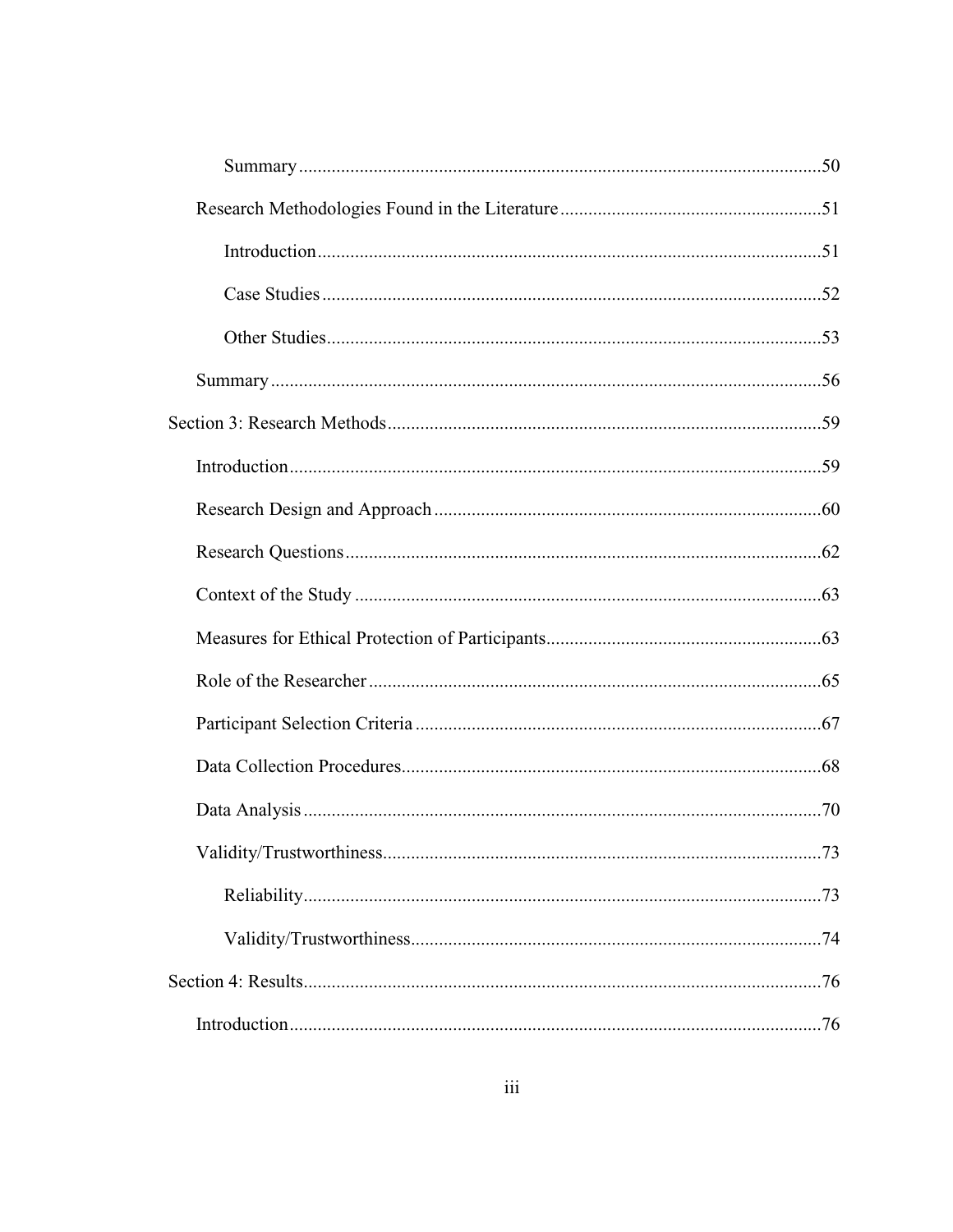Summary ....................................................................................................50

Research Methodologies Found in the Literature ..........................................................51

Introduction ...........................................................................................................51

Case Studies ..........................................................................................................52

Other Studies .........................................................................................................53

Summary .....................................................................................................................56

Section 3: Research Methods ...............................................................................................59

Introduction ..................................................................................................................59

Research Design and Approach ...................................................................................60

Research Questions ......................................................................................................62

Context of the Study ....................................................................................................63

Measures for Ethical Protection of Participants ...........................................................63

Role of the Researcher .................................................................................................65

Participant Selection Criteria .......................................................................................67

Data Collection Procedures ..........................................................................................68

Data Analysis ...............................................................................................................70

Validity/Trustworthiness ..............................................................................................73

Reliability ..............................................................................................................73

Validity/Trustworthiness .......................................................................................74

Section 4: Results ................................................................................................................76

Introduction ..................................................................................................................76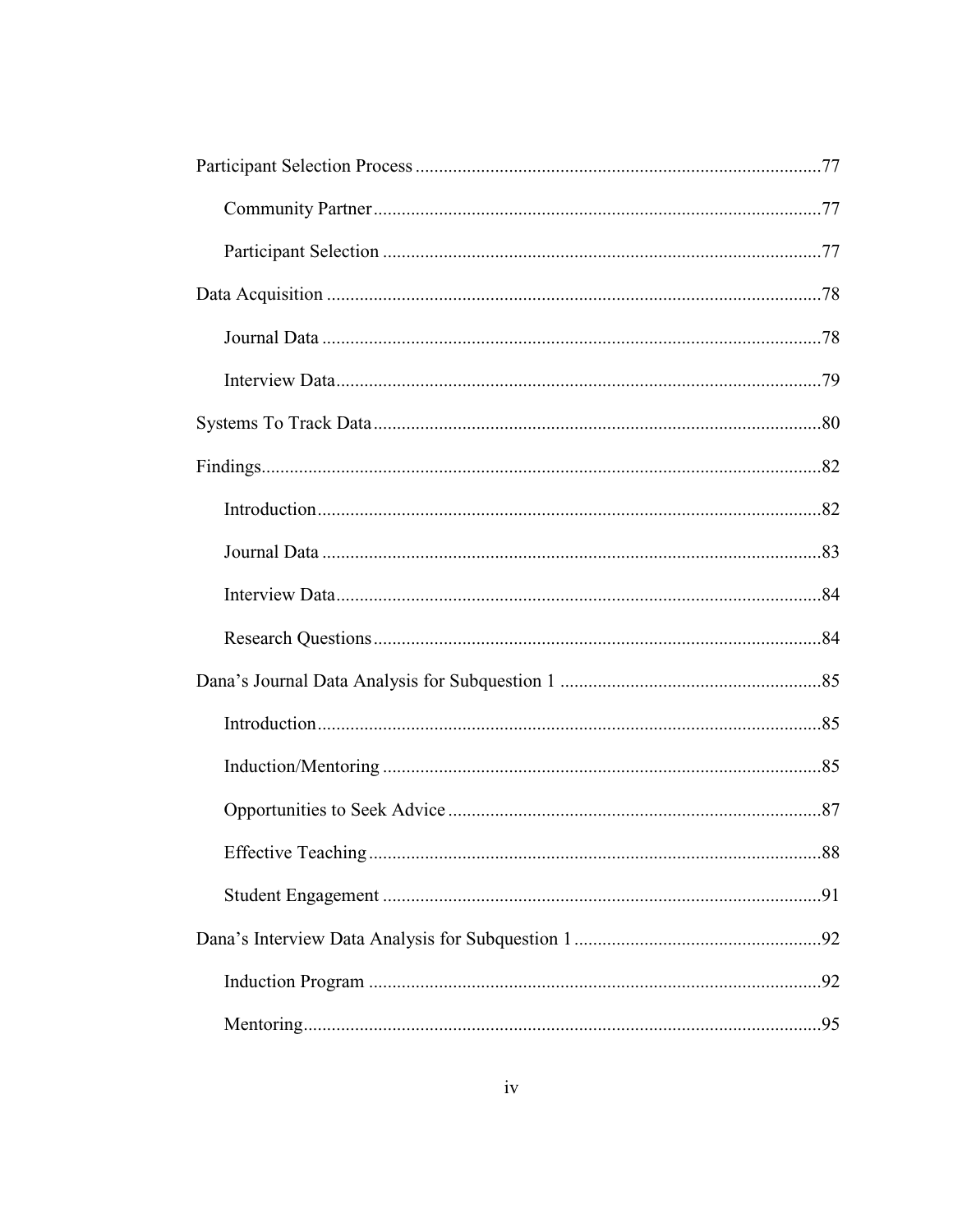Participant Selection Process ....................................................................................77

Community Partner ...............................................................................................77

Participant Selection ..............................................................................................77

Data Acquisition ..........................................................................................................78

Journal Data ..........................................................................................................78

Interview Data .......................................................................................................79

Systems To Track Data ...............................................................................................80

Findings ........................................................................................................................82

Introduction ...........................................................................................................82

Journal Data ..........................................................................................................83

Interview Data .......................................................................................................84

Research Questions ...............................................................................................84

Dana's Journal Data Analysis for Subquestion 1 ........................................................85

Introduction ...........................................................................................................85

Induction/Mentoring .............................................................................................85

Opportunities to Seek Advice ...............................................................................87

Effective Teaching ................................................................................................88

Student Engagement .............................................................................................91

Dana's Interview Data Analysis for Subquestion 1 ....................................................92

Induction Program .................................................................................................92

Mentoring ..............................................................................................................95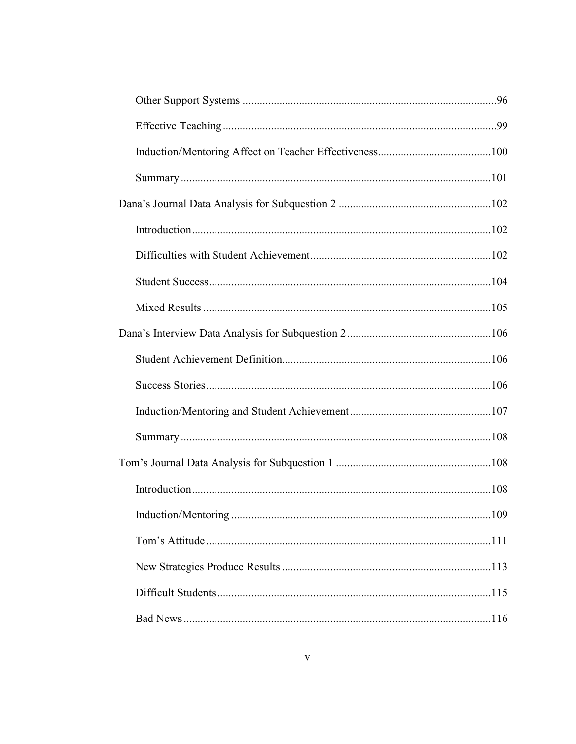Other Support Systems ..........................................................................................96

Effective Teaching ..................................................................................................99

Induction/Mentoring Affect on Teacher Effectiveness........................................100

Summary ..............................................................................................................101

Dana's Journal Data Analysis for Subquestion 2 ......................................................102

Introduction..........................................................................................................102

Difficulties with Student Achievement................................................................102

Student Success.....................................................................................................104

Mixed Results ......................................................................................................105

Dana's Interview Data Analysis for Subquestion 2 ...................................................106

Student Achievement Definition..........................................................................106

Success Stories .....................................................................................................106

Induction/Mentoring and Student Achievement..................................................107

Summary ..............................................................................................................108

Tom's Journal Data Analysis for Subquestion 1 .......................................................108

Introduction..........................................................................................................108

Induction/Mentoring ............................................................................................109

Tom's Attitude .....................................................................................................111

New Strategies Produce Results ..........................................................................113

Difficult Students .................................................................................................115

Bad News .............................................................................................................116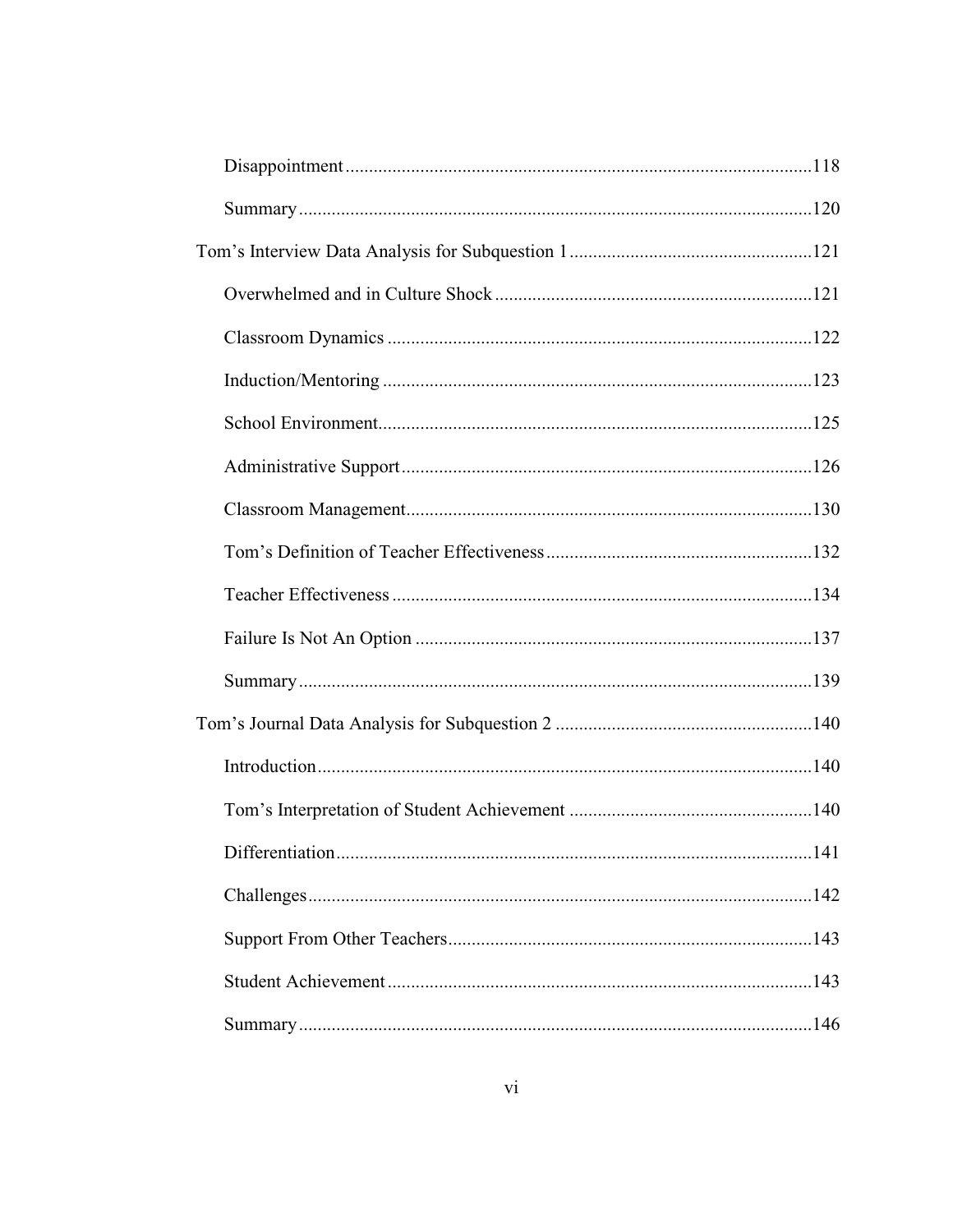Disappointment....................................................................................................118

Summary.............................................................................................................120

Tom's Interview Data Analysis for Subquestion 1....................................................121

Overwhelmed and in Culture Shock....................................................................121

Classroom Dynamics ..........................................................................................122

Induction/Mentoring ...........................................................................................123

School Environment............................................................................................125

Administrative Support.......................................................................................126

Classroom Management......................................................................................130

Tom's Definition of Teacher Effectiveness.........................................................132

Teacher Effectiveness .........................................................................................134

Failure Is Not An Option ....................................................................................137

Summary.............................................................................................................139

Tom's Journal Data Analysis for Subquestion 2 .......................................................140

Introduction.........................................................................................................140

Tom's Interpretation of Student Achievement ....................................................140

Differentiation.....................................................................................................141

Challenges...........................................................................................................142

Support From Other Teachers.............................................................................143

Student Achievement...........................................................................................143

Summary.............................................................................................................146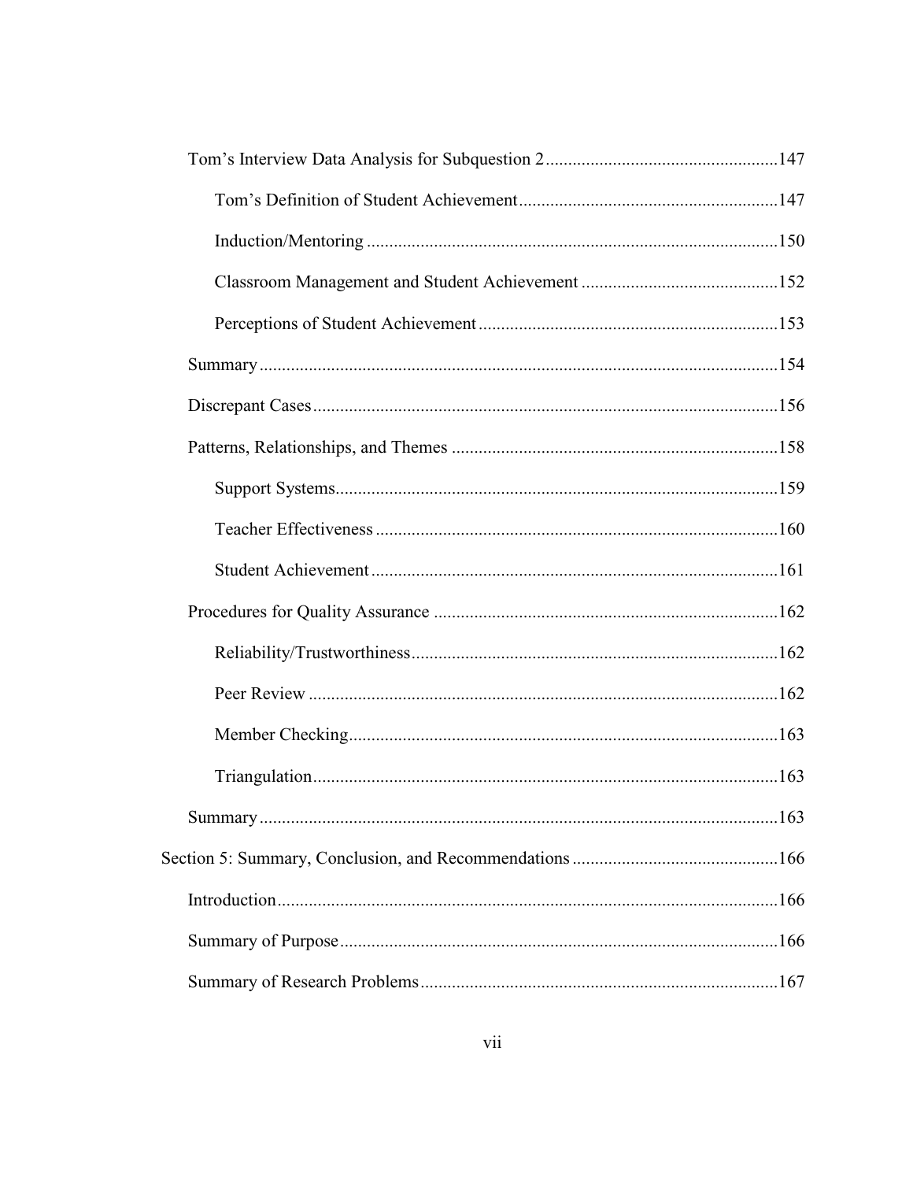Tom's Interview Data Analysis for Subquestion 2 ....................................................147

Tom's Definition of Student Achievement ..........................................................147

Induction/Mentoring ............................................................................................150

Classroom Management and Student Achievement ............................................152

Perceptions of Student Achievement ..................................................................153

Summary ..................................................................................................................154

Discrepant Cases ......................................................................................................156

Patterns, Relationships, and Themes .........................................................................158

Support Systems ..................................................................................................159

Teacher Effectiveness .........................................................................................160

Student Achievement ..........................................................................................161

Procedures for Quality Assurance ............................................................................162

Reliability/Trustworthiness .................................................................................162

Peer Review ........................................................................................................162

Member Checking ...............................................................................................163

Triangulation .......................................................................................................163

Summary ..................................................................................................................163

Section 5: Summary, Conclusion, and Recommendations .............................................166

Introduction ...............................................................................................................166

Summary of Purpose .................................................................................................166

Summary of Research Problems ...............................................................................167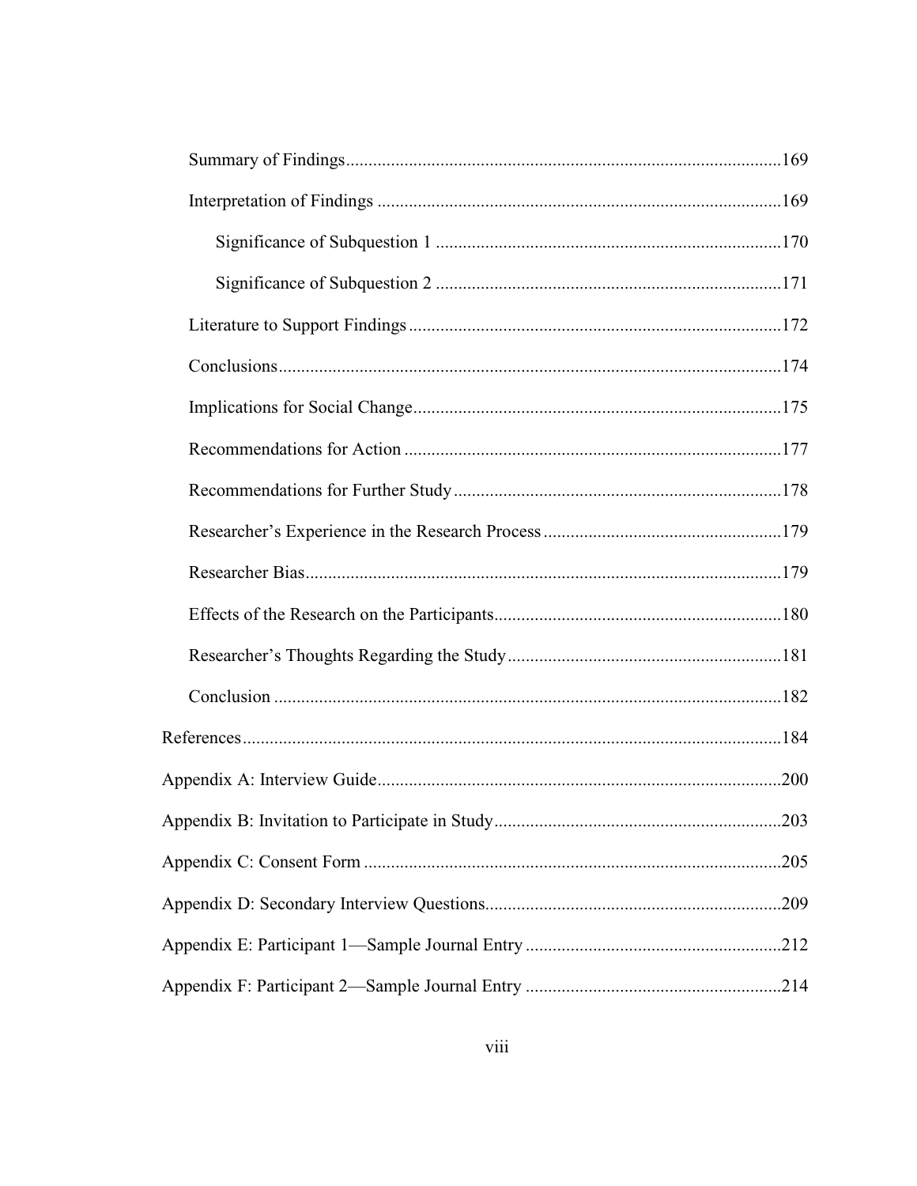Summary of Findings ....................................................................................169

Interpretation of Findings ............................................................................169

Significance of Subquestion 1 ................................................................170

Significance of Subquestion 2 ................................................................171

Literature to Support Findings ......................................................................172

Conclusions ..................................................................................................174

Implications for Social Change.....................................................................175

Recommendations for Action .......................................................................177

Recommendations for Further Study ............................................................178

Researcher's Experience in the Research Process ........................................179

Researcher Bias.............................................................................................179

Effects of the Research on the Participants...................................................180

Researcher's Thoughts Regarding the Study.................................................181

Conclusion ....................................................................................................182

References..........................................................................................................184

Appendix A: Interview Guide............................................................................200

Appendix B: Invitation to Participate in Study..................................................203

Appendix C: Consent Form ...............................................................................205

Appendix D: Secondary Interview Questions....................................................209

Appendix E: Participant 1—Sample Journal Entry ...........................................212

Appendix F: Participant 2—Sample Journal Entry ...........................................214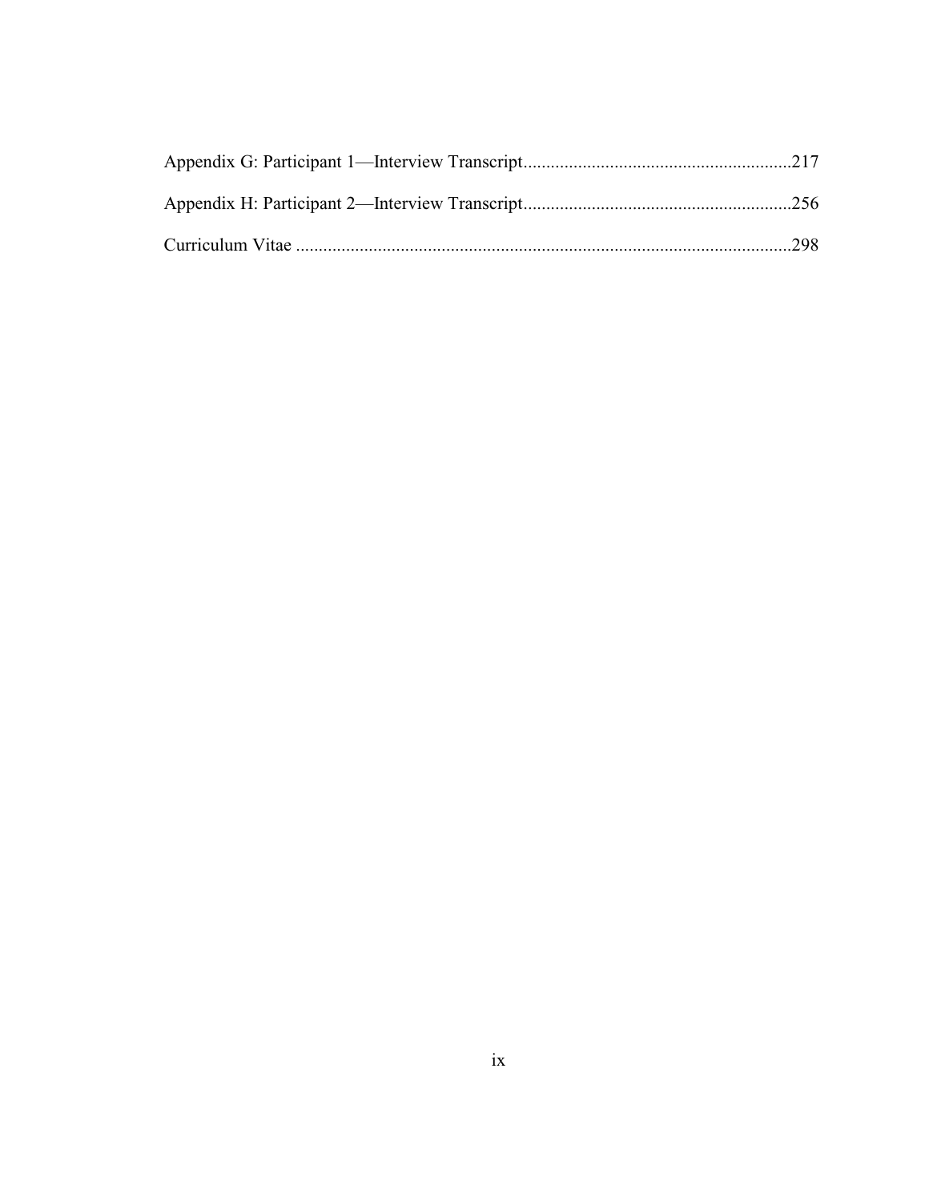Appendix G: Participant 1—Interview Transcript..........................................................217

Appendix H: Participant 2—Interview Transcript..........................................................256

Curriculum Vitae ............................................................................................................298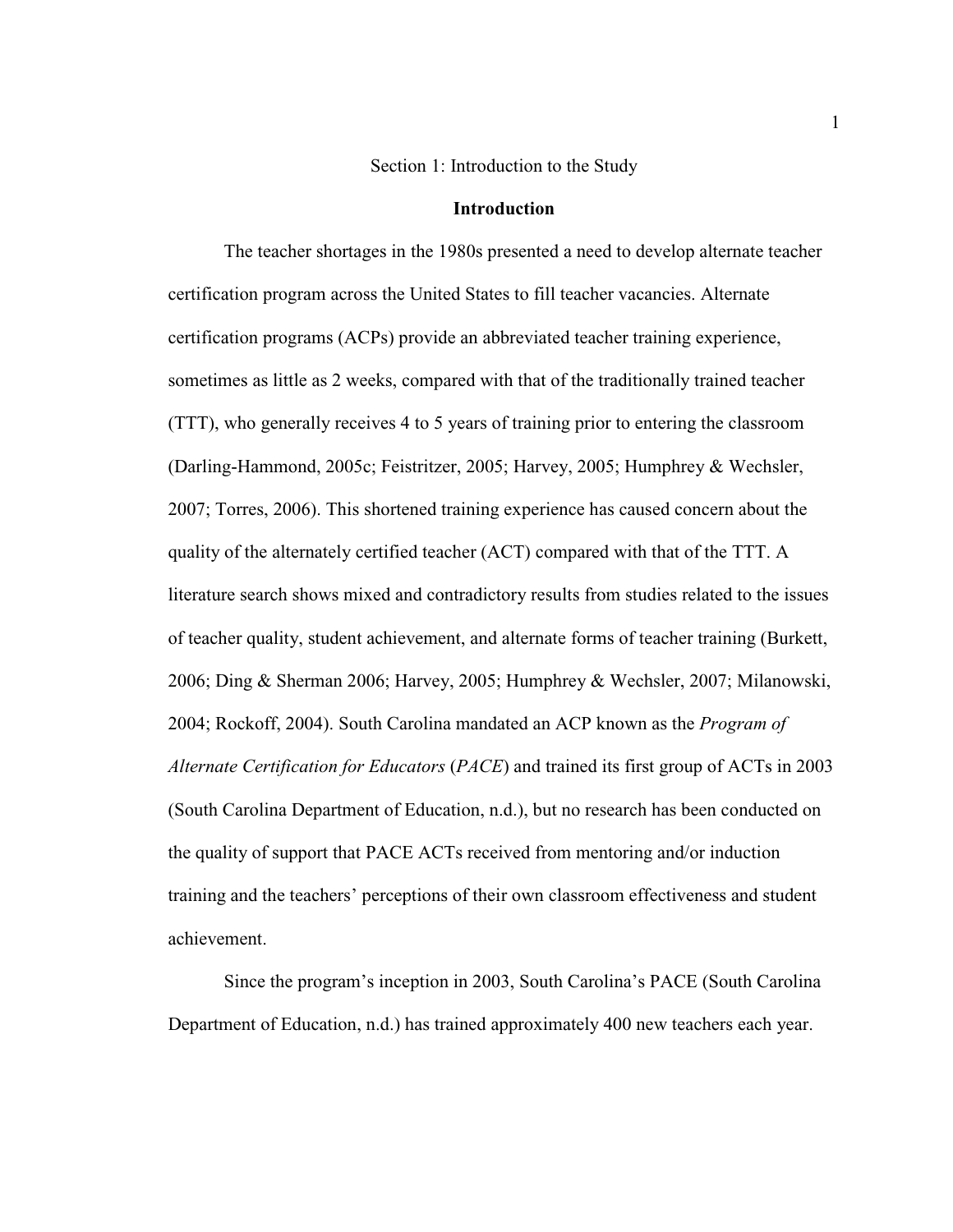# Section 1: Introduction to the Study

## Introduction

The teacher shortages in the 1980s presented a need to develop alternate teacher certification program across the United States to fill teacher vacancies. Alternate certification programs (ACPs) provide an abbreviated teacher training experience, sometimes as little as 2 weeks, compared with that of the traditionally trained teacher (TTT), who generally receives 4 to 5 years of training prior to entering the classroom (Darling-Hammond, 2005c; Feistritzer, 2005; Harvey, 2005; Humphrey & Wechsler, 2007; Torres, 2006). This shortened training experience has caused concern about the quality of the alternately certified teacher (ACT) compared with that of the TTT. A literature search shows mixed and contradictory results from studies related to the issues of teacher quality, student achievement, and alternate forms of teacher training (Burkett, 2006; Ding & Sherman 2006; Harvey, 2005; Humphrey & Wechsler, 2007; Milanowski, 2004; Rockoff, 2004). South Carolina mandated an ACP known as the *Program of Alternate Certification for Educators* (*PACE*) and trained its first group of ACTs in 2003 (South Carolina Department of Education, n.d.), but no research has been conducted on the quality of support that PACE ACTs received from mentoring and/or induction training and the teachers' perceptions of their own classroom effectiveness and student achievement.

Since the program's inception in 2003, South Carolina's PACE (South Carolina Department of Education, n.d.) has trained approximately 400 new teachers each year.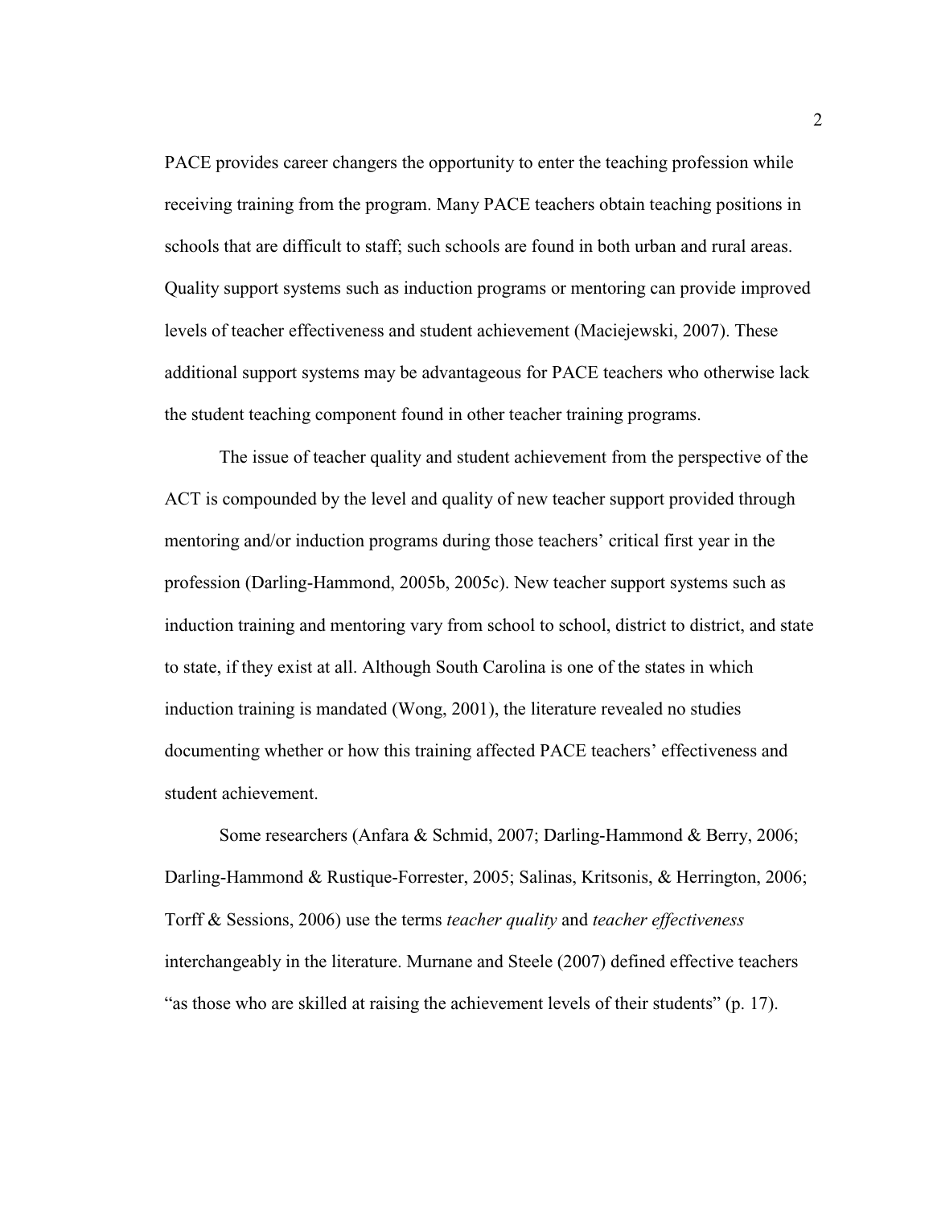PACE provides career changers the opportunity to enter the teaching profession while receiving training from the program. Many PACE teachers obtain teaching positions in schools that are difficult to staff; such schools are found in both urban and rural areas. Quality support systems such as induction programs or mentoring can provide improved levels of teacher effectiveness and student achievement (Maciejewski, 2007). These additional support systems may be advantageous for PACE teachers who otherwise lack the student teaching component found in other teacher training programs.

The issue of teacher quality and student achievement from the perspective of the ACT is compounded by the level and quality of new teacher support provided through mentoring and/or induction programs during those teachers' critical first year in the profession (Darling-Hammond, 2005b, 2005c). New teacher support systems such as induction training and mentoring vary from school to school, district to district, and state to state, if they exist at all. Although South Carolina is one of the states in which induction training is mandated (Wong, 2001), the literature revealed no studies documenting whether or how this training affected PACE teachers' effectiveness and student achievement.

Some researchers (Anfara & Schmid, 2007; Darling-Hammond & Berry, 2006; Darling-Hammond & Rustique-Forrester, 2005; Salinas, Kritsonis, & Herrington, 2006; Torff & Sessions, 2006) use the terms *teacher quality* and *teacher effectiveness* interchangeably in the literature. Murnane and Steele (2007) defined effective teachers "as those who are skilled at raising the achievement levels of their students" (p. 17).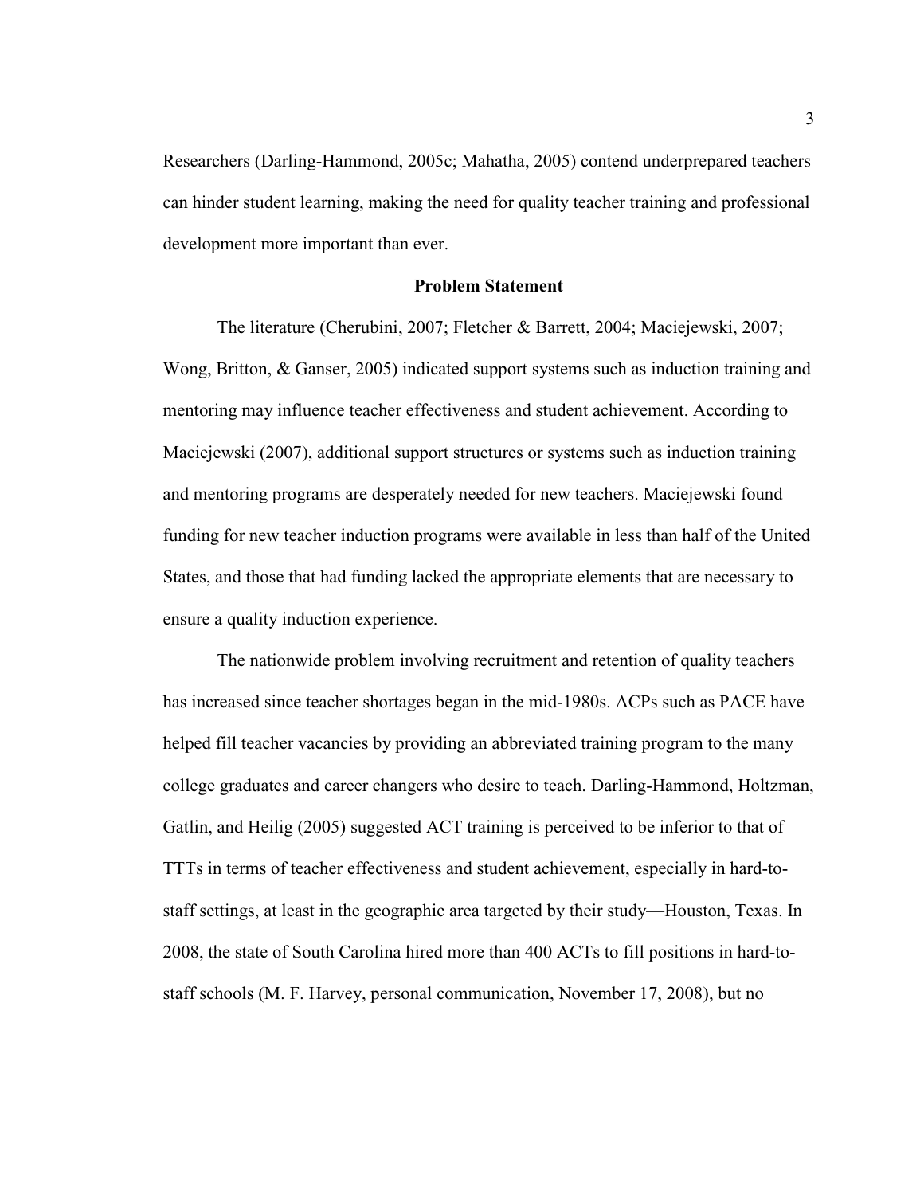Researchers (Darling-Hammond, 2005c; Mahatha, 2005) contend underprepared teachers can hinder student learning, making the need for quality teacher training and professional development more important than ever.

## Problem Statement

The literature (Cherubini, 2007; Fletcher & Barrett, 2004; Maciejewski, 2007; Wong, Britton, & Ganser, 2005) indicated support systems such as induction training and mentoring may influence teacher effectiveness and student achievement. According to Maciejewski (2007), additional support structures or systems such as induction training and mentoring programs are desperately needed for new teachers. Maciejewski found funding for new teacher induction programs were available in less than half of the United States, and those that had funding lacked the appropriate elements that are necessary to ensure a quality induction experience.

The nationwide problem involving recruitment and retention of quality teachers has increased since teacher shortages began in the mid-1980s. ACPs such as PACE have helped fill teacher vacancies by providing an abbreviated training program to the many college graduates and career changers who desire to teach. Darling-Hammond, Holtzman, Gatlin, and Heilig (2005) suggested ACT training is perceived to be inferior to that of TTTs in terms of teacher effectiveness and student achievement, especially in hard-to-staff settings, at least in the geographic area targeted by their study—Houston, Texas. In 2008, the state of South Carolina hired more than 400 ACTs to fill positions in hard-to-staff schools (M. F. Harvey, personal communication, November 17, 2008), but no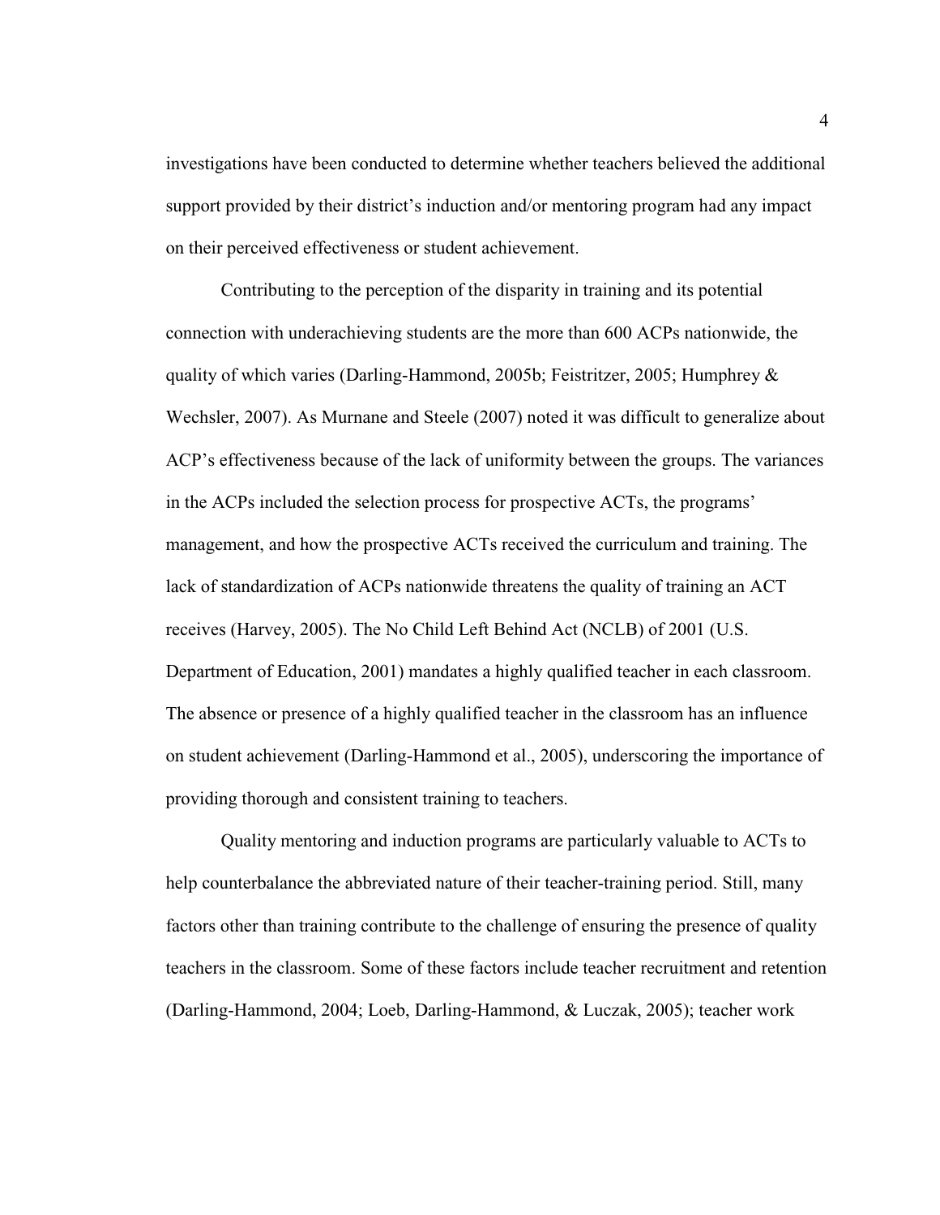investigations have been conducted to determine whether teachers believed the additional support provided by their district's induction and/or mentoring program had any impact on their perceived effectiveness or student achievement.

Contributing to the perception of the disparity in training and its potential connection with underachieving students are the more than 600 ACPs nationwide, the quality of which varies (Darling-Hammond, 2005b; Feistritzer, 2005; Humphrey & Wechsler, 2007). As Murnane and Steele (2007) noted it was difficult to generalize about ACP's effectiveness because of the lack of uniformity between the groups. The variances in the ACPs included the selection process for prospective ACTs, the programs' management, and how the prospective ACTs received the curriculum and training. The lack of standardization of ACPs nationwide threatens the quality of training an ACT receives (Harvey, 2005). The No Child Left Behind Act (NCLB) of 2001 (U.S. Department of Education, 2001) mandates a highly qualified teacher in each classroom. The absence or presence of a highly qualified teacher in the classroom has an influence on student achievement (Darling-Hammond et al., 2005), underscoring the importance of providing thorough and consistent training to teachers.

Quality mentoring and induction programs are particularly valuable to ACTs to help counterbalance the abbreviated nature of their teacher-training period. Still, many factors other than training contribute to the challenge of ensuring the presence of quality teachers in the classroom. Some of these factors include teacher recruitment and retention (Darling-Hammond, 2004; Loeb, Darling-Hammond, & Luczak, 2005); teacher work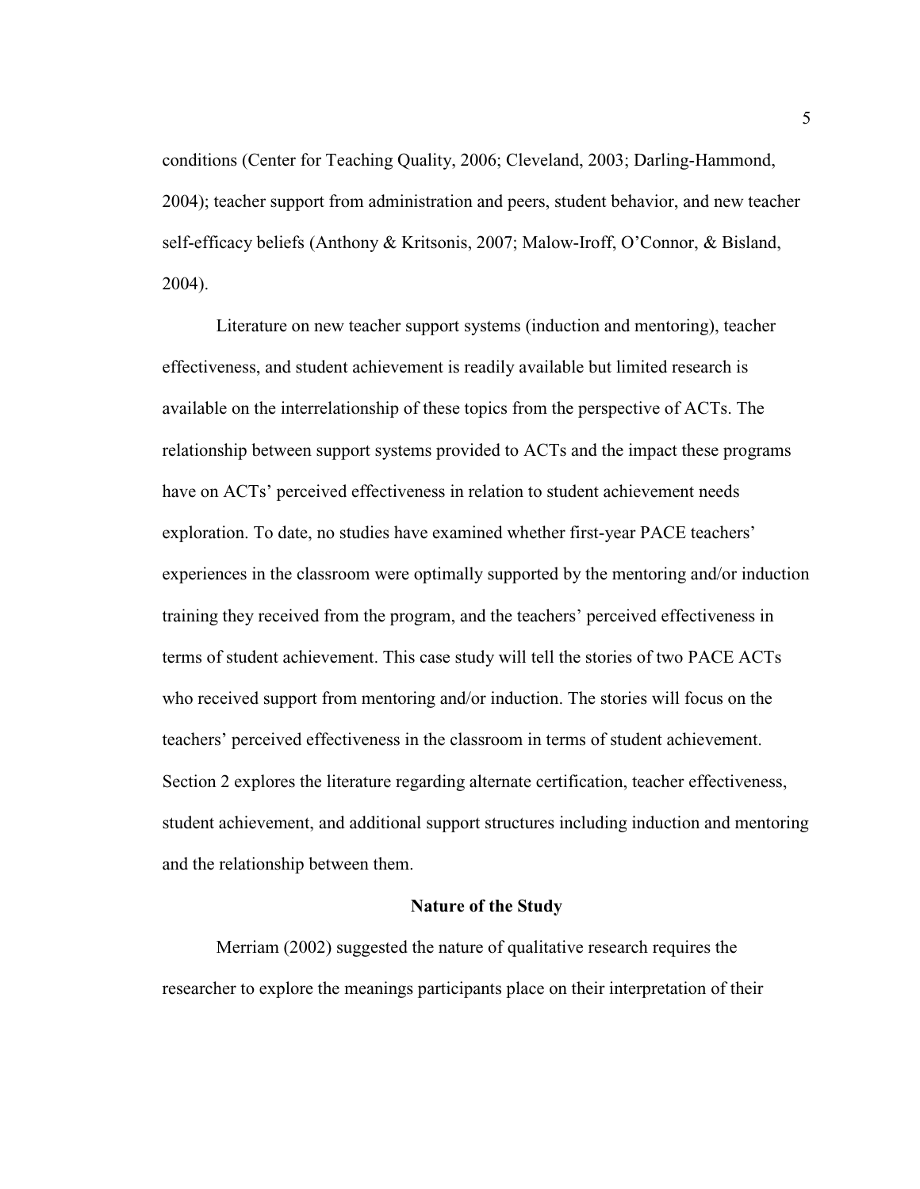conditions (Center for Teaching Quality, 2006; Cleveland, 2003; Darling-Hammond, 2004); teacher support from administration and peers, student behavior, and new teacher self-efficacy beliefs (Anthony & Kritsonis, 2007; Malow-Iroff, O'Connor, & Bisland, 2004).

Literature on new teacher support systems (induction and mentoring), teacher effectiveness, and student achievement is readily available but limited research is available on the interrelationship of these topics from the perspective of ACTs. The relationship between support systems provided to ACTs and the impact these programs have on ACTs' perceived effectiveness in relation to student achievement needs exploration. To date, no studies have examined whether first-year PACE teachers' experiences in the classroom were optimally supported by the mentoring and/or induction training they received from the program, and the teachers' perceived effectiveness in terms of student achievement. This case study will tell the stories of two PACE ACTs who received support from mentoring and/or induction. The stories will focus on the teachers' perceived effectiveness in the classroom in terms of student achievement. Section 2 explores the literature regarding alternate certification, teacher effectiveness, student achievement, and additional support structures including induction and mentoring and the relationship between them.

## Nature of the Study

Merriam (2002) suggested the nature of qualitative research requires the researcher to explore the meanings participants place on their interpretation of their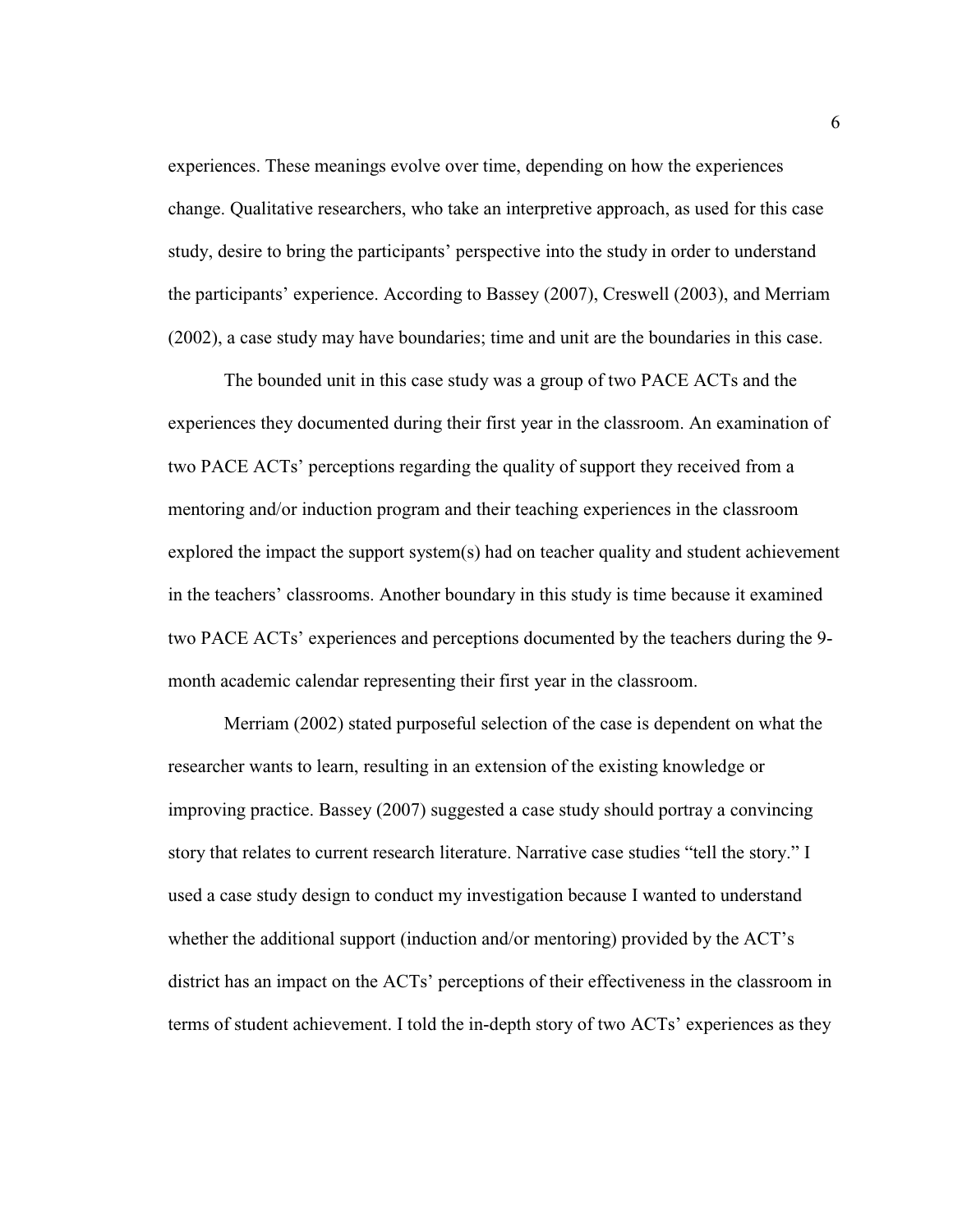experiences. These meanings evolve over time, depending on how the experiences change. Qualitative researchers, who take an interpretive approach, as used for this case study, desire to bring the participants' perspective into the study in order to understand the participants' experience. According to Bassey (2007), Creswell (2003), and Merriam (2002), a case study may have boundaries; time and unit are the boundaries in this case.

The bounded unit in this case study was a group of two PACE ACTs and the experiences they documented during their first year in the classroom. An examination of two PACE ACTs' perceptions regarding the quality of support they received from a mentoring and/or induction program and their teaching experiences in the classroom explored the impact the support system(s) had on teacher quality and student achievement in the teachers' classrooms. Another boundary in this study is time because it examined two PACE ACTs' experiences and perceptions documented by the teachers during the 9-month academic calendar representing their first year in the classroom.

Merriam (2002) stated purposeful selection of the case is dependent on what the researcher wants to learn, resulting in an extension of the existing knowledge or improving practice. Bassey (2007) suggested a case study should portray a convincing story that relates to current research literature. Narrative case studies "tell the story." I used a case study design to conduct my investigation because I wanted to understand whether the additional support (induction and/or mentoring) provided by the ACT's district has an impact on the ACTs' perceptions of their effectiveness in the classroom in terms of student achievement. I told the in-depth story of two ACTs' experiences as they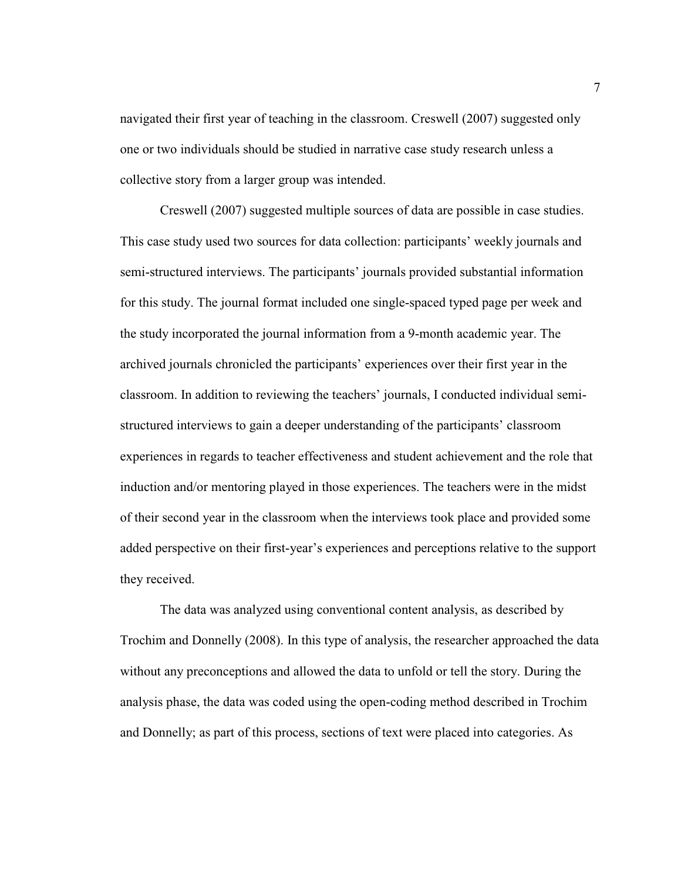navigated their first year of teaching in the classroom. Creswell (2007) suggested only one or two individuals should be studied in narrative case study research unless a collective story from a larger group was intended.

Creswell (2007) suggested multiple sources of data are possible in case studies. This case study used two sources for data collection: participants' weekly journals and semi-structured interviews. The participants' journals provided substantial information for this study. The journal format included one single-spaced typed page per week and the study incorporated the journal information from a 9-month academic year. The archived journals chronicled the participants' experiences over their first year in the classroom. In addition to reviewing the teachers' journals, I conducted individual semi-structured interviews to gain a deeper understanding of the participants' classroom experiences in regards to teacher effectiveness and student achievement and the role that induction and/or mentoring played in those experiences. The teachers were in the midst of their second year in the classroom when the interviews took place and provided some added perspective on their first-year's experiences and perceptions relative to the support they received.

The data was analyzed using conventional content analysis, as described by Trochim and Donnelly (2008). In this type of analysis, the researcher approached the data without any preconceptions and allowed the data to unfold or tell the story. During the analysis phase, the data was coded using the open-coding method described in Trochim and Donnelly; as part of this process, sections of text were placed into categories. As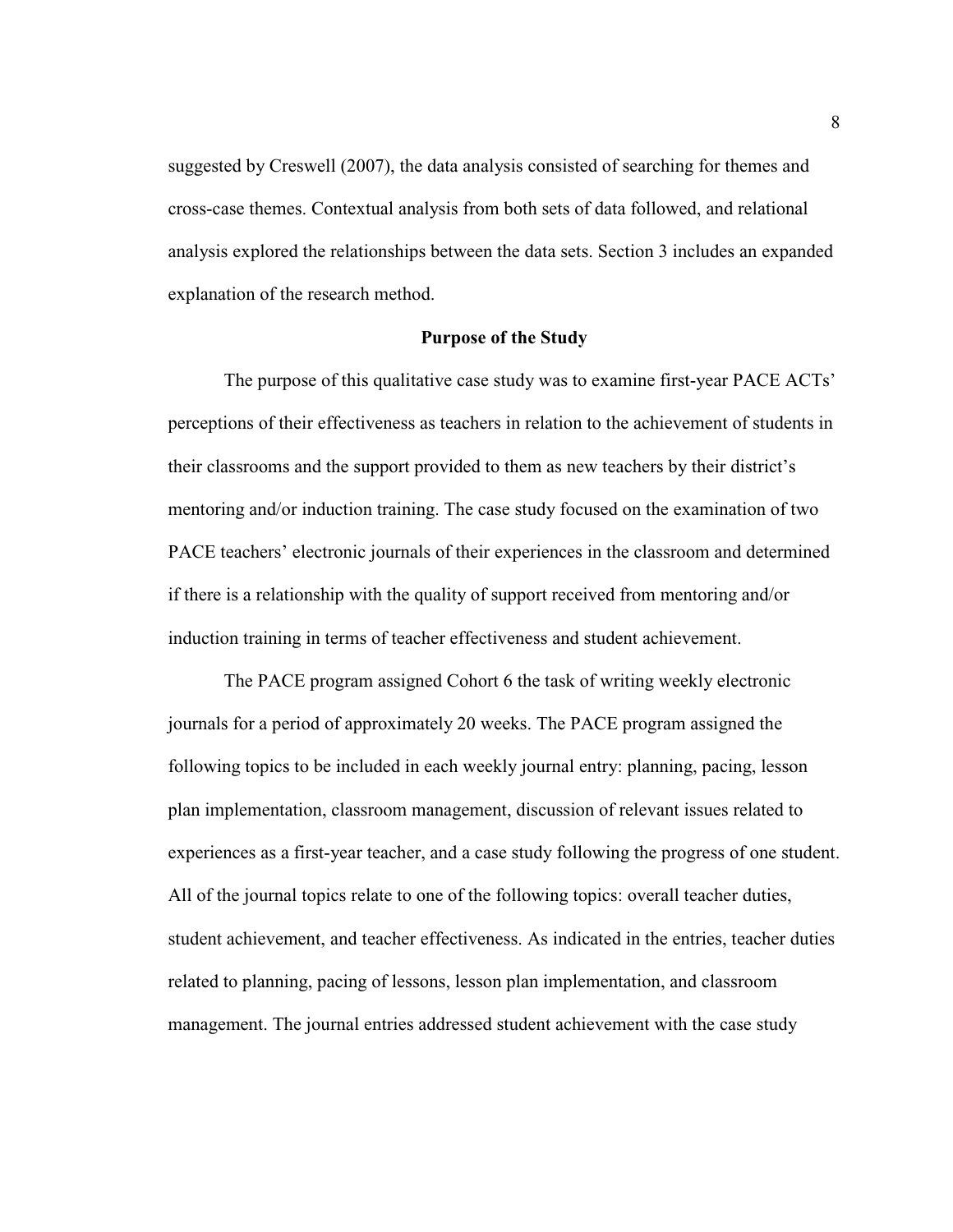suggested by Creswell (2007), the data analysis consisted of searching for themes and cross-case themes. Contextual analysis from both sets of data followed, and relational analysis explored the relationships between the data sets. Section 3 includes an expanded explanation of the research method.

## Purpose of the Study

The purpose of this qualitative case study was to examine first-year PACE ACTs' perceptions of their effectiveness as teachers in relation to the achievement of students in their classrooms and the support provided to them as new teachers by their district's mentoring and/or induction training. The case study focused on the examination of two PACE teachers' electronic journals of their experiences in the classroom and determined if there is a relationship with the quality of support received from mentoring and/or induction training in terms of teacher effectiveness and student achievement.

The PACE program assigned Cohort 6 the task of writing weekly electronic journals for a period of approximately 20 weeks. The PACE program assigned the following topics to be included in each weekly journal entry: planning, pacing, lesson plan implementation, classroom management, discussion of relevant issues related to experiences as a first-year teacher, and a case study following the progress of one student. All of the journal topics relate to one of the following topics: overall teacher duties, student achievement, and teacher effectiveness. As indicated in the entries, teacher duties related to planning, pacing of lessons, lesson plan implementation, and classroom management. The journal entries addressed student achievement with the case study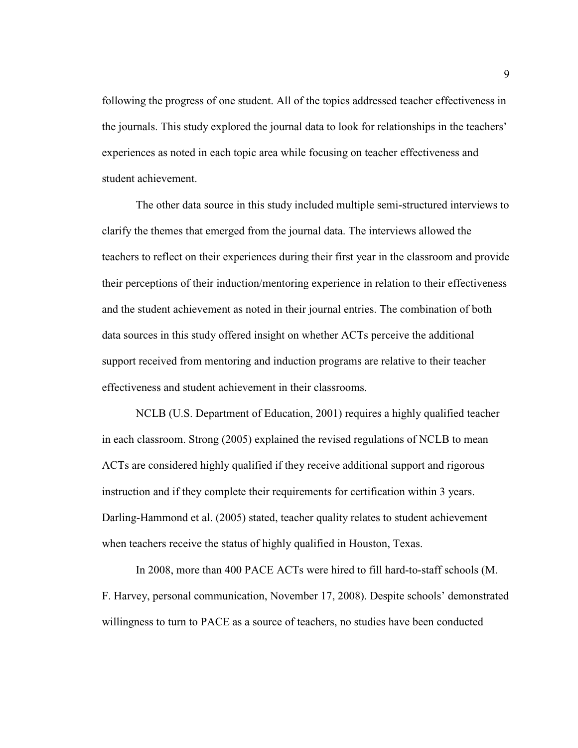following the progress of one student. All of the topics addressed teacher effectiveness in the journals. This study explored the journal data to look for relationships in the teachers' experiences as noted in each topic area while focusing on teacher effectiveness and student achievement.

The other data source in this study included multiple semi-structured interviews to clarify the themes that emerged from the journal data. The interviews allowed the teachers to reflect on their experiences during their first year in the classroom and provide their perceptions of their induction/mentoring experience in relation to their effectiveness and the student achievement as noted in their journal entries. The combination of both data sources in this study offered insight on whether ACTs perceive the additional support received from mentoring and induction programs are relative to their teacher effectiveness and student achievement in their classrooms.

NCLB (U.S. Department of Education, 2001) requires a highly qualified teacher in each classroom. Strong (2005) explained the revised regulations of NCLB to mean ACTs are considered highly qualified if they receive additional support and rigorous instruction and if they complete their requirements for certification within 3 years. Darling-Hammond et al. (2005) stated, teacher quality relates to student achievement when teachers receive the status of highly qualified in Houston, Texas.

In 2008, more than 400 PACE ACTs were hired to fill hard-to-staff schools (M. F. Harvey, personal communication, November 17, 2008). Despite schools' demonstrated willingness to turn to PACE as a source of teachers, no studies have been conducted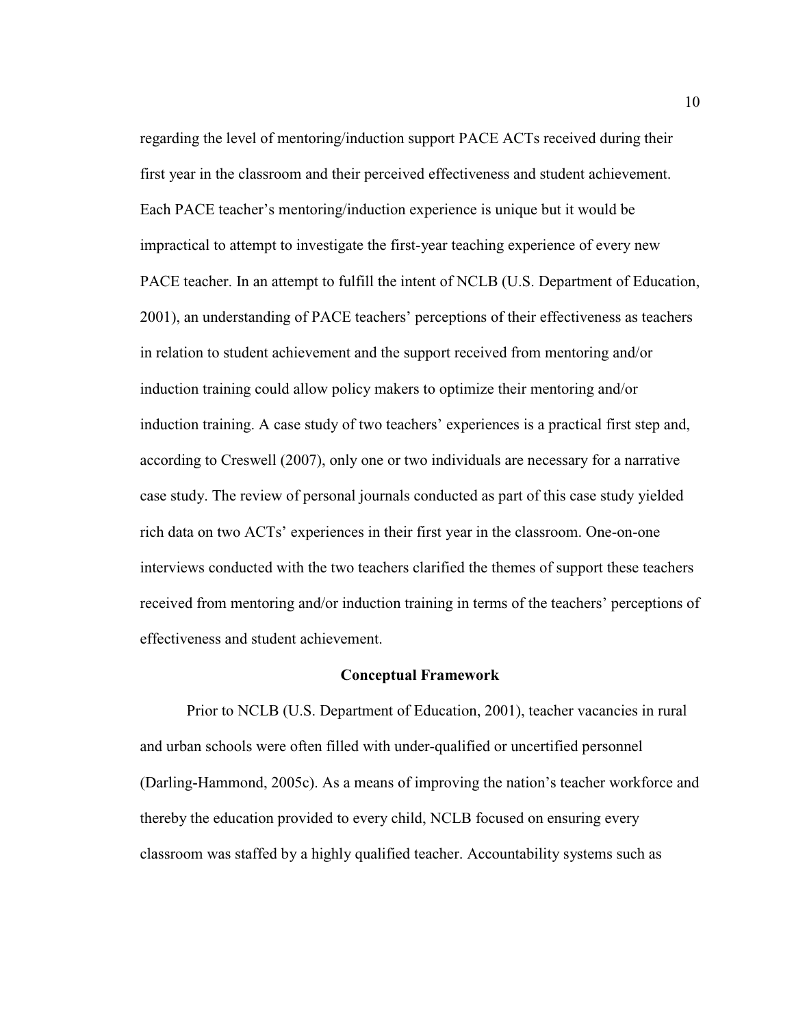regarding the level of mentoring/induction support PACE ACTs received during their first year in the classroom and their perceived effectiveness and student achievement. Each PACE teacher's mentoring/induction experience is unique but it would be impractical to attempt to investigate the first-year teaching experience of every new PACE teacher. In an attempt to fulfill the intent of NCLB (U.S. Department of Education, 2001), an understanding of PACE teachers' perceptions of their effectiveness as teachers in relation to student achievement and the support received from mentoring and/or induction training could allow policy makers to optimize their mentoring and/or induction training. A case study of two teachers' experiences is a practical first step and, according to Creswell (2007), only one or two individuals are necessary for a narrative case study. The review of personal journals conducted as part of this case study yielded rich data on two ACTs' experiences in their first year in the classroom. One-on-one interviews conducted with the two teachers clarified the themes of support these teachers received from mentoring and/or induction training in terms of the teachers' perceptions of effectiveness and student achievement.

## Conceptual Framework

Prior to NCLB (U.S. Department of Education, 2001), teacher vacancies in rural and urban schools were often filled with under-qualified or uncertified personnel (Darling-Hammond, 2005c). As a means of improving the nation's teacher workforce and thereby the education provided to every child, NCLB focused on ensuring every classroom was staffed by a highly qualified teacher. Accountability systems such as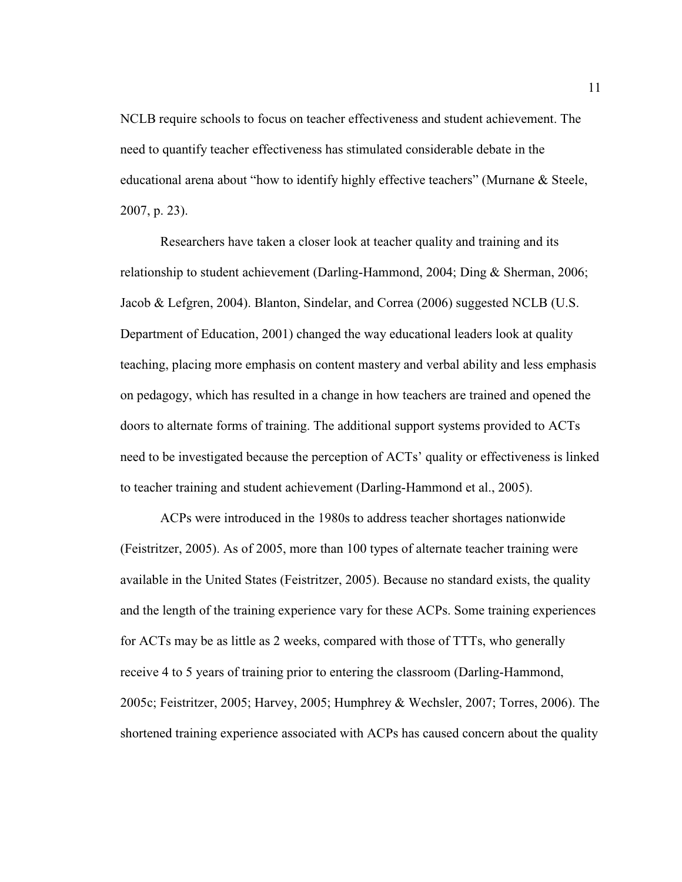NCLB require schools to focus on teacher effectiveness and student achievement. The need to quantify teacher effectiveness has stimulated considerable debate in the educational arena about "how to identify highly effective teachers" (Murnane & Steele, 2007, p. 23).

Researchers have taken a closer look at teacher quality and training and its relationship to student achievement (Darling-Hammond, 2004; Ding & Sherman, 2006; Jacob & Lefgren, 2004). Blanton, Sindelar, and Correa (2006) suggested NCLB (U.S. Department of Education, 2001) changed the way educational leaders look at quality teaching, placing more emphasis on content mastery and verbal ability and less emphasis on pedagogy, which has resulted in a change in how teachers are trained and opened the doors to alternate forms of training. The additional support systems provided to ACTs need to be investigated because the perception of ACTs' quality or effectiveness is linked to teacher training and student achievement (Darling-Hammond et al., 2005).

ACPs were introduced in the 1980s to address teacher shortages nationwide (Feistritzer, 2005). As of 2005, more than 100 types of alternate teacher training were available in the United States (Feistritzer, 2005). Because no standard exists, the quality and the length of the training experience vary for these ACPs. Some training experiences for ACTs may be as little as 2 weeks, compared with those of TTTs, who generally receive 4 to 5 years of training prior to entering the classroom (Darling-Hammond, 2005c; Feistritzer, 2005; Harvey, 2005; Humphrey & Wechsler, 2007; Torres, 2006). The shortened training experience associated with ACPs has caused concern about the quality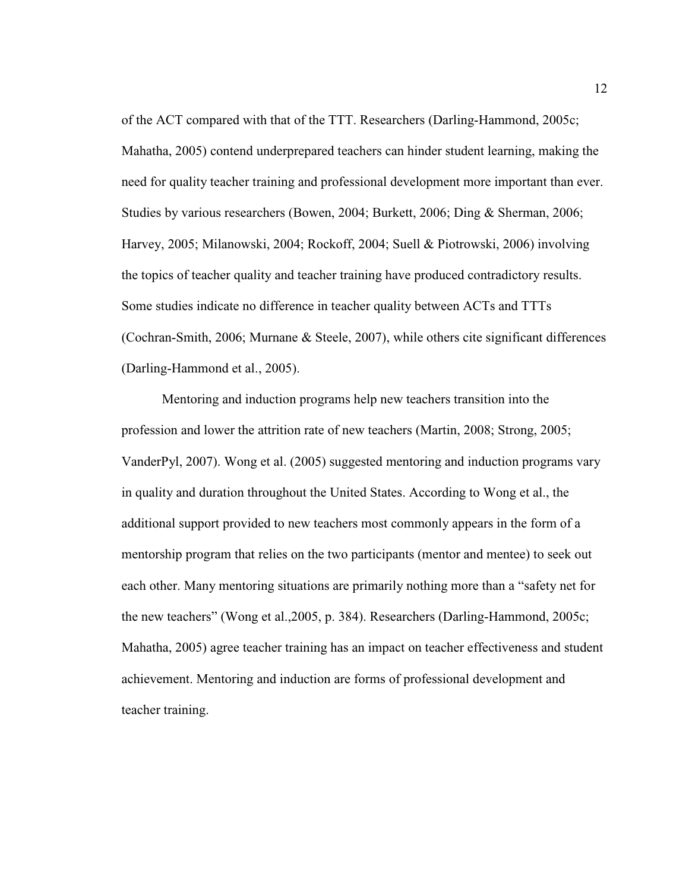of the ACT compared with that of the TTT. Researchers (Darling-Hammond, 2005c; Mahatha, 2005) contend underprepared teachers can hinder student learning, making the need for quality teacher training and professional development more important than ever. Studies by various researchers (Bowen, 2004; Burkett, 2006; Ding & Sherman, 2006; Harvey, 2005; Milanowski, 2004; Rockoff, 2004; Suell & Piotrowski, 2006) involving the topics of teacher quality and teacher training have produced contradictory results. Some studies indicate no difference in teacher quality between ACTs and TTTs (Cochran-Smith, 2006; Murnane & Steele, 2007), while others cite significant differences (Darling-Hammond et al., 2005).

Mentoring and induction programs help new teachers transition into the profession and lower the attrition rate of new teachers (Martin, 2008; Strong, 2005; VanderPyl, 2007). Wong et al. (2005) suggested mentoring and induction programs vary in quality and duration throughout the United States. According to Wong et al., the additional support provided to new teachers most commonly appears in the form of a mentorship program that relies on the two participants (mentor and mentee) to seek out each other. Many mentoring situations are primarily nothing more than a "safety net for the new teachers" (Wong et al.,2005, p. 384). Researchers (Darling-Hammond, 2005c; Mahatha, 2005) agree teacher training has an impact on teacher effectiveness and student achievement. Mentoring and induction are forms of professional development and teacher training.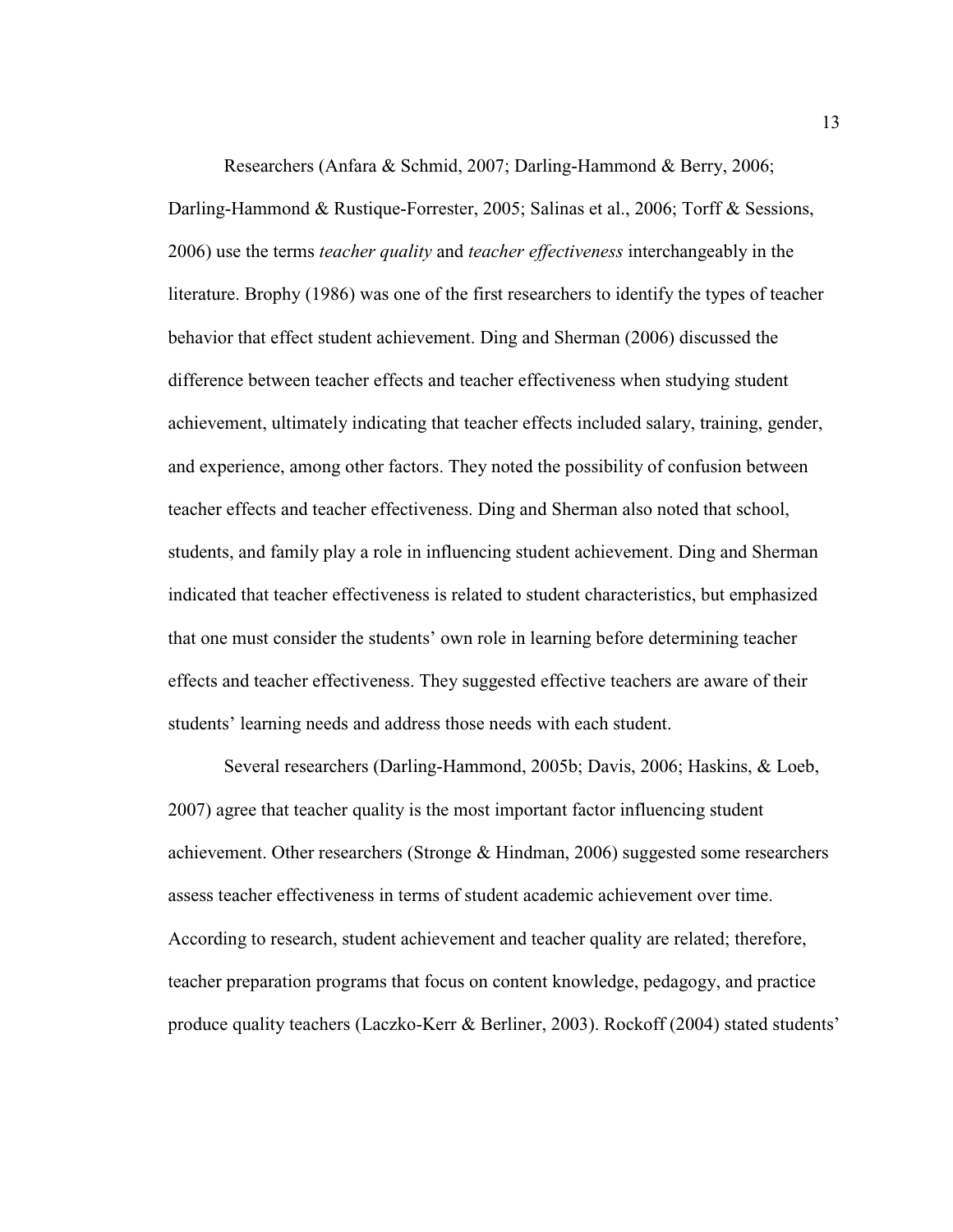Researchers (Anfara & Schmid, 2007; Darling-Hammond & Berry, 2006; Darling-Hammond & Rustique-Forrester, 2005; Salinas et al., 2006; Torff & Sessions, 2006) use the terms *teacher quality* and *teacher effectiveness* interchangeably in the literature. Brophy (1986) was one of the first researchers to identify the types of teacher behavior that effect student achievement. Ding and Sherman (2006) discussed the difference between teacher effects and teacher effectiveness when studying student achievement, ultimately indicating that teacher effects included salary, training, gender, and experience, among other factors. They noted the possibility of confusion between teacher effects and teacher effectiveness. Ding and Sherman also noted that school, students, and family play a role in influencing student achievement. Ding and Sherman indicated that teacher effectiveness is related to student characteristics, but emphasized that one must consider the students' own role in learning before determining teacher effects and teacher effectiveness. They suggested effective teachers are aware of their students' learning needs and address those needs with each student.

Several researchers (Darling-Hammond, 2005b; Davis, 2006; Haskins, & Loeb, 2007) agree that teacher quality is the most important factor influencing student achievement. Other researchers (Stronge & Hindman, 2006) suggested some researchers assess teacher effectiveness in terms of student academic achievement over time. According to research, student achievement and teacher quality are related; therefore, teacher preparation programs that focus on content knowledge, pedagogy, and practice produce quality teachers (Laczko-Kerr & Berliner, 2003). Rockoff (2004) stated students'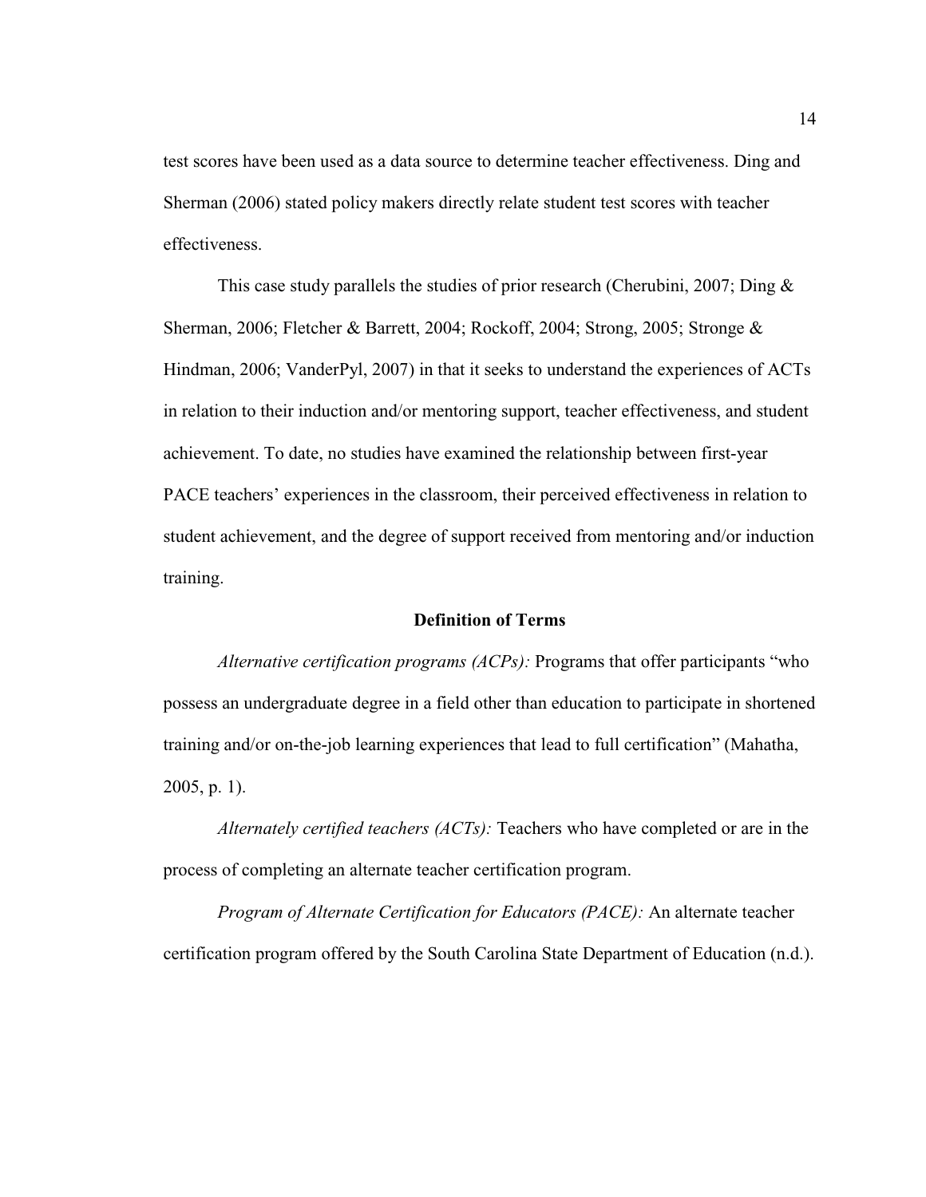test scores have been used as a data source to determine teacher effectiveness. Ding and Sherman (2006) stated policy makers directly relate student test scores with teacher effectiveness.

This case study parallels the studies of prior research (Cherubini, 2007; Ding & Sherman, 2006; Fletcher & Barrett, 2004; Rockoff, 2004; Strong, 2005; Stronge & Hindman, 2006; VanderPyl, 2007) in that it seeks to understand the experiences of ACTs in relation to their induction and/or mentoring support, teacher effectiveness, and student achievement. To date, no studies have examined the relationship between first-year PACE teachers' experiences in the classroom, their perceived effectiveness in relation to student achievement, and the degree of support received from mentoring and/or induction training.

## Definition of Terms

*Alternative certification programs (ACPs):* Programs that offer participants "who possess an undergraduate degree in a field other than education to participate in shortened training and/or on-the-job learning experiences that lead to full certification" (Mahatha, 2005, p. 1).

*Alternately certified teachers (ACTs):* Teachers who have completed or are in the process of completing an alternate teacher certification program.

*Program of Alternate Certification for Educators (PACE):* An alternate teacher certification program offered by the South Carolina State Department of Education (n.d.).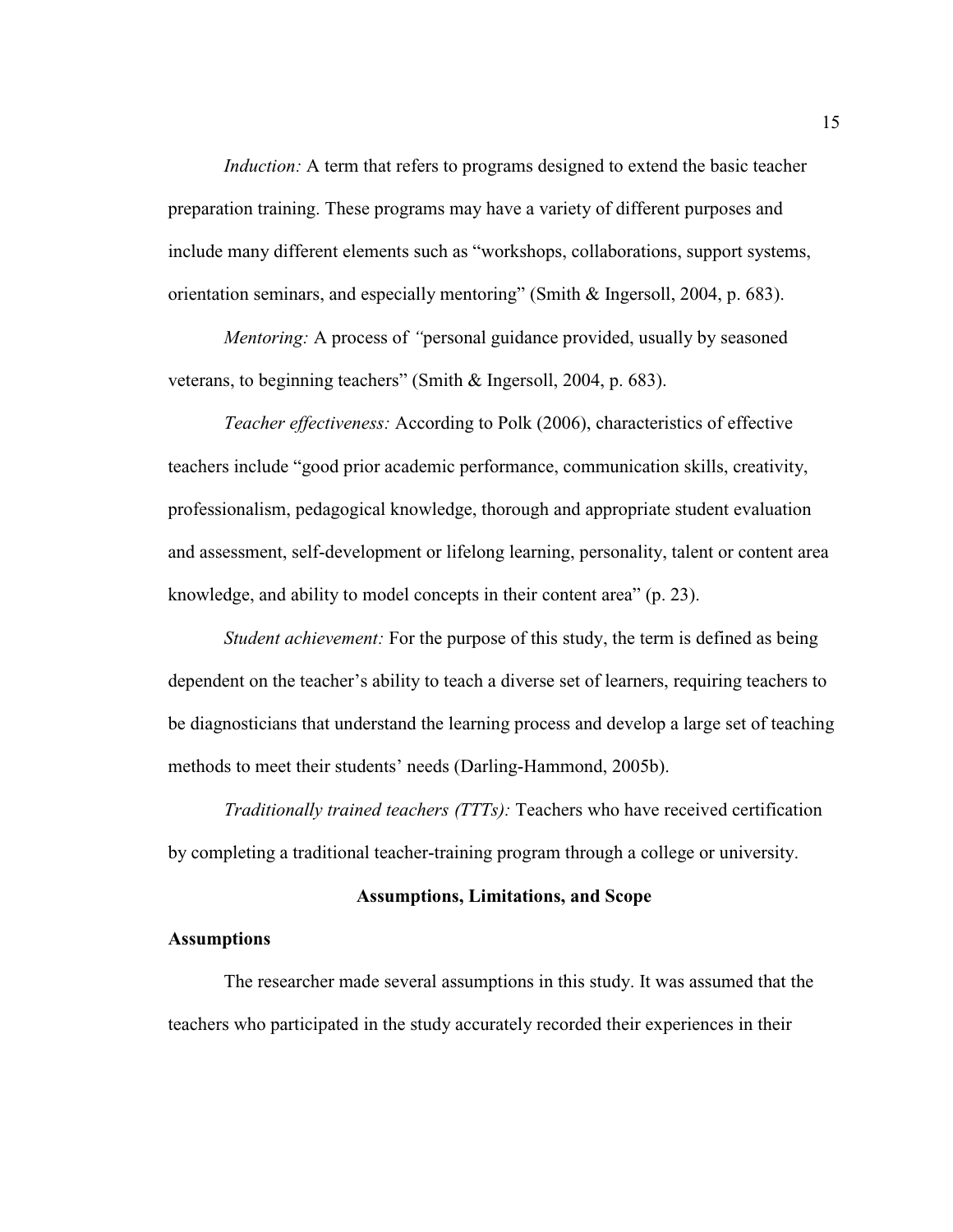*Induction:* A term that refers to programs designed to extend the basic teacher preparation training. These programs may have a variety of different purposes and include many different elements such as "workshops, collaborations, support systems, orientation seminars, and especially mentoring" (Smith & Ingersoll, 2004, p. 683).

*Mentoring:* A process of *"*personal guidance provided, usually by seasoned veterans, to beginning teachers" (Smith & Ingersoll, 2004, p. 683).

*Teacher effectiveness:* According to Polk (2006), characteristics of effective teachers include "good prior academic performance, communication skills, creativity, professionalism, pedagogical knowledge, thorough and appropriate student evaluation and assessment, self-development or lifelong learning, personality, talent or content area knowledge, and ability to model concepts in their content area" (p. 23).

*Student achievement:* For the purpose of this study, the term is defined as being dependent on the teacher's ability to teach a diverse set of learners, requiring teachers to be diagnosticians that understand the learning process and develop a large set of teaching methods to meet their students' needs (Darling-Hammond, 2005b).

*Traditionally trained teachers (TTTs):* Teachers who have received certification by completing a traditional teacher-training program through a college or university.

## Assumptions, Limitations, and Scope

### Assumptions

The researcher made several assumptions in this study. It was assumed that the teachers who participated in the study accurately recorded their experiences in their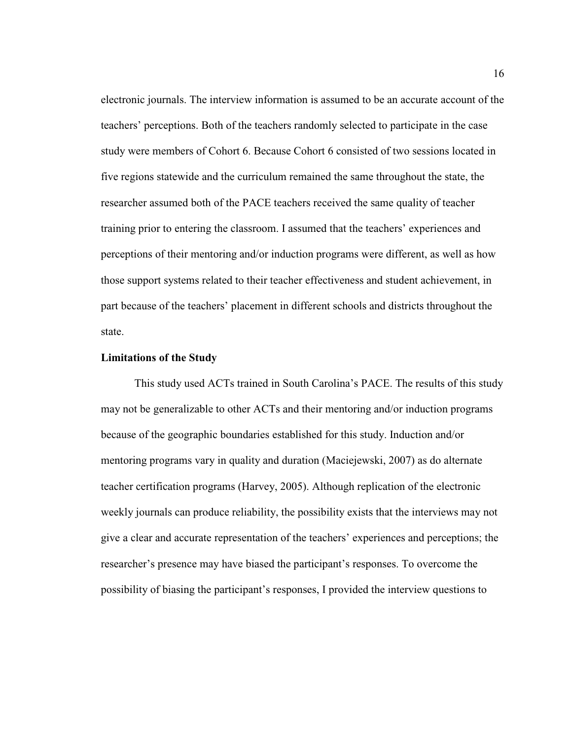electronic journals. The interview information is assumed to be an accurate account of the teachers' perceptions. Both of the teachers randomly selected to participate in the case study were members of Cohort 6. Because Cohort 6 consisted of two sessions located in five regions statewide and the curriculum remained the same throughout the state, the researcher assumed both of the PACE teachers received the same quality of teacher training prior to entering the classroom. I assumed that the teachers' experiences and perceptions of their mentoring and/or induction programs were different, as well as how those support systems related to their teacher effectiveness and student achievement, in part because of the teachers' placement in different schools and districts throughout the state.

**Limitations of the Study**

This study used ACTs trained in South Carolina's PACE. The results of this study may not be generalizable to other ACTs and their mentoring and/or induction programs because of the geographic boundaries established for this study. Induction and/or mentoring programs vary in quality and duration (Maciejewski, 2007) as do alternate teacher certification programs (Harvey, 2005). Although replication of the electronic weekly journals can produce reliability, the possibility exists that the interviews may not give a clear and accurate representation of the teachers' experiences and perceptions; the researcher's presence may have biased the participant's responses. To overcome the possibility of biasing the participant's responses, I provided the interview questions to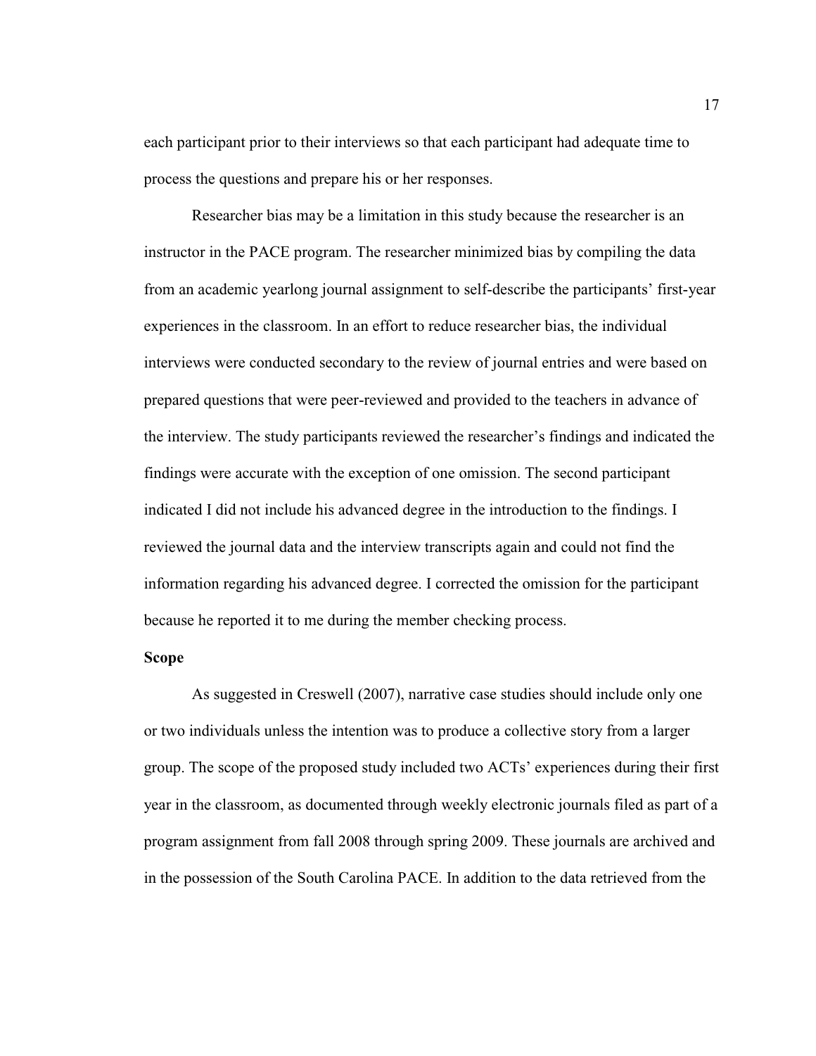each participant prior to their interviews so that each participant had adequate time to process the questions and prepare his or her responses.

Researcher bias may be a limitation in this study because the researcher is an instructor in the PACE program. The researcher minimized bias by compiling the data from an academic yearlong journal assignment to self-describe the participants' first-year experiences in the classroom. In an effort to reduce researcher bias, the individual interviews were conducted secondary to the review of journal entries and were based on prepared questions that were peer-reviewed and provided to the teachers in advance of the interview. The study participants reviewed the researcher's findings and indicated the findings were accurate with the exception of one omission. The second participant indicated I did not include his advanced degree in the introduction to the findings. I reviewed the journal data and the interview transcripts again and could not find the information regarding his advanced degree. I corrected the omission for the participant because he reported it to me during the member checking process.

**Scope**

As suggested in Creswell (2007), narrative case studies should include only one or two individuals unless the intention was to produce a collective story from a larger group. The scope of the proposed study included two ACTs' experiences during their first year in the classroom, as documented through weekly electronic journals filed as part of a program assignment from fall 2008 through spring 2009. These journals are archived and in the possession of the South Carolina PACE. In addition to the data retrieved from the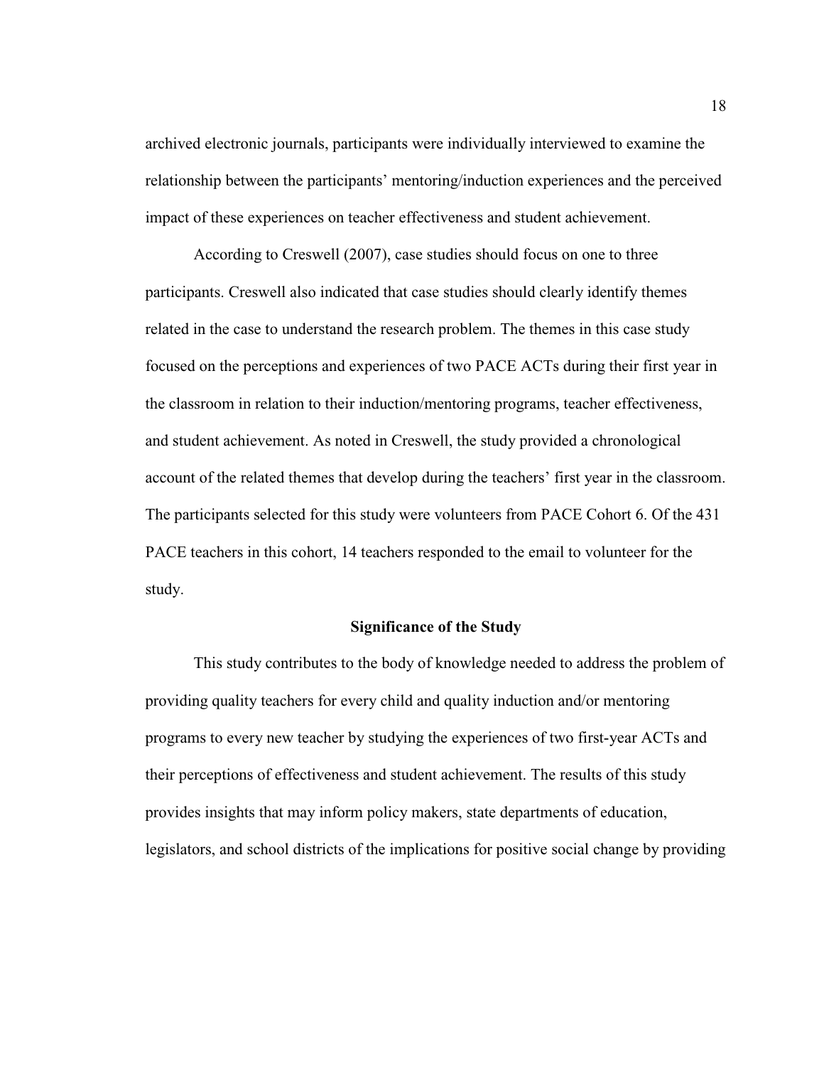archived electronic journals, participants were individually interviewed to examine the relationship between the participants' mentoring/induction experiences and the perceived impact of these experiences on teacher effectiveness and student achievement.

According to Creswell (2007), case studies should focus on one to three participants. Creswell also indicated that case studies should clearly identify themes related in the case to understand the research problem. The themes in this case study focused on the perceptions and experiences of two PACE ACTs during their first year in the classroom in relation to their induction/mentoring programs, teacher effectiveness, and student achievement. As noted in Creswell, the study provided a chronological account of the related themes that develop during the teachers' first year in the classroom. The participants selected for this study were volunteers from PACE Cohort 6. Of the 431 PACE teachers in this cohort, 14 teachers responded to the email to volunteer for the study.

## Significance of the Study

This study contributes to the body of knowledge needed to address the problem of providing quality teachers for every child and quality induction and/or mentoring programs to every new teacher by studying the experiences of two first-year ACTs and their perceptions of effectiveness and student achievement. The results of this study provides insights that may inform policy makers, state departments of education, legislators, and school districts of the implications for positive social change by providing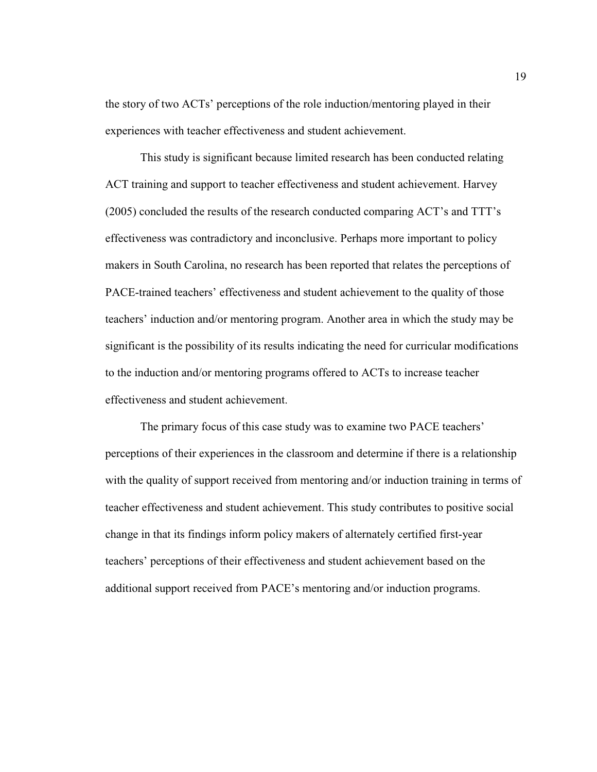the story of two ACTs' perceptions of the role induction/mentoring played in their experiences with teacher effectiveness and student achievement.

This study is significant because limited research has been conducted relating ACT training and support to teacher effectiveness and student achievement. Harvey (2005) concluded the results of the research conducted comparing ACT's and TTT's effectiveness was contradictory and inconclusive. Perhaps more important to policy makers in South Carolina, no research has been reported that relates the perceptions of PACE-trained teachers' effectiveness and student achievement to the quality of those teachers' induction and/or mentoring program. Another area in which the study may be significant is the possibility of its results indicating the need for curricular modifications to the induction and/or mentoring programs offered to ACTs to increase teacher effectiveness and student achievement.

The primary focus of this case study was to examine two PACE teachers' perceptions of their experiences in the classroom and determine if there is a relationship with the quality of support received from mentoring and/or induction training in terms of teacher effectiveness and student achievement. This study contributes to positive social change in that its findings inform policy makers of alternately certified first-year teachers' perceptions of their effectiveness and student achievement based on the additional support received from PACE's mentoring and/or induction programs.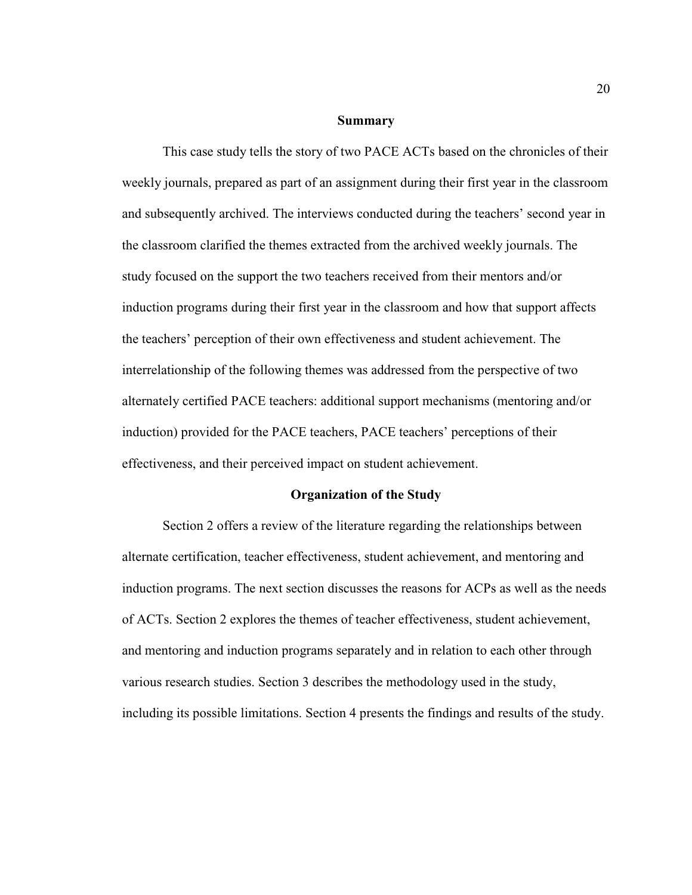## Summary

This case study tells the story of two PACE ACTs based on the chronicles of their weekly journals, prepared as part of an assignment during their first year in the classroom and subsequently archived. The interviews conducted during the teachers' second year in the classroom clarified the themes extracted from the archived weekly journals. The study focused on the support the two teachers received from their mentors and/or induction programs during their first year in the classroom and how that support affects the teachers' perception of their own effectiveness and student achievement. The interrelationship of the following themes was addressed from the perspective of two alternately certified PACE teachers: additional support mechanisms (mentoring and/or induction) provided for the PACE teachers, PACE teachers' perceptions of their effectiveness, and their perceived impact on student achievement.

## Organization of the Study

Section 2 offers a review of the literature regarding the relationships between alternate certification, teacher effectiveness, student achievement, and mentoring and induction programs. The next section discusses the reasons for ACPs as well as the needs of ACTs. Section 2 explores the themes of teacher effectiveness, student achievement, and mentoring and induction programs separately and in relation to each other through various research studies. Section 3 describes the methodology used in the study, including its possible limitations. Section 4 presents the findings and results of the study.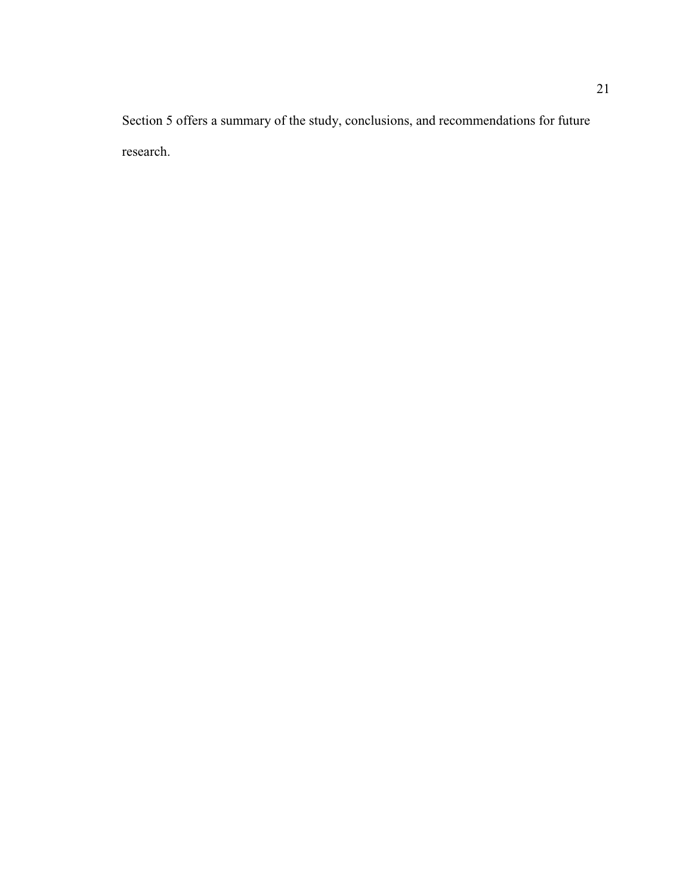Section 5 offers a summary of the study, conclusions, and recommendations for future research.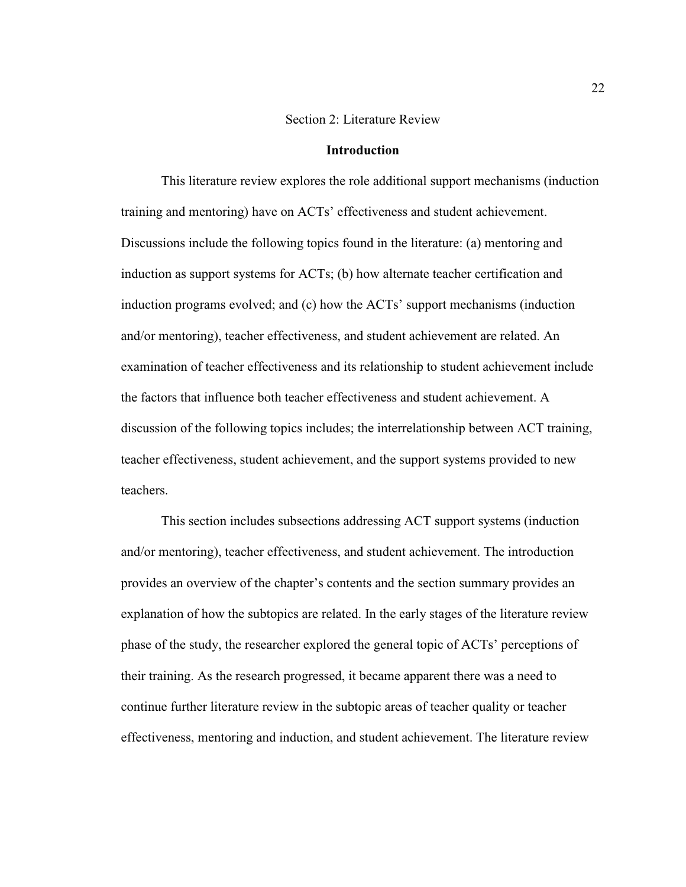# Section 2: Literature Review

## Introduction

This literature review explores the role additional support mechanisms (induction training and mentoring) have on ACTs' effectiveness and student achievement. Discussions include the following topics found in the literature: (a) mentoring and induction as support systems for ACTs; (b) how alternate teacher certification and induction programs evolved; and (c) how the ACTs' support mechanisms (induction and/or mentoring), teacher effectiveness, and student achievement are related. An examination of teacher effectiveness and its relationship to student achievement include the factors that influence both teacher effectiveness and student achievement. A discussion of the following topics includes; the interrelationship between ACT training, teacher effectiveness, student achievement, and the support systems provided to new teachers.

This section includes subsections addressing ACT support systems (induction and/or mentoring), teacher effectiveness, and student achievement. The introduction provides an overview of the chapter's contents and the section summary provides an explanation of how the subtopics are related. In the early stages of the literature review phase of the study, the researcher explored the general topic of ACTs' perceptions of their training. As the research progressed, it became apparent there was a need to continue further literature review in the subtopic areas of teacher quality or teacher effectiveness, mentoring and induction, and student achievement. The literature review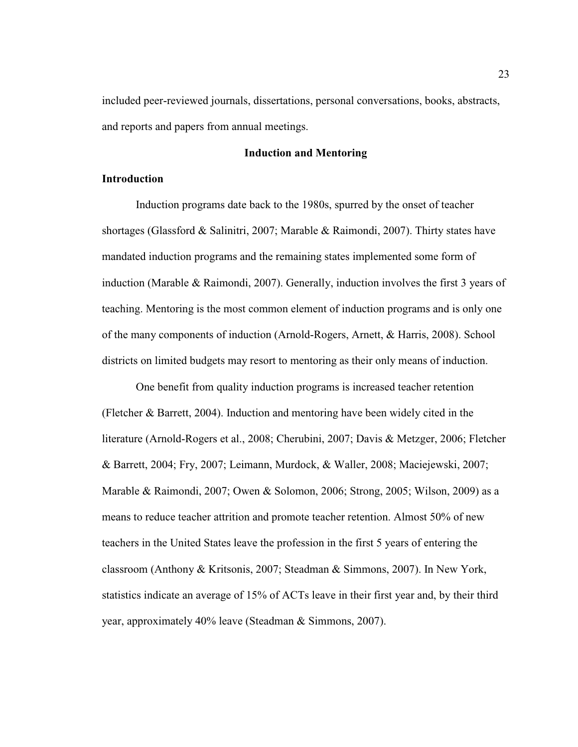included peer-reviewed journals, dissertations, personal conversations, books, abstracts, and reports and papers from annual meetings.

## Induction and Mentoring

### Introduction

Induction programs date back to the 1980s, spurred by the onset of teacher shortages (Glassford & Salinitri, 2007; Marable & Raimondi, 2007). Thirty states have mandated induction programs and the remaining states implemented some form of induction (Marable & Raimondi, 2007). Generally, induction involves the first 3 years of teaching. Mentoring is the most common element of induction programs and is only one of the many components of induction (Arnold-Rogers, Arnett, & Harris, 2008). School districts on limited budgets may resort to mentoring as their only means of induction.

One benefit from quality induction programs is increased teacher retention (Fletcher & Barrett, 2004). Induction and mentoring have been widely cited in the literature (Arnold-Rogers et al., 2008; Cherubini, 2007; Davis & Metzger, 2006; Fletcher & Barrett, 2004; Fry, 2007; Leimann, Murdock, & Waller, 2008; Maciejewski, 2007; Marable & Raimondi, 2007; Owen & Solomon, 2006; Strong, 2005; Wilson, 2009) as a means to reduce teacher attrition and promote teacher retention. Almost 50% of new teachers in the United States leave the profession in the first 5 years of entering the classroom (Anthony & Kritsonis, 2007; Steadman & Simmons, 2007). In New York, statistics indicate an average of 15% of ACTs leave in their first year and, by their third year, approximately 40% leave (Steadman & Simmons, 2007).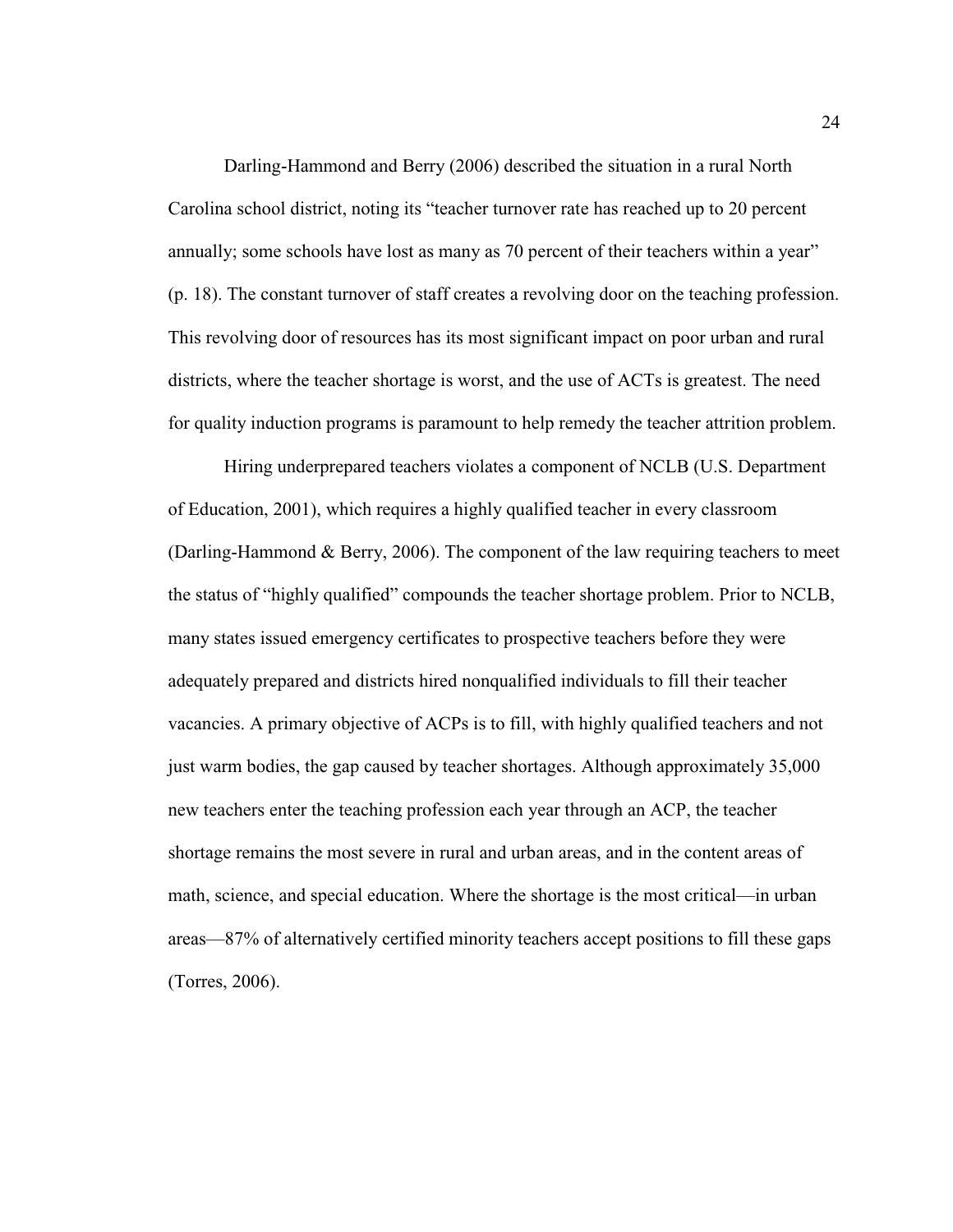Darling-Hammond and Berry (2006) described the situation in a rural North Carolina school district, noting its "teacher turnover rate has reached up to 20 percent annually; some schools have lost as many as 70 percent of their teachers within a year" (p. 18). The constant turnover of staff creates a revolving door on the teaching profession. This revolving door of resources has its most significant impact on poor urban and rural districts, where the teacher shortage is worst, and the use of ACTs is greatest. The need for quality induction programs is paramount to help remedy the teacher attrition problem.

Hiring underprepared teachers violates a component of NCLB (U.S. Department of Education, 2001), which requires a highly qualified teacher in every classroom (Darling-Hammond & Berry, 2006). The component of the law requiring teachers to meet the status of "highly qualified" compounds the teacher shortage problem. Prior to NCLB, many states issued emergency certificates to prospective teachers before they were adequately prepared and districts hired nonqualified individuals to fill their teacher vacancies. A primary objective of ACPs is to fill, with highly qualified teachers and not just warm bodies, the gap caused by teacher shortages. Although approximately 35,000 new teachers enter the teaching profession each year through an ACP, the teacher shortage remains the most severe in rural and urban areas, and in the content areas of math, science, and special education. Where the shortage is the most critical—in urban areas—87% of alternatively certified minority teachers accept positions to fill these gaps (Torres, 2006).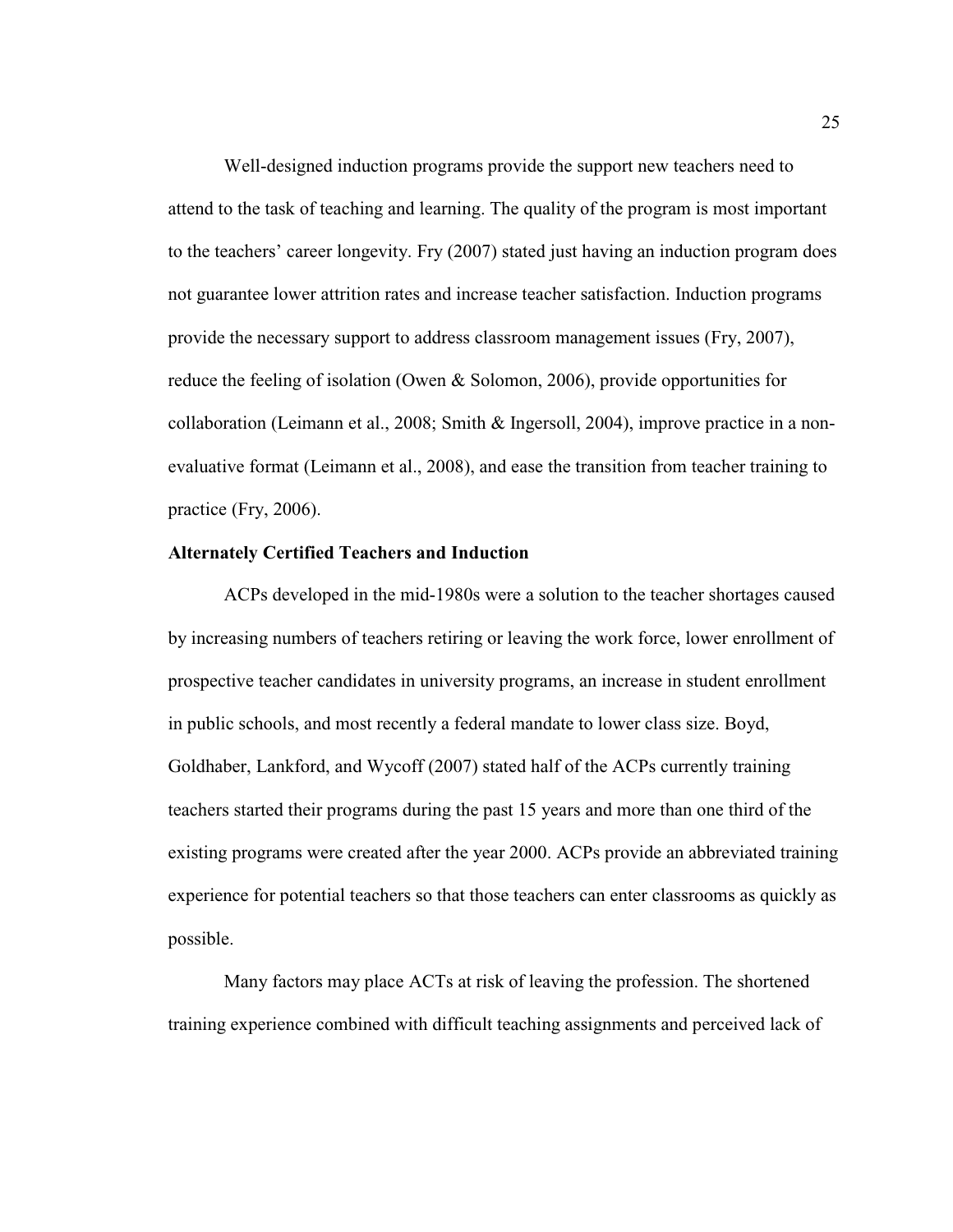Well-designed induction programs provide the support new teachers need to attend to the task of teaching and learning. The quality of the program is most important to the teachers' career longevity. Fry (2007) stated just having an induction program does not guarantee lower attrition rates and increase teacher satisfaction. Induction programs provide the necessary support to address classroom management issues (Fry, 2007), reduce the feeling of isolation (Owen & Solomon, 2006), provide opportunities for collaboration (Leimann et al., 2008; Smith & Ingersoll, 2004), improve practice in a non-evaluative format (Leimann et al., 2008), and ease the transition from teacher training to practice (Fry, 2006).

### Alternately Certified Teachers and Induction

ACPs developed in the mid-1980s were a solution to the teacher shortages caused by increasing numbers of teachers retiring or leaving the work force, lower enrollment of prospective teacher candidates in university programs, an increase in student enrollment in public schools, and most recently a federal mandate to lower class size. Boyd, Goldhaber, Lankford, and Wycoff (2007) stated half of the ACPs currently training teachers started their programs during the past 15 years and more than one third of the existing programs were created after the year 2000. ACPs provide an abbreviated training experience for potential teachers so that those teachers can enter classrooms as quickly as possible.

Many factors may place ACTs at risk of leaving the profession. The shortened training experience combined with difficult teaching assignments and perceived lack of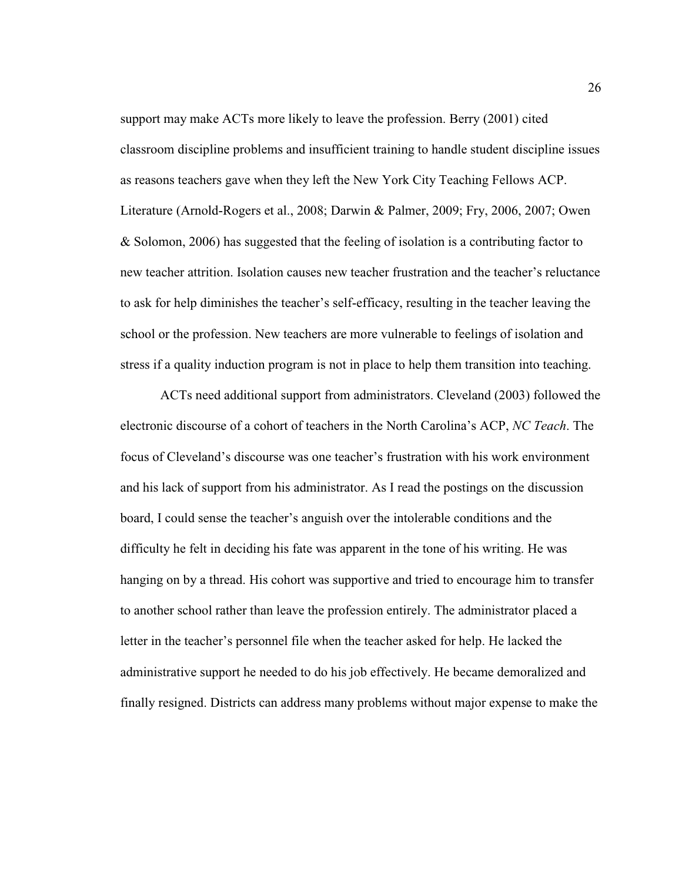support may make ACTs more likely to leave the profession. Berry (2001) cited classroom discipline problems and insufficient training to handle student discipline issues as reasons teachers gave when they left the New York City Teaching Fellows ACP. Literature (Arnold-Rogers et al., 2008; Darwin & Palmer, 2009; Fry, 2006, 2007; Owen & Solomon, 2006) has suggested that the feeling of isolation is a contributing factor to new teacher attrition. Isolation causes new teacher frustration and the teacher's reluctance to ask for help diminishes the teacher's self-efficacy, resulting in the teacher leaving the school or the profession. New teachers are more vulnerable to feelings of isolation and stress if a quality induction program is not in place to help them transition into teaching.

ACTs need additional support from administrators. Cleveland (2003) followed the electronic discourse of a cohort of teachers in the North Carolina's ACP, *NC Teach*. The focus of Cleveland's discourse was one teacher's frustration with his work environment and his lack of support from his administrator. As I read the postings on the discussion board, I could sense the teacher's anguish over the intolerable conditions and the difficulty he felt in deciding his fate was apparent in the tone of his writing. He was hanging on by a thread. His cohort was supportive and tried to encourage him to transfer to another school rather than leave the profession entirely. The administrator placed a letter in the teacher's personnel file when the teacher asked for help. He lacked the administrative support he needed to do his job effectively. He became demoralized and finally resigned. Districts can address many problems without major expense to make the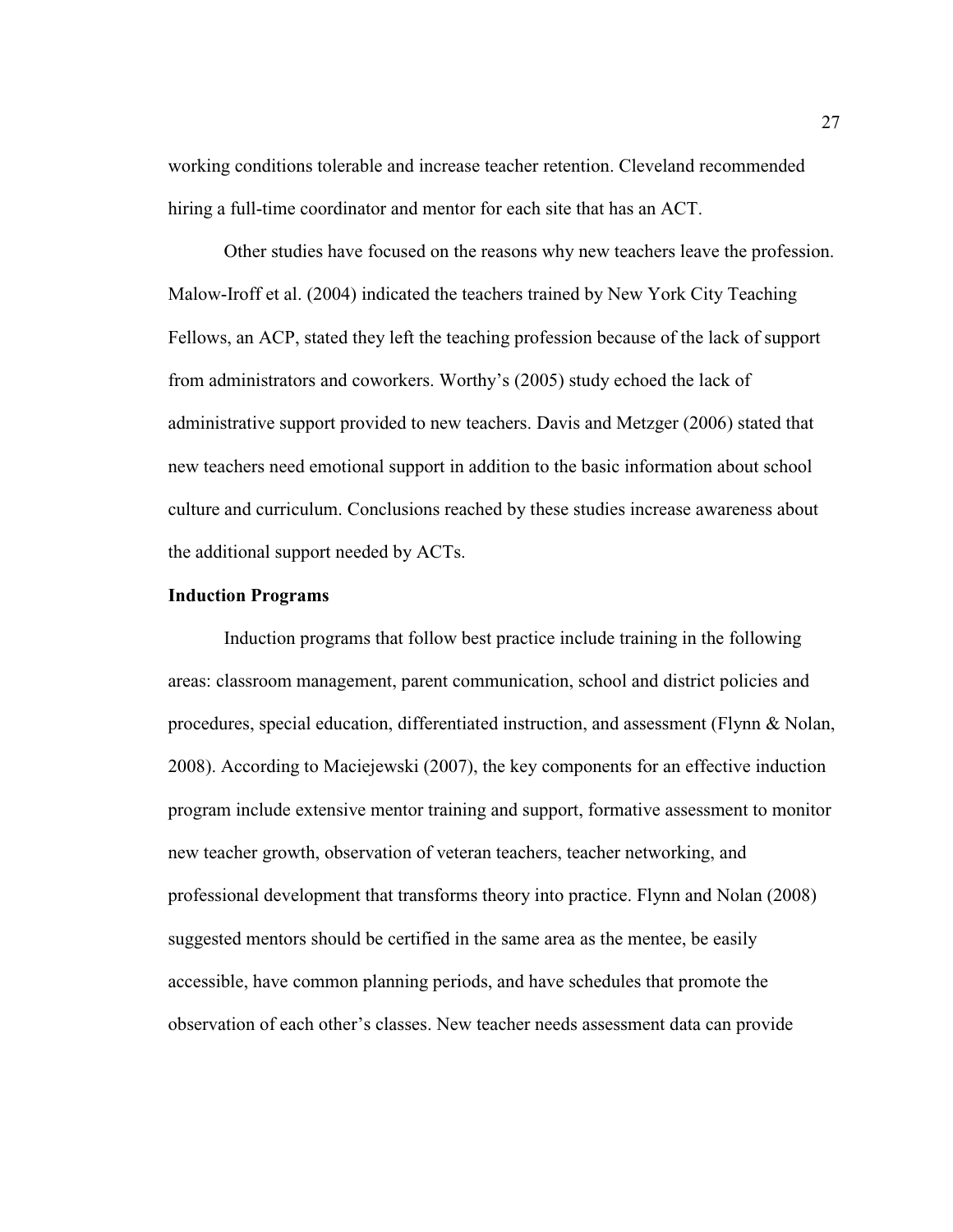working conditions tolerable and increase teacher retention. Cleveland recommended hiring a full-time coordinator and mentor for each site that has an ACT.

Other studies have focused on the reasons why new teachers leave the profession. Malow-Iroff et al. (2004) indicated the teachers trained by New York City Teaching Fellows, an ACP, stated they left the teaching profession because of the lack of support from administrators and coworkers. Worthy's (2005) study echoed the lack of administrative support provided to new teachers. Davis and Metzger (2006) stated that new teachers need emotional support in addition to the basic information about school culture and curriculum. Conclusions reached by these studies increase awareness about the additional support needed by ACTs.

**Induction Programs**

Induction programs that follow best practice include training in the following areas: classroom management, parent communication, school and district policies and procedures, special education, differentiated instruction, and assessment (Flynn & Nolan, 2008). According to Maciejewski (2007), the key components for an effective induction program include extensive mentor training and support, formative assessment to monitor new teacher growth, observation of veteran teachers, teacher networking, and professional development that transforms theory into practice. Flynn and Nolan (2008) suggested mentors should be certified in the same area as the mentee, be easily accessible, have common planning periods, and have schedules that promote the observation of each other's classes. New teacher needs assessment data can provide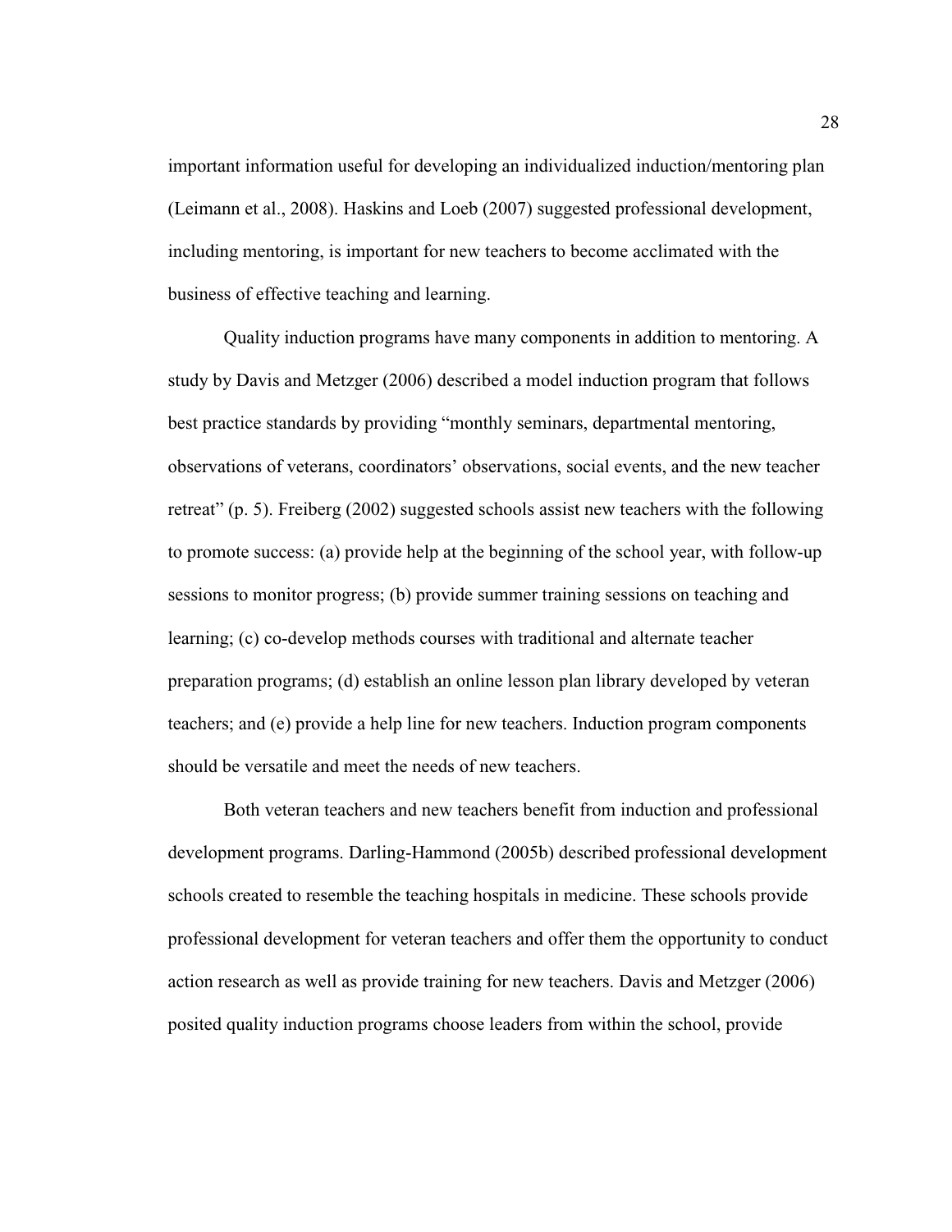important information useful for developing an individualized induction/mentoring plan (Leimann et al., 2008). Haskins and Loeb (2007) suggested professional development, including mentoring, is important for new teachers to become acclimated with the business of effective teaching and learning.

Quality induction programs have many components in addition to mentoring. A study by Davis and Metzger (2006) described a model induction program that follows best practice standards by providing "monthly seminars, departmental mentoring, observations of veterans, coordinators' observations, social events, and the new teacher retreat" (p. 5). Freiberg (2002) suggested schools assist new teachers with the following to promote success: (a) provide help at the beginning of the school year, with follow-up sessions to monitor progress; (b) provide summer training sessions on teaching and learning; (c) co-develop methods courses with traditional and alternate teacher preparation programs; (d) establish an online lesson plan library developed by veteran teachers; and (e) provide a help line for new teachers. Induction program components should be versatile and meet the needs of new teachers.

Both veteran teachers and new teachers benefit from induction and professional development programs. Darling-Hammond (2005b) described professional development schools created to resemble the teaching hospitals in medicine. These schools provide professional development for veteran teachers and offer them the opportunity to conduct action research as well as provide training for new teachers. Davis and Metzger (2006) posited quality induction programs choose leaders from within the school, provide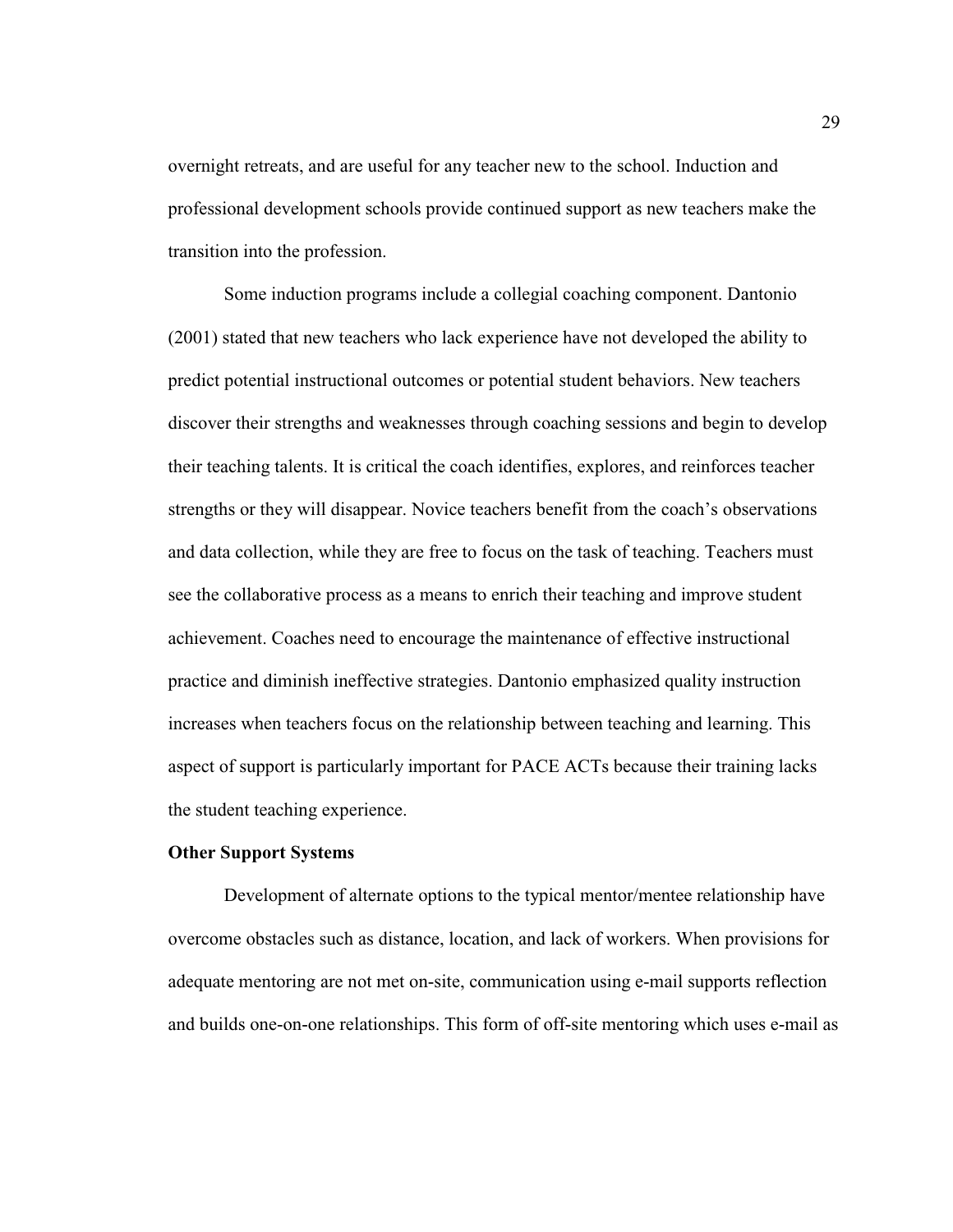overnight retreats, and are useful for any teacher new to the school. Induction and professional development schools provide continued support as new teachers make the transition into the profession.

Some induction programs include a collegial coaching component. Dantonio (2001) stated that new teachers who lack experience have not developed the ability to predict potential instructional outcomes or potential student behaviors. New teachers discover their strengths and weaknesses through coaching sessions and begin to develop their teaching talents. It is critical the coach identifies, explores, and reinforces teacher strengths or they will disappear. Novice teachers benefit from the coach's observations and data collection, while they are free to focus on the task of teaching. Teachers must see the collaborative process as a means to enrich their teaching and improve student achievement. Coaches need to encourage the maintenance of effective instructional practice and diminish ineffective strategies. Dantonio emphasized quality instruction increases when teachers focus on the relationship between teaching and learning. This aspect of support is particularly important for PACE ACTs because their training lacks the student teaching experience.

**Other Support Systems**

Development of alternate options to the typical mentor/mentee relationship have overcome obstacles such as distance, location, and lack of workers. When provisions for adequate mentoring are not met on-site, communication using e-mail supports reflection and builds one-on-one relationships. This form of off-site mentoring which uses e-mail as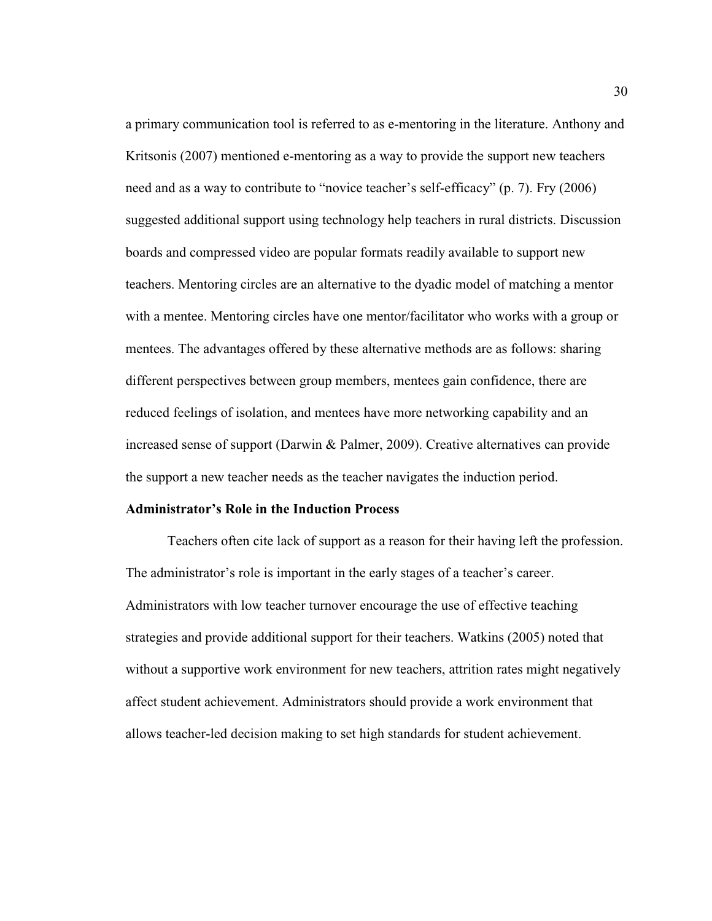a primary communication tool is referred to as e-mentoring in the literature. Anthony and Kritsonis (2007) mentioned e-mentoring as a way to provide the support new teachers need and as a way to contribute to "novice teacher's self-efficacy" (p. 7). Fry (2006) suggested additional support using technology help teachers in rural districts. Discussion boards and compressed video are popular formats readily available to support new teachers. Mentoring circles are an alternative to the dyadic model of matching a mentor with a mentee. Mentoring circles have one mentor/facilitator who works with a group or mentees. The advantages offered by these alternative methods are as follows: sharing different perspectives between group members, mentees gain confidence, there are reduced feelings of isolation, and mentees have more networking capability and an increased sense of support (Darwin & Palmer, 2009). Creative alternatives can provide the support a new teacher needs as the teacher navigates the induction period.

### Administrator's Role in the Induction Process

Teachers often cite lack of support as a reason for their having left the profession. The administrator's role is important in the early stages of a teacher's career. Administrators with low teacher turnover encourage the use of effective teaching strategies and provide additional support for their teachers. Watkins (2005) noted that without a supportive work environment for new teachers, attrition rates might negatively affect student achievement. Administrators should provide a work environment that allows teacher-led decision making to set high standards for student achievement.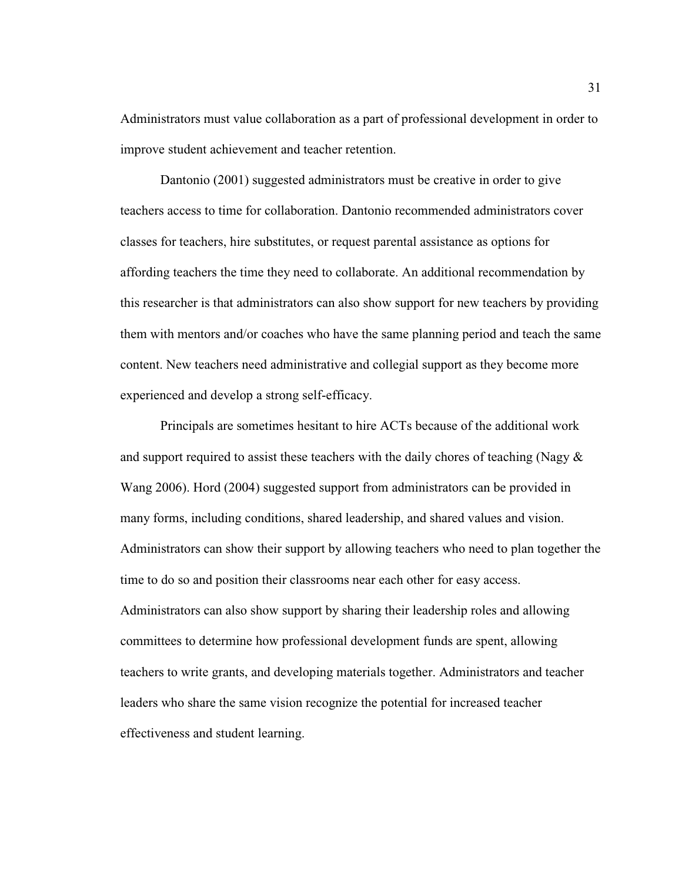Administrators must value collaboration as a part of professional development in order to improve student achievement and teacher retention.

Dantonio (2001) suggested administrators must be creative in order to give teachers access to time for collaboration. Dantonio recommended administrators cover classes for teachers, hire substitutes, or request parental assistance as options for affording teachers the time they need to collaborate. An additional recommendation by this researcher is that administrators can also show support for new teachers by providing them with mentors and/or coaches who have the same planning period and teach the same content. New teachers need administrative and collegial support as they become more experienced and develop a strong self-efficacy.

Principals are sometimes hesitant to hire ACTs because of the additional work and support required to assist these teachers with the daily chores of teaching (Nagy & Wang 2006). Hord (2004) suggested support from administrators can be provided in many forms, including conditions, shared leadership, and shared values and vision. Administrators can show their support by allowing teachers who need to plan together the time to do so and position their classrooms near each other for easy access. Administrators can also show support by sharing their leadership roles and allowing committees to determine how professional development funds are spent, allowing teachers to write grants, and developing materials together. Administrators and teacher leaders who share the same vision recognize the potential for increased teacher effectiveness and student learning.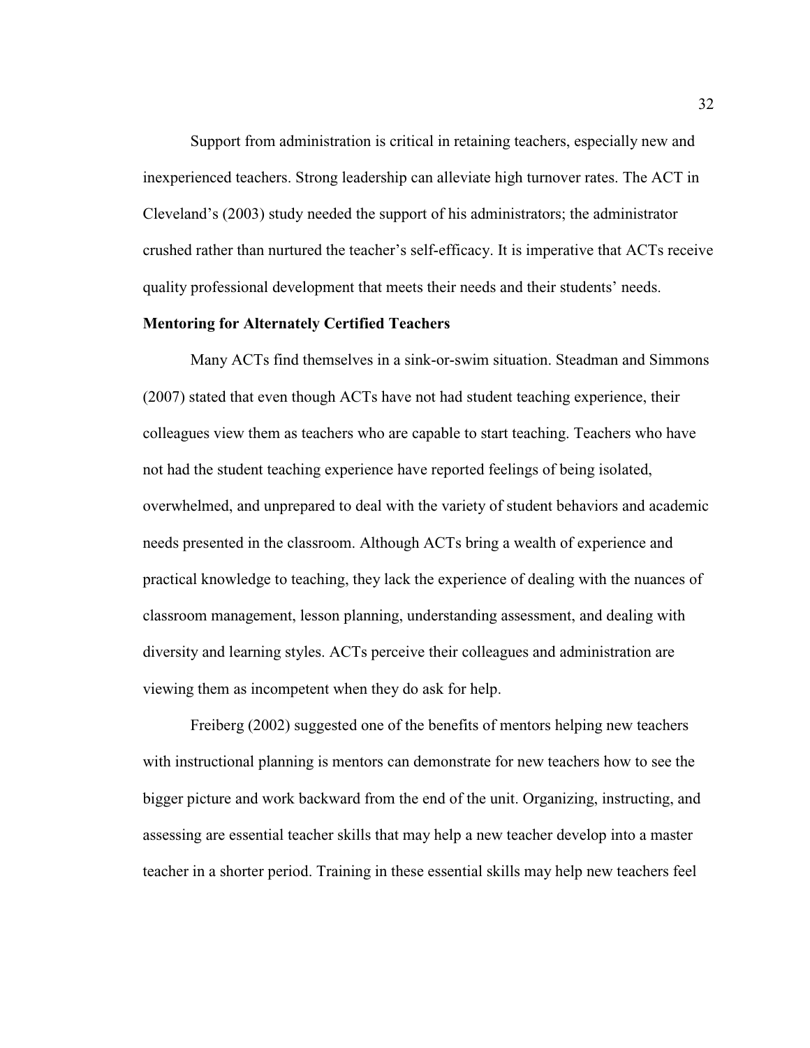Support from administration is critical in retaining teachers, especially new and inexperienced teachers. Strong leadership can alleviate high turnover rates. The ACT in Cleveland's (2003) study needed the support of his administrators; the administrator crushed rather than nurtured the teacher's self-efficacy. It is imperative that ACTs receive quality professional development that meets their needs and their students' needs.

## Mentoring for Alternately Certified Teachers

Many ACTs find themselves in a sink-or-swim situation. Steadman and Simmons (2007) stated that even though ACTs have not had student teaching experience, their colleagues view them as teachers who are capable to start teaching. Teachers who have not had the student teaching experience have reported feelings of being isolated, overwhelmed, and unprepared to deal with the variety of student behaviors and academic needs presented in the classroom. Although ACTs bring a wealth of experience and practical knowledge to teaching, they lack the experience of dealing with the nuances of classroom management, lesson planning, understanding assessment, and dealing with diversity and learning styles. ACTs perceive their colleagues and administration are viewing them as incompetent when they do ask for help.

Freiberg (2002) suggested one of the benefits of mentors helping new teachers with instructional planning is mentors can demonstrate for new teachers how to see the bigger picture and work backward from the end of the unit. Organizing, instructing, and assessing are essential teacher skills that may help a new teacher develop into a master teacher in a shorter period. Training in these essential skills may help new teachers feel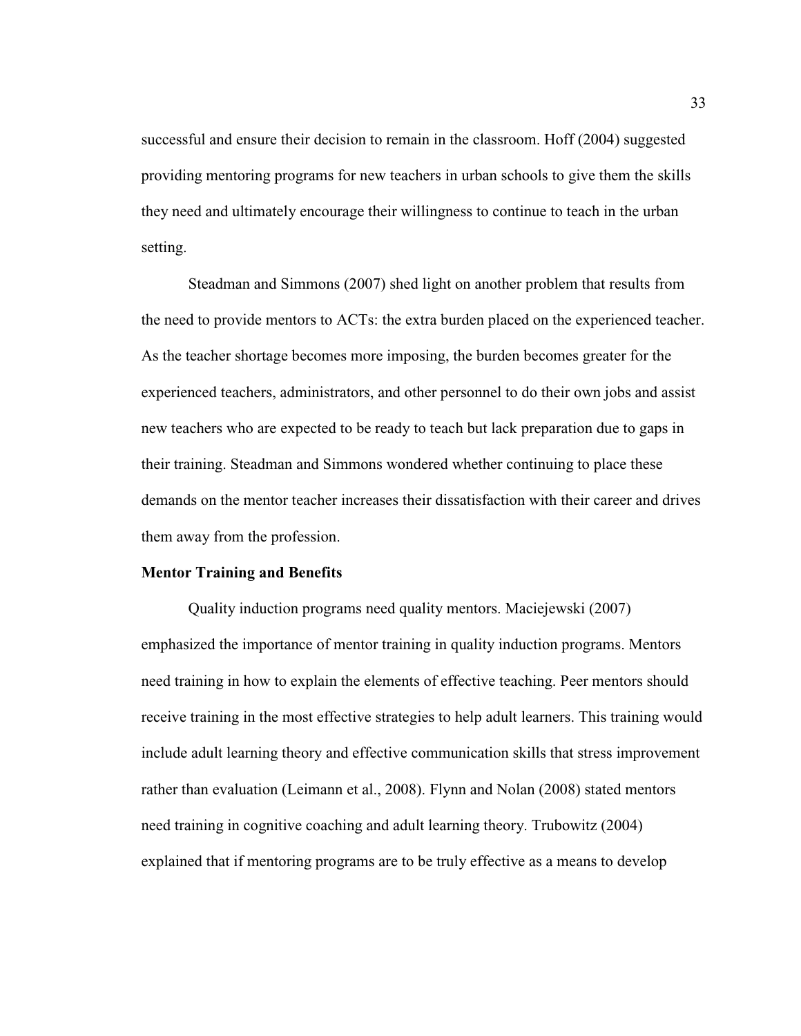successful and ensure their decision to remain in the classroom. Hoff (2004) suggested providing mentoring programs for new teachers in urban schools to give them the skills they need and ultimately encourage their willingness to continue to teach in the urban setting.

Steadman and Simmons (2007) shed light on another problem that results from the need to provide mentors to ACTs: the extra burden placed on the experienced teacher. As the teacher shortage becomes more imposing, the burden becomes greater for the experienced teachers, administrators, and other personnel to do their own jobs and assist new teachers who are expected to be ready to teach but lack preparation due to gaps in their training. Steadman and Simmons wondered whether continuing to place these demands on the mentor teacher increases their dissatisfaction with their career and drives them away from the profession.

**Mentor Training and Benefits**

Quality induction programs need quality mentors. Maciejewski (2007) emphasized the importance of mentor training in quality induction programs. Mentors need training in how to explain the elements of effective teaching. Peer mentors should receive training in the most effective strategies to help adult learners. This training would include adult learning theory and effective communication skills that stress improvement rather than evaluation (Leimann et al., 2008). Flynn and Nolan (2008) stated mentors need training in cognitive coaching and adult learning theory. Trubowitz (2004) explained that if mentoring programs are to be truly effective as a means to develop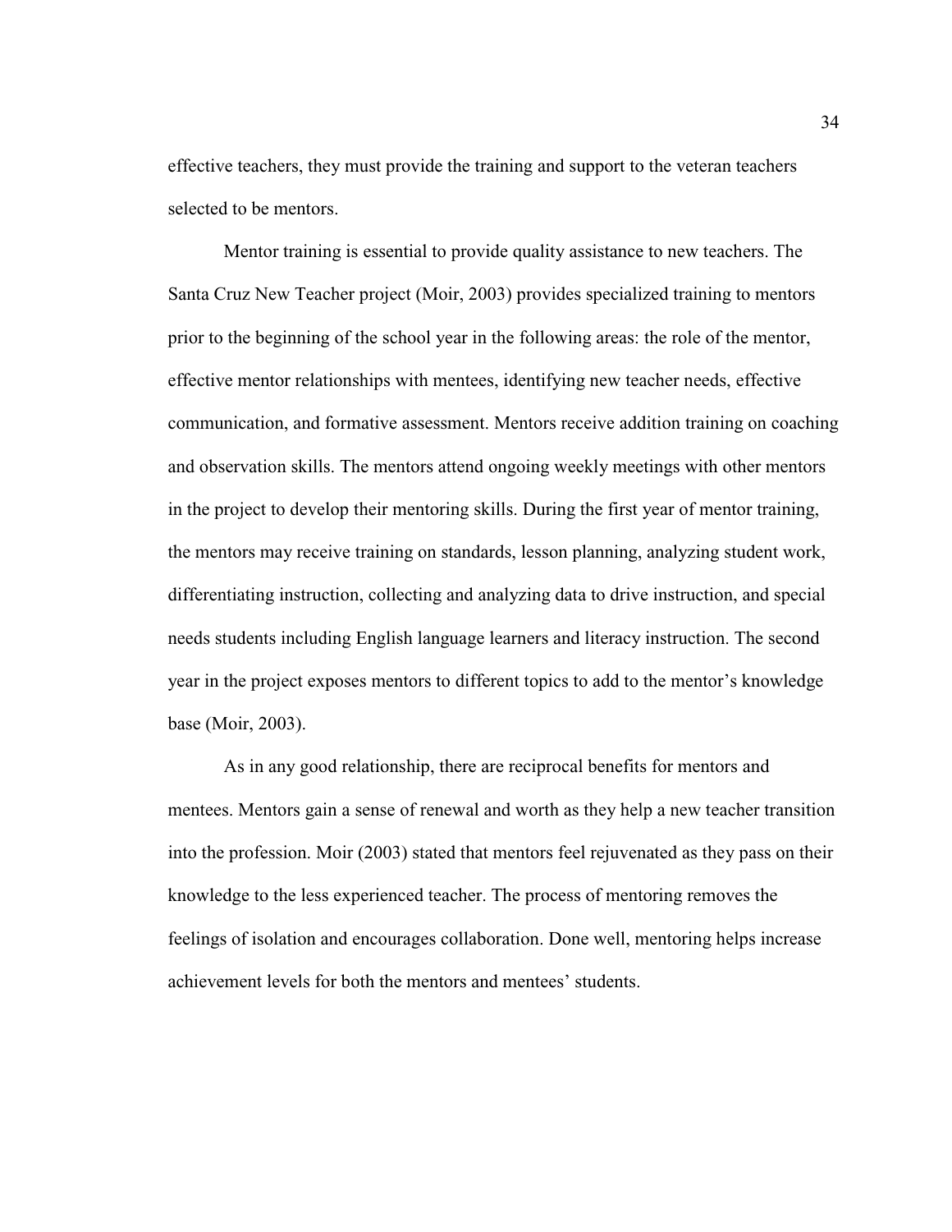effective teachers, they must provide the training and support to the veteran teachers selected to be mentors.

Mentor training is essential to provide quality assistance to new teachers. The Santa Cruz New Teacher project (Moir, 2003) provides specialized training to mentors prior to the beginning of the school year in the following areas: the role of the mentor, effective mentor relationships with mentees, identifying new teacher needs, effective communication, and formative assessment. Mentors receive addition training on coaching and observation skills. The mentors attend ongoing weekly meetings with other mentors in the project to develop their mentoring skills. During the first year of mentor training, the mentors may receive training on standards, lesson planning, analyzing student work, differentiating instruction, collecting and analyzing data to drive instruction, and special needs students including English language learners and literacy instruction. The second year in the project exposes mentors to different topics to add to the mentor's knowledge base (Moir, 2003).

As in any good relationship, there are reciprocal benefits for mentors and mentees. Mentors gain a sense of renewal and worth as they help a new teacher transition into the profession. Moir (2003) stated that mentors feel rejuvenated as they pass on their knowledge to the less experienced teacher. The process of mentoring removes the feelings of isolation and encourages collaboration. Done well, mentoring helps increase achievement levels for both the mentors and mentees' students.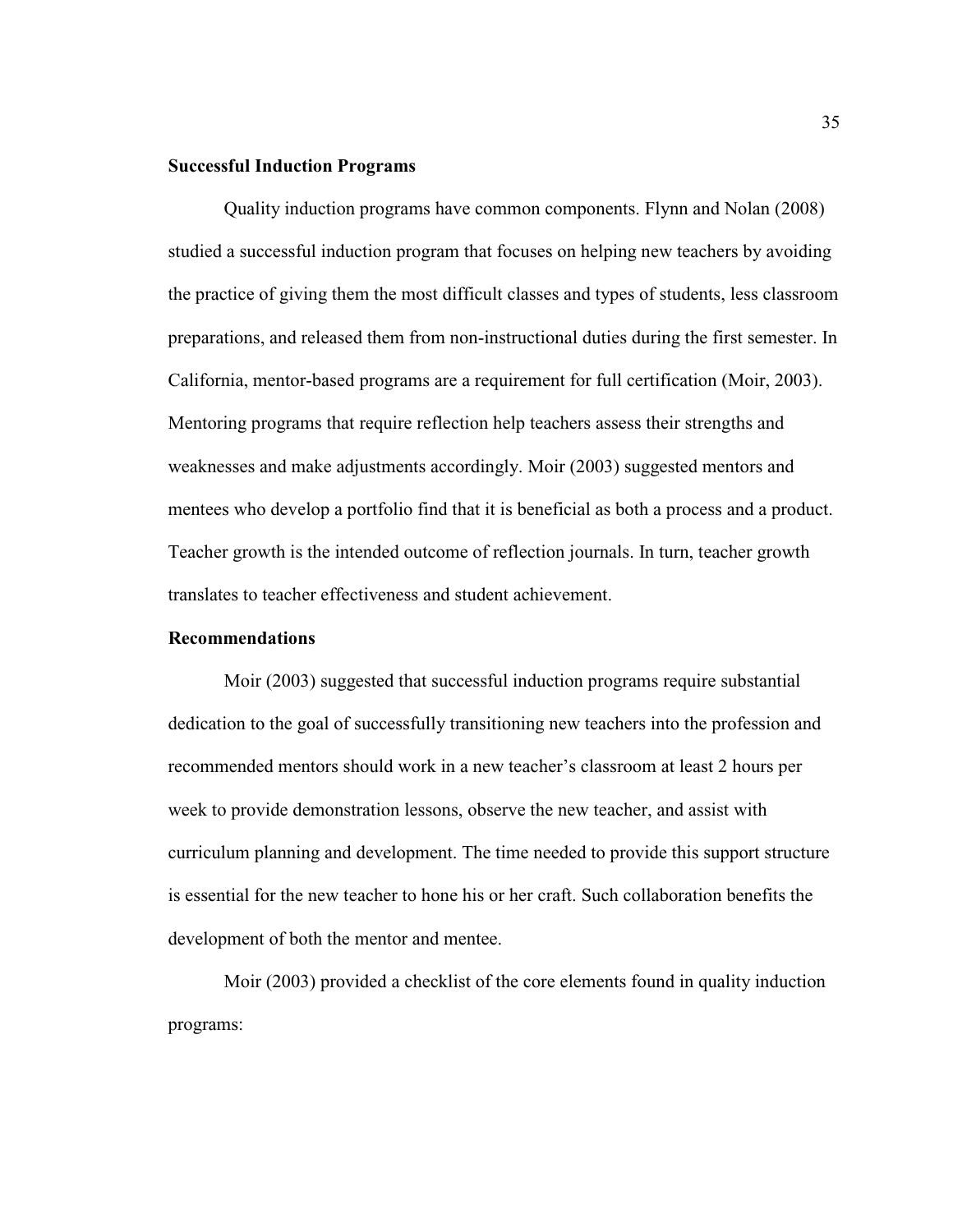**Successful Induction Programs**

Quality induction programs have common components. Flynn and Nolan (2008) studied a successful induction program that focuses on helping new teachers by avoiding the practice of giving them the most difficult classes and types of students, less classroom preparations, and released them from non-instructional duties during the first semester. In California, mentor-based programs are a requirement for full certification (Moir, 2003). Mentoring programs that require reflection help teachers assess their strengths and weaknesses and make adjustments accordingly. Moir (2003) suggested mentors and mentees who develop a portfolio find that it is beneficial as both a process and a product. Teacher growth is the intended outcome of reflection journals. In turn, teacher growth translates to teacher effectiveness and student achievement.

**Recommendations**

Moir (2003) suggested that successful induction programs require substantial dedication to the goal of successfully transitioning new teachers into the profession and recommended mentors should work in a new teacher's classroom at least 2 hours per week to provide demonstration lessons, observe the new teacher, and assist with curriculum planning and development. The time needed to provide this support structure is essential for the new teacher to hone his or her craft. Such collaboration benefits the development of both the mentor and mentee.

Moir (2003) provided a checklist of the core elements found in quality induction programs: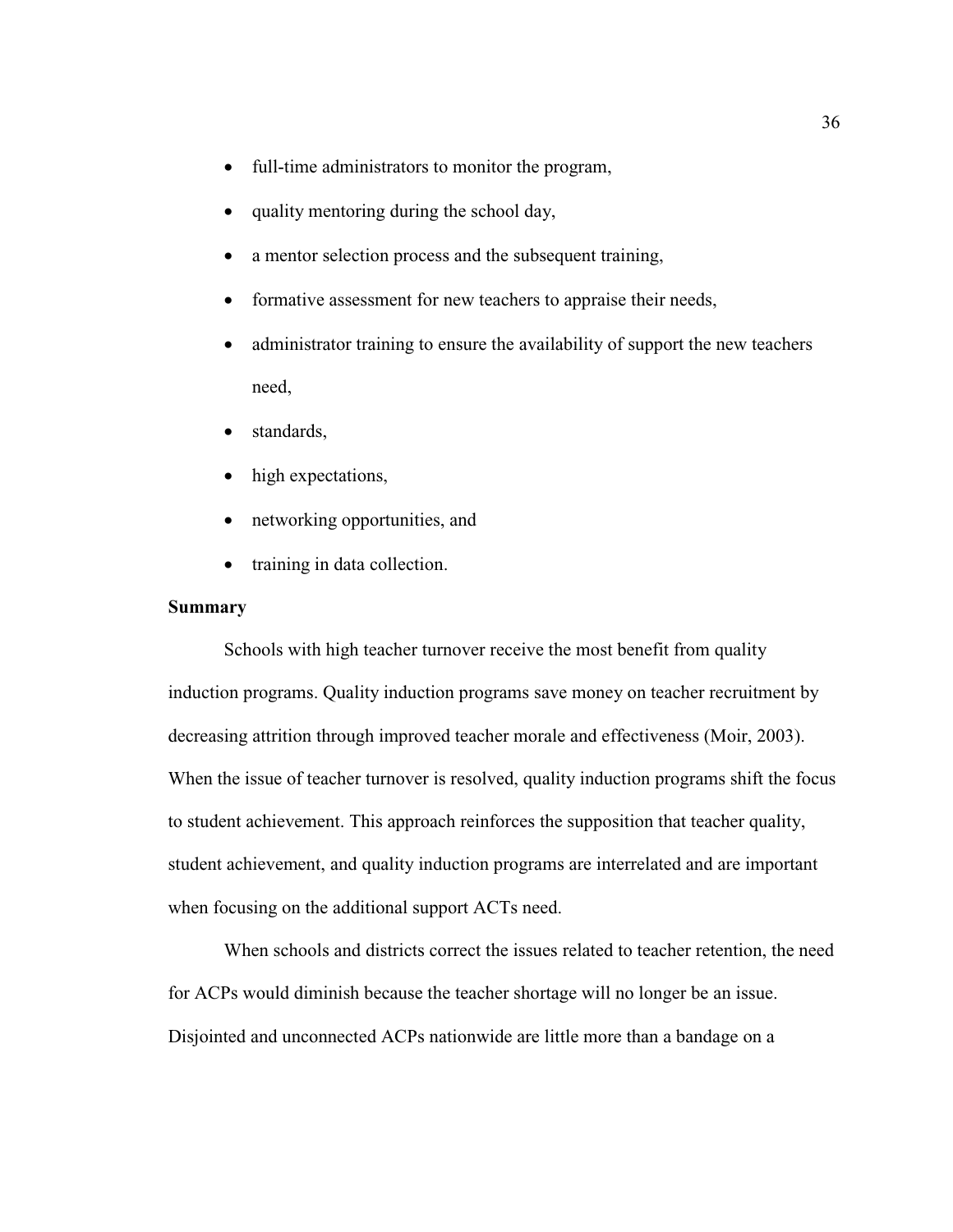- full-time administrators to monitor the program,
- quality mentoring during the school day,
- a mentor selection process and the subsequent training,
- formative assessment for new teachers to appraise their needs,
- administrator training to ensure the availability of support the new teachers need,
- standards,
- high expectations,
- networking opportunities, and
- training in data collection.

**Summary**

Schools with high teacher turnover receive the most benefit from quality induction programs. Quality induction programs save money on teacher recruitment by decreasing attrition through improved teacher morale and effectiveness (Moir, 2003). When the issue of teacher turnover is resolved, quality induction programs shift the focus to student achievement. This approach reinforces the supposition that teacher quality, student achievement, and quality induction programs are interrelated and are important when focusing on the additional support ACTs need.

When schools and districts correct the issues related to teacher retention, the need for ACPs would diminish because the teacher shortage will no longer be an issue. Disjointed and unconnected ACPs nationwide are little more than a bandage on a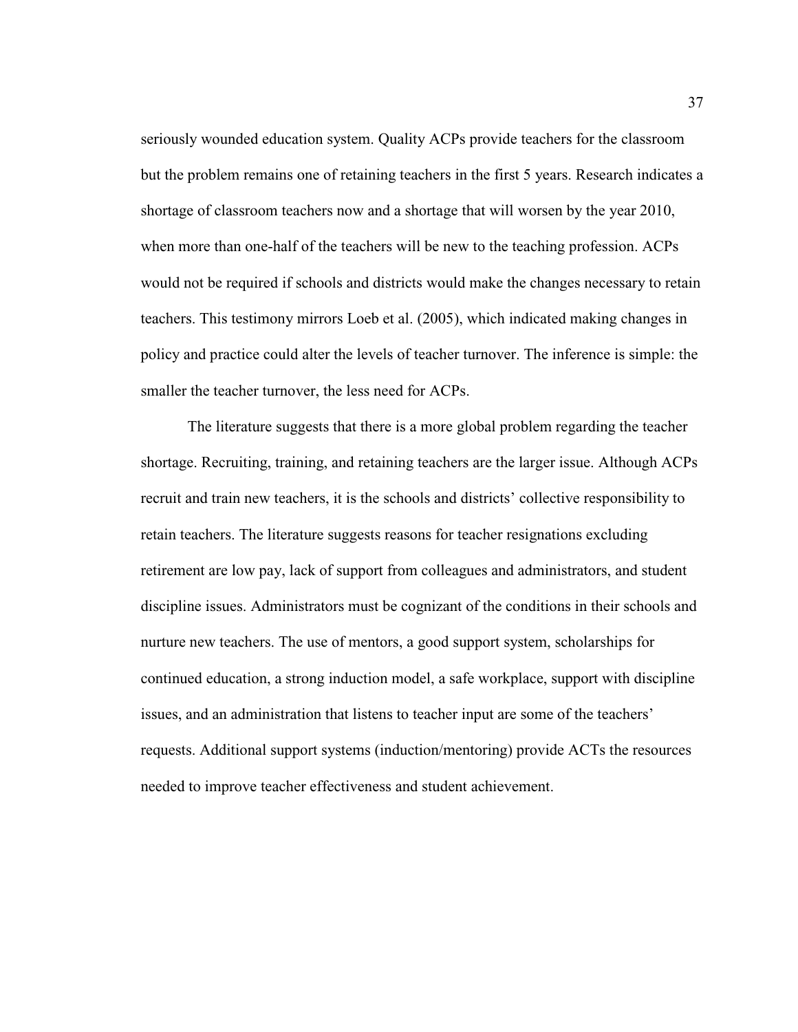seriously wounded education system. Quality ACPs provide teachers for the classroom but the problem remains one of retaining teachers in the first 5 years. Research indicates a shortage of classroom teachers now and a shortage that will worsen by the year 2010, when more than one-half of the teachers will be new to the teaching profession. ACPs would not be required if schools and districts would make the changes necessary to retain teachers. This testimony mirrors Loeb et al. (2005), which indicated making changes in policy and practice could alter the levels of teacher turnover. The inference is simple: the smaller the teacher turnover, the less need for ACPs.

The literature suggests that there is a more global problem regarding the teacher shortage. Recruiting, training, and retaining teachers are the larger issue. Although ACPs recruit and train new teachers, it is the schools and districts' collective responsibility to retain teachers. The literature suggests reasons for teacher resignations excluding retirement are low pay, lack of support from colleagues and administrators, and student discipline issues. Administrators must be cognizant of the conditions in their schools and nurture new teachers. The use of mentors, a good support system, scholarships for continued education, a strong induction model, a safe workplace, support with discipline issues, and an administration that listens to teacher input are some of the teachers' requests. Additional support systems (induction/mentoring) provide ACTs the resources needed to improve teacher effectiveness and student achievement.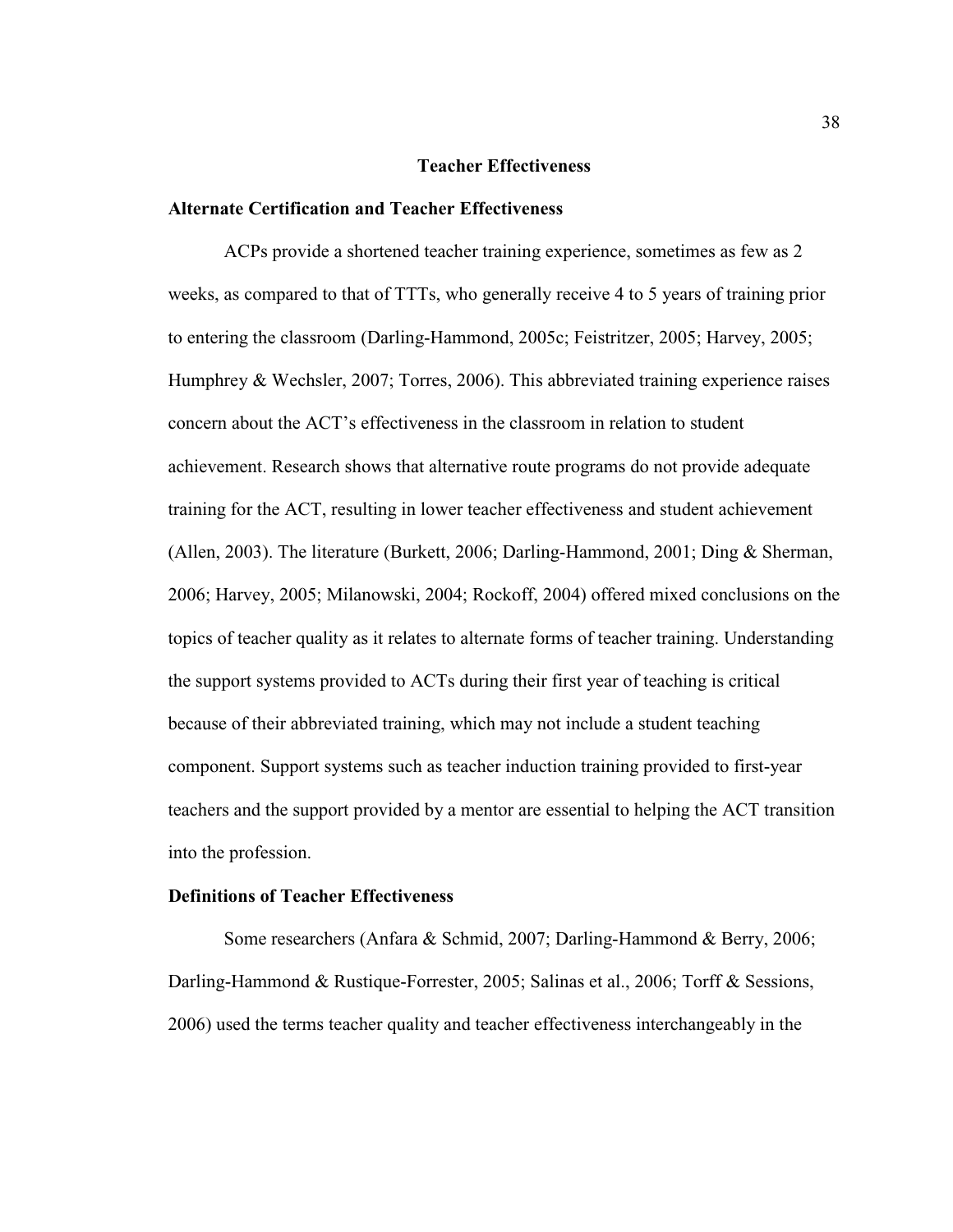# Teacher Effectiveness

## Alternate Certification and Teacher Effectiveness

ACPs provide a shortened teacher training experience, sometimes as few as 2 weeks, as compared to that of TTTs, who generally receive 4 to 5 years of training prior to entering the classroom (Darling-Hammond, 2005c; Feistritzer, 2005; Harvey, 2005; Humphrey & Wechsler, 2007; Torres, 2006). This abbreviated training experience raises concern about the ACT's effectiveness in the classroom in relation to student achievement. Research shows that alternative route programs do not provide adequate training for the ACT, resulting in lower teacher effectiveness and student achievement (Allen, 2003). The literature (Burkett, 2006; Darling-Hammond, 2001; Ding & Sherman, 2006; Harvey, 2005; Milanowski, 2004; Rockoff, 2004) offered mixed conclusions on the topics of teacher quality as it relates to alternate forms of teacher training. Understanding the support systems provided to ACTs during their first year of teaching is critical because of their abbreviated training, which may not include a student teaching component. Support systems such as teacher induction training provided to first-year teachers and the support provided by a mentor are essential to helping the ACT transition into the profession.

## Definitions of Teacher Effectiveness

Some researchers (Anfara & Schmid, 2007; Darling-Hammond & Berry, 2006; Darling-Hammond & Rustique-Forrester, 2005; Salinas et al., 2006; Torff & Sessions, 2006) used the terms teacher quality and teacher effectiveness interchangeably in the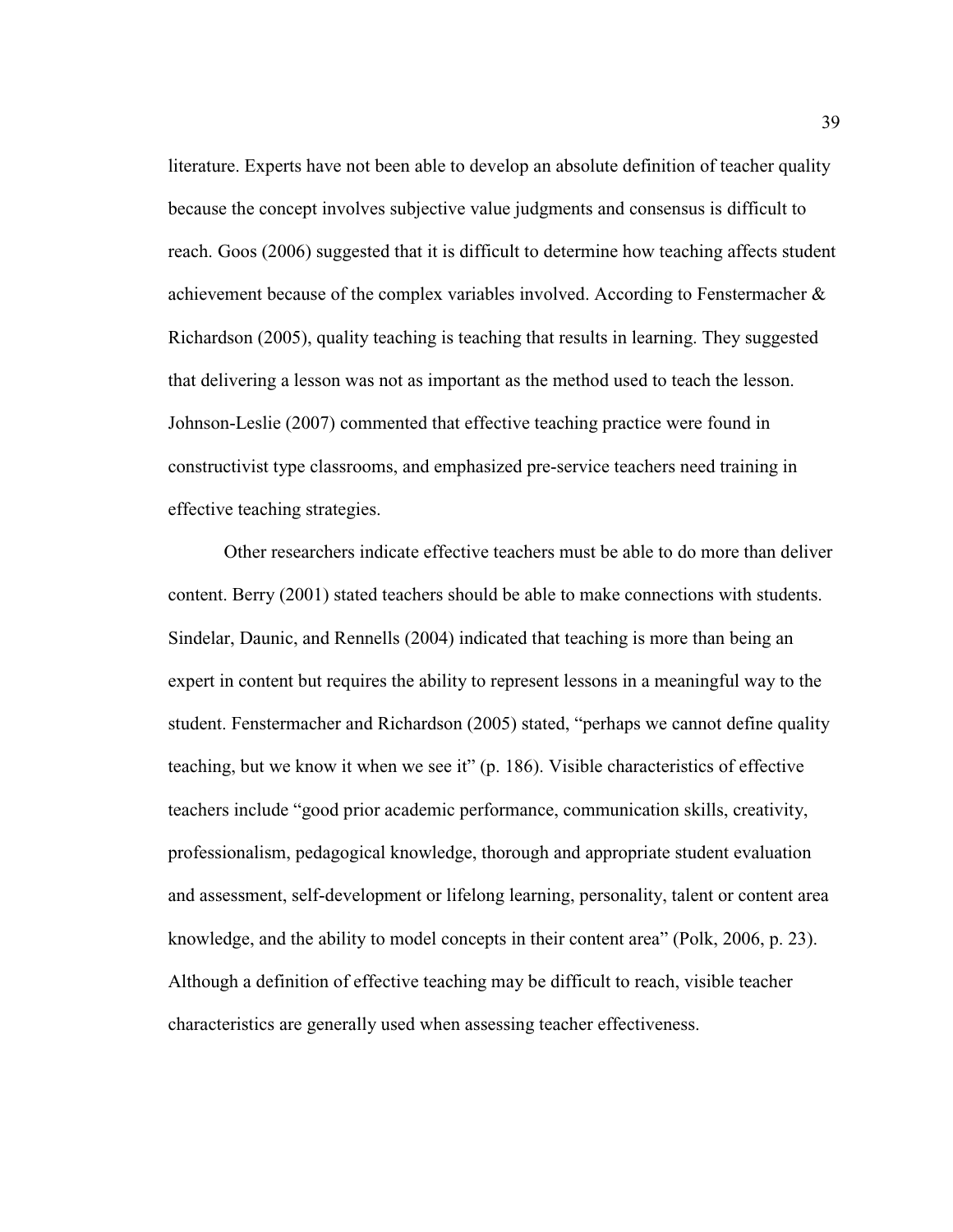literature. Experts have not been able to develop an absolute definition of teacher quality because the concept involves subjective value judgments and consensus is difficult to reach. Goos (2006) suggested that it is difficult to determine how teaching affects student achievement because of the complex variables involved. According to Fenstermacher & Richardson (2005), quality teaching is teaching that results in learning. They suggested that delivering a lesson was not as important as the method used to teach the lesson. Johnson-Leslie (2007) commented that effective teaching practice were found in constructivist type classrooms, and emphasized pre-service teachers need training in effective teaching strategies.

Other researchers indicate effective teachers must be able to do more than deliver content. Berry (2001) stated teachers should be able to make connections with students. Sindelar, Daunic, and Rennells (2004) indicated that teaching is more than being an expert in content but requires the ability to represent lessons in a meaningful way to the student. Fenstermacher and Richardson (2005) stated, "perhaps we cannot define quality teaching, but we know it when we see it" (p. 186). Visible characteristics of effective teachers include "good prior academic performance, communication skills, creativity, professionalism, pedagogical knowledge, thorough and appropriate student evaluation and assessment, self-development or lifelong learning, personality, talent or content area knowledge, and the ability to model concepts in their content area" (Polk, 2006, p. 23). Although a definition of effective teaching may be difficult to reach, visible teacher characteristics are generally used when assessing teacher effectiveness.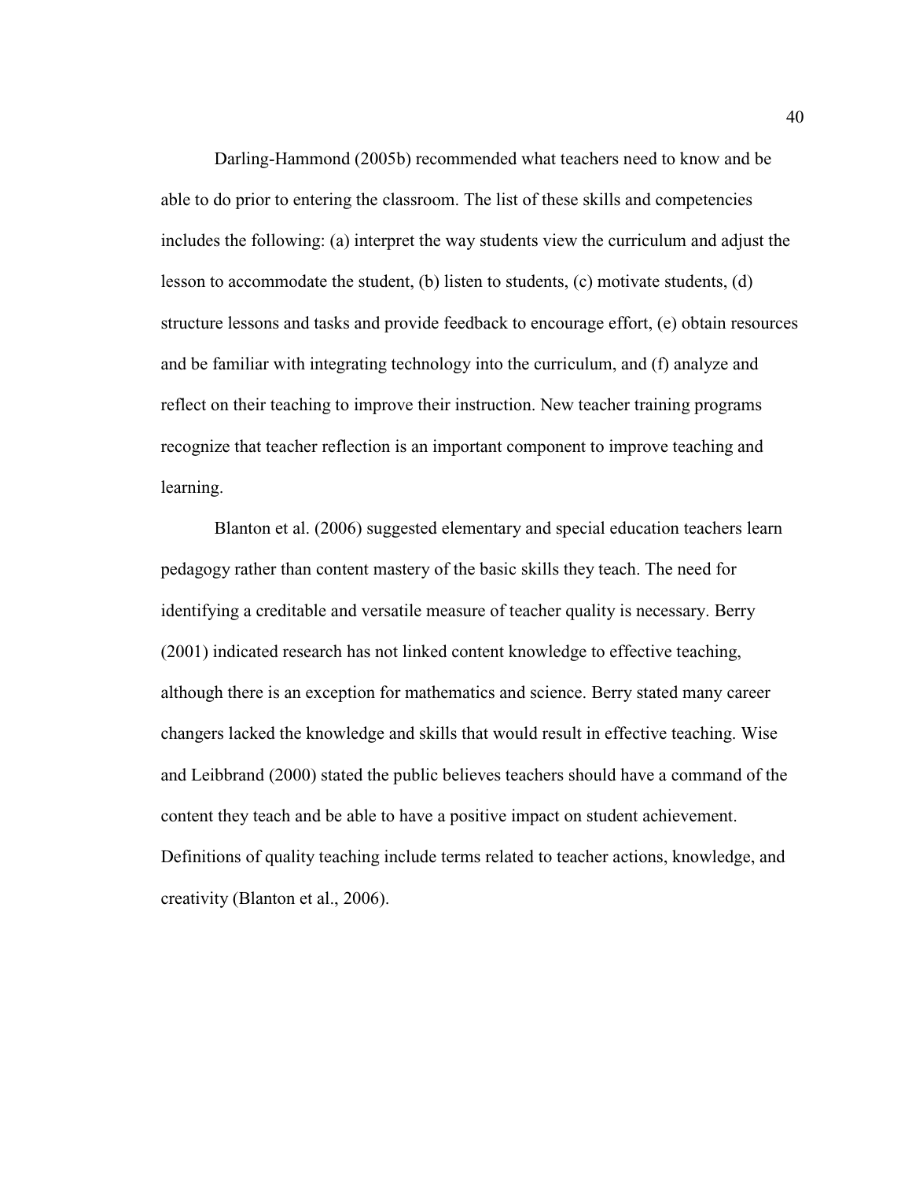Darling-Hammond (2005b) recommended what teachers need to know and be able to do prior to entering the classroom. The list of these skills and competencies includes the following: (a) interpret the way students view the curriculum and adjust the lesson to accommodate the student, (b) listen to students, (c) motivate students, (d) structure lessons and tasks and provide feedback to encourage effort, (e) obtain resources and be familiar with integrating technology into the curriculum, and (f) analyze and reflect on their teaching to improve their instruction. New teacher training programs recognize that teacher reflection is an important component to improve teaching and learning.

Blanton et al. (2006) suggested elementary and special education teachers learn pedagogy rather than content mastery of the basic skills they teach. The need for identifying a creditable and versatile measure of teacher quality is necessary. Berry (2001) indicated research has not linked content knowledge to effective teaching, although there is an exception for mathematics and science. Berry stated many career changers lacked the knowledge and skills that would result in effective teaching. Wise and Leibbrand (2000) stated the public believes teachers should have a command of the content they teach and be able to have a positive impact on student achievement. Definitions of quality teaching include terms related to teacher actions, knowledge, and creativity (Blanton et al., 2006).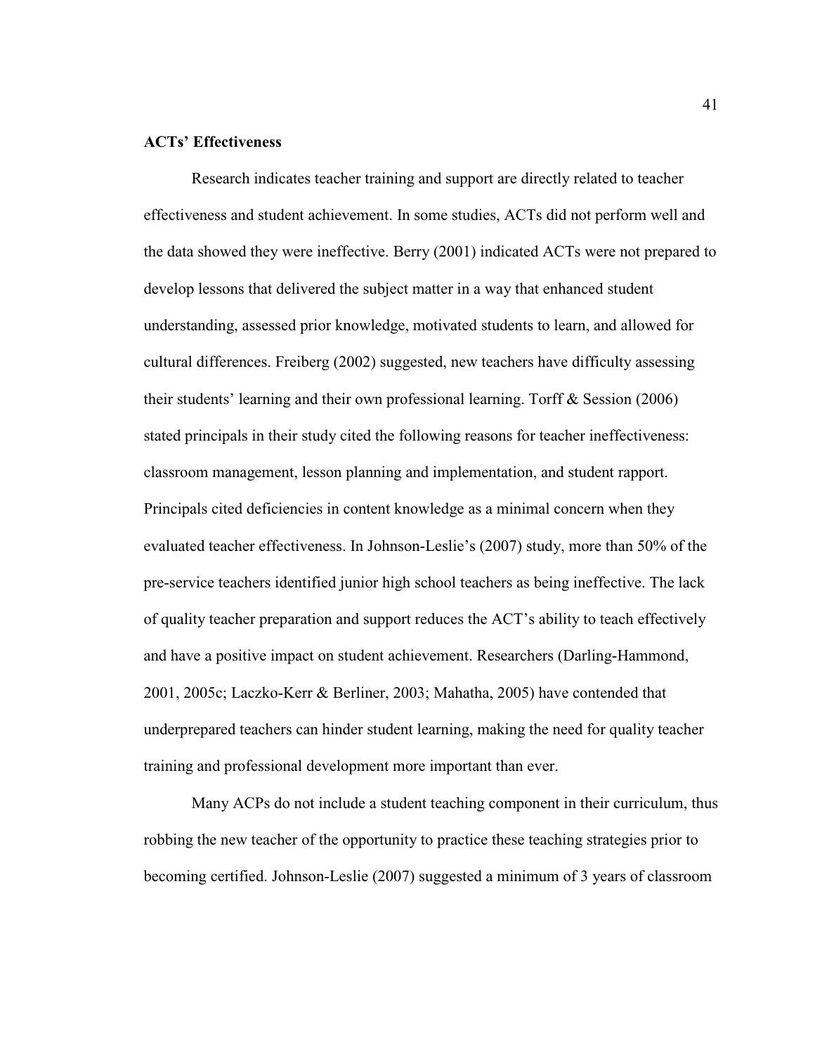**ACTs' Effectiveness**

Research indicates teacher training and support are directly related to teacher effectiveness and student achievement. In some studies, ACTs did not perform well and the data showed they were ineffective. Berry (2001) indicated ACTs were not prepared to develop lessons that delivered the subject matter in a way that enhanced student understanding, assessed prior knowledge, motivated students to learn, and allowed for cultural differences. Freiberg (2002) suggested, new teachers have difficulty assessing their students' learning and their own professional learning. Torff & Session (2006) stated principals in their study cited the following reasons for teacher ineffectiveness: classroom management, lesson planning and implementation, and student rapport. Principals cited deficiencies in content knowledge as a minimal concern when they evaluated teacher effectiveness. In Johnson-Leslie's (2007) study, more than 50% of the pre-service teachers identified junior high school teachers as being ineffective. The lack of quality teacher preparation and support reduces the ACT's ability to teach effectively and have a positive impact on student achievement. Researchers (Darling-Hammond, 2001, 2005c; Laczko-Kerr & Berliner, 2003; Mahatha, 2005) have contended that underprepared teachers can hinder student learning, making the need for quality teacher training and professional development more important than ever.

Many ACPs do not include a student teaching component in their curriculum, thus robbing the new teacher of the opportunity to practice these teaching strategies prior to becoming certified. Johnson-Leslie (2007) suggested a minimum of 3 years of classroom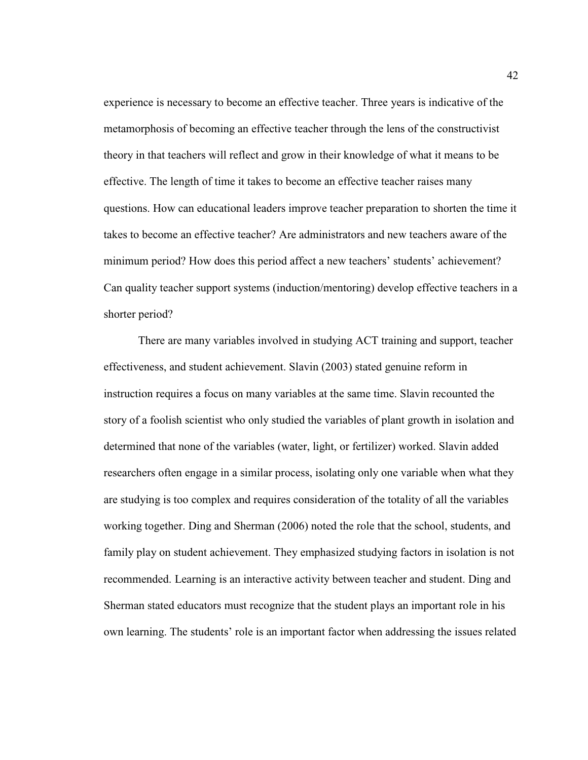experience is necessary to become an effective teacher. Three years is indicative of the metamorphosis of becoming an effective teacher through the lens of the constructivist theory in that teachers will reflect and grow in their knowledge of what it means to be effective. The length of time it takes to become an effective teacher raises many questions. How can educational leaders improve teacher preparation to shorten the time it takes to become an effective teacher? Are administrators and new teachers aware of the minimum period? How does this period affect a new teachers' students' achievement? Can quality teacher support systems (induction/mentoring) develop effective teachers in a shorter period?

There are many variables involved in studying ACT training and support, teacher effectiveness, and student achievement. Slavin (2003) stated genuine reform in instruction requires a focus on many variables at the same time. Slavin recounted the story of a foolish scientist who only studied the variables of plant growth in isolation and determined that none of the variables (water, light, or fertilizer) worked. Slavin added researchers often engage in a similar process, isolating only one variable when what they are studying is too complex and requires consideration of the totality of all the variables working together. Ding and Sherman (2006) noted the role that the school, students, and family play on student achievement. They emphasized studying factors in isolation is not recommended. Learning is an interactive activity between teacher and student. Ding and Sherman stated educators must recognize that the student plays an important role in his own learning. The students' role is an important factor when addressing the issues related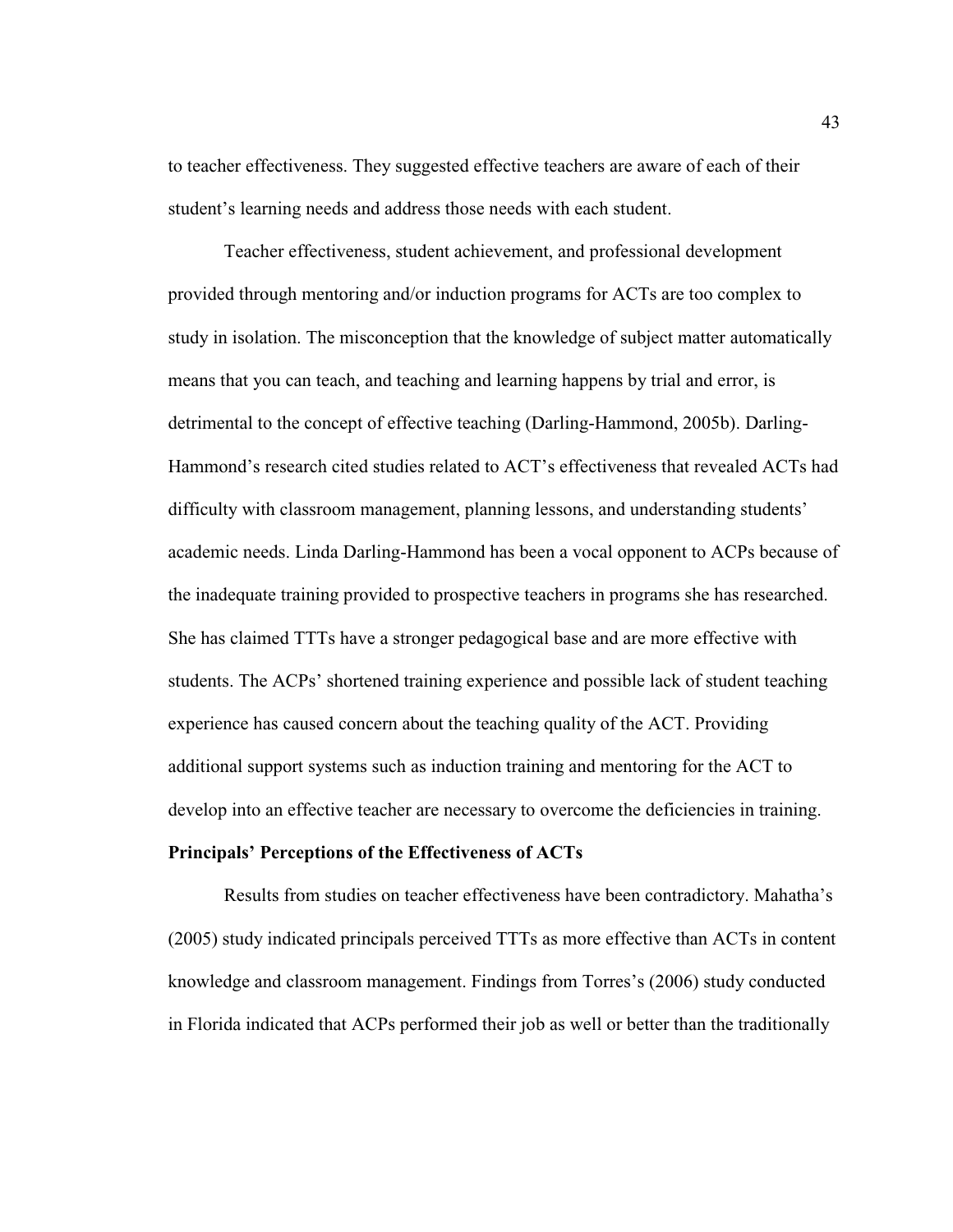to teacher effectiveness. They suggested effective teachers are aware of each of their student's learning needs and address those needs with each student.

Teacher effectiveness, student achievement, and professional development provided through mentoring and/or induction programs for ACTs are too complex to study in isolation. The misconception that the knowledge of subject matter automatically means that you can teach, and teaching and learning happens by trial and error, is detrimental to the concept of effective teaching (Darling-Hammond, 2005b). Darling-Hammond's research cited studies related to ACT's effectiveness that revealed ACTs had difficulty with classroom management, planning lessons, and understanding students' academic needs. Linda Darling-Hammond has been a vocal opponent to ACPs because of the inadequate training provided to prospective teachers in programs she has researched. She has claimed TTTs have a stronger pedagogical base and are more effective with students. The ACPs' shortened training experience and possible lack of student teaching experience has caused concern about the teaching quality of the ACT. Providing additional support systems such as induction training and mentoring for the ACT to develop into an effective teacher are necessary to overcome the deficiencies in training.

**Principals' Perceptions of the Effectiveness of ACTs**

Results from studies on teacher effectiveness have been contradictory. Mahatha's (2005) study indicated principals perceived TTTs as more effective than ACTs in content knowledge and classroom management. Findings from Torres's (2006) study conducted in Florida indicated that ACPs performed their job as well or better than the traditionally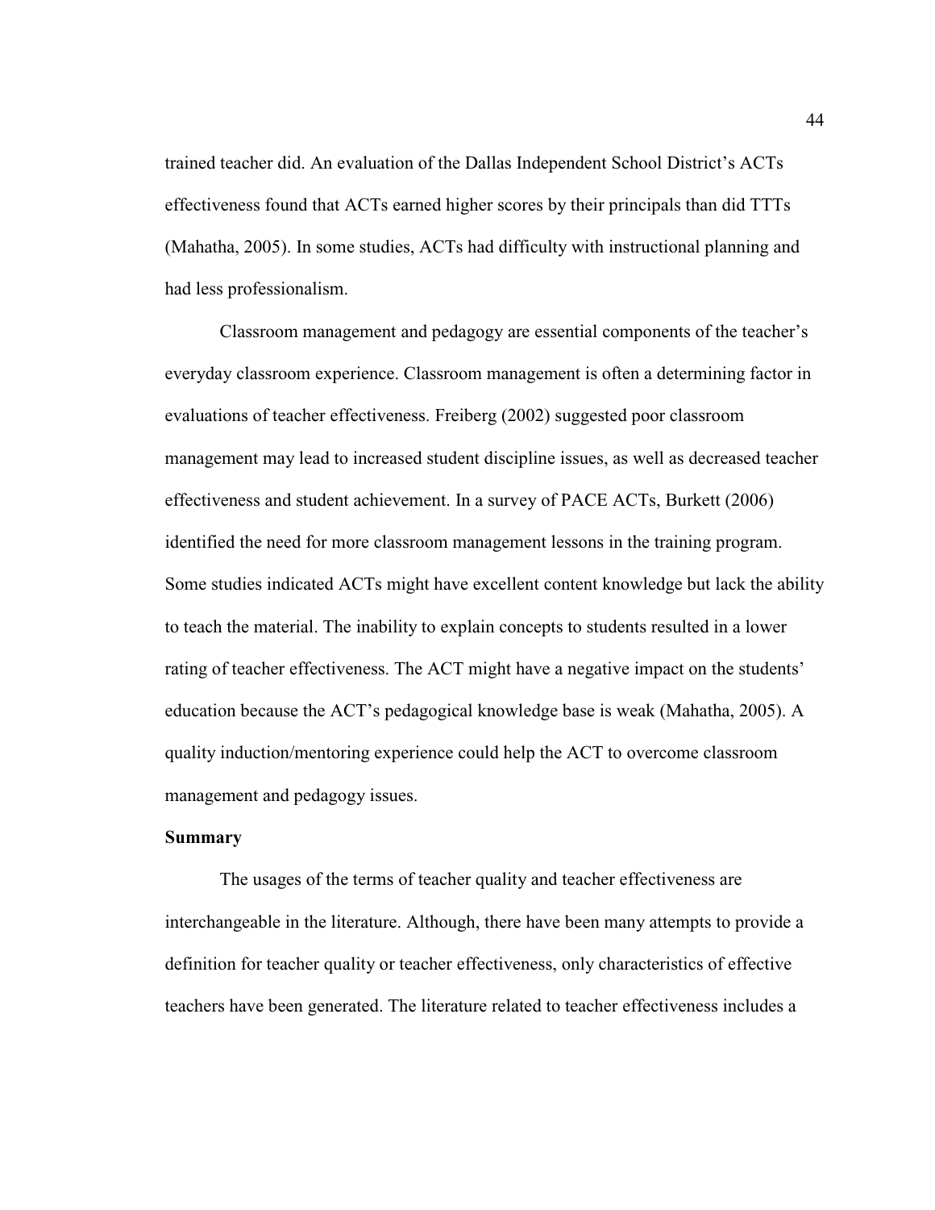trained teacher did. An evaluation of the Dallas Independent School District's ACTs effectiveness found that ACTs earned higher scores by their principals than did TTTs (Mahatha, 2005). In some studies, ACTs had difficulty with instructional planning and had less professionalism.

Classroom management and pedagogy are essential components of the teacher's everyday classroom experience. Classroom management is often a determining factor in evaluations of teacher effectiveness. Freiberg (2002) suggested poor classroom management may lead to increased student discipline issues, as well as decreased teacher effectiveness and student achievement. In a survey of PACE ACTs, Burkett (2006) identified the need for more classroom management lessons in the training program. Some studies indicated ACTs might have excellent content knowledge but lack the ability to teach the material. The inability to explain concepts to students resulted in a lower rating of teacher effectiveness. The ACT might have a negative impact on the students' education because the ACT's pedagogical knowledge base is weak (Mahatha, 2005). A quality induction/mentoring experience could help the ACT to overcome classroom management and pedagogy issues.

**Summary**

The usages of the terms of teacher quality and teacher effectiveness are interchangeable in the literature. Although, there have been many attempts to provide a definition for teacher quality or teacher effectiveness, only characteristics of effective teachers have been generated. The literature related to teacher effectiveness includes a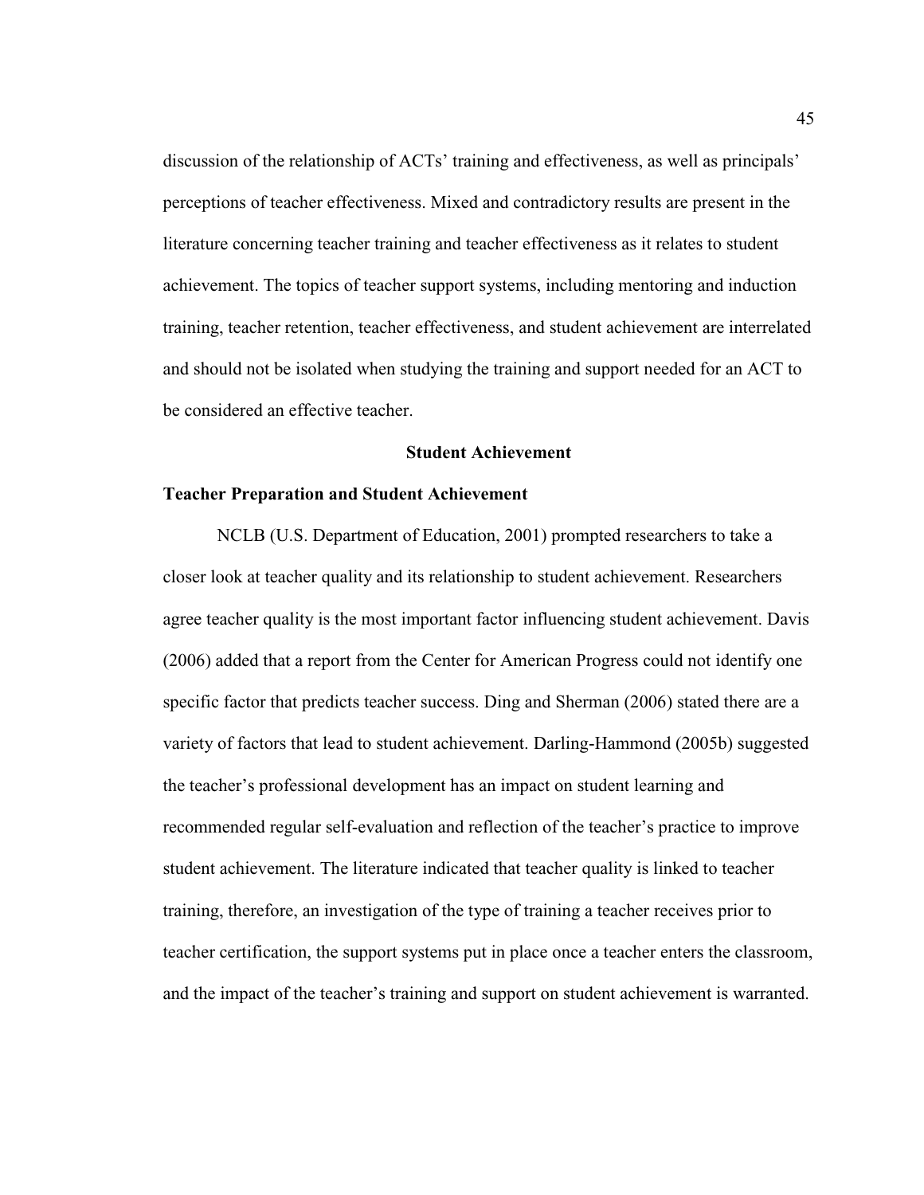discussion of the relationship of ACTs' training and effectiveness, as well as principals' perceptions of teacher effectiveness. Mixed and contradictory results are present in the literature concerning teacher training and teacher effectiveness as it relates to student achievement. The topics of teacher support systems, including mentoring and induction training, teacher retention, teacher effectiveness, and student achievement are interrelated and should not be isolated when studying the training and support needed for an ACT to be considered an effective teacher.

## Student Achievement

### Teacher Preparation and Student Achievement

NCLB (U.S. Department of Education, 2001) prompted researchers to take a closer look at teacher quality and its relationship to student achievement. Researchers agree teacher quality is the most important factor influencing student achievement. Davis (2006) added that a report from the Center for American Progress could not identify one specific factor that predicts teacher success. Ding and Sherman (2006) stated there are a variety of factors that lead to student achievement. Darling-Hammond (2005b) suggested the teacher's professional development has an impact on student learning and recommended regular self-evaluation and reflection of the teacher's practice to improve student achievement. The literature indicated that teacher quality is linked to teacher training, therefore, an investigation of the type of training a teacher receives prior to teacher certification, the support systems put in place once a teacher enters the classroom, and the impact of the teacher's training and support on student achievement is warranted.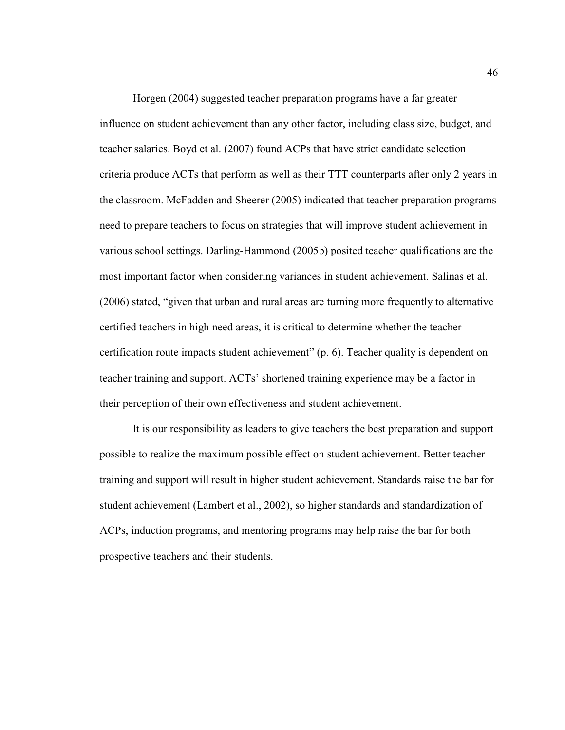Horgen (2004) suggested teacher preparation programs have a far greater influence on student achievement than any other factor, including class size, budget, and teacher salaries. Boyd et al. (2007) found ACPs that have strict candidate selection criteria produce ACTs that perform as well as their TTT counterparts after only 2 years in the classroom. McFadden and Sheerer (2005) indicated that teacher preparation programs need to prepare teachers to focus on strategies that will improve student achievement in various school settings. Darling-Hammond (2005b) posited teacher qualifications are the most important factor when considering variances in student achievement. Salinas et al. (2006) stated, "given that urban and rural areas are turning more frequently to alternative certified teachers in high need areas, it is critical to determine whether the teacher certification route impacts student achievement" (p. 6). Teacher quality is dependent on teacher training and support. ACTs' shortened training experience may be a factor in their perception of their own effectiveness and student achievement.

It is our responsibility as leaders to give teachers the best preparation and support possible to realize the maximum possible effect on student achievement. Better teacher training and support will result in higher student achievement. Standards raise the bar for student achievement (Lambert et al., 2002), so higher standards and standardization of ACPs, induction programs, and mentoring programs may help raise the bar for both prospective teachers and their students.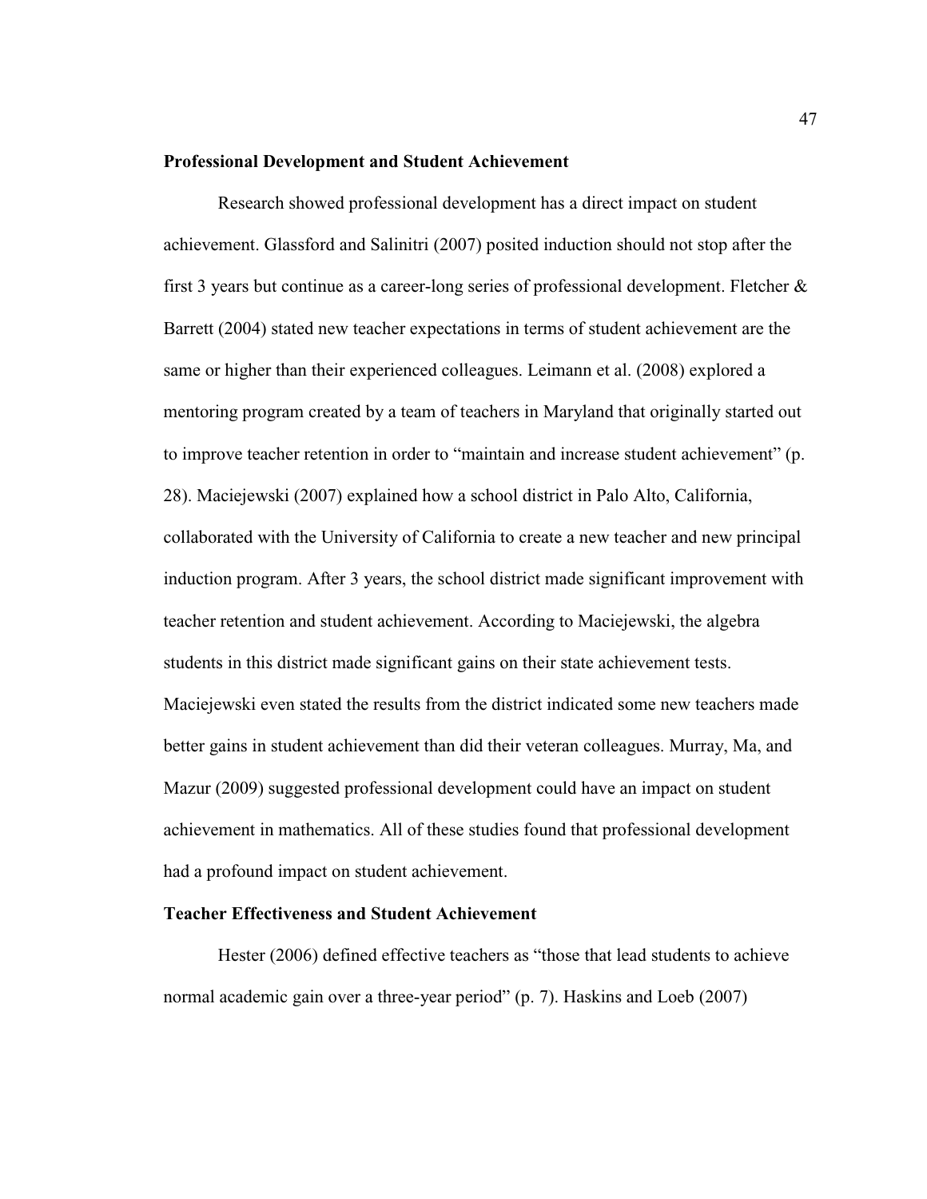**Professional Development and Student Achievement**

Research showed professional development has a direct impact on student achievement. Glassford and Salinitri (2007) posited induction should not stop after the first 3 years but continue as a career-long series of professional development. Fletcher & Barrett (2004) stated new teacher expectations in terms of student achievement are the same or higher than their experienced colleagues. Leimann et al. (2008) explored a mentoring program created by a team of teachers in Maryland that originally started out to improve teacher retention in order to "maintain and increase student achievement" (p. 28). Maciejewski (2007) explained how a school district in Palo Alto, California, collaborated with the University of California to create a new teacher and new principal induction program. After 3 years, the school district made significant improvement with teacher retention and student achievement. According to Maciejewski, the algebra students in this district made significant gains on their state achievement tests. Maciejewski even stated the results from the district indicated some new teachers made better gains in student achievement than did their veteran colleagues. Murray, Ma, and Mazur (2009) suggested professional development could have an impact on student achievement in mathematics. All of these studies found that professional development had a profound impact on student achievement.

**Teacher Effectiveness and Student Achievement**

Hester (2006) defined effective teachers as "those that lead students to achieve normal academic gain over a three-year period" (p. 7). Haskins and Loeb (2007)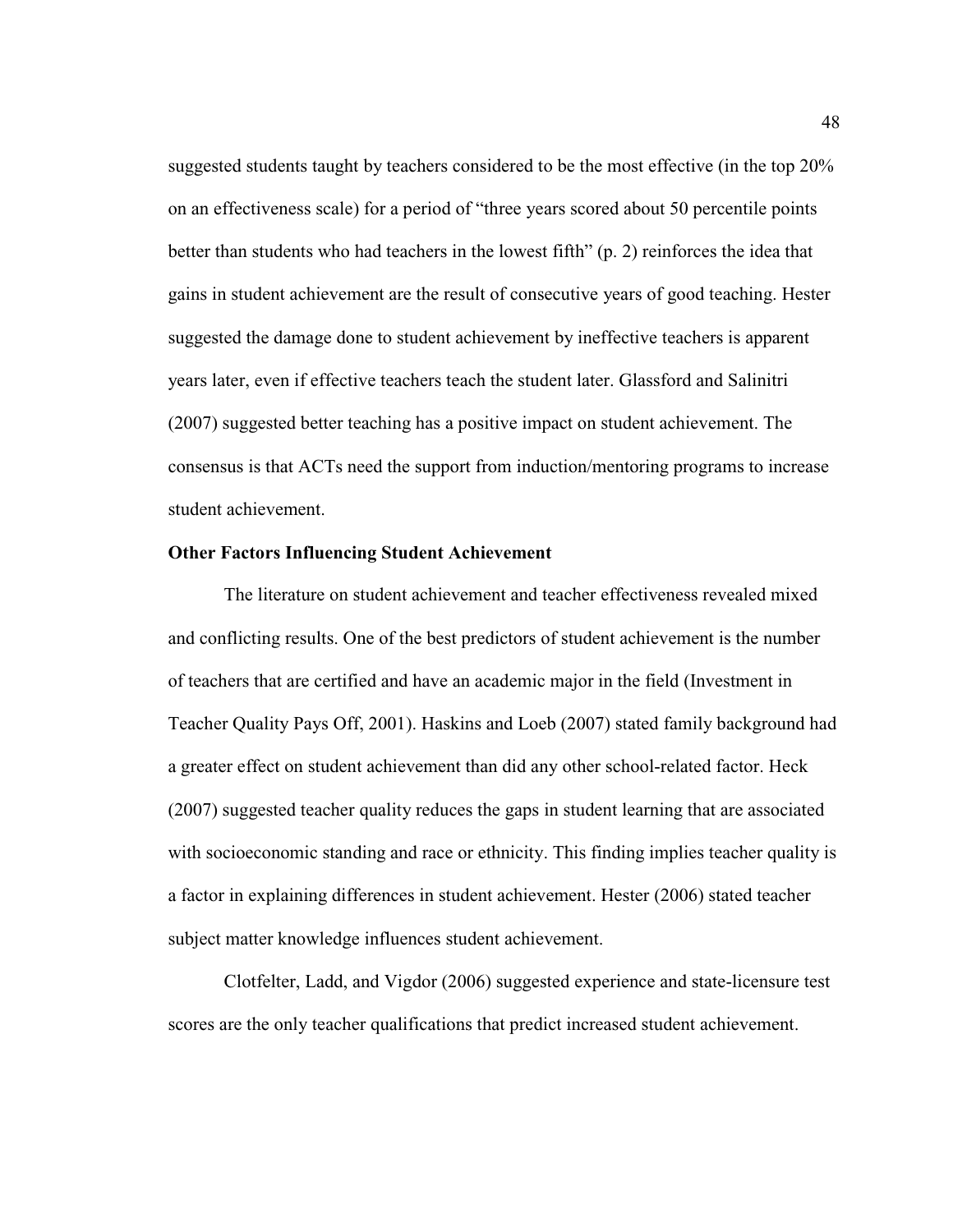suggested students taught by teachers considered to be the most effective (in the top 20% on an effectiveness scale) for a period of "three years scored about 50 percentile points better than students who had teachers in the lowest fifth" (p. 2) reinforces the idea that gains in student achievement are the result of consecutive years of good teaching. Hester suggested the damage done to student achievement by ineffective teachers is apparent years later, even if effective teachers teach the student later. Glassford and Salinitri (2007) suggested better teaching has a positive impact on student achievement. The consensus is that ACTs need the support from induction/mentoring programs to increase student achievement.

**Other Factors Influencing Student Achievement**

The literature on student achievement and teacher effectiveness revealed mixed and conflicting results. One of the best predictors of student achievement is the number of teachers that are certified and have an academic major in the field (Investment in Teacher Quality Pays Off, 2001). Haskins and Loeb (2007) stated family background had a greater effect on student achievement than did any other school-related factor. Heck (2007) suggested teacher quality reduces the gaps in student learning that are associated with socioeconomic standing and race or ethnicity. This finding implies teacher quality is a factor in explaining differences in student achievement. Hester (2006) stated teacher subject matter knowledge influences student achievement.

Clotfelter, Ladd, and Vigdor (2006) suggested experience and state-licensure test scores are the only teacher qualifications that predict increased student achievement.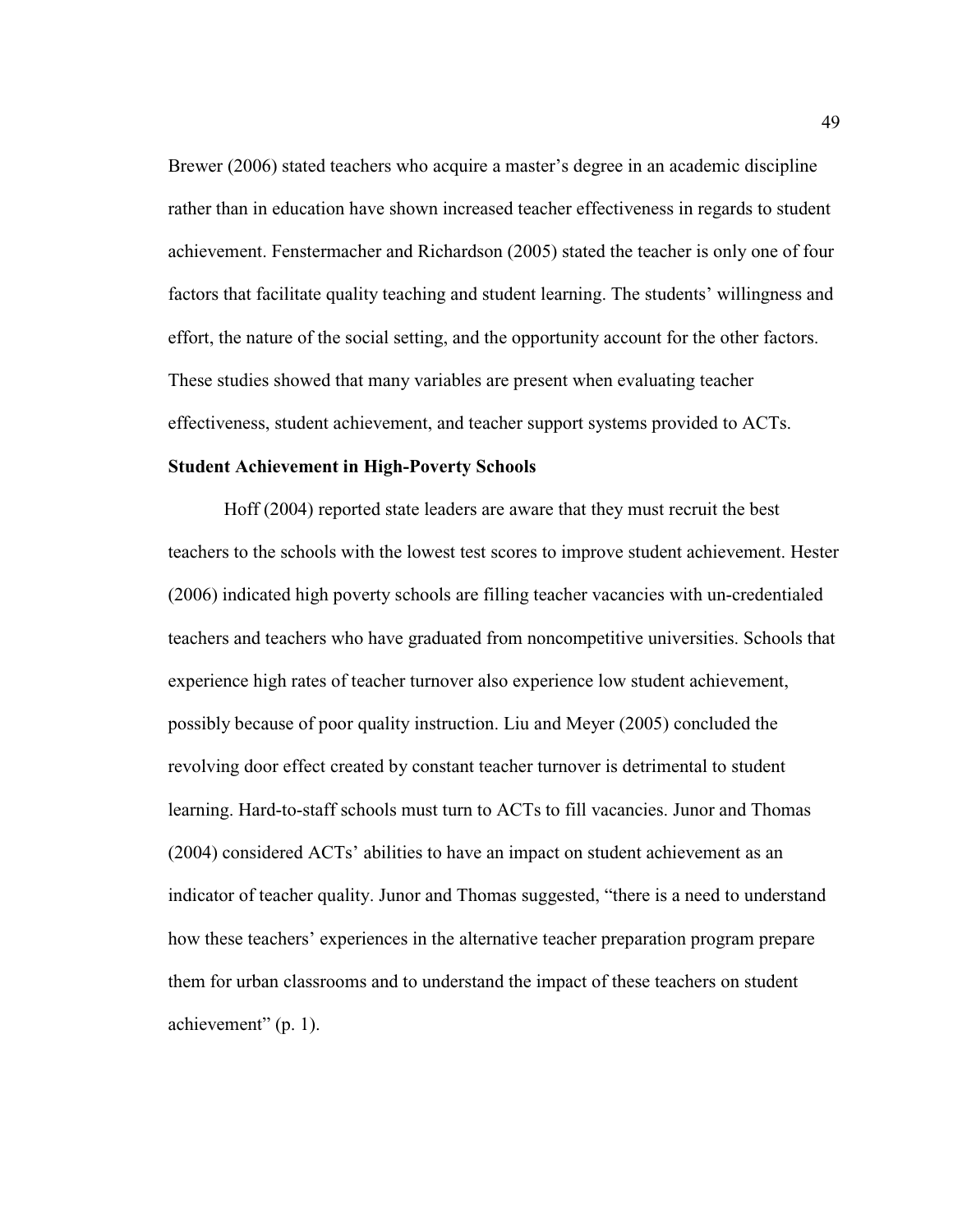Brewer (2006) stated teachers who acquire a master's degree in an academic discipline rather than in education have shown increased teacher effectiveness in regards to student achievement. Fenstermacher and Richardson (2005) stated the teacher is only one of four factors that facilitate quality teaching and student learning. The students' willingness and effort, the nature of the social setting, and the opportunity account for the other factors. These studies showed that many variables are present when evaluating teacher effectiveness, student achievement, and teacher support systems provided to ACTs.

**Student Achievement in High-Poverty Schools**

Hoff (2004) reported state leaders are aware that they must recruit the best teachers to the schools with the lowest test scores to improve student achievement. Hester (2006) indicated high poverty schools are filling teacher vacancies with un-credentialed teachers and teachers who have graduated from noncompetitive universities. Schools that experience high rates of teacher turnover also experience low student achievement, possibly because of poor quality instruction. Liu and Meyer (2005) concluded the revolving door effect created by constant teacher turnover is detrimental to student learning. Hard-to-staff schools must turn to ACTs to fill vacancies. Junor and Thomas (2004) considered ACTs' abilities to have an impact on student achievement as an indicator of teacher quality. Junor and Thomas suggested, "there is a need to understand how these teachers' experiences in the alternative teacher preparation program prepare them for urban classrooms and to understand the impact of these teachers on student achievement" (p. 1).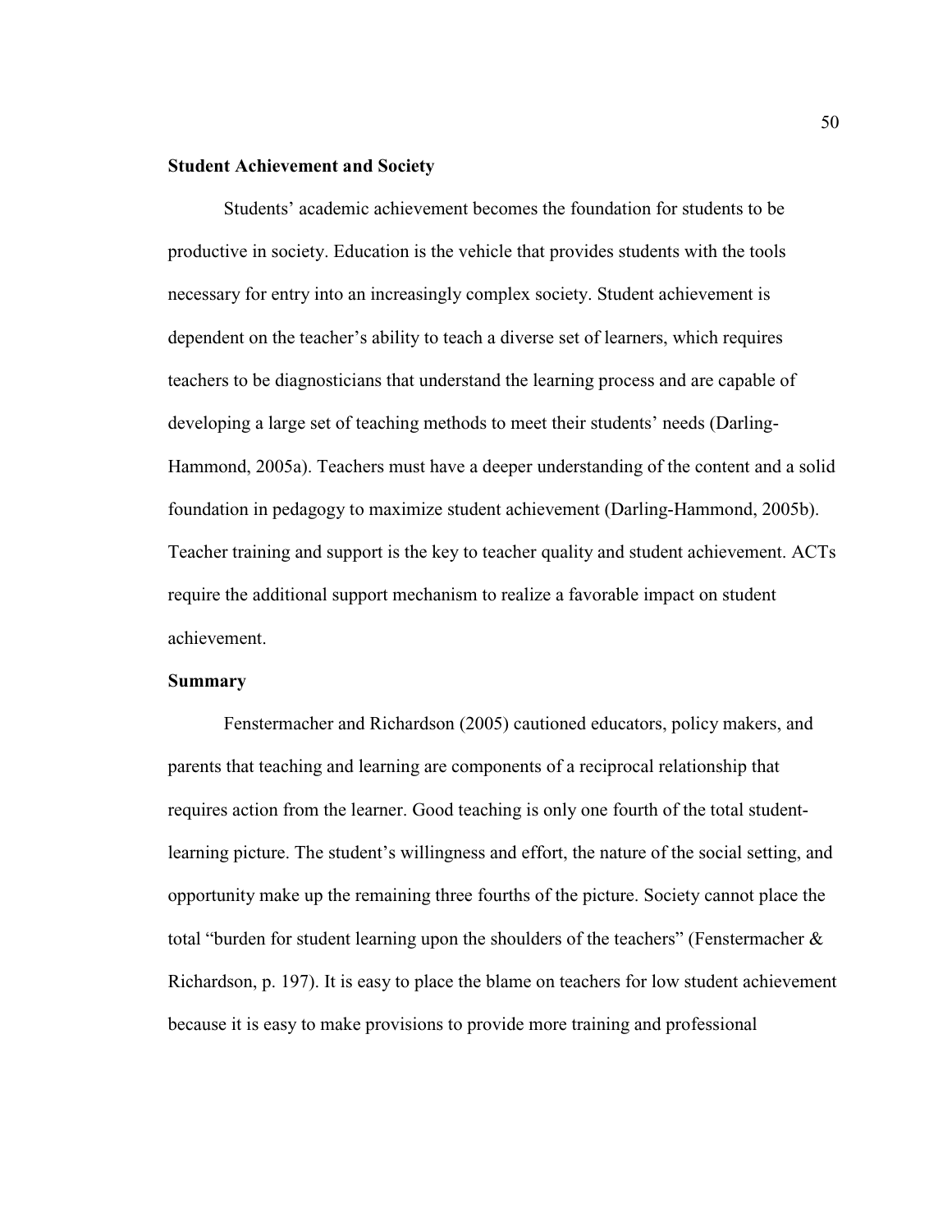### Student Achievement and Society

Students' academic achievement becomes the foundation for students to be productive in society. Education is the vehicle that provides students with the tools necessary for entry into an increasingly complex society. Student achievement is dependent on the teacher's ability to teach a diverse set of learners, which requires teachers to be diagnosticians that understand the learning process and are capable of developing a large set of teaching methods to meet their students' needs (Darling-Hammond, 2005a). Teachers must have a deeper understanding of the content and a solid foundation in pedagogy to maximize student achievement (Darling-Hammond, 2005b). Teacher training and support is the key to teacher quality and student achievement. ACTs require the additional support mechanism to realize a favorable impact on student achievement.

### Summary

Fenstermacher and Richardson (2005) cautioned educators, policy makers, and parents that teaching and learning are components of a reciprocal relationship that requires action from the learner. Good teaching is only one fourth of the total student-learning picture. The student's willingness and effort, the nature of the social setting, and opportunity make up the remaining three fourths of the picture. Society cannot place the total "burden for student learning upon the shoulders of the teachers" (Fenstermacher & Richardson, p. 197). It is easy to place the blame on teachers for low student achievement because it is easy to make provisions to provide more training and professional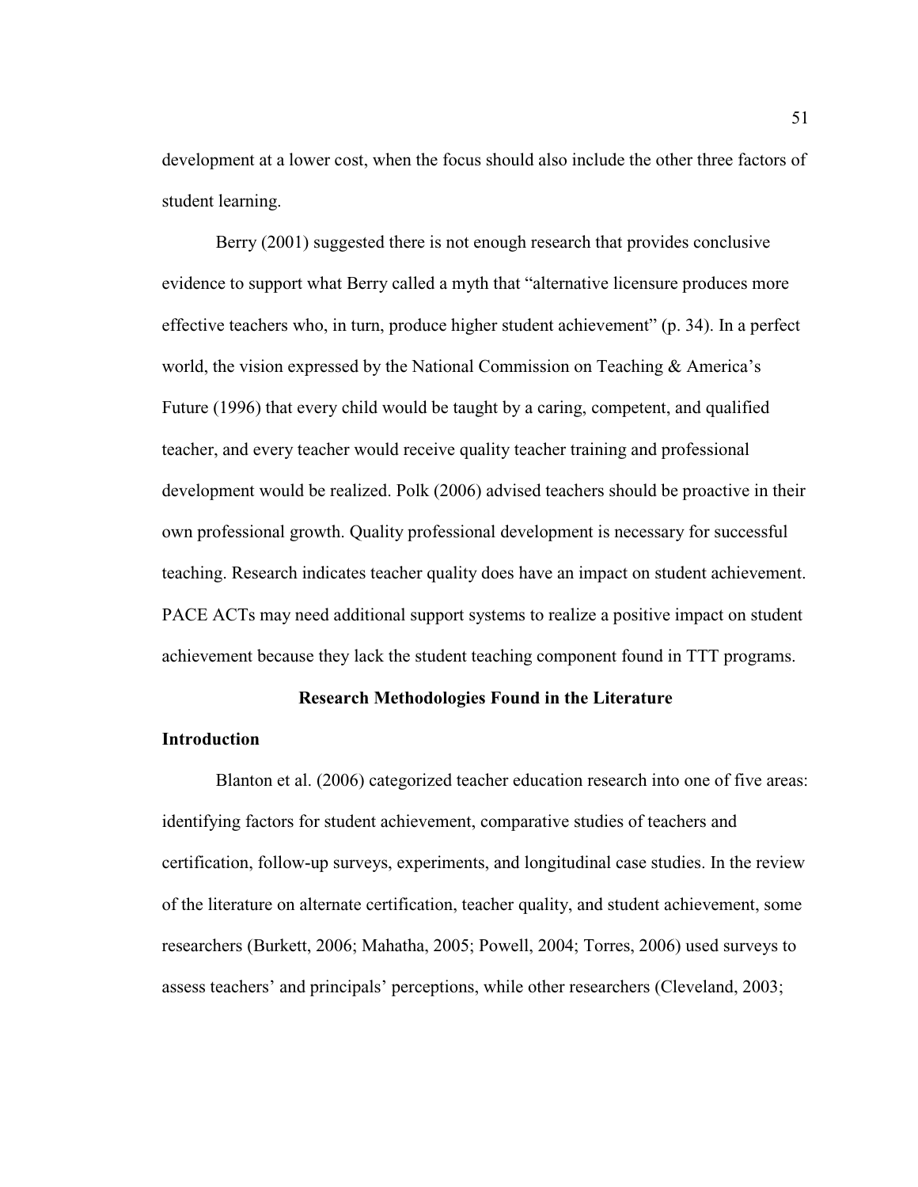development at a lower cost, when the focus should also include the other three factors of student learning.

Berry (2001) suggested there is not enough research that provides conclusive evidence to support what Berry called a myth that "alternative licensure produces more effective teachers who, in turn, produce higher student achievement" (p. 34). In a perfect world, the vision expressed by the National Commission on Teaching & America's Future (1996) that every child would be taught by a caring, competent, and qualified teacher, and every teacher would receive quality teacher training and professional development would be realized. Polk (2006) advised teachers should be proactive in their own professional growth. Quality professional development is necessary for successful teaching. Research indicates teacher quality does have an impact on student achievement. PACE ACTs may need additional support systems to realize a positive impact on student achievement because they lack the student teaching component found in TTT programs.

## Research Methodologies Found in the Literature

### Introduction

Blanton et al. (2006) categorized teacher education research into one of five areas: identifying factors for student achievement, comparative studies of teachers and certification, follow-up surveys, experiments, and longitudinal case studies. In the review of the literature on alternate certification, teacher quality, and student achievement, some researchers (Burkett, 2006; Mahatha, 2005; Powell, 2004; Torres, 2006) used surveys to assess teachers' and principals' perceptions, while other researchers (Cleveland, 2003;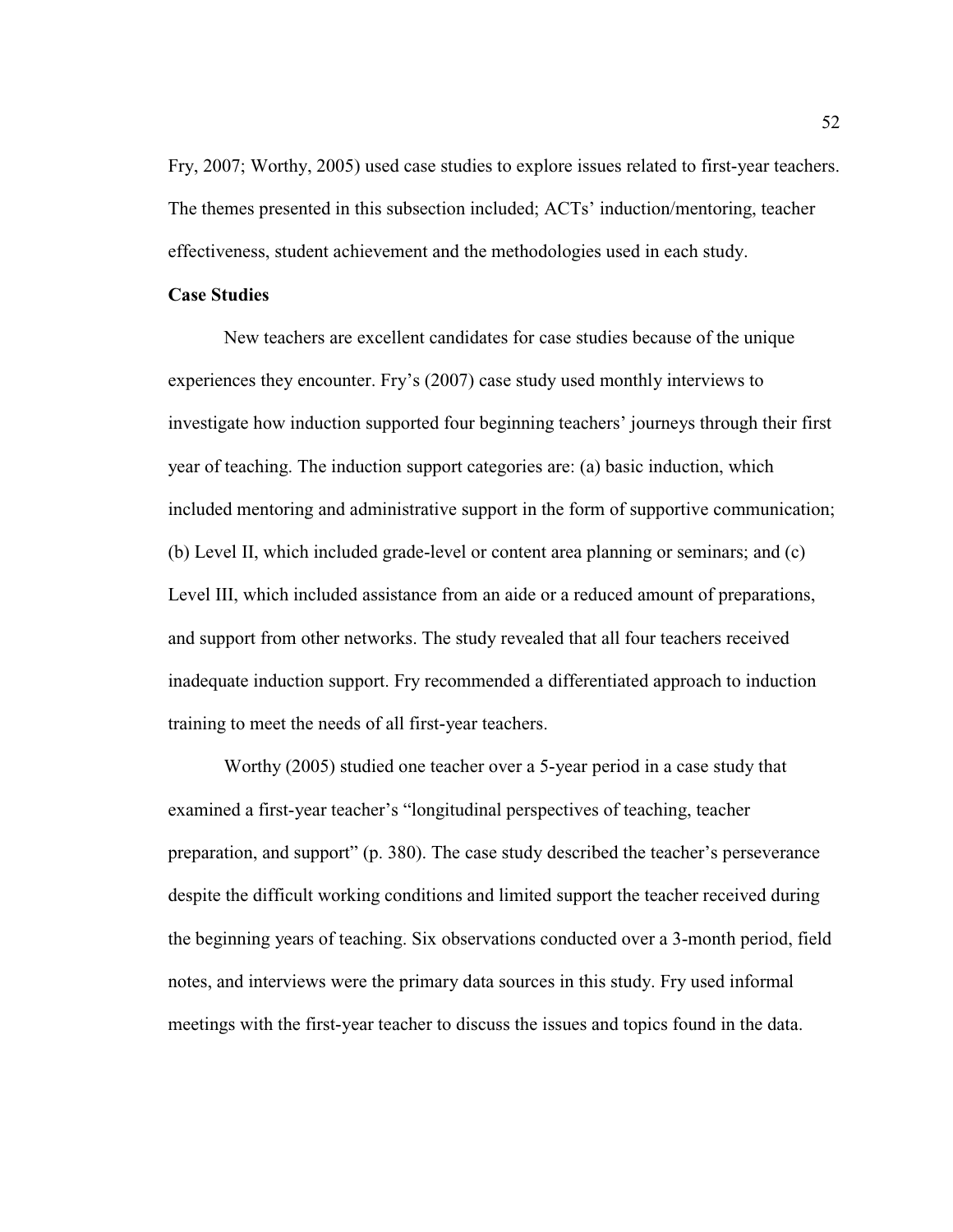Fry, 2007; Worthy, 2005) used case studies to explore issues related to first-year teachers. The themes presented in this subsection included; ACTs' induction/mentoring, teacher effectiveness, student achievement and the methodologies used in each study.

**Case Studies**

New teachers are excellent candidates for case studies because of the unique experiences they encounter. Fry's (2007) case study used monthly interviews to investigate how induction supported four beginning teachers' journeys through their first year of teaching. The induction support categories are: (a) basic induction, which included mentoring and administrative support in the form of supportive communication; (b) Level II, which included grade-level or content area planning or seminars; and (c) Level III, which included assistance from an aide or a reduced amount of preparations, and support from other networks. The study revealed that all four teachers received inadequate induction support. Fry recommended a differentiated approach to induction training to meet the needs of all first-year teachers.

Worthy (2005) studied one teacher over a 5-year period in a case study that examined a first-year teacher's "longitudinal perspectives of teaching, teacher preparation, and support" (p. 380). The case study described the teacher's perseverance despite the difficult working conditions and limited support the teacher received during the beginning years of teaching. Six observations conducted over a 3-month period, field notes, and interviews were the primary data sources in this study. Fry used informal meetings with the first-year teacher to discuss the issues and topics found in the data.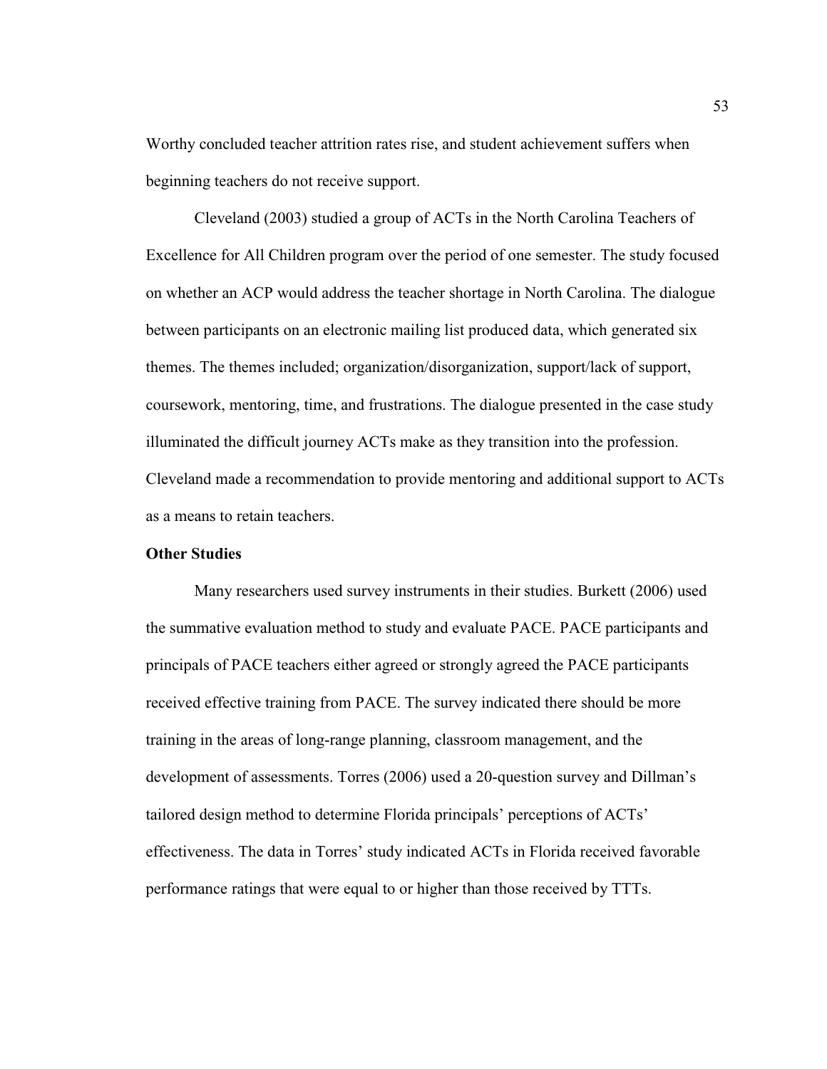Worthy concluded teacher attrition rates rise, and student achievement suffers when beginning teachers do not receive support.

Cleveland (2003) studied a group of ACTs in the North Carolina Teachers of Excellence for All Children program over the period of one semester. The study focused on whether an ACP would address the teacher shortage in North Carolina. The dialogue between participants on an electronic mailing list produced data, which generated six themes. The themes included; organization/disorganization, support/lack of support, coursework, mentoring, time, and frustrations. The dialogue presented in the case study illuminated the difficult journey ACTs make as they transition into the profession. Cleveland made a recommendation to provide mentoring and additional support to ACTs as a means to retain teachers.

**Other Studies**

Many researchers used survey instruments in their studies. Burkett (2006) used the summative evaluation method to study and evaluate PACE. PACE participants and principals of PACE teachers either agreed or strongly agreed the PACE participants received effective training from PACE. The survey indicated there should be more training in the areas of long-range planning, classroom management, and the development of assessments. Torres (2006) used a 20-question survey and Dillman's tailored design method to determine Florida principals' perceptions of ACTs' effectiveness. The data in Torres' study indicated ACTs in Florida received favorable performance ratings that were equal to or higher than those received by TTTs.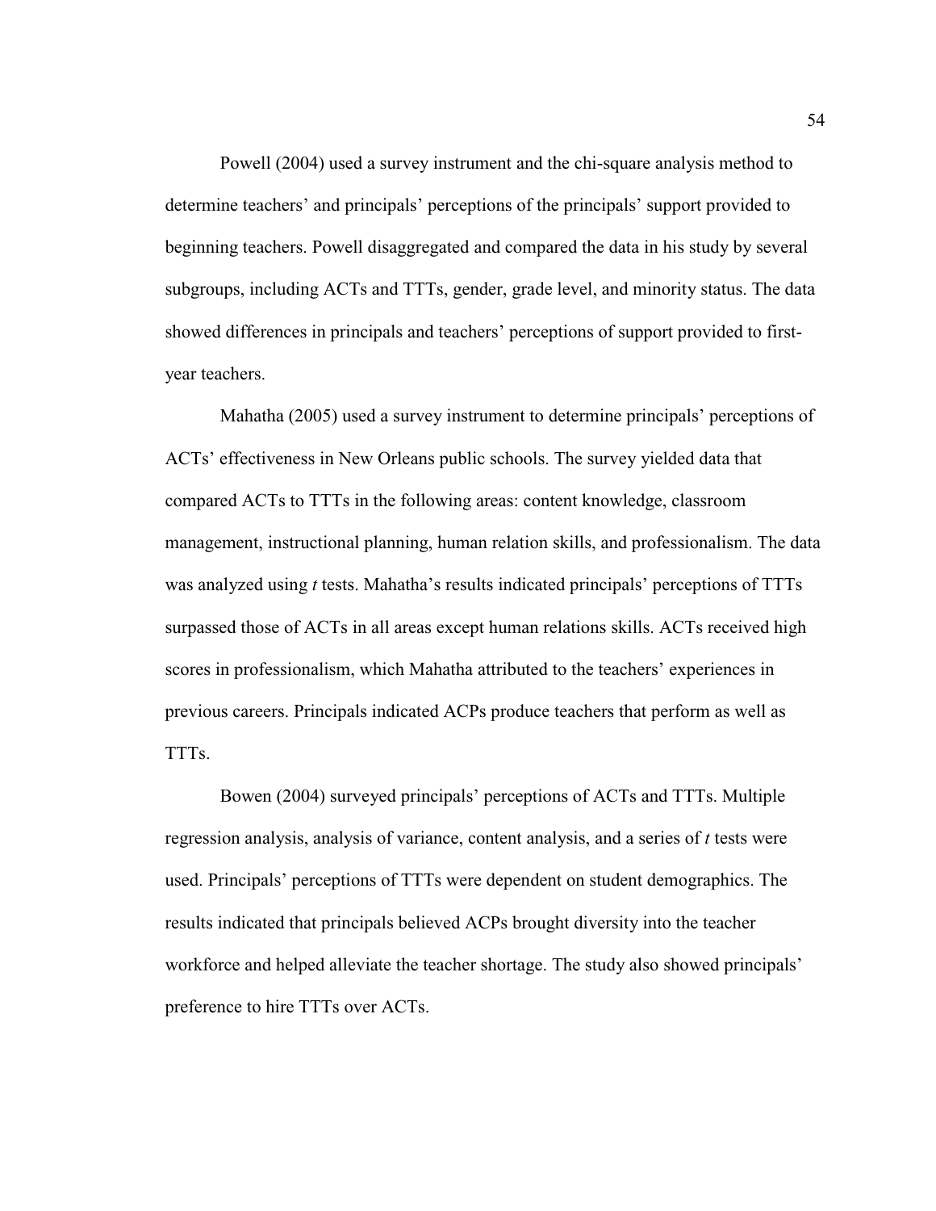Powell (2004) used a survey instrument and the chi-square analysis method to determine teachers' and principals' perceptions of the principals' support provided to beginning teachers. Powell disaggregated and compared the data in his study by several subgroups, including ACTs and TTTs, gender, grade level, and minority status. The data showed differences in principals and teachers' perceptions of support provided to first-year teachers.

Mahatha (2005) used a survey instrument to determine principals' perceptions of ACTs' effectiveness in New Orleans public schools. The survey yielded data that compared ACTs to TTTs in the following areas: content knowledge, classroom management, instructional planning, human relation skills, and professionalism. The data was analyzed using *t* tests. Mahatha's results indicated principals' perceptions of TTTs surpassed those of ACTs in all areas except human relations skills. ACTs received high scores in professionalism, which Mahatha attributed to the teachers' experiences in previous careers. Principals indicated ACPs produce teachers that perform as well as TTTs.

Bowen (2004) surveyed principals' perceptions of ACTs and TTTs. Multiple regression analysis, analysis of variance, content analysis, and a series of *t* tests were used. Principals' perceptions of TTTs were dependent on student demographics. The results indicated that principals believed ACPs brought diversity into the teacher workforce and helped alleviate the teacher shortage. The study also showed principals' preference to hire TTTs over ACTs.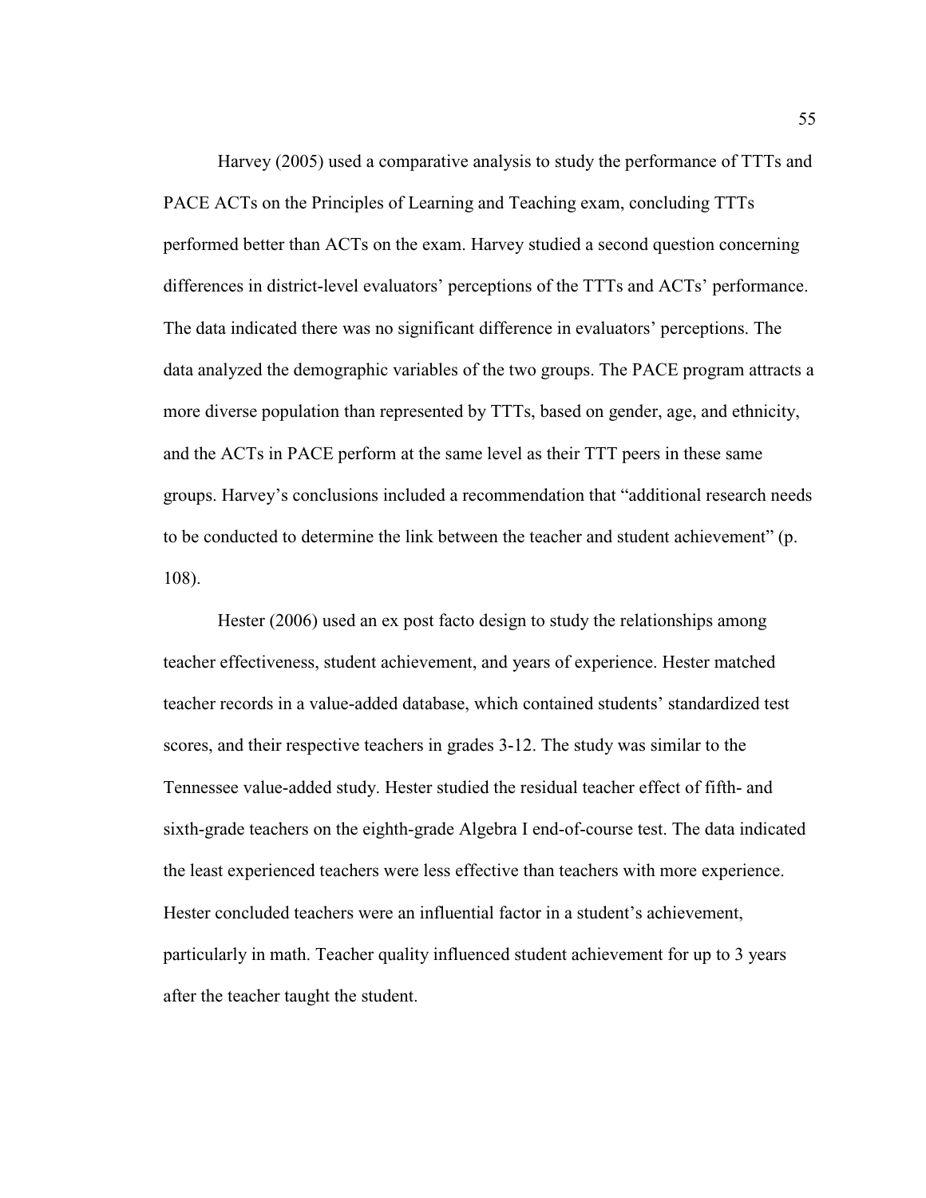Harvey (2005) used a comparative analysis to study the performance of TTTs and PACE ACTs on the Principles of Learning and Teaching exam, concluding TTTs performed better than ACTs on the exam. Harvey studied a second question concerning differences in district-level evaluators' perceptions of the TTTs and ACTs' performance. The data indicated there was no significant difference in evaluators' perceptions. The data analyzed the demographic variables of the two groups. The PACE program attracts a more diverse population than represented by TTTs, based on gender, age, and ethnicity, and the ACTs in PACE perform at the same level as their TTT peers in these same groups. Harvey's conclusions included a recommendation that "additional research needs to be conducted to determine the link between the teacher and student achievement" (p. 108).

Hester (2006) used an ex post facto design to study the relationships among teacher effectiveness, student achievement, and years of experience. Hester matched teacher records in a value-added database, which contained students' standardized test scores, and their respective teachers in grades 3-12. The study was similar to the Tennessee value-added study. Hester studied the residual teacher effect of fifth- and sixth-grade teachers on the eighth-grade Algebra I end-of-course test. The data indicated the least experienced teachers were less effective than teachers with more experience. Hester concluded teachers were an influential factor in a student's achievement, particularly in math. Teacher quality influenced student achievement for up to 3 years after the teacher taught the student.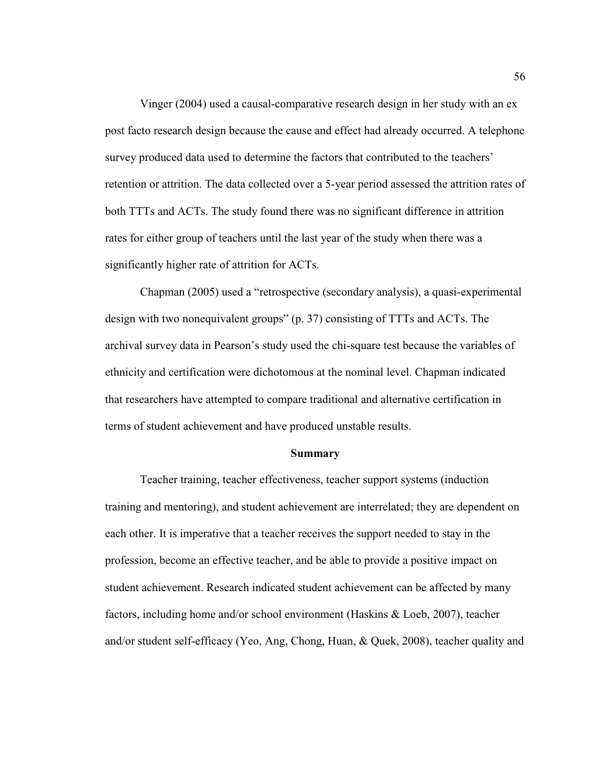Vinger (2004) used a causal-comparative research design in her study with an ex post facto research design because the cause and effect had already occurred. A telephone survey produced data used to determine the factors that contributed to the teachers' retention or attrition. The data collected over a 5-year period assessed the attrition rates of both TTTs and ACTs. The study found there was no significant difference in attrition rates for either group of teachers until the last year of the study when there was a significantly higher rate of attrition for ACTs.

Chapman (2005) used a "retrospective (secondary analysis), a quasi-experimental design with two nonequivalent groups" (p. 37) consisting of TTTs and ACTs. The archival survey data in Pearson's study used the chi-square test because the variables of ethnicity and certification were dichotomous at the nominal level. Chapman indicated that researchers have attempted to compare traditional and alternative certification in terms of student achievement and have produced unstable results.

## Summary

Teacher training, teacher effectiveness, teacher support systems (induction training and mentoring), and student achievement are interrelated; they are dependent on each other. It is imperative that a teacher receives the support needed to stay in the profession, become an effective teacher, and be able to provide a positive impact on student achievement. Research indicated student achievement can be affected by many factors, including home and/or school environment (Haskins & Loeb, 2007), teacher and/or student self-efficacy (Yeo, Ang, Chong, Huan, & Quek, 2008), teacher quality and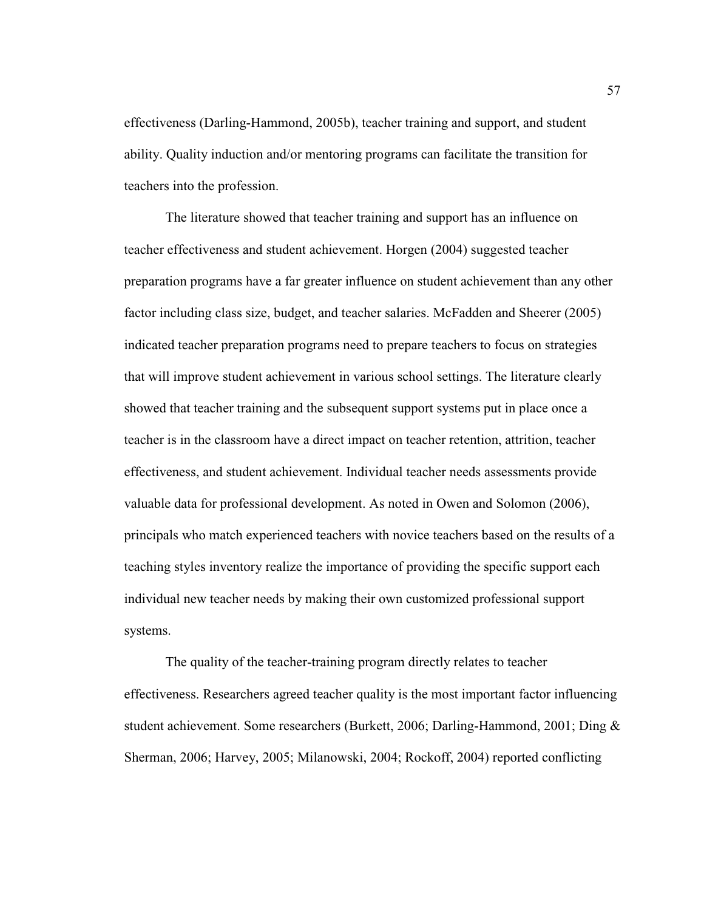effectiveness (Darling-Hammond, 2005b), teacher training and support, and student ability. Quality induction and/or mentoring programs can facilitate the transition for teachers into the profession.

The literature showed that teacher training and support has an influence on teacher effectiveness and student achievement. Horgen (2004) suggested teacher preparation programs have a far greater influence on student achievement than any other factor including class size, budget, and teacher salaries. McFadden and Sheerer (2005) indicated teacher preparation programs need to prepare teachers to focus on strategies that will improve student achievement in various school settings. The literature clearly showed that teacher training and the subsequent support systems put in place once a teacher is in the classroom have a direct impact on teacher retention, attrition, teacher effectiveness, and student achievement. Individual teacher needs assessments provide valuable data for professional development. As noted in Owen and Solomon (2006), principals who match experienced teachers with novice teachers based on the results of a teaching styles inventory realize the importance of providing the specific support each individual new teacher needs by making their own customized professional support systems.

The quality of the teacher-training program directly relates to teacher effectiveness. Researchers agreed teacher quality is the most important factor influencing student achievement. Some researchers (Burkett, 2006; Darling-Hammond, 2001; Ding & Sherman, 2006; Harvey, 2005; Milanowski, 2004; Rockoff, 2004) reported conflicting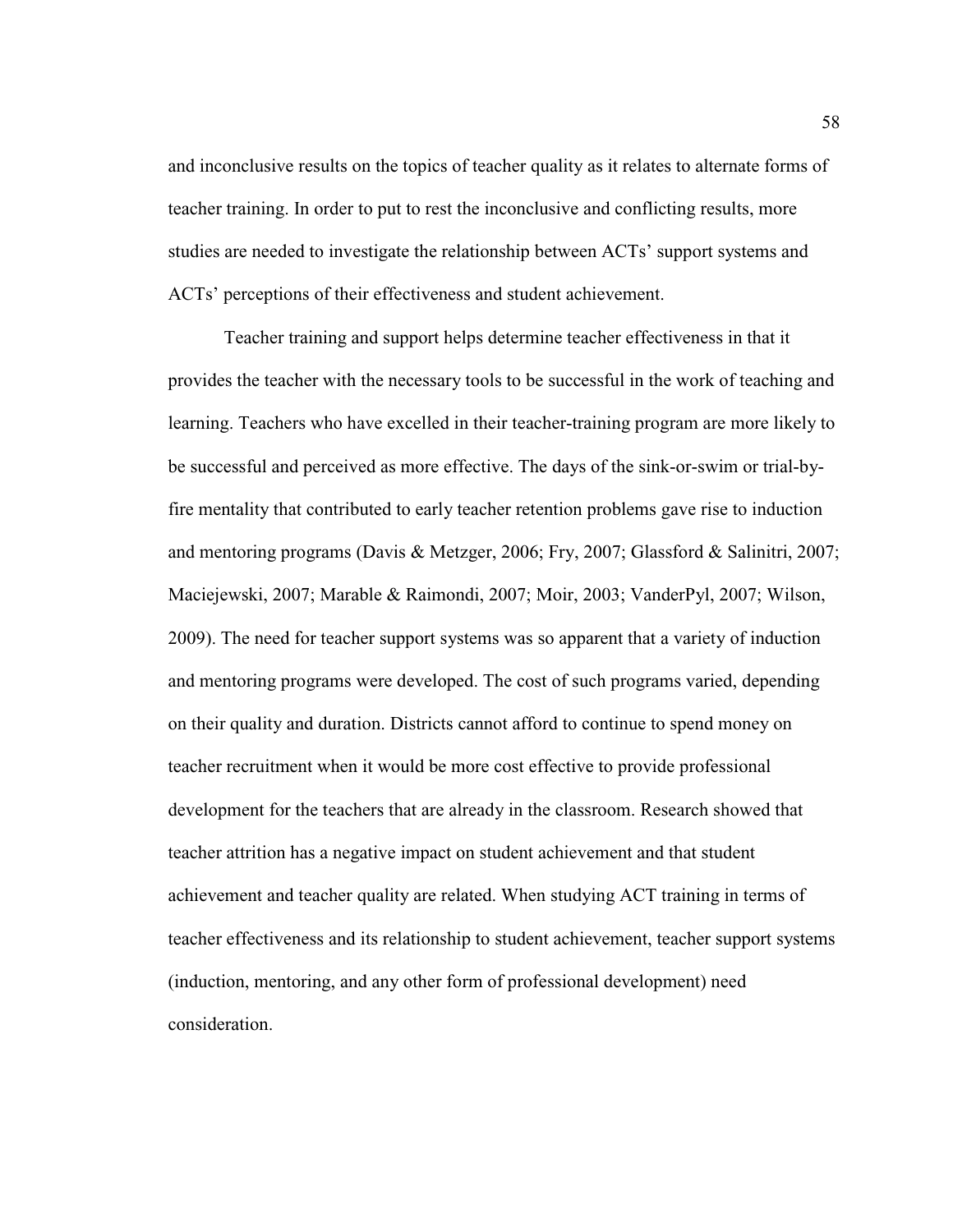and inconclusive results on the topics of teacher quality as it relates to alternate forms of teacher training. In order to put to rest the inconclusive and conflicting results, more studies are needed to investigate the relationship between ACTs' support systems and ACTs' perceptions of their effectiveness and student achievement.

Teacher training and support helps determine teacher effectiveness in that it provides the teacher with the necessary tools to be successful in the work of teaching and learning. Teachers who have excelled in their teacher-training program are more likely to be successful and perceived as more effective. The days of the sink-or-swim or trial-by-fire mentality that contributed to early teacher retention problems gave rise to induction and mentoring programs (Davis & Metzger, 2006; Fry, 2007; Glassford & Salinitri, 2007; Maciejewski, 2007; Marable & Raimondi, 2007; Moir, 2003; VanderPyl, 2007; Wilson, 2009). The need for teacher support systems was so apparent that a variety of induction and mentoring programs were developed. The cost of such programs varied, depending on their quality and duration. Districts cannot afford to continue to spend money on teacher recruitment when it would be more cost effective to provide professional development for the teachers that are already in the classroom. Research showed that teacher attrition has a negative impact on student achievement and that student achievement and teacher quality are related. When studying ACT training in terms of teacher effectiveness and its relationship to student achievement, teacher support systems (induction, mentoring, and any other form of professional development) need consideration.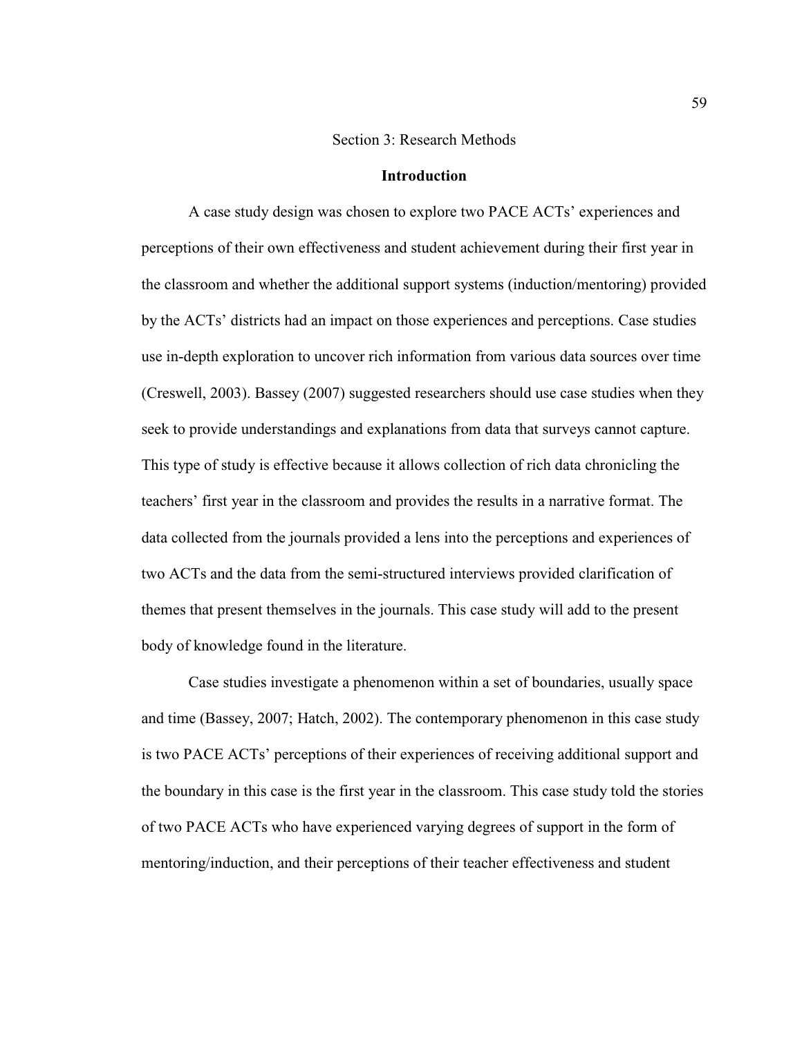# Section 3: Research Methods

## Introduction

A case study design was chosen to explore two PACE ACTs' experiences and perceptions of their own effectiveness and student achievement during their first year in the classroom and whether the additional support systems (induction/mentoring) provided by the ACTs' districts had an impact on those experiences and perceptions. Case studies use in-depth exploration to uncover rich information from various data sources over time (Creswell, 2003). Bassey (2007) suggested researchers should use case studies when they seek to provide understandings and explanations from data that surveys cannot capture. This type of study is effective because it allows collection of rich data chronicling the teachers' first year in the classroom and provides the results in a narrative format. The data collected from the journals provided a lens into the perceptions and experiences of two ACTs and the data from the semi-structured interviews provided clarification of themes that present themselves in the journals. This case study will add to the present body of knowledge found in the literature.

Case studies investigate a phenomenon within a set of boundaries, usually space and time (Bassey, 2007; Hatch, 2002). The contemporary phenomenon in this case study is two PACE ACTs' perceptions of their experiences of receiving additional support and the boundary in this case is the first year in the classroom. This case study told the stories of two PACE ACTs who have experienced varying degrees of support in the form of mentoring/induction, and their perceptions of their teacher effectiveness and student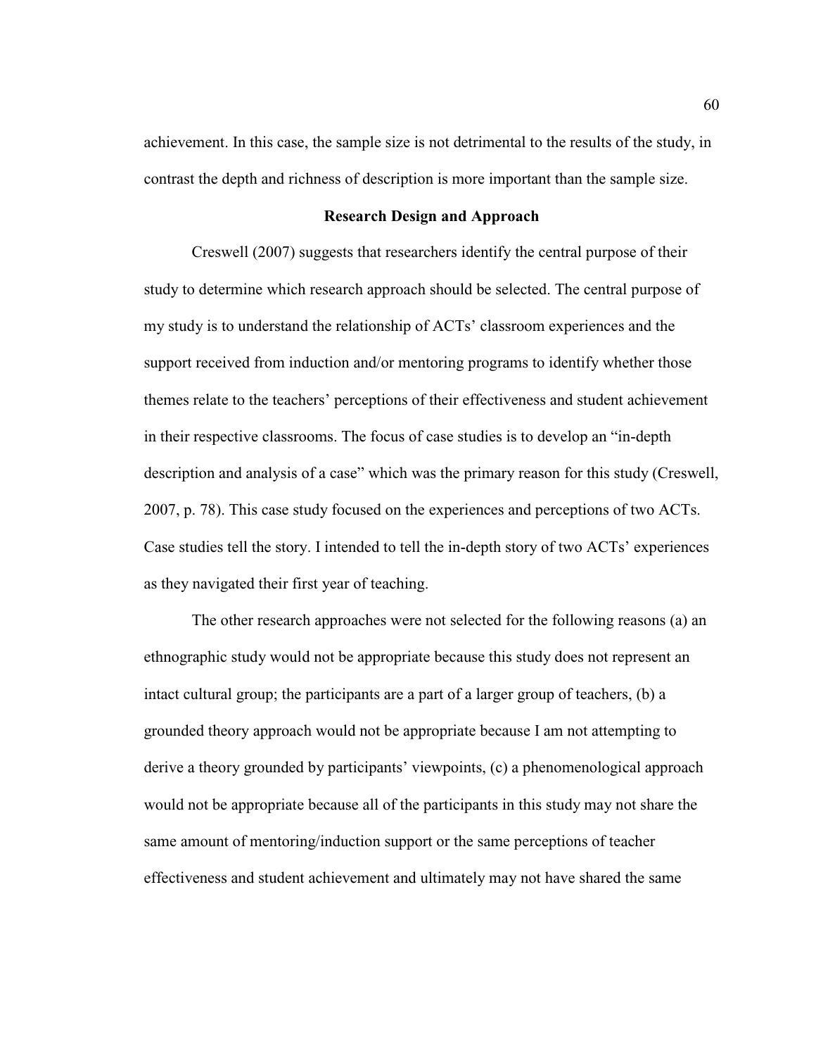achievement. In this case, the sample size is not detrimental to the results of the study, in contrast the depth and richness of description is more important than the sample size.

## Research Design and Approach

Creswell (2007) suggests that researchers identify the central purpose of their study to determine which research approach should be selected. The central purpose of my study is to understand the relationship of ACTs' classroom experiences and the support received from induction and/or mentoring programs to identify whether those themes relate to the teachers' perceptions of their effectiveness and student achievement in their respective classrooms. The focus of case studies is to develop an "in-depth description and analysis of a case" which was the primary reason for this study (Creswell, 2007, p. 78). This case study focused on the experiences and perceptions of two ACTs. Case studies tell the story. I intended to tell the in-depth story of two ACTs' experiences as they navigated their first year of teaching.

The other research approaches were not selected for the following reasons (a) an ethnographic study would not be appropriate because this study does not represent an intact cultural group; the participants are a part of a larger group of teachers, (b) a grounded theory approach would not be appropriate because I am not attempting to derive a theory grounded by participants' viewpoints, (c) a phenomenological approach would not be appropriate because all of the participants in this study may not share the same amount of mentoring/induction support or the same perceptions of teacher effectiveness and student achievement and ultimately may not have shared the same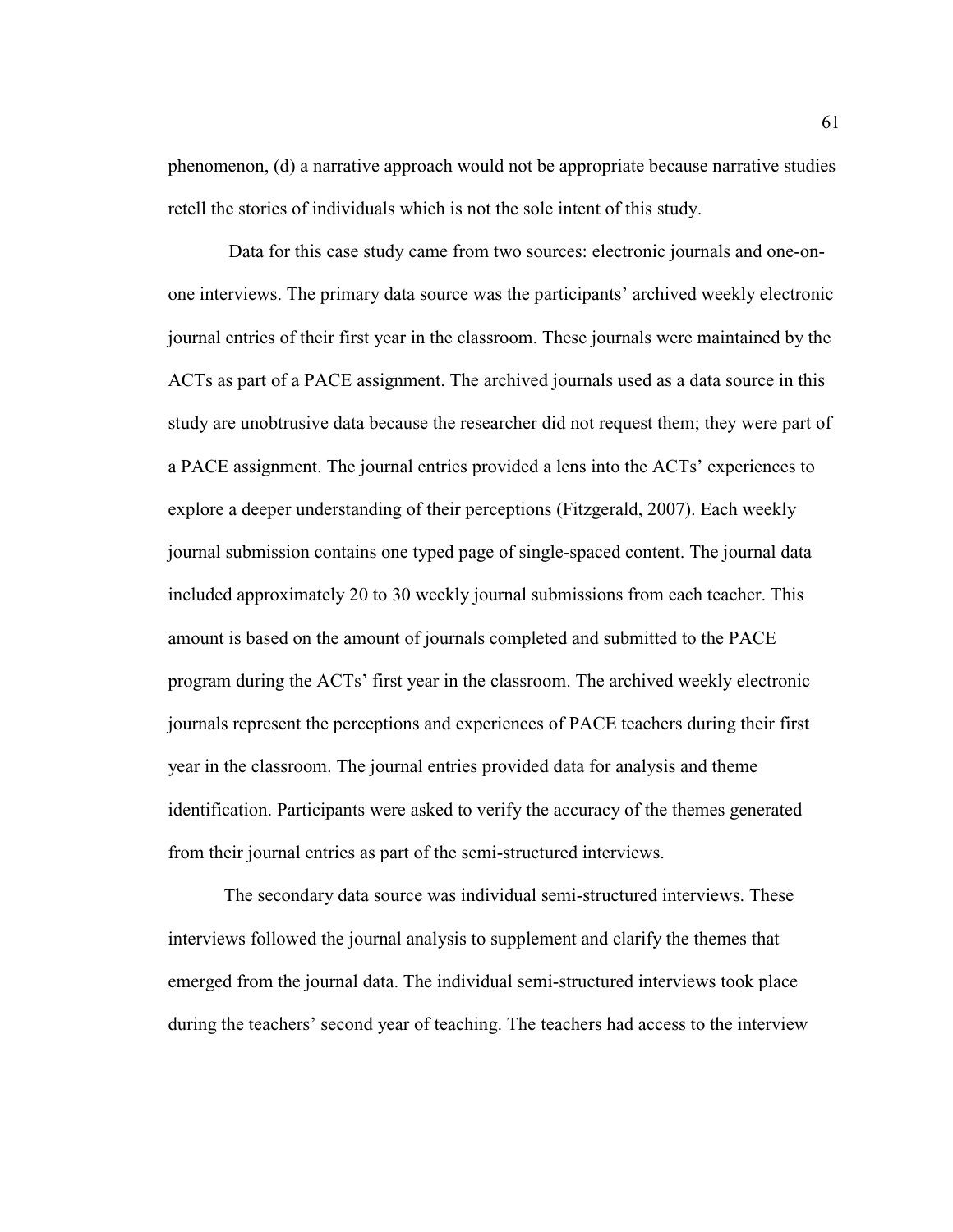phenomenon, (d) a narrative approach would not be appropriate because narrative studies retell the stories of individuals which is not the sole intent of this study.

Data for this case study came from two sources: electronic journals and one-on-one interviews. The primary data source was the participants' archived weekly electronic journal entries of their first year in the classroom. These journals were maintained by the ACTs as part of a PACE assignment. The archived journals used as a data source in this study are unobtrusive data because the researcher did not request them; they were part of a PACE assignment. The journal entries provided a lens into the ACTs' experiences to explore a deeper understanding of their perceptions (Fitzgerald, 2007). Each weekly journal submission contains one typed page of single-spaced content. The journal data included approximately 20 to 30 weekly journal submissions from each teacher. This amount is based on the amount of journals completed and submitted to the PACE program during the ACTs' first year in the classroom. The archived weekly electronic journals represent the perceptions and experiences of PACE teachers during their first year in the classroom. The journal entries provided data for analysis and theme identification. Participants were asked to verify the accuracy of the themes generated from their journal entries as part of the semi-structured interviews.

The secondary data source was individual semi-structured interviews. These interviews followed the journal analysis to supplement and clarify the themes that emerged from the journal data. The individual semi-structured interviews took place during the teachers' second year of teaching. The teachers had access to the interview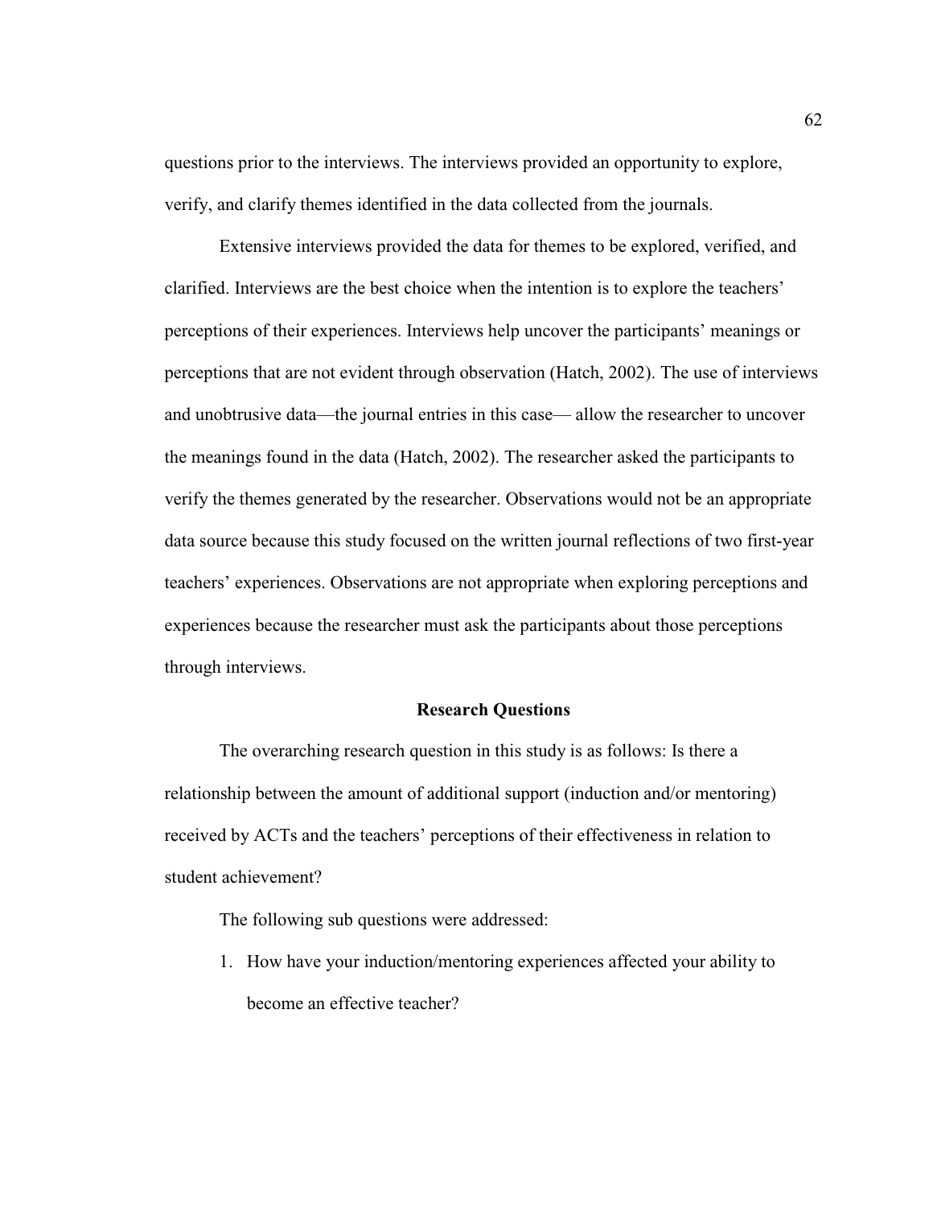questions prior to the interviews. The interviews provided an opportunity to explore, verify, and clarify themes identified in the data collected from the journals.

Extensive interviews provided the data for themes to be explored, verified, and clarified. Interviews are the best choice when the intention is to explore the teachers' perceptions of their experiences. Interviews help uncover the participants' meanings or perceptions that are not evident through observation (Hatch, 2002). The use of interviews and unobtrusive data—the journal entries in this case— allow the researcher to uncover the meanings found in the data (Hatch, 2002). The researcher asked the participants to verify the themes generated by the researcher. Observations would not be an appropriate data source because this study focused on the written journal reflections of two first-year teachers' experiences. Observations are not appropriate when exploring perceptions and experiences because the researcher must ask the participants about those perceptions through interviews.

## Research Questions

The overarching research question in this study is as follows: Is there a relationship between the amount of additional support (induction and/or mentoring) received by ACTs and the teachers' perceptions of their effectiveness in relation to student achievement?

The following sub questions were addressed:

1. How have your induction/mentoring experiences affected your ability to become an effective teacher?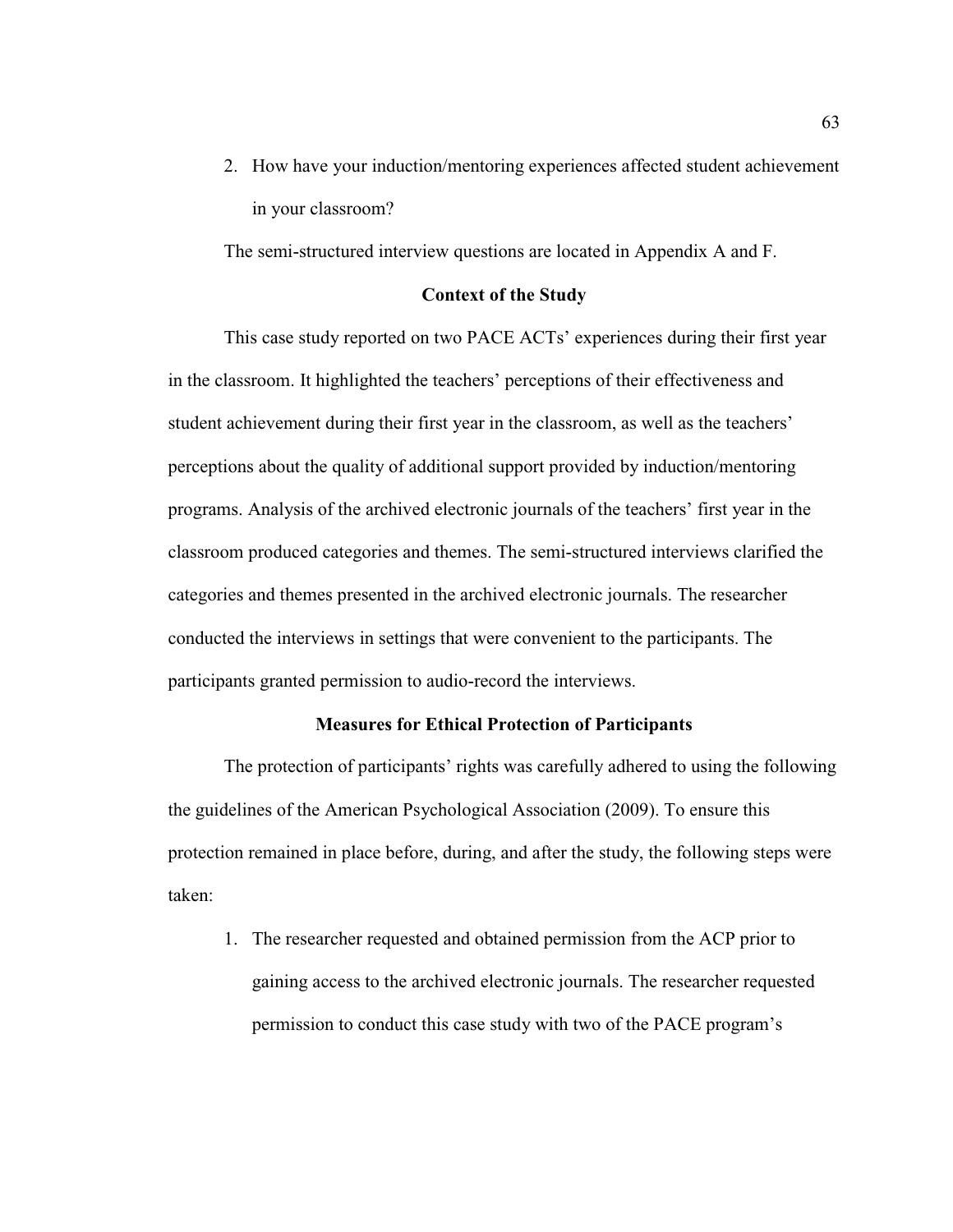2. How have your induction/mentoring experiences affected student achievement in your classroom?

The semi-structured interview questions are located in Appendix A and F.

## Context of the Study

This case study reported on two PACE ACTs' experiences during their first year in the classroom. It highlighted the teachers' perceptions of their effectiveness and student achievement during their first year in the classroom, as well as the teachers' perceptions about the quality of additional support provided by induction/mentoring programs. Analysis of the archived electronic journals of the teachers' first year in the classroom produced categories and themes. The semi-structured interviews clarified the categories and themes presented in the archived electronic journals. The researcher conducted the interviews in settings that were convenient to the participants. The participants granted permission to audio-record the interviews.

## Measures for Ethical Protection of Participants

The protection of participants' rights was carefully adhered to using the following the guidelines of the American Psychological Association (2009). To ensure this protection remained in place before, during, and after the study, the following steps were taken:

1. The researcher requested and obtained permission from the ACP prior to gaining access to the archived electronic journals. The researcher requested permission to conduct this case study with two of the PACE program's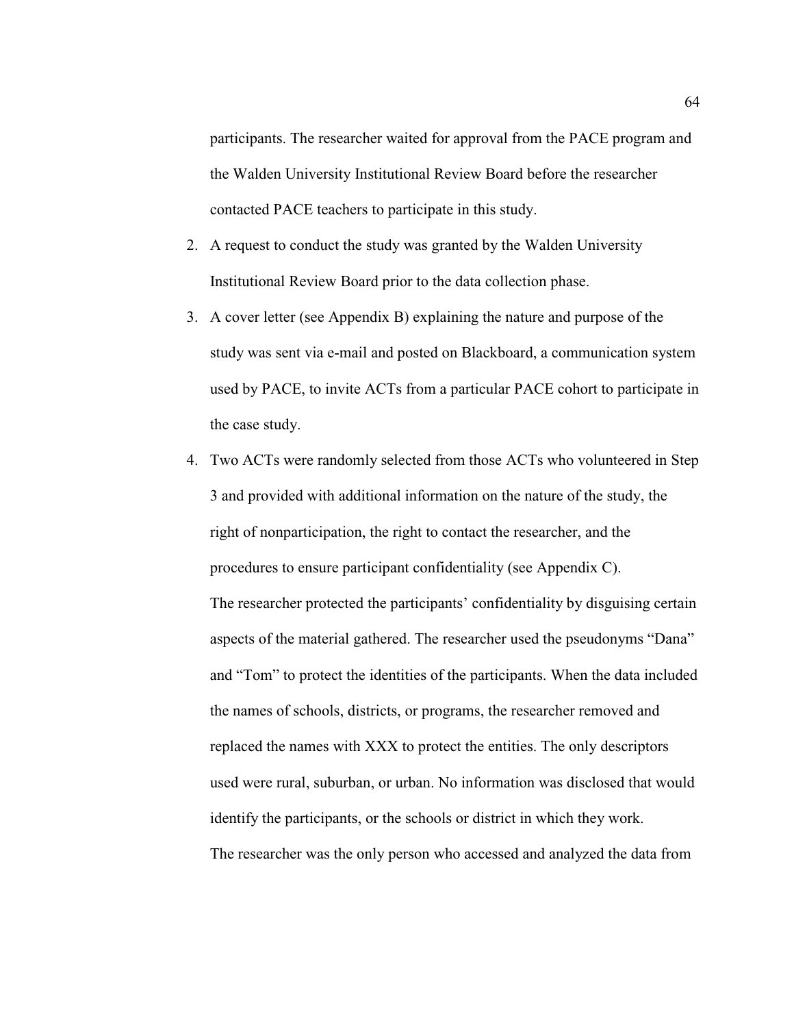participants. The researcher waited for approval from the PACE program and the Walden University Institutional Review Board before the researcher contacted PACE teachers to participate in this study.

2. A request to conduct the study was granted by the Walden University Institutional Review Board prior to the data collection phase.
3. A cover letter (see Appendix B) explaining the nature and purpose of the study was sent via e-mail and posted on Blackboard, a communication system used by PACE, to invite ACTs from a particular PACE cohort to participate in the case study.
4. Two ACTs were randomly selected from those ACTs who volunteered in Step 3 and provided with additional information on the nature of the study, the right of nonparticipation, the right to contact the researcher, and the procedures to ensure participant confidentiality (see Appendix C).

The researcher protected the participants' confidentiality by disguising certain aspects of the material gathered. The researcher used the pseudonyms "Dana" and "Tom" to protect the identities of the participants. When the data included the names of schools, districts, or programs, the researcher removed and replaced the names with XXX to protect the entities. The only descriptors used were rural, suburban, or urban. No information was disclosed that would identify the participants, or the schools or district in which they work.

The researcher was the only person who accessed and analyzed the data from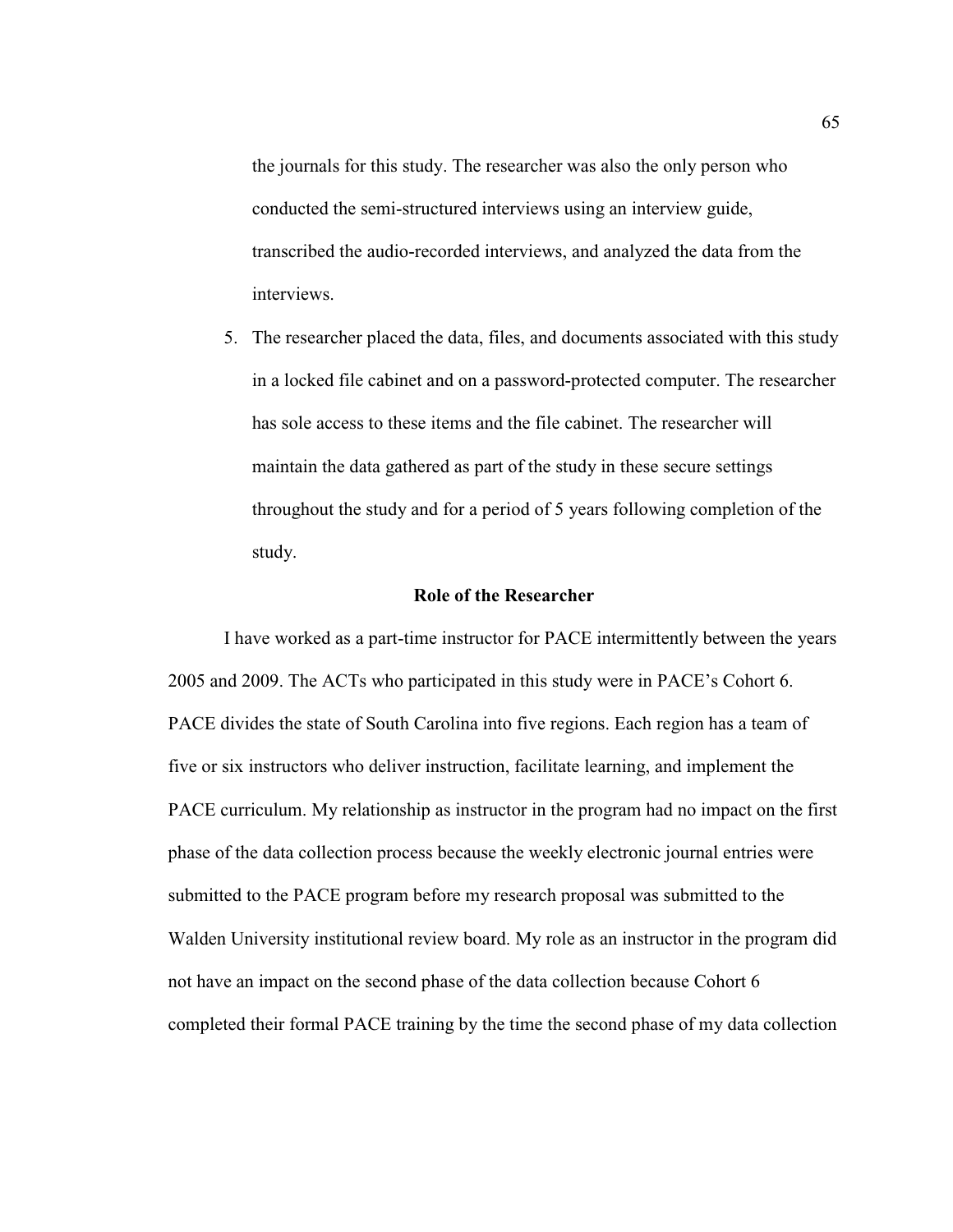the journals for this study. The researcher was also the only person who conducted the semi-structured interviews using an interview guide, transcribed the audio-recorded interviews, and analyzed the data from the interviews.

5. The researcher placed the data, files, and documents associated with this study in a locked file cabinet and on a password-protected computer. The researcher has sole access to these items and the file cabinet. The researcher will maintain the data gathered as part of the study in these secure settings throughout the study and for a period of 5 years following completion of the study.

## Role of the Researcher

I have worked as a part-time instructor for PACE intermittently between the years 2005 and 2009. The ACTs who participated in this study were in PACE's Cohort 6. PACE divides the state of South Carolina into five regions. Each region has a team of five or six instructors who deliver instruction, facilitate learning, and implement the PACE curriculum. My relationship as instructor in the program had no impact on the first phase of the data collection process because the weekly electronic journal entries were submitted to the PACE program before my research proposal was submitted to the Walden University institutional review board. My role as an instructor in the program did not have an impact on the second phase of the data collection because Cohort 6 completed their formal PACE training by the time the second phase of my data collection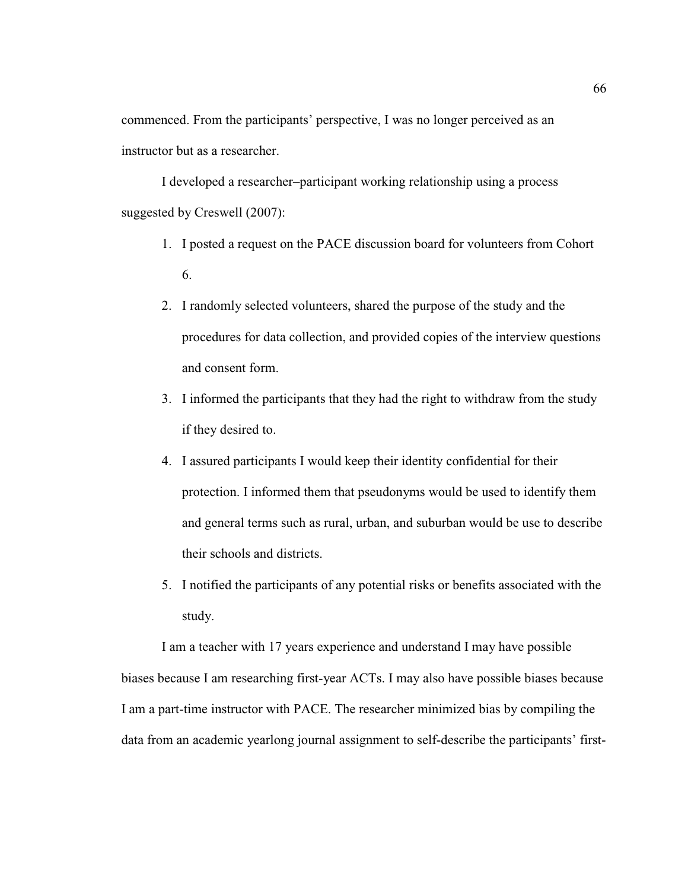commenced. From the participants' perspective, I was no longer perceived as an instructor but as a researcher.

I developed a researcher–participant working relationship using a process suggested by Creswell (2007):

1. I posted a request on the PACE discussion board for volunteers from Cohort 6.
2. I randomly selected volunteers, shared the purpose of the study and the procedures for data collection, and provided copies of the interview questions and consent form.
3. I informed the participants that they had the right to withdraw from the study if they desired to.
4. I assured participants I would keep their identity confidential for their protection. I informed them that pseudonyms would be used to identify them and general terms such as rural, urban, and suburban would be use to describe their schools and districts.
5. I notified the participants of any potential risks or benefits associated with the study.

I am a teacher with 17 years experience and understand I may have possible biases because I am researching first-year ACTs. I may also have possible biases because I am a part-time instructor with PACE. The researcher minimized bias by compiling the data from an academic yearlong journal assignment to self-describe the participants' first-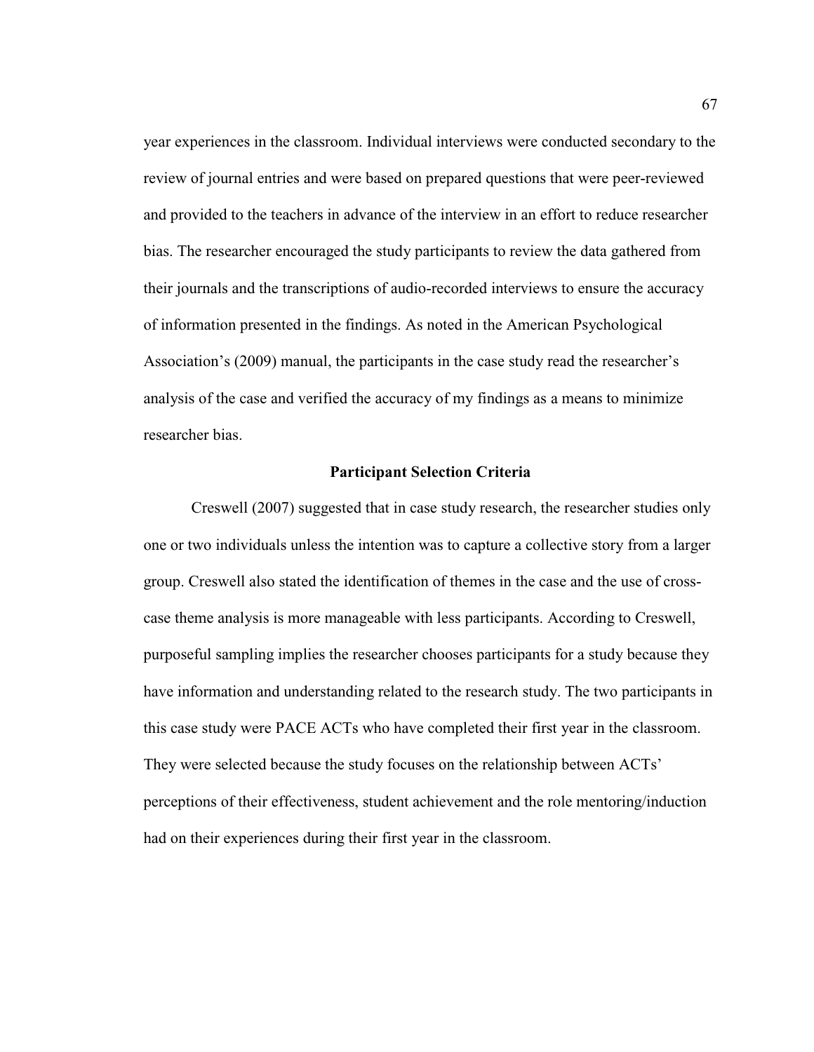year experiences in the classroom. Individual interviews were conducted secondary to the review of journal entries and were based on prepared questions that were peer-reviewed and provided to the teachers in advance of the interview in an effort to reduce researcher bias. The researcher encouraged the study participants to review the data gathered from their journals and the transcriptions of audio-recorded interviews to ensure the accuracy of information presented in the findings. As noted in the American Psychological Association's (2009) manual, the participants in the case study read the researcher's analysis of the case and verified the accuracy of my findings as a means to minimize researcher bias.

## Participant Selection Criteria

Creswell (2007) suggested that in case study research, the researcher studies only one or two individuals unless the intention was to capture a collective story from a larger group. Creswell also stated the identification of themes in the case and the use of cross-case theme analysis is more manageable with less participants. According to Creswell, purposeful sampling implies the researcher chooses participants for a study because they have information and understanding related to the research study. The two participants in this case study were PACE ACTs who have completed their first year in the classroom. They were selected because the study focuses on the relationship between ACTs' perceptions of their effectiveness, student achievement and the role mentoring/induction had on their experiences during their first year in the classroom.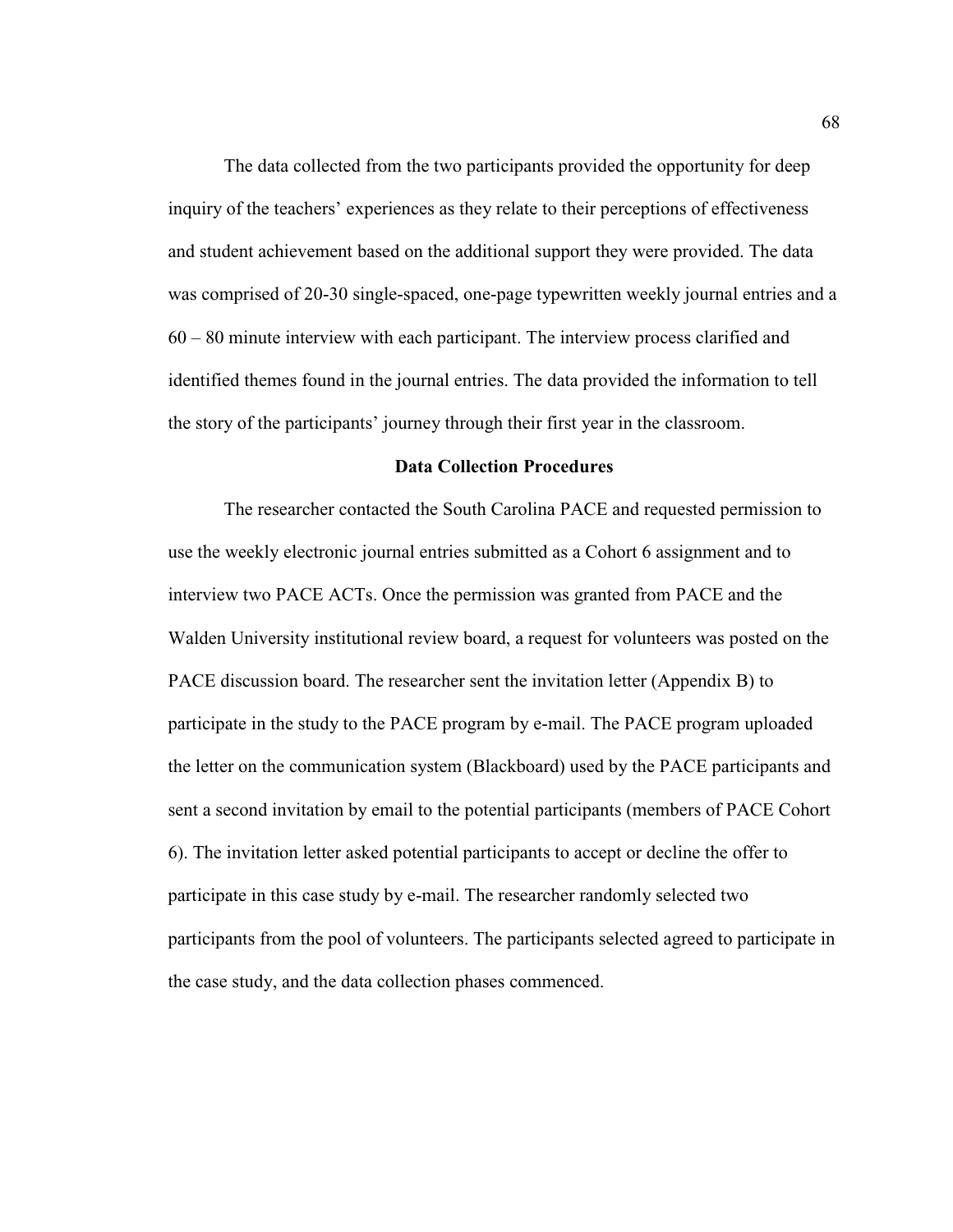The data collected from the two participants provided the opportunity for deep inquiry of the teachers' experiences as they relate to their perceptions of effectiveness and student achievement based on the additional support they were provided. The data was comprised of 20-30 single-spaced, one-page typewritten weekly journal entries and a 60 – 80 minute interview with each participant. The interview process clarified and identified themes found in the journal entries. The data provided the information to tell the story of the participants' journey through their first year in the classroom.

## Data Collection Procedures

The researcher contacted the South Carolina PACE and requested permission to use the weekly electronic journal entries submitted as a Cohort 6 assignment and to interview two PACE ACTs. Once the permission was granted from PACE and the Walden University institutional review board, a request for volunteers was posted on the PACE discussion board. The researcher sent the invitation letter (Appendix B) to participate in the study to the PACE program by e-mail. The PACE program uploaded the letter on the communication system (Blackboard) used by the PACE participants and sent a second invitation by email to the potential participants (members of PACE Cohort 6). The invitation letter asked potential participants to accept or decline the offer to participate in this case study by e-mail. The researcher randomly selected two participants from the pool of volunteers. The participants selected agreed to participate in the case study, and the data collection phases commenced.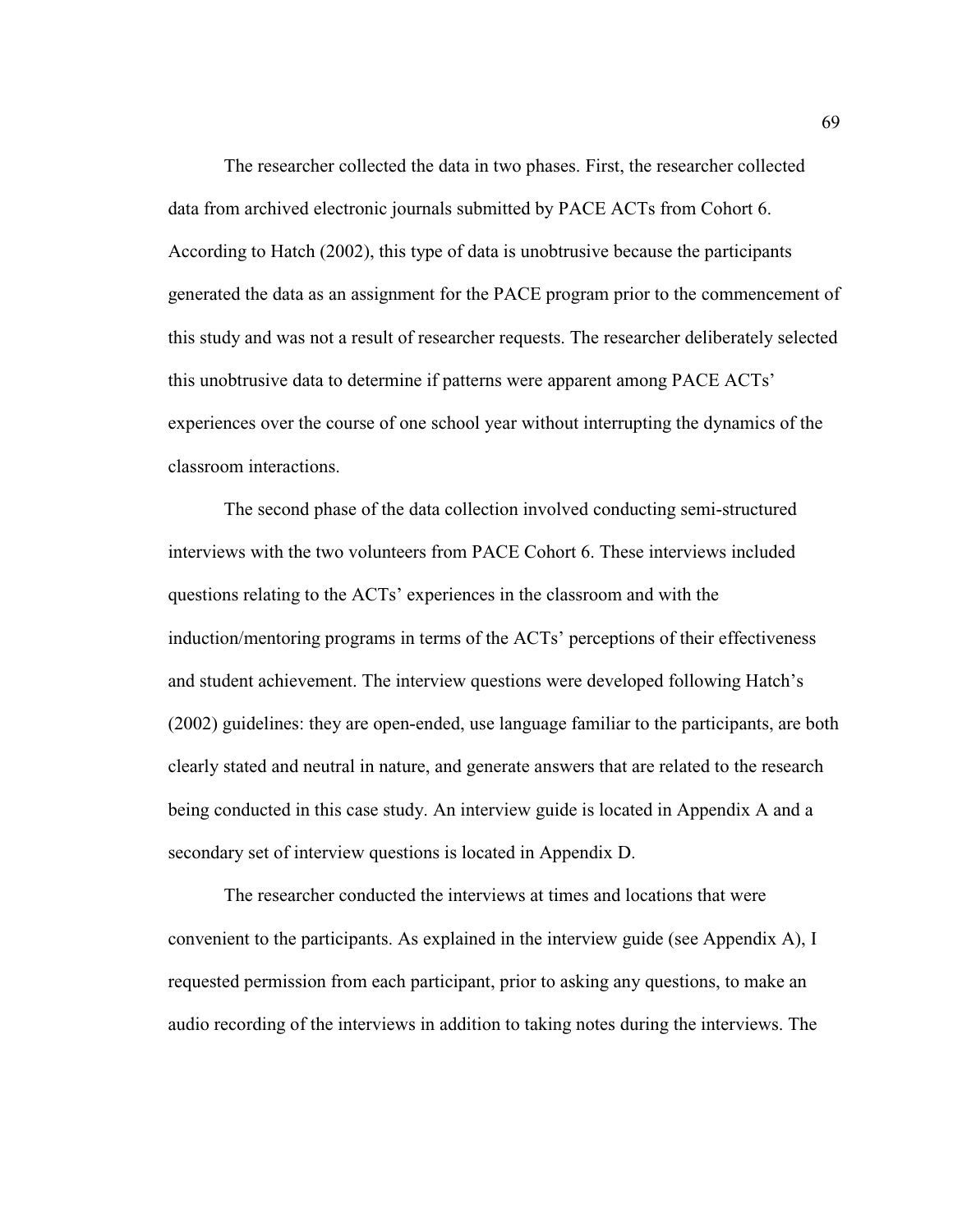The researcher collected the data in two phases. First, the researcher collected data from archived electronic journals submitted by PACE ACTs from Cohort 6. According to Hatch (2002), this type of data is unobtrusive because the participants generated the data as an assignment for the PACE program prior to the commencement of this study and was not a result of researcher requests. The researcher deliberately selected this unobtrusive data to determine if patterns were apparent among PACE ACTs' experiences over the course of one school year without interrupting the dynamics of the classroom interactions.

The second phase of the data collection involved conducting semi-structured interviews with the two volunteers from PACE Cohort 6. These interviews included questions relating to the ACTs' experiences in the classroom and with the induction/mentoring programs in terms of the ACTs' perceptions of their effectiveness and student achievement. The interview questions were developed following Hatch's (2002) guidelines: they are open-ended, use language familiar to the participants, are both clearly stated and neutral in nature, and generate answers that are related to the research being conducted in this case study. An interview guide is located in Appendix A and a secondary set of interview questions is located in Appendix D.

The researcher conducted the interviews at times and locations that were convenient to the participants. As explained in the interview guide (see Appendix A), I requested permission from each participant, prior to asking any questions, to make an audio recording of the interviews in addition to taking notes during the interviews. The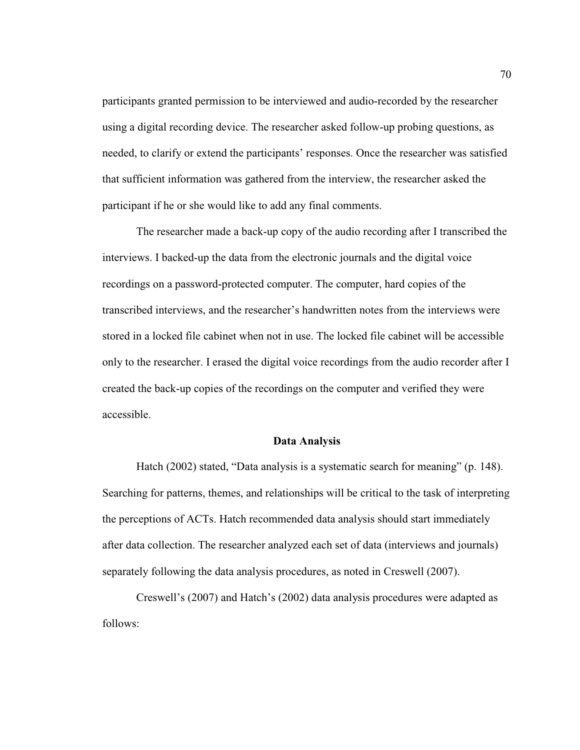participants granted permission to be interviewed and audio-recorded by the researcher using a digital recording device. The researcher asked follow-up probing questions, as needed, to clarify or extend the participants' responses. Once the researcher was satisfied that sufficient information was gathered from the interview, the researcher asked the participant if he or she would like to add any final comments.

The researcher made a back-up copy of the audio recording after I transcribed the interviews. I backed-up the data from the electronic journals and the digital voice recordings on a password-protected computer. The computer, hard copies of the transcribed interviews, and the researcher's handwritten notes from the interviews were stored in a locked file cabinet when not in use. The locked file cabinet will be accessible only to the researcher. I erased the digital voice recordings from the audio recorder after I created the back-up copies of the recordings on the computer and verified they were accessible.

## Data Analysis

Hatch (2002) stated, "Data analysis is a systematic search for meaning" (p. 148). Searching for patterns, themes, and relationships will be critical to the task of interpreting the perceptions of ACTs. Hatch recommended data analysis should start immediately after data collection. The researcher analyzed each set of data (interviews and journals) separately following the data analysis procedures, as noted in Creswell (2007).

Creswell's (2007) and Hatch's (2002) data analysis procedures were adapted as follows: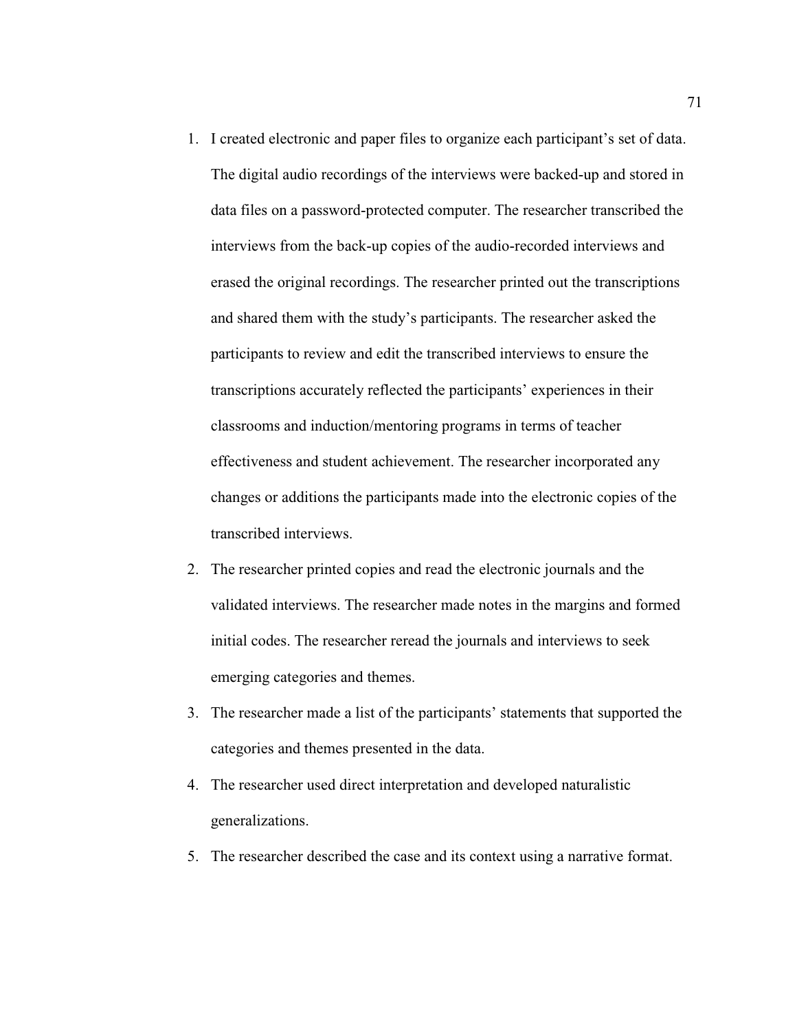1. I created electronic and paper files to organize each participant's set of data. The digital audio recordings of the interviews were backed-up and stored in data files on a password-protected computer. The researcher transcribed the interviews from the back-up copies of the audio-recorded interviews and erased the original recordings. The researcher printed out the transcriptions and shared them with the study's participants. The researcher asked the participants to review and edit the transcribed interviews to ensure the transcriptions accurately reflected the participants' experiences in their classrooms and induction/mentoring programs in terms of teacher effectiveness and student achievement. The researcher incorporated any changes or additions the participants made into the electronic copies of the transcribed interviews.
2. The researcher printed copies and read the electronic journals and the validated interviews. The researcher made notes in the margins and formed initial codes. The researcher reread the journals and interviews to seek emerging categories and themes.
3. The researcher made a list of the participants' statements that supported the categories and themes presented in the data.
4. The researcher used direct interpretation and developed naturalistic generalizations.
5. The researcher described the case and its context using a narrative format.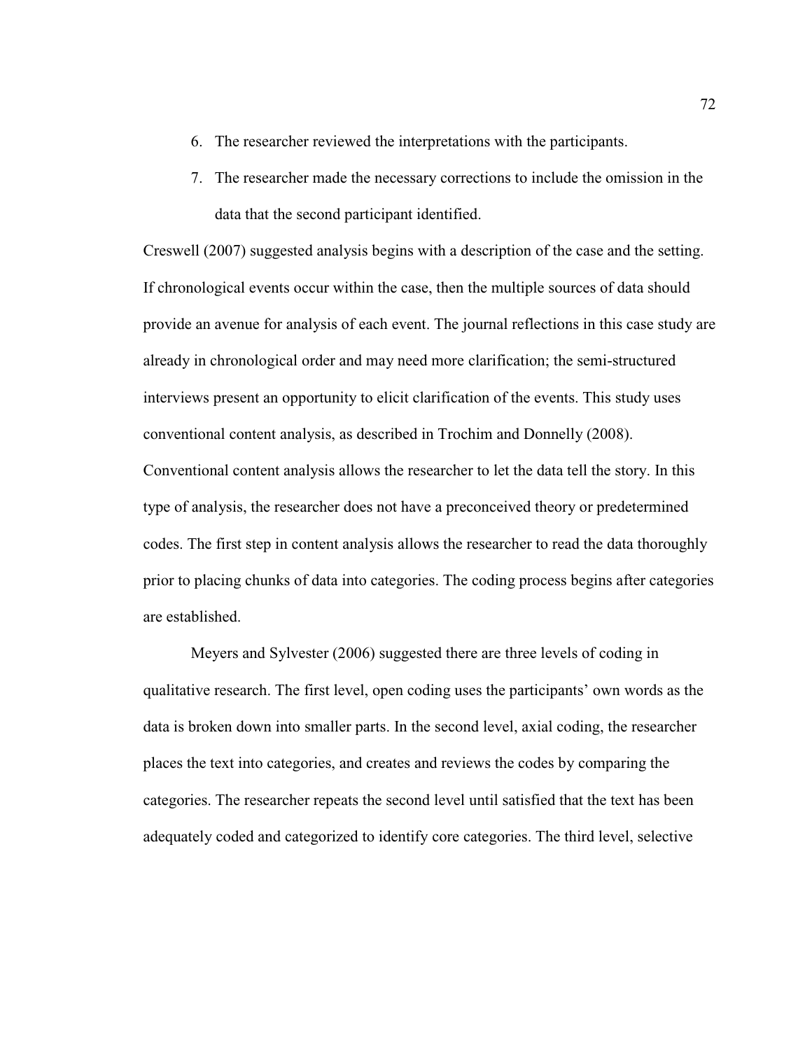6. The researcher reviewed the interpretations with the participants.
7. The researcher made the necessary corrections to include the omission in the data that the second participant identified.

Creswell (2007) suggested analysis begins with a description of the case and the setting. If chronological events occur within the case, then the multiple sources of data should provide an avenue for analysis of each event. The journal reflections in this case study are already in chronological order and may need more clarification; the semi-structured interviews present an opportunity to elicit clarification of the events. This study uses conventional content analysis, as described in Trochim and Donnelly (2008). Conventional content analysis allows the researcher to let the data tell the story. In this type of analysis, the researcher does not have a preconceived theory or predetermined codes. The first step in content analysis allows the researcher to read the data thoroughly prior to placing chunks of data into categories. The coding process begins after categories are established.

Meyers and Sylvester (2006) suggested there are three levels of coding in qualitative research. The first level, open coding uses the participants' own words as the data is broken down into smaller parts. In the second level, axial coding, the researcher places the text into categories, and creates and reviews the codes by comparing the categories. The researcher repeats the second level until satisfied that the text has been adequately coded and categorized to identify core categories. The third level, selective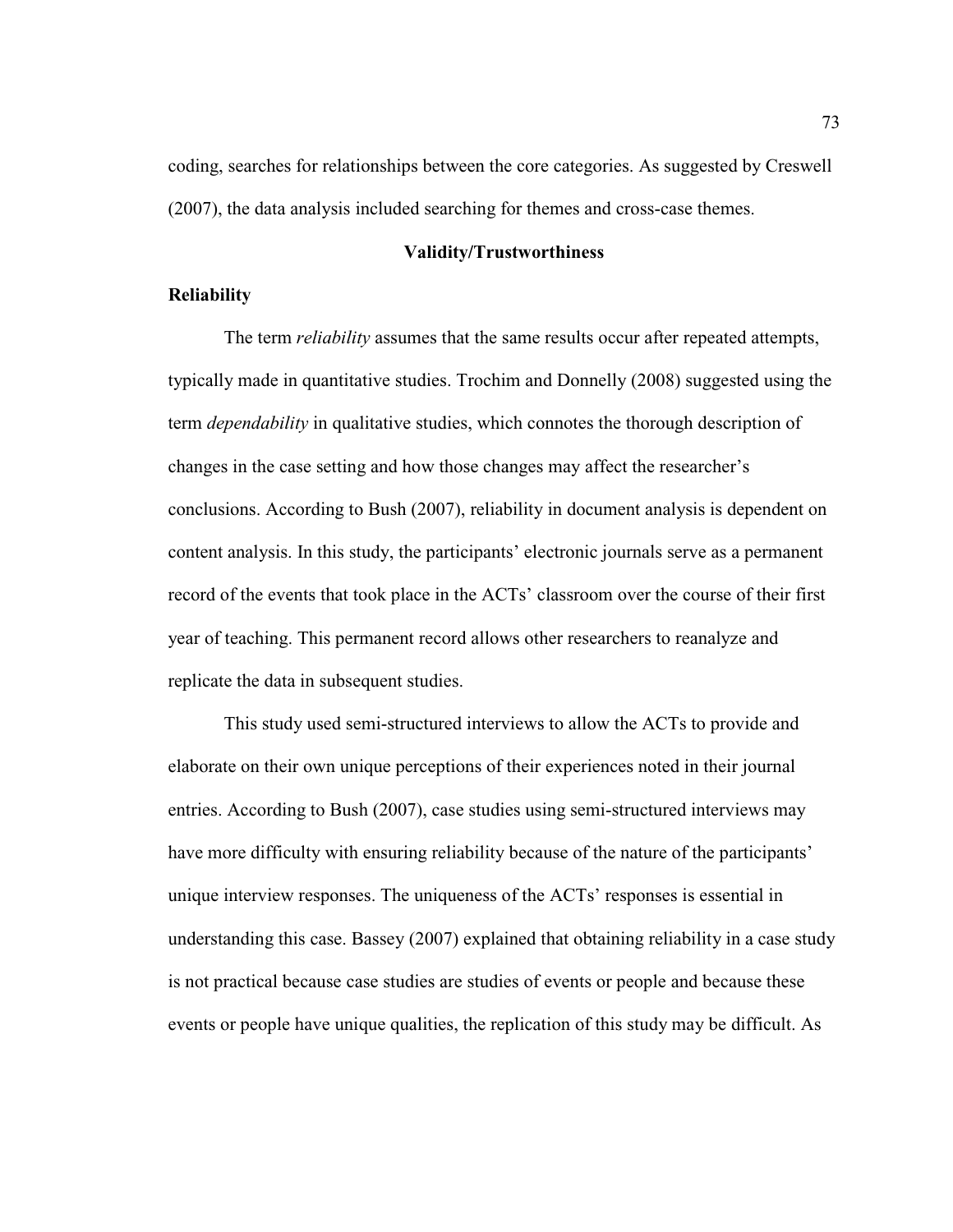coding, searches for relationships between the core categories. As suggested by Creswell (2007), the data analysis included searching for themes and cross-case themes.

## Validity/Trustworthiness

### Reliability

The term *reliability* assumes that the same results occur after repeated attempts, typically made in quantitative studies. Trochim and Donnelly (2008) suggested using the term *dependability* in qualitative studies, which connotes the thorough description of changes in the case setting and how those changes may affect the researcher's conclusions. According to Bush (2007), reliability in document analysis is dependent on content analysis. In this study, the participants' electronic journals serve as a permanent record of the events that took place in the ACTs' classroom over the course of their first year of teaching. This permanent record allows other researchers to reanalyze and replicate the data in subsequent studies.

This study used semi-structured interviews to allow the ACTs to provide and elaborate on their own unique perceptions of their experiences noted in their journal entries. According to Bush (2007), case studies using semi-structured interviews may have more difficulty with ensuring reliability because of the nature of the participants' unique interview responses. The uniqueness of the ACTs' responses is essential in understanding this case. Bassey (2007) explained that obtaining reliability in a case study is not practical because case studies are studies of events or people and because these events or people have unique qualities, the replication of this study may be difficult. As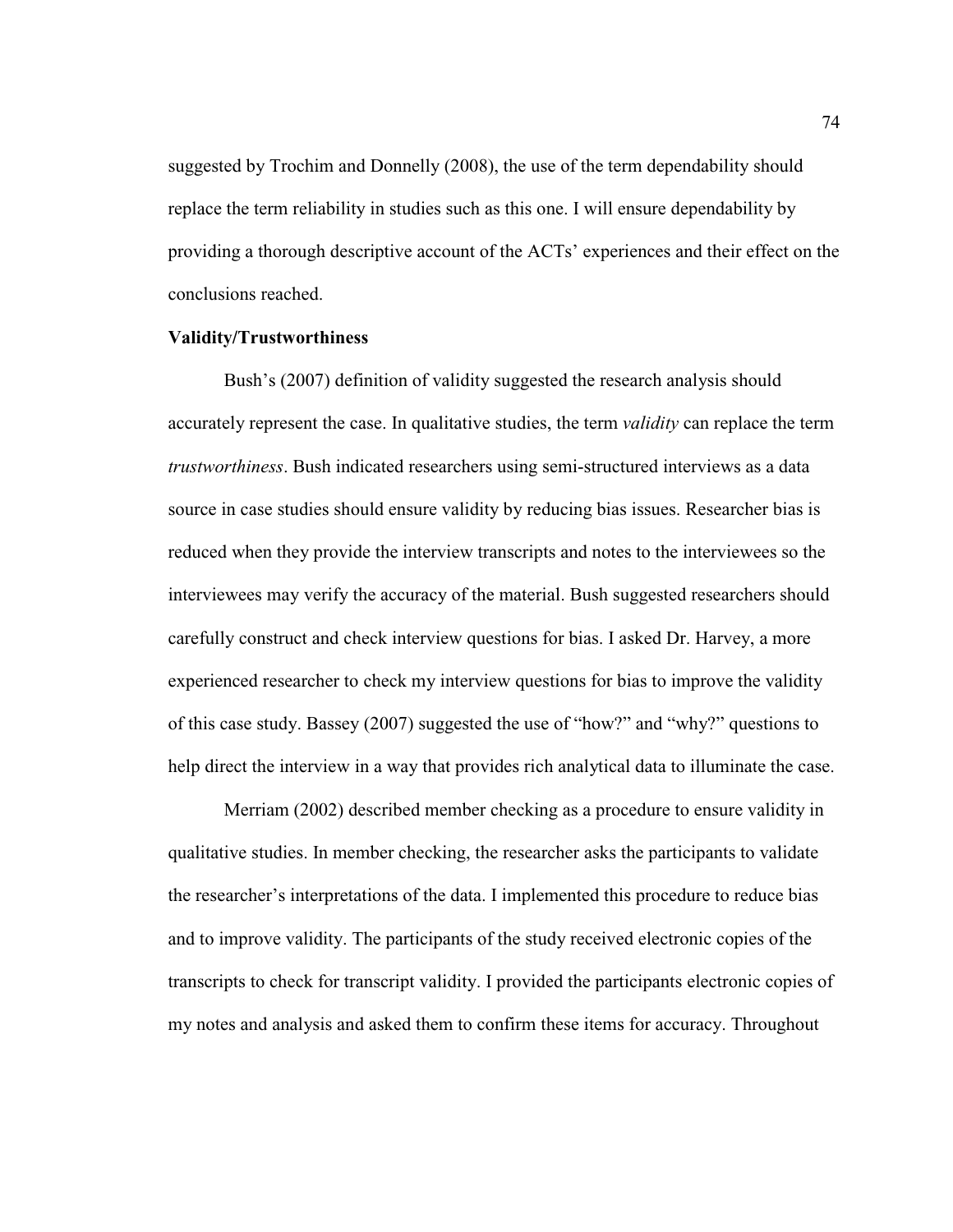suggested by Trochim and Donnelly (2008), the use of the term dependability should replace the term reliability in studies such as this one. I will ensure dependability by providing a thorough descriptive account of the ACTs' experiences and their effect on the conclusions reached.

**Validity/Trustworthiness**

Bush's (2007) definition of validity suggested the research analysis should accurately represent the case. In qualitative studies, the term *validity* can replace the term *trustworthiness*. Bush indicated researchers using semi-structured interviews as a data source in case studies should ensure validity by reducing bias issues. Researcher bias is reduced when they provide the interview transcripts and notes to the interviewees so the interviewees may verify the accuracy of the material. Bush suggested researchers should carefully construct and check interview questions for bias. I asked Dr. Harvey, a more experienced researcher to check my interview questions for bias to improve the validity of this case study. Bassey (2007) suggested the use of "how?" and "why?" questions to help direct the interview in a way that provides rich analytical data to illuminate the case.

Merriam (2002) described member checking as a procedure to ensure validity in qualitative studies. In member checking, the researcher asks the participants to validate the researcher's interpretations of the data. I implemented this procedure to reduce bias and to improve validity. The participants of the study received electronic copies of the transcripts to check for transcript validity. I provided the participants electronic copies of my notes and analysis and asked them to confirm these items for accuracy. Throughout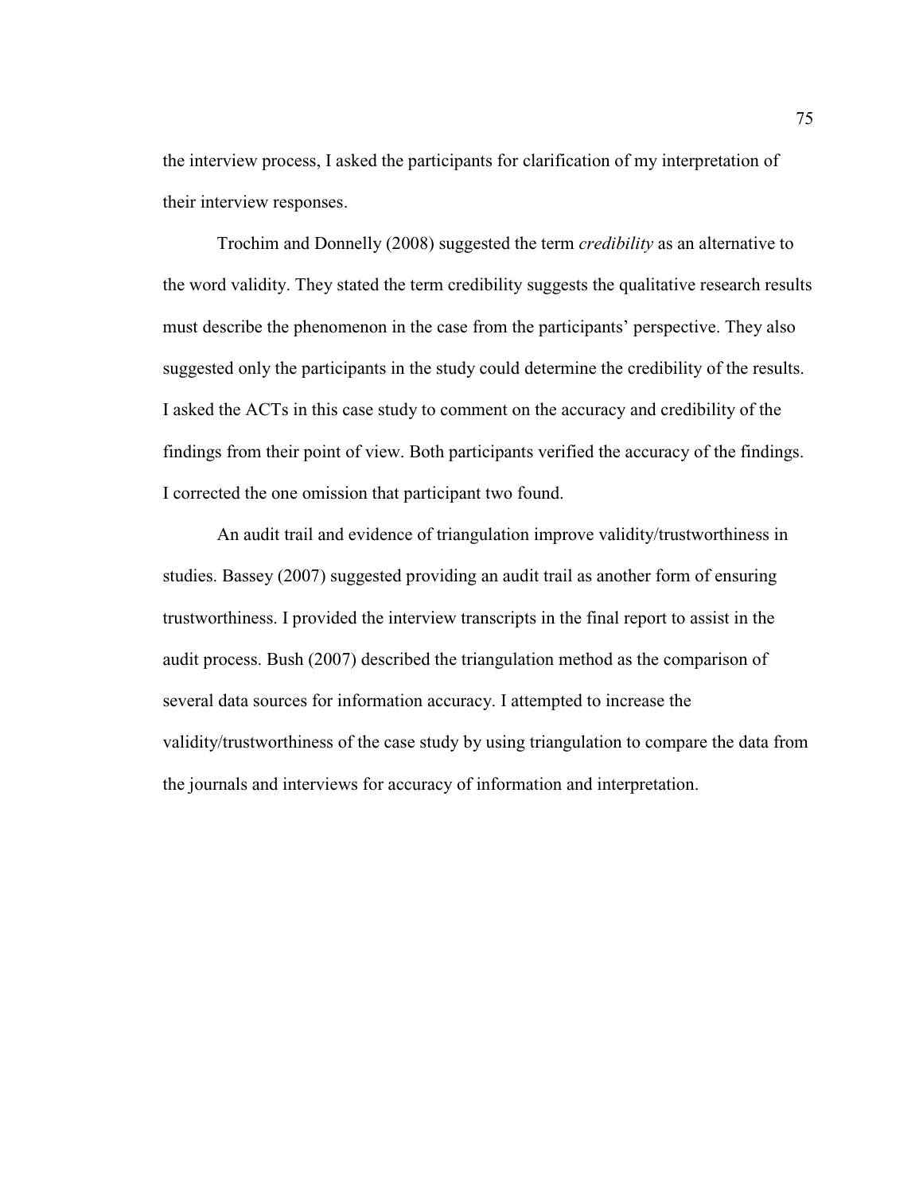the interview process, I asked the participants for clarification of my interpretation of their interview responses.

Trochim and Donnelly (2008) suggested the term *credibility* as an alternative to the word validity. They stated the term credibility suggests the qualitative research results must describe the phenomenon in the case from the participants' perspective. They also suggested only the participants in the study could determine the credibility of the results. I asked the ACTs in this case study to comment on the accuracy and credibility of the findings from their point of view. Both participants verified the accuracy of the findings. I corrected the one omission that participant two found.

An audit trail and evidence of triangulation improve validity/trustworthiness in studies. Bassey (2007) suggested providing an audit trail as another form of ensuring trustworthiness. I provided the interview transcripts in the final report to assist in the audit process. Bush (2007) described the triangulation method as the comparison of several data sources for information accuracy. I attempted to increase the validity/trustworthiness of the case study by using triangulation to compare the data from the journals and interviews for accuracy of information and interpretation.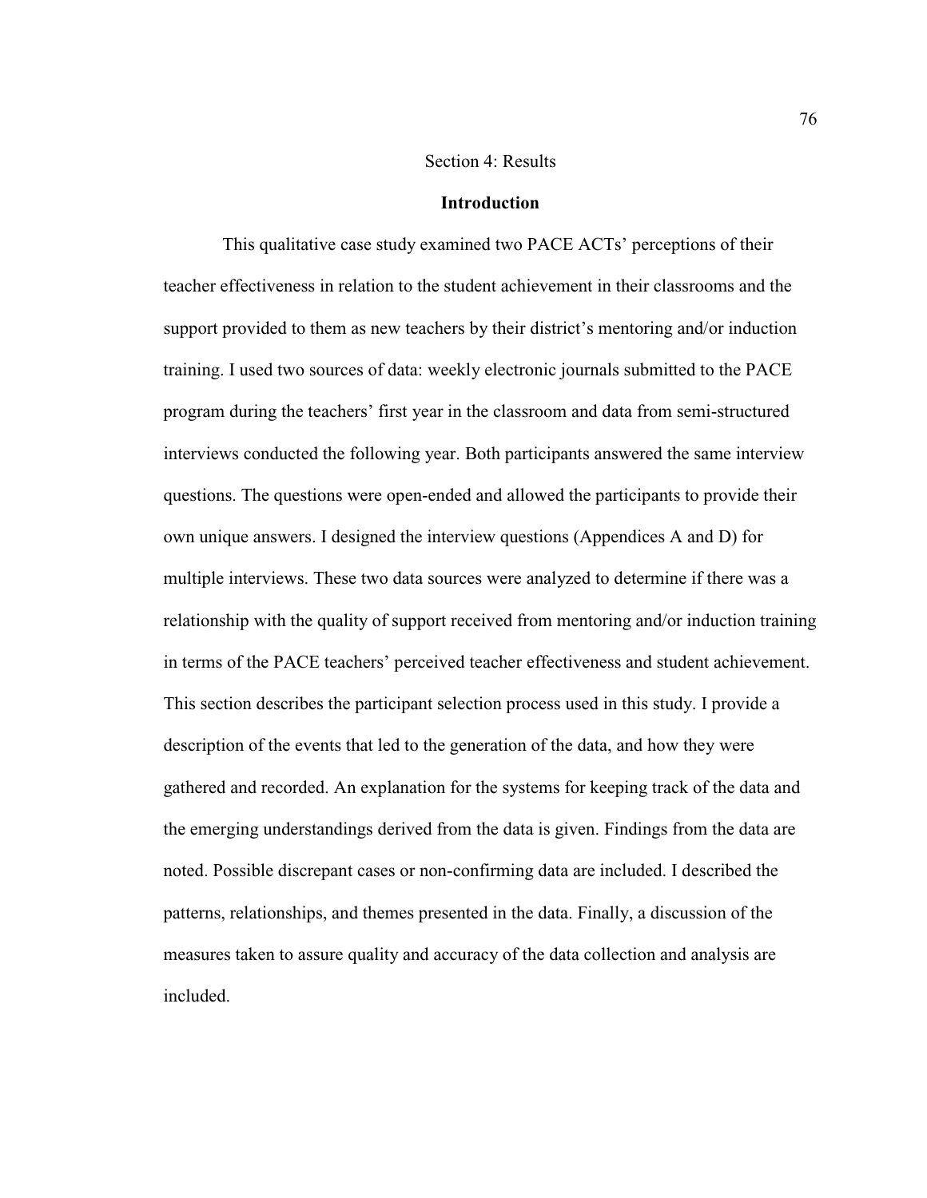# Section 4: Results

## Introduction

This qualitative case study examined two PACE ACTs' perceptions of their teacher effectiveness in relation to the student achievement in their classrooms and the support provided to them as new teachers by their district's mentoring and/or induction training. I used two sources of data: weekly electronic journals submitted to the PACE program during the teachers' first year in the classroom and data from semi-structured interviews conducted the following year. Both participants answered the same interview questions. The questions were open-ended and allowed the participants to provide their own unique answers. I designed the interview questions (Appendices A and D) for multiple interviews. These two data sources were analyzed to determine if there was a relationship with the quality of support received from mentoring and/or induction training in terms of the PACE teachers' perceived teacher effectiveness and student achievement. This section describes the participant selection process used in this study. I provide a description of the events that led to the generation of the data, and how they were gathered and recorded. An explanation for the systems for keeping track of the data and the emerging understandings derived from the data is given. Findings from the data are noted. Possible discrepant cases or non-confirming data are included. I described the patterns, relationships, and themes presented in the data. Finally, a discussion of the measures taken to assure quality and accuracy of the data collection and analysis are included.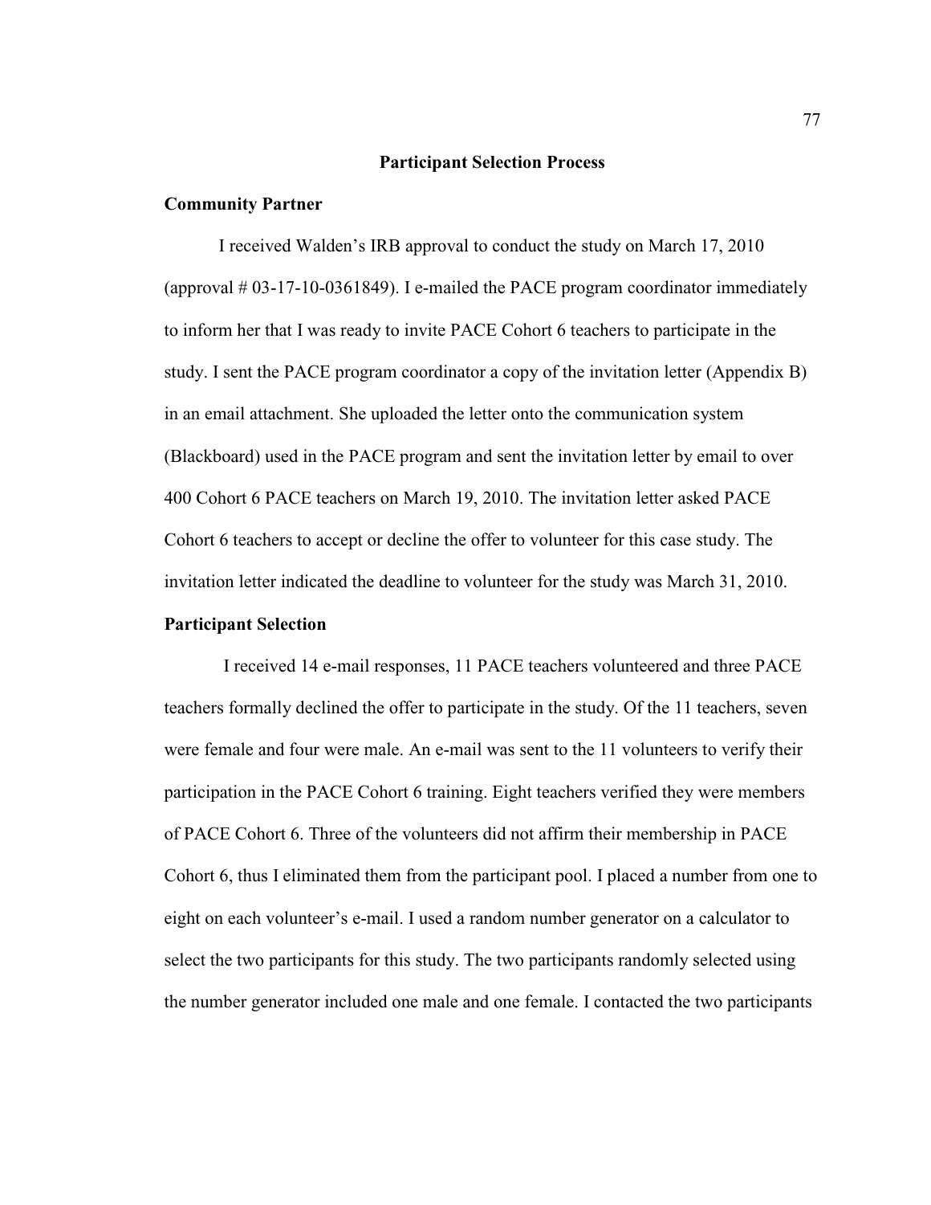## Participant Selection Process

### Community Partner

I received Walden's IRB approval to conduct the study on March 17, 2010 (approval # 03-17-10-0361849). I e-mailed the PACE program coordinator immediately to inform her that I was ready to invite PACE Cohort 6 teachers to participate in the study. I sent the PACE program coordinator a copy of the invitation letter (Appendix B) in an email attachment. She uploaded the letter onto the communication system (Blackboard) used in the PACE program and sent the invitation letter by email to over 400 Cohort 6 PACE teachers on March 19, 2010. The invitation letter asked PACE Cohort 6 teachers to accept or decline the offer to volunteer for this case study. The invitation letter indicated the deadline to volunteer for the study was March 31, 2010.

### Participant Selection

I received 14 e-mail responses, 11 PACE teachers volunteered and three PACE teachers formally declined the offer to participate in the study. Of the 11 teachers, seven were female and four were male. An e-mail was sent to the 11 volunteers to verify their participation in the PACE Cohort 6 training. Eight teachers verified they were members of PACE Cohort 6. Three of the volunteers did not affirm their membership in PACE Cohort 6, thus I eliminated them from the participant pool. I placed a number from one to eight on each volunteer's e-mail. I used a random number generator on a calculator to select the two participants for this study. The two participants randomly selected using the number generator included one male and one female. I contacted the two participants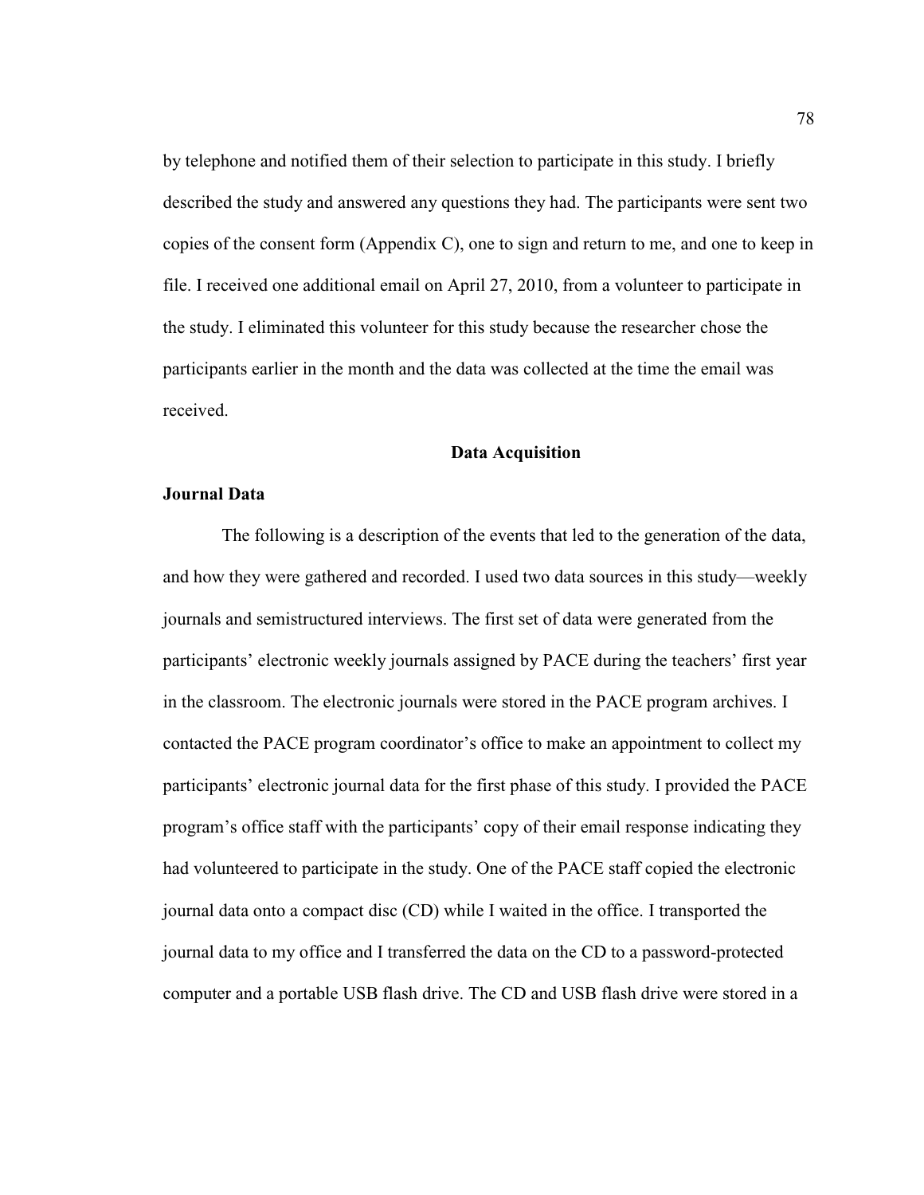by telephone and notified them of their selection to participate in this study. I briefly described the study and answered any questions they had. The participants were sent two copies of the consent form (Appendix C), one to sign and return to me, and one to keep in file. I received one additional email on April 27, 2010, from a volunteer to participate in the study. I eliminated this volunteer for this study because the researcher chose the participants earlier in the month and the data was collected at the time the email was received.

## Data Acquisition

### Journal Data

The following is a description of the events that led to the generation of the data, and how they were gathered and recorded. I used two data sources in this study—weekly journals and semistructured interviews. The first set of data were generated from the participants' electronic weekly journals assigned by PACE during the teachers' first year in the classroom. The electronic journals were stored in the PACE program archives. I contacted the PACE program coordinator's office to make an appointment to collect my participants' electronic journal data for the first phase of this study. I provided the PACE program's office staff with the participants' copy of their email response indicating they had volunteered to participate in the study. One of the PACE staff copied the electronic journal data onto a compact disc (CD) while I waited in the office. I transported the journal data to my office and I transferred the data on the CD to a password-protected computer and a portable USB flash drive. The CD and USB flash drive were stored in a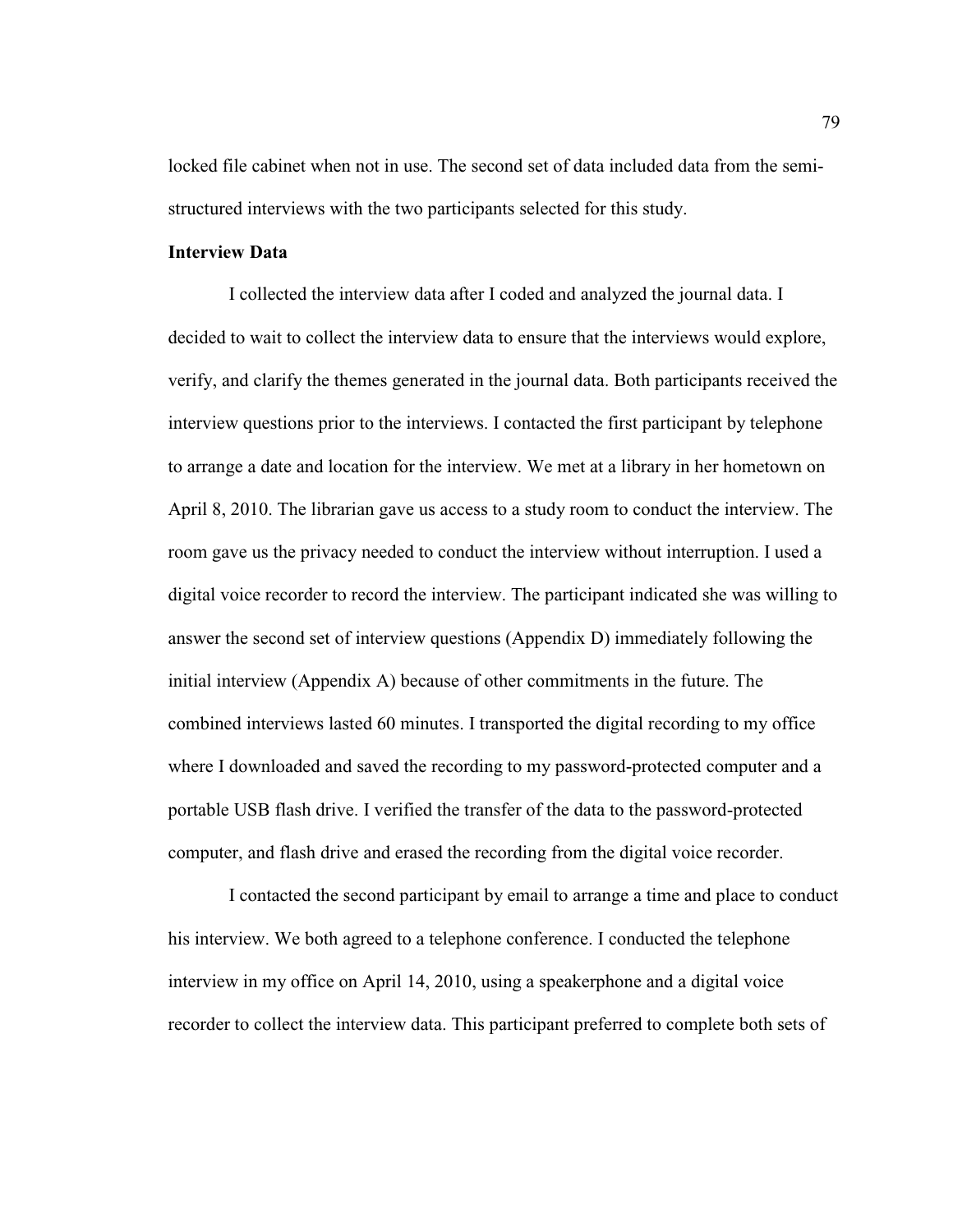locked file cabinet when not in use. The second set of data included data from the semi-structured interviews with the two participants selected for this study.

**Interview Data**

I collected the interview data after I coded and analyzed the journal data. I decided to wait to collect the interview data to ensure that the interviews would explore, verify, and clarify the themes generated in the journal data. Both participants received the interview questions prior to the interviews. I contacted the first participant by telephone to arrange a date and location for the interview. We met at a library in her hometown on April 8, 2010. The librarian gave us access to a study room to conduct the interview. The room gave us the privacy needed to conduct the interview without interruption. I used a digital voice recorder to record the interview. The participant indicated she was willing to answer the second set of interview questions (Appendix D) immediately following the initial interview (Appendix A) because of other commitments in the future. The combined interviews lasted 60 minutes. I transported the digital recording to my office where I downloaded and saved the recording to my password-protected computer and a portable USB flash drive. I verified the transfer of the data to the password-protected computer, and flash drive and erased the recording from the digital voice recorder.

I contacted the second participant by email to arrange a time and place to conduct his interview. We both agreed to a telephone conference. I conducted the telephone interview in my office on April 14, 2010, using a speakerphone and a digital voice recorder to collect the interview data. This participant preferred to complete both sets of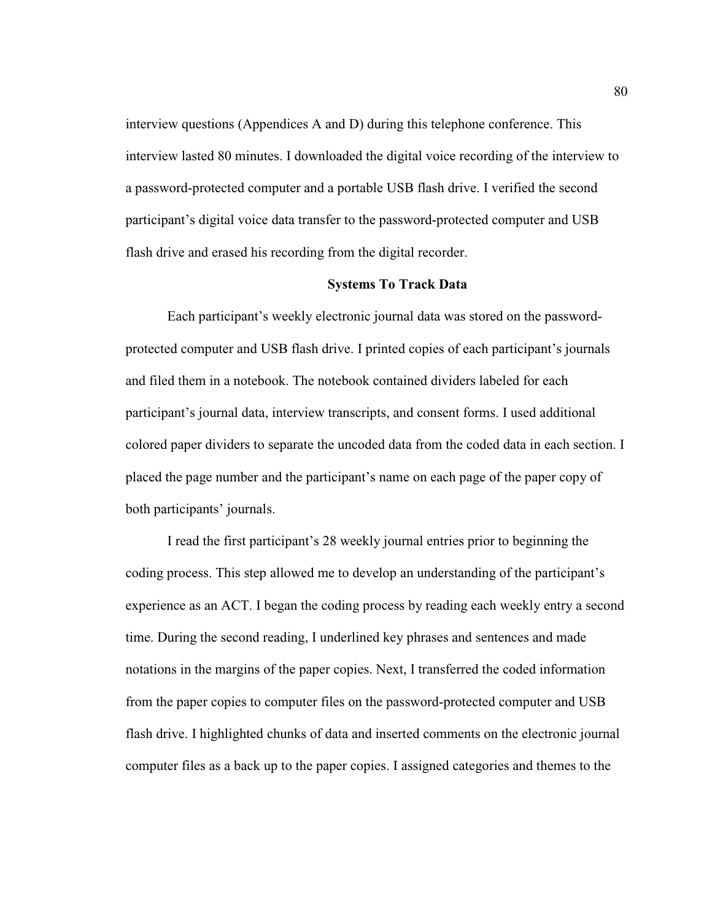interview questions (Appendices A and D) during this telephone conference. This interview lasted 80 minutes. I downloaded the digital voice recording of the interview to a password-protected computer and a portable USB flash drive. I verified the second participant's digital voice data transfer to the password-protected computer and USB flash drive and erased his recording from the digital recorder.

## Systems To Track Data

Each participant's weekly electronic journal data was stored on the password-protected computer and USB flash drive. I printed copies of each participant's journals and filed them in a notebook. The notebook contained dividers labeled for each participant's journal data, interview transcripts, and consent forms. I used additional colored paper dividers to separate the uncoded data from the coded data in each section. I placed the page number and the participant's name on each page of the paper copy of both participants' journals.

I read the first participant's 28 weekly journal entries prior to beginning the coding process. This step allowed me to develop an understanding of the participant's experience as an ACT. I began the coding process by reading each weekly entry a second time. During the second reading, I underlined key phrases and sentences and made notations in the margins of the paper copies. Next, I transferred the coded information from the paper copies to computer files on the password-protected computer and USB flash drive. I highlighted chunks of data and inserted comments on the electronic journal computer files as a back up to the paper copies. I assigned categories and themes to the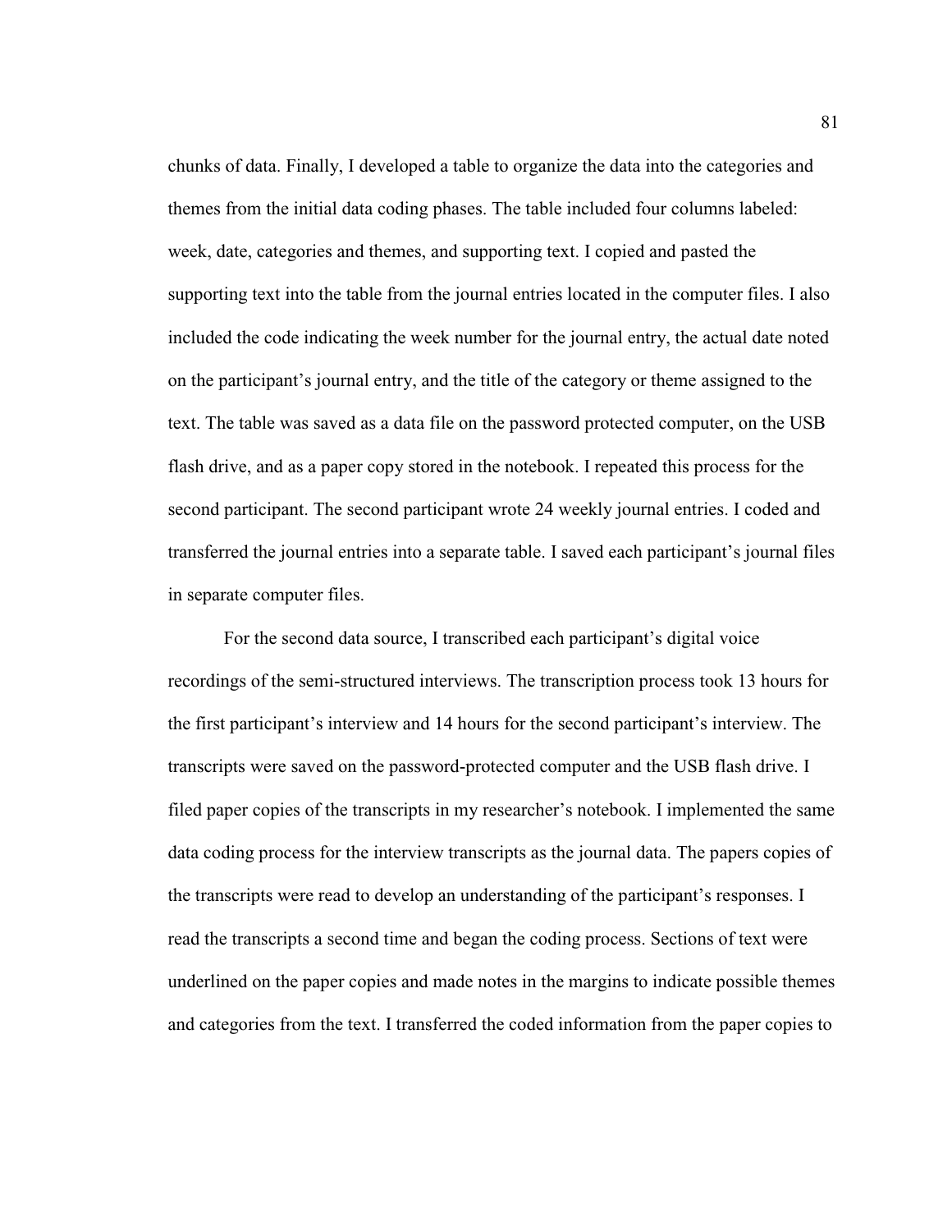chunks of data. Finally, I developed a table to organize the data into the categories and themes from the initial data coding phases. The table included four columns labeled: week, date, categories and themes, and supporting text. I copied and pasted the supporting text into the table from the journal entries located in the computer files. I also included the code indicating the week number for the journal entry, the actual date noted on the participant's journal entry, and the title of the category or theme assigned to the text. The table was saved as a data file on the password protected computer, on the USB flash drive, and as a paper copy stored in the notebook. I repeated this process for the second participant. The second participant wrote 24 weekly journal entries. I coded and transferred the journal entries into a separate table. I saved each participant's journal files in separate computer files.

For the second data source, I transcribed each participant's digital voice recordings of the semi-structured interviews. The transcription process took 13 hours for the first participant's interview and 14 hours for the second participant's interview. The transcripts were saved on the password-protected computer and the USB flash drive. I filed paper copies of the transcripts in my researcher's notebook. I implemented the same data coding process for the interview transcripts as the journal data. The papers copies of the transcripts were read to develop an understanding of the participant's responses. I read the transcripts a second time and began the coding process. Sections of text were underlined on the paper copies and made notes in the margins to indicate possible themes and categories from the text. I transferred the coded information from the paper copies to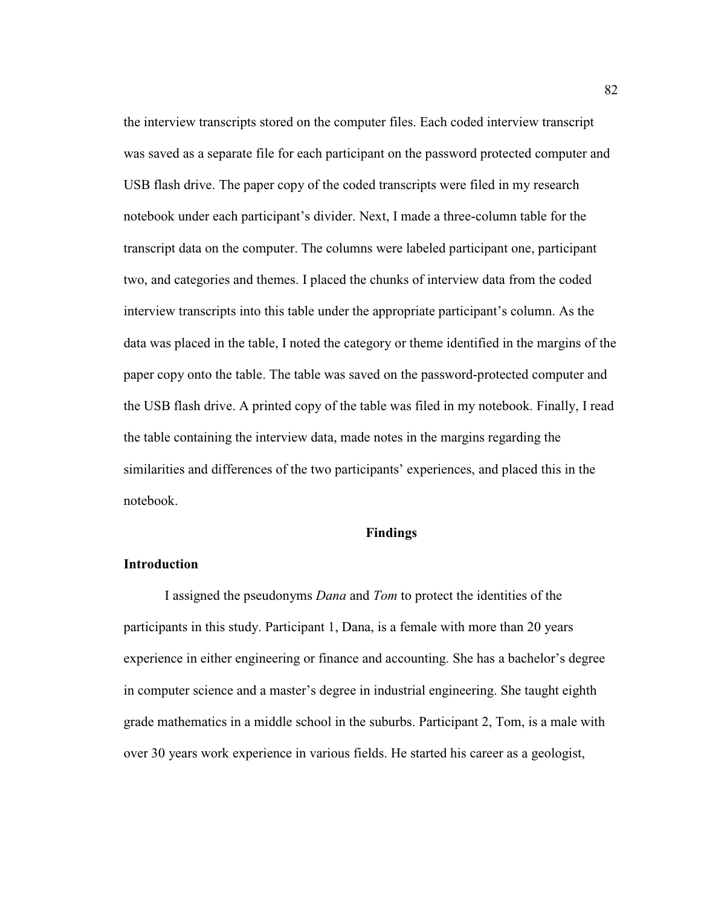the interview transcripts stored on the computer files. Each coded interview transcript was saved as a separate file for each participant on the password protected computer and USB flash drive. The paper copy of the coded transcripts were filed in my research notebook under each participant's divider. Next, I made a three-column table for the transcript data on the computer. The columns were labeled participant one, participant two, and categories and themes. I placed the chunks of interview data from the coded interview transcripts into this table under the appropriate participant's column. As the data was placed in the table, I noted the category or theme identified in the margins of the paper copy onto the table. The table was saved on the password-protected computer and the USB flash drive. A printed copy of the table was filed in my notebook. Finally, I read the table containing the interview data, made notes in the margins regarding the similarities and differences of the two participants' experiences, and placed this in the notebook.

## Findings

### Introduction

I assigned the pseudonyms *Dana* and *Tom* to protect the identities of the participants in this study. Participant 1, Dana, is a female with more than 20 years experience in either engineering or finance and accounting. She has a bachelor's degree in computer science and a master's degree in industrial engineering. She taught eighth grade mathematics in a middle school in the suburbs. Participant 2, Tom, is a male with over 30 years work experience in various fields. He started his career as a geologist,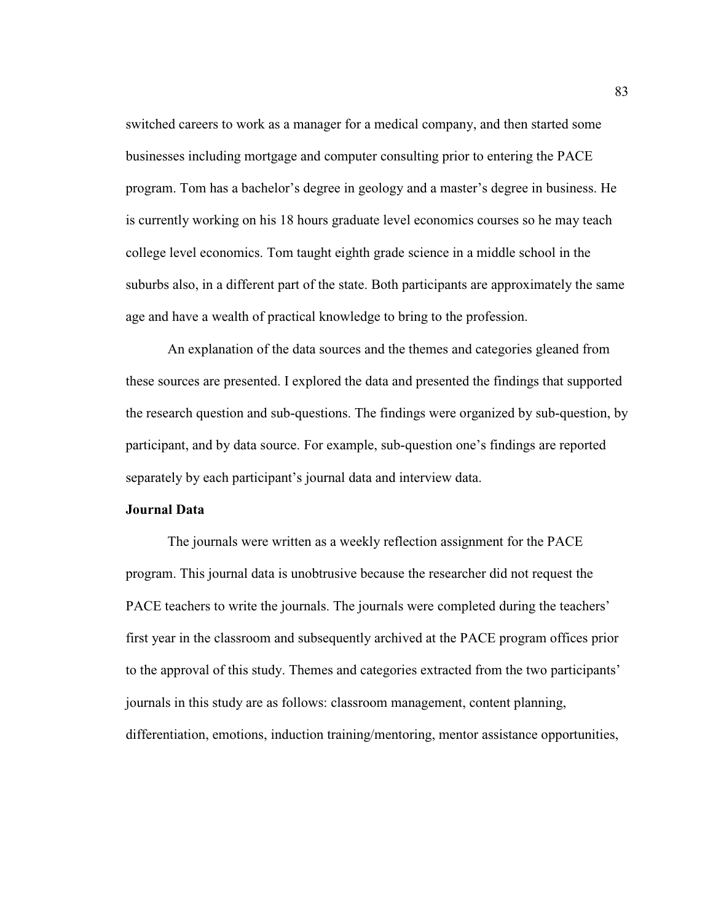switched careers to work as a manager for a medical company, and then started some businesses including mortgage and computer consulting prior to entering the PACE program. Tom has a bachelor's degree in geology and a master's degree in business. He is currently working on his 18 hours graduate level economics courses so he may teach college level economics. Tom taught eighth grade science in a middle school in the suburbs also, in a different part of the state. Both participants are approximately the same age and have a wealth of practical knowledge to bring to the profession.

An explanation of the data sources and the themes and categories gleaned from these sources are presented. I explored the data and presented the findings that supported the research question and sub-questions. The findings were organized by sub-question, by participant, and by data source. For example, sub-question one's findings are reported separately by each participant's journal data and interview data.

**Journal Data**

The journals were written as a weekly reflection assignment for the PACE program. This journal data is unobtrusive because the researcher did not request the PACE teachers to write the journals. The journals were completed during the teachers' first year in the classroom and subsequently archived at the PACE program offices prior to the approval of this study. Themes and categories extracted from the two participants' journals in this study are as follows: classroom management, content planning, differentiation, emotions, induction training/mentoring, mentor assistance opportunities,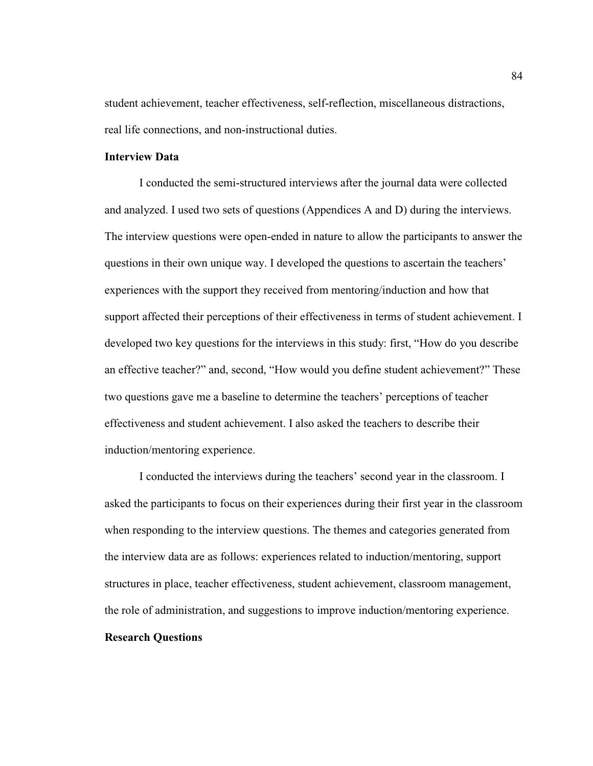student achievement, teacher effectiveness, self-reflection, miscellaneous distractions, real life connections, and non-instructional duties.

**Interview Data**

I conducted the semi-structured interviews after the journal data were collected and analyzed. I used two sets of questions (Appendices A and D) during the interviews. The interview questions were open-ended in nature to allow the participants to answer the questions in their own unique way. I developed the questions to ascertain the teachers' experiences with the support they received from mentoring/induction and how that support affected their perceptions of their effectiveness in terms of student achievement. I developed two key questions for the interviews in this study: first, "How do you describe an effective teacher?" and, second, "How would you define student achievement?" These two questions gave me a baseline to determine the teachers' perceptions of teacher effectiveness and student achievement. I also asked the teachers to describe their induction/mentoring experience.

I conducted the interviews during the teachers' second year in the classroom. I asked the participants to focus on their experiences during their first year in the classroom when responding to the interview questions. The themes and categories generated from the interview data are as follows: experiences related to induction/mentoring, support structures in place, teacher effectiveness, student achievement, classroom management, the role of administration, and suggestions to improve induction/mentoring experience.

**Research Questions**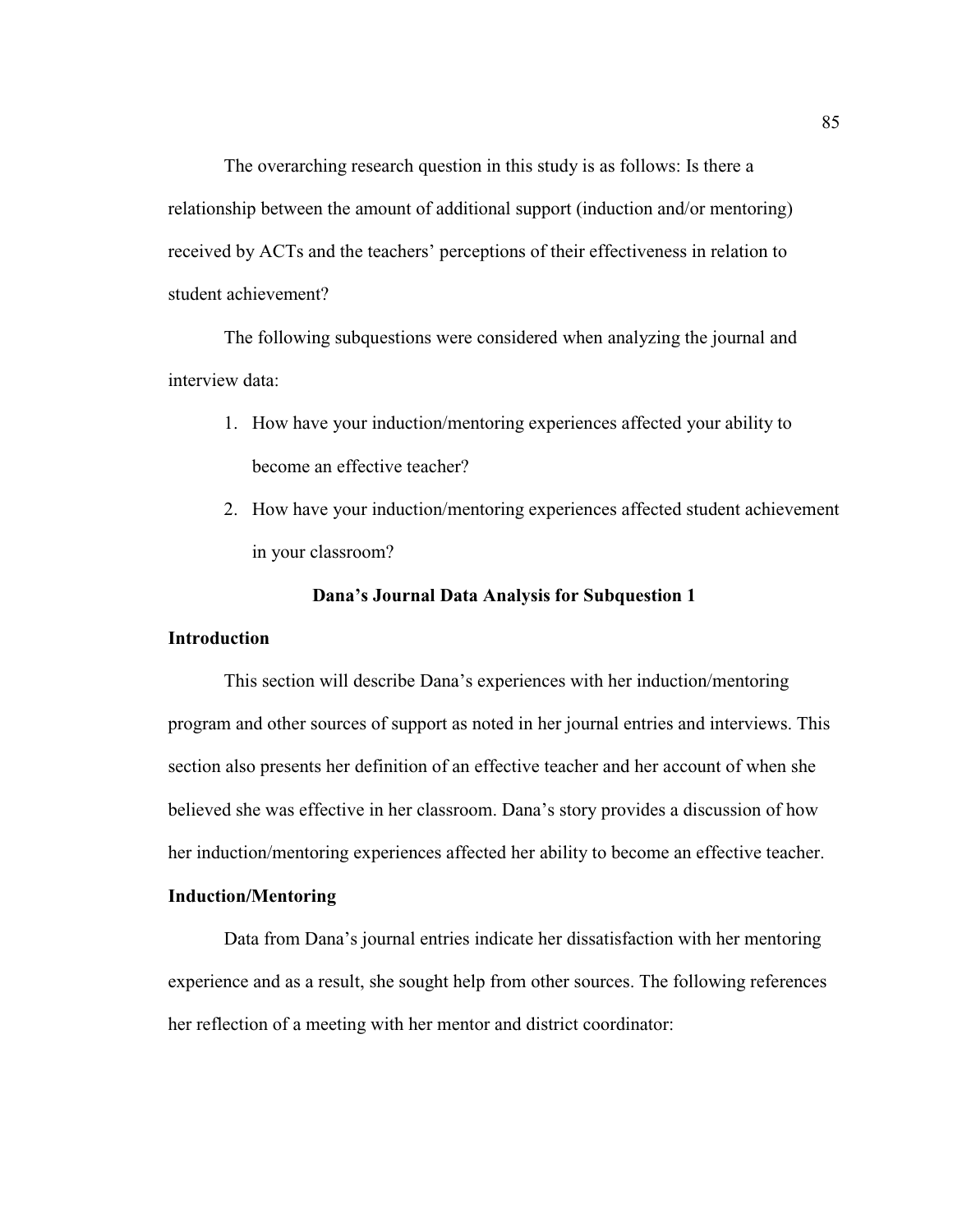The overarching research question in this study is as follows: Is there a relationship between the amount of additional support (induction and/or mentoring) received by ACTs and the teachers' perceptions of their effectiveness in relation to student achievement?

The following subquestions were considered when analyzing the journal and interview data:

1. How have your induction/mentoring experiences affected your ability to become an effective teacher?
2. How have your induction/mentoring experiences affected student achievement in your classroom?

### Dana's Journal Data Analysis for Subquestion 1

#### Introduction

This section will describe Dana's experiences with her induction/mentoring program and other sources of support as noted in her journal entries and interviews. This section also presents her definition of an effective teacher and her account of when she believed she was effective in her classroom. Dana's story provides a discussion of how her induction/mentoring experiences affected her ability to become an effective teacher.

#### Induction/Mentoring

Data from Dana's journal entries indicate her dissatisfaction with her mentoring experience and as a result, she sought help from other sources. The following references her reflection of a meeting with her mentor and district coordinator: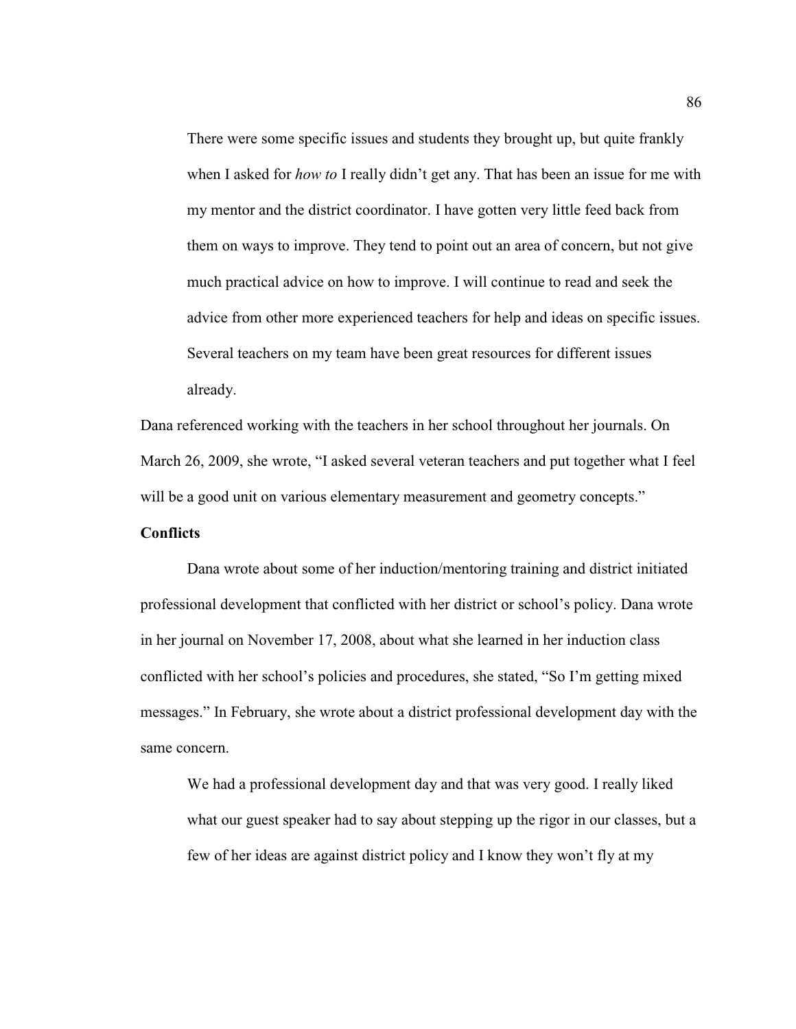> There were some specific issues and students they brought up, but quite frankly when I asked for *how to* I really didn't get any. That has been an issue for me with my mentor and the district coordinator. I have gotten very little feed back from them on ways to improve. They tend to point out an area of concern, but not give much practical advice on how to improve. I will continue to read and seek the advice from other more experienced teachers for help and ideas on specific issues. Several teachers on my team have been great resources for different issues already.

Dana referenced working with the teachers in her school throughout her journals. On March 26, 2009, she wrote, "I asked several veteran teachers and put together what I feel will be a good unit on various elementary measurement and geometry concepts."

**Conflicts**

Dana wrote about some of her induction/mentoring training and district initiated professional development that conflicted with her district or school's policy. Dana wrote in her journal on November 17, 2008, about what she learned in her induction class conflicted with her school's policies and procedures, she stated, "So I'm getting mixed messages." In February, she wrote about a district professional development day with the same concern.

> We had a professional development day and that was very good. I really liked what our guest speaker had to say about stepping up the rigor in our classes, but a few of her ideas are against district policy and I know they won't fly at my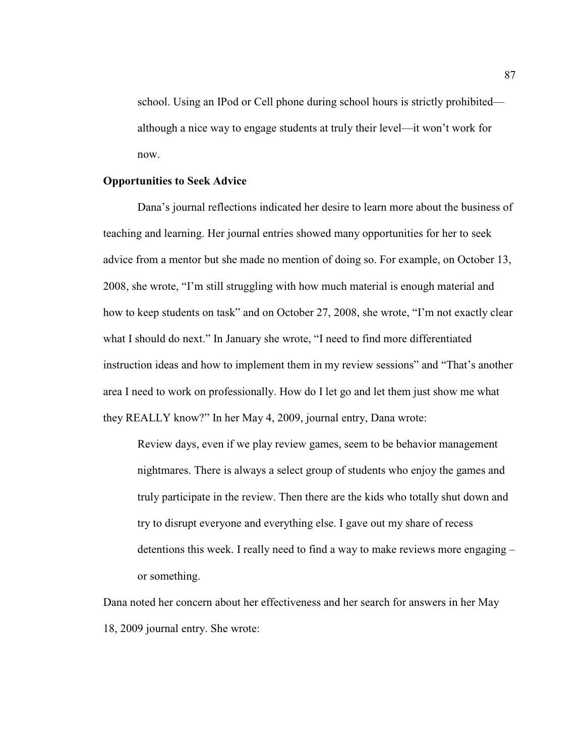> school. Using an IPod or Cell phone during school hours is strictly prohibited—although a nice way to engage students at truly their level—it won't work for now.

**Opportunities to Seek Advice**

Dana's journal reflections indicated her desire to learn more about the business of teaching and learning. Her journal entries showed many opportunities for her to seek advice from a mentor but she made no mention of doing so. For example, on October 13, 2008, she wrote, "I'm still struggling with how much material is enough material and how to keep students on task" and on October 27, 2008, she wrote, "I'm not exactly clear what I should do next." In January she wrote, "I need to find more differentiated instruction ideas and how to implement them in my review sessions" and "That's another area I need to work on professionally. How do I let go and let them just show me what they REALLY know?" In her May 4, 2009, journal entry, Dana wrote:

> Review days, even if we play review games, seem to be behavior management nightmares. There is always a select group of students who enjoy the games and truly participate in the review. Then there are the kids who totally shut down and try to disrupt everyone and everything else. I gave out my share of recess detentions this week. I really need to find a way to make reviews more engaging – or something.

Dana noted her concern about her effectiveness and her search for answers in her May 18, 2009 journal entry. She wrote: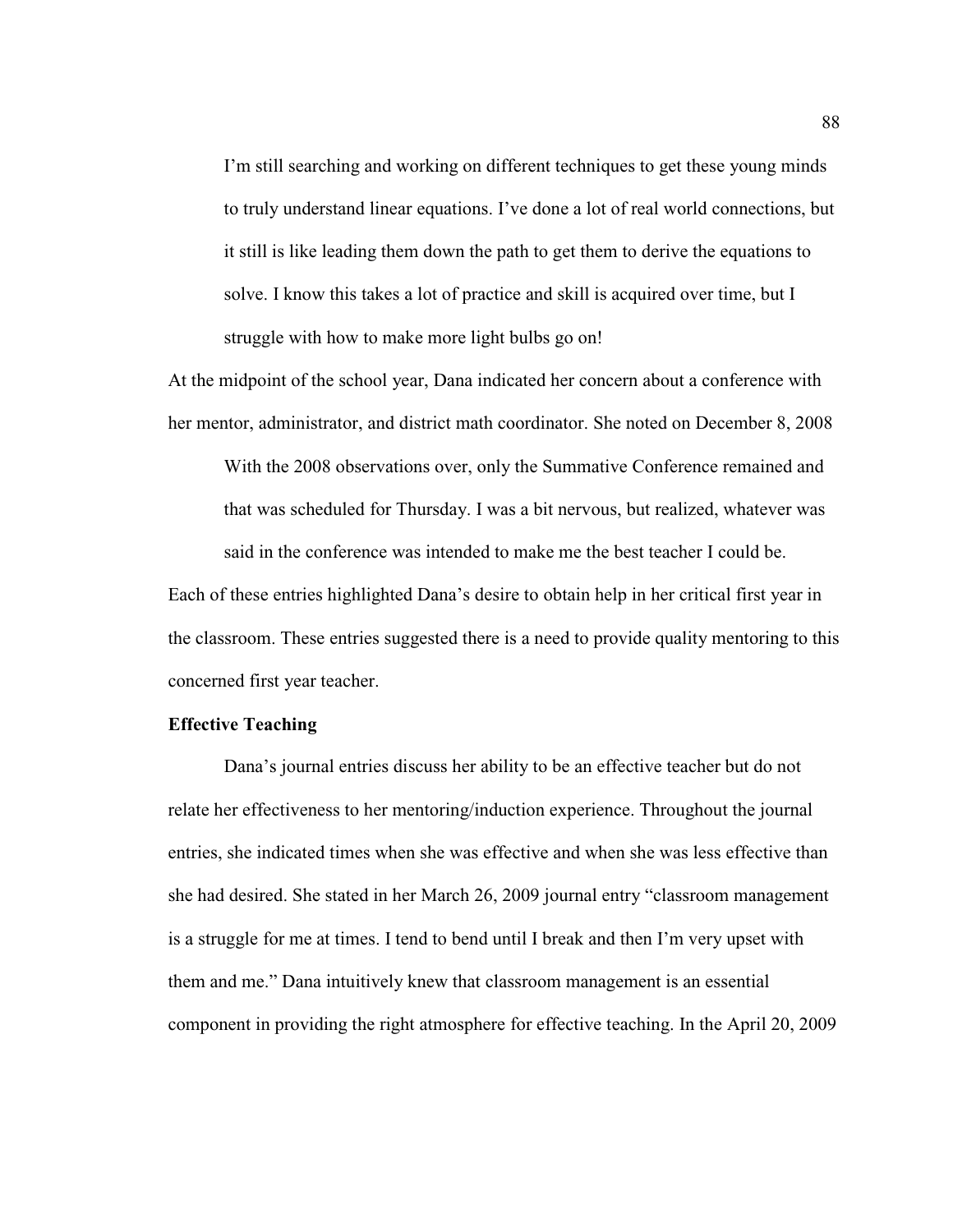> I'm still searching and working on different techniques to get these young minds to truly understand linear equations. I've done a lot of real world connections, but it still is like leading them down the path to get them to derive the equations to solve. I know this takes a lot of practice and skill is acquired over time, but I struggle with how to make more light bulbs go on!

At the midpoint of the school year, Dana indicated her concern about a conference with her mentor, administrator, and district math coordinator. She noted on December 8, 2008

> With the 2008 observations over, only the Summative Conference remained and that was scheduled for Thursday. I was a bit nervous, but realized, whatever was said in the conference was intended to make me the best teacher I could be.

Each of these entries highlighted Dana's desire to obtain help in her critical first year in the classroom. These entries suggested there is a need to provide quality mentoring to this concerned first year teacher.

**Effective Teaching**

Dana's journal entries discuss her ability to be an effective teacher but do not relate her effectiveness to her mentoring/induction experience. Throughout the journal entries, she indicated times when she was effective and when she was less effective than she had desired. She stated in her March 26, 2009 journal entry "classroom management is a struggle for me at times. I tend to bend until I break and then I'm very upset with them and me." Dana intuitively knew that classroom management is an essential component in providing the right atmosphere for effective teaching. In the April 20, 2009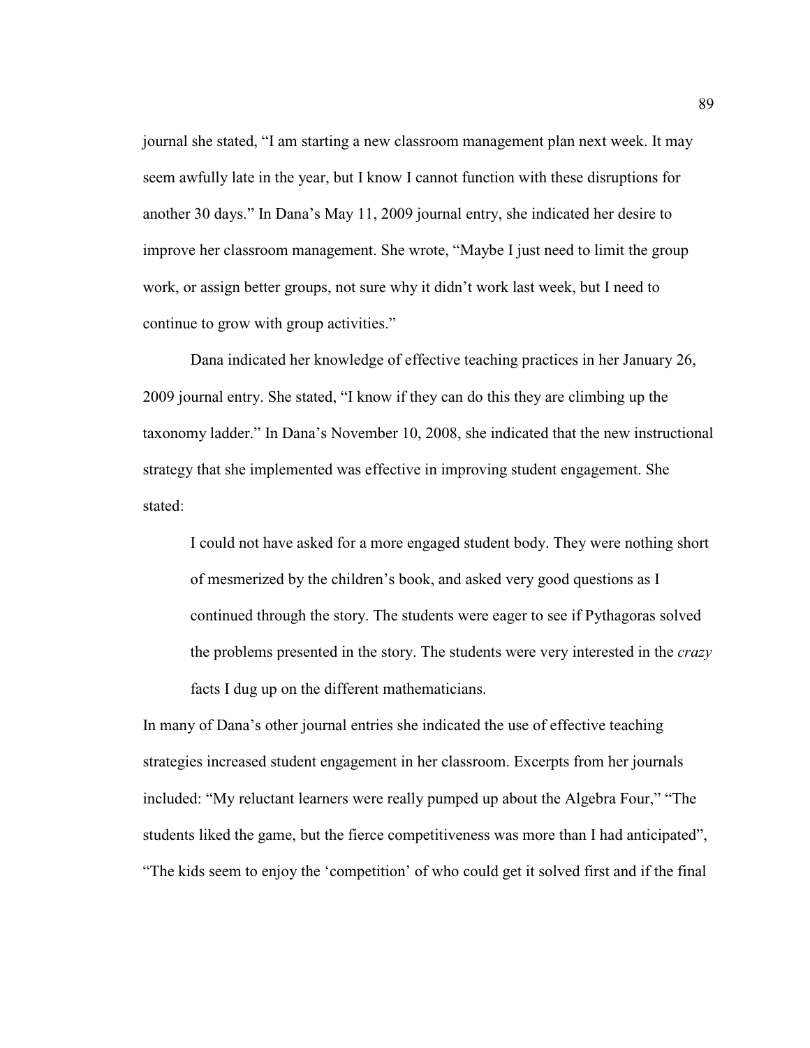journal she stated, "I am starting a new classroom management plan next week. It may seem awfully late in the year, but I know I cannot function with these disruptions for another 30 days." In Dana's May 11, 2009 journal entry, she indicated her desire to improve her classroom management. She wrote, "Maybe I just need to limit the group work, or assign better groups, not sure why it didn't work last week, but I need to continue to grow with group activities."

Dana indicated her knowledge of effective teaching practices in her January 26, 2009 journal entry. She stated, "I know if they can do this they are climbing up the taxonomy ladder." In Dana's November 10, 2008, she indicated that the new instructional strategy that she implemented was effective in improving student engagement. She stated:

> I could not have asked for a more engaged student body. They were nothing short of mesmerized by the children's book, and asked very good questions as I continued through the story. The students were eager to see if Pythagoras solved the problems presented in the story. The students were very interested in the *crazy* facts I dug up on the different mathematicians.

In many of Dana's other journal entries she indicated the use of effective teaching strategies increased student engagement in her classroom. Excerpts from her journals included: "My reluctant learners were really pumped up about the Algebra Four," "The students liked the game, but the fierce competitiveness was more than I had anticipated", "The kids seem to enjoy the 'competition' of who could get it solved first and if the final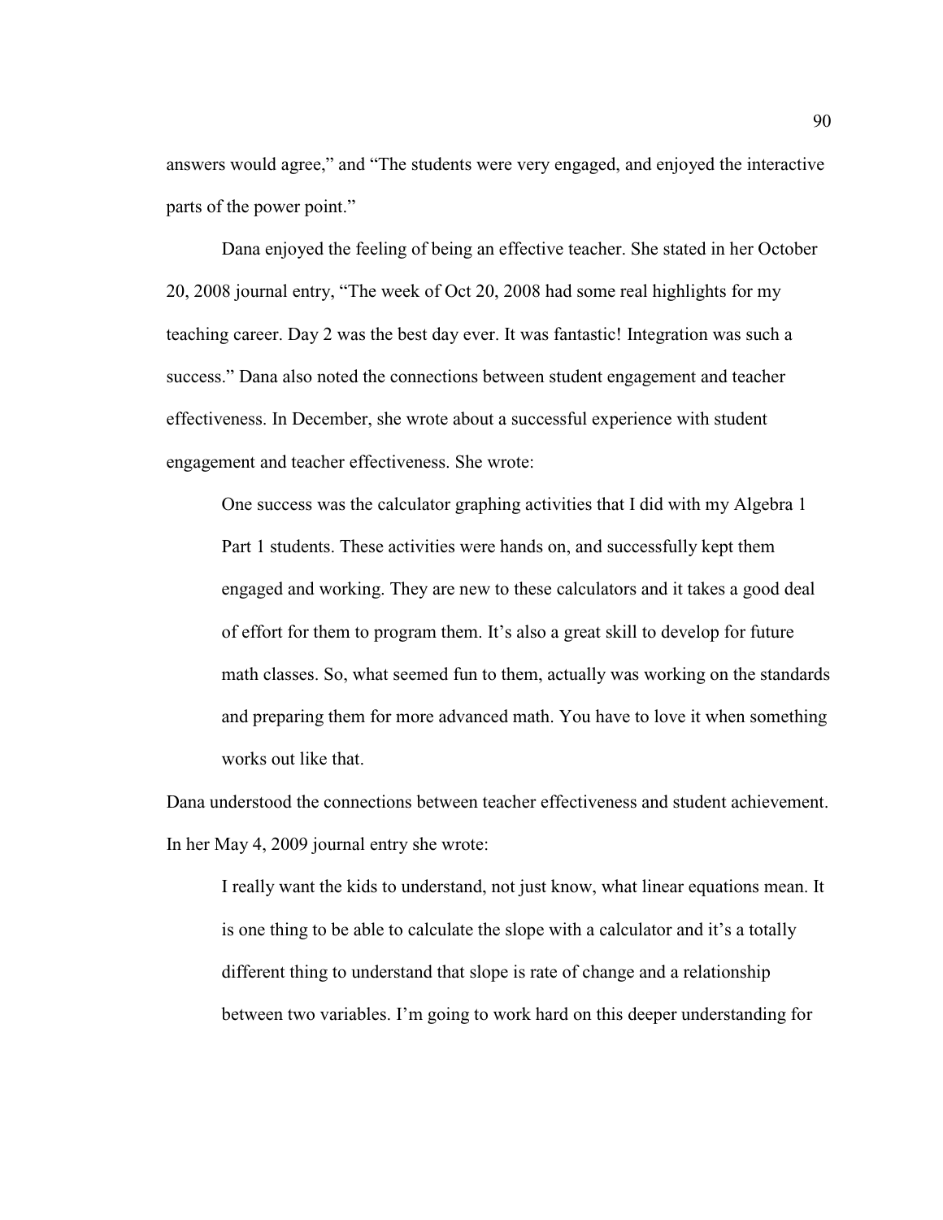answers would agree," and "The students were very engaged, and enjoyed the interactive parts of the power point."

Dana enjoyed the feeling of being an effective teacher. She stated in her October 20, 2008 journal entry, "The week of Oct 20, 2008 had some real highlights for my teaching career. Day 2 was the best day ever. It was fantastic! Integration was such a success." Dana also noted the connections between student engagement and teacher effectiveness. In December, she wrote about a successful experience with student engagement and teacher effectiveness. She wrote:

> One success was the calculator graphing activities that I did with my Algebra 1 Part 1 students. These activities were hands on, and successfully kept them engaged and working. They are new to these calculators and it takes a good deal of effort for them to program them. It's also a great skill to develop for future math classes. So, what seemed fun to them, actually was working on the standards and preparing them for more advanced math. You have to love it when something works out like that.

Dana understood the connections between teacher effectiveness and student achievement. In her May 4, 2009 journal entry she wrote:

> I really want the kids to understand, not just know, what linear equations mean. It is one thing to be able to calculate the slope with a calculator and it's a totally different thing to understand that slope is rate of change and a relationship between two variables. I'm going to work hard on this deeper understanding for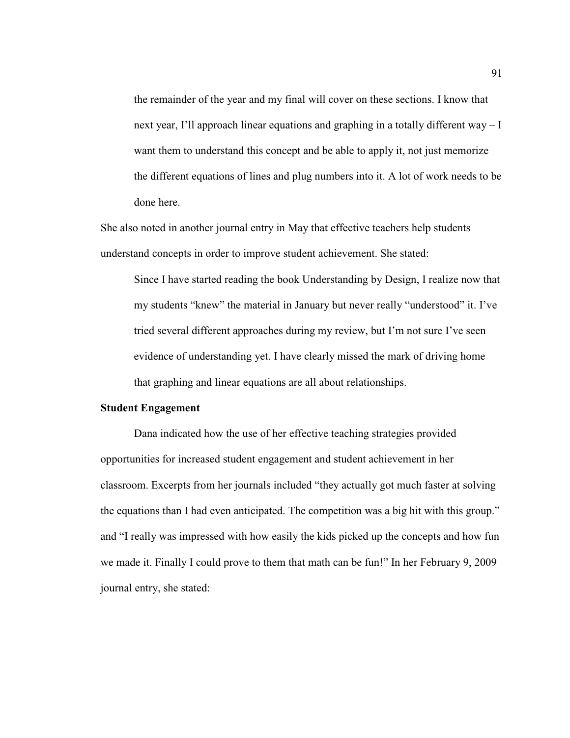> the remainder of the year and my final will cover on these sections. I know that next year, I'll approach linear equations and graphing in a totally different way – I want them to understand this concept and be able to apply it, not just memorize the different equations of lines and plug numbers into it. A lot of work needs to be done here.

She also noted in another journal entry in May that effective teachers help students understand concepts in order to improve student achievement. She stated:

> Since I have started reading the book Understanding by Design, I realize now that my students "knew" the material in January but never really "understood" it. I've tried several different approaches during my review, but I'm not sure I've seen evidence of understanding yet. I have clearly missed the mark of driving home that graphing and linear equations are all about relationships.

**Student Engagement**

Dana indicated how the use of her effective teaching strategies provided opportunities for increased student engagement and student achievement in her classroom. Excerpts from her journals included "they actually got much faster at solving the equations than I had even anticipated. The competition was a big hit with this group." and "I really was impressed with how easily the kids picked up the concepts and how fun we made it. Finally I could prove to them that math can be fun!" In her February 9, 2009 journal entry, she stated: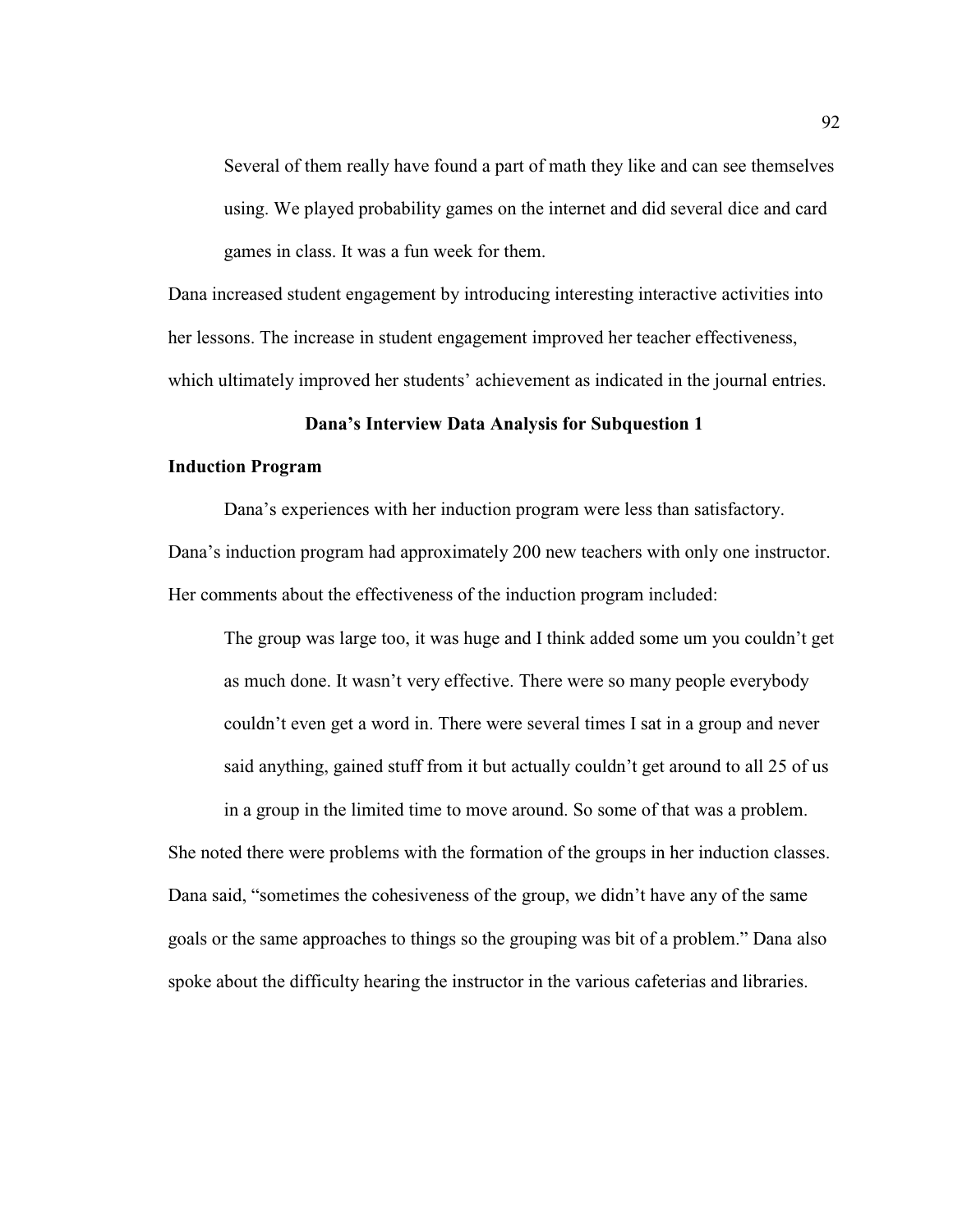> Several of them really have found a part of math they like and can see themselves using. We played probability games on the internet and did several dice and card games in class. It was a fun week for them.

Dana increased student engagement by introducing interesting interactive activities into her lessons. The increase in student engagement improved her teacher effectiveness, which ultimately improved her students' achievement as indicated in the journal entries.

## Dana's Interview Data Analysis for Subquestion 1

### Induction Program

Dana's experiences with her induction program were less than satisfactory. Dana's induction program had approximately 200 new teachers with only one instructor. Her comments about the effectiveness of the induction program included:

> The group was large too, it was huge and I think added some um you couldn't get as much done. It wasn't very effective. There were so many people everybody couldn't even get a word in. There were several times I sat in a group and never said anything, gained stuff from it but actually couldn't get around to all 25 of us in a group in the limited time to move around. So some of that was a problem.

She noted there were problems with the formation of the groups in her induction classes. Dana said, "sometimes the cohesiveness of the group, we didn't have any of the same goals or the same approaches to things so the grouping was bit of a problem." Dana also spoke about the difficulty hearing the instructor in the various cafeterias and libraries.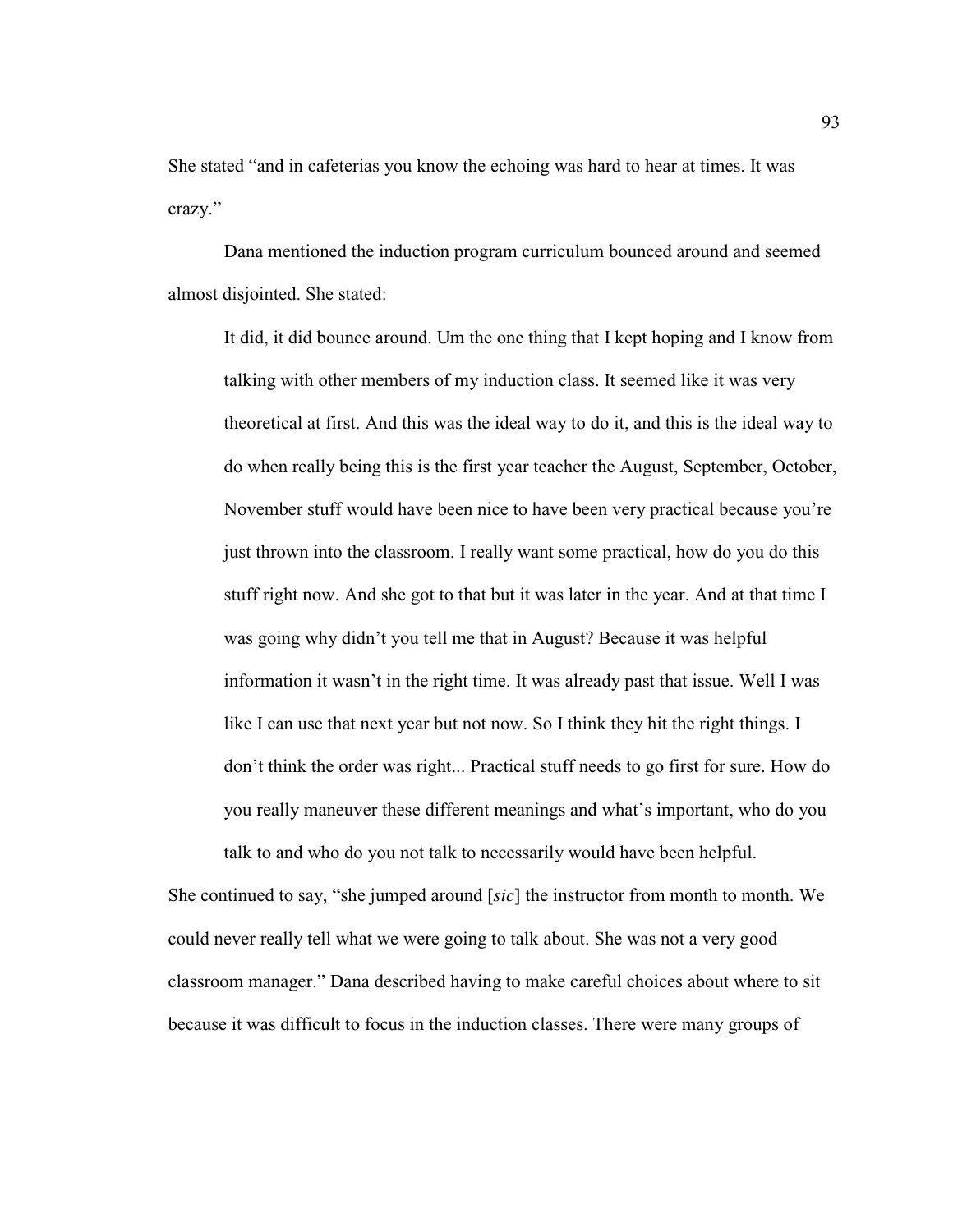She stated "and in cafeterias you know the echoing was hard to hear at times. It was crazy."

Dana mentioned the induction program curriculum bounced around and seemed almost disjointed. She stated:

> It did, it did bounce around. Um the one thing that I kept hoping and I know from talking with other members of my induction class. It seemed like it was very theoretical at first. And this was the ideal way to do it, and this is the ideal way to do when really being this is the first year teacher the August, September, October, November stuff would have been nice to have been very practical because you're just thrown into the classroom. I really want some practical, how do you do this stuff right now. And she got to that but it was later in the year. And at that time I was going why didn't you tell me that in August? Because it was helpful information it wasn't in the right time. It was already past that issue. Well I was like I can use that next year but not now. So I think they hit the right things. I don't think the order was right... Practical stuff needs to go first for sure. How do you really maneuver these different meanings and what's important, who do you talk to and who do you not talk to necessarily would have been helpful.

She continued to say, "she jumped around [*sic*] the instructor from month to month. We could never really tell what we were going to talk about. She was not a very good classroom manager." Dana described having to make careful choices about where to sit because it was difficult to focus in the induction classes. There were many groups of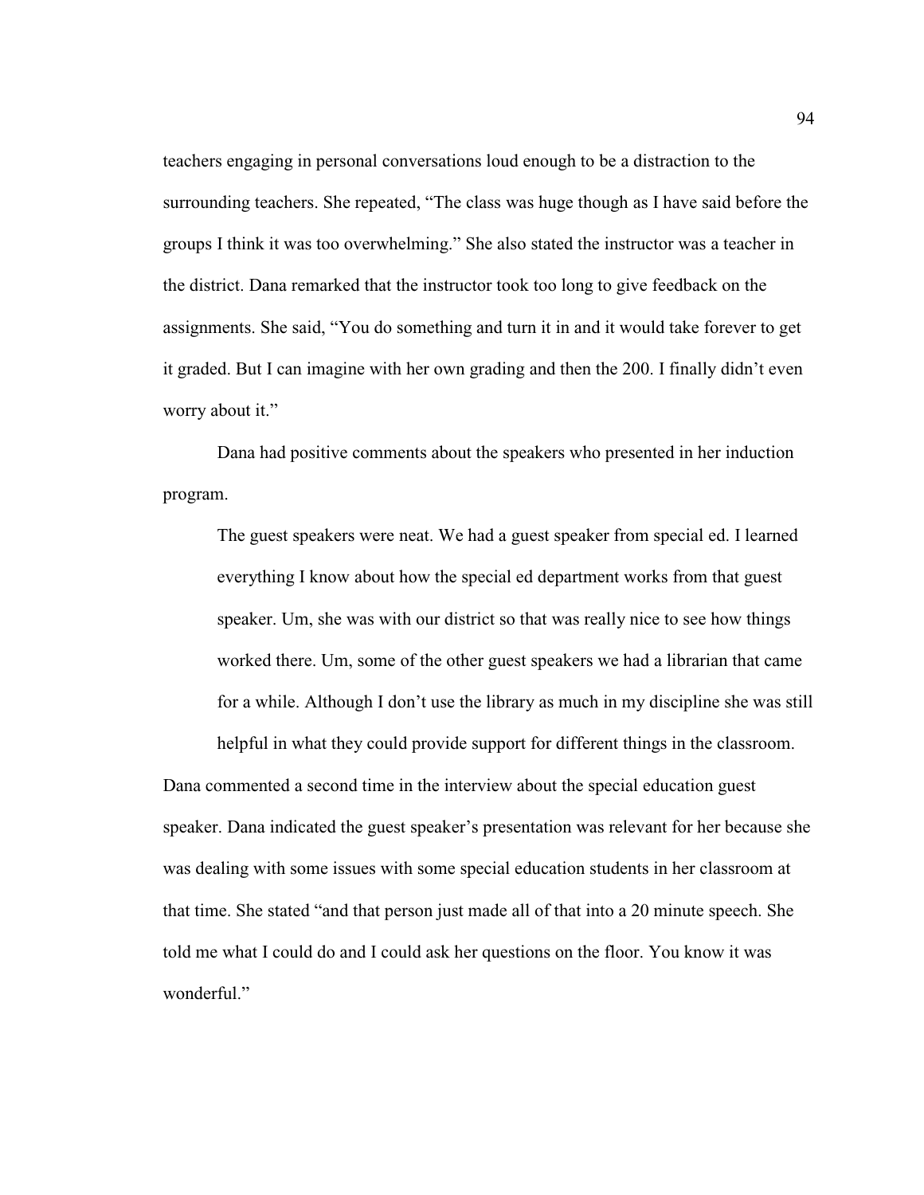teachers engaging in personal conversations loud enough to be a distraction to the surrounding teachers. She repeated, "The class was huge though as I have said before the groups I think it was too overwhelming." She also stated the instructor was a teacher in the district. Dana remarked that the instructor took too long to give feedback on the assignments. She said, "You do something and turn it in and it would take forever to get it graded. But I can imagine with her own grading and then the 200. I finally didn't even worry about it."

Dana had positive comments about the speakers who presented in her induction program.

> The guest speakers were neat. We had a guest speaker from special ed. I learned everything I know about how the special ed department works from that guest speaker. Um, she was with our district so that was really nice to see how things worked there. Um, some of the other guest speakers we had a librarian that came for a while. Although I don't use the library as much in my discipline she was still helpful in what they could provide support for different things in the classroom.

Dana commented a second time in the interview about the special education guest speaker. Dana indicated the guest speaker's presentation was relevant for her because she was dealing with some issues with some special education students in her classroom at that time. She stated "and that person just made all of that into a 20 minute speech. She told me what I could do and I could ask her questions on the floor. You know it was wonderful."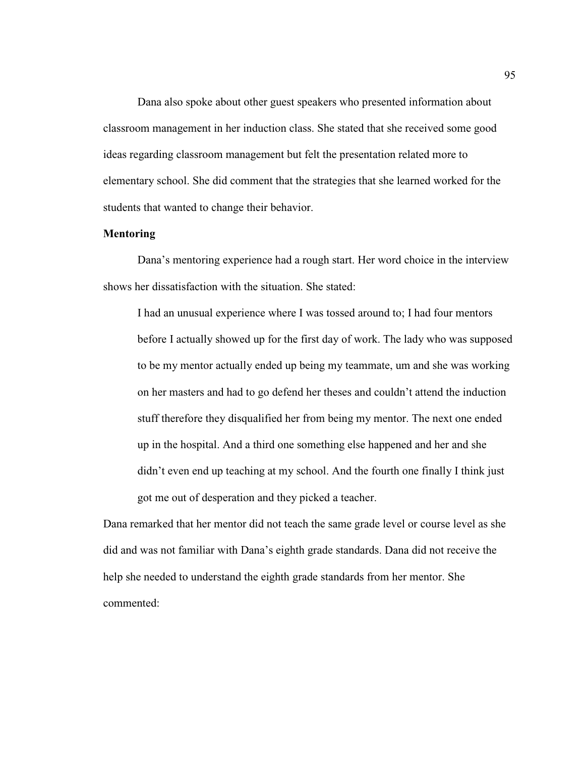Dana also spoke about other guest speakers who presented information about classroom management in her induction class. She stated that she received some good ideas regarding classroom management but felt the presentation related more to elementary school. She did comment that the strategies that she learned worked for the students that wanted to change their behavior.

**Mentoring**

Dana's mentoring experience had a rough start. Her word choice in the interview shows her dissatisfaction with the situation. She stated:

> I had an unusual experience where I was tossed around to; I had four mentors before I actually showed up for the first day of work. The lady who was supposed to be my mentor actually ended up being my teammate, um and she was working on her masters and had to go defend her theses and couldn't attend the induction stuff therefore they disqualified her from being my mentor. The next one ended up in the hospital. And a third one something else happened and her and she didn't even end up teaching at my school. And the fourth one finally I think just got me out of desperation and they picked a teacher.

Dana remarked that her mentor did not teach the same grade level or course level as she did and was not familiar with Dana's eighth grade standards. Dana did not receive the help she needed to understand the eighth grade standards from her mentor. She commented: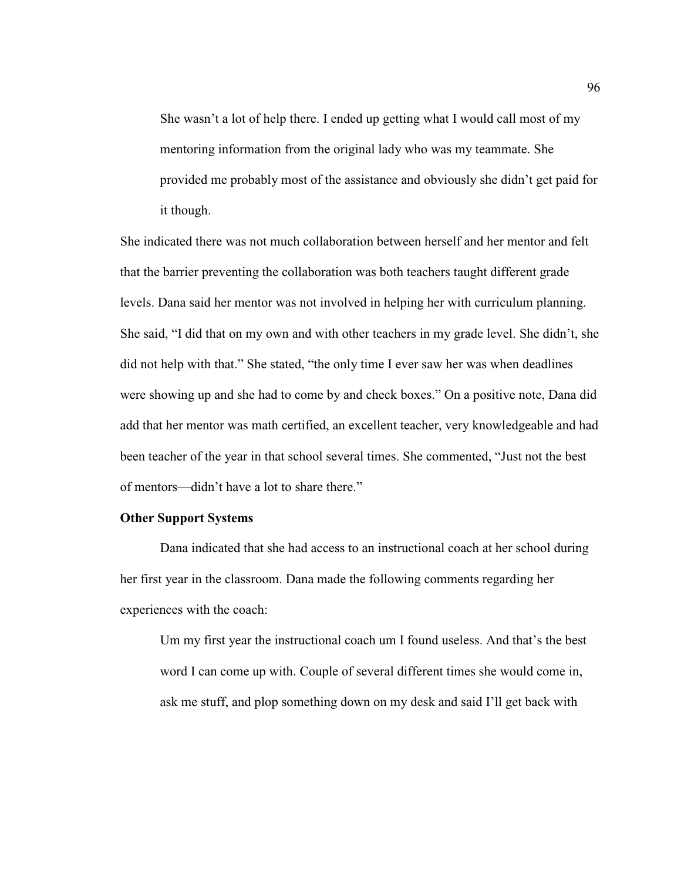> She wasn't a lot of help there. I ended up getting what I would call most of my mentoring information from the original lady who was my teammate. She provided me probably most of the assistance and obviously she didn't get paid for it though.

She indicated there was not much collaboration between herself and her mentor and felt that the barrier preventing the collaboration was both teachers taught different grade levels. Dana said her mentor was not involved in helping her with curriculum planning. She said, "I did that on my own and with other teachers in my grade level. She didn't, she did not help with that." She stated, "the only time I ever saw her was when deadlines were showing up and she had to come by and check boxes." On a positive note, Dana did add that her mentor was math certified, an excellent teacher, very knowledgeable and had been teacher of the year in that school several times. She commented, "Just not the best of mentors—didn't have a lot to share there."

**Other Support Systems**

Dana indicated that she had access to an instructional coach at her school during her first year in the classroom. Dana made the following comments regarding her experiences with the coach:

> Um my first year the instructional coach um I found useless. And that's the best word I can come up with. Couple of several different times she would come in, ask me stuff, and plop something down on my desk and said I'll get back with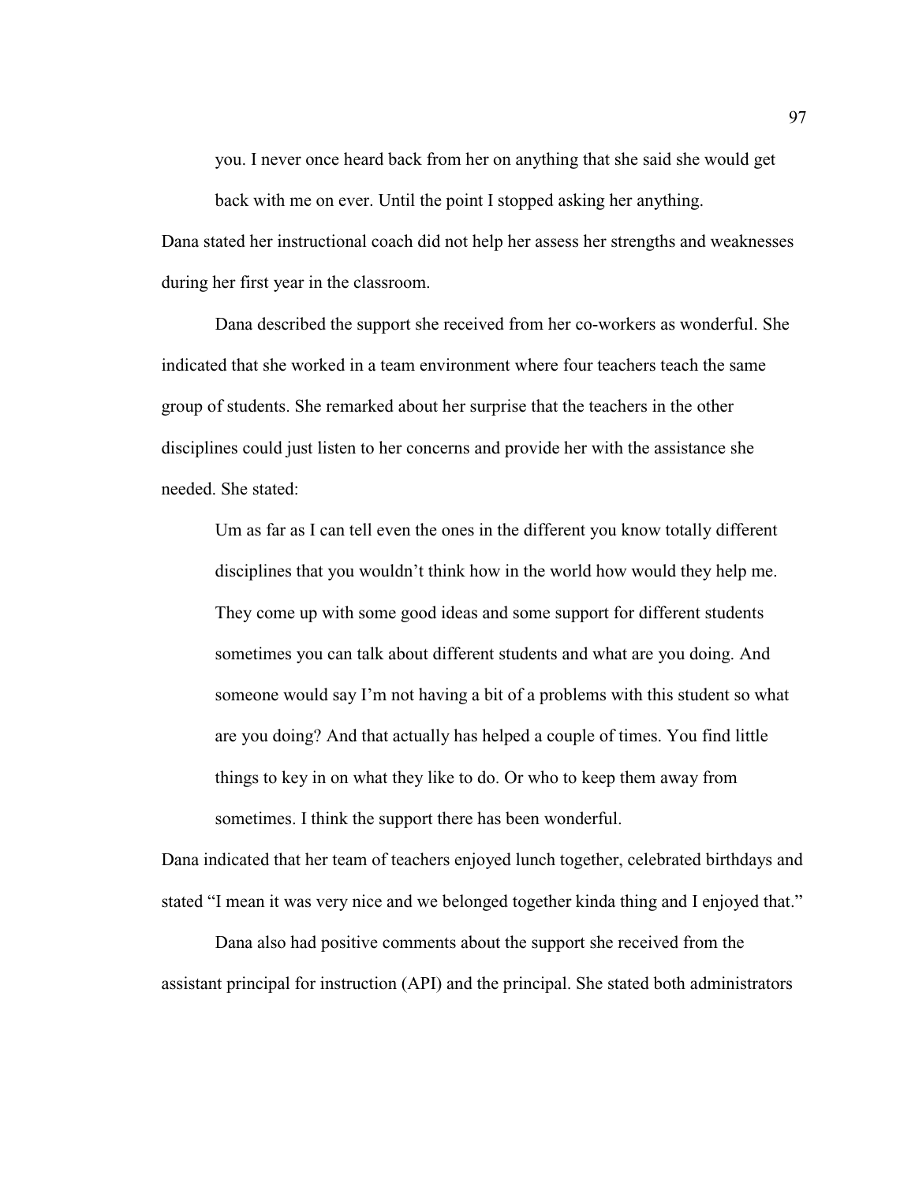> you. I never once heard back from her on anything that she said she would get back with me on ever. Until the point I stopped asking her anything.

Dana stated her instructional coach did not help her assess her strengths and weaknesses during her first year in the classroom.

Dana described the support she received from her co-workers as wonderful. She indicated that she worked in a team environment where four teachers teach the same group of students. She remarked about her surprise that the teachers in the other disciplines could just listen to her concerns and provide her with the assistance she needed. She stated:

> Um as far as I can tell even the ones in the different you know totally different disciplines that you wouldn't think how in the world how would they help me. They come up with some good ideas and some support for different students sometimes you can talk about different students and what are you doing. And someone would say I'm not having a bit of a problems with this student so what are you doing? And that actually has helped a couple of times. You find little things to key in on what they like to do. Or who to keep them away from sometimes. I think the support there has been wonderful.

Dana indicated that her team of teachers enjoyed lunch together, celebrated birthdays and stated "I mean it was very nice and we belonged together kinda thing and I enjoyed that."

Dana also had positive comments about the support she received from the assistant principal for instruction (API) and the principal. She stated both administrators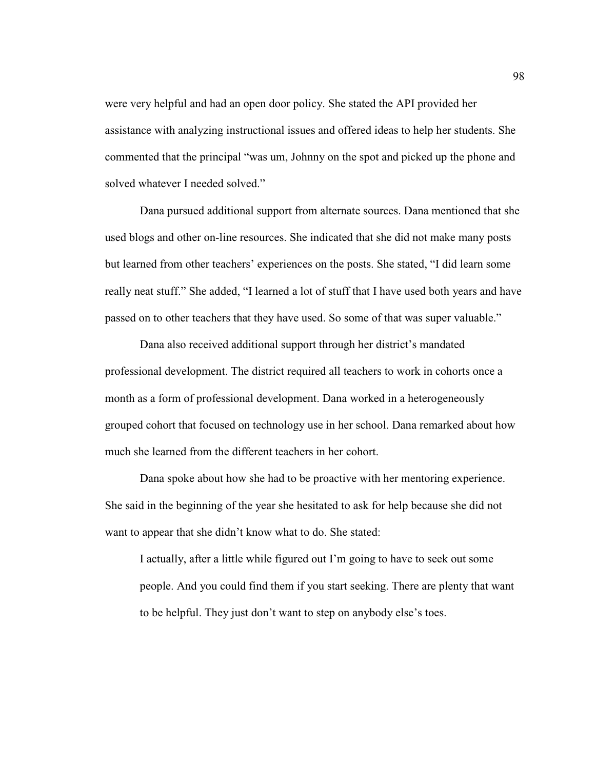were very helpful and had an open door policy. She stated the API provided her assistance with analyzing instructional issues and offered ideas to help her students. She commented that the principal "was um, Johnny on the spot and picked up the phone and solved whatever I needed solved."

Dana pursued additional support from alternate sources. Dana mentioned that she used blogs and other on-line resources. She indicated that she did not make many posts but learned from other teachers' experiences on the posts. She stated, "I did learn some really neat stuff." She added, "I learned a lot of stuff that I have used both years and have passed on to other teachers that they have used. So some of that was super valuable."

Dana also received additional support through her district's mandated professional development. The district required all teachers to work in cohorts once a month as a form of professional development. Dana worked in a heterogeneously grouped cohort that focused on technology use in her school. Dana remarked about how much she learned from the different teachers in her cohort.

Dana spoke about how she had to be proactive with her mentoring experience. She said in the beginning of the year she hesitated to ask for help because she did not want to appear that she didn't know what to do. She stated:

> I actually, after a little while figured out I'm going to have to seek out some people. And you could find them if you start seeking. There are plenty that want to be helpful. They just don't want to step on anybody else's toes.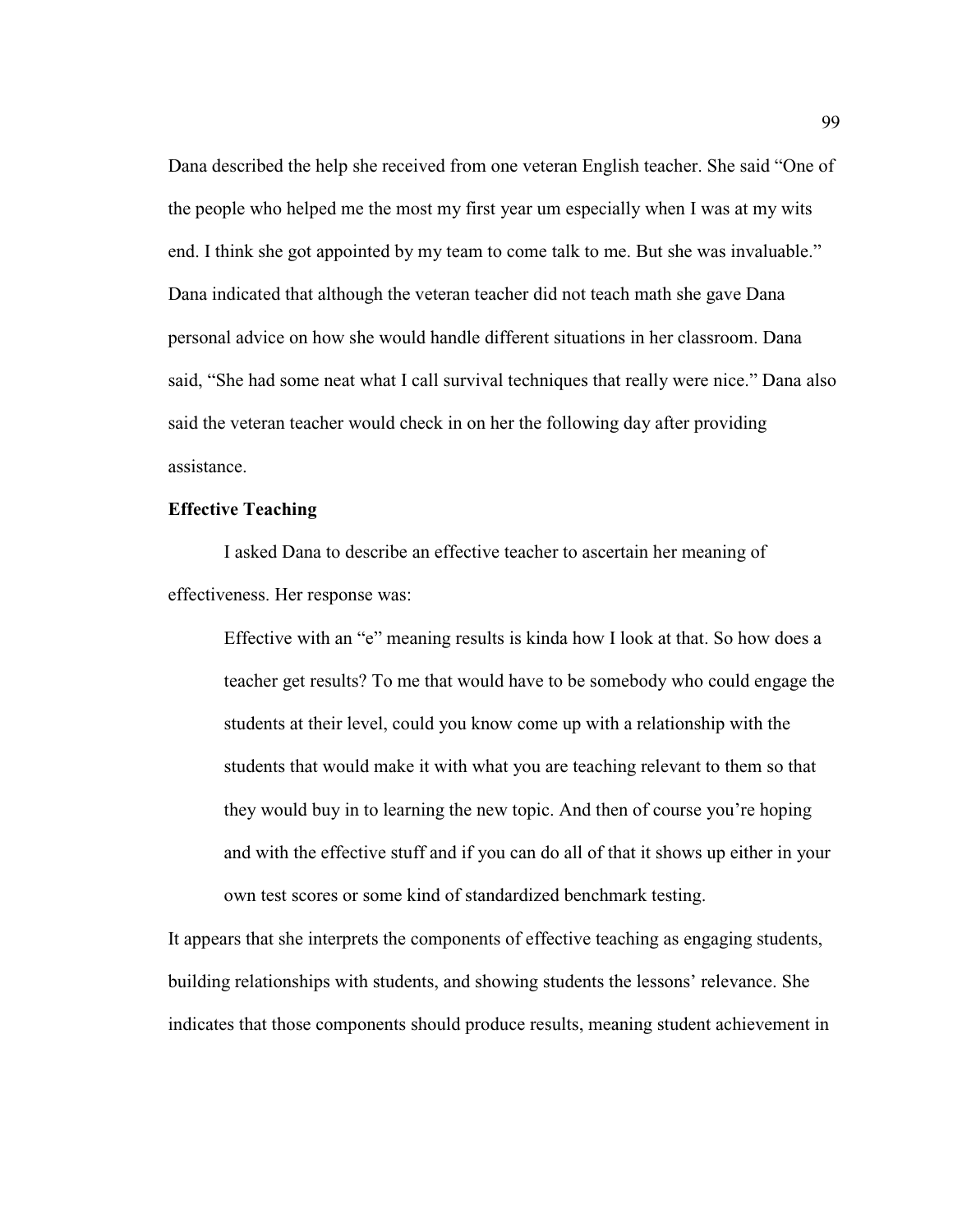Dana described the help she received from one veteran English teacher. She said "One of the people who helped me the most my first year um especially when I was at my wits end. I think she got appointed by my team to come talk to me. But she was invaluable." Dana indicated that although the veteran teacher did not teach math she gave Dana personal advice on how she would handle different situations in her classroom. Dana said, "She had some neat what I call survival techniques that really were nice." Dana also said the veteran teacher would check in on her the following day after providing assistance.

**Effective Teaching**

I asked Dana to describe an effective teacher to ascertain her meaning of effectiveness. Her response was:

> Effective with an "e" meaning results is kinda how I look at that. So how does a teacher get results? To me that would have to be somebody who could engage the students at their level, could you know come up with a relationship with the students that would make it with what you are teaching relevant to them so that they would buy in to learning the new topic. And then of course you're hoping and with the effective stuff and if you can do all of that it shows up either in your own test scores or some kind of standardized benchmark testing.

It appears that she interprets the components of effective teaching as engaging students, building relationships with students, and showing students the lessons' relevance. She indicates that those components should produce results, meaning student achievement in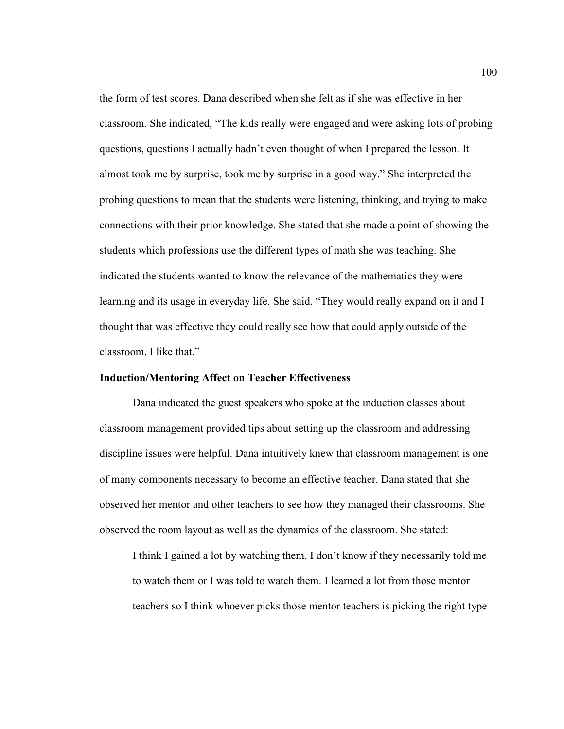the form of test scores. Dana described when she felt as if she was effective in her classroom. She indicated, "The kids really were engaged and were asking lots of probing questions, questions I actually hadn't even thought of when I prepared the lesson. It almost took me by surprise, took me by surprise in a good way." She interpreted the probing questions to mean that the students were listening, thinking, and trying to make connections with their prior knowledge. She stated that she made a point of showing the students which professions use the different types of math she was teaching. She indicated the students wanted to know the relevance of the mathematics they were learning and its usage in everyday life. She said, "They would really expand on it and I thought that was effective they could really see how that could apply outside of the classroom. I like that."

**Induction/Mentoring Affect on Teacher Effectiveness**

Dana indicated the guest speakers who spoke at the induction classes about classroom management provided tips about setting up the classroom and addressing discipline issues were helpful. Dana intuitively knew that classroom management is one of many components necessary to become an effective teacher. Dana stated that she observed her mentor and other teachers to see how they managed their classrooms. She observed the room layout as well as the dynamics of the classroom. She stated:

> I think I gained a lot by watching them. I don't know if they necessarily told me to watch them or I was told to watch them. I learned a lot from those mentor teachers so I think whoever picks those mentor teachers is picking the right type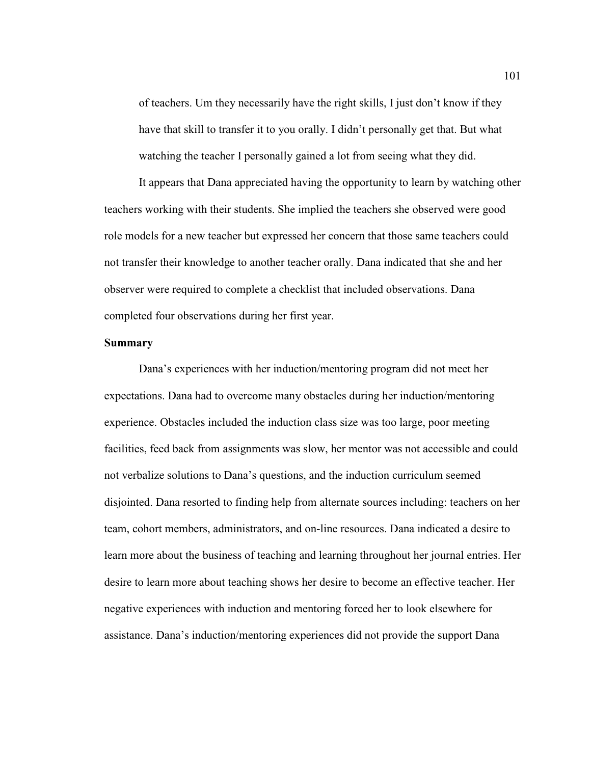of teachers. Um they necessarily have the right skills, I just don't know if they have that skill to transfer it to you orally. I didn't personally get that. But what watching the teacher I personally gained a lot from seeing what they did.

It appears that Dana appreciated having the opportunity to learn by watching other teachers working with their students. She implied the teachers she observed were good role models for a new teacher but expressed her concern that those same teachers could not transfer their knowledge to another teacher orally. Dana indicated that she and her observer were required to complete a checklist that included observations. Dana completed four observations during her first year.

**Summary**

Dana's experiences with her induction/mentoring program did not meet her expectations. Dana had to overcome many obstacles during her induction/mentoring experience. Obstacles included the induction class size was too large, poor meeting facilities, feed back from assignments was slow, her mentor was not accessible and could not verbalize solutions to Dana's questions, and the induction curriculum seemed disjointed. Dana resorted to finding help from alternate sources including: teachers on her team, cohort members, administrators, and on-line resources. Dana indicated a desire to learn more about the business of teaching and learning throughout her journal entries. Her desire to learn more about teaching shows her desire to become an effective teacher. Her negative experiences with induction and mentoring forced her to look elsewhere for assistance. Dana's induction/mentoring experiences did not provide the support Dana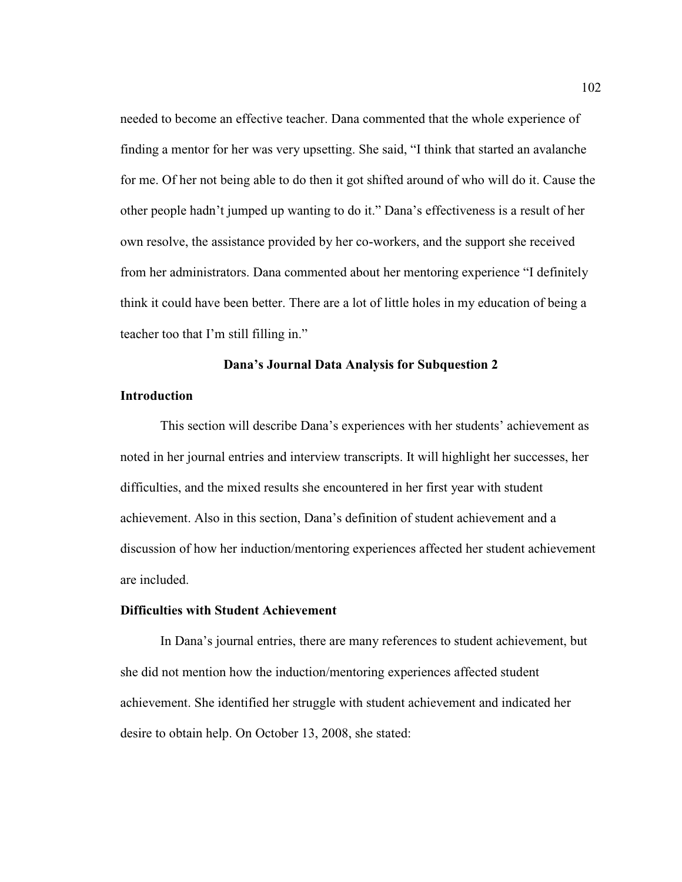needed to become an effective teacher. Dana commented that the whole experience of finding a mentor for her was very upsetting. She said, "I think that started an avalanche for me. Of her not being able to do then it got shifted around of who will do it. Cause the other people hadn't jumped up wanting to do it." Dana's effectiveness is a result of her own resolve, the assistance provided by her co-workers, and the support she received from her administrators. Dana commented about her mentoring experience "I definitely think it could have been better. There are a lot of little holes in my education of being a teacher too that I'm still filling in."

## Dana's Journal Data Analysis for Subquestion 2

### Introduction

This section will describe Dana's experiences with her students' achievement as noted in her journal entries and interview transcripts. It will highlight her successes, her difficulties, and the mixed results she encountered in her first year with student achievement. Also in this section, Dana's definition of student achievement and a discussion of how her induction/mentoring experiences affected her student achievement are included.

### Difficulties with Student Achievement

In Dana's journal entries, there are many references to student achievement, but she did not mention how the induction/mentoring experiences affected student achievement. She identified her struggle with student achievement and indicated her desire to obtain help. On October 13, 2008, she stated: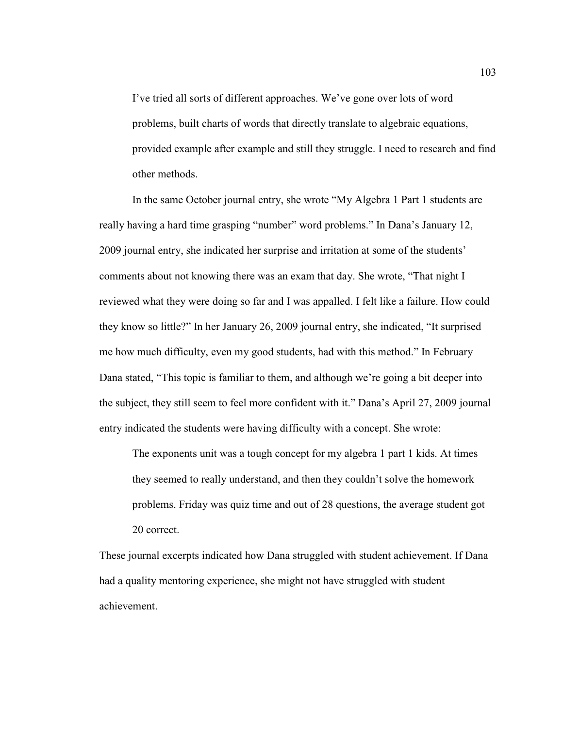> I've tried all sorts of different approaches. We've gone over lots of word problems, built charts of words that directly translate to algebraic equations, provided example after example and still they struggle. I need to research and find other methods.

In the same October journal entry, she wrote "My Algebra 1 Part 1 students are really having a hard time grasping "number" word problems." In Dana's January 12, 2009 journal entry, she indicated her surprise and irritation at some of the students' comments about not knowing there was an exam that day. She wrote, "That night I reviewed what they were doing so far and I was appalled. I felt like a failure. How could they know so little?" In her January 26, 2009 journal entry, she indicated, "It surprised me how much difficulty, even my good students, had with this method." In February Dana stated, "This topic is familiar to them, and although we're going a bit deeper into the subject, they still seem to feel more confident with it." Dana's April 27, 2009 journal entry indicated the students were having difficulty with a concept. She wrote:

> The exponents unit was a tough concept for my algebra 1 part 1 kids. At times they seemed to really understand, and then they couldn't solve the homework problems. Friday was quiz time and out of 28 questions, the average student got 20 correct.

These journal excerpts indicated how Dana struggled with student achievement. If Dana had a quality mentoring experience, she might not have struggled with student achievement.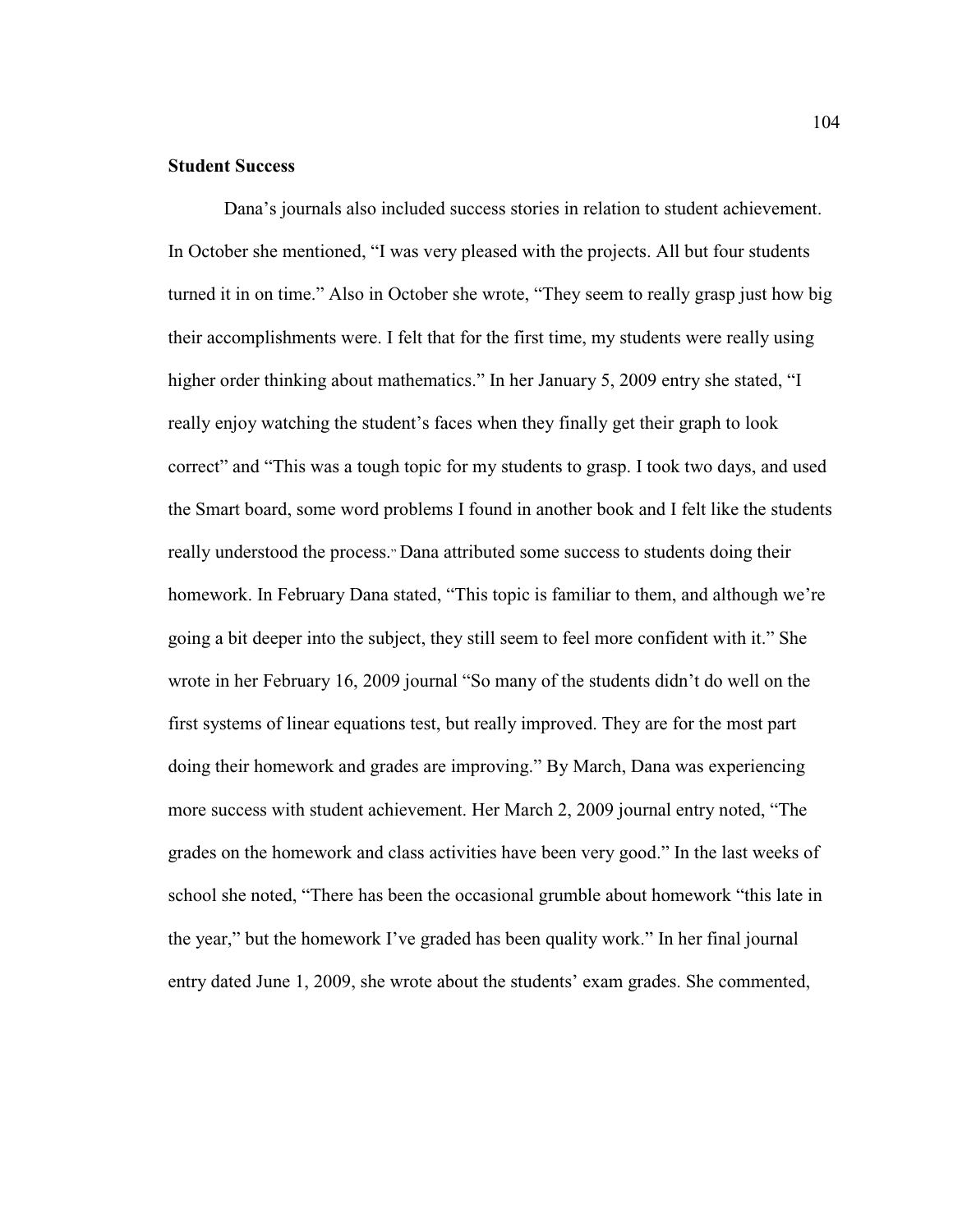**Student Success**

Dana's journals also included success stories in relation to student achievement. In October she mentioned, "I was very pleased with the projects. All but four students turned it in on time." Also in October she wrote, "They seem to really grasp just how big their accomplishments were. I felt that for the first time, my students were really using higher order thinking about mathematics." In her January 5, 2009 entry she stated, "I really enjoy watching the student's faces when they finally get their graph to look correct" and "This was a tough topic for my students to grasp. I took two days, and used the Smart board, some word problems I found in another book and I felt like the students really understood the process." Dana attributed some success to students doing their homework. In February Dana stated, "This topic is familiar to them, and although we're going a bit deeper into the subject, they still seem to feel more confident with it." She wrote in her February 16, 2009 journal "So many of the students didn't do well on the first systems of linear equations test, but really improved. They are for the most part doing their homework and grades are improving." By March, Dana was experiencing more success with student achievement. Her March 2, 2009 journal entry noted, "The grades on the homework and class activities have been very good." In the last weeks of school she noted, "There has been the occasional grumble about homework "this late in the year," but the homework I've graded has been quality work." In her final journal entry dated June 1, 2009, she wrote about the students' exam grades. She commented,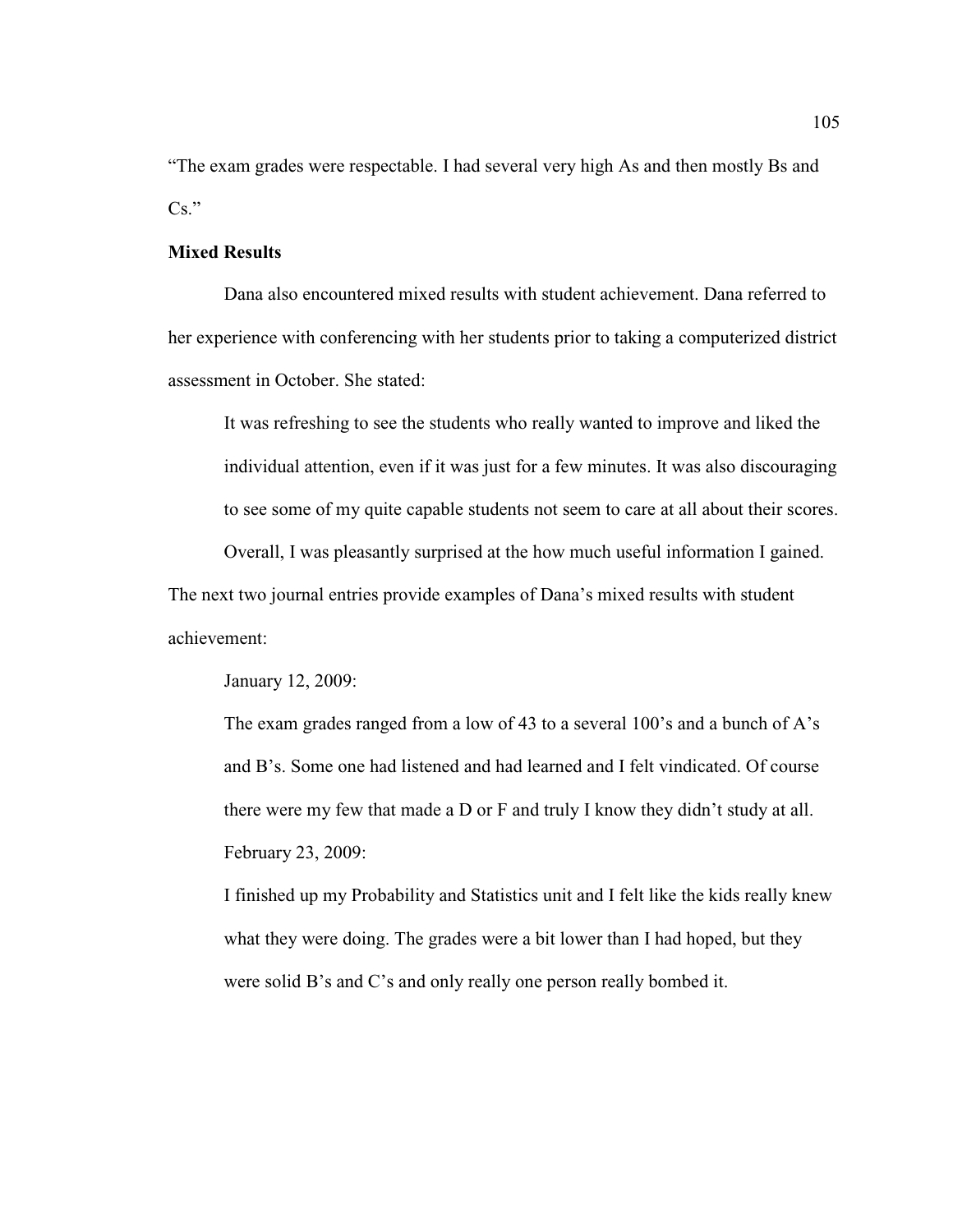"The exam grades were respectable. I had several very high As and then mostly Bs and Cs."

**Mixed Results**

Dana also encountered mixed results with student achievement. Dana referred to her experience with conferencing with her students prior to taking a computerized district assessment in October. She stated:

> It was refreshing to see the students who really wanted to improve and liked the individual attention, even if it was just for a few minutes. It was also discouraging to see some of my quite capable students not seem to care at all about their scores.
>
> Overall, I was pleasantly surprised at the how much useful information I gained.

The next two journal entries provide examples of Dana's mixed results with student achievement:

> January 12, 2009:
>
> The exam grades ranged from a low of 43 to a several 100's and a bunch of A's and B's. Some one had listened and had learned and I felt vindicated. Of course there were my few that made a D or F and truly I know they didn't study at all.
>
> February 23, 2009:
>
> I finished up my Probability and Statistics unit and I felt like the kids really knew what they were doing. The grades were a bit lower than I had hoped, but they were solid B's and C's and only really one person really bombed it.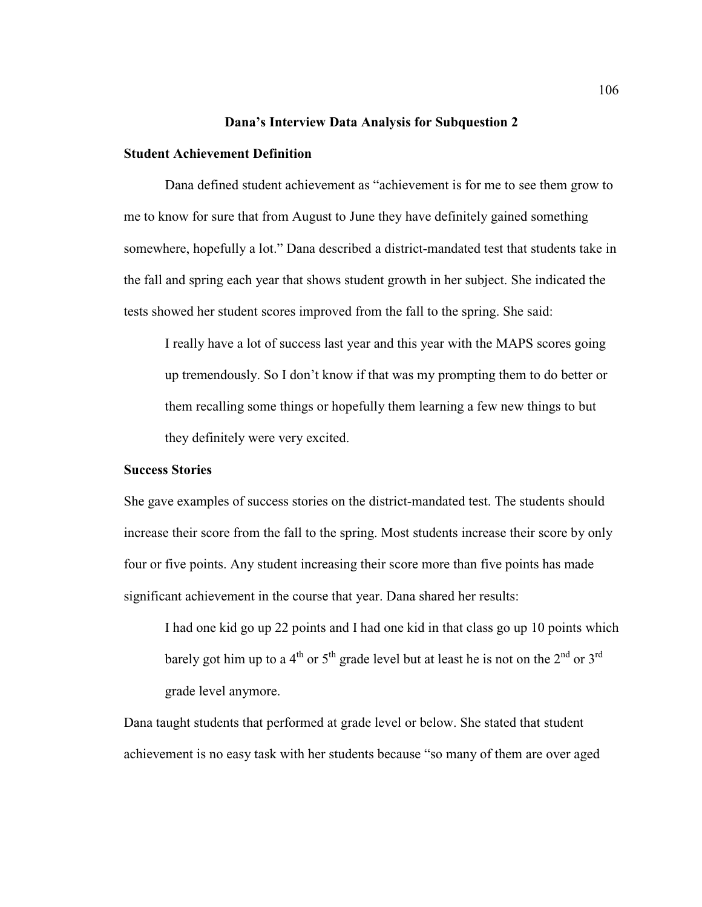## Dana's Interview Data Analysis for Subquestion 2

### Student Achievement Definition

Dana defined student achievement as "achievement is for me to see them grow to me to know for sure that from August to June they have definitely gained something somewhere, hopefully a lot." Dana described a district-mandated test that students take in the fall and spring each year that shows student growth in her subject. She indicated the tests showed her student scores improved from the fall to the spring. She said:

> I really have a lot of success last year and this year with the MAPS scores going up tremendously. So I don't know if that was my prompting them to do better or them recalling some things or hopefully them learning a few new things to but they definitely were very excited.

### Success Stories

She gave examples of success stories on the district-mandated test. The students should increase their score from the fall to the spring. Most students increase their score by only four or five points. Any student increasing their score more than five points has made significant achievement in the course that year. Dana shared her results:

> I had one kid go up 22 points and I had one kid in that class go up 10 points which barely got him up to a 4th or 5th grade level but at least he is not on the 2nd or 3rd grade level anymore.

Dana taught students that performed at grade level or below. She stated that student achievement is no easy task with her students because "so many of them are over aged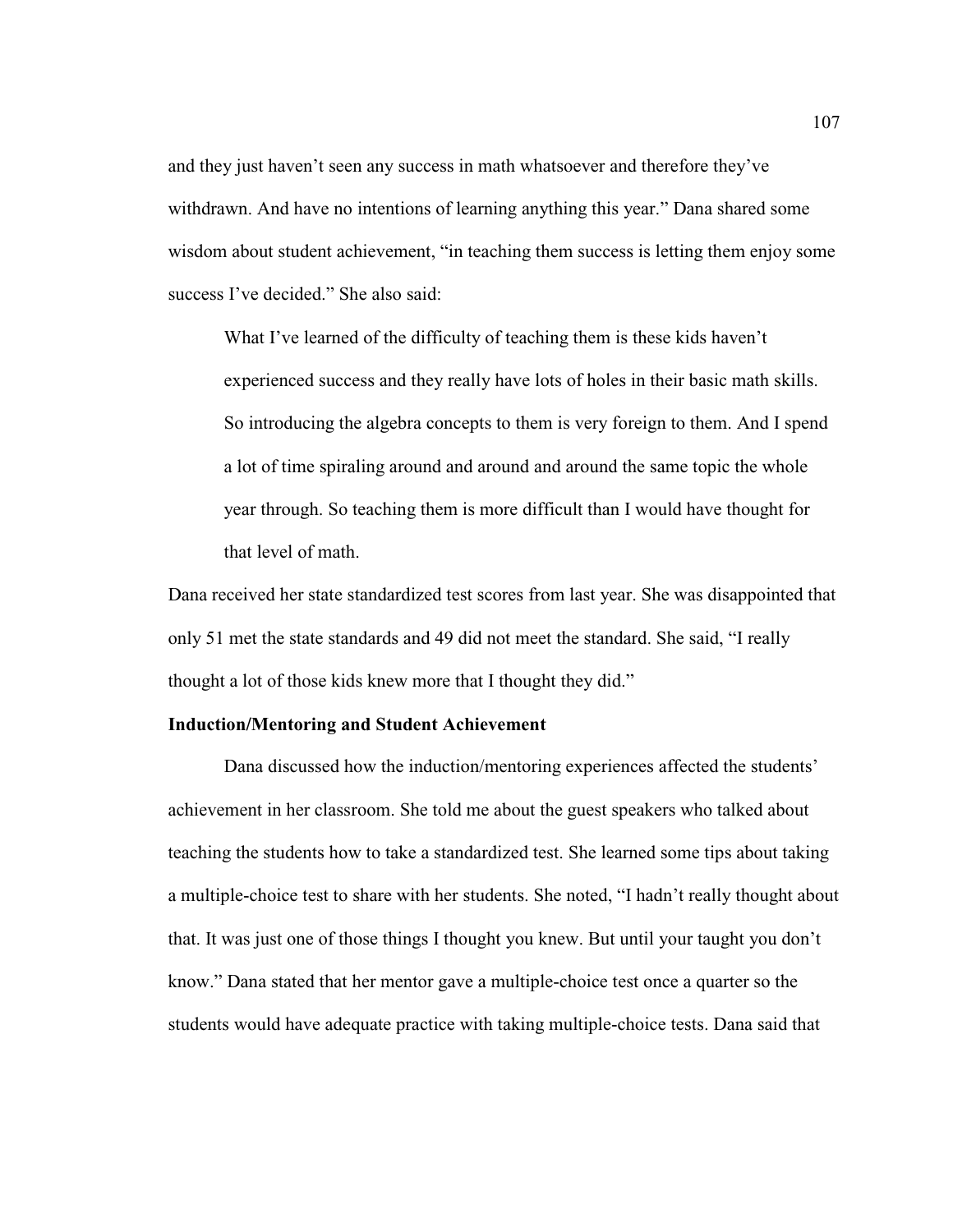and they just haven't seen any success in math whatsoever and therefore they've withdrawn. And have no intentions of learning anything this year." Dana shared some wisdom about student achievement, "in teaching them success is letting them enjoy some success I've decided." She also said:

> What I've learned of the difficulty of teaching them is these kids haven't experienced success and they really have lots of holes in their basic math skills. So introducing the algebra concepts to them is very foreign to them. And I spend a lot of time spiraling around and around and around the same topic the whole year through. So teaching them is more difficult than I would have thought for that level of math.

Dana received her state standardized test scores from last year. She was disappointed that only 51 met the state standards and 49 did not meet the standard. She said, "I really thought a lot of those kids knew more that I thought they did."

**Induction/Mentoring and Student Achievement**

Dana discussed how the induction/mentoring experiences affected the students' achievement in her classroom. She told me about the guest speakers who talked about teaching the students how to take a standardized test. She learned some tips about taking a multiple-choice test to share with her students. She noted, "I hadn't really thought about that. It was just one of those things I thought you knew. But until your taught you don't know." Dana stated that her mentor gave a multiple-choice test once a quarter so the students would have adequate practice with taking multiple-choice tests. Dana said that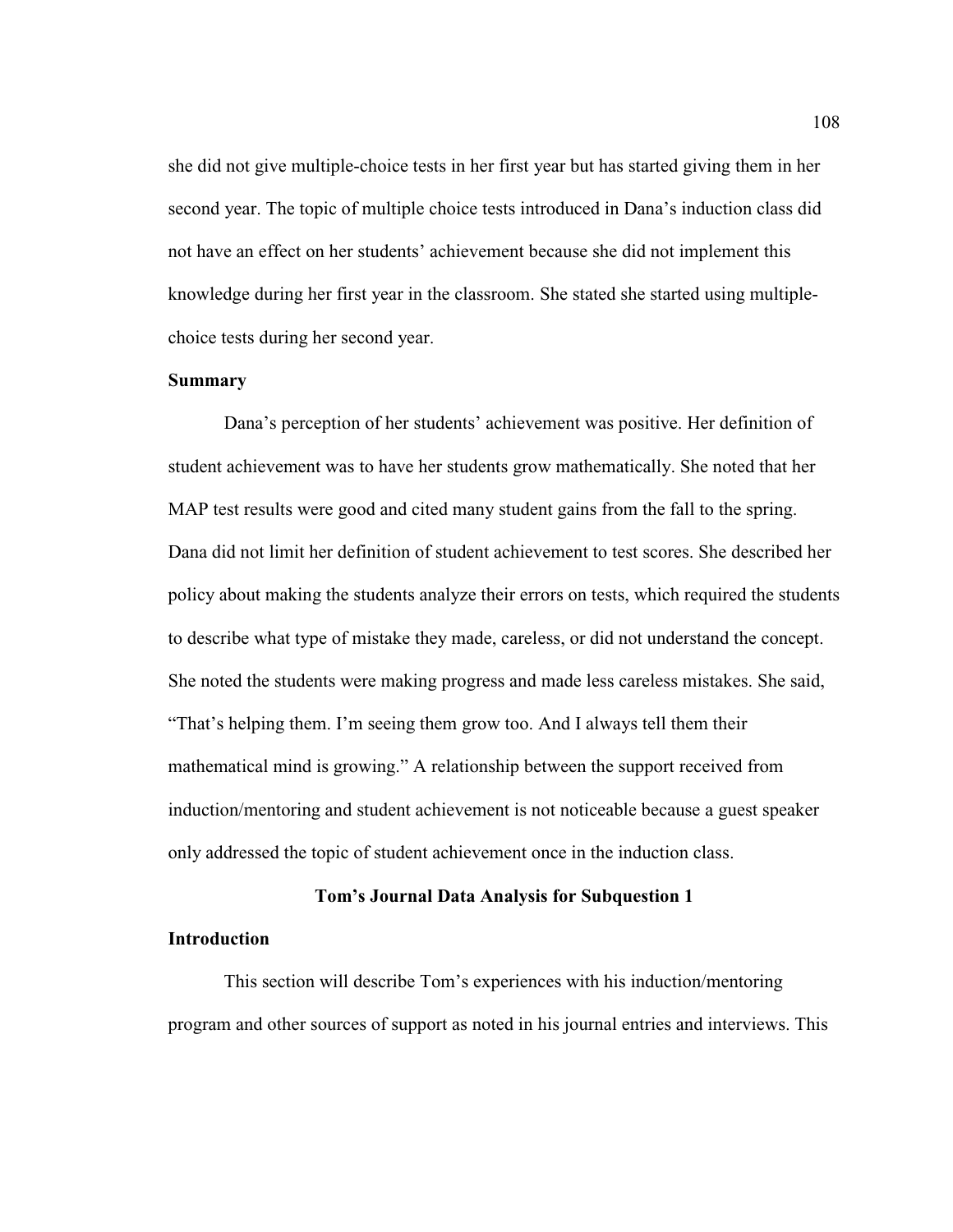she did not give multiple-choice tests in her first year but has started giving them in her second year. The topic of multiple choice tests introduced in Dana's induction class did not have an effect on her students' achievement because she did not implement this knowledge during her first year in the classroom. She stated she started using multiple-choice tests during her second year.

**Summary**

Dana's perception of her students' achievement was positive. Her definition of student achievement was to have her students grow mathematically. She noted that her MAP test results were good and cited many student gains from the fall to the spring. Dana did not limit her definition of student achievement to test scores. She described her policy about making the students analyze their errors on tests, which required the students to describe what type of mistake they made, careless, or did not understand the concept. She noted the students were making progress and made less careless mistakes. She said, "That's helping them. I'm seeing them grow too. And I always tell them their mathematical mind is growing." A relationship between the support received from induction/mentoring and student achievement is not noticeable because a guest speaker only addressed the topic of student achievement once in the induction class.

## Tom's Journal Data Analysis for Subquestion 1

**Introduction**

This section will describe Tom's experiences with his induction/mentoring program and other sources of support as noted in his journal entries and interviews. This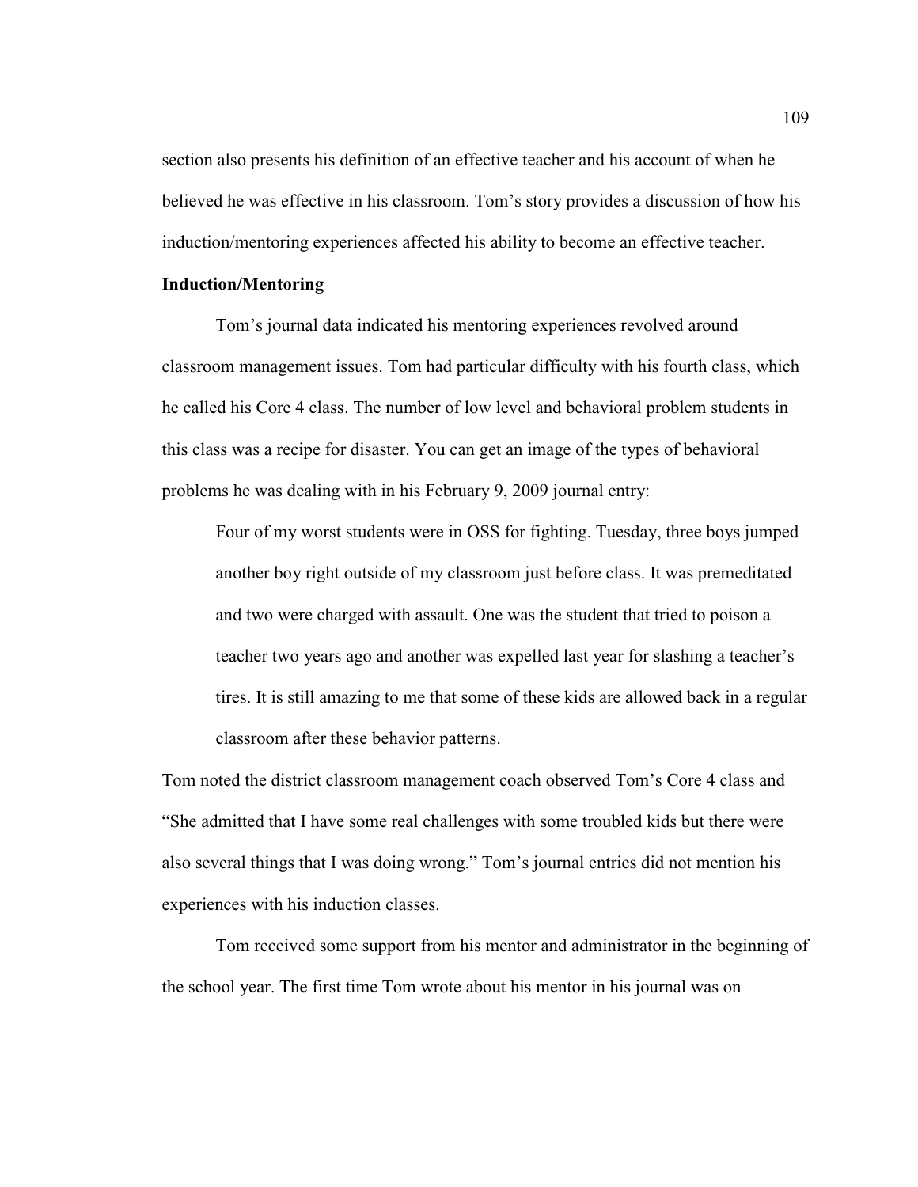section also presents his definition of an effective teacher and his account of when he believed he was effective in his classroom. Tom's story provides a discussion of how his induction/mentoring experiences affected his ability to become an effective teacher.

**Induction/Mentoring**

Tom's journal data indicated his mentoring experiences revolved around classroom management issues. Tom had particular difficulty with his fourth class, which he called his Core 4 class. The number of low level and behavioral problem students in this class was a recipe for disaster. You can get an image of the types of behavioral problems he was dealing with in his February 9, 2009 journal entry:

> Four of my worst students were in OSS for fighting. Tuesday, three boys jumped another boy right outside of my classroom just before class. It was premeditated and two were charged with assault. One was the student that tried to poison a teacher two years ago and another was expelled last year for slashing a teacher's tires. It is still amazing to me that some of these kids are allowed back in a regular classroom after these behavior patterns.

Tom noted the district classroom management coach observed Tom's Core 4 class and "She admitted that I have some real challenges with some troubled kids but there were also several things that I was doing wrong." Tom's journal entries did not mention his experiences with his induction classes.

Tom received some support from his mentor and administrator in the beginning of the school year. The first time Tom wrote about his mentor in his journal was on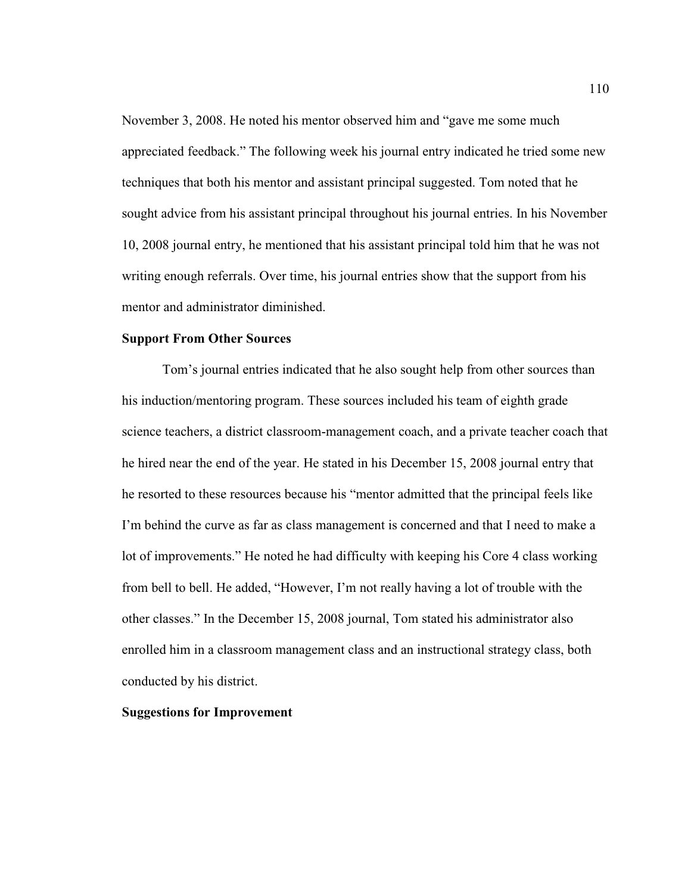November 3, 2008. He noted his mentor observed him and "gave me some much appreciated feedback." The following week his journal entry indicated he tried some new techniques that both his mentor and assistant principal suggested. Tom noted that he sought advice from his assistant principal throughout his journal entries. In his November 10, 2008 journal entry, he mentioned that his assistant principal told him that he was not writing enough referrals. Over time, his journal entries show that the support from his mentor and administrator diminished.

**Support From Other Sources**

Tom's journal entries indicated that he also sought help from other sources than his induction/mentoring program. These sources included his team of eighth grade science teachers, a district classroom-management coach, and a private teacher coach that he hired near the end of the year. He stated in his December 15, 2008 journal entry that he resorted to these resources because his "mentor admitted that the principal feels like I'm behind the curve as far as class management is concerned and that I need to make a lot of improvements." He noted he had difficulty with keeping his Core 4 class working from bell to bell. He added, "However, I'm not really having a lot of trouble with the other classes." In the December 15, 2008 journal, Tom stated his administrator also enrolled him in a classroom management class and an instructional strategy class, both conducted by his district.

**Suggestions for Improvement**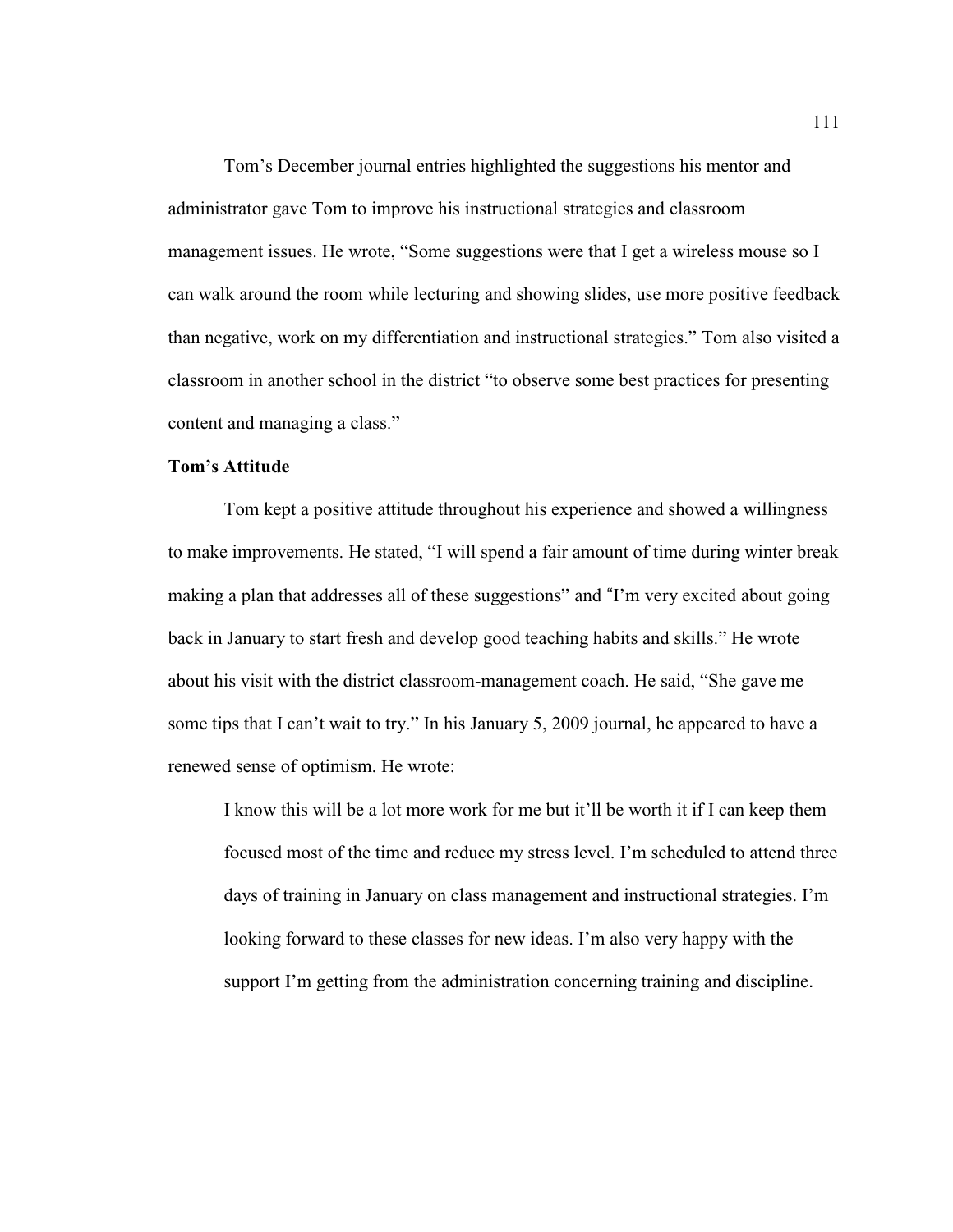Tom’s December journal entries highlighted the suggestions his mentor and administrator gave Tom to improve his instructional strategies and classroom management issues. He wrote, “Some suggestions were that I get a wireless mouse so I can walk around the room while lecturing and showing slides, use more positive feedback than negative, work on my differentiation and instructional strategies.” Tom also visited a classroom in another school in the district “to observe some best practices for presenting content and managing a class.”

**Tom’s Attitude**

Tom kept a positive attitude throughout his experience and showed a willingness to make improvements. He stated, “I will spend a fair amount of time during winter break making a plan that addresses all of these suggestions” and “I’m very excited about going back in January to start fresh and develop good teaching habits and skills.” He wrote about his visit with the district classroom-management coach. He said, “She gave me some tips that I can’t wait to try.” In his January 5, 2009 journal, he appeared to have a renewed sense of optimism. He wrote:

> I know this will be a lot more work for me but it’ll be worth it if I can keep them focused most of the time and reduce my stress level. I’m scheduled to attend three days of training in January on class management and instructional strategies. I’m looking forward to these classes for new ideas. I’m also very happy with the support I’m getting from the administration concerning training and discipline.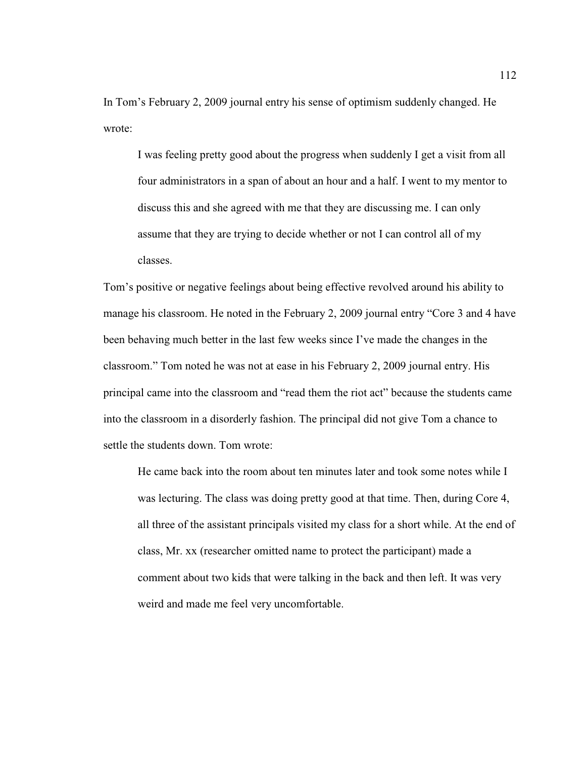In Tom's February 2, 2009 journal entry his sense of optimism suddenly changed. He wrote:

> I was feeling pretty good about the progress when suddenly I get a visit from all four administrators in a span of about an hour and a half. I went to my mentor to discuss this and she agreed with me that they are discussing me. I can only assume that they are trying to decide whether or not I can control all of my classes.

Tom's positive or negative feelings about being effective revolved around his ability to manage his classroom. He noted in the February 2, 2009 journal entry "Core 3 and 4 have been behaving much better in the last few weeks since I've made the changes in the classroom." Tom noted he was not at ease in his February 2, 2009 journal entry. His principal came into the classroom and "read them the riot act" because the students came into the classroom in a disorderly fashion. The principal did not give Tom a chance to settle the students down. Tom wrote:

> He came back into the room about ten minutes later and took some notes while I was lecturing. The class was doing pretty good at that time. Then, during Core 4, all three of the assistant principals visited my class for a short while. At the end of class, Mr. xx (researcher omitted name to protect the participant) made a comment about two kids that were talking in the back and then left. It was very weird and made me feel very uncomfortable.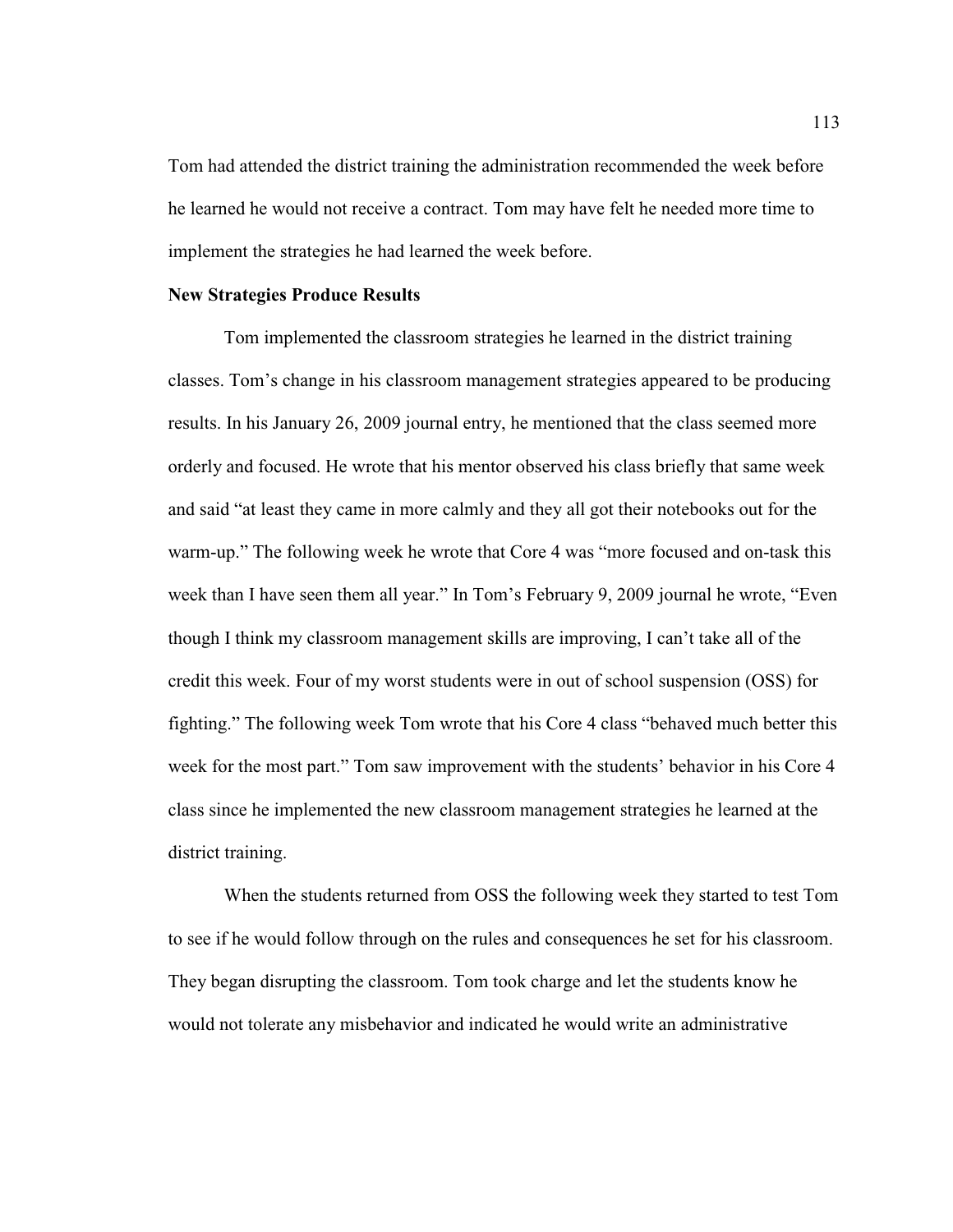Tom had attended the district training the administration recommended the week before he learned he would not receive a contract. Tom may have felt he needed more time to implement the strategies he had learned the week before.

**New Strategies Produce Results**

Tom implemented the classroom strategies he learned in the district training classes. Tom's change in his classroom management strategies appeared to be producing results. In his January 26, 2009 journal entry, he mentioned that the class seemed more orderly and focused. He wrote that his mentor observed his class briefly that same week and said "at least they came in more calmly and they all got their notebooks out for the warm-up." The following week he wrote that Core 4 was "more focused and on-task this week than I have seen them all year." In Tom's February 9, 2009 journal he wrote, "Even though I think my classroom management skills are improving, I can't take all of the credit this week. Four of my worst students were in out of school suspension (OSS) for fighting." The following week Tom wrote that his Core 4 class "behaved much better this week for the most part." Tom saw improvement with the students' behavior in his Core 4 class since he implemented the new classroom management strategies he learned at the district training.

When the students returned from OSS the following week they started to test Tom to see if he would follow through on the rules and consequences he set for his classroom. They began disrupting the classroom. Tom took charge and let the students know he would not tolerate any misbehavior and indicated he would write an administrative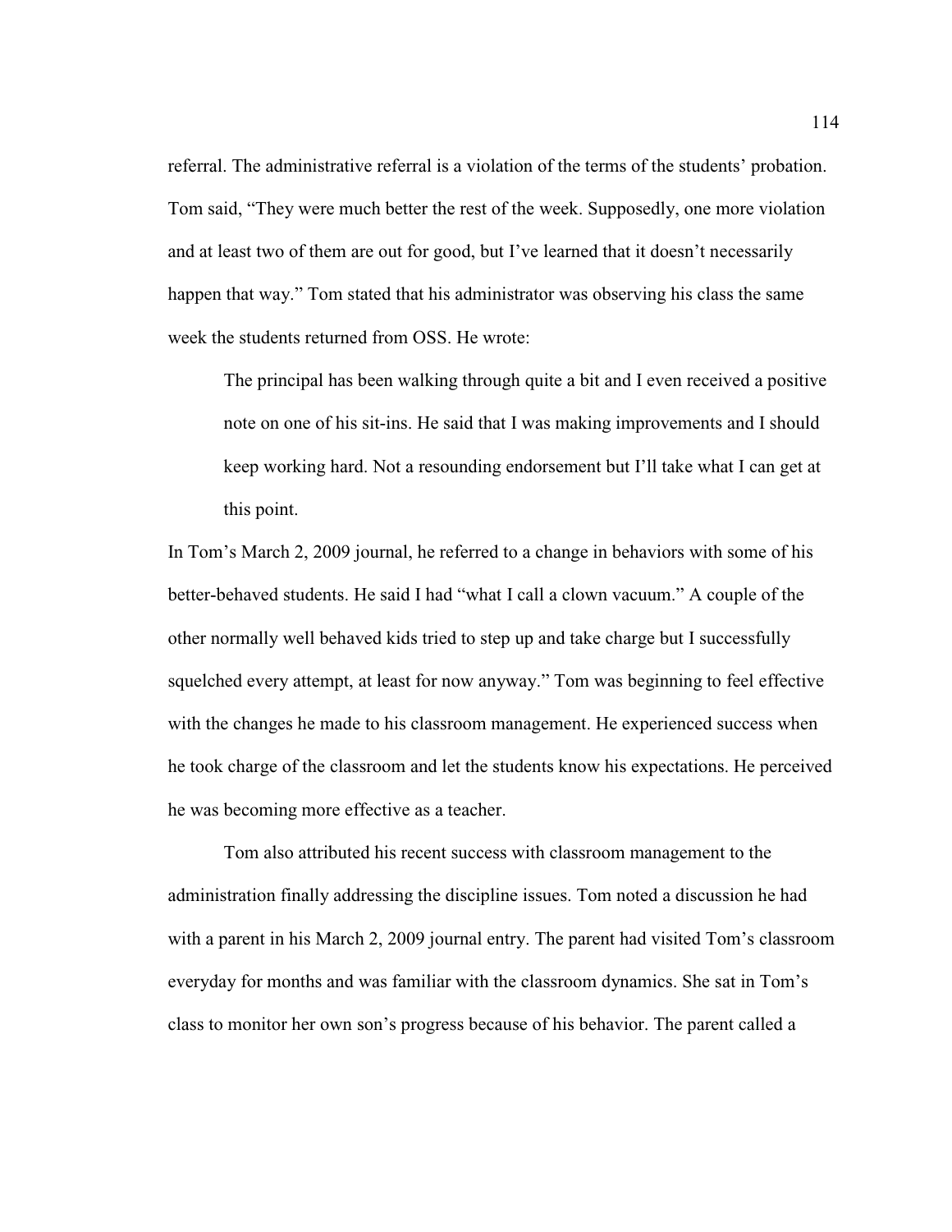referral. The administrative referral is a violation of the terms of the students' probation. Tom said, "They were much better the rest of the week. Supposedly, one more violation and at least two of them are out for good, but I've learned that it doesn't necessarily happen that way." Tom stated that his administrator was observing his class the same week the students returned from OSS. He wrote:

> The principal has been walking through quite a bit and I even received a positive note on one of his sit-ins. He said that I was making improvements and I should keep working hard. Not a resounding endorsement but I'll take what I can get at this point.

In Tom's March 2, 2009 journal, he referred to a change in behaviors with some of his better-behaved students. He said I had "what I call a clown vacuum." A couple of the other normally well behaved kids tried to step up and take charge but I successfully squelched every attempt, at least for now anyway." Tom was beginning to feel effective with the changes he made to his classroom management. He experienced success when he took charge of the classroom and let the students know his expectations. He perceived he was becoming more effective as a teacher.

Tom also attributed his recent success with classroom management to the administration finally addressing the discipline issues. Tom noted a discussion he had with a parent in his March 2, 2009 journal entry. The parent had visited Tom's classroom everyday for months and was familiar with the classroom dynamics. She sat in Tom's class to monitor her own son's progress because of his behavior. The parent called a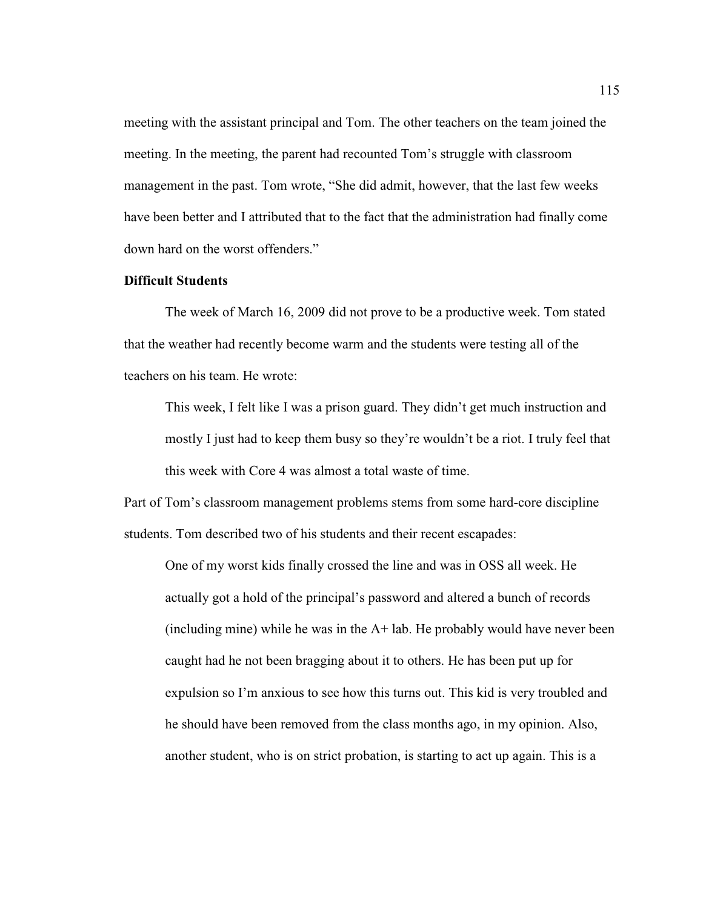meeting with the assistant principal and Tom. The other teachers on the team joined the meeting. In the meeting, the parent had recounted Tom's struggle with classroom management in the past. Tom wrote, "She did admit, however, that the last few weeks have been better and I attributed that to the fact that the administration had finally come down hard on the worst offenders."

**Difficult Students**

The week of March 16, 2009 did not prove to be a productive week. Tom stated that the weather had recently become warm and the students were testing all of the teachers on his team. He wrote:

> This week, I felt like I was a prison guard. They didn't get much instruction and mostly I just had to keep them busy so they're wouldn't be a riot. I truly feel that this week with Core 4 was almost a total waste of time.

Part of Tom's classroom management problems stems from some hard-core discipline students. Tom described two of his students and their recent escapades:

> One of my worst kids finally crossed the line and was in OSS all week. He actually got a hold of the principal's password and altered a bunch of records (including mine) while he was in the A+ lab. He probably would have never been caught had he not been bragging about it to others. He has been put up for expulsion so I'm anxious to see how this turns out. This kid is very troubled and he should have been removed from the class months ago, in my opinion. Also, another student, who is on strict probation, is starting to act up again. This is a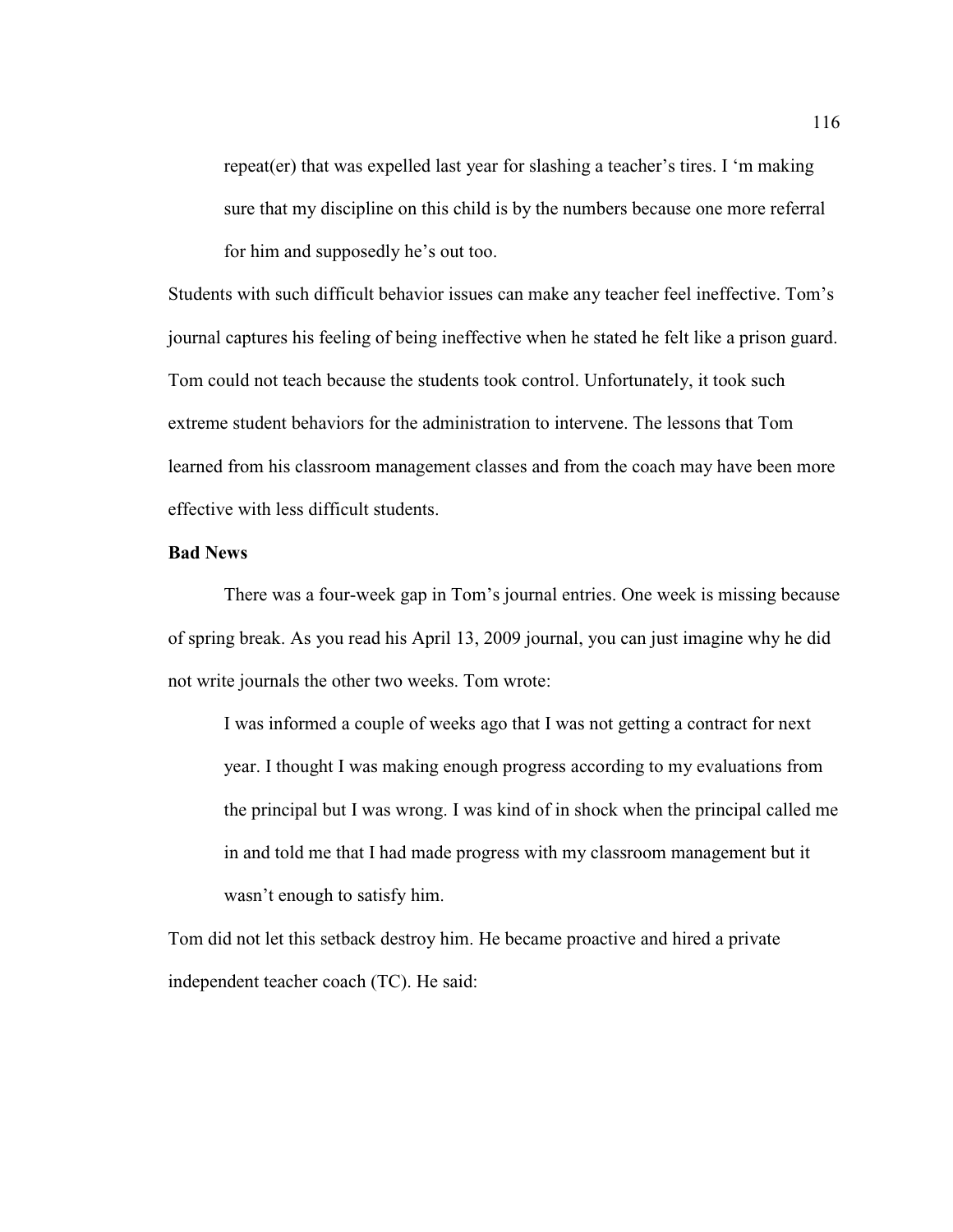> repeat(er) that was expelled last year for slashing a teacher's tires. I 'm making sure that my discipline on this child is by the numbers because one more referral for him and supposedly he's out too.

Students with such difficult behavior issues can make any teacher feel ineffective. Tom's journal captures his feeling of being ineffective when he stated he felt like a prison guard. Tom could not teach because the students took control. Unfortunately, it took such extreme student behaviors for the administration to intervene. The lessons that Tom learned from his classroom management classes and from the coach may have been more effective with less difficult students.

**Bad News**

There was a four-week gap in Tom's journal entries. One week is missing because of spring break. As you read his April 13, 2009 journal, you can just imagine why he did not write journals the other two weeks. Tom wrote:

> I was informed a couple of weeks ago that I was not getting a contract for next year. I thought I was making enough progress according to my evaluations from the principal but I was wrong. I was kind of in shock when the principal called me in and told me that I had made progress with my classroom management but it wasn't enough to satisfy him.

Tom did not let this setback destroy him. He became proactive and hired a private independent teacher coach (TC). He said: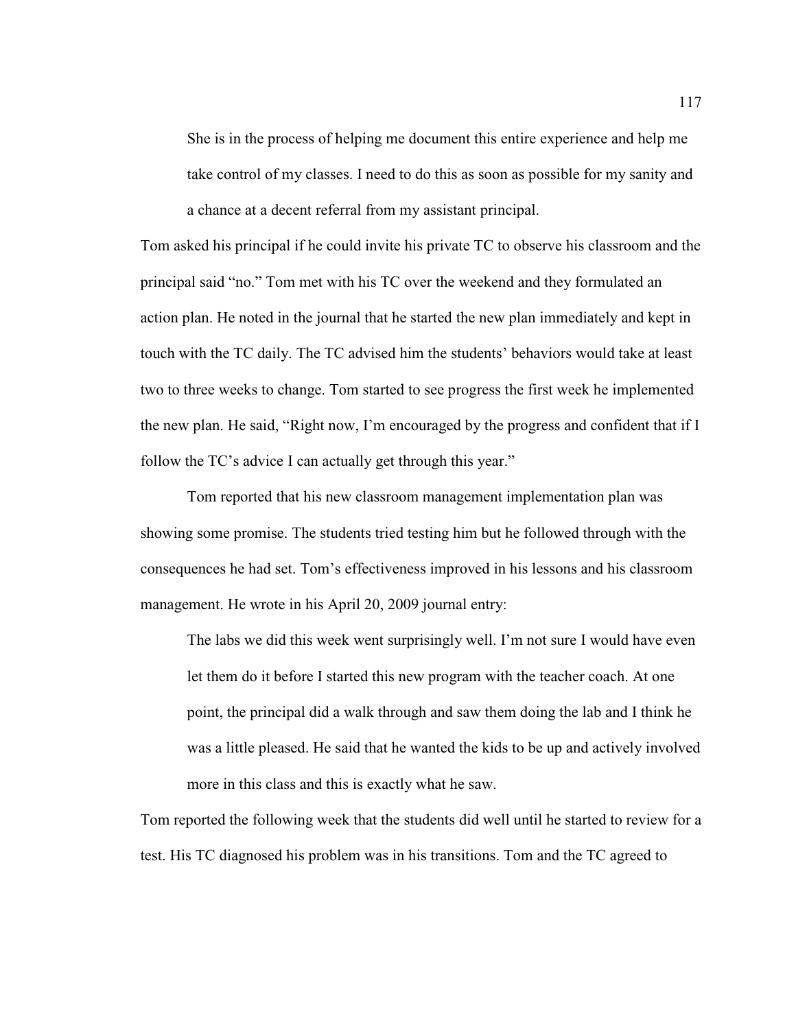> She is in the process of helping me document this entire experience and help me take control of my classes. I need to do this as soon as possible for my sanity and a chance at a decent referral from my assistant principal.

Tom asked his principal if he could invite his private TC to observe his classroom and the principal said "no." Tom met with his TC over the weekend and they formulated an action plan. He noted in the journal that he started the new plan immediately and kept in touch with the TC daily. The TC advised him the students' behaviors would take at least two to three weeks to change. Tom started to see progress the first week he implemented the new plan. He said, "Right now, I'm encouraged by the progress and confident that if I follow the TC's advice I can actually get through this year."

Tom reported that his new classroom management implementation plan was showing some promise. The students tried testing him but he followed through with the consequences he had set. Tom's effectiveness improved in his lessons and his classroom management. He wrote in his April 20, 2009 journal entry:

> The labs we did this week went surprisingly well. I'm not sure I would have even let them do it before I started this new program with the teacher coach. At one point, the principal did a walk through and saw them doing the lab and I think he was a little pleased. He said that he wanted the kids to be up and actively involved more in this class and this is exactly what he saw.

Tom reported the following week that the students did well until he started to review for a test. His TC diagnosed his problem was in his transitions. Tom and the TC agreed to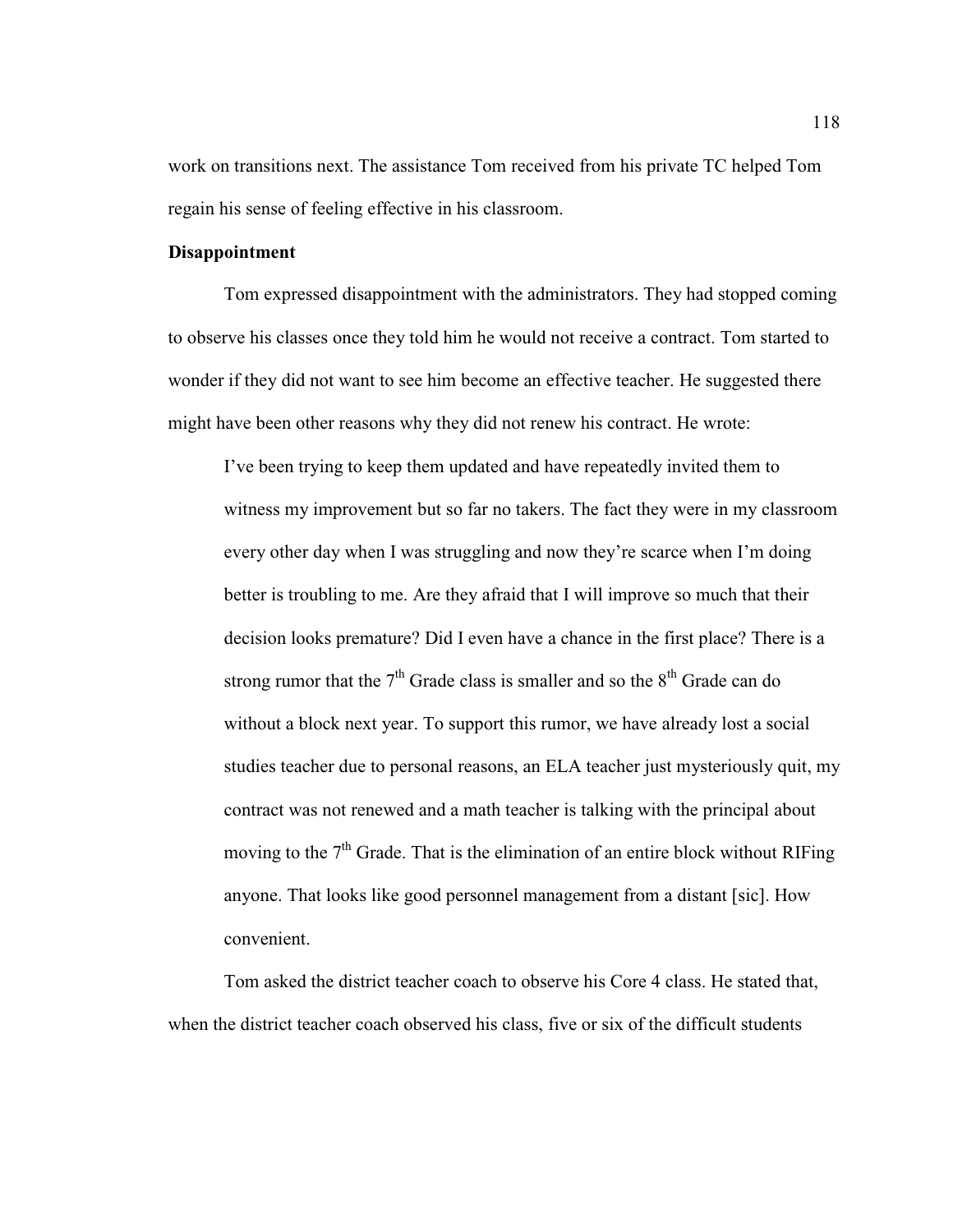work on transitions next. The assistance Tom received from his private TC helped Tom regain his sense of feeling effective in his classroom.

**Disappointment**

Tom expressed disappointment with the administrators. They had stopped coming to observe his classes once they told him he would not receive a contract. Tom started to wonder if they did not want to see him become an effective teacher. He suggested there might have been other reasons why they did not renew his contract. He wrote:

> I've been trying to keep them updated and have repeatedly invited them to witness my improvement but so far no takers. The fact they were in my classroom every other day when I was struggling and now they're scarce when I'm doing better is troubling to me. Are they afraid that I will improve so much that their decision looks premature? Did I even have a chance in the first place? There is a strong rumor that the 7th Grade class is smaller and so the 8th Grade can do without a block next year. To support this rumor, we have already lost a social studies teacher due to personal reasons, an ELA teacher just mysteriously quit, my contract was not renewed and a math teacher is talking with the principal about moving to the 7th Grade. That is the elimination of an entire block without RIFing anyone. That looks like good personnel management from a distant [sic]. How convenient.

Tom asked the district teacher coach to observe his Core 4 class. He stated that, when the district teacher coach observed his class, five or six of the difficult students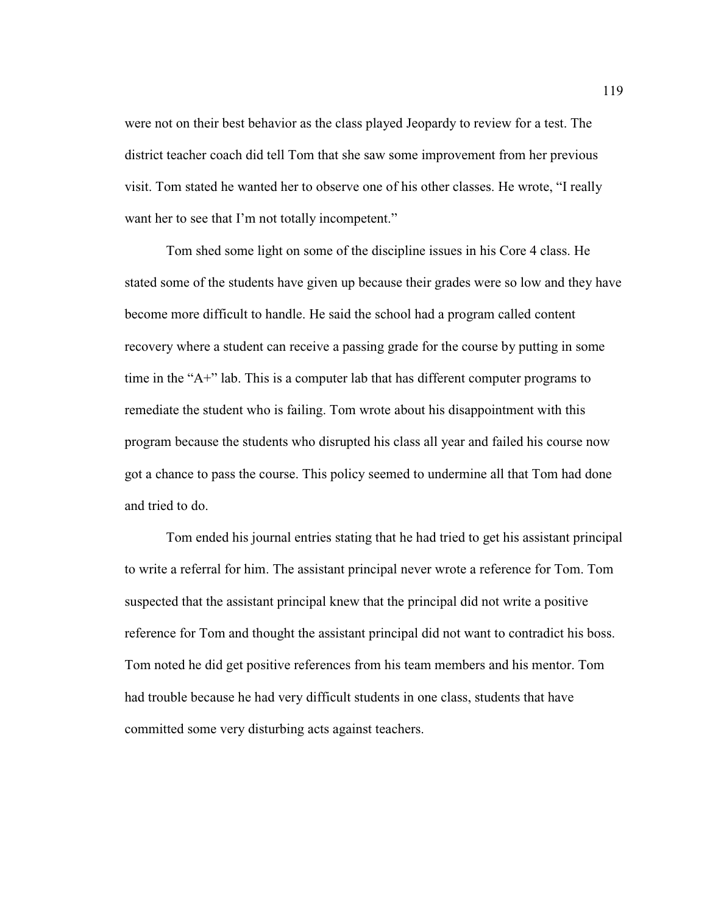were not on their best behavior as the class played Jeopardy to review for a test. The district teacher coach did tell Tom that she saw some improvement from her previous visit. Tom stated he wanted her to observe one of his other classes. He wrote, "I really want her to see that I'm not totally incompetent."

Tom shed some light on some of the discipline issues in his Core 4 class. He stated some of the students have given up because their grades were so low and they have become more difficult to handle. He said the school had a program called content recovery where a student can receive a passing grade for the course by putting in some time in the "A+" lab. This is a computer lab that has different computer programs to remediate the student who is failing. Tom wrote about his disappointment with this program because the students who disrupted his class all year and failed his course now got a chance to pass the course. This policy seemed to undermine all that Tom had done and tried to do.

Tom ended his journal entries stating that he had tried to get his assistant principal to write a referral for him. The assistant principal never wrote a reference for Tom. Tom suspected that the assistant principal knew that the principal did not write a positive reference for Tom and thought the assistant principal did not want to contradict his boss. Tom noted he did get positive references from his team members and his mentor. Tom had trouble because he had very difficult students in one class, students that have committed some very disturbing acts against teachers.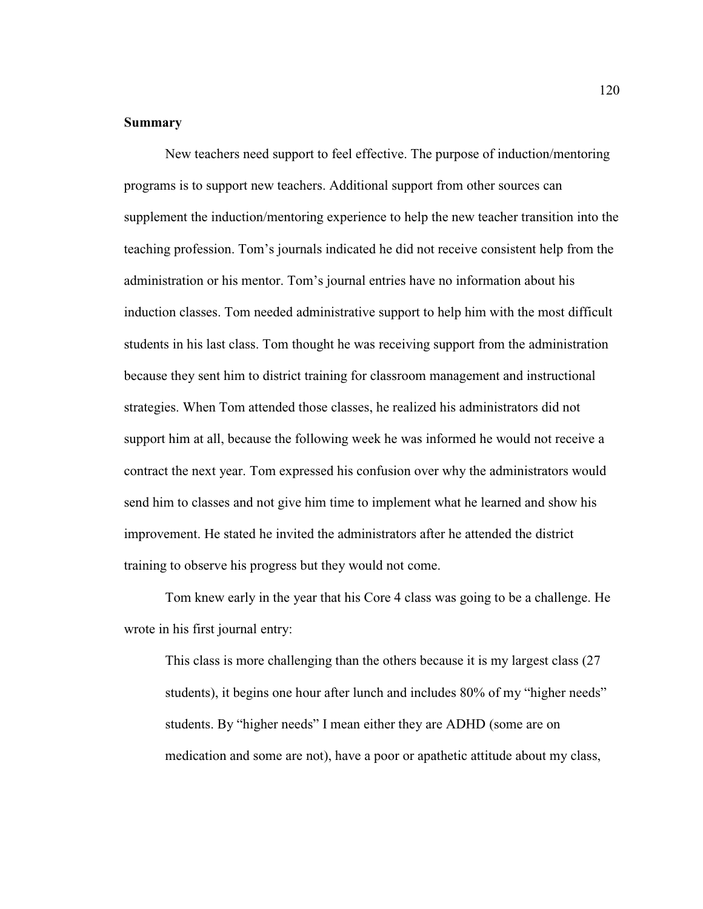**Summary**

New teachers need support to feel effective. The purpose of induction/mentoring programs is to support new teachers. Additional support from other sources can supplement the induction/mentoring experience to help the new teacher transition into the teaching profession. Tom's journals indicated he did not receive consistent help from the administration or his mentor. Tom's journal entries have no information about his induction classes. Tom needed administrative support to help him with the most difficult students in his last class. Tom thought he was receiving support from the administration because they sent him to district training for classroom management and instructional strategies. When Tom attended those classes, he realized his administrators did not support him at all, because the following week he was informed he would not receive a contract the next year. Tom expressed his confusion over why the administrators would send him to classes and not give him time to implement what he learned and show his improvement. He stated he invited the administrators after he attended the district training to observe his progress but they would not come.

Tom knew early in the year that his Core 4 class was going to be a challenge. He wrote in his first journal entry:

> This class is more challenging than the others because it is my largest class (27 students), it begins one hour after lunch and includes 80% of my "higher needs" students. By "higher needs" I mean either they are ADHD (some are on medication and some are not), have a poor or apathetic attitude about my class,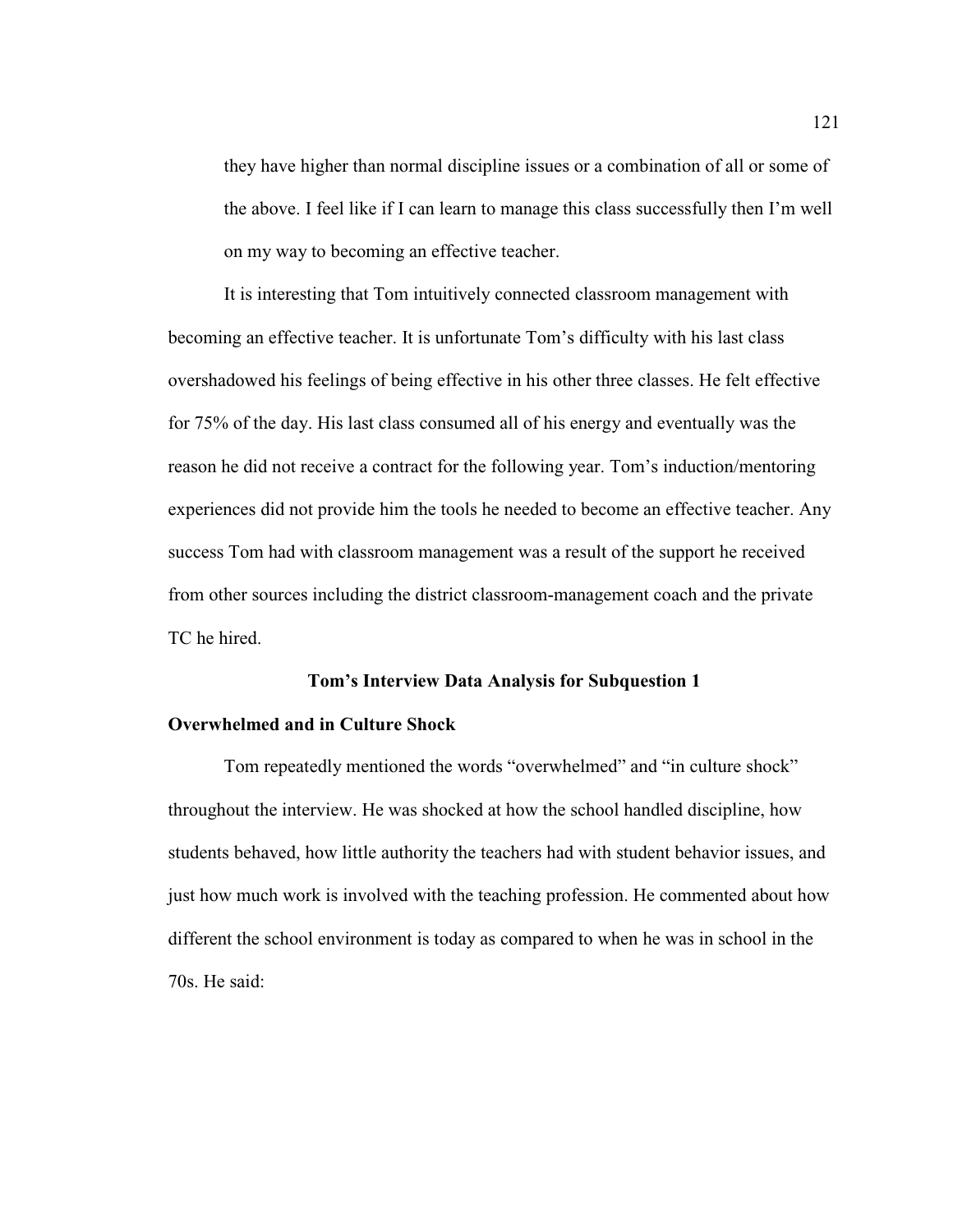they have higher than normal discipline issues or a combination of all or some of the above. I feel like if I can learn to manage this class successfully then I'm well on my way to becoming an effective teacher.

It is interesting that Tom intuitively connected classroom management with becoming an effective teacher. It is unfortunate Tom's difficulty with his last class overshadowed his feelings of being effective in his other three classes. He felt effective for 75% of the day. His last class consumed all of his energy and eventually was the reason he did not receive a contract for the following year. Tom's induction/mentoring experiences did not provide him the tools he needed to become an effective teacher. Any success Tom had with classroom management was a result of the support he received from other sources including the district classroom-management coach and the private TC he hired.

## Tom's Interview Data Analysis for Subquestion 1

### Overwhelmed and in Culture Shock

Tom repeatedly mentioned the words "overwhelmed" and "in culture shock" throughout the interview. He was shocked at how the school handled discipline, how students behaved, how little authority the teachers had with student behavior issues, and just how much work is involved with the teaching profession. He commented about how different the school environment is today as compared to when he was in school in the 70s. He said: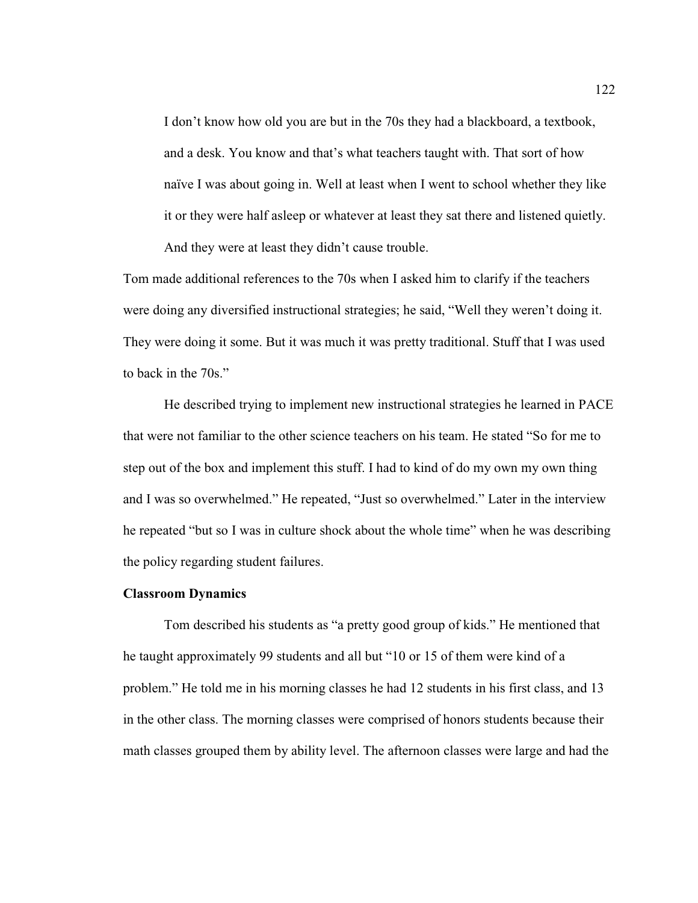> I don't know how old you are but in the 70s they had a blackboard, a textbook, and a desk. You know and that's what teachers taught with. That sort of how naïve I was about going in. Well at least when I went to school whether they like it or they were half asleep or whatever at least they sat there and listened quietly. And they were at least they didn't cause trouble.

Tom made additional references to the 70s when I asked him to clarify if the teachers were doing any diversified instructional strategies; he said, "Well they weren't doing it. They were doing it some. But it was much it was pretty traditional. Stuff that I was used to back in the 70s."

He described trying to implement new instructional strategies he learned in PACE that were not familiar to the other science teachers on his team. He stated "So for me to step out of the box and implement this stuff. I had to kind of do my own my own thing and I was so overwhelmed." He repeated, "Just so overwhelmed." Later in the interview he repeated "but so I was in culture shock about the whole time" when he was describing the policy regarding student failures.

**Classroom Dynamics**

Tom described his students as "a pretty good group of kids." He mentioned that he taught approximately 99 students and all but "10 or 15 of them were kind of a problem." He told me in his morning classes he had 12 students in his first class, and 13 in the other class. The morning classes were comprised of honors students because their math classes grouped them by ability level. The afternoon classes were large and had the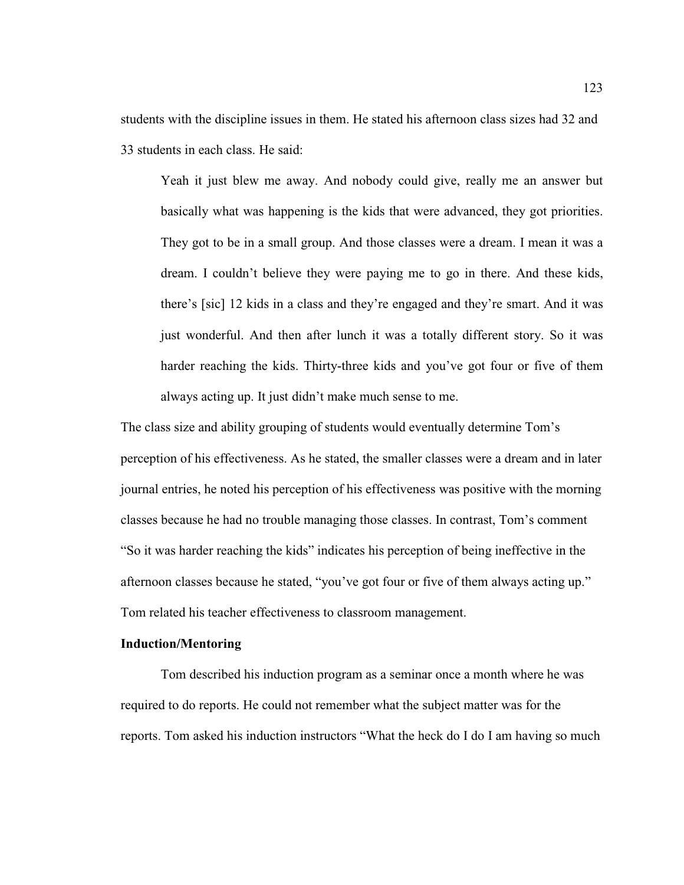students with the discipline issues in them. He stated his afternoon class sizes had 32 and 33 students in each class. He said:

> Yeah it just blew me away. And nobody could give, really me an answer but basically what was happening is the kids that were advanced, they got priorities. They got to be in a small group. And those classes were a dream. I mean it was a dream. I couldn't believe they were paying me to go in there. And these kids, there's [sic] 12 kids in a class and they're engaged and they're smart. And it was just wonderful. And then after lunch it was a totally different story. So it was harder reaching the kids. Thirty-three kids and you've got four or five of them always acting up. It just didn't make much sense to me.

The class size and ability grouping of students would eventually determine Tom's perception of his effectiveness. As he stated, the smaller classes were a dream and in later journal entries, he noted his perception of his effectiveness was positive with the morning classes because he had no trouble managing those classes. In contrast, Tom's comment "So it was harder reaching the kids" indicates his perception of being ineffective in the afternoon classes because he stated, "you've got four or five of them always acting up." Tom related his teacher effectiveness to classroom management.

**Induction/Mentoring**

Tom described his induction program as a seminar once a month where he was required to do reports. He could not remember what the subject matter was for the reports. Tom asked his induction instructors "What the heck do I do I am having so much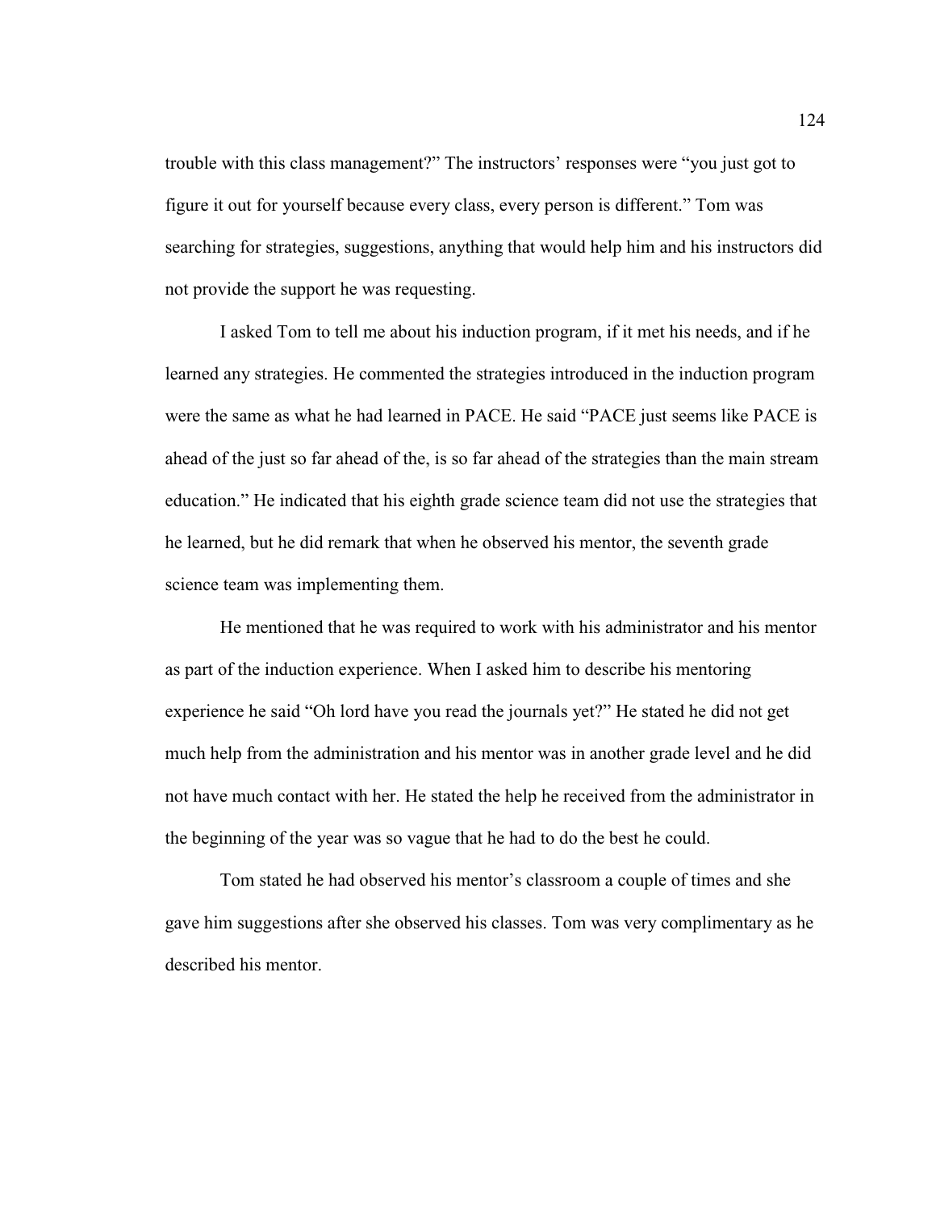trouble with this class management?" The instructors' responses were "you just got to figure it out for yourself because every class, every person is different." Tom was searching for strategies, suggestions, anything that would help him and his instructors did not provide the support he was requesting.

I asked Tom to tell me about his induction program, if it met his needs, and if he learned any strategies. He commented the strategies introduced in the induction program were the same as what he had learned in PACE. He said "PACE just seems like PACE is ahead of the just so far ahead of the, is so far ahead of the strategies than the main stream education." He indicated that his eighth grade science team did not use the strategies that he learned, but he did remark that when he observed his mentor, the seventh grade science team was implementing them.

He mentioned that he was required to work with his administrator and his mentor as part of the induction experience. When I asked him to describe his mentoring experience he said "Oh lord have you read the journals yet?" He stated he did not get much help from the administration and his mentor was in another grade level and he did not have much contact with her. He stated the help he received from the administrator in the beginning of the year was so vague that he had to do the best he could.

Tom stated he had observed his mentor's classroom a couple of times and she gave him suggestions after she observed his classes. Tom was very complimentary as he described his mentor.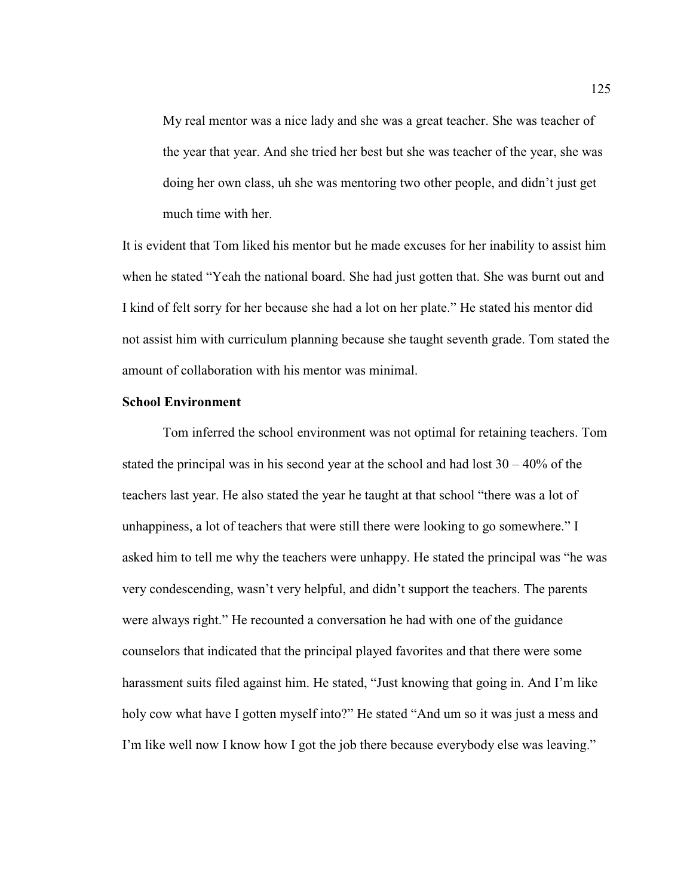> My real mentor was a nice lady and she was a great teacher. She was teacher of the year that year. And she tried her best but she was teacher of the year, she was doing her own class, uh she was mentoring two other people, and didn't just get much time with her.

It is evident that Tom liked his mentor but he made excuses for her inability to assist him when he stated "Yeah the national board. She had just gotten that. She was burnt out and I kind of felt sorry for her because she had a lot on her plate." He stated his mentor did not assist him with curriculum planning because she taught seventh grade. Tom stated the amount of collaboration with his mentor was minimal.

**School Environment**

Tom inferred the school environment was not optimal for retaining teachers. Tom stated the principal was in his second year at the school and had lost 30 – 40% of the teachers last year. He also stated the year he taught at that school "there was a lot of unhappiness, a lot of teachers that were still there were looking to go somewhere." I asked him to tell me why the teachers were unhappy. He stated the principal was "he was very condescending, wasn't very helpful, and didn't support the teachers. The parents were always right." He recounted a conversation he had with one of the guidance counselors that indicated that the principal played favorites and that there were some harassment suits filed against him. He stated, "Just knowing that going in. And I'm like holy cow what have I gotten myself into?" He stated "And um so it was just a mess and I'm like well now I know how I got the job there because everybody else was leaving."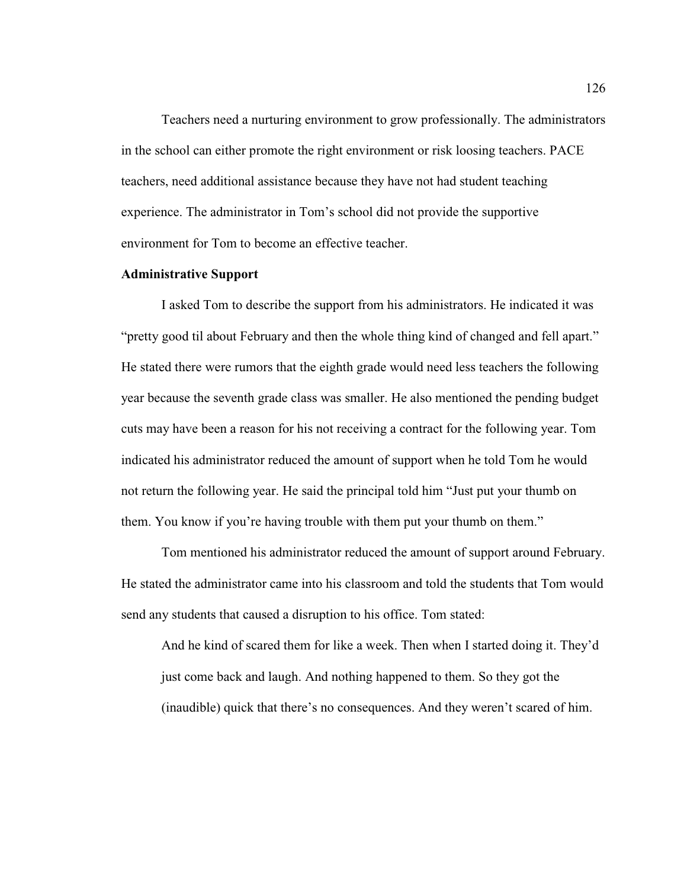Teachers need a nurturing environment to grow professionally. The administrators in the school can either promote the right environment or risk loosing teachers. PACE teachers, need additional assistance because they have not had student teaching experience. The administrator in Tom's school did not provide the supportive environment for Tom to become an effective teacher.

**Administrative Support**

I asked Tom to describe the support from his administrators. He indicated it was "pretty good til about February and then the whole thing kind of changed and fell apart." He stated there were rumors that the eighth grade would need less teachers the following year because the seventh grade class was smaller. He also mentioned the pending budget cuts may have been a reason for his not receiving a contract for the following year. Tom indicated his administrator reduced the amount of support when he told Tom he would not return the following year. He said the principal told him "Just put your thumb on them. You know if you're having trouble with them put your thumb on them."

Tom mentioned his administrator reduced the amount of support around February. He stated the administrator came into his classroom and told the students that Tom would send any students that caused a disruption to his office. Tom stated:

> And he kind of scared them for like a week. Then when I started doing it. They'd just come back and laugh. And nothing happened to them. So they got the (inaudible) quick that there's no consequences. And they weren't scared of him.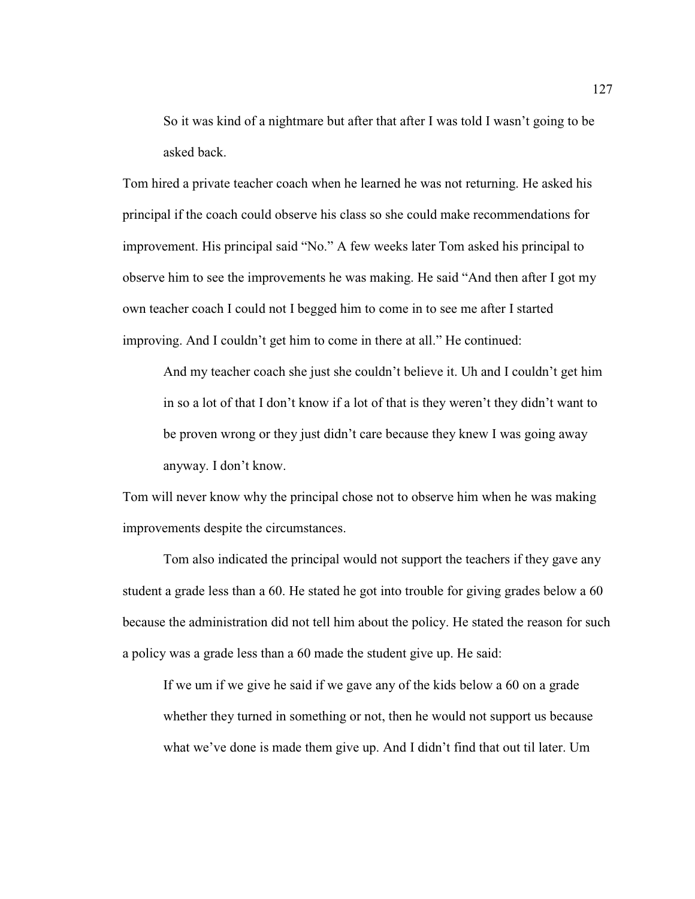> So it was kind of a nightmare but after that after I was told I wasn't going to be asked back.

Tom hired a private teacher coach when he learned he was not returning. He asked his principal if the coach could observe his class so she could make recommendations for improvement. His principal said "No." A few weeks later Tom asked his principal to observe him to see the improvements he was making. He said "And then after I got my own teacher coach I could not I begged him to come in to see me after I started improving. And I couldn't get him to come in there at all." He continued:

> And my teacher coach she just she couldn't believe it. Uh and I couldn't get him in so a lot of that I don't know if a lot of that is they weren't they didn't want to be proven wrong or they just didn't care because they knew I was going away anyway. I don't know.

Tom will never know why the principal chose not to observe him when he was making improvements despite the circumstances.

Tom also indicated the principal would not support the teachers if they gave any student a grade less than a 60. He stated he got into trouble for giving grades below a 60 because the administration did not tell him about the policy. He stated the reason for such a policy was a grade less than a 60 made the student give up. He said:

> If we um if we give he said if we gave any of the kids below a 60 on a grade whether they turned in something or not, then he would not support us because what we've done is made them give up. And I didn't find that out til later. Um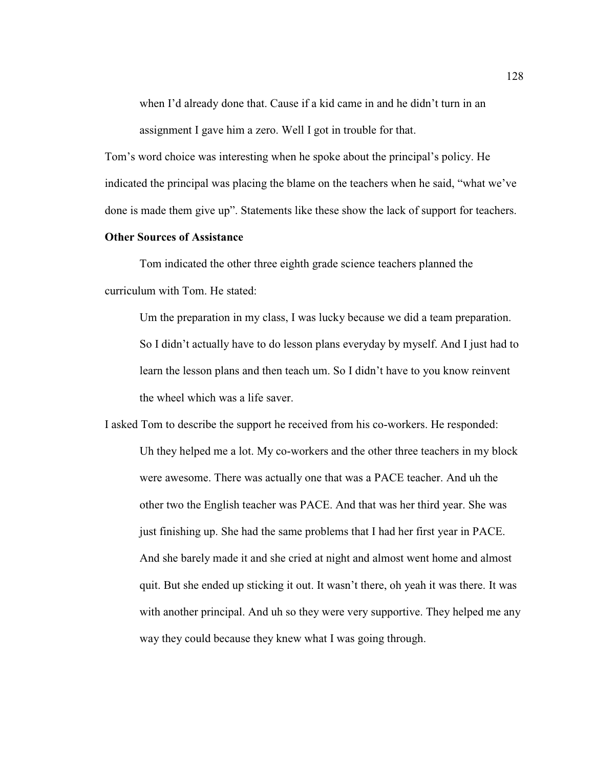> when I'd already done that. Cause if a kid came in and he didn't turn in an assignment I gave him a zero. Well I got in trouble for that.

Tom's word choice was interesting when he spoke about the principal's policy. He indicated the principal was placing the blame on the teachers when he said, "what we've done is made them give up". Statements like these show the lack of support for teachers.

**Other Sources of Assistance**

Tom indicated the other three eighth grade science teachers planned the curriculum with Tom. He stated:

> Um the preparation in my class, I was lucky because we did a team preparation. So I didn't actually have to do lesson plans everyday by myself. And I just had to learn the lesson plans and then teach um. So I didn't have to you know reinvent the wheel which was a life saver.

I asked Tom to describe the support he received from his co-workers. He responded:

> Uh they helped me a lot. My co-workers and the other three teachers in my block were awesome. There was actually one that was a PACE teacher. And uh the other two the English teacher was PACE. And that was her third year. She was just finishing up. She had the same problems that I had her first year in PACE. And she barely made it and she cried at night and almost went home and almost quit. But she ended up sticking it out. It wasn't there, oh yeah it was there. It was with another principal. And uh so they were very supportive. They helped me any way they could because they knew what I was going through.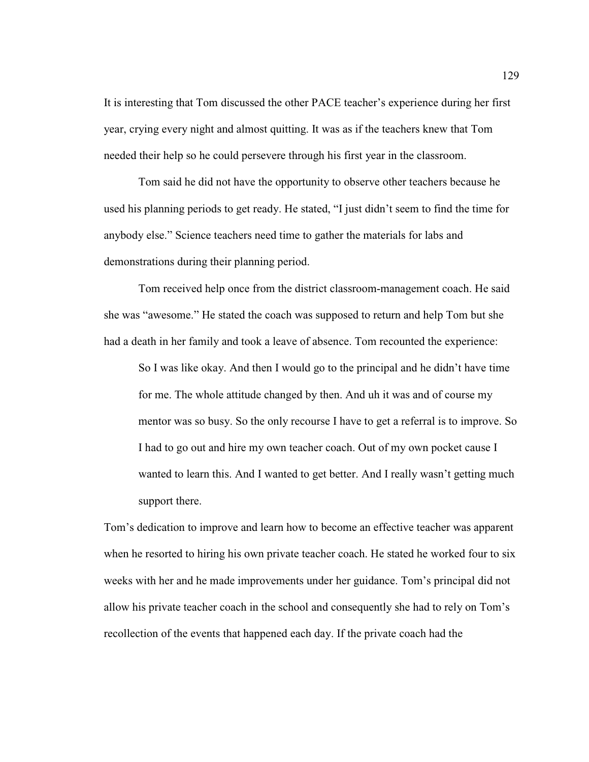It is interesting that Tom discussed the other PACE teacher's experience during her first year, crying every night and almost quitting. It was as if the teachers knew that Tom needed their help so he could persevere through his first year in the classroom.

Tom said he did not have the opportunity to observe other teachers because he used his planning periods to get ready. He stated, "I just didn't seem to find the time for anybody else." Science teachers need time to gather the materials for labs and demonstrations during their planning period.

Tom received help once from the district classroom-management coach. He said she was "awesome." He stated the coach was supposed to return and help Tom but she had a death in her family and took a leave of absence. Tom recounted the experience:

> So I was like okay. And then I would go to the principal and he didn't have time for me. The whole attitude changed by then. And uh it was and of course my mentor was so busy. So the only recourse I have to get a referral is to improve. So I had to go out and hire my own teacher coach. Out of my own pocket cause I wanted to learn this. And I wanted to get better. And I really wasn't getting much support there.

Tom's dedication to improve and learn how to become an effective teacher was apparent when he resorted to hiring his own private teacher coach. He stated he worked four to six weeks with her and he made improvements under her guidance. Tom's principal did not allow his private teacher coach in the school and consequently she had to rely on Tom's recollection of the events that happened each day. If the private coach had the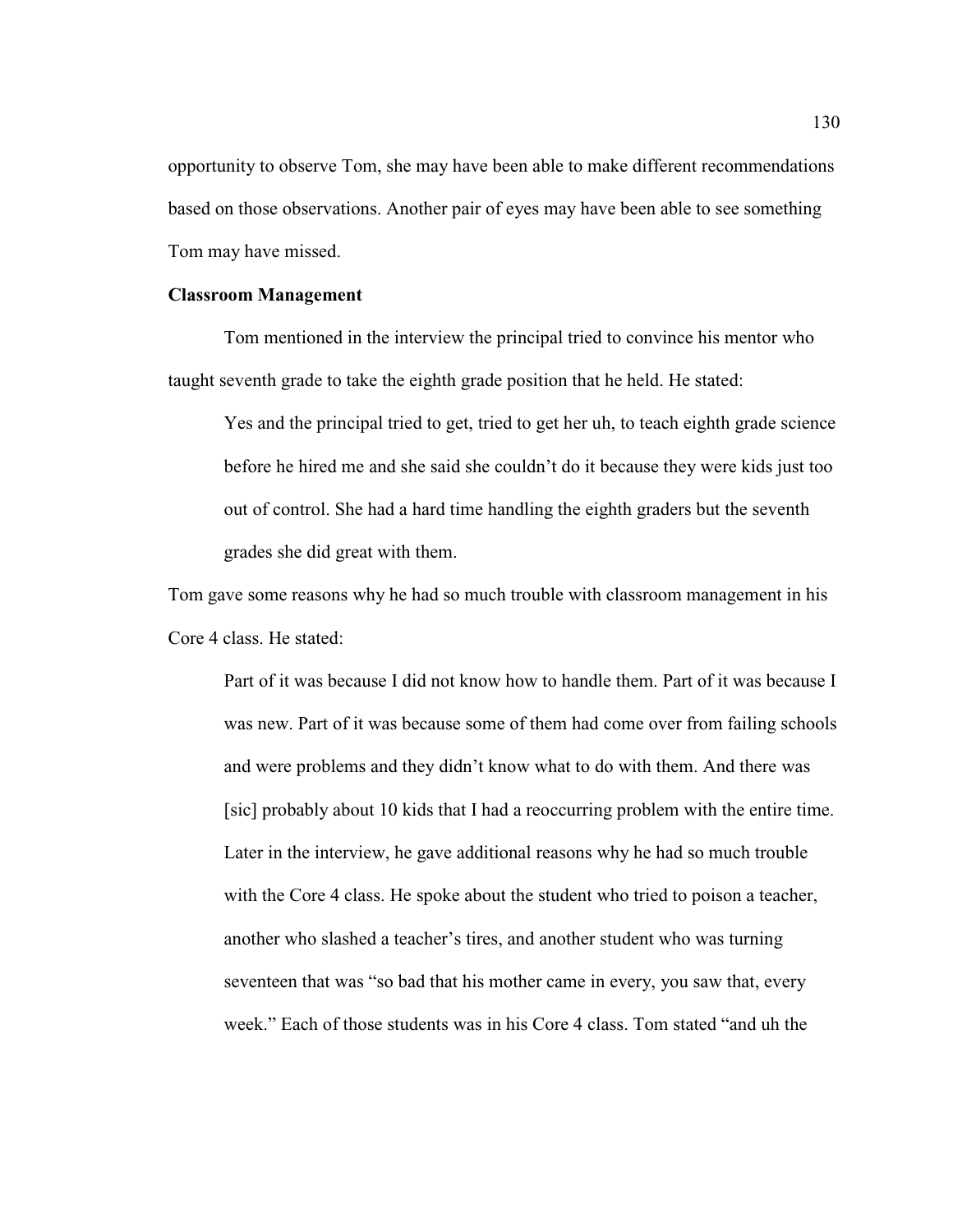opportunity to observe Tom, she may have been able to make different recommendations based on those observations. Another pair of eyes may have been able to see something Tom may have missed.

**Classroom Management**

Tom mentioned in the interview the principal tried to convince his mentor who taught seventh grade to take the eighth grade position that he held. He stated:

> Yes and the principal tried to get, tried to get her uh, to teach eighth grade science before he hired me and she said she couldn't do it because they were kids just too out of control. She had a hard time handling the eighth graders but the seventh grades she did great with them.

Tom gave some reasons why he had so much trouble with classroom management in his Core 4 class. He stated:

> Part of it was because I did not know how to handle them. Part of it was because I was new. Part of it was because some of them had come over from failing schools and were problems and they didn't know what to do with them. And there was [sic] probably about 10 kids that I had a reoccurring problem with the entire time. Later in the interview, he gave additional reasons why he had so much trouble with the Core 4 class. He spoke about the student who tried to poison a teacher, another who slashed a teacher's tires, and another student who was turning seventeen that was "so bad that his mother came in every, you saw that, every week." Each of those students was in his Core 4 class. Tom stated "and uh the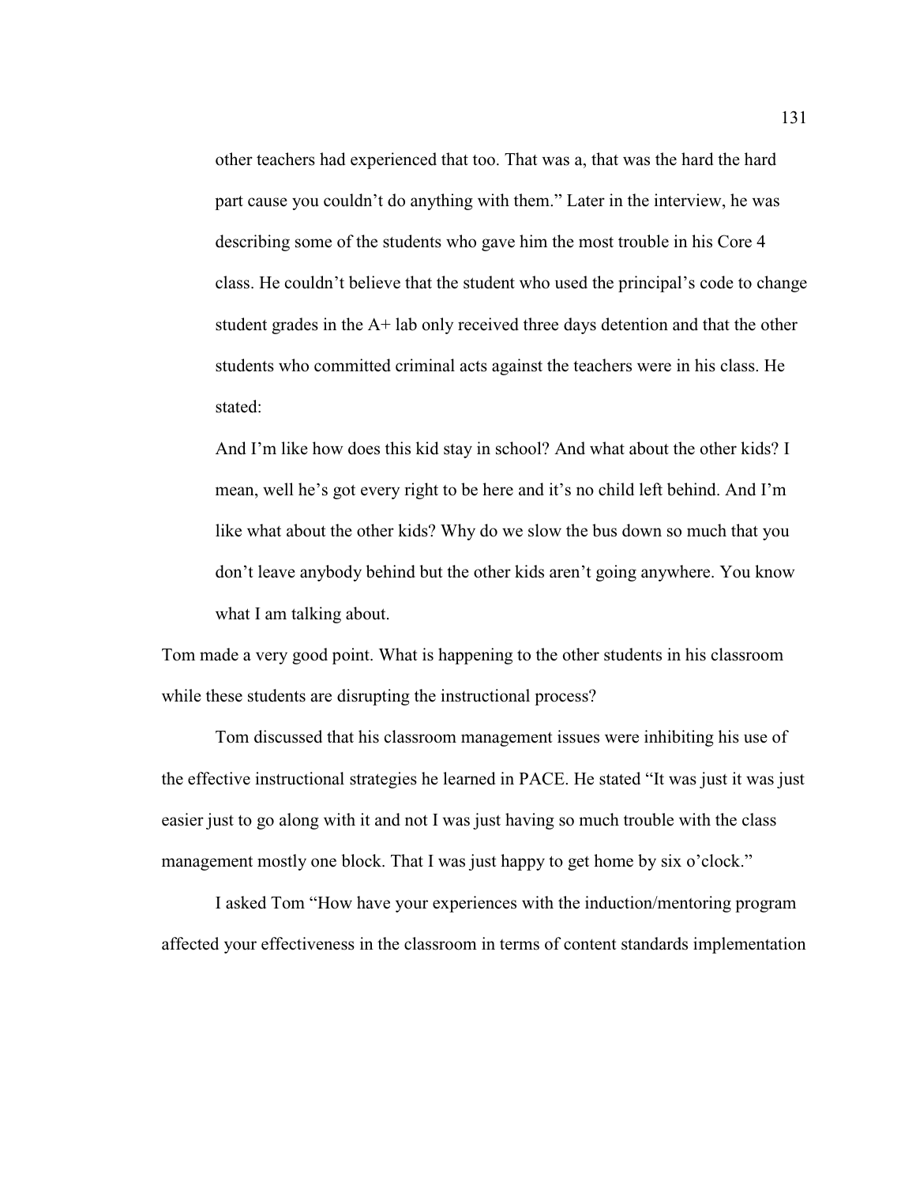> other teachers had experienced that too. That was a, that was the hard the hard part cause you couldn't do anything with them." Later in the interview, he was describing some of the students who gave him the most trouble in his Core 4 class. He couldn't believe that the student who used the principal's code to change student grades in the A+ lab only received three days detention and that the other students who committed criminal acts against the teachers were in his class. He stated:
>
> And I'm like how does this kid stay in school? And what about the other kids? I mean, well he's got every right to be here and it's no child left behind. And I'm like what about the other kids? Why do we slow the bus down so much that you don't leave anybody behind but the other kids aren't going anywhere. You know what I am talking about.

Tom made a very good point. What is happening to the other students in his classroom while these students are disrupting the instructional process?

Tom discussed that his classroom management issues were inhibiting his use of the effective instructional strategies he learned in PACE. He stated "It was just it was just easier just to go along with it and not I was just having so much trouble with the class management mostly one block. That I was just happy to get home by six o'clock."

I asked Tom "How have your experiences with the induction/mentoring program affected your effectiveness in the classroom in terms of content standards implementation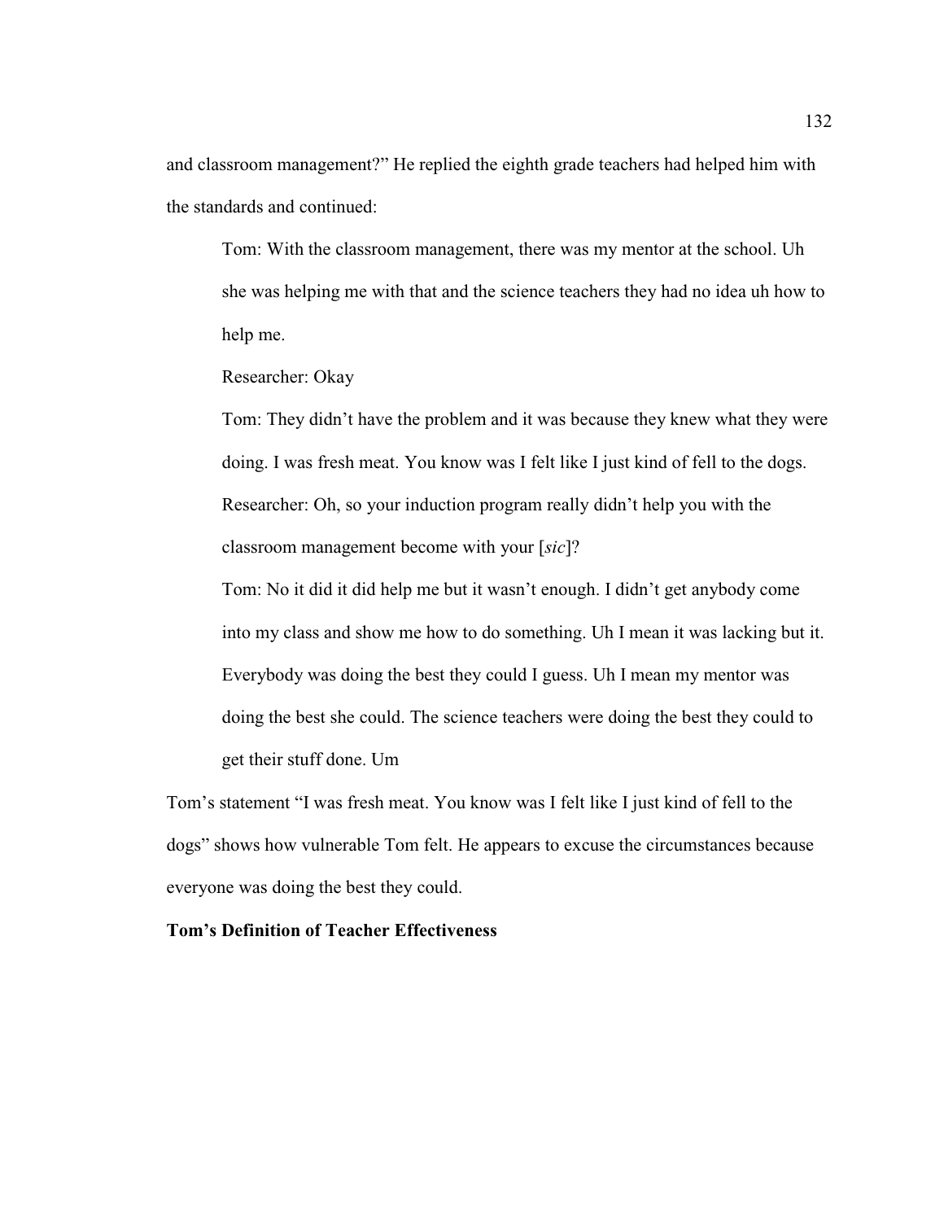and classroom management?" He replied the eighth grade teachers had helped him with the standards and continued:

> Tom: With the classroom management, there was my mentor at the school. Uh she was helping me with that and the science teachers they had no idea uh how to help me.
>
> Researcher: Okay
>
> Tom: They didn't have the problem and it was because they knew what they were doing. I was fresh meat. You know was I felt like I just kind of fell to the dogs.
>
> Researcher: Oh, so your induction program really didn't help you with the classroom management become with your [*sic*]?
>
> Tom: No it did it did help me but it wasn't enough. I didn't get anybody come into my class and show me how to do something. Uh I mean it was lacking but it. Everybody was doing the best they could I guess. Uh I mean my mentor was doing the best she could. The science teachers were doing the best they could to get their stuff done. Um

Tom's statement "I was fresh meat. You know was I felt like I just kind of fell to the dogs" shows how vulnerable Tom felt. He appears to excuse the circumstances because everyone was doing the best they could.

**Tom's Definition of Teacher Effectiveness**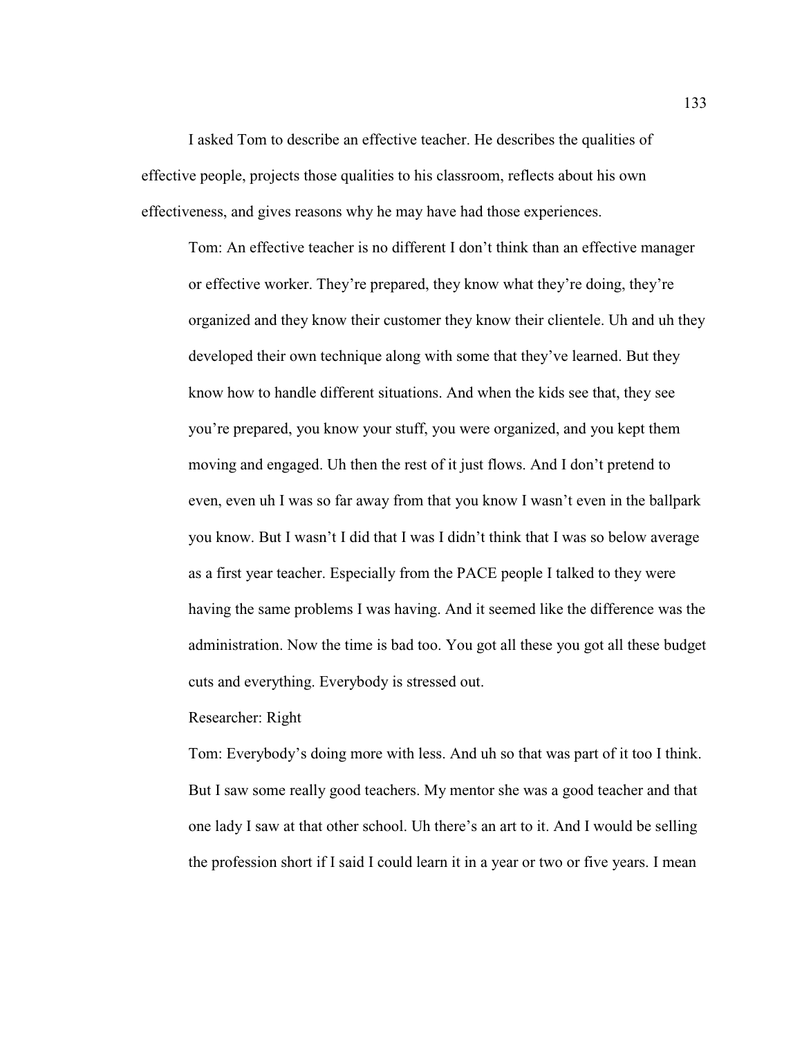I asked Tom to describe an effective teacher. He describes the qualities of effective people, projects those qualities to his classroom, reflects about his own effectiveness, and gives reasons why he may have had those experiences.

> Tom: An effective teacher is no different I don't think than an effective manager or effective worker. They're prepared, they know what they're doing, they're organized and they know their customer they know their clientele. Uh and uh they developed their own technique along with some that they've learned. But they know how to handle different situations. And when the kids see that, they see you're prepared, you know your stuff, you were organized, and you kept them moving and engaged. Uh then the rest of it just flows. And I don't pretend to even, even uh I was so far away from that you know I wasn't even in the ballpark you know. But I wasn't I did that I was I didn't think that I was so below average as a first year teacher. Especially from the PACE people I talked to they were having the same problems I was having. And it seemed like the difference was the administration. Now the time is bad too. You got all these you got all these budget cuts and everything. Everybody is stressed out.
>
> Researcher: Right
>
> Tom: Everybody's doing more with less. And uh so that was part of it too I think. But I saw some really good teachers. My mentor she was a good teacher and that one lady I saw at that other school. Uh there's an art to it. And I would be selling the profession short if I said I could learn it in a year or two or five years. I mean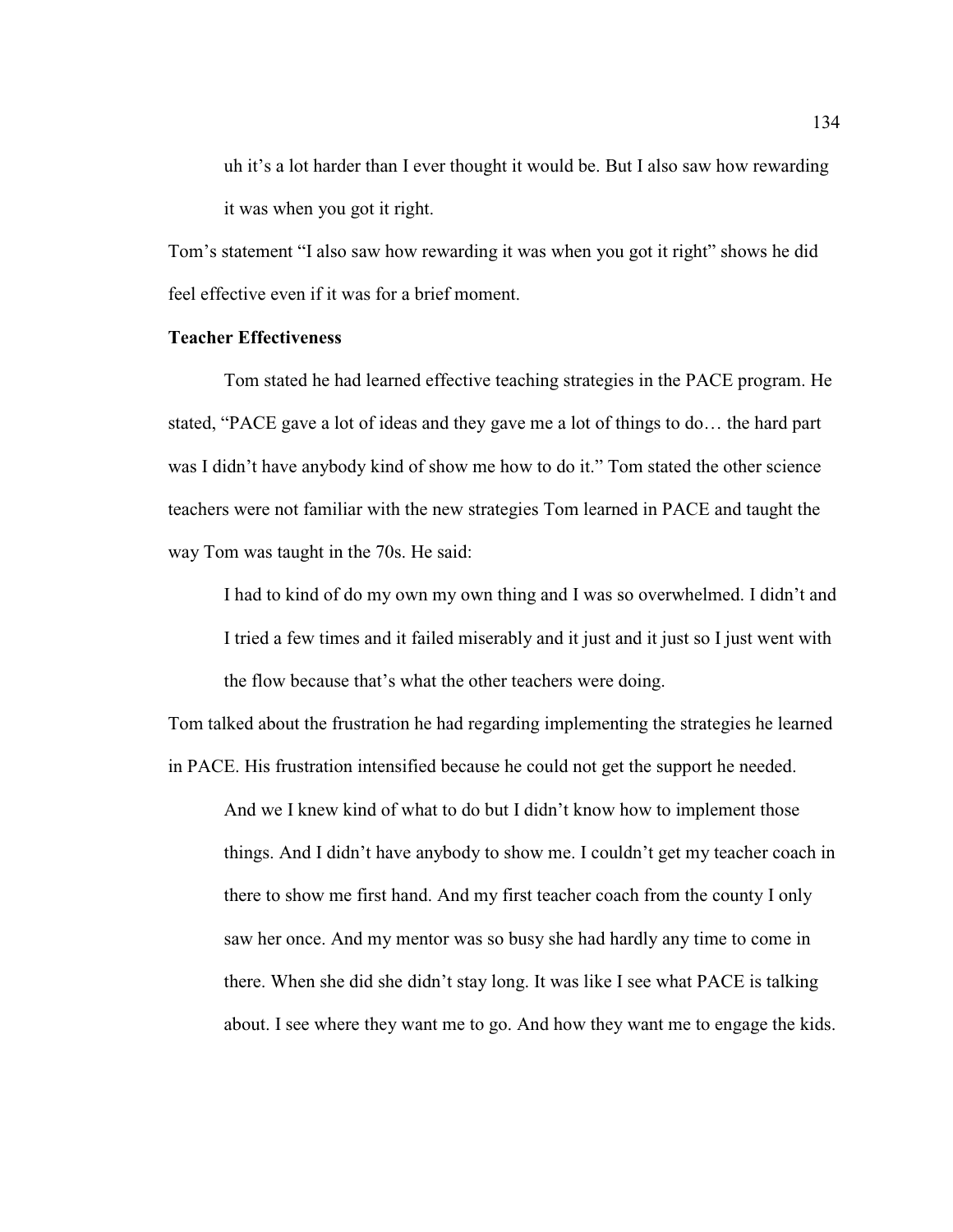> uh it's a lot harder than I ever thought it would be. But I also saw how rewarding it was when you got it right.

Tom's statement "I also saw how rewarding it was when you got it right" shows he did feel effective even if it was for a brief moment.

**Teacher Effectiveness**

Tom stated he had learned effective teaching strategies in the PACE program. He stated, "PACE gave a lot of ideas and they gave me a lot of things to do… the hard part was I didn't have anybody kind of show me how to do it." Tom stated the other science teachers were not familiar with the new strategies Tom learned in PACE and taught the way Tom was taught in the 70s. He said:

> I had to kind of do my own my own thing and I was so overwhelmed. I didn't and I tried a few times and it failed miserably and it just and it just so I just went with the flow because that's what the other teachers were doing.

Tom talked about the frustration he had regarding implementing the strategies he learned in PACE. His frustration intensified because he could not get the support he needed.

> And we I knew kind of what to do but I didn't know how to implement those things. And I didn't have anybody to show me. I couldn't get my teacher coach in there to show me first hand. And my first teacher coach from the county I only saw her once. And my mentor was so busy she had hardly any time to come in there. When she did she didn't stay long. It was like I see what PACE is talking about. I see where they want me to go. And how they want me to engage the kids.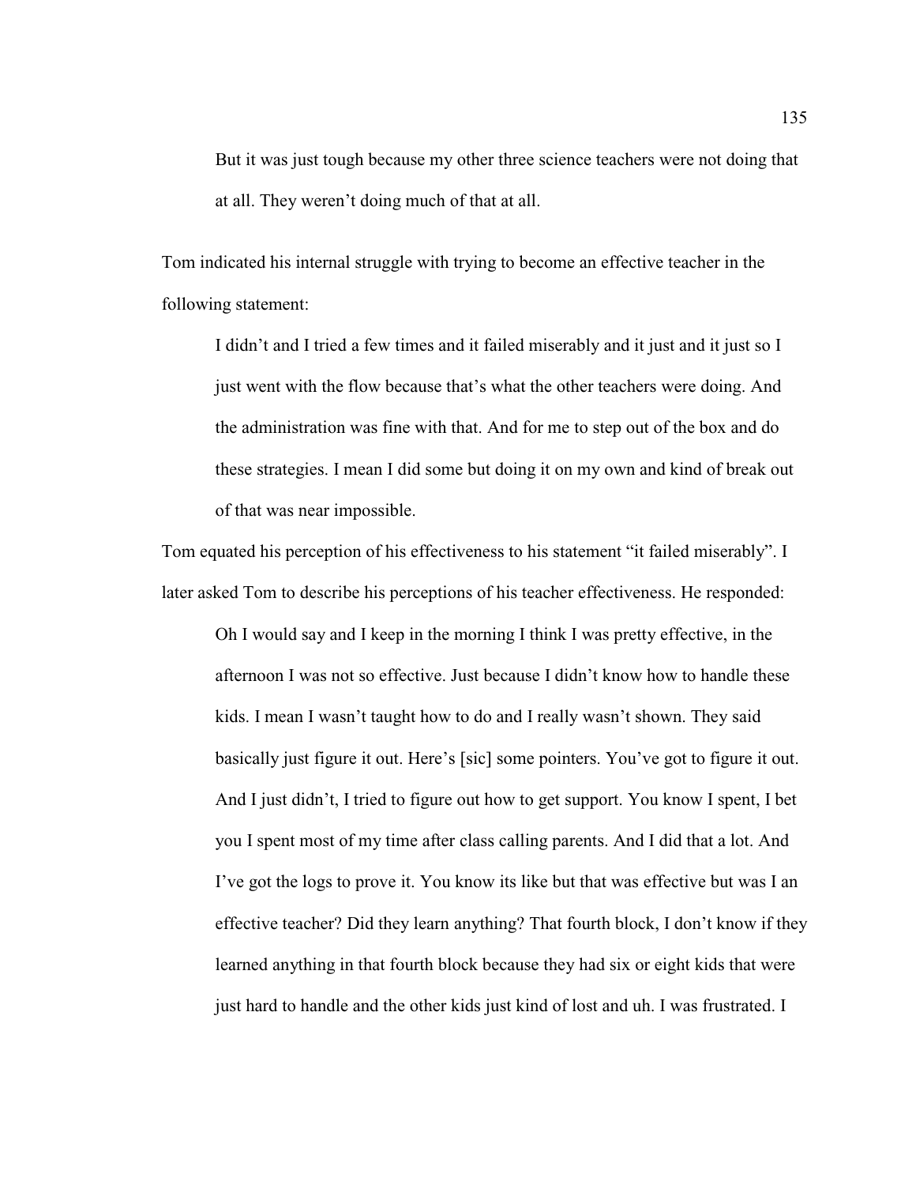> But it was just tough because my other three science teachers were not doing that at all. They weren't doing much of that at all.

Tom indicated his internal struggle with trying to become an effective teacher in the following statement:

> I didn't and I tried a few times and it failed miserably and it just and it just so I just went with the flow because that's what the other teachers were doing. And the administration was fine with that. And for me to step out of the box and do these strategies. I mean I did some but doing it on my own and kind of break out of that was near impossible.

Tom equated his perception of his effectiveness to his statement "it failed miserably". I later asked Tom to describe his perceptions of his teacher effectiveness. He responded:

> Oh I would say and I keep in the morning I think I was pretty effective, in the afternoon I was not so effective. Just because I didn't know how to handle these kids. I mean I wasn't taught how to do and I really wasn't shown. They said basically just figure it out. Here's [sic] some pointers. You've got to figure it out. And I just didn't, I tried to figure out how to get support. You know I spent, I bet you I spent most of my time after class calling parents. And I did that a lot. And I've got the logs to prove it. You know its like but that was effective but was I an effective teacher? Did they learn anything? That fourth block, I don't know if they learned anything in that fourth block because they had six or eight kids that were just hard to handle and the other kids just kind of lost and uh. I was frustrated. I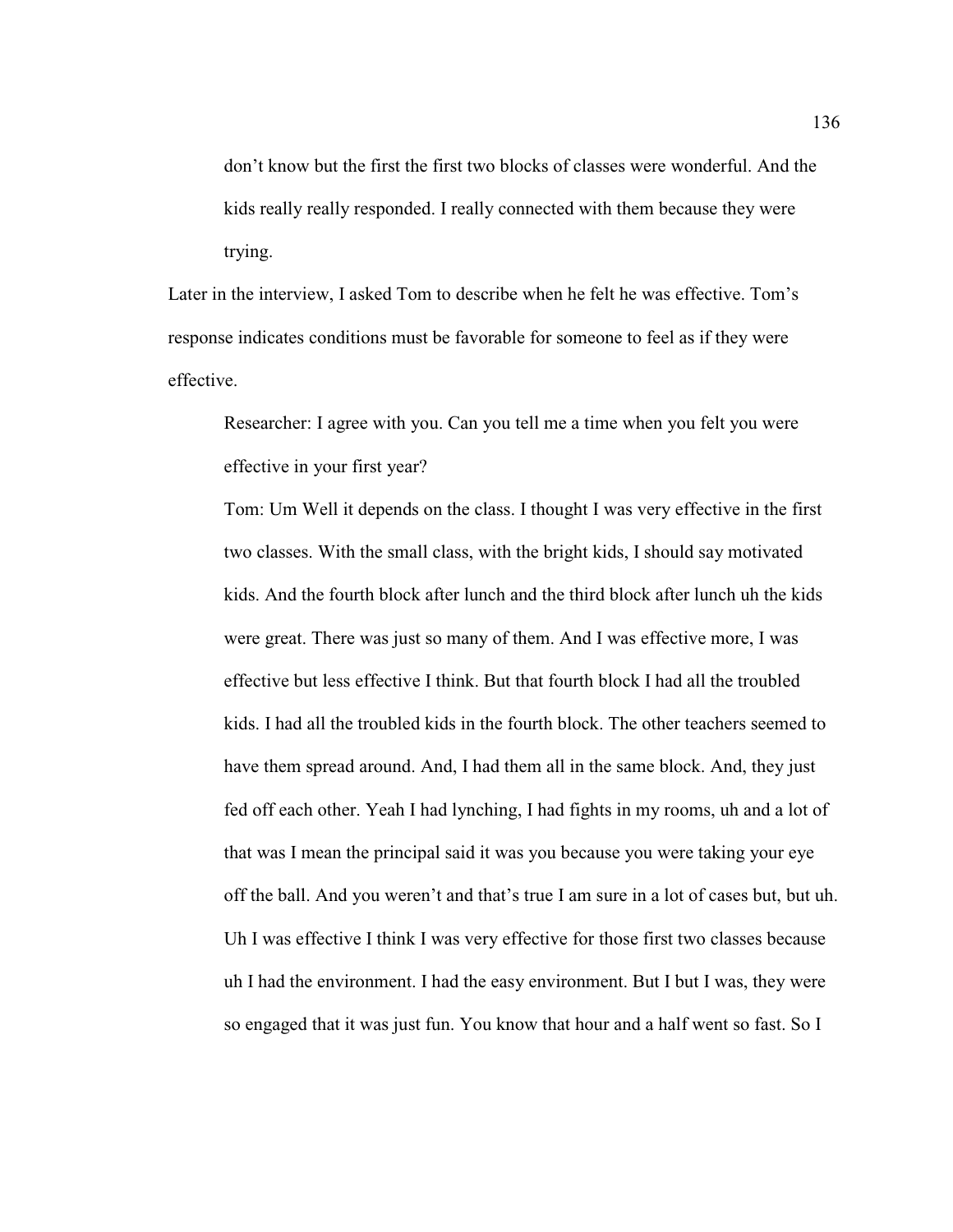> don't know but the first the first two blocks of classes were wonderful. And the kids really really responded. I really connected with them because they were trying.

Later in the interview, I asked Tom to describe when he felt he was effective. Tom's response indicates conditions must be favorable for someone to feel as if they were effective.

> Researcher: I agree with you. Can you tell me a time when you felt you were effective in your first year?
>
> Tom: Um Well it depends on the class. I thought I was very effective in the first two classes. With the small class, with the bright kids, I should say motivated kids. And the fourth block after lunch and the third block after lunch uh the kids were great. There was just so many of them. And I was effective more, I was effective but less effective I think. But that fourth block I had all the troubled kids. I had all the troubled kids in the fourth block. The other teachers seemed to have them spread around. And, I had them all in the same block. And, they just fed off each other. Yeah I had lynching, I had fights in my rooms, uh and a lot of that was I mean the principal said it was you because you were taking your eye off the ball. And you weren't and that's true I am sure in a lot of cases but, but uh. Uh I was effective I think I was very effective for those first two classes because uh I had the environment. I had the easy environment. But I but I was, they were so engaged that it was just fun. You know that hour and a half went so fast. So I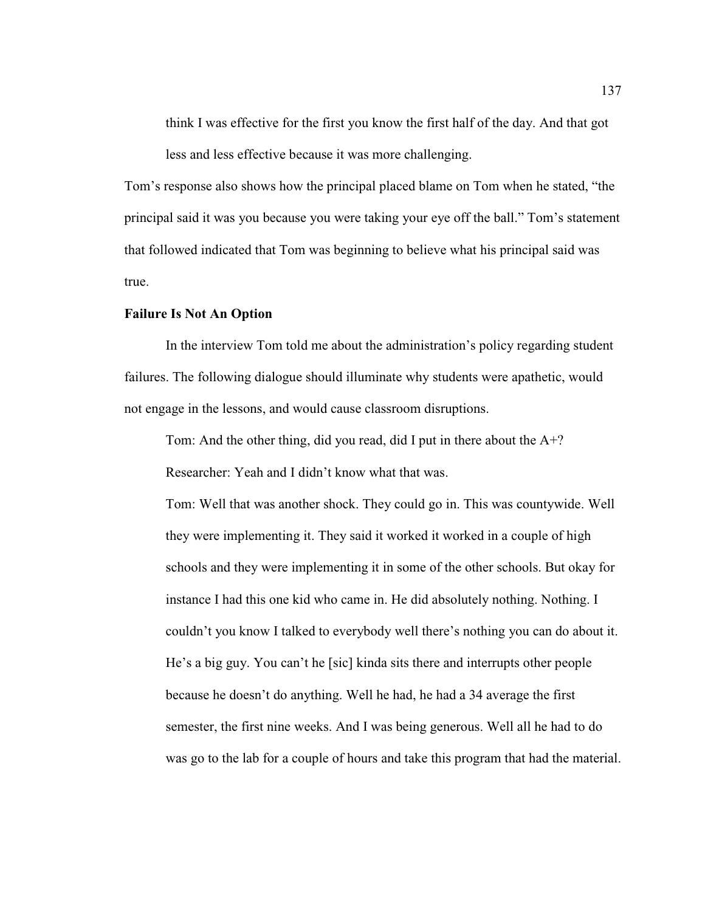think I was effective for the first you know the first half of the day. And that got less and less effective because it was more challenging.

Tom's response also shows how the principal placed blame on Tom when he stated, "the principal said it was you because you were taking your eye off the ball." Tom's statement that followed indicated that Tom was beginning to believe what his principal said was true.

**Failure Is Not An Option**

In the interview Tom told me about the administration's policy regarding student failures. The following dialogue should illuminate why students were apathetic, would not engage in the lessons, and would cause classroom disruptions.

> Tom: And the other thing, did you read, did I put in there about the A+?
>
> Researcher: Yeah and I didn't know what that was.
>
> Tom: Well that was another shock. They could go in. This was countywide. Well they were implementing it. They said it worked it worked in a couple of high schools and they were implementing it in some of the other schools. But okay for instance I had this one kid who came in. He did absolutely nothing. Nothing. I couldn't you know I talked to everybody well there's nothing you can do about it. He's a big guy. You can't he [sic] kinda sits there and interrupts other people because he doesn't do anything. Well he had, he had a 34 average the first semester, the first nine weeks. And I was being generous. Well all he had to do was go to the lab for a couple of hours and take this program that had the material.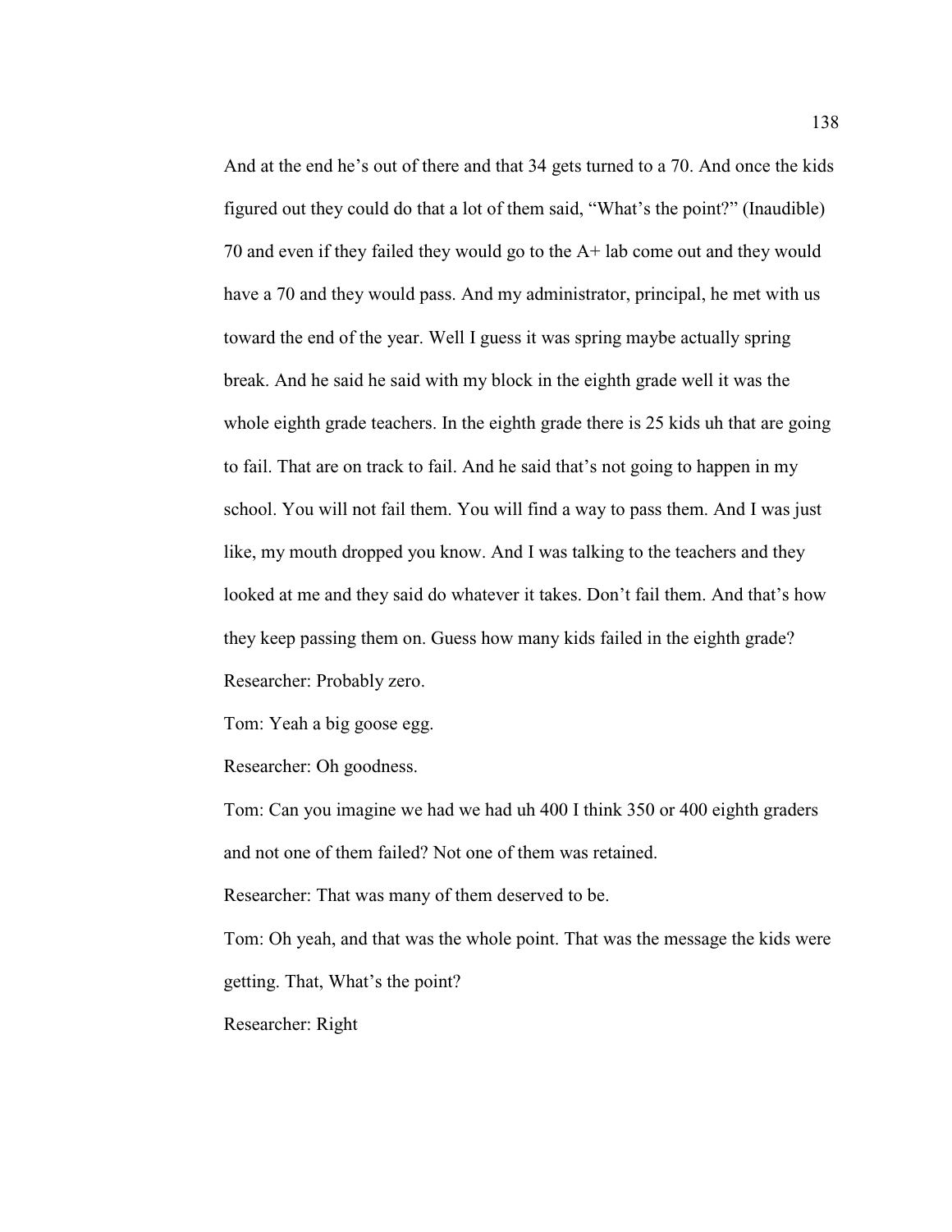And at the end he's out of there and that 34 gets turned to a 70. And once the kids figured out they could do that a lot of them said, "What's the point?" (Inaudible) 70 and even if they failed they would go to the A+ lab come out and they would have a 70 and they would pass. And my administrator, principal, he met with us toward the end of the year. Well I guess it was spring maybe actually spring break. And he said he said with my block in the eighth grade well it was the whole eighth grade teachers. In the eighth grade there is 25 kids uh that are going to fail. That are on track to fail. And he said that's not going to happen in my school. You will not fail them. You will find a way to pass them. And I was just like, my mouth dropped you know. And I was talking to the teachers and they looked at me and they said do whatever it takes. Don't fail them. And that's how they keep passing them on. Guess how many kids failed in the eighth grade?

Researcher: Probably zero.

Tom: Yeah a big goose egg.

Researcher: Oh goodness.

Tom: Can you imagine we had we had uh 400 I think 350 or 400 eighth graders and not one of them failed? Not one of them was retained.

Researcher: That was many of them deserved to be.

Tom: Oh yeah, and that was the whole point. That was the message the kids were getting. That, What's the point?

Researcher: Right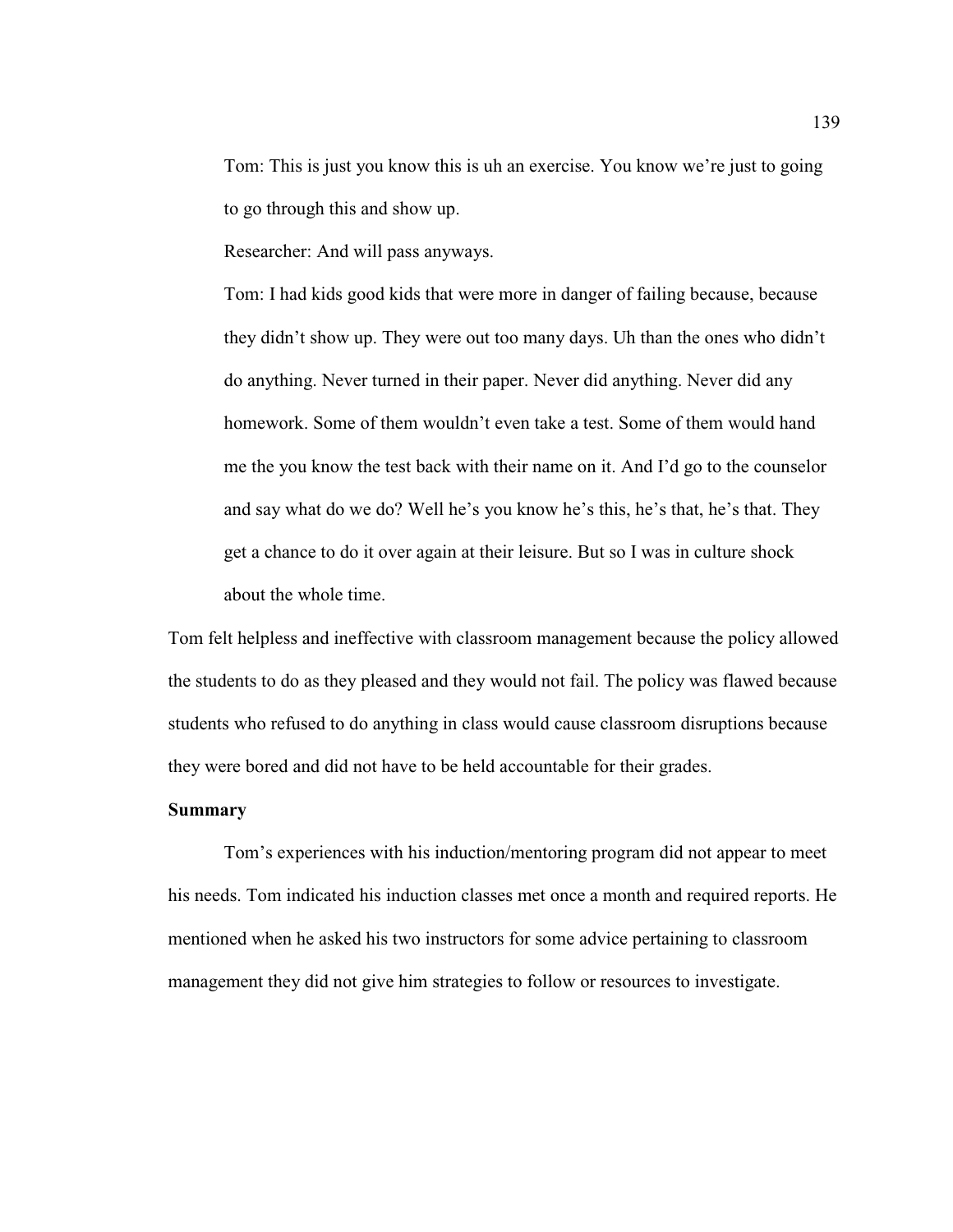Tom: This is just you know this is uh an exercise. You know we're just to going to go through this and show up.

Researcher: And will pass anyways.

Tom: I had kids good kids that were more in danger of failing because, because they didn't show up. They were out too many days. Uh than the ones who didn't do anything. Never turned in their paper. Never did anything. Never did any homework. Some of them wouldn't even take a test. Some of them would hand me the you know the test back with their name on it. And I'd go to the counselor and say what do we do? Well he's you know he's this, he's that, he's that. They get a chance to do it over again at their leisure. But so I was in culture shock about the whole time.

Tom felt helpless and ineffective with classroom management because the policy allowed the students to do as they pleased and they would not fail. The policy was flawed because students who refused to do anything in class would cause classroom disruptions because they were bored and did not have to be held accountable for their grades.

**Summary**

Tom's experiences with his induction/mentoring program did not appear to meet his needs. Tom indicated his induction classes met once a month and required reports. He mentioned when he asked his two instructors for some advice pertaining to classroom management they did not give him strategies to follow or resources to investigate.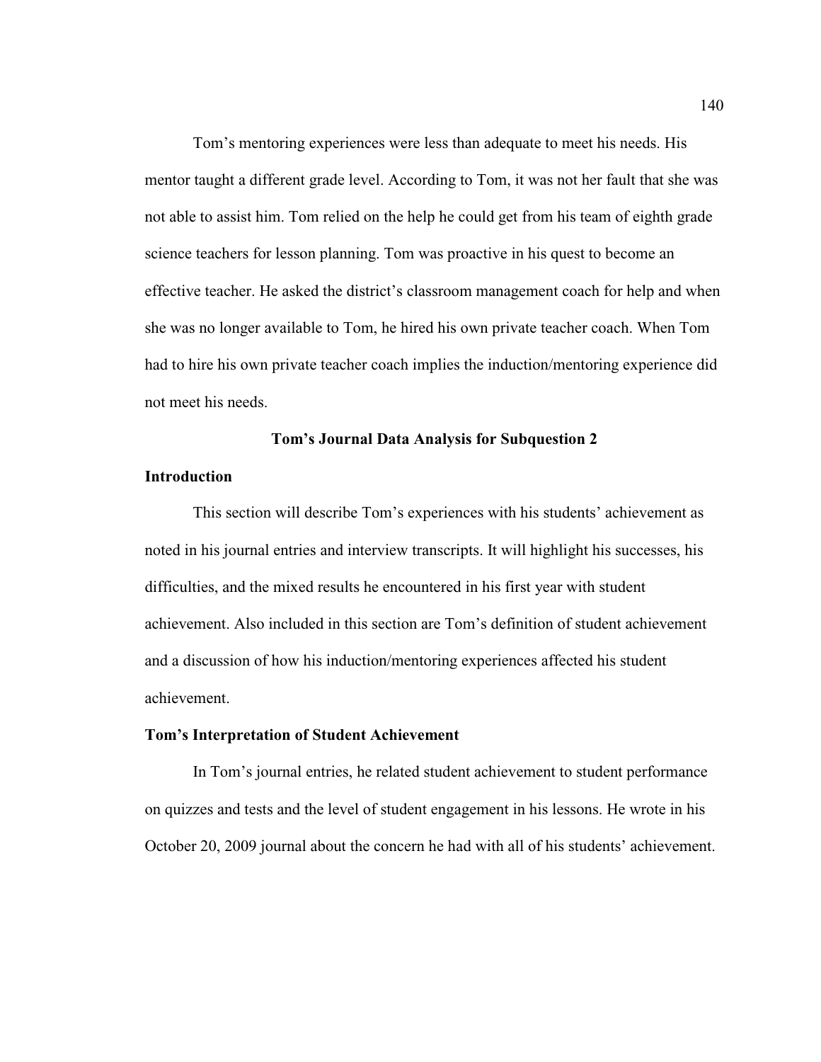Tom's mentoring experiences were less than adequate to meet his needs. His mentor taught a different grade level. According to Tom, it was not her fault that she was not able to assist him. Tom relied on the help he could get from his team of eighth grade science teachers for lesson planning. Tom was proactive in his quest to become an effective teacher. He asked the district's classroom management coach for help and when she was no longer available to Tom, he hired his own private teacher coach. When Tom had to hire his own private teacher coach implies the induction/mentoring experience did not meet his needs.

## Tom's Journal Data Analysis for Subquestion 2

### Introduction

This section will describe Tom's experiences with his students' achievement as noted in his journal entries and interview transcripts. It will highlight his successes, his difficulties, and the mixed results he encountered in his first year with student achievement. Also included in this section are Tom's definition of student achievement and a discussion of how his induction/mentoring experiences affected his student achievement.

### Tom's Interpretation of Student Achievement

In Tom's journal entries, he related student achievement to student performance on quizzes and tests and the level of student engagement in his lessons. He wrote in his October 20, 2009 journal about the concern he had with all of his students' achievement.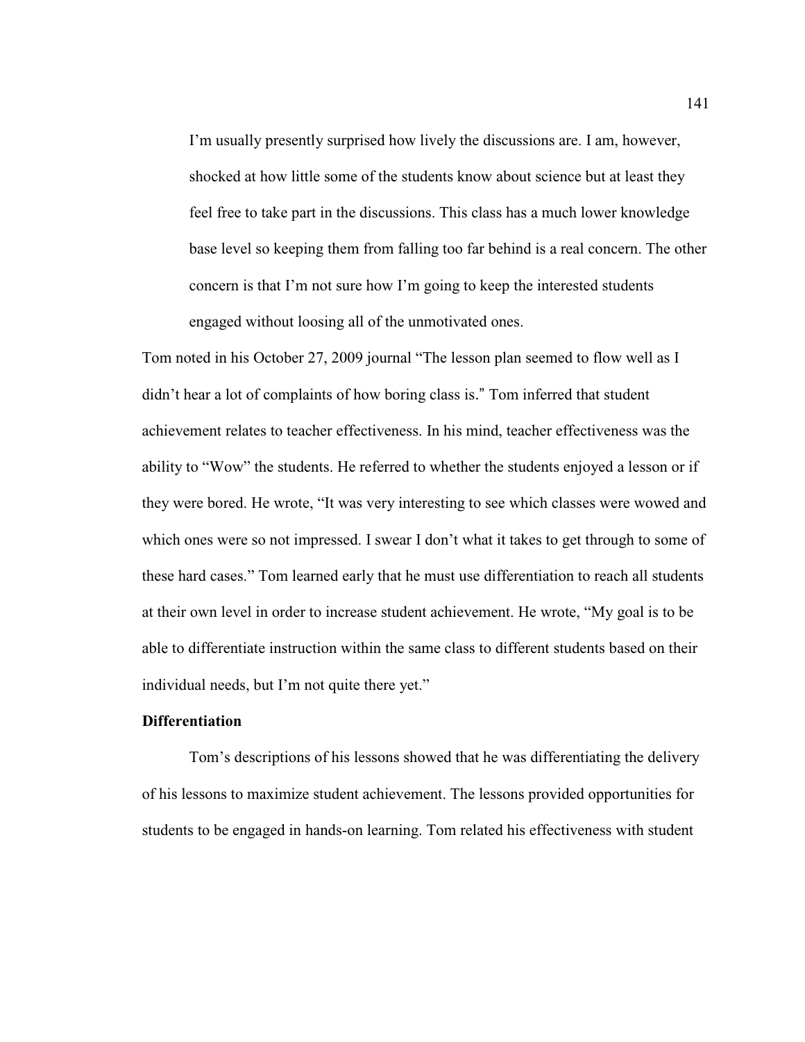> I'm usually presently surprised how lively the discussions are. I am, however, shocked at how little some of the students know about science but at least they feel free to take part in the discussions. This class has a much lower knowledge base level so keeping them from falling too far behind is a real concern. The other concern is that I'm not sure how I'm going to keep the interested students engaged without loosing all of the unmotivated ones.

Tom noted in his October 27, 2009 journal "The lesson plan seemed to flow well as I didn't hear a lot of complaints of how boring class is." Tom inferred that student achievement relates to teacher effectiveness. In his mind, teacher effectiveness was the ability to "Wow" the students. He referred to whether the students enjoyed a lesson or if they were bored. He wrote, "It was very interesting to see which classes were wowed and which ones were so not impressed. I swear I don't what it takes to get through to some of these hard cases." Tom learned early that he must use differentiation to reach all students at their own level in order to increase student achievement. He wrote, "My goal is to be able to differentiate instruction within the same class to different students based on their individual needs, but I'm not quite there yet."

**Differentiation**

Tom's descriptions of his lessons showed that he was differentiating the delivery of his lessons to maximize student achievement. The lessons provided opportunities for students to be engaged in hands-on learning. Tom related his effectiveness with student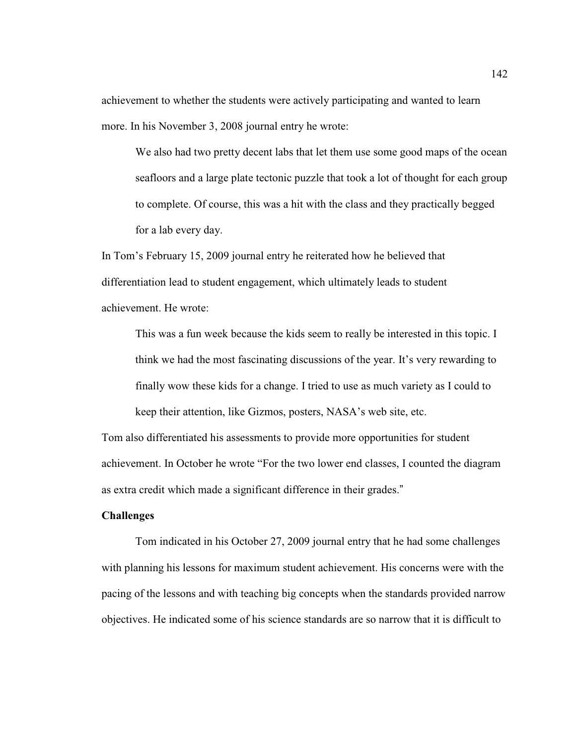achievement to whether the students were actively participating and wanted to learn more. In his November 3, 2008 journal entry he wrote:

> We also had two pretty decent labs that let them use some good maps of the ocean seafloors and a large plate tectonic puzzle that took a lot of thought for each group to complete. Of course, this was a hit with the class and they practically begged for a lab every day.

In Tom's February 15, 2009 journal entry he reiterated how he believed that differentiation lead to student engagement, which ultimately leads to student achievement. He wrote:

> This was a fun week because the kids seem to really be interested in this topic. I think we had the most fascinating discussions of the year. It's very rewarding to finally wow these kids for a change. I tried to use as much variety as I could to keep their attention, like Gizmos, posters, NASA's web site, etc.

Tom also differentiated his assessments to provide more opportunities for student achievement. In October he wrote "For the two lower end classes, I counted the diagram as extra credit which made a significant difference in their grades."

**Challenges**

Tom indicated in his October 27, 2009 journal entry that he had some challenges with planning his lessons for maximum student achievement. His concerns were with the pacing of the lessons and with teaching big concepts when the standards provided narrow objectives. He indicated some of his science standards are so narrow that it is difficult to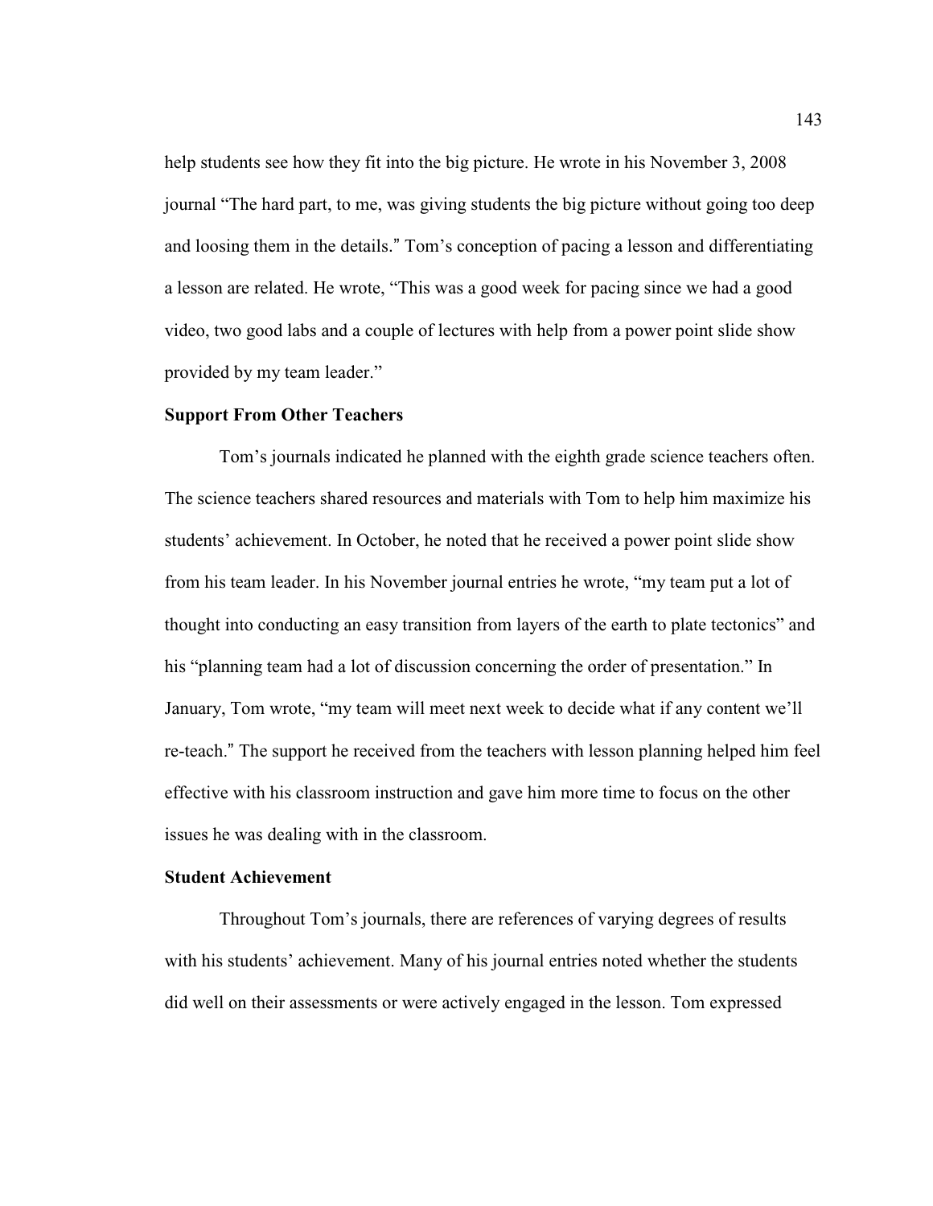help students see how they fit into the big picture. He wrote in his November 3, 2008 journal "The hard part, to me, was giving students the big picture without going too deep and loosing them in the details." Tom's conception of pacing a lesson and differentiating a lesson are related. He wrote, "This was a good week for pacing since we had a good video, two good labs and a couple of lectures with help from a power point slide show provided by my team leader."

### Support From Other Teachers

Tom's journals indicated he planned with the eighth grade science teachers often. The science teachers shared resources and materials with Tom to help him maximize his students' achievement. In October, he noted that he received a power point slide show from his team leader. In his November journal entries he wrote, "my team put a lot of thought into conducting an easy transition from layers of the earth to plate tectonics" and his "planning team had a lot of discussion concerning the order of presentation." In January, Tom wrote, "my team will meet next week to decide what if any content we'll re-teach." The support he received from the teachers with lesson planning helped him feel effective with his classroom instruction and gave him more time to focus on the other issues he was dealing with in the classroom.

### Student Achievement

Throughout Tom's journals, there are references of varying degrees of results with his students' achievement. Many of his journal entries noted whether the students did well on their assessments or were actively engaged in the lesson. Tom expressed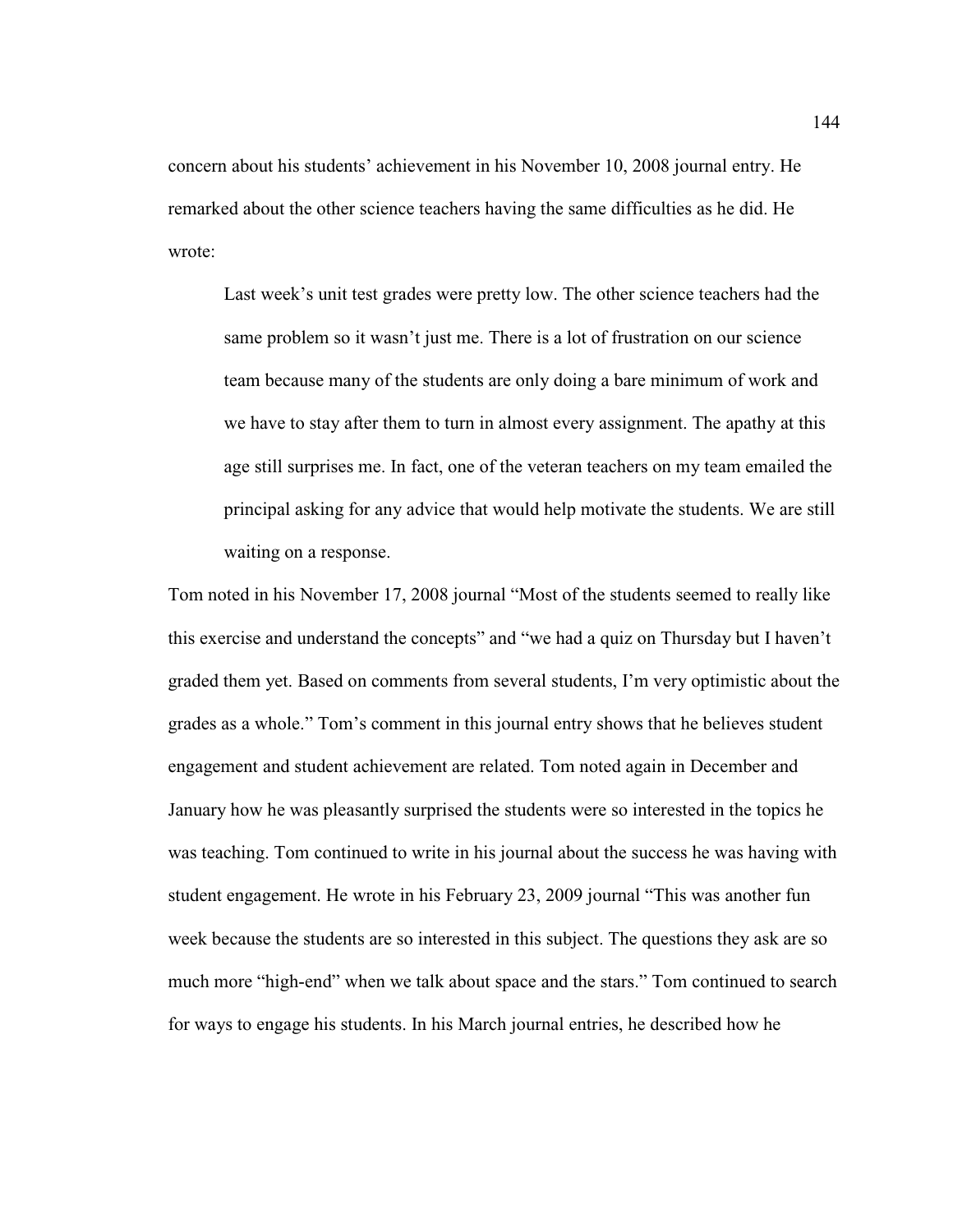concern about his students' achievement in his November 10, 2008 journal entry. He remarked about the other science teachers having the same difficulties as he did. He wrote:

> Last week's unit test grades were pretty low. The other science teachers had the same problem so it wasn't just me. There is a lot of frustration on our science team because many of the students are only doing a bare minimum of work and we have to stay after them to turn in almost every assignment. The apathy at this age still surprises me. In fact, one of the veteran teachers on my team emailed the principal asking for any advice that would help motivate the students. We are still waiting on a response.

Tom noted in his November 17, 2008 journal "Most of the students seemed to really like this exercise and understand the concepts" and "we had a quiz on Thursday but I haven't graded them yet. Based on comments from several students, I'm very optimistic about the grades as a whole." Tom's comment in this journal entry shows that he believes student engagement and student achievement are related. Tom noted again in December and January how he was pleasantly surprised the students were so interested in the topics he was teaching. Tom continued to write in his journal about the success he was having with student engagement. He wrote in his February 23, 2009 journal "This was another fun week because the students are so interested in this subject. The questions they ask are so much more "high-end" when we talk about space and the stars." Tom continued to search for ways to engage his students. In his March journal entries, he described how he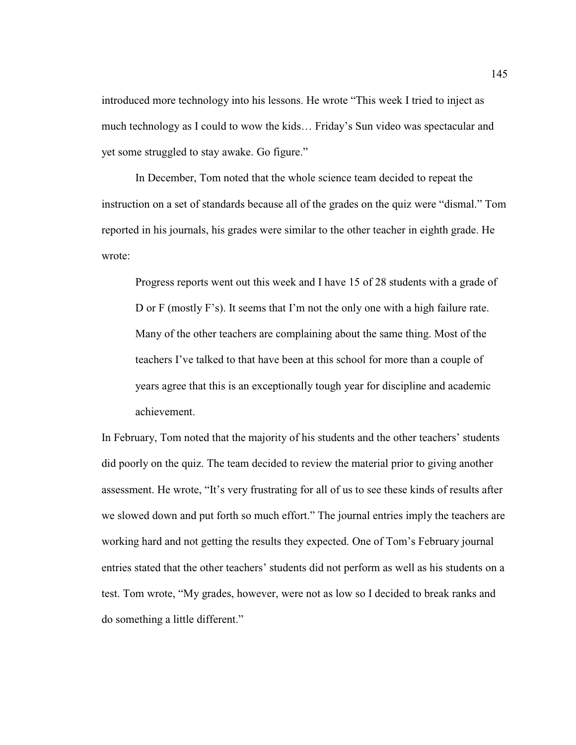introduced more technology into his lessons. He wrote "This week I tried to inject as much technology as I could to wow the kids… Friday's Sun video was spectacular and yet some struggled to stay awake. Go figure."

In December, Tom noted that the whole science team decided to repeat the instruction on a set of standards because all of the grades on the quiz were "dismal." Tom reported in his journals, his grades were similar to the other teacher in eighth grade. He wrote:

> Progress reports went out this week and I have 15 of 28 students with a grade of D or F (mostly F's). It seems that I'm not the only one with a high failure rate. Many of the other teachers are complaining about the same thing. Most of the teachers I've talked to that have been at this school for more than a couple of years agree that this is an exceptionally tough year for discipline and academic achievement.

In February, Tom noted that the majority of his students and the other teachers' students did poorly on the quiz. The team decided to review the material prior to giving another assessment. He wrote, "It's very frustrating for all of us to see these kinds of results after we slowed down and put forth so much effort." The journal entries imply the teachers are working hard and not getting the results they expected. One of Tom's February journal entries stated that the other teachers' students did not perform as well as his students on a test. Tom wrote, "My grades, however, were not as low so I decided to break ranks and do something a little different."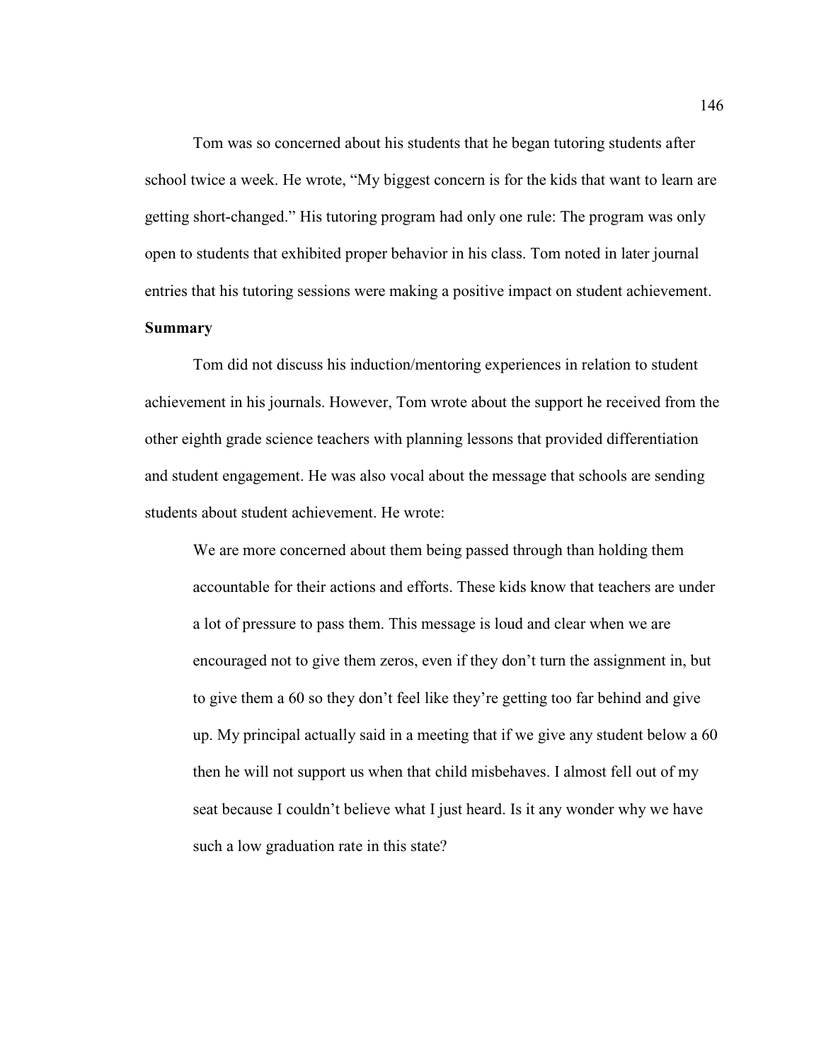Tom was so concerned about his students that he began tutoring students after school twice a week. He wrote, "My biggest concern is for the kids that want to learn are getting short-changed." His tutoring program had only one rule: The program was only open to students that exhibited proper behavior in his class. Tom noted in later journal entries that his tutoring sessions were making a positive impact on student achievement.

**Summary**

Tom did not discuss his induction/mentoring experiences in relation to student achievement in his journals. However, Tom wrote about the support he received from the other eighth grade science teachers with planning lessons that provided differentiation and student engagement. He was also vocal about the message that schools are sending students about student achievement. He wrote:

> We are more concerned about them being passed through than holding them accountable for their actions and efforts. These kids know that teachers are under a lot of pressure to pass them. This message is loud and clear when we are encouraged not to give them zeros, even if they don't turn the assignment in, but to give them a 60 so they don't feel like they're getting too far behind and give up. My principal actually said in a meeting that if we give any student below a 60 then he will not support us when that child misbehaves. I almost fell out of my seat because I couldn't believe what I just heard. Is it any wonder why we have such a low graduation rate in this state?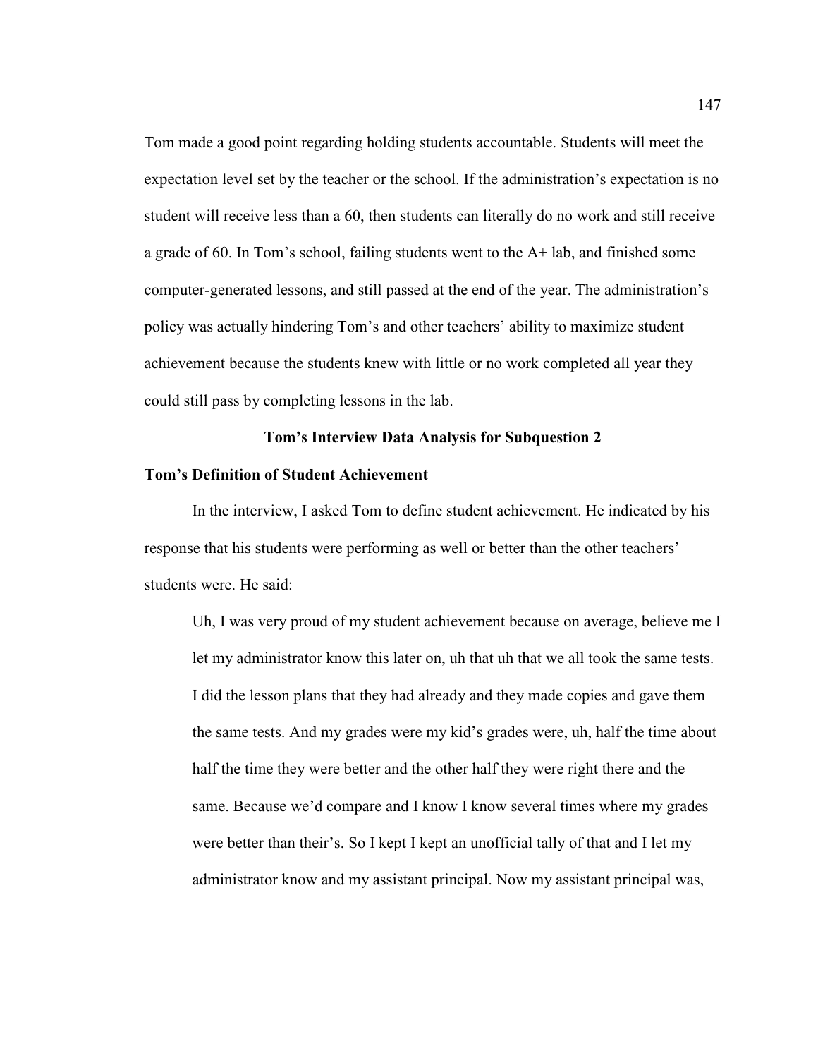Tom made a good point regarding holding students accountable. Students will meet the expectation level set by the teacher or the school. If the administration's expectation is no student will receive less than a 60, then students can literally do no work and still receive a grade of 60. In Tom's school, failing students went to the A+ lab, and finished some computer-generated lessons, and still passed at the end of the year. The administration's policy was actually hindering Tom's and other teachers' ability to maximize student achievement because the students knew with little or no work completed all year they could still pass by completing lessons in the lab.

## Tom's Interview Data Analysis for Subquestion 2

### Tom's Definition of Student Achievement

In the interview, I asked Tom to define student achievement. He indicated by his response that his students were performing as well or better than the other teachers' students were. He said:

> Uh, I was very proud of my student achievement because on average, believe me I let my administrator know this later on, uh that uh that we all took the same tests. I did the lesson plans that they had already and they made copies and gave them the same tests. And my grades were my kid's grades were, uh, half the time about half the time they were better and the other half they were right there and the same. Because we'd compare and I know I know several times where my grades were better than their's. So I kept I kept an unofficial tally of that and I let my administrator know and my assistant principal. Now my assistant principal was,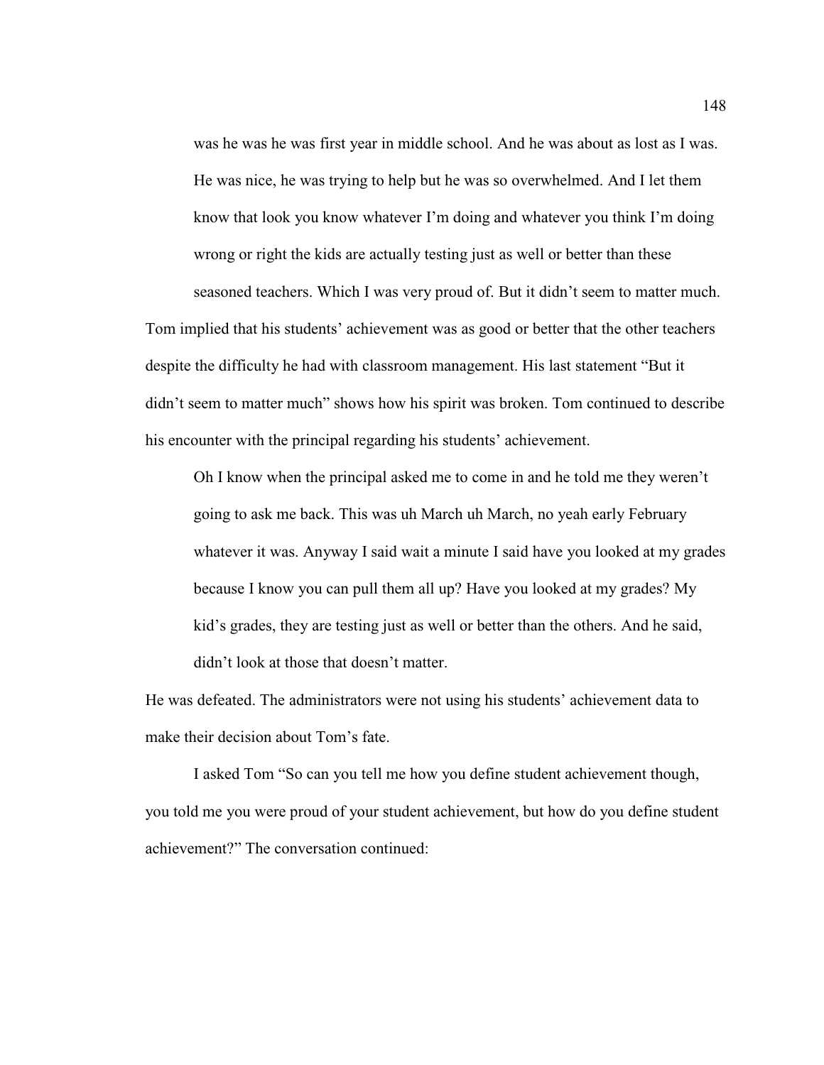> was he was he was first year in middle school. And he was about as lost as I was. He was nice, he was trying to help but he was so overwhelmed. And I let them know that look you know whatever I'm doing and whatever you think I'm doing wrong or right the kids are actually testing just as well or better than these seasoned teachers. Which I was very proud of. But it didn't seem to matter much.

Tom implied that his students' achievement was as good or better that the other teachers despite the difficulty he had with classroom management. His last statement "But it didn't seem to matter much" shows how his spirit was broken. Tom continued to describe his encounter with the principal regarding his students' achievement.

> Oh I know when the principal asked me to come in and he told me they weren't going to ask me back. This was uh March uh March, no yeah early February whatever it was. Anyway I said wait a minute I said have you looked at my grades because I know you can pull them all up? Have you looked at my grades? My kid's grades, they are testing just as well or better than the others. And he said, didn't look at those that doesn't matter.

He was defeated. The administrators were not using his students' achievement data to make their decision about Tom's fate.

I asked Tom "So can you tell me how you define student achievement though, you told me you were proud of your student achievement, but how do you define student achievement?" The conversation continued: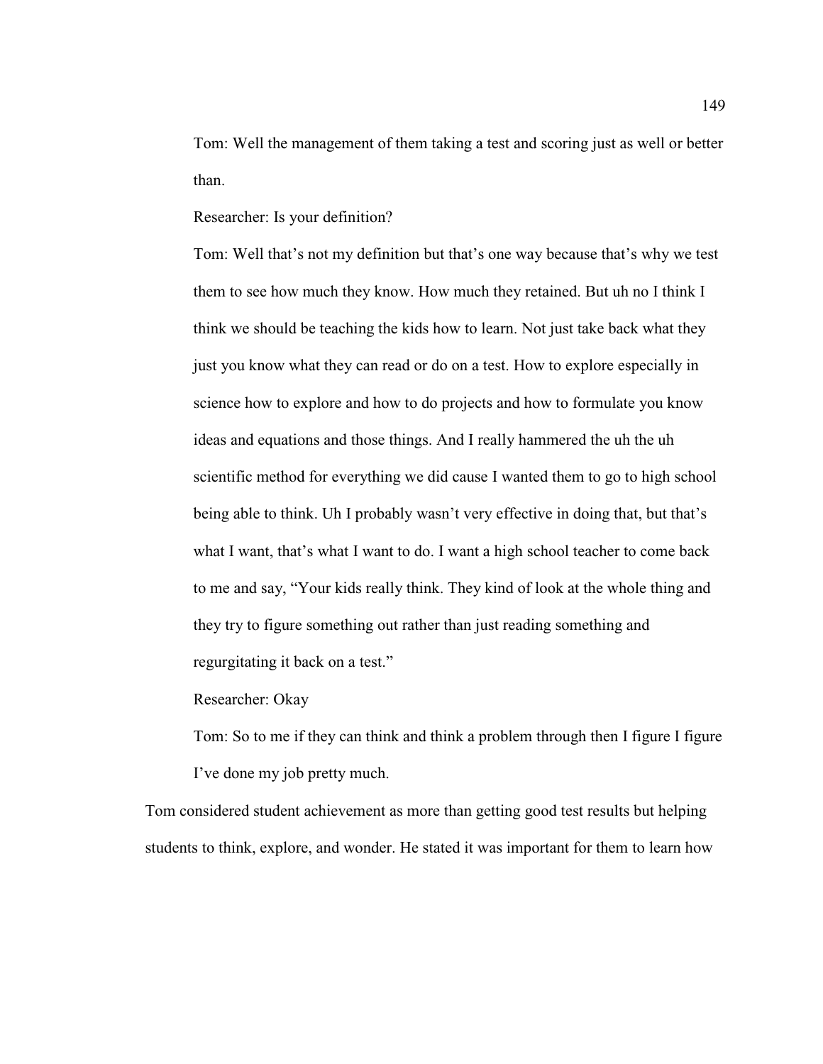Tom: Well the management of them taking a test and scoring just as well or better than.

Researcher: Is your definition?

Tom: Well that's not my definition but that's one way because that's why we test them to see how much they know. How much they retained. But uh no I think I think we should be teaching the kids how to learn. Not just take back what they just you know what they can read or do on a test. How to explore especially in science how to explore and how to do projects and how to formulate you know ideas and equations and those things. And I really hammered the uh the uh scientific method for everything we did cause I wanted them to go to high school being able to think. Uh I probably wasn't very effective in doing that, but that's what I want, that's what I want to do. I want a high school teacher to come back to me and say, "Your kids really think. They kind of look at the whole thing and they try to figure something out rather than just reading something and regurgitating it back on a test."

Researcher: Okay

Tom: So to me if they can think and think a problem through then I figure I figure I've done my job pretty much.

Tom considered student achievement as more than getting good test results but helping students to think, explore, and wonder. He stated it was important for them to learn how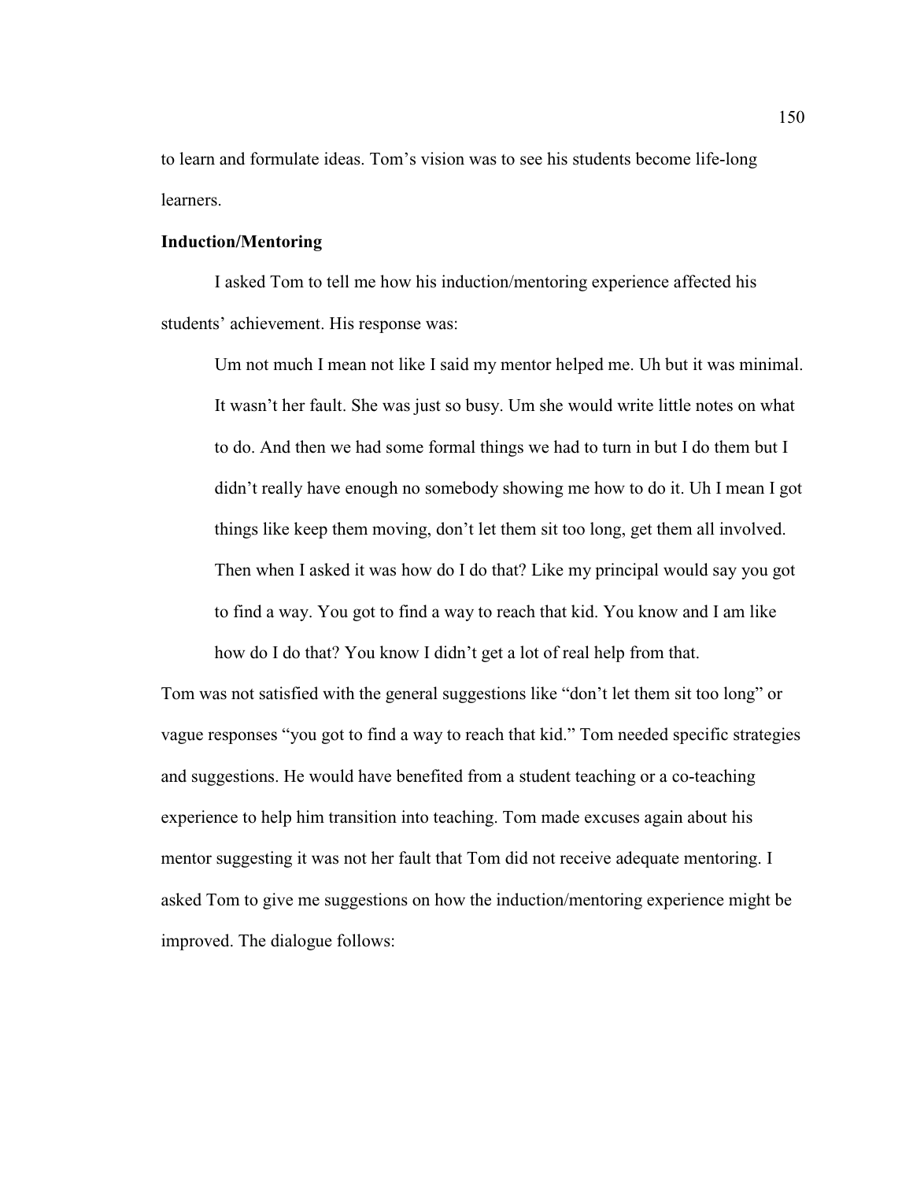to learn and formulate ideas. Tom's vision was to see his students become life-long learners.

**Induction/Mentoring**

I asked Tom to tell me how his induction/mentoring experience affected his students' achievement. His response was:

> Um not much I mean not like I said my mentor helped me. Uh but it was minimal. It wasn't her fault. She was just so busy. Um she would write little notes on what to do. And then we had some formal things we had to turn in but I do them but I didn't really have enough no somebody showing me how to do it. Uh I mean I got things like keep them moving, don't let them sit too long, get them all involved. Then when I asked it was how do I do that? Like my principal would say you got to find a way. You got to find a way to reach that kid. You know and I am like how do I do that? You know I didn't get a lot of real help from that.

Tom was not satisfied with the general suggestions like "don't let them sit too long" or vague responses "you got to find a way to reach that kid." Tom needed specific strategies and suggestions. He would have benefited from a student teaching or a co-teaching experience to help him transition into teaching. Tom made excuses again about his mentor suggesting it was not her fault that Tom did not receive adequate mentoring. I asked Tom to give me suggestions on how the induction/mentoring experience might be improved. The dialogue follows: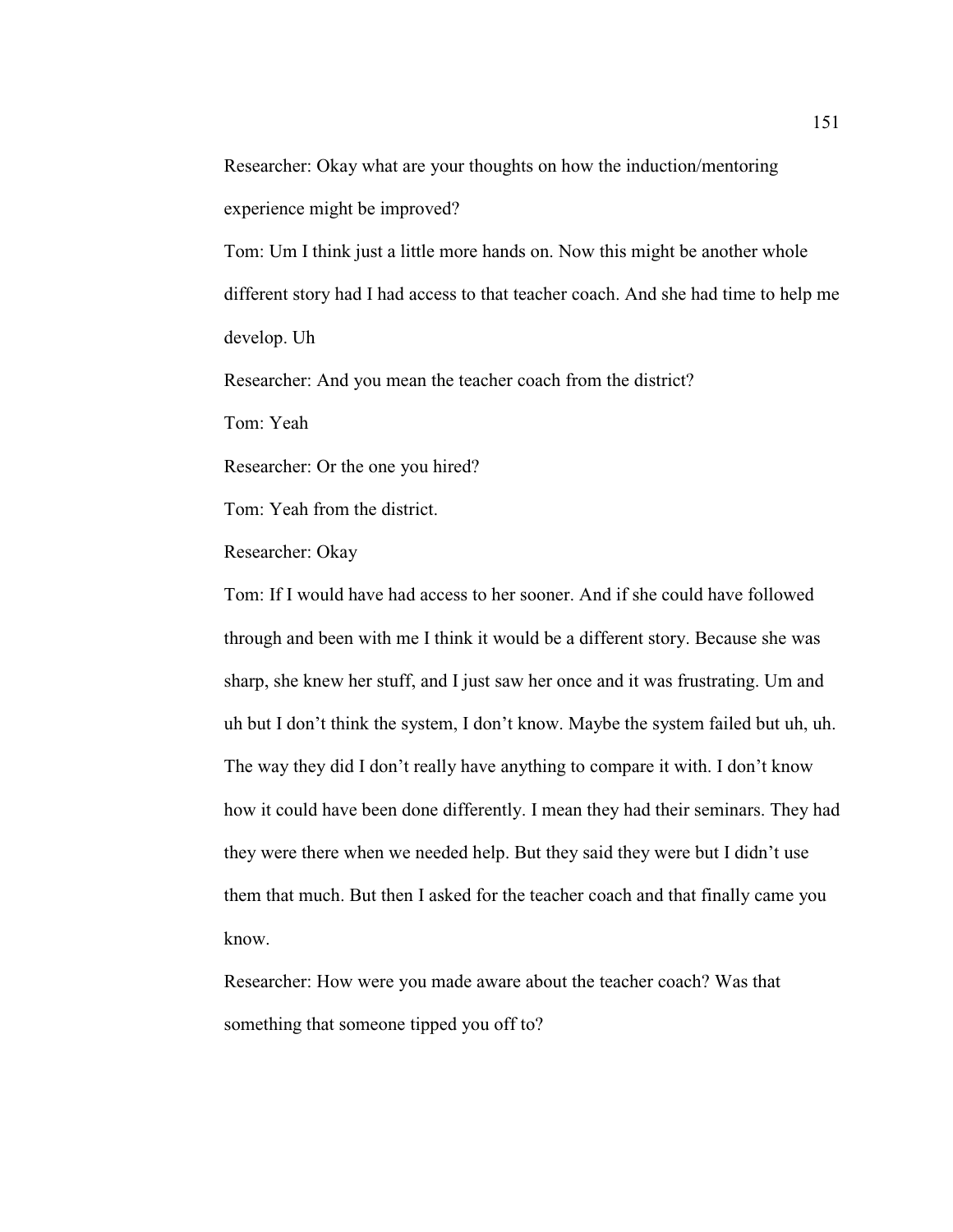Researcher: Okay what are your thoughts on how the induction/mentoring experience might be improved?

Tom: Um I think just a little more hands on. Now this might be another whole different story had I had access to that teacher coach. And she had time to help me develop. Uh

Researcher: And you mean the teacher coach from the district?

Tom: Yeah

Researcher: Or the one you hired?

Tom: Yeah from the district.

Researcher: Okay

Tom: If I would have had access to her sooner. And if she could have followed through and been with me I think it would be a different story. Because she was sharp, she knew her stuff, and I just saw her once and it was frustrating. Um and uh but I don't think the system, I don't know. Maybe the system failed but uh, uh. The way they did I don't really have anything to compare it with. I don't know how it could have been done differently. I mean they had their seminars. They had they were there when we needed help. But they said they were but I didn't use them that much. But then I asked for the teacher coach and that finally came you know.

Researcher: How were you made aware about the teacher coach? Was that something that someone tipped you off to?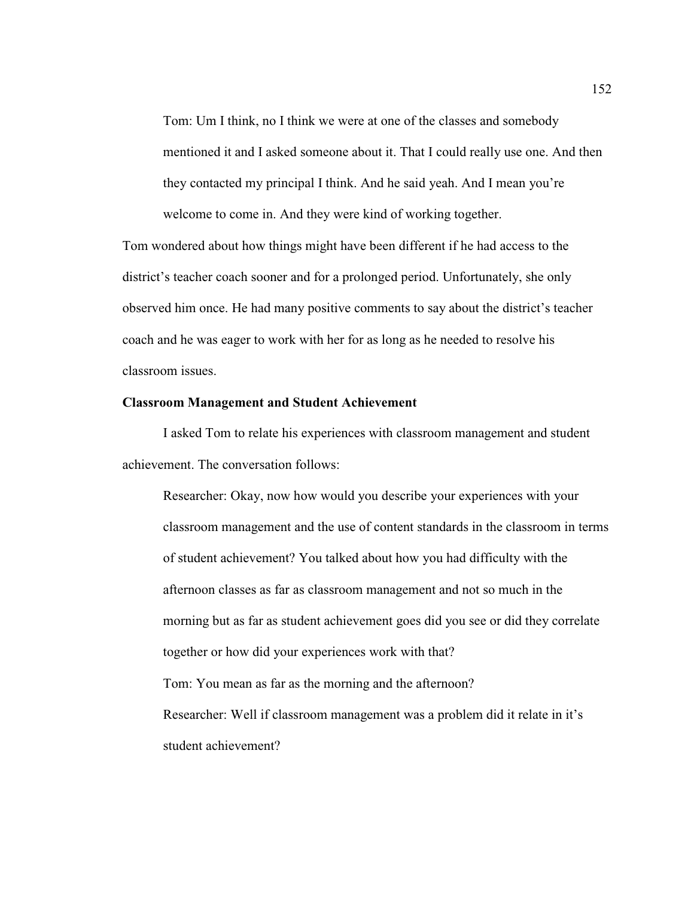Tom: Um I think, no I think we were at one of the classes and somebody mentioned it and I asked someone about it. That I could really use one. And then they contacted my principal I think. And he said yeah. And I mean you're welcome to come in. And they were kind of working together.

Tom wondered about how things might have been different if he had access to the district's teacher coach sooner and for a prolonged period. Unfortunately, she only observed him once. He had many positive comments to say about the district's teacher coach and he was eager to work with her for as long as he needed to resolve his classroom issues.

**Classroom Management and Student Achievement**

I asked Tom to relate his experiences with classroom management and student achievement. The conversation follows:

Researcher: Okay, now how would you describe your experiences with your classroom management and the use of content standards in the classroom in terms of student achievement? You talked about how you had difficulty with the afternoon classes as far as classroom management and not so much in the morning but as far as student achievement goes did you see or did they correlate together or how did your experiences work with that?

Tom: You mean as far as the morning and the afternoon?

Researcher: Well if classroom management was a problem did it relate in it's student achievement?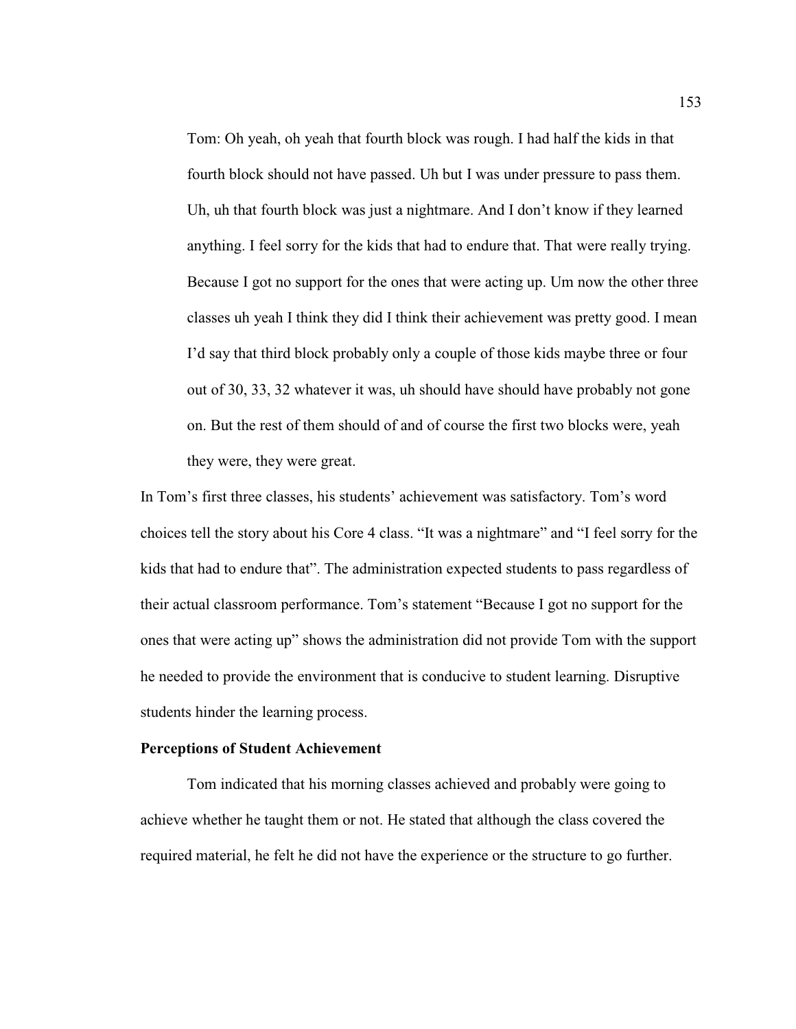> Tom: Oh yeah, oh yeah that fourth block was rough. I had half the kids in that fourth block should not have passed. Uh but I was under pressure to pass them. Uh, uh that fourth block was just a nightmare. And I don't know if they learned anything. I feel sorry for the kids that had to endure that. That were really trying. Because I got no support for the ones that were acting up. Um now the other three classes uh yeah I think they did I think their achievement was pretty good. I mean I'd say that third block probably only a couple of those kids maybe three or four out of 30, 33, 32 whatever it was, uh should have should have probably not gone on. But the rest of them should of and of course the first two blocks were, yeah they were, they were great.

In Tom's first three classes, his students' achievement was satisfactory. Tom's word choices tell the story about his Core 4 class. "It was a nightmare" and "I feel sorry for the kids that had to endure that". The administration expected students to pass regardless of their actual classroom performance. Tom's statement "Because I got no support for the ones that were acting up" shows the administration did not provide Tom with the support he needed to provide the environment that is conducive to student learning. Disruptive students hinder the learning process.

**Perceptions of Student Achievement**

Tom indicated that his morning classes achieved and probably were going to achieve whether he taught them or not. He stated that although the class covered the required material, he felt he did not have the experience or the structure to go further.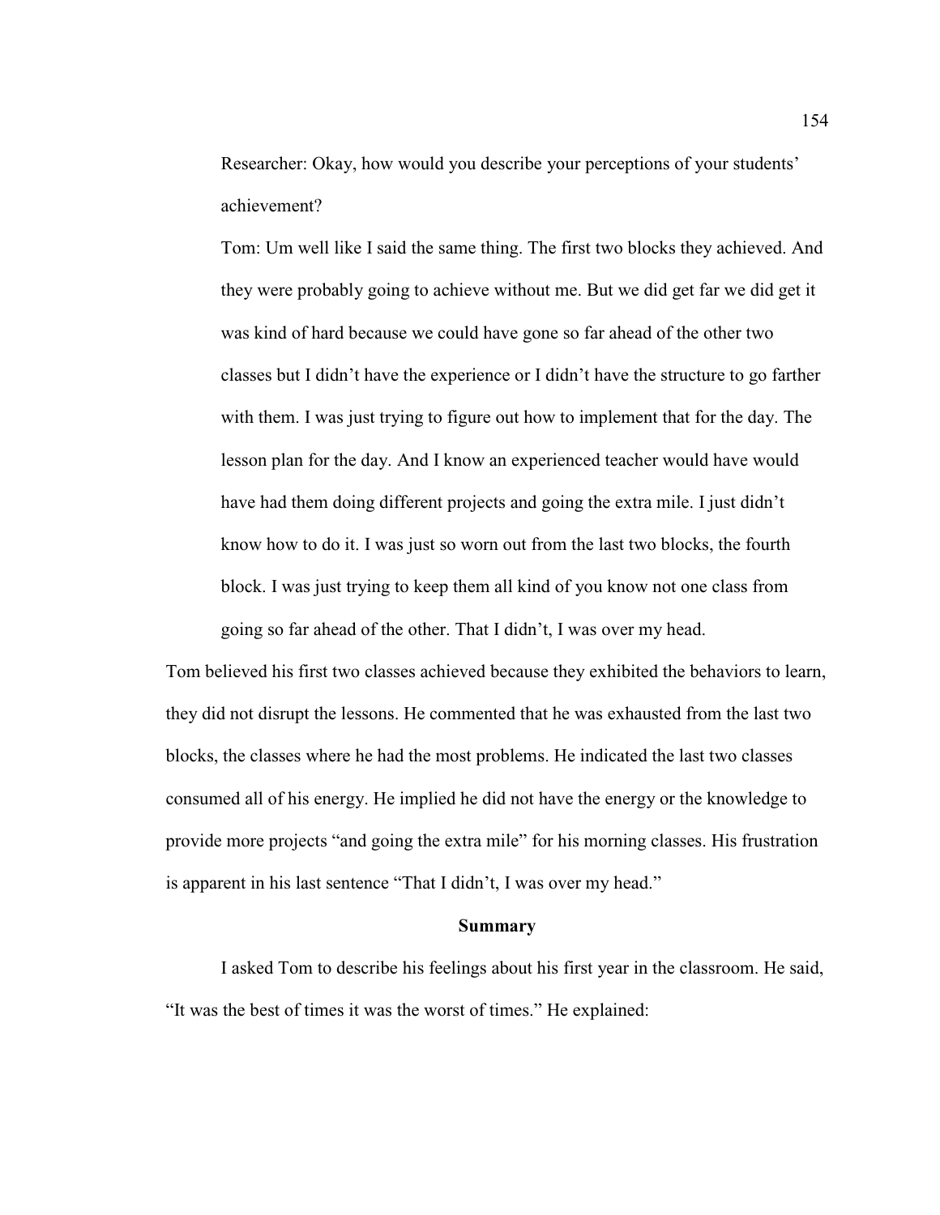> Researcher: Okay, how would you describe your perceptions of your students' achievement?
>
> Tom: Um well like I said the same thing. The first two blocks they achieved. And they were probably going to achieve without me. But we did get far we did get it was kind of hard because we could have gone so far ahead of the other two classes but I didn't have the experience or I didn't have the structure to go farther with them. I was just trying to figure out how to implement that for the day. The lesson plan for the day. And I know an experienced teacher would have would have had them doing different projects and going the extra mile. I just didn't know how to do it. I was just so worn out from the last two blocks, the fourth block. I was just trying to keep them all kind of you know not one class from going so far ahead of the other. That I didn't, I was over my head.

Tom believed his first two classes achieved because they exhibited the behaviors to learn, they did not disrupt the lessons. He commented that he was exhausted from the last two blocks, the classes where he had the most problems. He indicated the last two classes consumed all of his energy. He implied he did not have the energy or the knowledge to provide more projects "and going the extra mile" for his morning classes. His frustration is apparent in his last sentence "That I didn't, I was over my head."

## Summary

I asked Tom to describe his feelings about his first year in the classroom. He said, "It was the best of times it was the worst of times." He explained: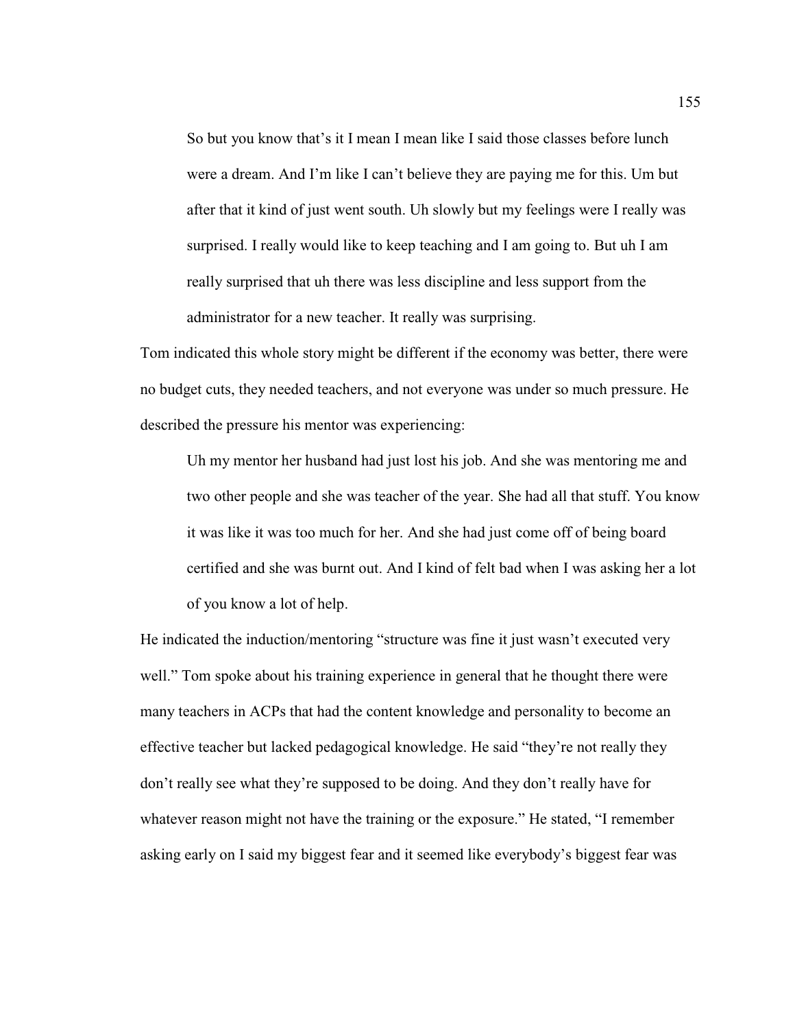> So but you know that's it I mean I mean like I said those classes before lunch were a dream. And I'm like I can't believe they are paying me for this. Um but after that it kind of just went south. Uh slowly but my feelings were I really was surprised. I really would like to keep teaching and I am going to. But uh I am really surprised that uh there was less discipline and less support from the administrator for a new teacher. It really was surprising.

Tom indicated this whole story might be different if the economy was better, there were no budget cuts, they needed teachers, and not everyone was under so much pressure. He described the pressure his mentor was experiencing:

> Uh my mentor her husband had just lost his job. And she was mentoring me and two other people and she was teacher of the year. She had all that stuff. You know it was like it was too much for her. And she had just come off of being board certified and she was burnt out. And I kind of felt bad when I was asking her a lot of you know a lot of help.

He indicated the induction/mentoring "structure was fine it just wasn't executed very well." Tom spoke about his training experience in general that he thought there were many teachers in ACPs that had the content knowledge and personality to become an effective teacher but lacked pedagogical knowledge. He said "they're not really they don't really see what they're supposed to be doing. And they don't really have for whatever reason might not have the training or the exposure." He stated, "I remember asking early on I said my biggest fear and it seemed like everybody's biggest fear was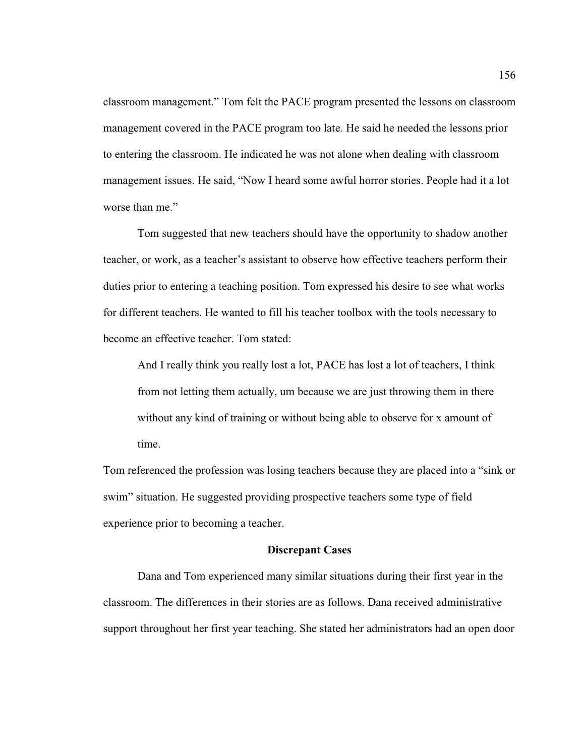classroom management." Tom felt the PACE program presented the lessons on classroom management covered in the PACE program too late. He said he needed the lessons prior to entering the classroom. He indicated he was not alone when dealing with classroom management issues. He said, "Now I heard some awful horror stories. People had it a lot worse than me."

Tom suggested that new teachers should have the opportunity to shadow another teacher, or work, as a teacher's assistant to observe how effective teachers perform their duties prior to entering a teaching position. Tom expressed his desire to see what works for different teachers. He wanted to fill his teacher toolbox with the tools necessary to become an effective teacher. Tom stated:

> And I really think you really lost a lot, PACE has lost a lot of teachers, I think from not letting them actually, um because we are just throwing them in there without any kind of training or without being able to observe for x amount of time.

Tom referenced the profession was losing teachers because they are placed into a "sink or swim" situation. He suggested providing prospective teachers some type of field experience prior to becoming a teacher.

## Discrepant Cases

Dana and Tom experienced many similar situations during their first year in the classroom. The differences in their stories are as follows. Dana received administrative support throughout her first year teaching. She stated her administrators had an open door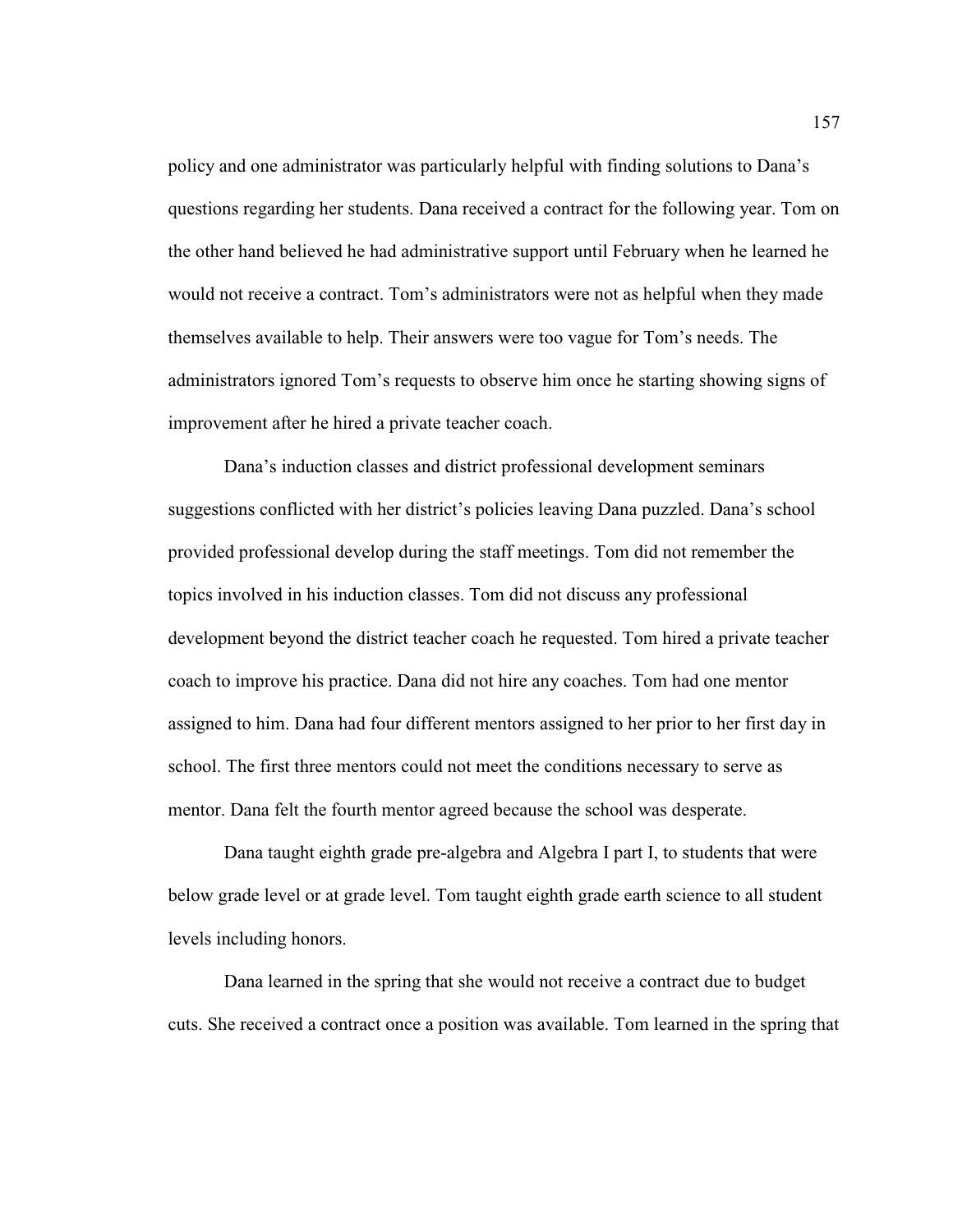policy and one administrator was particularly helpful with finding solutions to Dana's questions regarding her students. Dana received a contract for the following year. Tom on the other hand believed he had administrative support until February when he learned he would not receive a contract. Tom's administrators were not as helpful when they made themselves available to help. Their answers were too vague for Tom's needs. The administrators ignored Tom's requests to observe him once he starting showing signs of improvement after he hired a private teacher coach.

Dana's induction classes and district professional development seminars suggestions conflicted with her district's policies leaving Dana puzzled. Dana's school provided professional develop during the staff meetings. Tom did not remember the topics involved in his induction classes. Tom did not discuss any professional development beyond the district teacher coach he requested. Tom hired a private teacher coach to improve his practice. Dana did not hire any coaches. Tom had one mentor assigned to him. Dana had four different mentors assigned to her prior to her first day in school. The first three mentors could not meet the conditions necessary to serve as mentor. Dana felt the fourth mentor agreed because the school was desperate.

Dana taught eighth grade pre-algebra and Algebra I part I, to students that were below grade level or at grade level. Tom taught eighth grade earth science to all student levels including honors.

Dana learned in the spring that she would not receive a contract due to budget cuts. She received a contract once a position was available. Tom learned in the spring that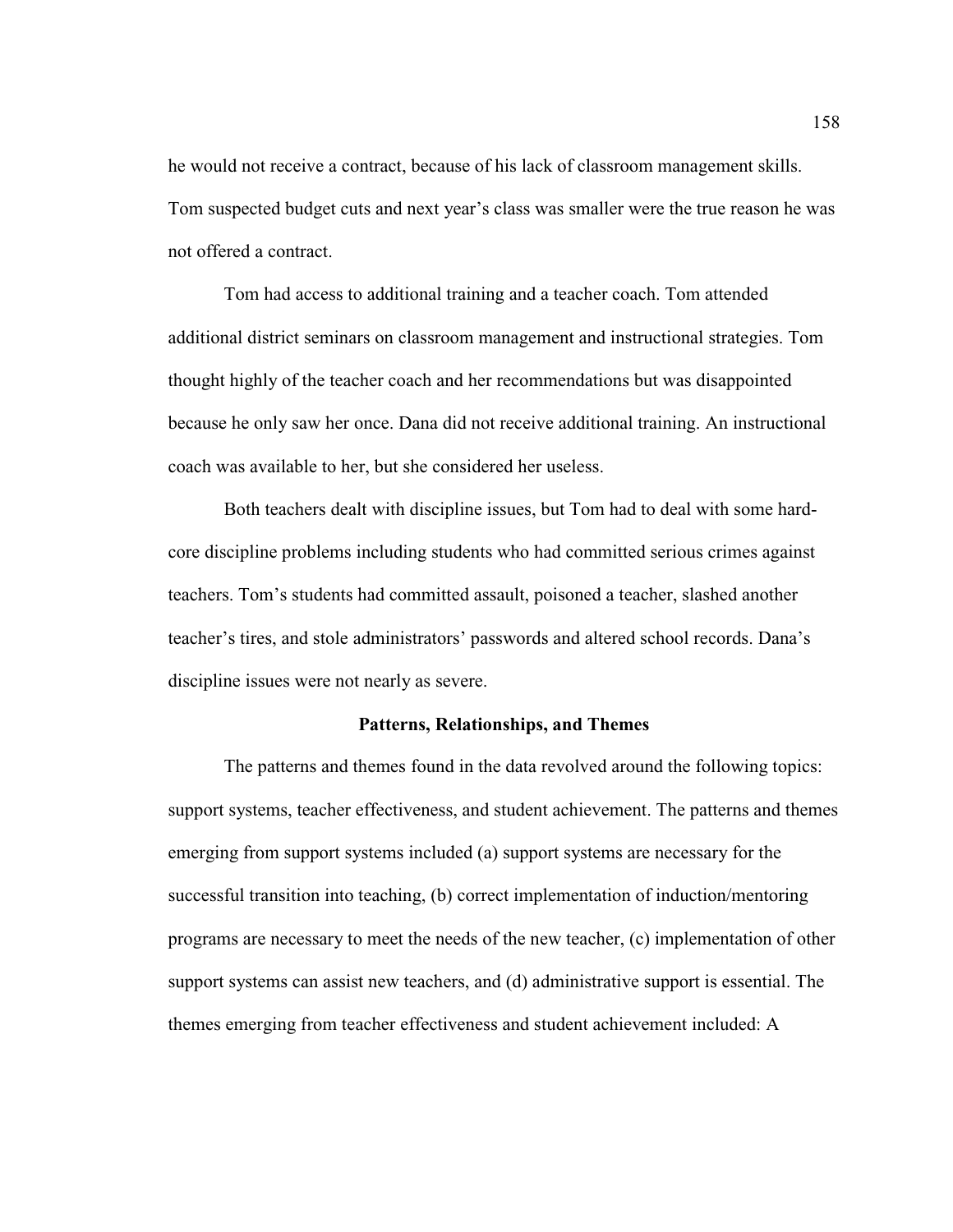he would not receive a contract, because of his lack of classroom management skills. Tom suspected budget cuts and next year's class was smaller were the true reason he was not offered a contract.

Tom had access to additional training and a teacher coach. Tom attended additional district seminars on classroom management and instructional strategies. Tom thought highly of the teacher coach and her recommendations but was disappointed because he only saw her once. Dana did not receive additional training. An instructional coach was available to her, but she considered her useless.

Both teachers dealt with discipline issues, but Tom had to deal with some hard-core discipline problems including students who had committed serious crimes against teachers. Tom's students had committed assault, poisoned a teacher, slashed another teacher's tires, and stole administrators' passwords and altered school records. Dana's discipline issues were not nearly as severe.

**Patterns, Relationships, and Themes**

The patterns and themes found in the data revolved around the following topics: support systems, teacher effectiveness, and student achievement. The patterns and themes emerging from support systems included (a) support systems are necessary for the successful transition into teaching, (b) correct implementation of induction/mentoring programs are necessary to meet the needs of the new teacher, (c) implementation of other support systems can assist new teachers, and (d) administrative support is essential. The themes emerging from teacher effectiveness and student achievement included: A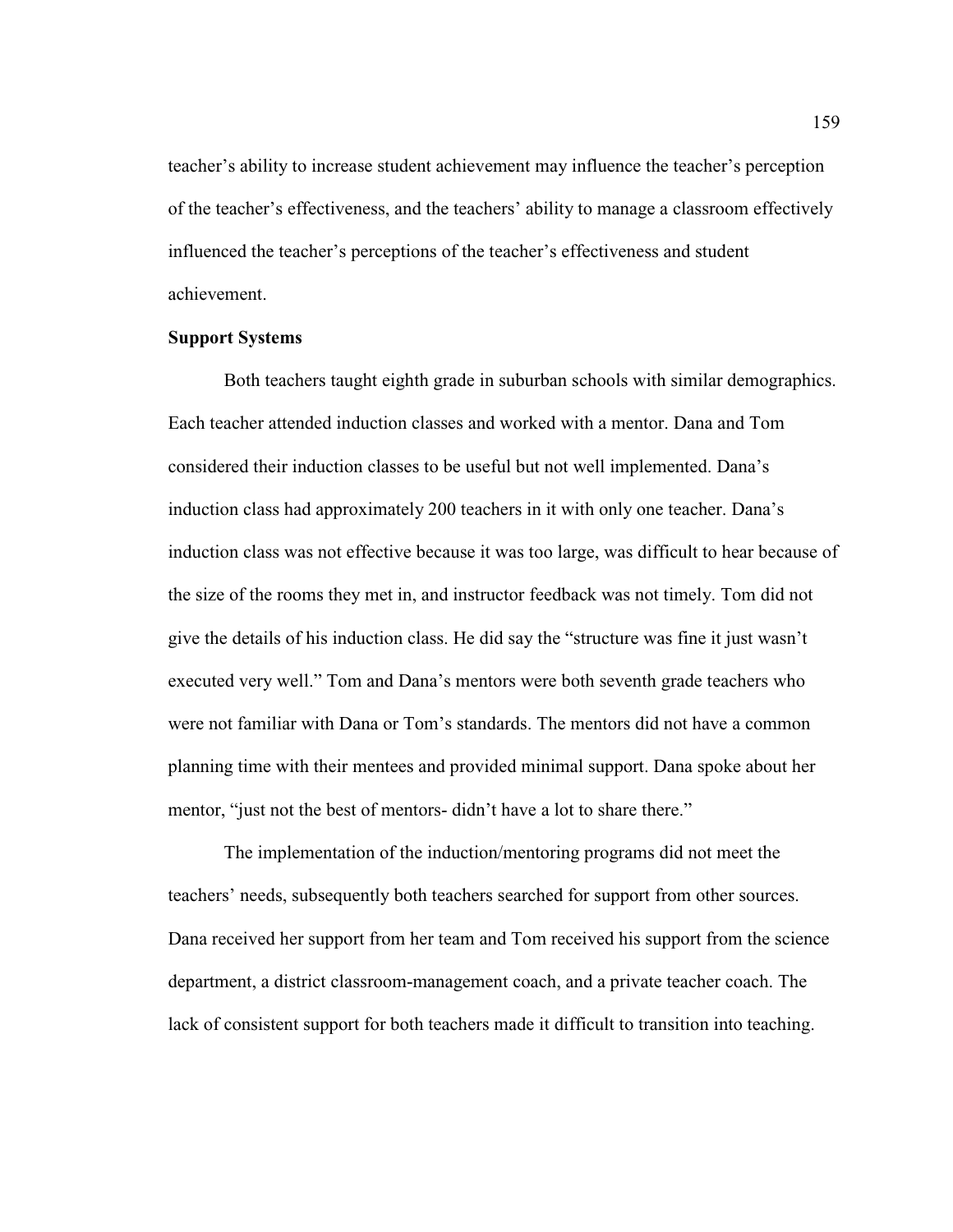teacher's ability to increase student achievement may influence the teacher's perception of the teacher's effectiveness, and the teachers' ability to manage a classroom effectively influenced the teacher's perceptions of the teacher's effectiveness and student achievement.

**Support Systems**

Both teachers taught eighth grade in suburban schools with similar demographics. Each teacher attended induction classes and worked with a mentor. Dana and Tom considered their induction classes to be useful but not well implemented. Dana's induction class had approximately 200 teachers in it with only one teacher. Dana's induction class was not effective because it was too large, was difficult to hear because of the size of the rooms they met in, and instructor feedback was not timely. Tom did not give the details of his induction class. He did say the "structure was fine it just wasn't executed very well." Tom and Dana's mentors were both seventh grade teachers who were not familiar with Dana or Tom's standards. The mentors did not have a common planning time with their mentees and provided minimal support. Dana spoke about her mentor, "just not the best of mentors- didn't have a lot to share there."

The implementation of the induction/mentoring programs did not meet the teachers' needs, subsequently both teachers searched for support from other sources. Dana received her support from her team and Tom received his support from the science department, a district classroom-management coach, and a private teacher coach. The lack of consistent support for both teachers made it difficult to transition into teaching.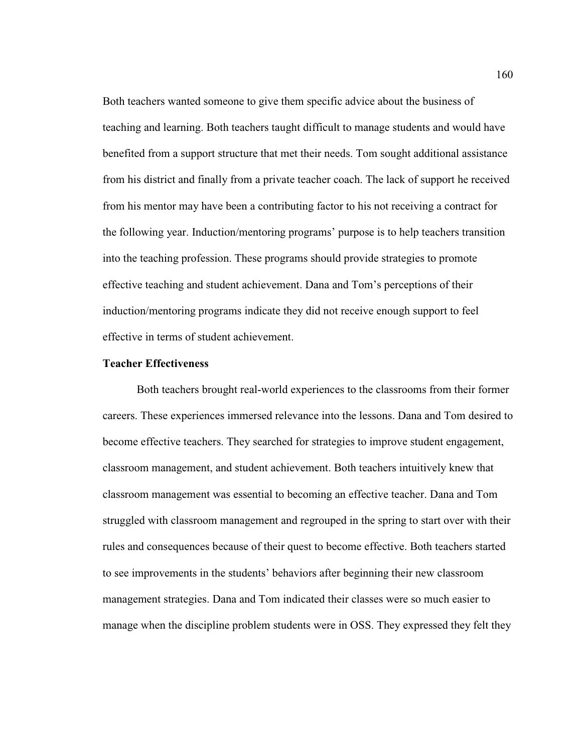Both teachers wanted someone to give them specific advice about the business of teaching and learning. Both teachers taught difficult to manage students and would have benefited from a support structure that met their needs. Tom sought additional assistance from his district and finally from a private teacher coach. The lack of support he received from his mentor may have been a contributing factor to his not receiving a contract for the following year. Induction/mentoring programs' purpose is to help teachers transition into the teaching profession. These programs should provide strategies to promote effective teaching and student achievement. Dana and Tom's perceptions of their induction/mentoring programs indicate they did not receive enough support to feel effective in terms of student achievement.

**Teacher Effectiveness**

Both teachers brought real-world experiences to the classrooms from their former careers. These experiences immersed relevance into the lessons. Dana and Tom desired to become effective teachers. They searched for strategies to improve student engagement, classroom management, and student achievement. Both teachers intuitively knew that classroom management was essential to becoming an effective teacher. Dana and Tom struggled with classroom management and regrouped in the spring to start over with their rules and consequences because of their quest to become effective. Both teachers started to see improvements in the students' behaviors after beginning their new classroom management strategies. Dana and Tom indicated their classes were so much easier to manage when the discipline problem students were in OSS. They expressed they felt they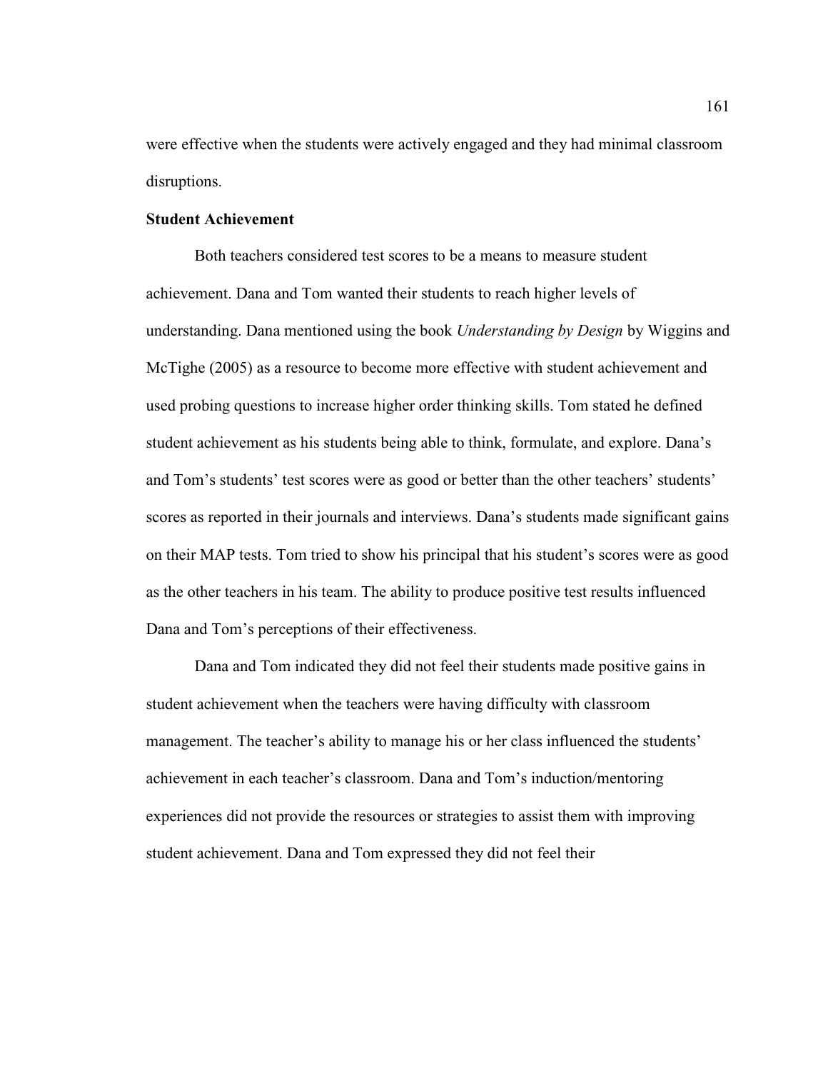were effective when the students were actively engaged and they had minimal classroom disruptions.

**Student Achievement**

Both teachers considered test scores to be a means to measure student achievement. Dana and Tom wanted their students to reach higher levels of understanding. Dana mentioned using the book *Understanding by Design* by Wiggins and McTighe (2005) as a resource to become more effective with student achievement and used probing questions to increase higher order thinking skills. Tom stated he defined student achievement as his students being able to think, formulate, and explore. Dana's and Tom's students' test scores were as good or better than the other teachers' students' scores as reported in their journals and interviews. Dana's students made significant gains on their MAP tests. Tom tried to show his principal that his student's scores were as good as the other teachers in his team. The ability to produce positive test results influenced Dana and Tom's perceptions of their effectiveness.

Dana and Tom indicated they did not feel their students made positive gains in student achievement when the teachers were having difficulty with classroom management. The teacher's ability to manage his or her class influenced the students' achievement in each teacher's classroom. Dana and Tom's induction/mentoring experiences did not provide the resources or strategies to assist them with improving student achievement. Dana and Tom expressed they did not feel their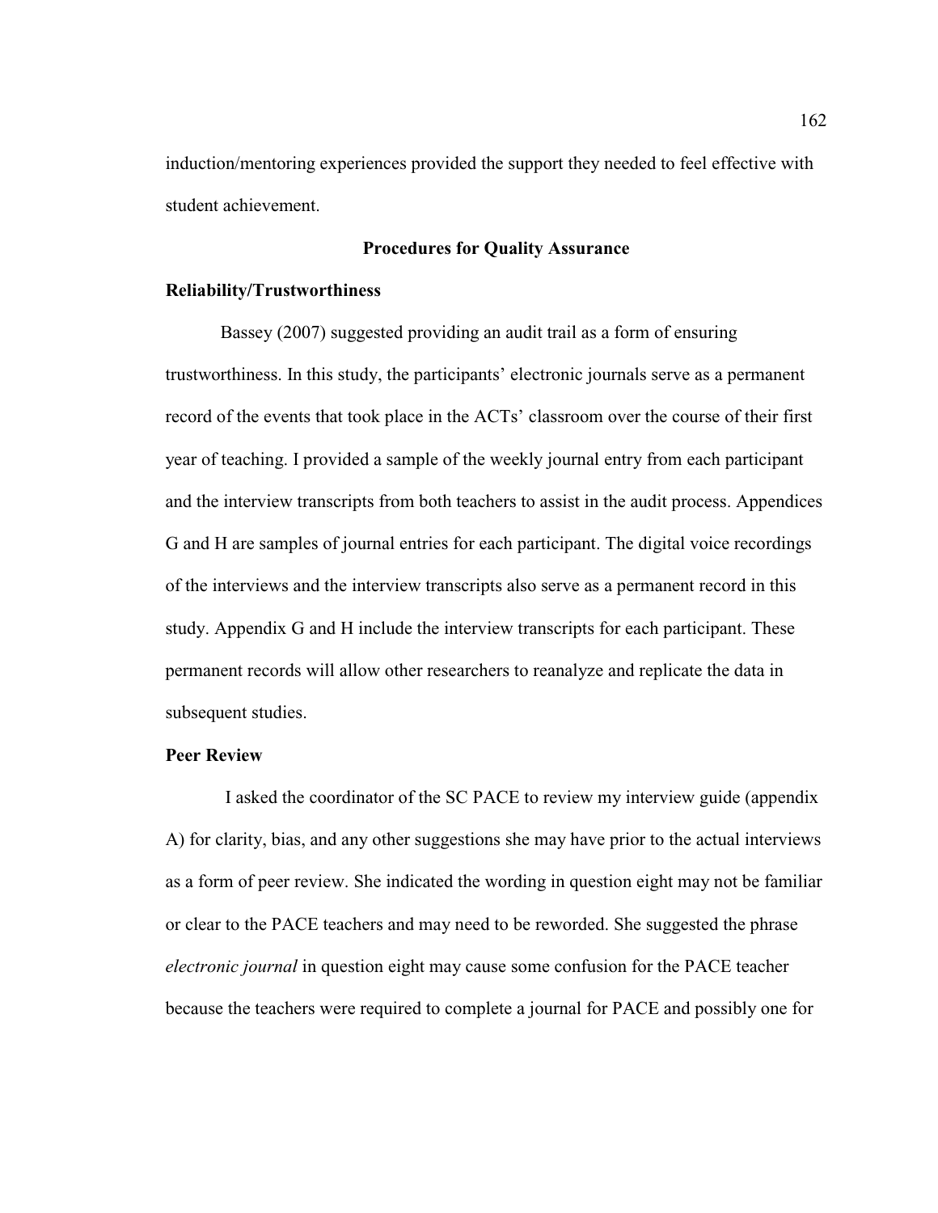induction/mentoring experiences provided the support they needed to feel effective with student achievement.

## Procedures for Quality Assurance

### Reliability/Trustworthiness

Bassey (2007) suggested providing an audit trail as a form of ensuring trustworthiness. In this study, the participants' electronic journals serve as a permanent record of the events that took place in the ACTs' classroom over the course of their first year of teaching. I provided a sample of the weekly journal entry from each participant and the interview transcripts from both teachers to assist in the audit process. Appendices G and H are samples of journal entries for each participant. The digital voice recordings of the interviews and the interview transcripts also serve as a permanent record in this study. Appendix G and H include the interview transcripts for each participant. These permanent records will allow other researchers to reanalyze and replicate the data in subsequent studies.

### Peer Review

I asked the coordinator of the SC PACE to review my interview guide (appendix A) for clarity, bias, and any other suggestions she may have prior to the actual interviews as a form of peer review. She indicated the wording in question eight may not be familiar or clear to the PACE teachers and may need to be reworded. She suggested the phrase *electronic journal* in question eight may cause some confusion for the PACE teacher because the teachers were required to complete a journal for PACE and possibly one for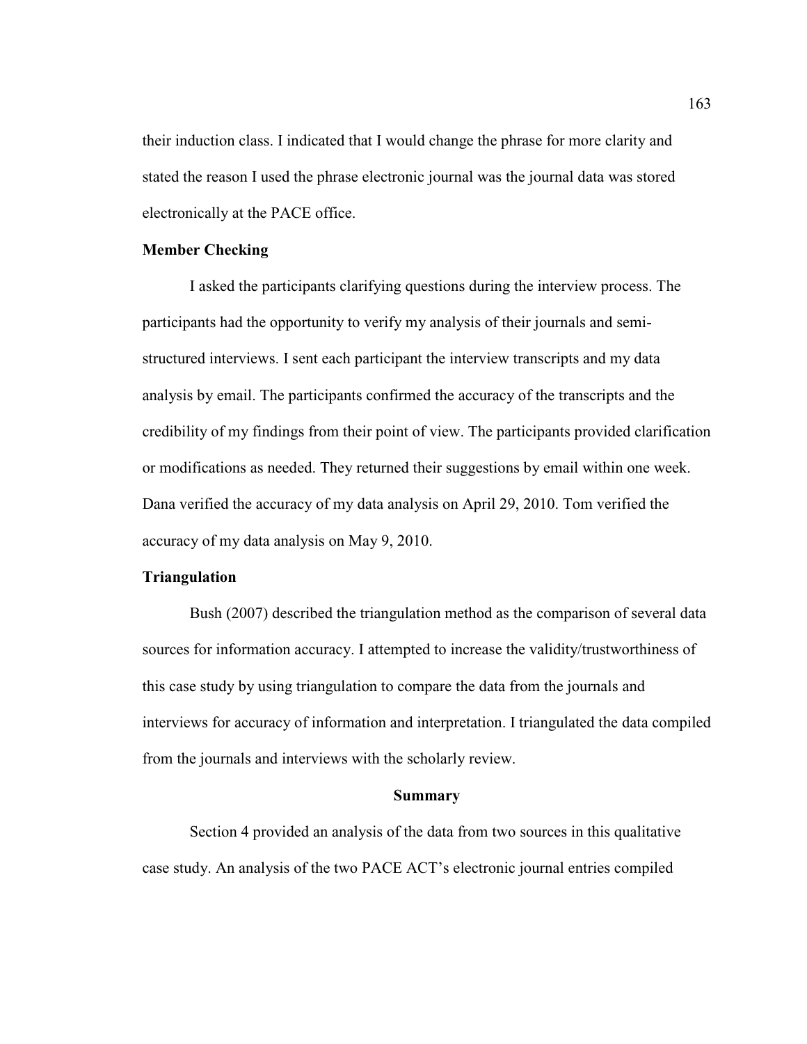their induction class. I indicated that I would change the phrase for more clarity and stated the reason I used the phrase electronic journal was the journal data was stored electronically at the PACE office.

### Member Checking

I asked the participants clarifying questions during the interview process. The participants had the opportunity to verify my analysis of their journals and semi-structured interviews. I sent each participant the interview transcripts and my data analysis by email. The participants confirmed the accuracy of the transcripts and the credibility of my findings from their point of view. The participants provided clarification or modifications as needed. They returned their suggestions by email within one week. Dana verified the accuracy of my data analysis on April 29, 2010. Tom verified the accuracy of my data analysis on May 9, 2010.

### Triangulation

Bush (2007) described the triangulation method as the comparison of several data sources for information accuracy. I attempted to increase the validity/trustworthiness of this case study by using triangulation to compare the data from the journals and interviews for accuracy of information and interpretation. I triangulated the data compiled from the journals and interviews with the scholarly review.

## Summary

Section 4 provided an analysis of the data from two sources in this qualitative case study. An analysis of the two PACE ACT's electronic journal entries compiled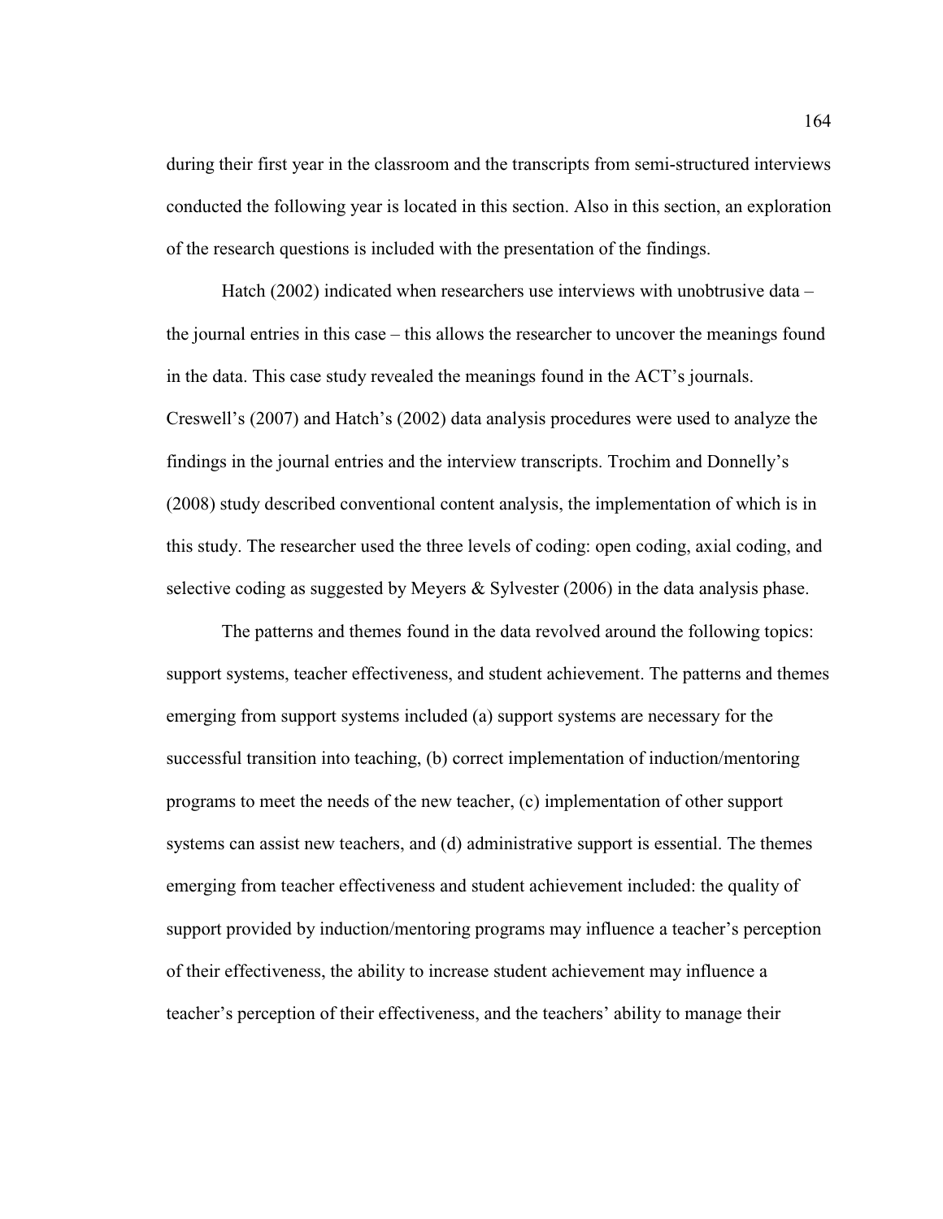during their first year in the classroom and the transcripts from semi-structured interviews conducted the following year is located in this section. Also in this section, an exploration of the research questions is included with the presentation of the findings.

Hatch (2002) indicated when researchers use interviews with unobtrusive data – the journal entries in this case – this allows the researcher to uncover the meanings found in the data. This case study revealed the meanings found in the ACT's journals. Creswell's (2007) and Hatch's (2002) data analysis procedures were used to analyze the findings in the journal entries and the interview transcripts. Trochim and Donnelly's (2008) study described conventional content analysis, the implementation of which is in this study. The researcher used the three levels of coding: open coding, axial coding, and selective coding as suggested by Meyers & Sylvester (2006) in the data analysis phase.

The patterns and themes found in the data revolved around the following topics: support systems, teacher effectiveness, and student achievement. The patterns and themes emerging from support systems included (a) support systems are necessary for the successful transition into teaching, (b) correct implementation of induction/mentoring programs to meet the needs of the new teacher, (c) implementation of other support systems can assist new teachers, and (d) administrative support is essential. The themes emerging from teacher effectiveness and student achievement included: the quality of support provided by induction/mentoring programs may influence a teacher's perception of their effectiveness, the ability to increase student achievement may influence a teacher's perception of their effectiveness, and the teachers' ability to manage their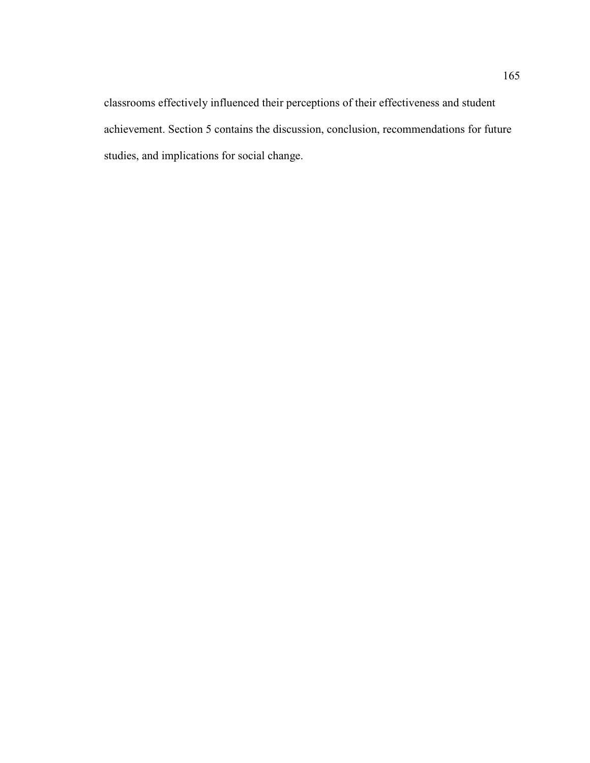classrooms effectively influenced their perceptions of their effectiveness and student achievement. Section 5 contains the discussion, conclusion, recommendations for future studies, and implications for social change.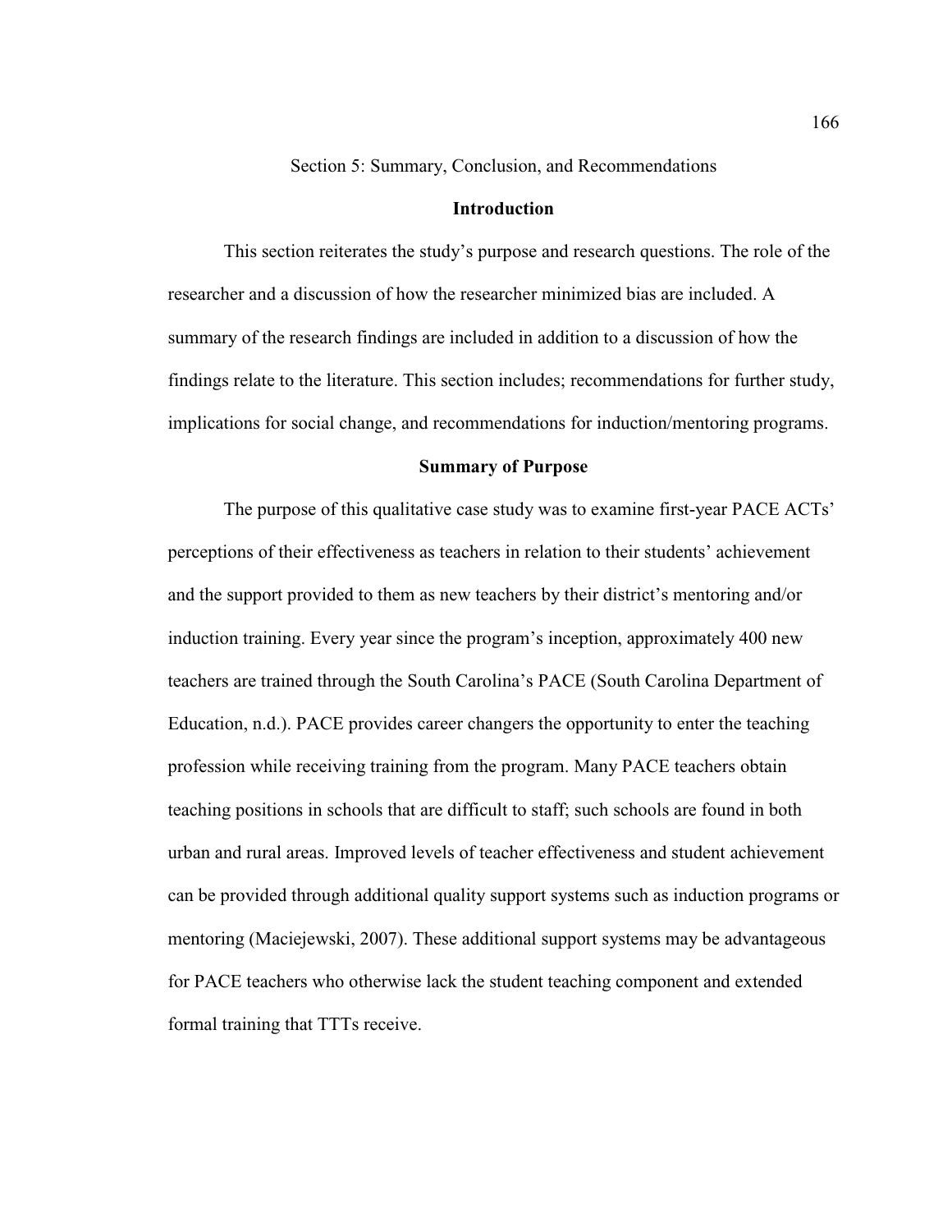# Section 5: Summary, Conclusion, and Recommendations

## Introduction

This section reiterates the study's purpose and research questions. The role of the researcher and a discussion of how the researcher minimized bias are included. A summary of the research findings are included in addition to a discussion of how the findings relate to the literature. This section includes; recommendations for further study, implications for social change, and recommendations for induction/mentoring programs.

## Summary of Purpose

The purpose of this qualitative case study was to examine first-year PACE ACTs' perceptions of their effectiveness as teachers in relation to their students' achievement and the support provided to them as new teachers by their district's mentoring and/or induction training. Every year since the program's inception, approximately 400 new teachers are trained through the South Carolina's PACE (South Carolina Department of Education, n.d.). PACE provides career changers the opportunity to enter the teaching profession while receiving training from the program. Many PACE teachers obtain teaching positions in schools that are difficult to staff; such schools are found in both urban and rural areas. Improved levels of teacher effectiveness and student achievement can be provided through additional quality support systems such as induction programs or mentoring (Maciejewski, 2007). These additional support systems may be advantageous for PACE teachers who otherwise lack the student teaching component and extended formal training that TTTs receive.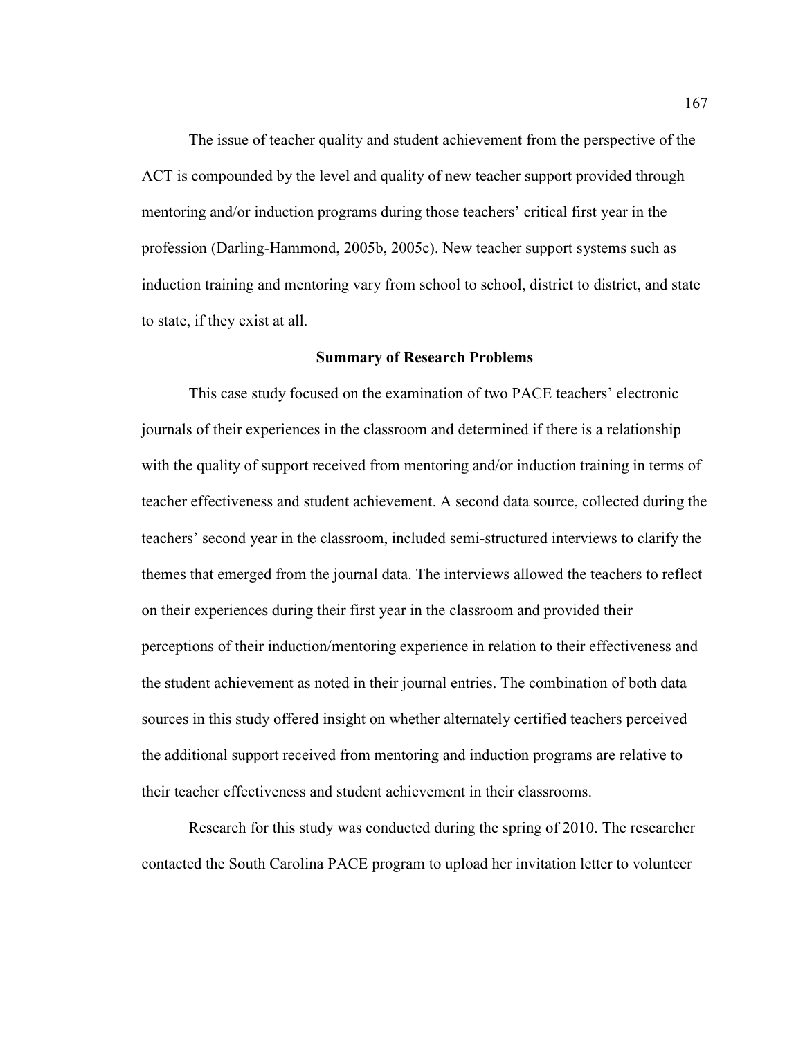The issue of teacher quality and student achievement from the perspective of the ACT is compounded by the level and quality of new teacher support provided through mentoring and/or induction programs during those teachers' critical first year in the profession (Darling-Hammond, 2005b, 2005c). New teacher support systems such as induction training and mentoring vary from school to school, district to district, and state to state, if they exist at all.

## Summary of Research Problems

This case study focused on the examination of two PACE teachers' electronic journals of their experiences in the classroom and determined if there is a relationship with the quality of support received from mentoring and/or induction training in terms of teacher effectiveness and student achievement. A second data source, collected during the teachers' second year in the classroom, included semi-structured interviews to clarify the themes that emerged from the journal data. The interviews allowed the teachers to reflect on their experiences during their first year in the classroom and provided their perceptions of their induction/mentoring experience in relation to their effectiveness and the student achievement as noted in their journal entries. The combination of both data sources in this study offered insight on whether alternately certified teachers perceived the additional support received from mentoring and induction programs are relative to their teacher effectiveness and student achievement in their classrooms.

Research for this study was conducted during the spring of 2010. The researcher contacted the South Carolina PACE program to upload her invitation letter to volunteer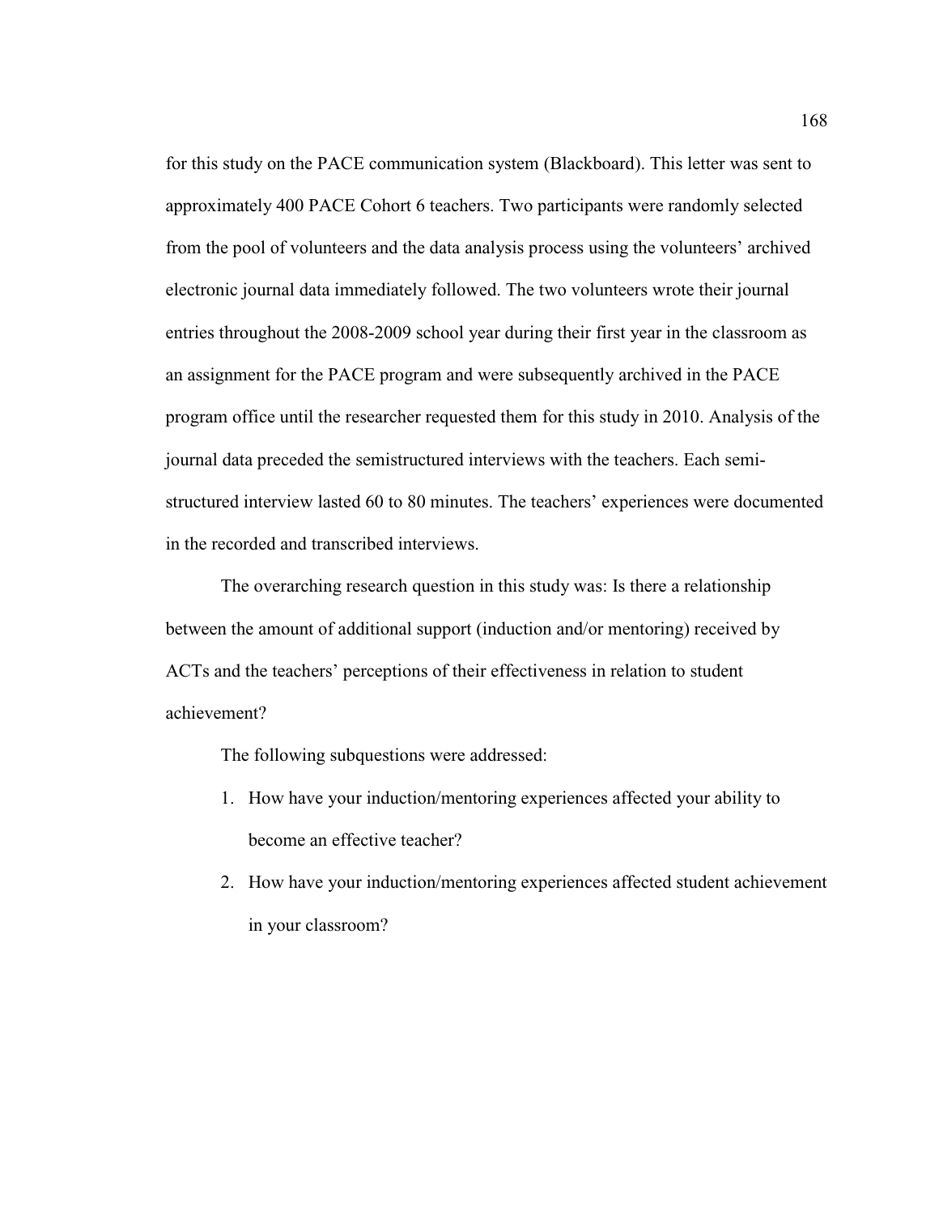for this study on the PACE communication system (Blackboard). This letter was sent to approximately 400 PACE Cohort 6 teachers. Two participants were randomly selected from the pool of volunteers and the data analysis process using the volunteers' archived electronic journal data immediately followed. The two volunteers wrote their journal entries throughout the 2008-2009 school year during their first year in the classroom as an assignment for the PACE program and were subsequently archived in the PACE program office until the researcher requested them for this study in 2010. Analysis of the journal data preceded the semistructured interviews with the teachers. Each semi-structured interview lasted 60 to 80 minutes. The teachers' experiences were documented in the recorded and transcribed interviews.

The overarching research question in this study was: Is there a relationship between the amount of additional support (induction and/or mentoring) received by ACTs and the teachers' perceptions of their effectiveness in relation to student achievement?

The following subquestions were addressed:

1. How have your induction/mentoring experiences affected your ability to become an effective teacher?
2. How have your induction/mentoring experiences affected student achievement in your classroom?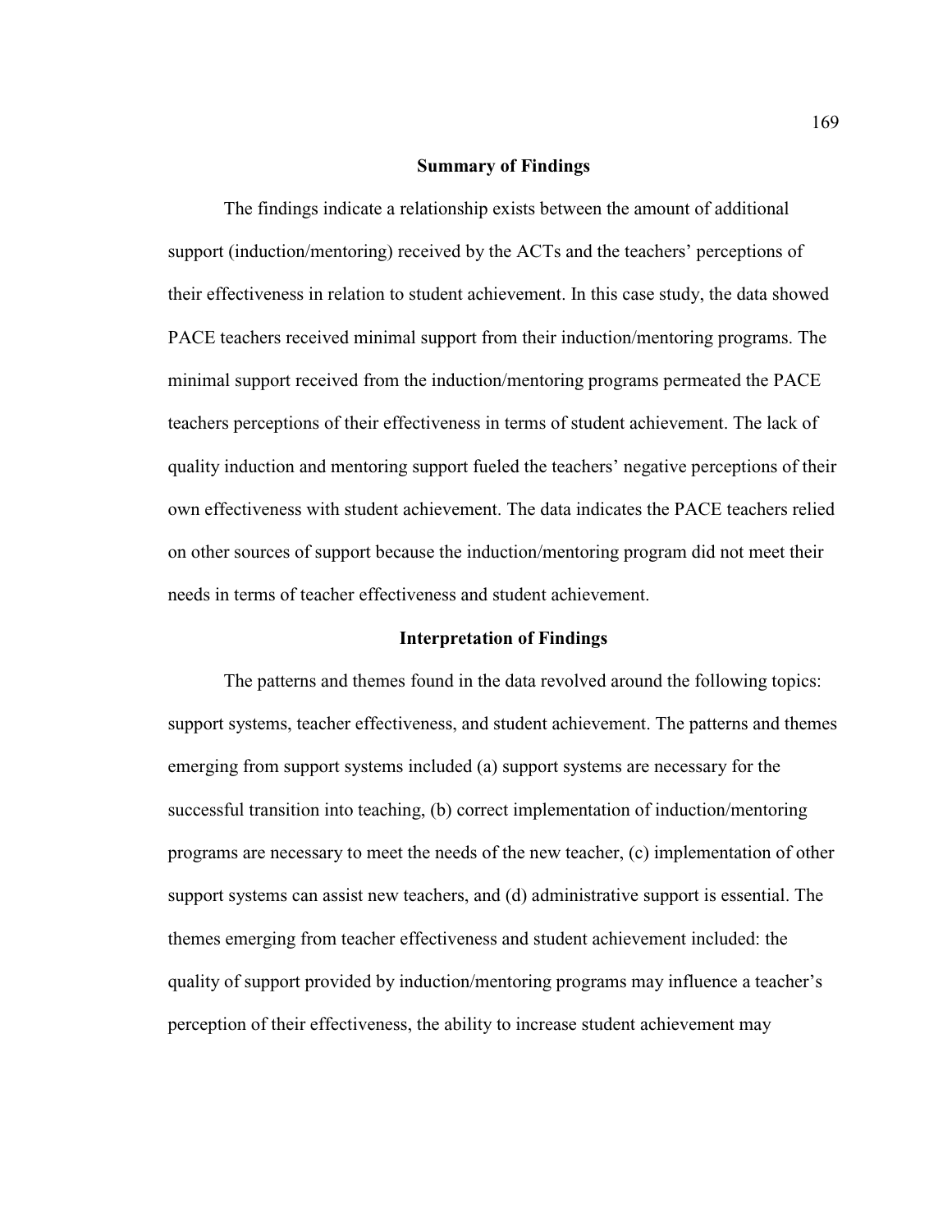## Summary of Findings

The findings indicate a relationship exists between the amount of additional support (induction/mentoring) received by the ACTs and the teachers' perceptions of their effectiveness in relation to student achievement. In this case study, the data showed PACE teachers received minimal support from their induction/mentoring programs. The minimal support received from the induction/mentoring programs permeated the PACE teachers perceptions of their effectiveness in terms of student achievement. The lack of quality induction and mentoring support fueled the teachers' negative perceptions of their own effectiveness with student achievement. The data indicates the PACE teachers relied on other sources of support because the induction/mentoring program did not meet their needs in terms of teacher effectiveness and student achievement.

## Interpretation of Findings

The patterns and themes found in the data revolved around the following topics: support systems, teacher effectiveness, and student achievement. The patterns and themes emerging from support systems included (a) support systems are necessary for the successful transition into teaching, (b) correct implementation of induction/mentoring programs are necessary to meet the needs of the new teacher, (c) implementation of other support systems can assist new teachers, and (d) administrative support is essential. The themes emerging from teacher effectiveness and student achievement included: the quality of support provided by induction/mentoring programs may influence a teacher's perception of their effectiveness, the ability to increase student achievement may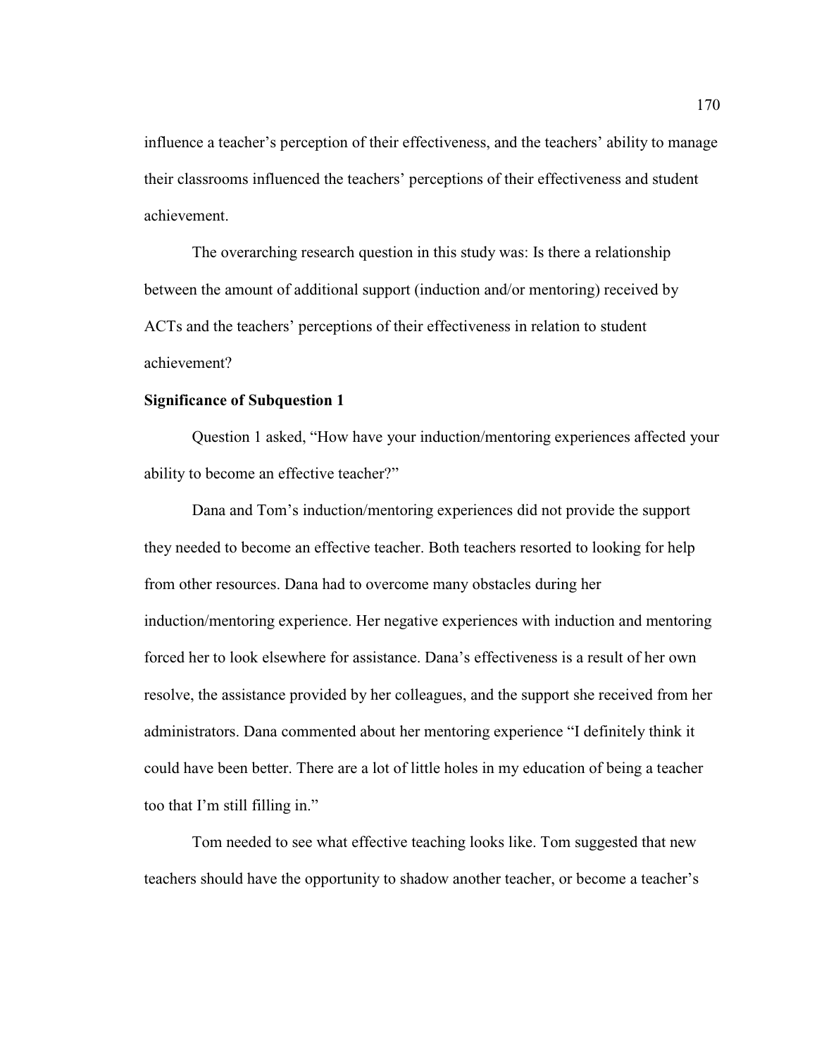influence a teacher's perception of their effectiveness, and the teachers' ability to manage their classrooms influenced the teachers' perceptions of their effectiveness and student achievement.

The overarching research question in this study was: Is there a relationship between the amount of additional support (induction and/or mentoring) received by ACTs and the teachers' perceptions of their effectiveness in relation to student achievement?

**Significance of Subquestion 1**

Question 1 asked, "How have your induction/mentoring experiences affected your ability to become an effective teacher?"

Dana and Tom's induction/mentoring experiences did not provide the support they needed to become an effective teacher. Both teachers resorted to looking for help from other resources. Dana had to overcome many obstacles during her induction/mentoring experience. Her negative experiences with induction and mentoring forced her to look elsewhere for assistance. Dana's effectiveness is a result of her own resolve, the assistance provided by her colleagues, and the support she received from her administrators. Dana commented about her mentoring experience "I definitely think it could have been better. There are a lot of little holes in my education of being a teacher too that I'm still filling in."

Tom needed to see what effective teaching looks like. Tom suggested that new teachers should have the opportunity to shadow another teacher, or become a teacher's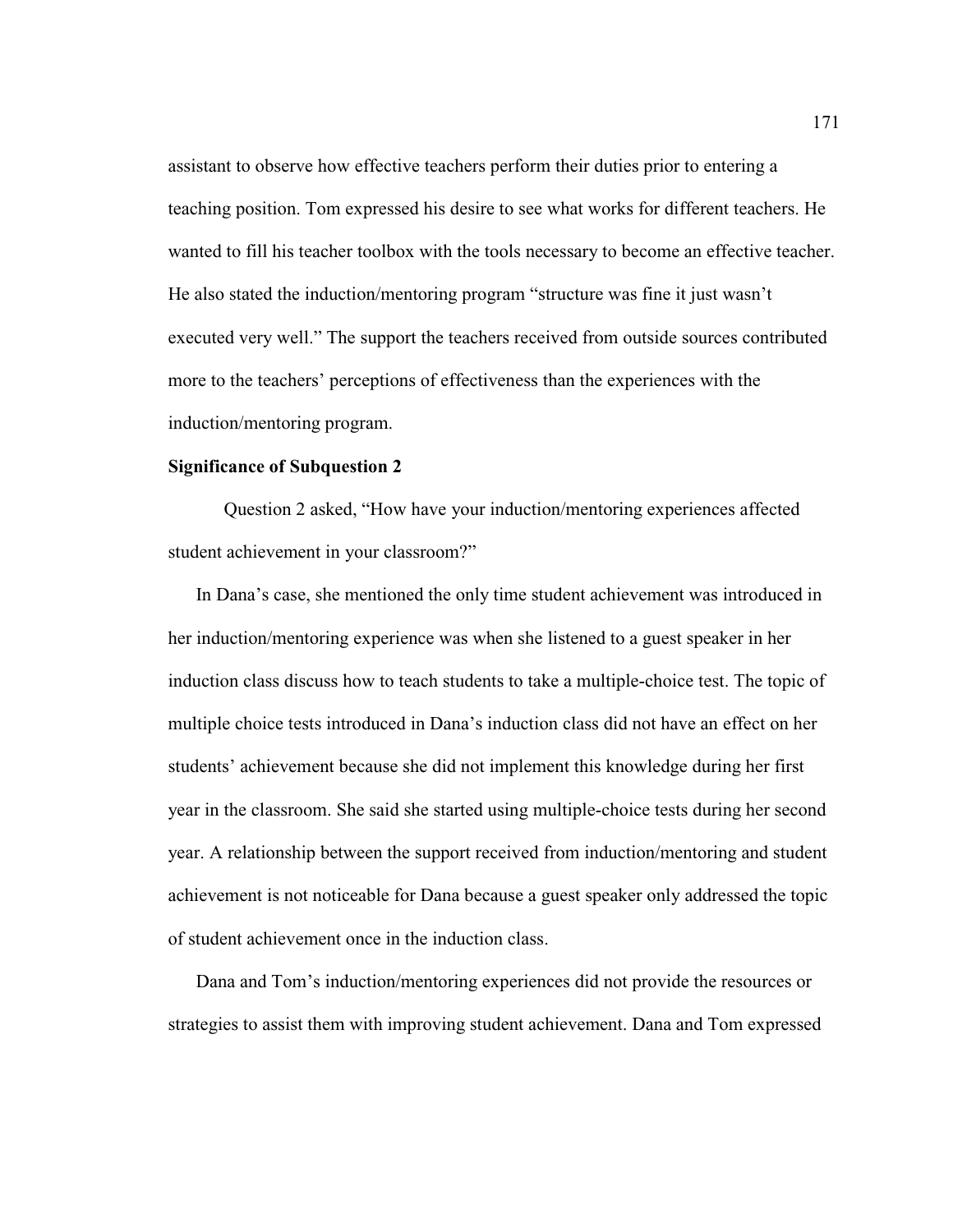assistant to observe how effective teachers perform their duties prior to entering a teaching position. Tom expressed his desire to see what works for different teachers. He wanted to fill his teacher toolbox with the tools necessary to become an effective teacher. He also stated the induction/mentoring program "structure was fine it just wasn't executed very well." The support the teachers received from outside sources contributed more to the teachers' perceptions of effectiveness than the experiences with the induction/mentoring program.

**Significance of Subquestion 2**

Question 2 asked, "How have your induction/mentoring experiences affected student achievement in your classroom?"

In Dana's case, she mentioned the only time student achievement was introduced in her induction/mentoring experience was when she listened to a guest speaker in her induction class discuss how to teach students to take a multiple-choice test. The topic of multiple choice tests introduced in Dana's induction class did not have an effect on her students' achievement because she did not implement this knowledge during her first year in the classroom. She said she started using multiple-choice tests during her second year. A relationship between the support received from induction/mentoring and student achievement is not noticeable for Dana because a guest speaker only addressed the topic of student achievement once in the induction class.

Dana and Tom's induction/mentoring experiences did not provide the resources or strategies to assist them with improving student achievement. Dana and Tom expressed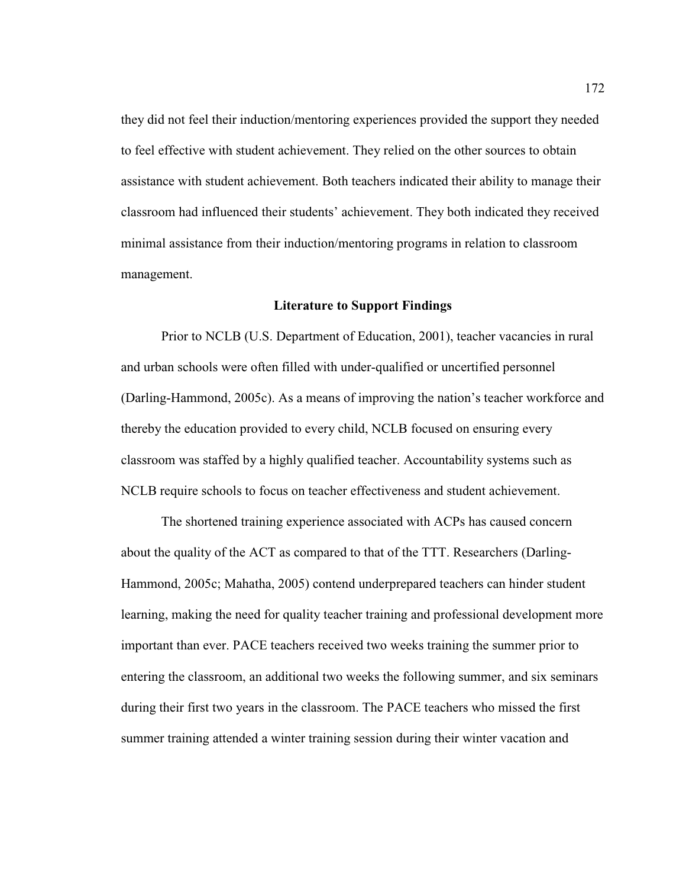they did not feel their induction/mentoring experiences provided the support they needed to feel effective with student achievement. They relied on the other sources to obtain assistance with student achievement. Both teachers indicated their ability to manage their classroom had influenced their students' achievement. They both indicated they received minimal assistance from their induction/mentoring programs in relation to classroom management.

## Literature to Support Findings

Prior to NCLB (U.S. Department of Education, 2001), teacher vacancies in rural and urban schools were often filled with under-qualified or uncertified personnel (Darling-Hammond, 2005c). As a means of improving the nation's teacher workforce and thereby the education provided to every child, NCLB focused on ensuring every classroom was staffed by a highly qualified teacher. Accountability systems such as NCLB require schools to focus on teacher effectiveness and student achievement.

The shortened training experience associated with ACPs has caused concern about the quality of the ACT as compared to that of the TTT. Researchers (Darling-Hammond, 2005c; Mahatha, 2005) contend underprepared teachers can hinder student learning, making the need for quality teacher training and professional development more important than ever. PACE teachers received two weeks training the summer prior to entering the classroom, an additional two weeks the following summer, and six seminars during their first two years in the classroom. The PACE teachers who missed the first summer training attended a winter training session during their winter vacation and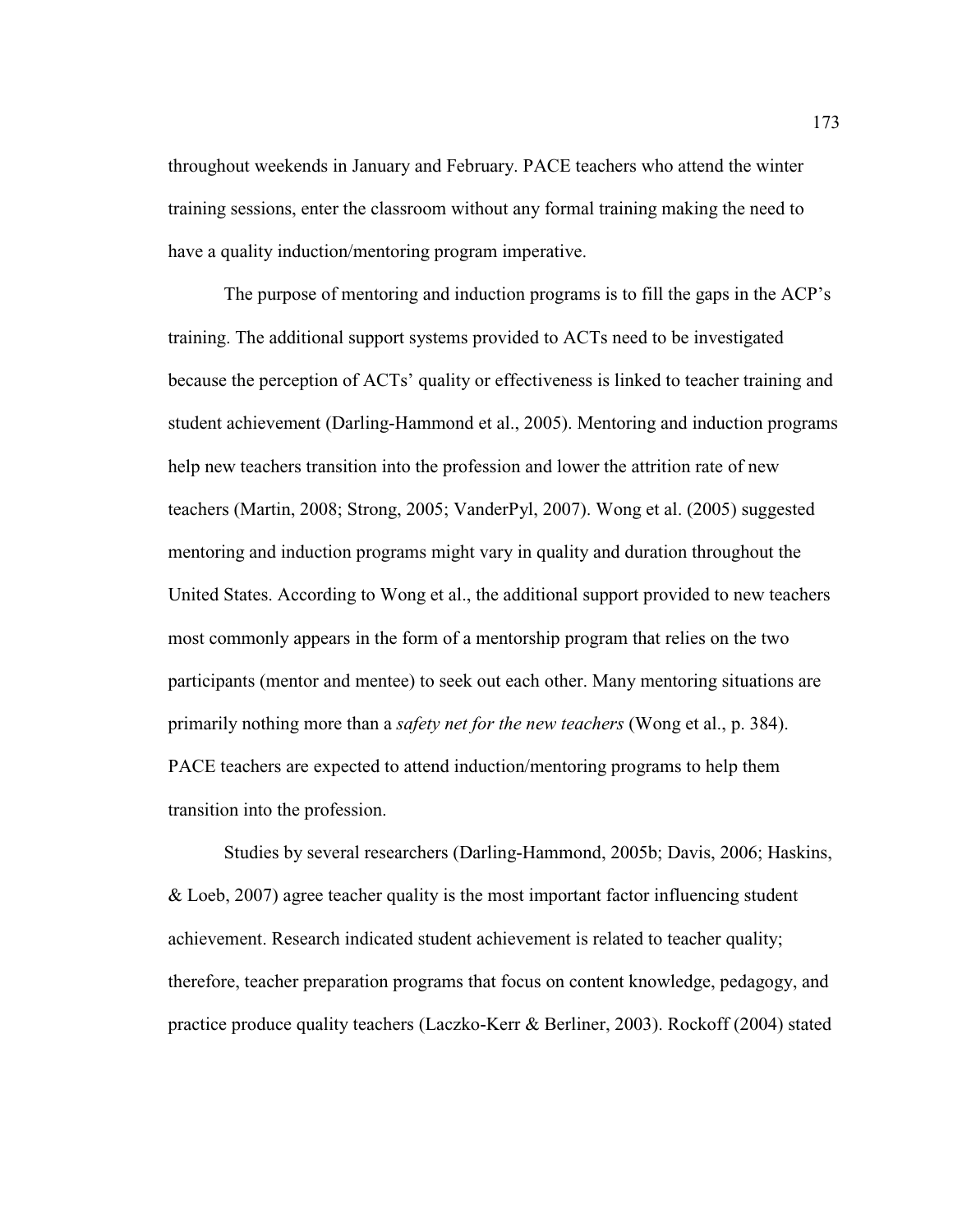throughout weekends in January and February. PACE teachers who attend the winter training sessions, enter the classroom without any formal training making the need to have a quality induction/mentoring program imperative.

The purpose of mentoring and induction programs is to fill the gaps in the ACP's training. The additional support systems provided to ACTs need to be investigated because the perception of ACTs' quality or effectiveness is linked to teacher training and student achievement (Darling-Hammond et al., 2005). Mentoring and induction programs help new teachers transition into the profession and lower the attrition rate of new teachers (Martin, 2008; Strong, 2005; VanderPyl, 2007). Wong et al. (2005) suggested mentoring and induction programs might vary in quality and duration throughout the United States. According to Wong et al., the additional support provided to new teachers most commonly appears in the form of a mentorship program that relies on the two participants (mentor and mentee) to seek out each other. Many mentoring situations are primarily nothing more than a *safety net for the new teachers* (Wong et al., p. 384). PACE teachers are expected to attend induction/mentoring programs to help them transition into the profession.

Studies by several researchers (Darling-Hammond, 2005b; Davis, 2006; Haskins, & Loeb, 2007) agree teacher quality is the most important factor influencing student achievement. Research indicated student achievement is related to teacher quality; therefore, teacher preparation programs that focus on content knowledge, pedagogy, and practice produce quality teachers (Laczko-Kerr & Berliner, 2003). Rockoff (2004) stated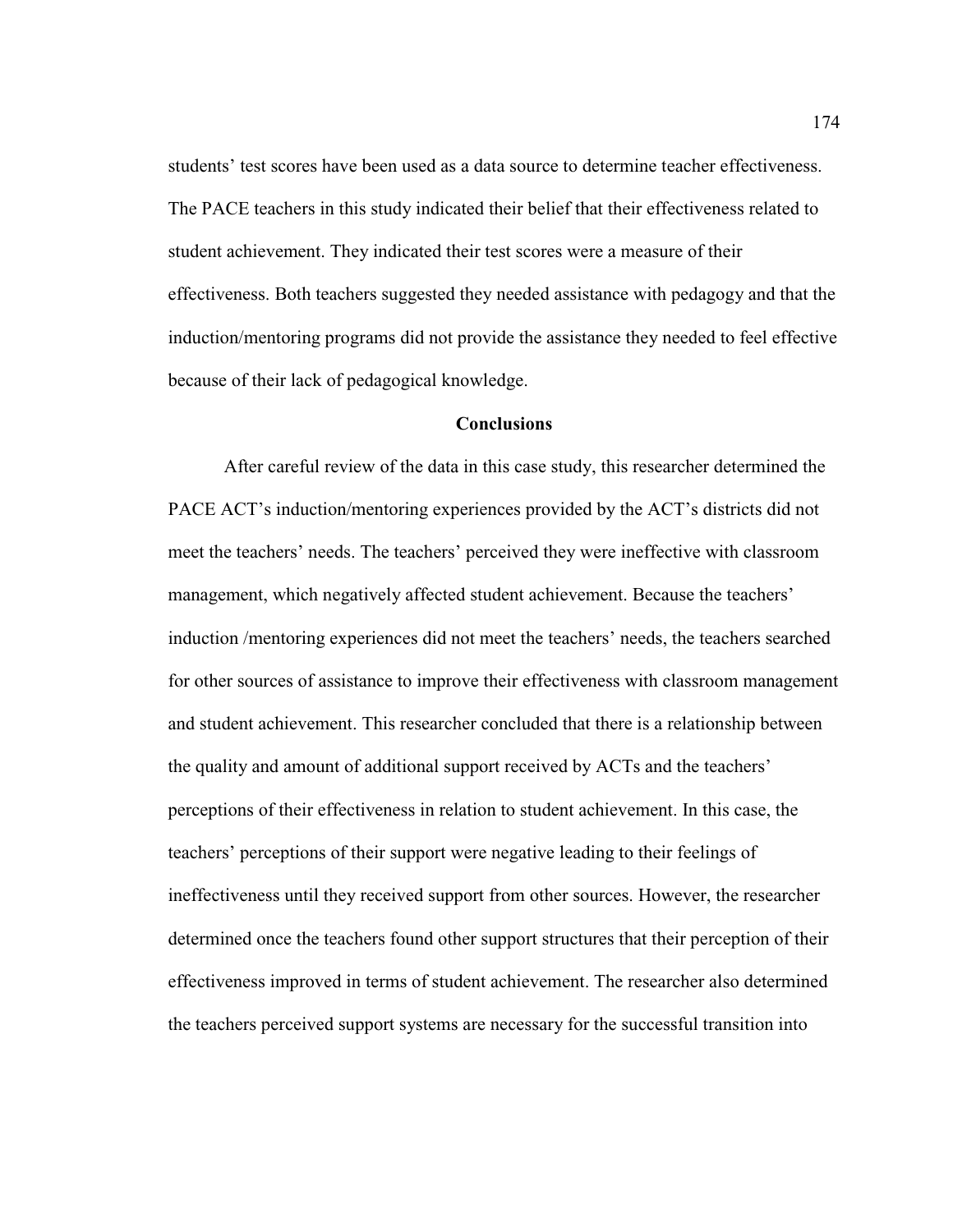students' test scores have been used as a data source to determine teacher effectiveness. The PACE teachers in this study indicated their belief that their effectiveness related to student achievement. They indicated their test scores were a measure of their effectiveness. Both teachers suggested they needed assistance with pedagogy and that the induction/mentoring programs did not provide the assistance they needed to feel effective because of their lack of pedagogical knowledge.

## Conclusions

After careful review of the data in this case study, this researcher determined the PACE ACT's induction/mentoring experiences provided by the ACT's districts did not meet the teachers' needs. The teachers' perceived they were ineffective with classroom management, which negatively affected student achievement. Because the teachers' induction /mentoring experiences did not meet the teachers' needs, the teachers searched for other sources of assistance to improve their effectiveness with classroom management and student achievement. This researcher concluded that there is a relationship between the quality and amount of additional support received by ACTs and the teachers' perceptions of their effectiveness in relation to student achievement. In this case, the teachers' perceptions of their support were negative leading to their feelings of ineffectiveness until they received support from other sources. However, the researcher determined once the teachers found other support structures that their perception of their effectiveness improved in terms of student achievement. The researcher also determined the teachers perceived support systems are necessary for the successful transition into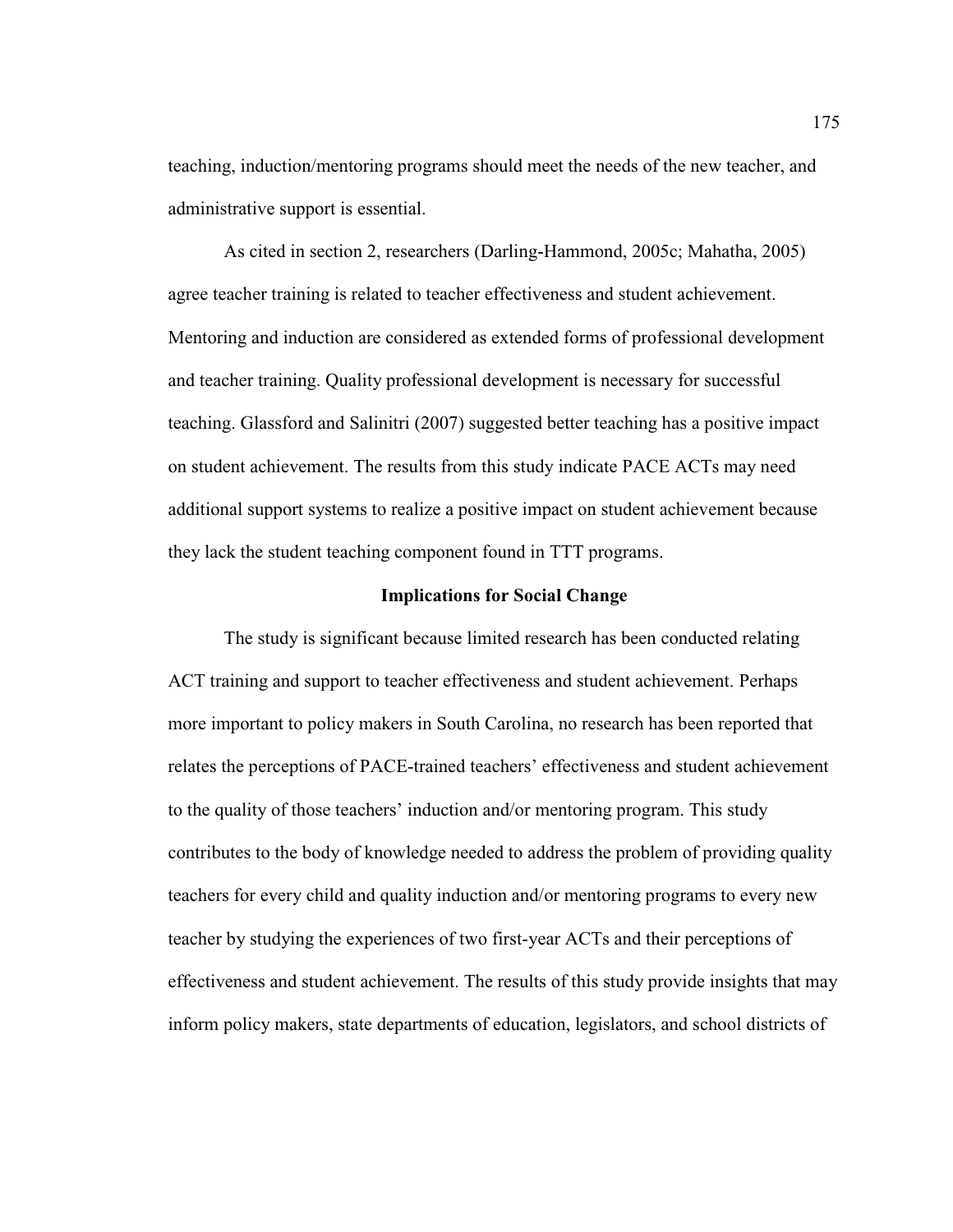teaching, induction/mentoring programs should meet the needs of the new teacher, and administrative support is essential.

As cited in section 2, researchers (Darling-Hammond, 2005c; Mahatha, 2005) agree teacher training is related to teacher effectiveness and student achievement. Mentoring and induction are considered as extended forms of professional development and teacher training. Quality professional development is necessary for successful teaching. Glassford and Salinitri (2007) suggested better teaching has a positive impact on student achievement. The results from this study indicate PACE ACTs may need additional support systems to realize a positive impact on student achievement because they lack the student teaching component found in TTT programs.

## Implications for Social Change

The study is significant because limited research has been conducted relating ACT training and support to teacher effectiveness and student achievement. Perhaps more important to policy makers in South Carolina, no research has been reported that relates the perceptions of PACE-trained teachers' effectiveness and student achievement to the quality of those teachers' induction and/or mentoring program. This study contributes to the body of knowledge needed to address the problem of providing quality teachers for every child and quality induction and/or mentoring programs to every new teacher by studying the experiences of two first-year ACTs and their perceptions of effectiveness and student achievement. The results of this study provide insights that may inform policy makers, state departments of education, legislators, and school districts of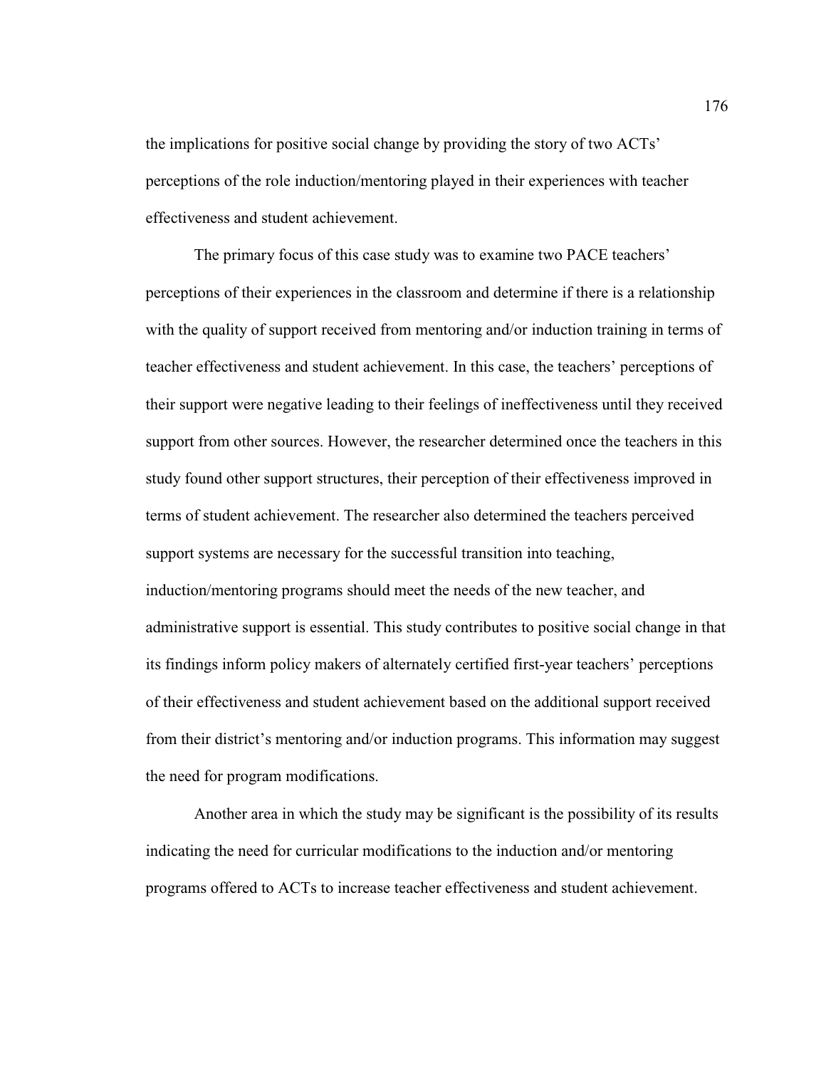the implications for positive social change by providing the story of two ACTs' perceptions of the role induction/mentoring played in their experiences with teacher effectiveness and student achievement.

The primary focus of this case study was to examine two PACE teachers' perceptions of their experiences in the classroom and determine if there is a relationship with the quality of support received from mentoring and/or induction training in terms of teacher effectiveness and student achievement. In this case, the teachers' perceptions of their support were negative leading to their feelings of ineffectiveness until they received support from other sources. However, the researcher determined once the teachers in this study found other support structures, their perception of their effectiveness improved in terms of student achievement. The researcher also determined the teachers perceived support systems are necessary for the successful transition into teaching, induction/mentoring programs should meet the needs of the new teacher, and administrative support is essential. This study contributes to positive social change in that its findings inform policy makers of alternately certified first-year teachers' perceptions of their effectiveness and student achievement based on the additional support received from their district's mentoring and/or induction programs. This information may suggest the need for program modifications.

Another area in which the study may be significant is the possibility of its results indicating the need for curricular modifications to the induction and/or mentoring programs offered to ACTs to increase teacher effectiveness and student achievement.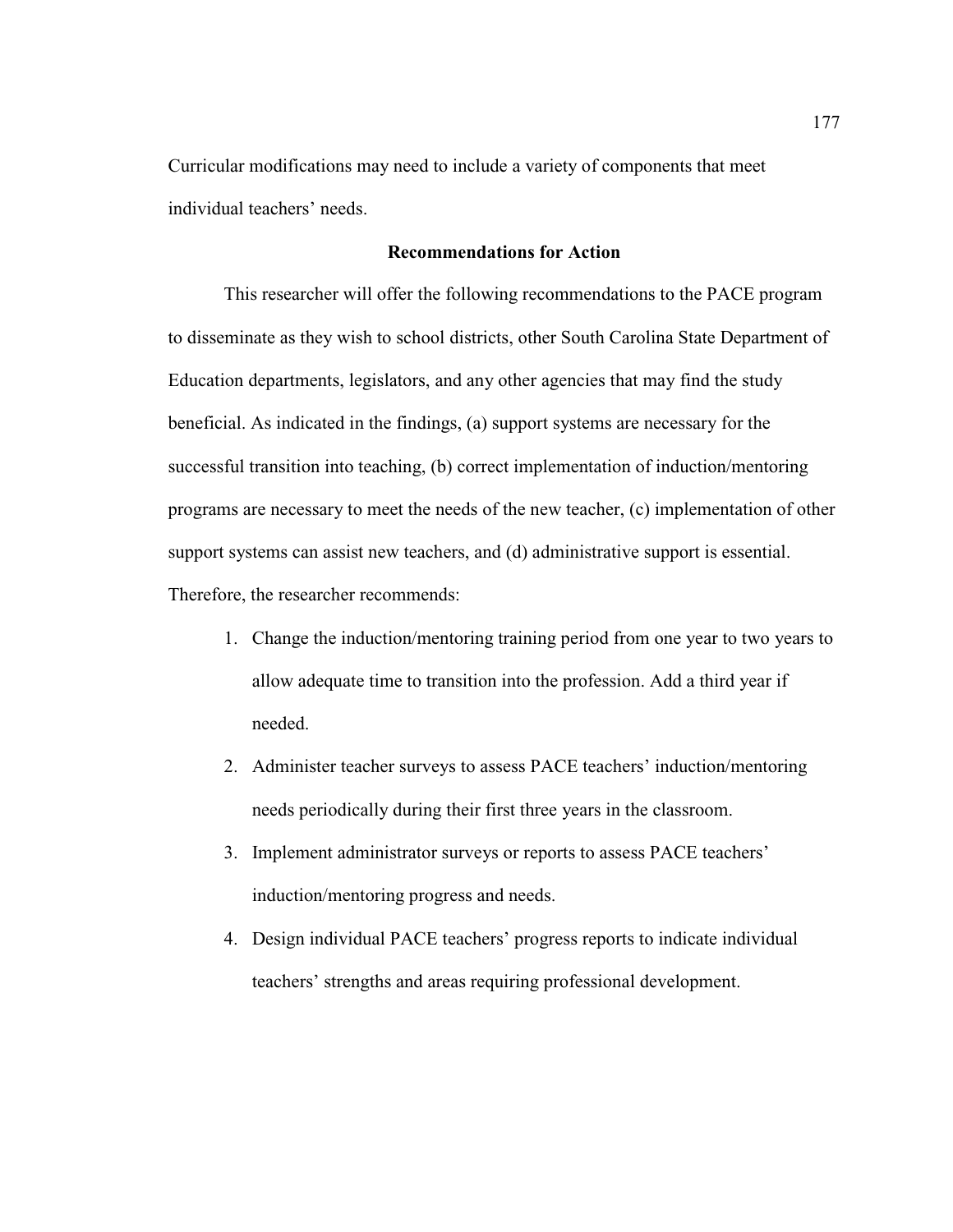Curricular modifications may need to include a variety of components that meet individual teachers' needs.

## Recommendations for Action

This researcher will offer the following recommendations to the PACE program to disseminate as they wish to school districts, other South Carolina State Department of Education departments, legislators, and any other agencies that may find the study beneficial. As indicated in the findings, (a) support systems are necessary for the successful transition into teaching, (b) correct implementation of induction/mentoring programs are necessary to meet the needs of the new teacher, (c) implementation of other support systems can assist new teachers, and (d) administrative support is essential. Therefore, the researcher recommends:

1. Change the induction/mentoring training period from one year to two years to allow adequate time to transition into the profession. Add a third year if needed.
2. Administer teacher surveys to assess PACE teachers' induction/mentoring needs periodically during their first three years in the classroom.
3. Implement administrator surveys or reports to assess PACE teachers' induction/mentoring progress and needs.
4. Design individual PACE teachers' progress reports to indicate individual teachers' strengths and areas requiring professional development.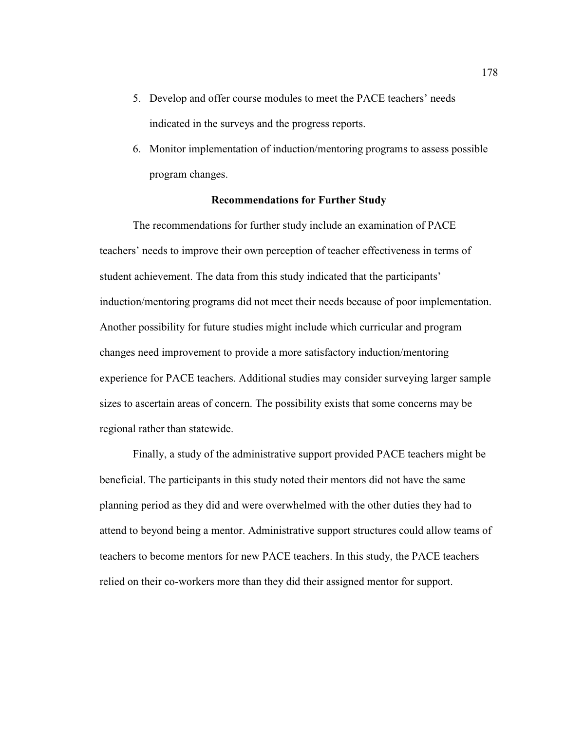5. Develop and offer course modules to meet the PACE teachers' needs indicated in the surveys and the progress reports.
6. Monitor implementation of induction/mentoring programs to assess possible program changes.

## Recommendations for Further Study

The recommendations for further study include an examination of PACE teachers' needs to improve their own perception of teacher effectiveness in terms of student achievement. The data from this study indicated that the participants' induction/mentoring programs did not meet their needs because of poor implementation. Another possibility for future studies might include which curricular and program changes need improvement to provide a more satisfactory induction/mentoring experience for PACE teachers. Additional studies may consider surveying larger sample sizes to ascertain areas of concern. The possibility exists that some concerns may be regional rather than statewide.

Finally, a study of the administrative support provided PACE teachers might be beneficial. The participants in this study noted their mentors did not have the same planning period as they did and were overwhelmed with the other duties they had to attend to beyond being a mentor. Administrative support structures could allow teams of teachers to become mentors for new PACE teachers. In this study, the PACE teachers relied on their co-workers more than they did their assigned mentor for support.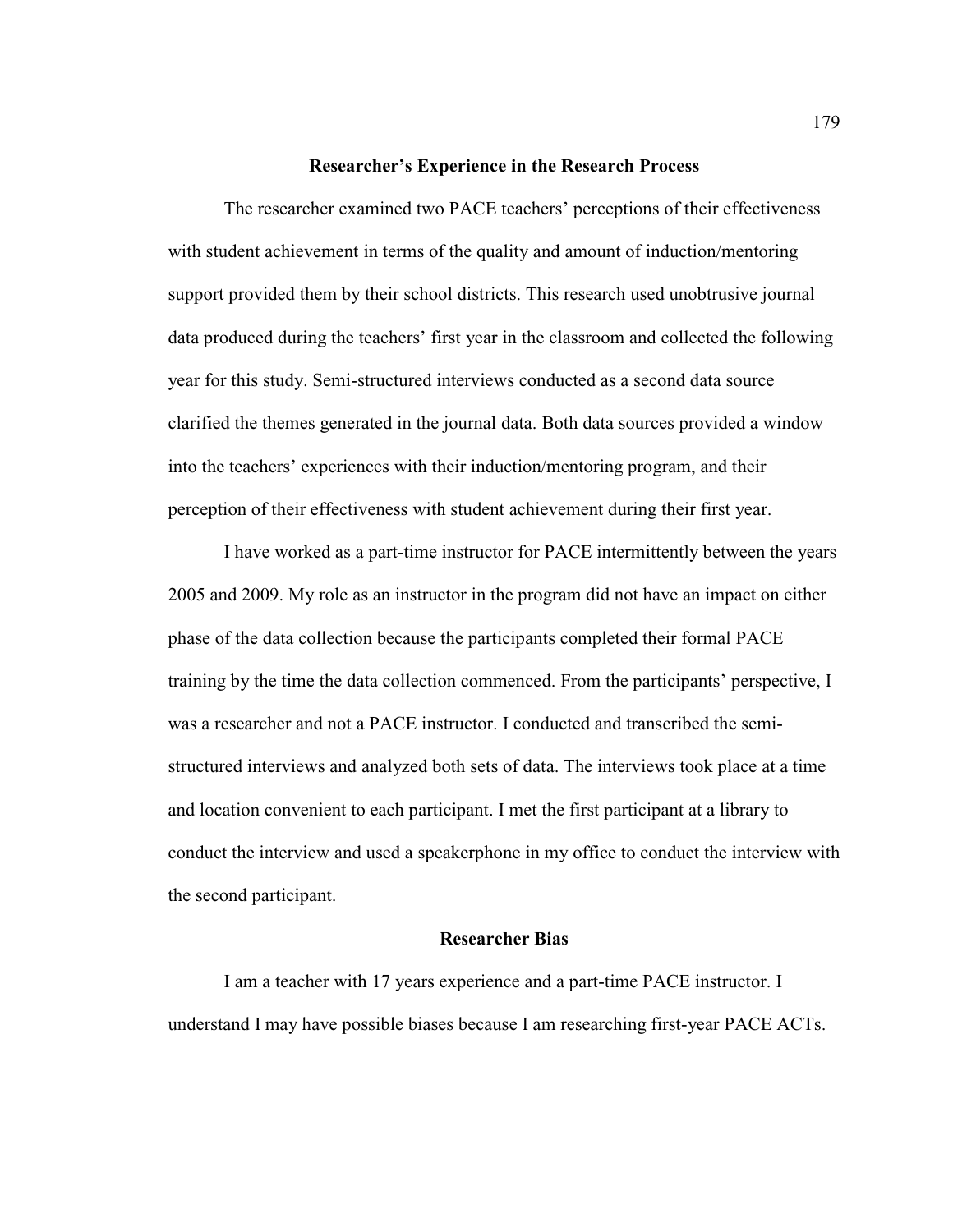## Researcher's Experience in the Research Process

The researcher examined two PACE teachers' perceptions of their effectiveness with student achievement in terms of the quality and amount of induction/mentoring support provided them by their school districts. This research used unobtrusive journal data produced during the teachers' first year in the classroom and collected the following year for this study. Semi-structured interviews conducted as a second data source clarified the themes generated in the journal data. Both data sources provided a window into the teachers' experiences with their induction/mentoring program, and their perception of their effectiveness with student achievement during their first year.

I have worked as a part-time instructor for PACE intermittently between the years 2005 and 2009. My role as an instructor in the program did not have an impact on either phase of the data collection because the participants completed their formal PACE training by the time the data collection commenced. From the participants' perspective, I was a researcher and not a PACE instructor. I conducted and transcribed the semi-structured interviews and analyzed both sets of data. The interviews took place at a time and location convenient to each participant. I met the first participant at a library to conduct the interview and used a speakerphone in my office to conduct the interview with the second participant.

## Researcher Bias

I am a teacher with 17 years experience and a part-time PACE instructor. I understand I may have possible biases because I am researching first-year PACE ACTs.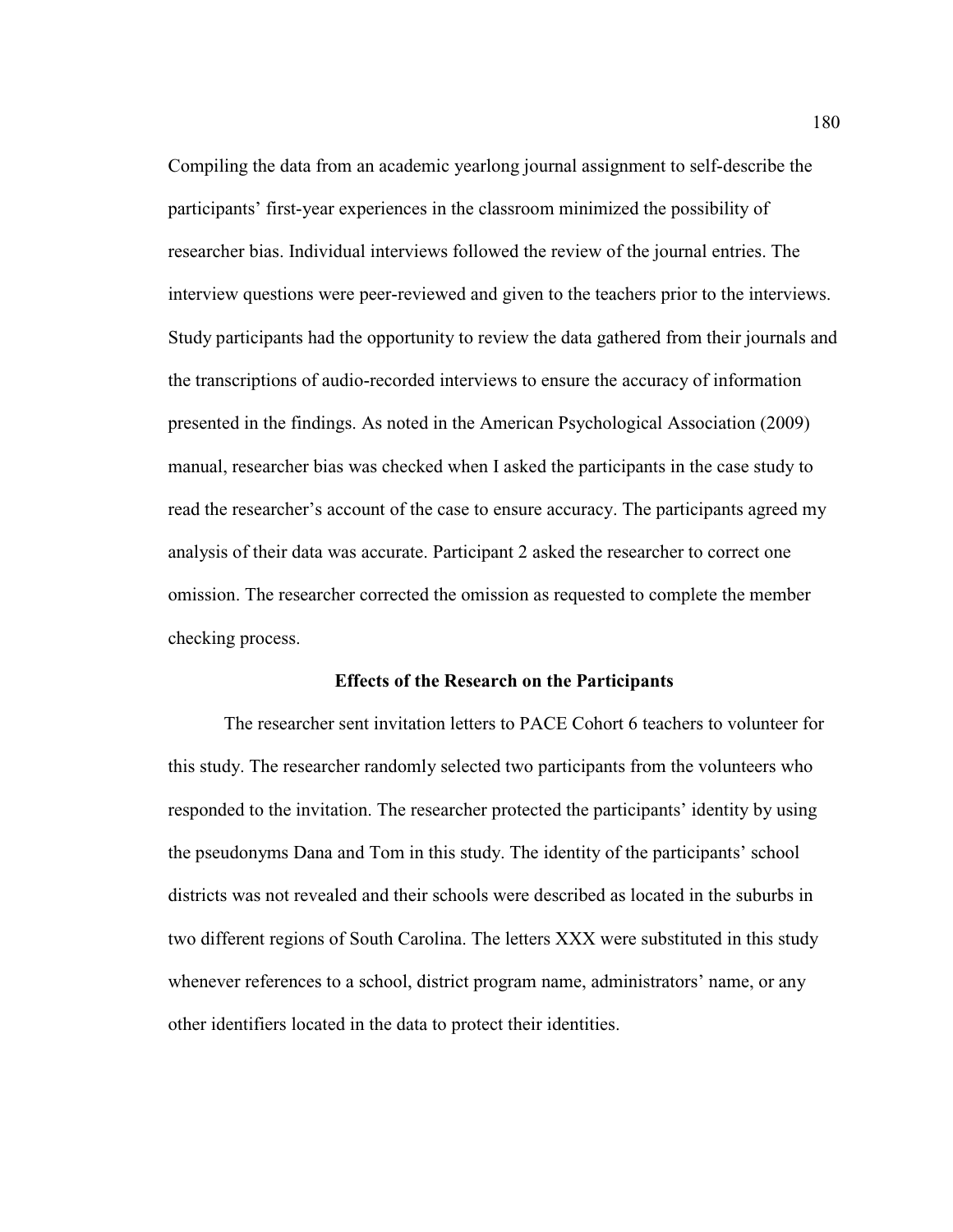Compiling the data from an academic yearlong journal assignment to self-describe the participants' first-year experiences in the classroom minimized the possibility of researcher bias. Individual interviews followed the review of the journal entries. The interview questions were peer-reviewed and given to the teachers prior to the interviews. Study participants had the opportunity to review the data gathered from their journals and the transcriptions of audio-recorded interviews to ensure the accuracy of information presented in the findings. As noted in the American Psychological Association (2009) manual, researcher bias was checked when I asked the participants in the case study to read the researcher's account of the case to ensure accuracy. The participants agreed my analysis of their data was accurate. Participant 2 asked the researcher to correct one omission. The researcher corrected the omission as requested to complete the member checking process.

## Effects of the Research on the Participants

The researcher sent invitation letters to PACE Cohort 6 teachers to volunteer for this study. The researcher randomly selected two participants from the volunteers who responded to the invitation. The researcher protected the participants' identity by using the pseudonyms Dana and Tom in this study. The identity of the participants' school districts was not revealed and their schools were described as located in the suburbs in two different regions of South Carolina. The letters XXX were substituted in this study whenever references to a school, district program name, administrators' name, or any other identifiers located in the data to protect their identities.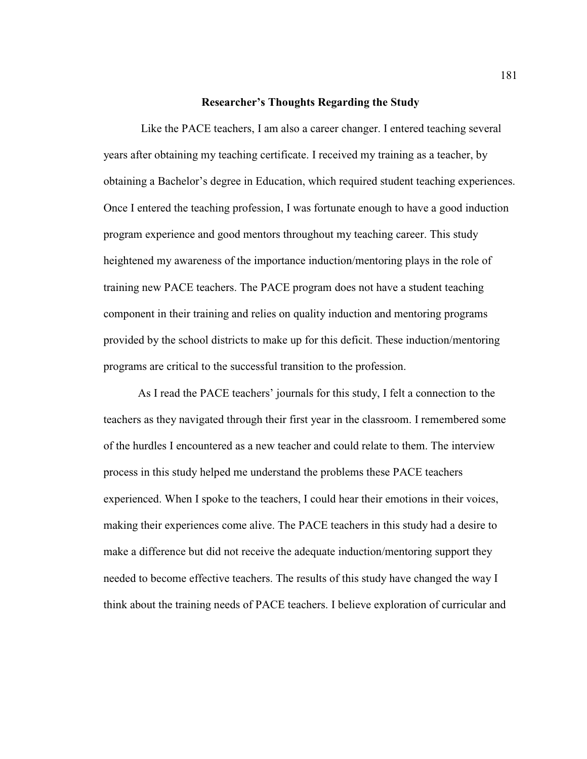## Researcher's Thoughts Regarding the Study

Like the PACE teachers, I am also a career changer. I entered teaching several years after obtaining my teaching certificate. I received my training as a teacher, by obtaining a Bachelor's degree in Education, which required student teaching experiences. Once I entered the teaching profession, I was fortunate enough to have a good induction program experience and good mentors throughout my teaching career. This study heightened my awareness of the importance induction/mentoring plays in the role of training new PACE teachers. The PACE program does not have a student teaching component in their training and relies on quality induction and mentoring programs provided by the school districts to make up for this deficit. These induction/mentoring programs are critical to the successful transition to the profession.

As I read the PACE teachers' journals for this study, I felt a connection to the teachers as they navigated through their first year in the classroom. I remembered some of the hurdles I encountered as a new teacher and could relate to them. The interview process in this study helped me understand the problems these PACE teachers experienced. When I spoke to the teachers, I could hear their emotions in their voices, making their experiences come alive. The PACE teachers in this study had a desire to make a difference but did not receive the adequate induction/mentoring support they needed to become effective teachers. The results of this study have changed the way I think about the training needs of PACE teachers. I believe exploration of curricular and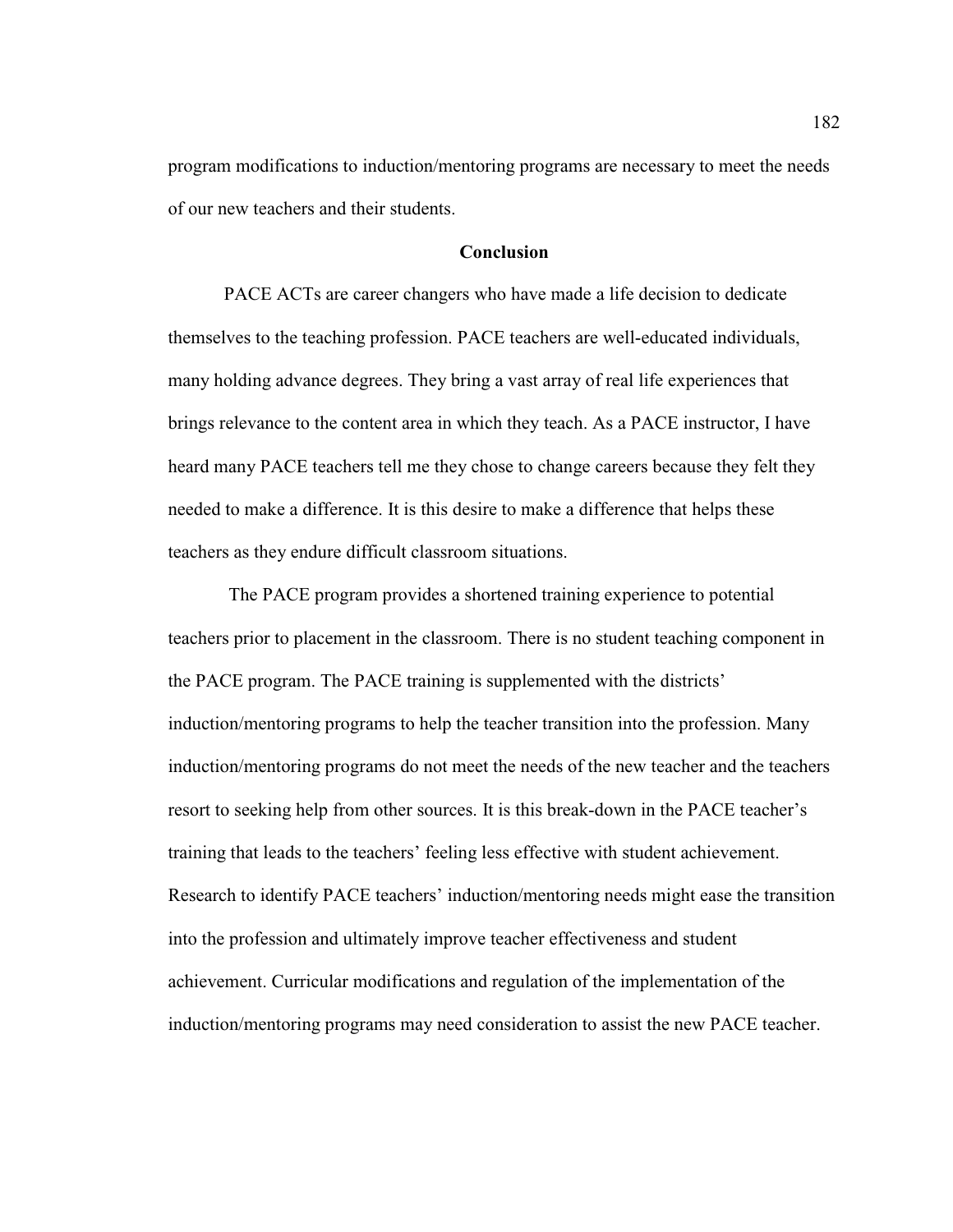program modifications to induction/mentoring programs are necessary to meet the needs of our new teachers and their students.

## Conclusion

PACE ACTs are career changers who have made a life decision to dedicate themselves to the teaching profession. PACE teachers are well-educated individuals, many holding advance degrees. They bring a vast array of real life experiences that brings relevance to the content area in which they teach. As a PACE instructor, I have heard many PACE teachers tell me they chose to change careers because they felt they needed to make a difference. It is this desire to make a difference that helps these teachers as they endure difficult classroom situations.

The PACE program provides a shortened training experience to potential teachers prior to placement in the classroom. There is no student teaching component in the PACE program. The PACE training is supplemented with the districts' induction/mentoring programs to help the teacher transition into the profession. Many induction/mentoring programs do not meet the needs of the new teacher and the teachers resort to seeking help from other sources. It is this break-down in the PACE teacher's training that leads to the teachers' feeling less effective with student achievement. Research to identify PACE teachers' induction/mentoring needs might ease the transition into the profession and ultimately improve teacher effectiveness and student achievement. Curricular modifications and regulation of the implementation of the induction/mentoring programs may need consideration to assist the new PACE teacher.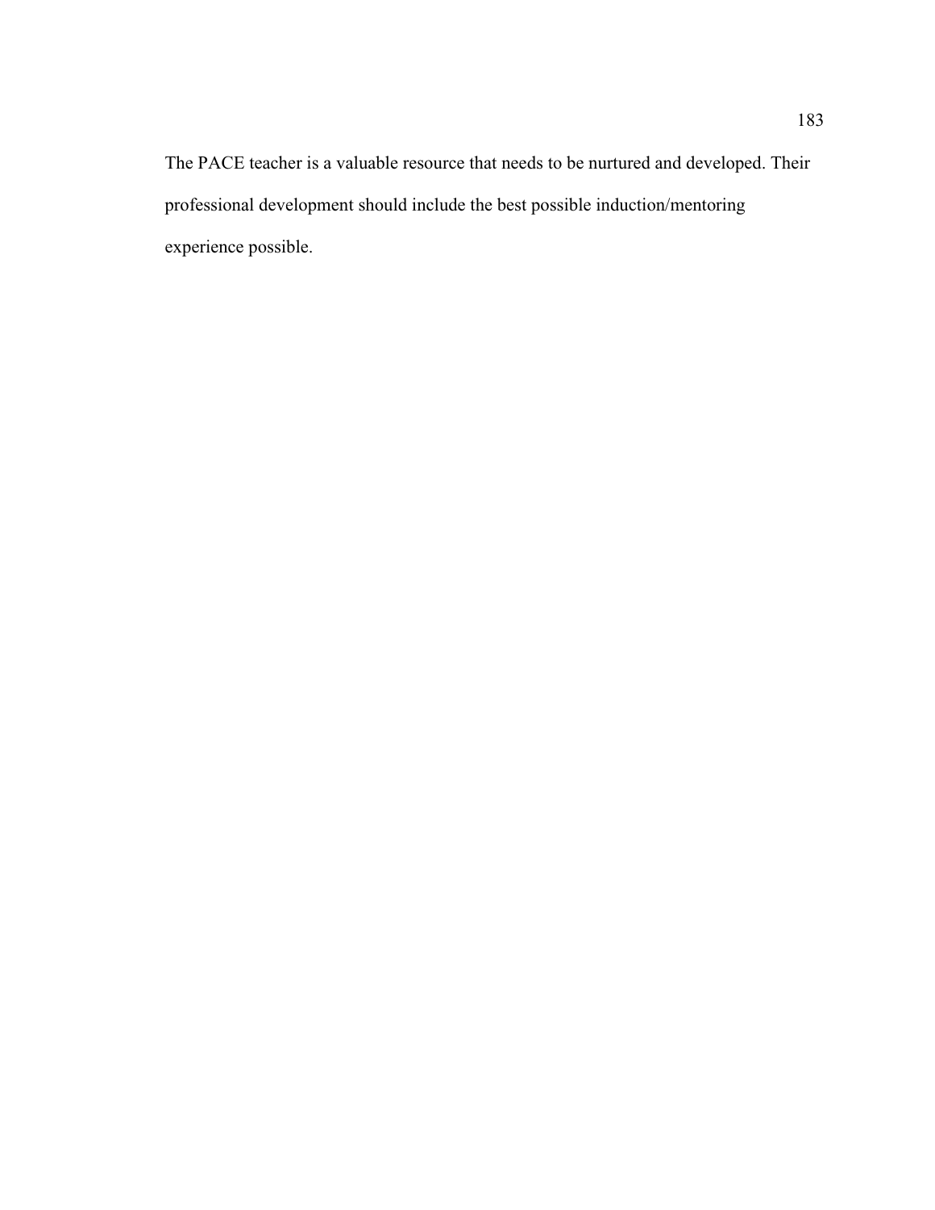The PACE teacher is a valuable resource that needs to be nurtured and developed. Their professional development should include the best possible induction/mentoring experience possible.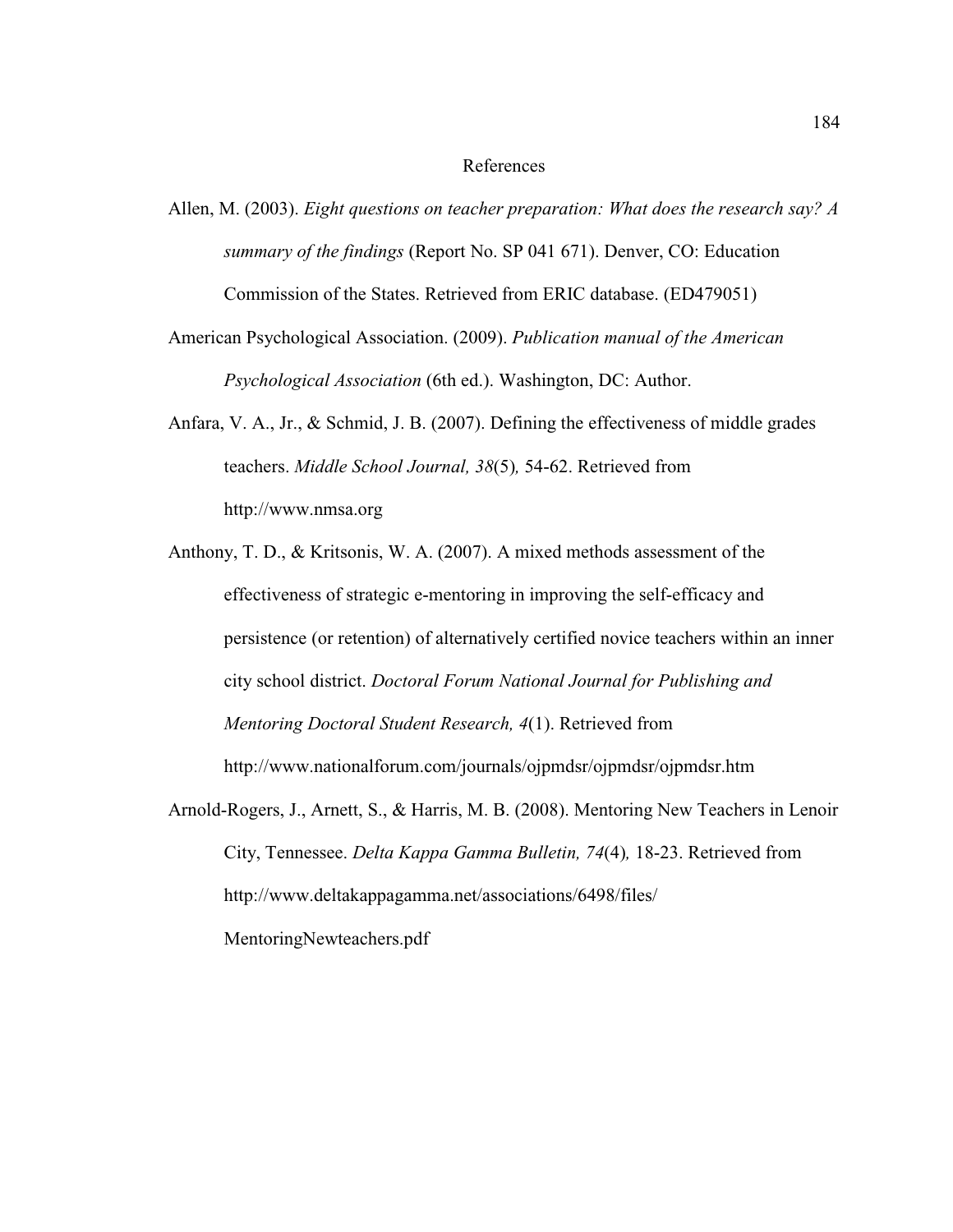# References

Allen, M. (2003). *Eight questions on teacher preparation: What does the research say? A summary of the findings* (Report No. SP 041 671). Denver, CO: Education Commission of the States. Retrieved from ERIC database. (ED479051)

American Psychological Association. (2009). *Publication manual of the American Psychological Association* (6th ed.). Washington, DC: Author.

Anfara, V. A., Jr., & Schmid, J. B. (2007). Defining the effectiveness of middle grades teachers. *Middle School Journal, 38*(5)*,* 54-62. Retrieved from http://www.nmsa.org

Anthony, T. D., & Kritsonis, W. A. (2007). A mixed methods assessment of the effectiveness of strategic e-mentoring in improving the self-efficacy and persistence (or retention) of alternatively certified novice teachers within an inner city school district. *Doctoral Forum National Journal for Publishing and Mentoring Doctoral Student Research, 4*(1). Retrieved from http://www.nationalforum.com/journals/ojpmdsr/ojpmdsr/ojpmdsr.htm

Arnold-Rogers, J., Arnett, S., & Harris, M. B. (2008). Mentoring New Teachers in Lenoir City, Tennessee. *Delta Kappa Gamma Bulletin, 74*(4)*,* 18-23. Retrieved from http://www.deltakappagamma.net/associations/6498/files/ MentoringNewteachers.pdf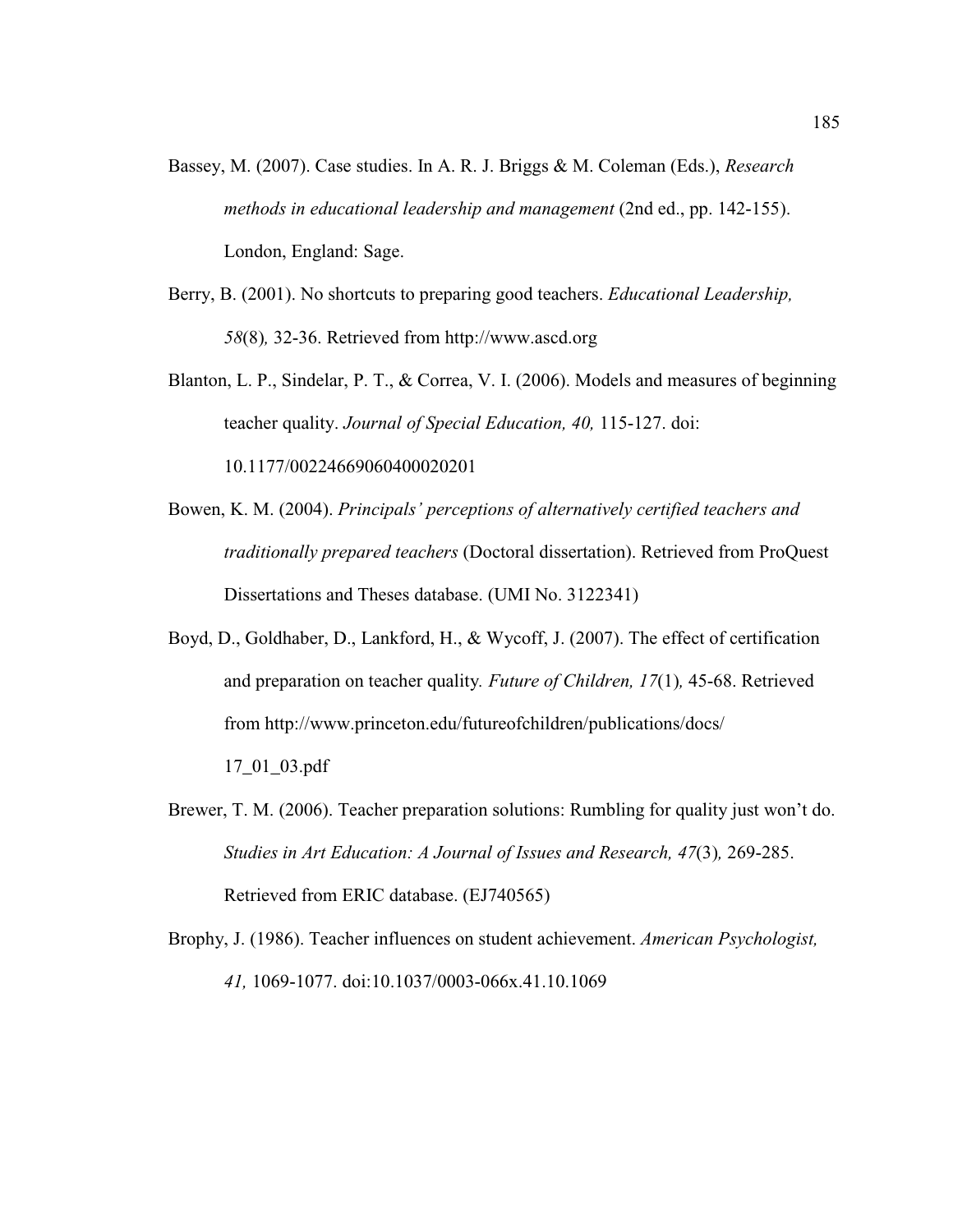Bassey, M. (2007). Case studies. In A. R. J. Briggs & M. Coleman (Eds.), *Research methods in educational leadership and management* (2nd ed., pp. 142-155). London, England: Sage.

Berry, B. (2001). No shortcuts to preparing good teachers. *Educational Leadership, 58*(8), 32-36. Retrieved from http://www.ascd.org

Blanton, L. P., Sindelar, P. T., & Correa, V. I. (2006). Models and measures of beginning teacher quality. *Journal of Special Education, 40,* 115-127. doi: 10.1177/00224669060400020201

Bowen, K. M. (2004). *Principals' perceptions of alternatively certified teachers and traditionally prepared teachers* (Doctoral dissertation). Retrieved from ProQuest Dissertations and Theses database. (UMI No. 3122341)

Boyd, D., Goldhaber, D., Lankford, H., & Wycoff, J. (2007). The effect of certification and preparation on teacher quality. *Future of Children, 17*(1), 45-68. Retrieved from http://www.princeton.edu/futureofchildren/publications/docs/17_01_03.pdf

Brewer, T. M. (2006). Teacher preparation solutions: Rumbling for quality just won't do. *Studies in Art Education: A Journal of Issues and Research, 47*(3), 269-285. Retrieved from ERIC database. (EJ740565)

Brophy, J. (1986). Teacher influences on student achievement. *American Psychologist, 41,* 1069-1077. doi:10.1037/0003-066x.41.10.1069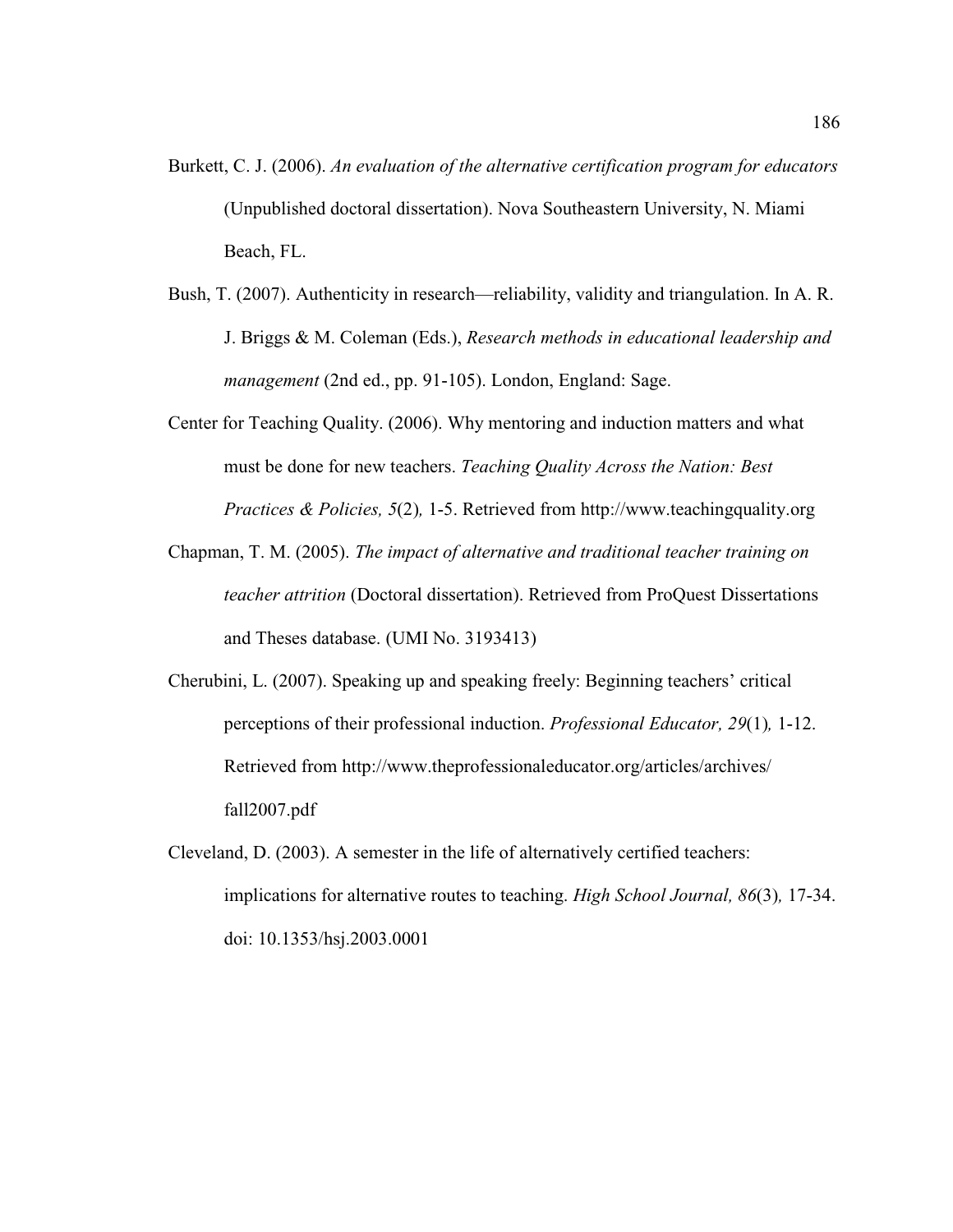Burkett, C. J. (2006). *An evaluation of the alternative certification program for educators* (Unpublished doctoral dissertation). Nova Southeastern University, N. Miami Beach, FL.

Bush, T. (2007). Authenticity in research—reliability, validity and triangulation. In A. R. J. Briggs & M. Coleman (Eds.), *Research methods in educational leadership and management* (2nd ed., pp. 91-105). London, England: Sage.

Center for Teaching Quality. (2006). Why mentoring and induction matters and what must be done for new teachers. *Teaching Quality Across the Nation: Best Practices & Policies, 5*(2)*,* 1-5. Retrieved from http://www.teachingquality.org

Chapman, T. M. (2005). *The impact of alternative and traditional teacher training on teacher attrition* (Doctoral dissertation). Retrieved from ProQuest Dissertations and Theses database. (UMI No. 3193413)

Cherubini, L. (2007). Speaking up and speaking freely: Beginning teachers' critical perceptions of their professional induction. *Professional Educator, 29*(1)*,* 1-12. Retrieved from http://www.theprofessionaleducator.org/articles/archives/fall2007.pdf

Cleveland, D. (2003). A semester in the life of alternatively certified teachers: implications for alternative routes to teaching. *High School Journal, 86*(3)*,* 17-34. doi: 10.1353/hsj.2003.0001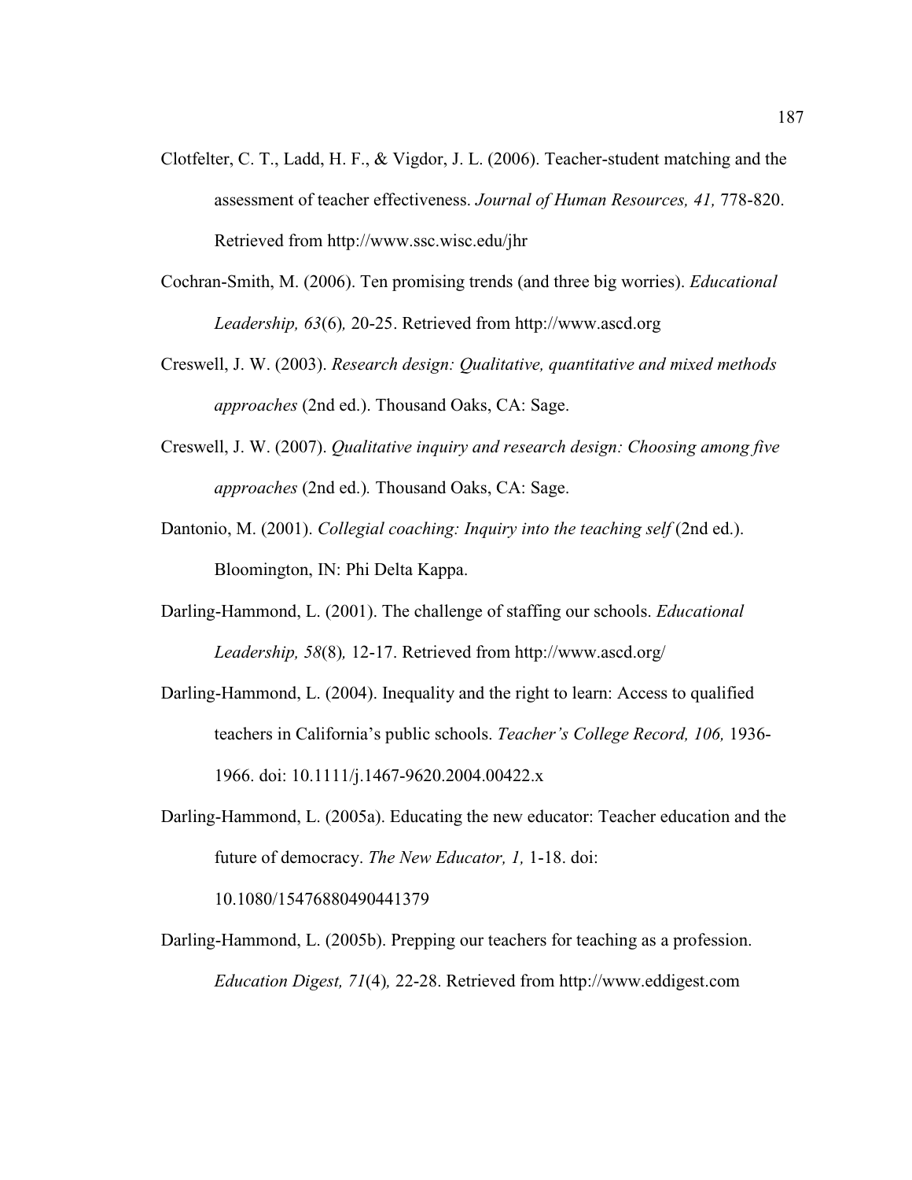Clotfelter, C. T., Ladd, H. F., & Vigdor, J. L. (2006). Teacher-student matching and the assessment of teacher effectiveness. *Journal of Human Resources, 41,* 778-820. Retrieved from http://www.ssc.wisc.edu/jhr

Cochran-Smith, M. (2006). Ten promising trends (and three big worries). *Educational Leadership, 63*(6)*,* 20-25. Retrieved from http://www.ascd.org

Creswell, J. W. (2003). *Research design: Qualitative, quantitative and mixed methods approaches* (2nd ed.). Thousand Oaks, CA: Sage.

Creswell, J. W. (2007). *Qualitative inquiry and research design: Choosing among five approaches* (2nd ed.)*.* Thousand Oaks, CA: Sage.

Dantonio, M. (2001). *Collegial coaching: Inquiry into the teaching self* (2nd ed.). Bloomington, IN: Phi Delta Kappa.

Darling-Hammond, L. (2001). The challenge of staffing our schools. *Educational Leadership, 58*(8)*,* 12-17. Retrieved from http://www.ascd.org/

Darling-Hammond, L. (2004). Inequality and the right to learn: Access to qualified teachers in California's public schools. *Teacher's College Record, 106,* 1936-1966. doi: 10.1111/j.1467-9620.2004.00422.x

Darling-Hammond, L. (2005a). Educating the new educator: Teacher education and the future of democracy. *The New Educator, 1,* 1-18. doi: 10.1080/15476880490441379

Darling-Hammond, L. (2005b). Prepping our teachers for teaching as a profession. *Education Digest, 71*(4)*,* 22-28. Retrieved from http://www.eddigest.com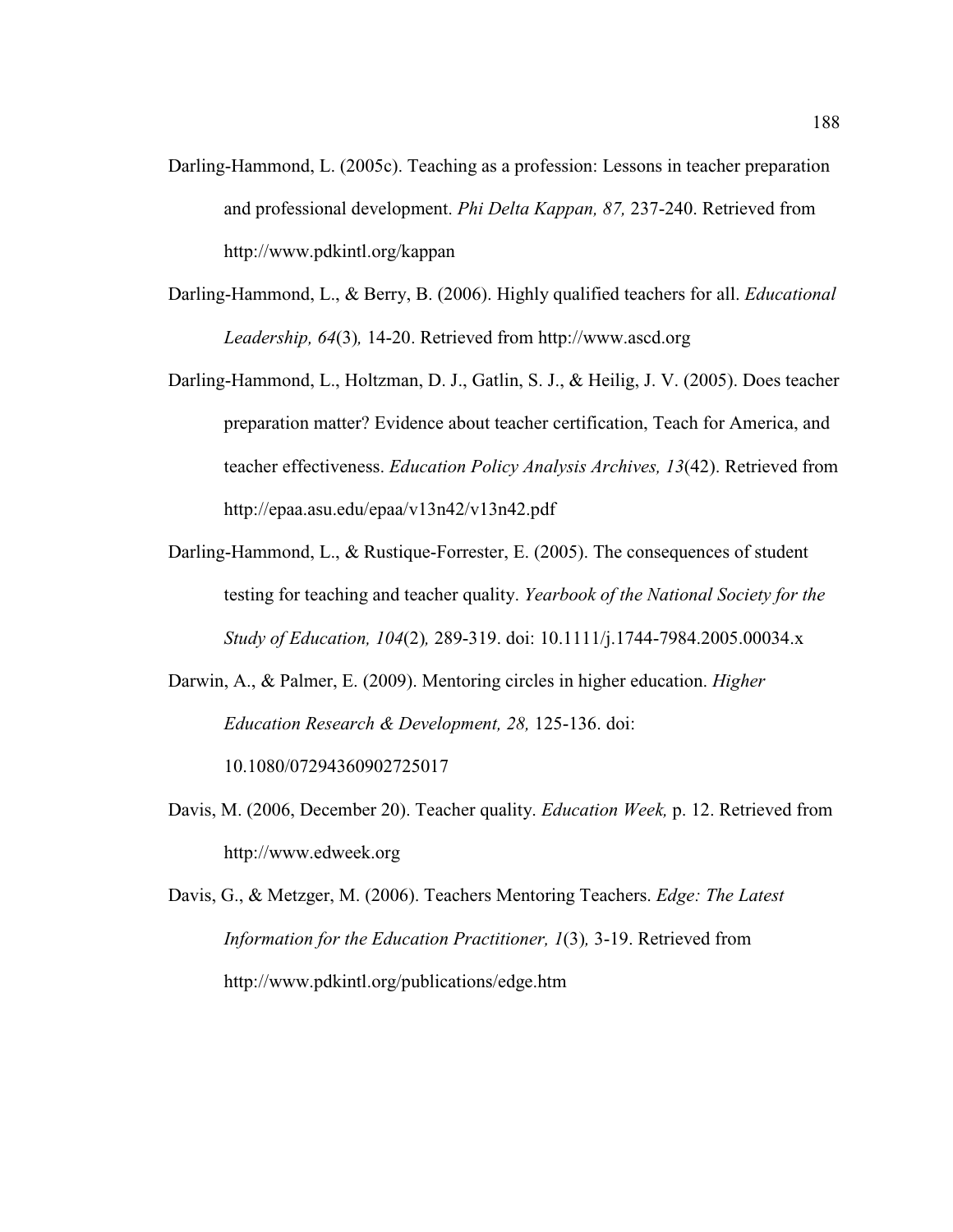Darling-Hammond, L. (2005c). Teaching as a profession: Lessons in teacher preparation and professional development. *Phi Delta Kappan, 87,* 237-240. Retrieved from http://www.pdkintl.org/kappan

Darling-Hammond, L., & Berry, B. (2006). Highly qualified teachers for all. *Educational Leadership, 64*(3)*,* 14-20. Retrieved from http://www.ascd.org

Darling-Hammond, L., Holtzman, D. J., Gatlin, S. J., & Heilig, J. V. (2005). Does teacher preparation matter? Evidence about teacher certification, Teach for America, and teacher effectiveness. *Education Policy Analysis Archives, 13*(42). Retrieved from http://epaa.asu.edu/epaa/v13n42/v13n42.pdf

Darling-Hammond, L., & Rustique-Forrester, E. (2005). The consequences of student testing for teaching and teacher quality. *Yearbook of the National Society for the Study of Education, 104*(2)*,* 289-319. doi: 10.1111/j.1744-7984.2005.00034.x

Darwin, A., & Palmer, E. (2009). Mentoring circles in higher education. *Higher Education Research & Development, 28,* 125-136. doi: 10.1080/07294360902725017

Davis, M. (2006, December 20). Teacher quality. *Education Week,* p. 12. Retrieved from http://www.edweek.org

Davis, G., & Metzger, M. (2006). Teachers Mentoring Teachers. *Edge: The Latest Information for the Education Practitioner, 1*(3)*,* 3-19. Retrieved from http://www.pdkintl.org/publications/edge.htm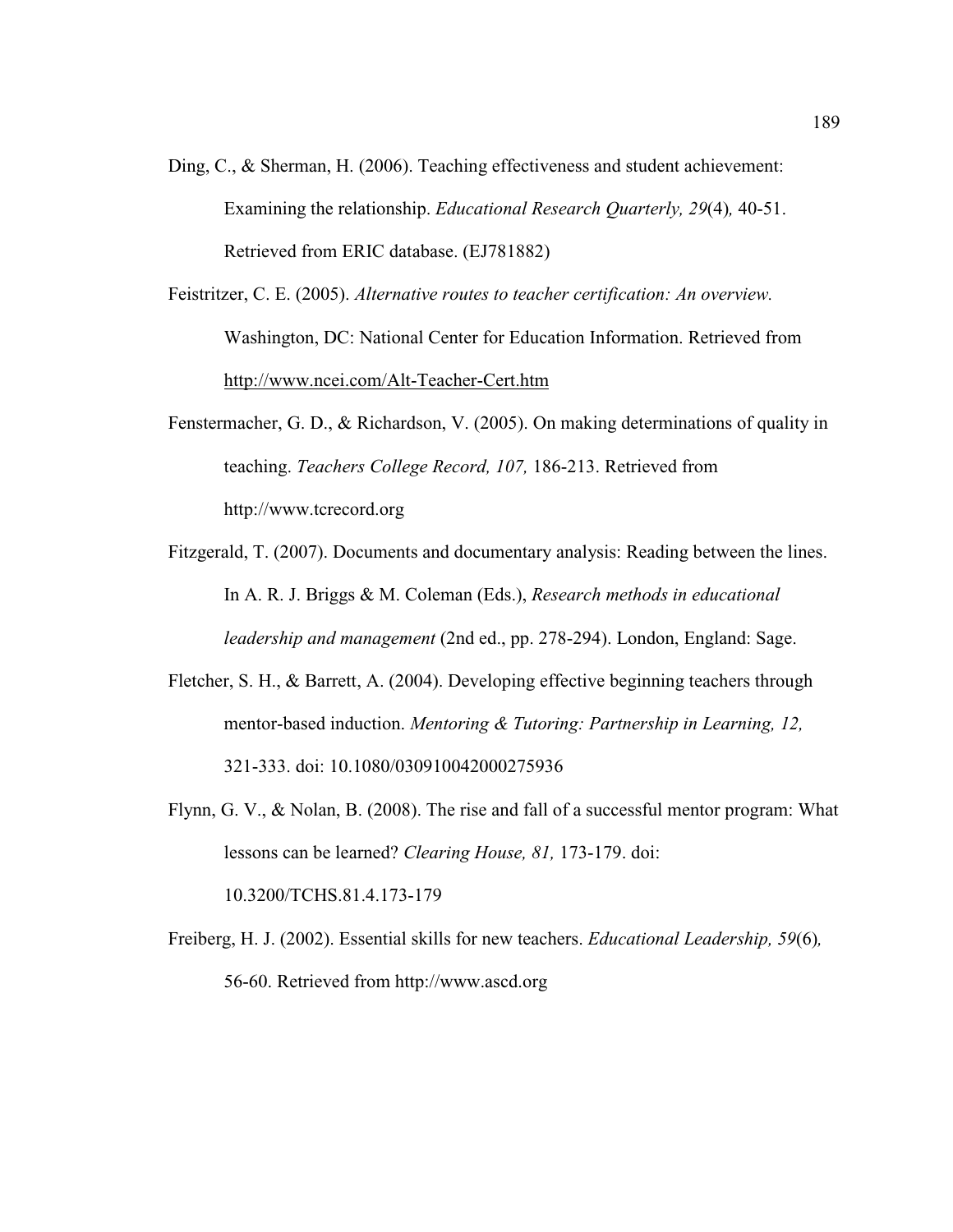Ding, C., & Sherman, H. (2006). Teaching effectiveness and student achievement: Examining the relationship. *Educational Research Quarterly, 29*(4), 40-51. Retrieved from ERIC database. (EJ781882)

Feistritzer, C. E. (2005). *Alternative routes to teacher certification: An overview.* Washington, DC: National Center for Education Information. Retrieved from http://www.ncei.com/Alt-Teacher-Cert.htm

Fenstermacher, G. D., & Richardson, V. (2005). On making determinations of quality in teaching. *Teachers College Record, 107,* 186-213. Retrieved from http://www.tcrecord.org

Fitzgerald, T. (2007). Documents and documentary analysis: Reading between the lines. In A. R. J. Briggs & M. Coleman (Eds.), *Research methods in educational leadership and management* (2nd ed., pp. 278-294). London, England: Sage.

Fletcher, S. H., & Barrett, A. (2004). Developing effective beginning teachers through mentor-based induction. *Mentoring & Tutoring: Partnership in Learning, 12,* 321-333. doi: 10.1080/030910042000275936

Flynn, G. V., & Nolan, B. (2008). The rise and fall of a successful mentor program: What lessons can be learned? *Clearing House, 81,* 173-179. doi: 10.3200/TCHS.81.4.173-179

Freiberg, H. J. (2002). Essential skills for new teachers. *Educational Leadership, 59*(6), 56-60. Retrieved from http://www.ascd.org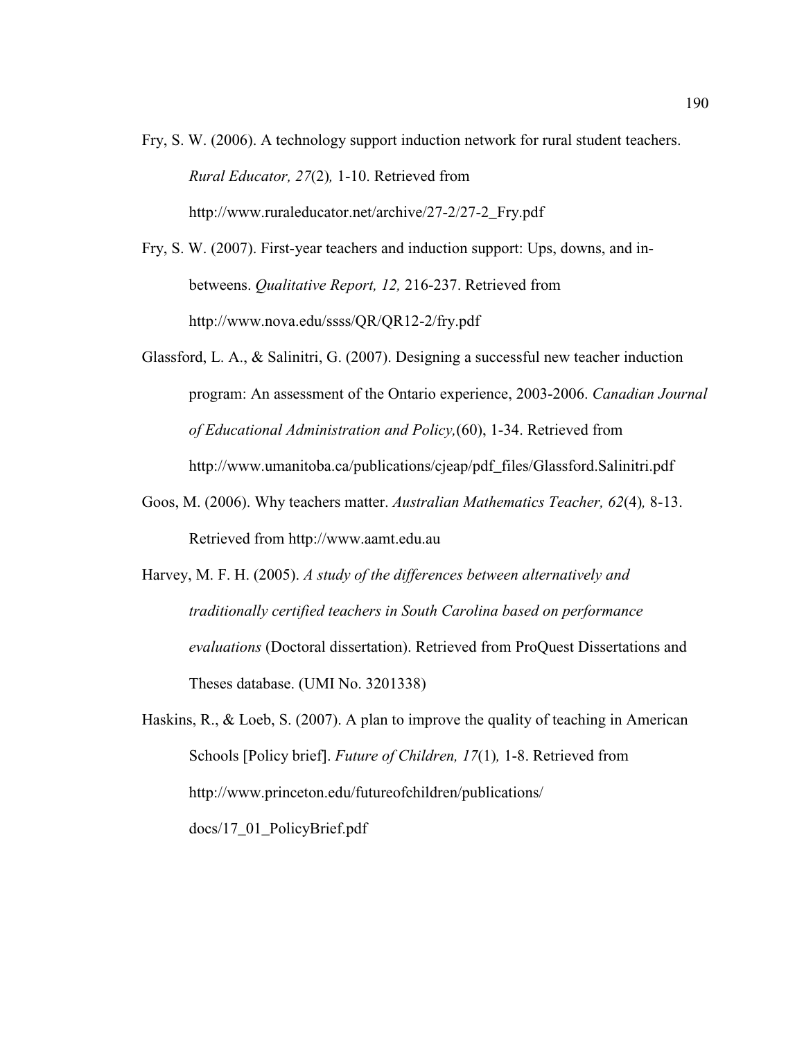Fry, S. W. (2006). A technology support induction network for rural student teachers. *Rural Educator, 27*(2)*,* 1-10. Retrieved from http://www.ruraleducator.net/archive/27-2/27-2_Fry.pdf

Fry, S. W. (2007). First-year teachers and induction support: Ups, downs, and in-betweens. *Qualitative Report, 12,* 216-237. Retrieved from http://www.nova.edu/ssss/QR/QR12-2/fry.pdf

Glassford, L. A., & Salinitri, G. (2007). Designing a successful new teacher induction program: An assessment of the Ontario experience, 2003-2006. *Canadian Journal of Educational Administration and Policy,*(60), 1-34. Retrieved from http://www.umanitoba.ca/publications/cjeap/pdf_files/Glassford.Salinitri.pdf

Goos, M. (2006). Why teachers matter. *Australian Mathematics Teacher, 62*(4)*,* 8-13. Retrieved from http://www.aamt.edu.au

Harvey, M. F. H. (2005). *A study of the differences between alternatively and traditionally certified teachers in South Carolina based on performance evaluations* (Doctoral dissertation). Retrieved from ProQuest Dissertations and Theses database. (UMI No. 3201338)

Haskins, R., & Loeb, S. (2007). A plan to improve the quality of teaching in American Schools [Policy brief]. *Future of Children, 17*(1)*,* 1-8. Retrieved from http://www.princeton.edu/futureofchildren/publications/docs/17_01_PolicyBrief.pdf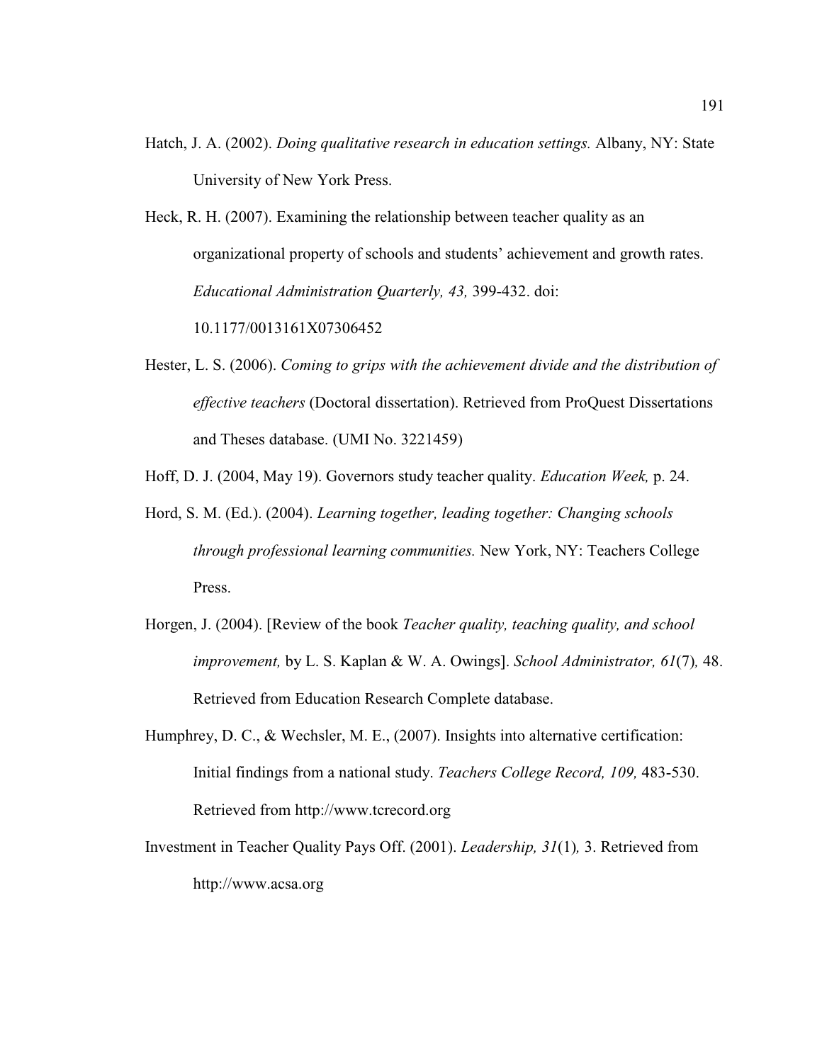Hatch, J. A. (2002). *Doing qualitative research in education settings.* Albany, NY: State University of New York Press.

Heck, R. H. (2007). Examining the relationship between teacher quality as an organizational property of schools and students' achievement and growth rates. *Educational Administration Quarterly, 43,* 399-432. doi: 10.1177/0013161X07306452

Hester, L. S. (2006). *Coming to grips with the achievement divide and the distribution of effective teachers* (Doctoral dissertation). Retrieved from ProQuest Dissertations and Theses database. (UMI No. 3221459)

Hoff, D. J. (2004, May 19). Governors study teacher quality. *Education Week,* p. 24.

Hord, S. M. (Ed.). (2004). *Learning together, leading together: Changing schools through professional learning communities.* New York, NY: Teachers College Press.

Horgen, J. (2004). [Review of the book *Teacher quality, teaching quality, and school improvement,* by L. S. Kaplan & W. A. Owings]. *School Administrator, 61*(7)*,* 48. Retrieved from Education Research Complete database.

Humphrey, D. C., & Wechsler, M. E., (2007). Insights into alternative certification: Initial findings from a national study. *Teachers College Record, 109,* 483-530. Retrieved from http://www.tcrecord.org

Investment in Teacher Quality Pays Off. (2001). *Leadership, 31*(1)*,* 3. Retrieved from http://www.acsa.org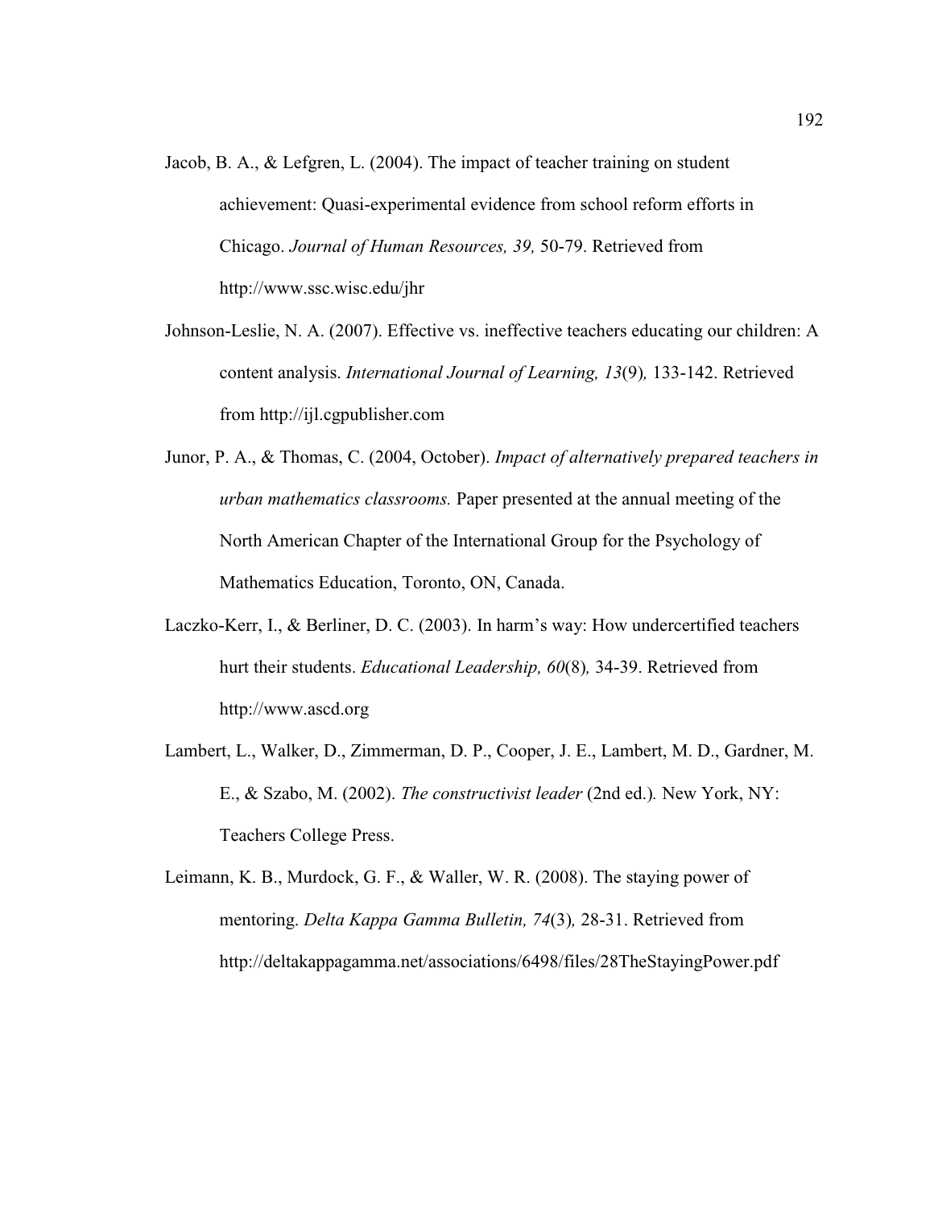Jacob, B. A., & Lefgren, L. (2004). The impact of teacher training on student achievement: Quasi-experimental evidence from school reform efforts in Chicago. *Journal of Human Resources, 39,* 50-79. Retrieved from http://www.ssc.wisc.edu/jhr

Johnson-Leslie, N. A. (2007). Effective vs. ineffective teachers educating our children: A content analysis. *International Journal of Learning, 13*(9)*,* 133-142. Retrieved from http://ijl.cgpublisher.com

Junor, P. A., & Thomas, C. (2004, October). *Impact of alternatively prepared teachers in urban mathematics classrooms.* Paper presented at the annual meeting of the North American Chapter of the International Group for the Psychology of Mathematics Education, Toronto, ON, Canada.

Laczko-Kerr, I., & Berliner, D. C. (2003). In harm's way: How undercertified teachers hurt their students. *Educational Leadership, 60*(8)*,* 34-39. Retrieved from http://www.ascd.org

Lambert, L., Walker, D., Zimmerman, D. P., Cooper, J. E., Lambert, M. D., Gardner, M. E., & Szabo, M. (2002). *The constructivist leader* (2nd ed.)*.* New York, NY: Teachers College Press.

Leimann, K. B., Murdock, G. F., & Waller, W. R. (2008). The staying power of mentoring. *Delta Kappa Gamma Bulletin, 74*(3)*,* 28-31. Retrieved from http://deltakappagamma.net/associations/6498/files/28TheStayingPower.pdf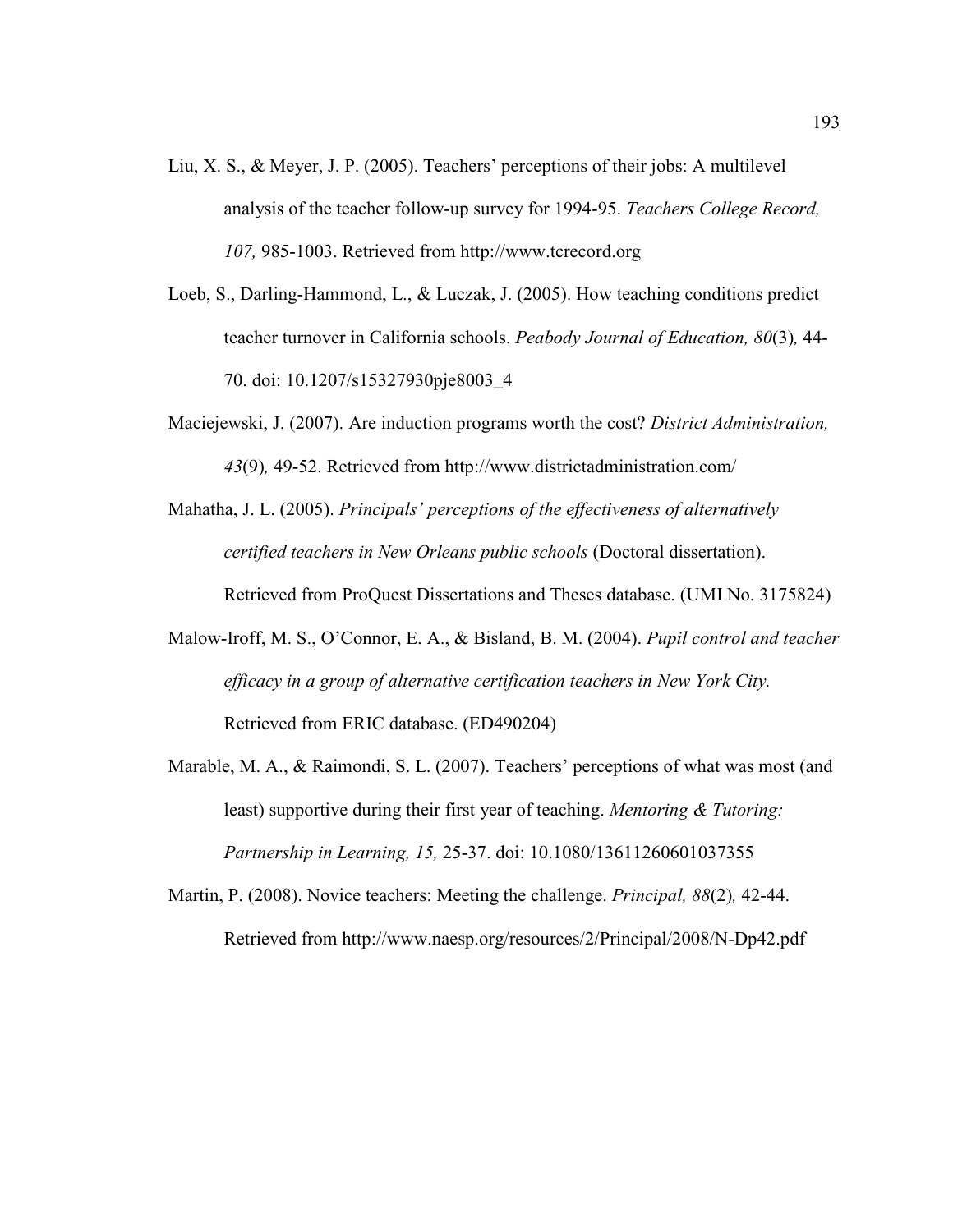Liu, X. S., & Meyer, J. P. (2005). Teachers' perceptions of their jobs: A multilevel analysis of the teacher follow-up survey for 1994-95. *Teachers College Record, 107,* 985-1003. Retrieved from http://www.tcrecord.org

Loeb, S., Darling-Hammond, L., & Luczak, J. (2005). How teaching conditions predict teacher turnover in California schools. *Peabody Journal of Education, 80*(3)*,* 44-70. doi: 10.1207/s15327930pje8003_4

Maciejewski, J. (2007). Are induction programs worth the cost? *District Administration, 43*(9)*,* 49-52. Retrieved from http://www.districtadministration.com/

Mahatha, J. L. (2005). *Principals' perceptions of the effectiveness of alternatively certified teachers in New Orleans public schools* (Doctoral dissertation). Retrieved from ProQuest Dissertations and Theses database. (UMI No. 3175824)

Malow-Iroff, M. S., O'Connor, E. A., & Bisland, B. M. (2004). *Pupil control and teacher efficacy in a group of alternative certification teachers in New York City.* Retrieved from ERIC database. (ED490204)

Marable, M. A., & Raimondi, S. L. (2007). Teachers' perceptions of what was most (and least) supportive during their first year of teaching. *Mentoring & Tutoring: Partnership in Learning, 15,* 25-37. doi: 10.1080/13611260601037355

Martin, P. (2008). Novice teachers: Meeting the challenge. *Principal, 88*(2)*,* 42-44. Retrieved from http://www.naesp.org/resources/2/Principal/2008/N-Dp42.pdf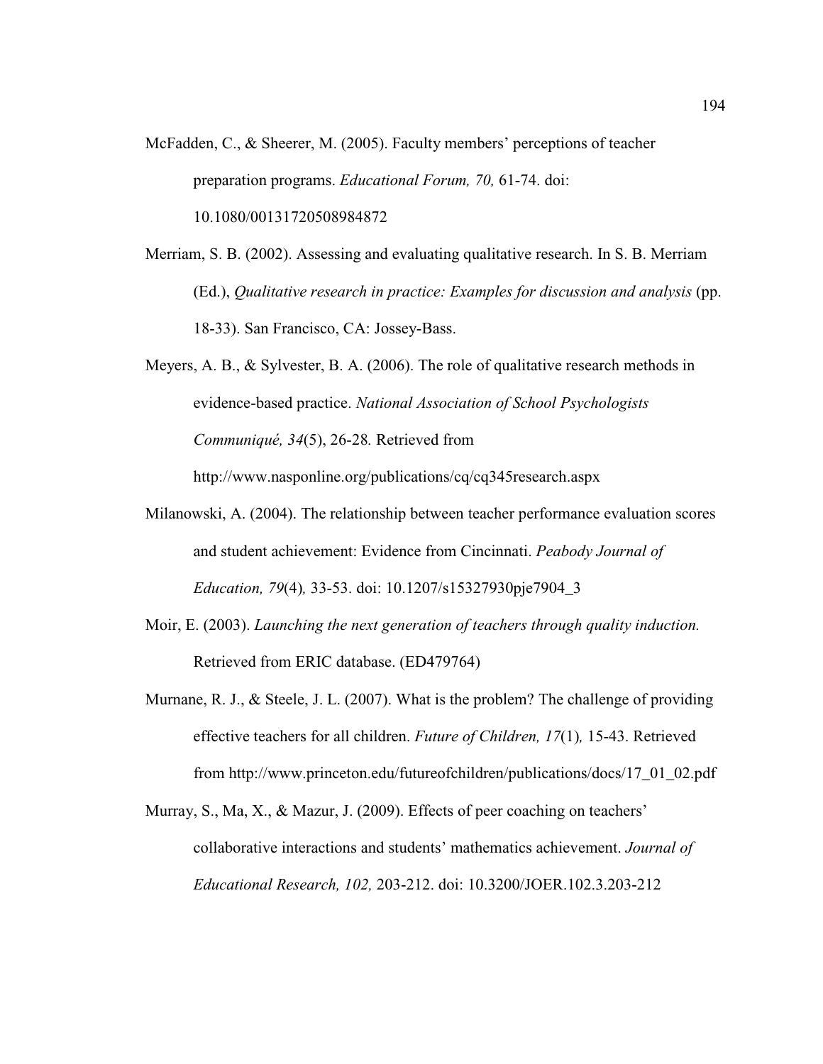McFadden, C., & Sheerer, M. (2005). Faculty members' perceptions of teacher preparation programs. *Educational Forum, 70,* 61-74. doi: 10.1080/00131720508984872

Merriam, S. B. (2002). Assessing and evaluating qualitative research. In S. B. Merriam (Ed.), *Qualitative research in practice: Examples for discussion and analysis* (pp. 18-33). San Francisco, CA: Jossey-Bass.

Meyers, A. B., & Sylvester, B. A. (2006). The role of qualitative research methods in evidence-based practice. *National Association of School Psychologists Communiqué, 34*(5), 26-28*.* Retrieved from http://www.nasponline.org/publications/cq/cq345research.aspx

Milanowski, A. (2004). The relationship between teacher performance evaluation scores and student achievement: Evidence from Cincinnati. *Peabody Journal of Education, 79*(4)*,* 33-53. doi: 10.1207/s15327930pje7904_3

Moir, E. (2003). *Launching the next generation of teachers through quality induction.* Retrieved from ERIC database. (ED479764)

Murnane, R. J., & Steele, J. L. (2007). What is the problem? The challenge of providing effective teachers for all children. *Future of Children, 17*(1)*,* 15-43. Retrieved from http://www.princeton.edu/futureofchildren/publications/docs/17_01_02.pdf

Murray, S., Ma, X., & Mazur, J. (2009). Effects of peer coaching on teachers' collaborative interactions and students' mathematics achievement. *Journal of Educational Research, 102,* 203-212. doi: 10.3200/JOER.102.3.203-212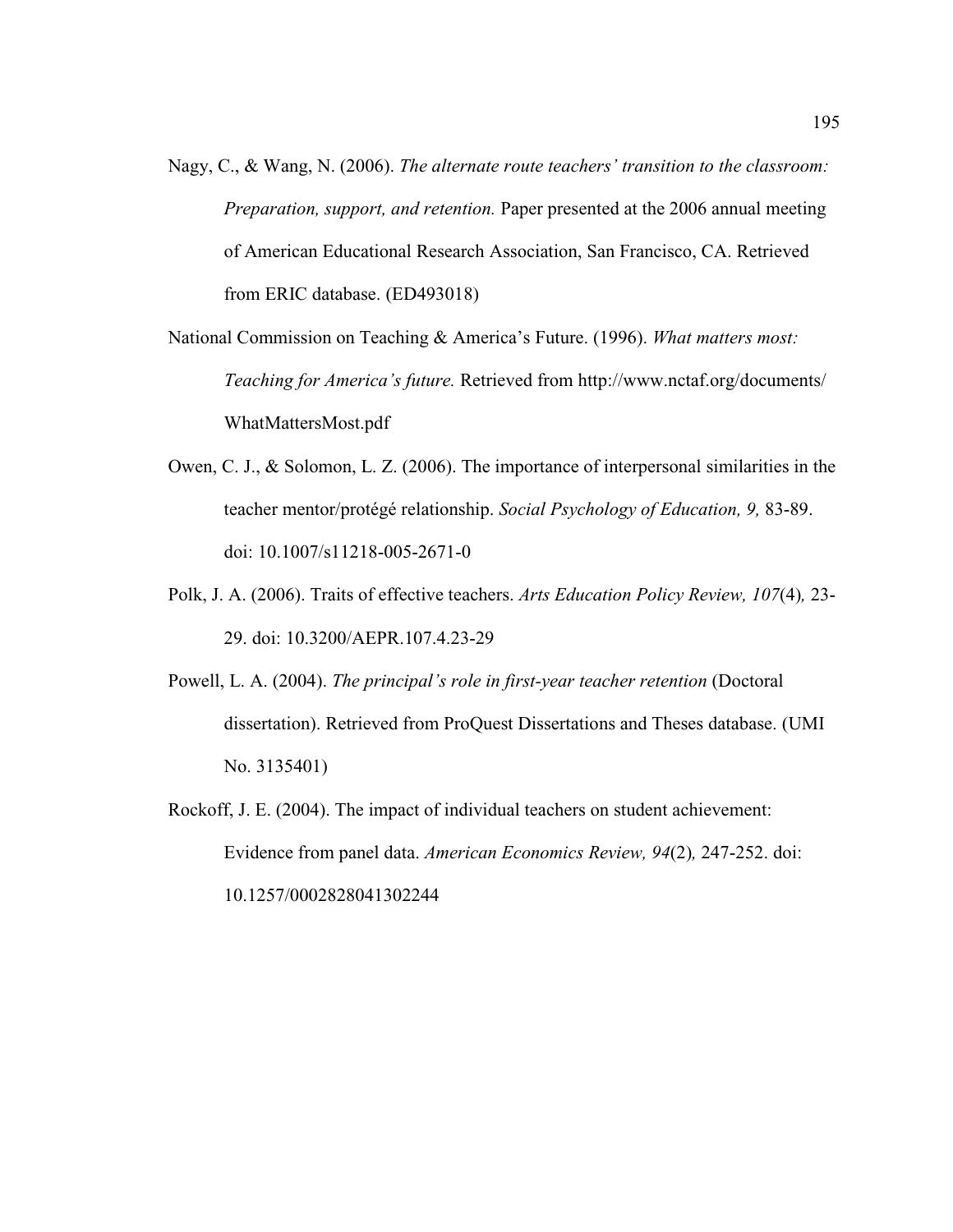Nagy, C., & Wang, N. (2006). *The alternate route teachers' transition to the classroom: Preparation, support, and retention.* Paper presented at the 2006 annual meeting of American Educational Research Association, San Francisco, CA. Retrieved from ERIC database. (ED493018)

National Commission on Teaching & America's Future. (1996). *What matters most: Teaching for America's future.* Retrieved from http://www.nctaf.org/documents/WhatMattersMost.pdf

Owen, C. J., & Solomon, L. Z. (2006). The importance of interpersonal similarities in the teacher mentor/protégé relationship. *Social Psychology of Education, 9,* 83-89. doi: 10.1007/s11218-005-2671-0

Polk, J. A. (2006). Traits of effective teachers. *Arts Education Policy Review, 107*(4), 23-29. doi: 10.3200/AEPR.107.4.23-29

Powell, L. A. (2004). *The principal's role in first-year teacher retention* (Doctoral dissertation). Retrieved from ProQuest Dissertations and Theses database. (UMI No. 3135401)

Rockoff, J. E. (2004). The impact of individual teachers on student achievement: Evidence from panel data. *American Economics Review, 94*(2), 247-252. doi: 10.1257/0002828041302244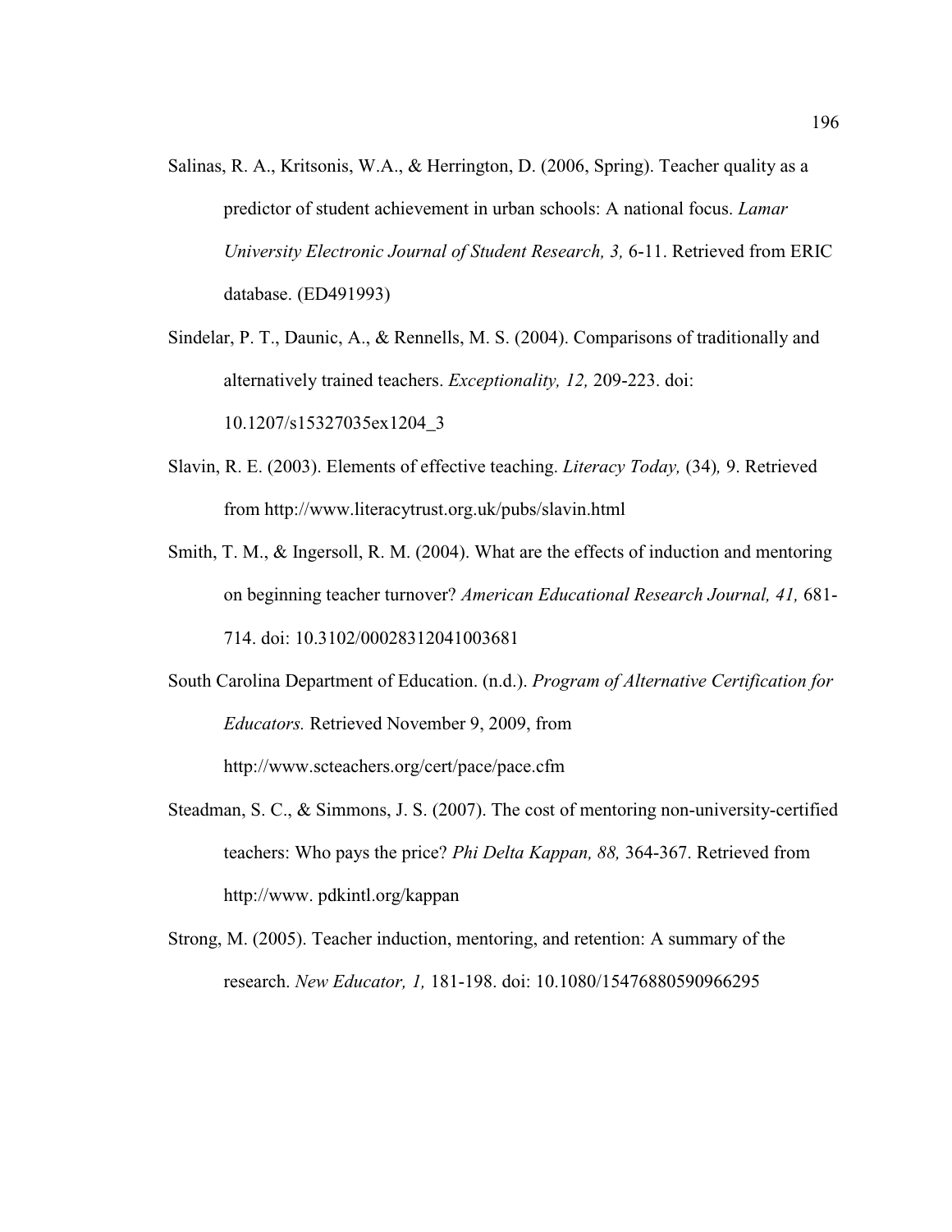Salinas, R. A., Kritsonis, W.A., & Herrington, D. (2006, Spring). Teacher quality as a predictor of student achievement in urban schools: A national focus. *Lamar University Electronic Journal of Student Research, 3,* 6-11. Retrieved from ERIC database. (ED491993)

Sindelar, P. T., Daunic, A., & Rennells, M. S. (2004). Comparisons of traditionally and alternatively trained teachers. *Exceptionality, 12,* 209-223. doi: 10.1207/s15327035ex1204_3

Slavin, R. E. (2003). Elements of effective teaching. *Literacy Today,* (34)*,* 9. Retrieved from http://www.literacytrust.org.uk/pubs/slavin.html

Smith, T. M., & Ingersoll, R. M. (2004). What are the effects of induction and mentoring on beginning teacher turnover? *American Educational Research Journal, 41,* 681-714. doi: 10.3102/00028312041003681

South Carolina Department of Education. (n.d.). *Program of Alternative Certification for Educators.* Retrieved November 9, 2009, from http://www.scteachers.org/cert/pace/pace.cfm

Steadman, S. C., & Simmons, J. S. (2007). The cost of mentoring non-university-certified teachers: Who pays the price? *Phi Delta Kappan, 88,* 364-367. Retrieved from http://www. pdkintl.org/kappan

Strong, M. (2005). Teacher induction, mentoring, and retention: A summary of the research. *New Educator, 1,* 181-198. doi: 10.1080/15476880590966295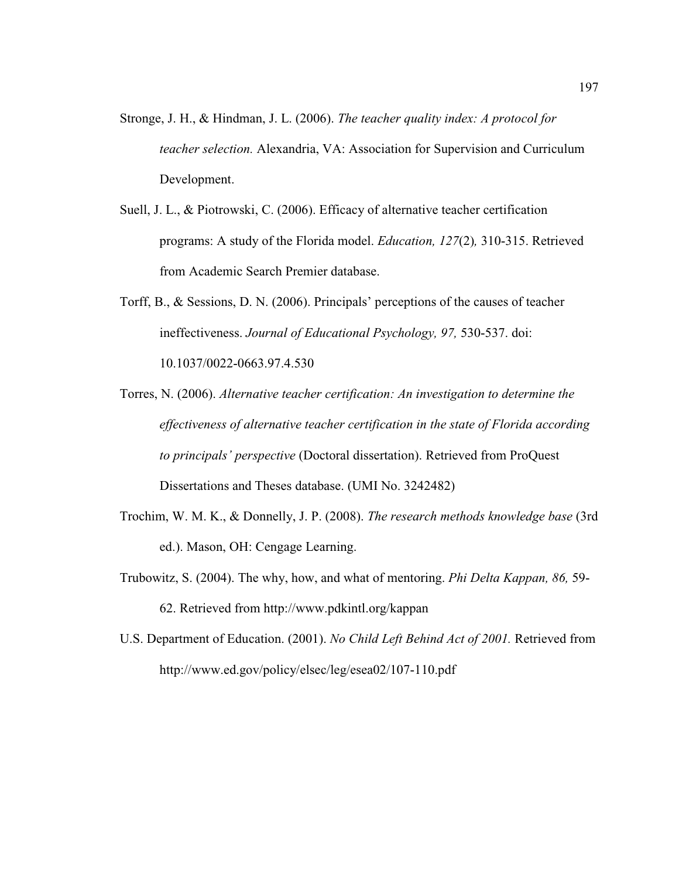Stronge, J. H., & Hindman, J. L. (2006). *The teacher quality index: A protocol for teacher selection.* Alexandria, VA: Association for Supervision and Curriculum Development.

Suell, J. L., & Piotrowski, C. (2006). Efficacy of alternative teacher certification programs: A study of the Florida model. *Education, 127*(2)*,* 310-315. Retrieved from Academic Search Premier database.

Torff, B., & Sessions, D. N. (2006). Principals' perceptions of the causes of teacher ineffectiveness. *Journal of Educational Psychology, 97,* 530-537. doi: 10.1037/0022-0663.97.4.530

Torres, N. (2006). *Alternative teacher certification: An investigation to determine the effectiveness of alternative teacher certification in the state of Florida according to principals' perspective* (Doctoral dissertation). Retrieved from ProQuest Dissertations and Theses database. (UMI No. 3242482)

Trochim, W. M. K., & Donnelly, J. P. (2008). *The research methods knowledge base* (3rd ed.). Mason, OH: Cengage Learning.

Trubowitz, S. (2004). The why, how, and what of mentoring. *Phi Delta Kappan, 86,* 59-62. Retrieved from http://www.pdkintl.org/kappan

U.S. Department of Education. (2001). *No Child Left Behind Act of 2001.* Retrieved from http://www.ed.gov/policy/elsec/leg/esea02/107-110.pdf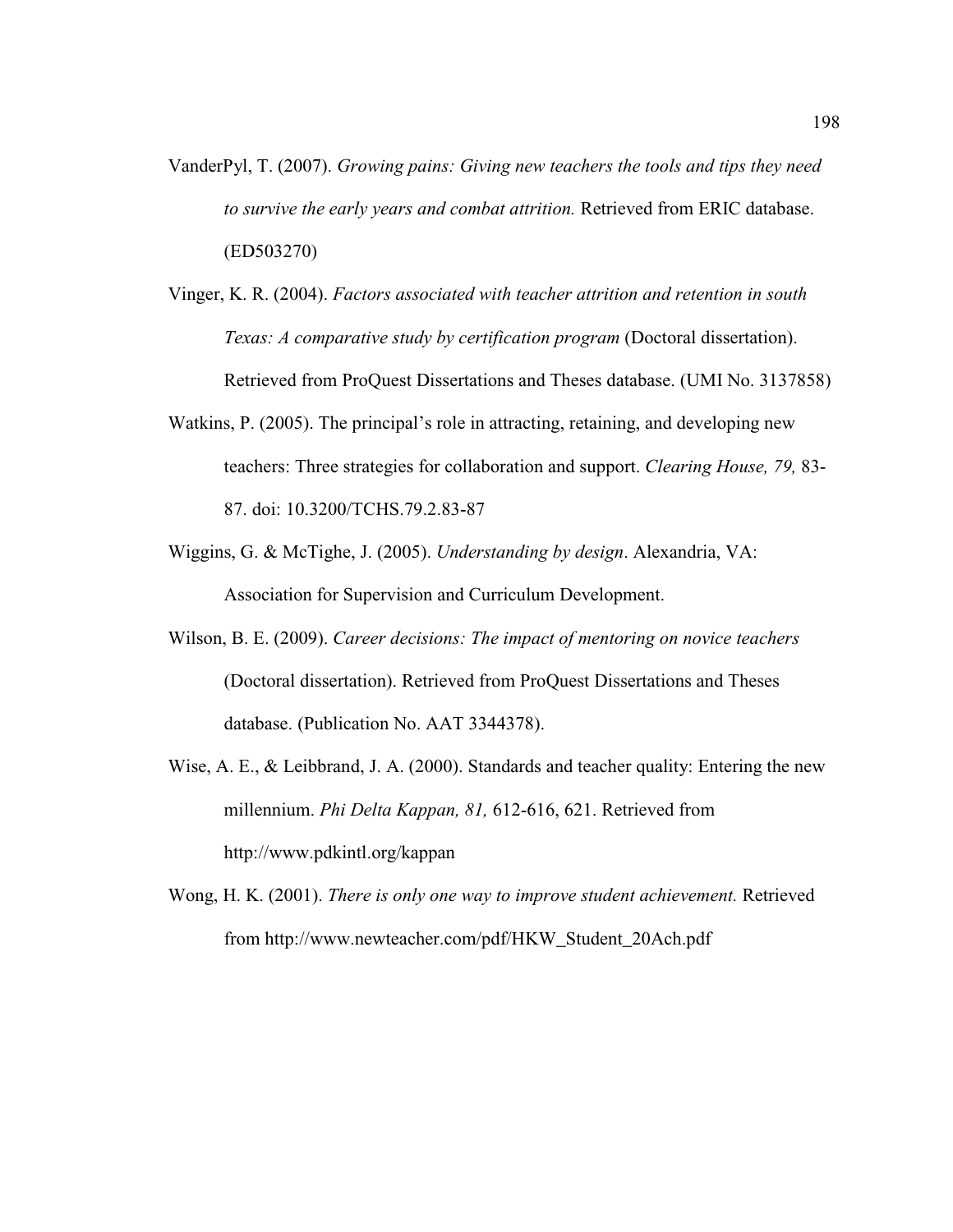VanderPyl, T. (2007). *Growing pains: Giving new teachers the tools and tips they need to survive the early years and combat attrition.* Retrieved from ERIC database. (ED503270)

Vinger, K. R. (2004). *Factors associated with teacher attrition and retention in south Texas: A comparative study by certification program* (Doctoral dissertation). Retrieved from ProQuest Dissertations and Theses database. (UMI No. 3137858)

Watkins, P. (2005). The principal's role in attracting, retaining, and developing new teachers: Three strategies for collaboration and support. *Clearing House, 79,* 83-87. doi: 10.3200/TCHS.79.2.83-87

Wiggins, G. & McTighe, J. (2005). *Understanding by design*. Alexandria, VA: Association for Supervision and Curriculum Development.

Wilson, B. E. (2009). *Career decisions: The impact of mentoring on novice teachers* (Doctoral dissertation). Retrieved from ProQuest Dissertations and Theses database. (Publication No. AAT 3344378).

Wise, A. E., & Leibbrand, J. A. (2000). Standards and teacher quality: Entering the new millennium. *Phi Delta Kappan, 81,* 612-616, 621. Retrieved from http://www.pdkintl.org/kappan

Wong, H. K. (2001). *There is only one way to improve student achievement.* Retrieved from http://www.newteacher.com/pdf/HKW_Student_20Ach.pdf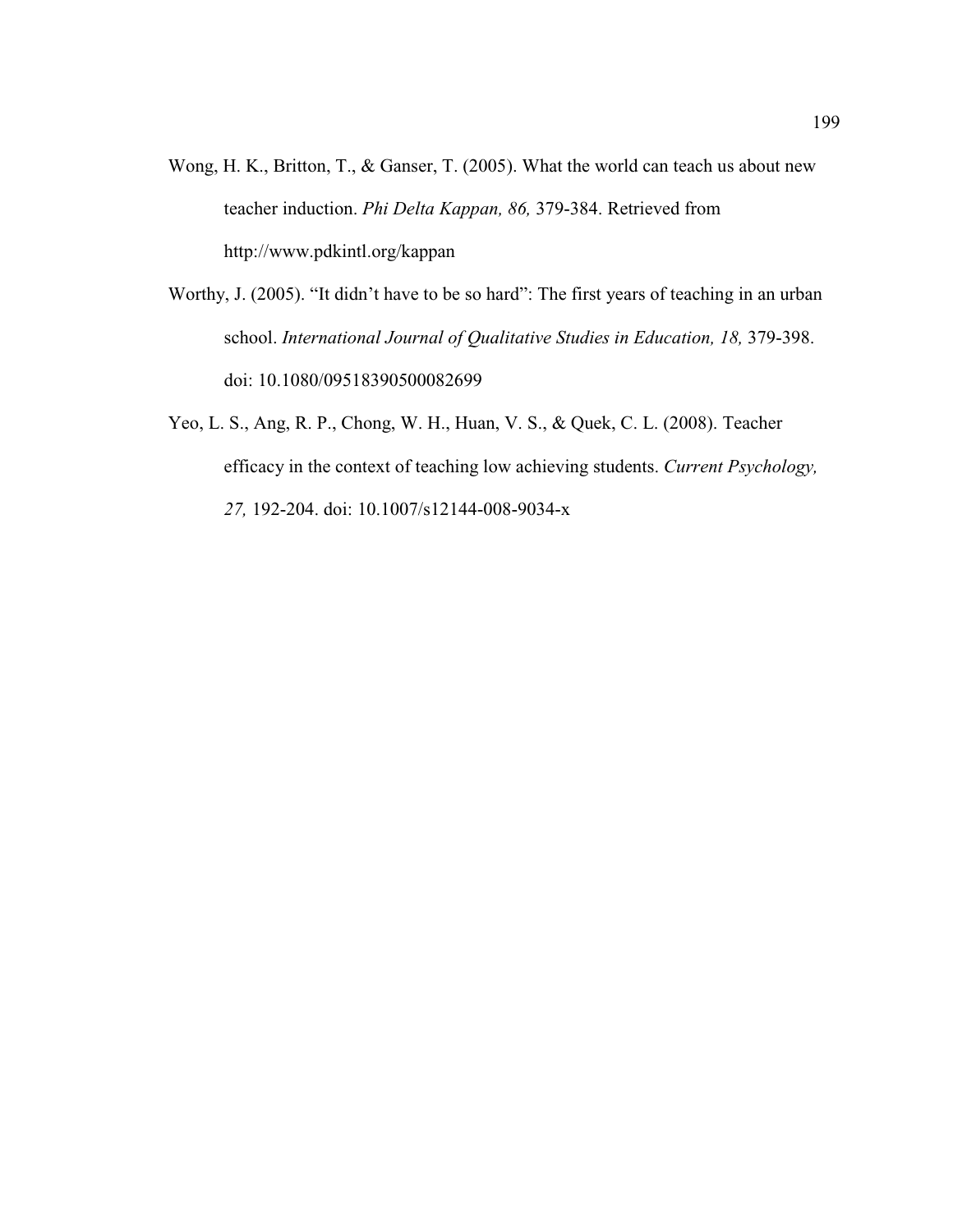Wong, H. K., Britton, T., & Ganser, T. (2005). What the world can teach us about new teacher induction. *Phi Delta Kappan, 86,* 379-384. Retrieved from http://www.pdkintl.org/kappan

Worthy, J. (2005). "It didn't have to be so hard": The first years of teaching in an urban school. *International Journal of Qualitative Studies in Education, 18,* 379-398. doi: 10.1080/09518390500082699

Yeo, L. S., Ang, R. P., Chong, W. H., Huan, V. S., & Quek, C. L. (2008). Teacher efficacy in the context of teaching low achieving students. *Current Psychology, 27,* 192-204. doi: 10.1007/s12144-008-9034-x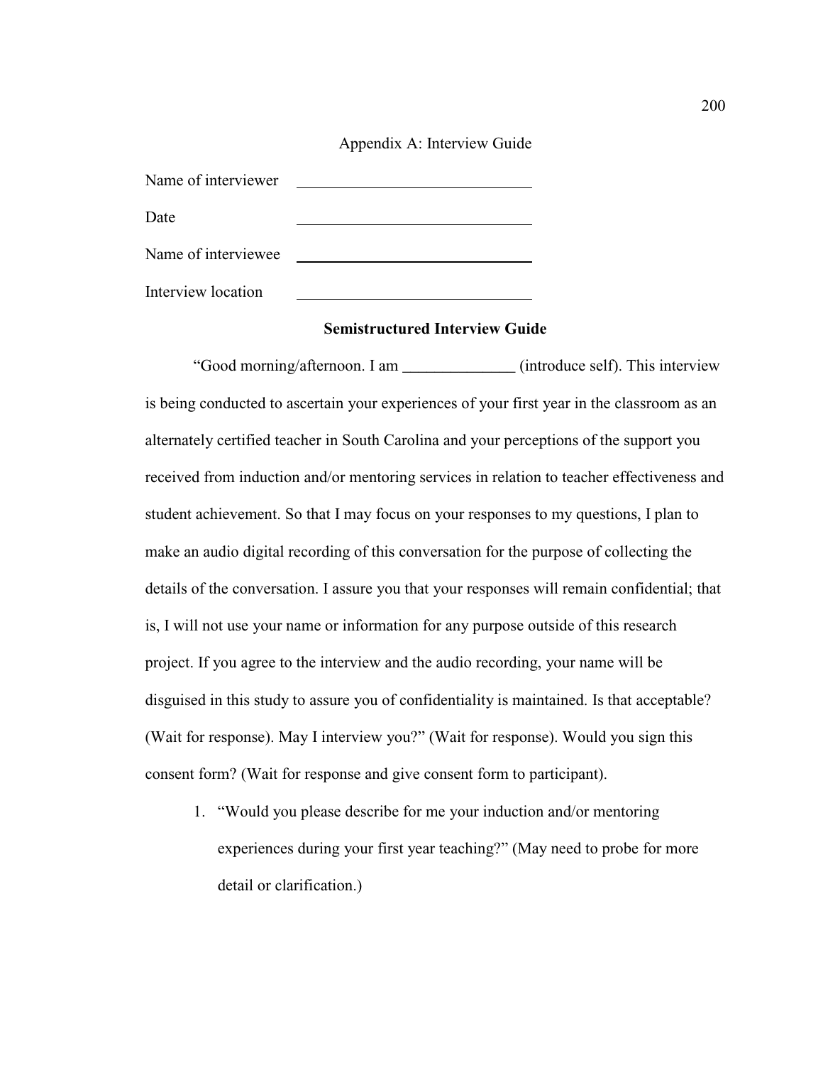## Appendix A: Interview Guide

Name of interviewer ______________________________

Date ______________________________

Name of interviewee ______________________________

Interview location ______________________________

**Semistructured Interview Guide**

"Good morning/afternoon. I am ______________ (introduce self). This interview is being conducted to ascertain your experiences of your first year in the classroom as an alternately certified teacher in South Carolina and your perceptions of the support you received from induction and/or mentoring services in relation to teacher effectiveness and student achievement. So that I may focus on your responses to my questions, I plan to make an audio digital recording of this conversation for the purpose of collecting the details of the conversation. I assure you that your responses will remain confidential; that is, I will not use your name or information for any purpose outside of this research project. If you agree to the interview and the audio recording, your name will be disguised in this study to assure you of confidentiality is maintained. Is that acceptable? (Wait for response). May I interview you?" (Wait for response). Would you sign this consent form? (Wait for response and give consent form to participant).

1. "Would you please describe for me your induction and/or mentoring experiences during your first year teaching?" (May need to probe for more detail or clarification.)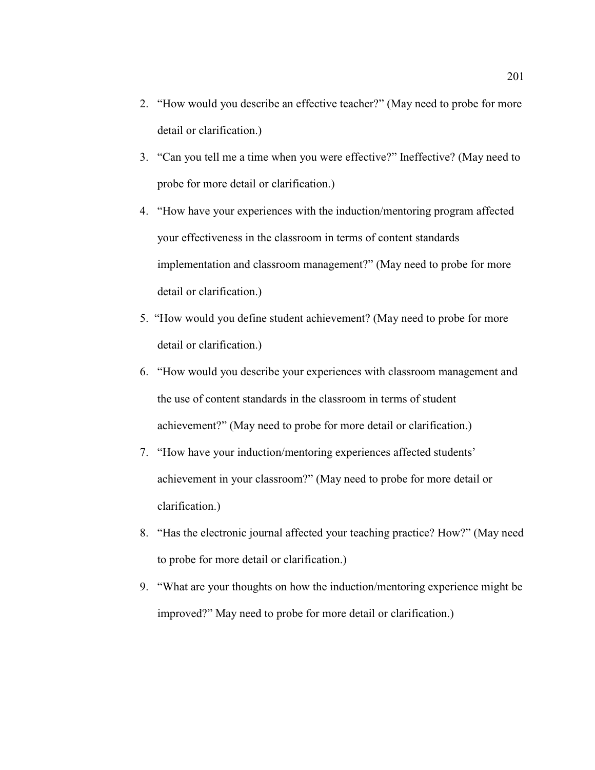2. "How would you describe an effective teacher?" (May need to probe for more detail or clarification.)
3. "Can you tell me a time when you were effective?" Ineffective? (May need to probe for more detail or clarification.)
4. "How have your experiences with the induction/mentoring program affected your effectiveness in the classroom in terms of content standards implementation and classroom management?" (May need to probe for more detail or clarification.)
5. "How would you define student achievement? (May need to probe for more detail or clarification.)
6. "How would you describe your experiences with classroom management and the use of content standards in the classroom in terms of student achievement?" (May need to probe for more detail or clarification.)
7. "How have your induction/mentoring experiences affected students' achievement in your classroom?" (May need to probe for more detail or clarification.)
8. "Has the electronic journal affected your teaching practice? How?" (May need to probe for more detail or clarification.)
9. "What are your thoughts on how the induction/mentoring experience might be improved?" May need to probe for more detail or clarification.)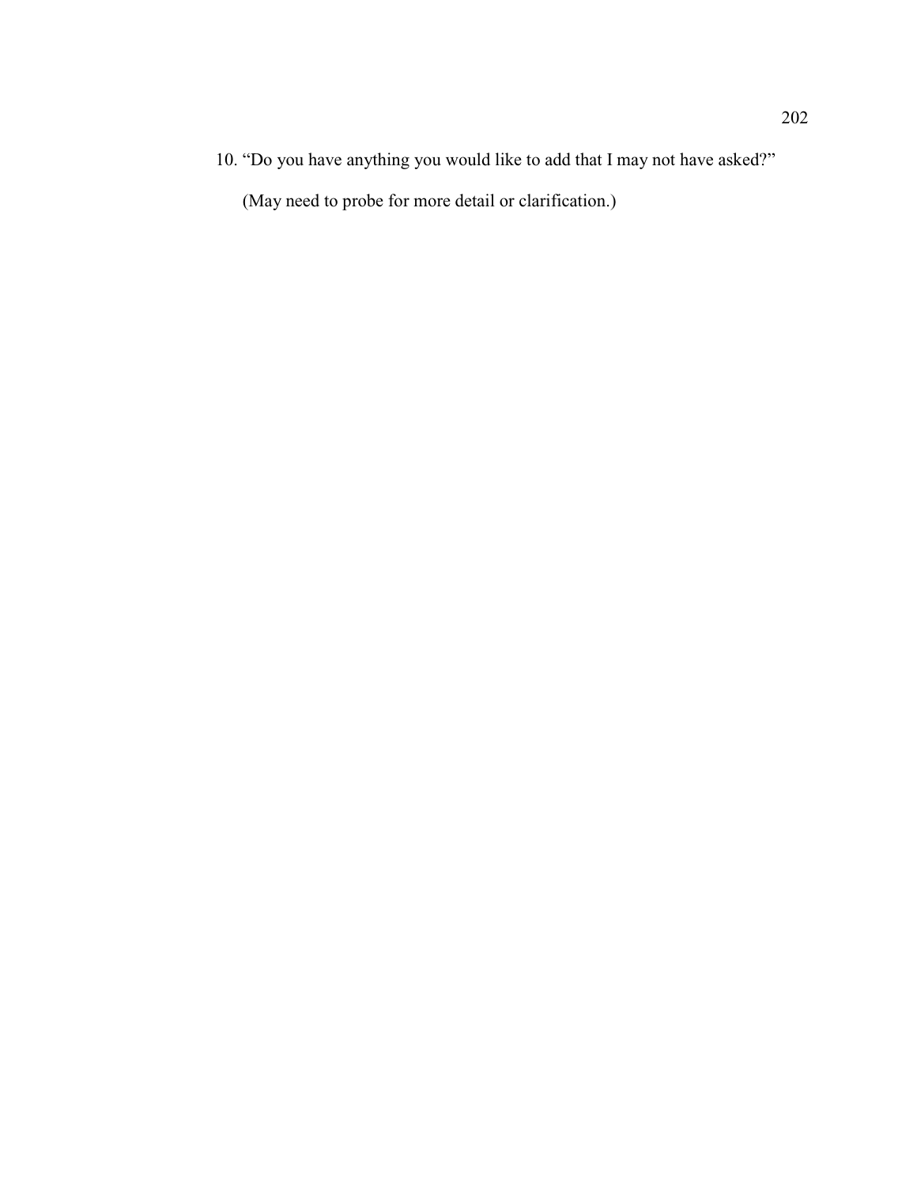10. "Do you have anything you would like to add that I may not have asked?"

    (May need to probe for more detail or clarification.)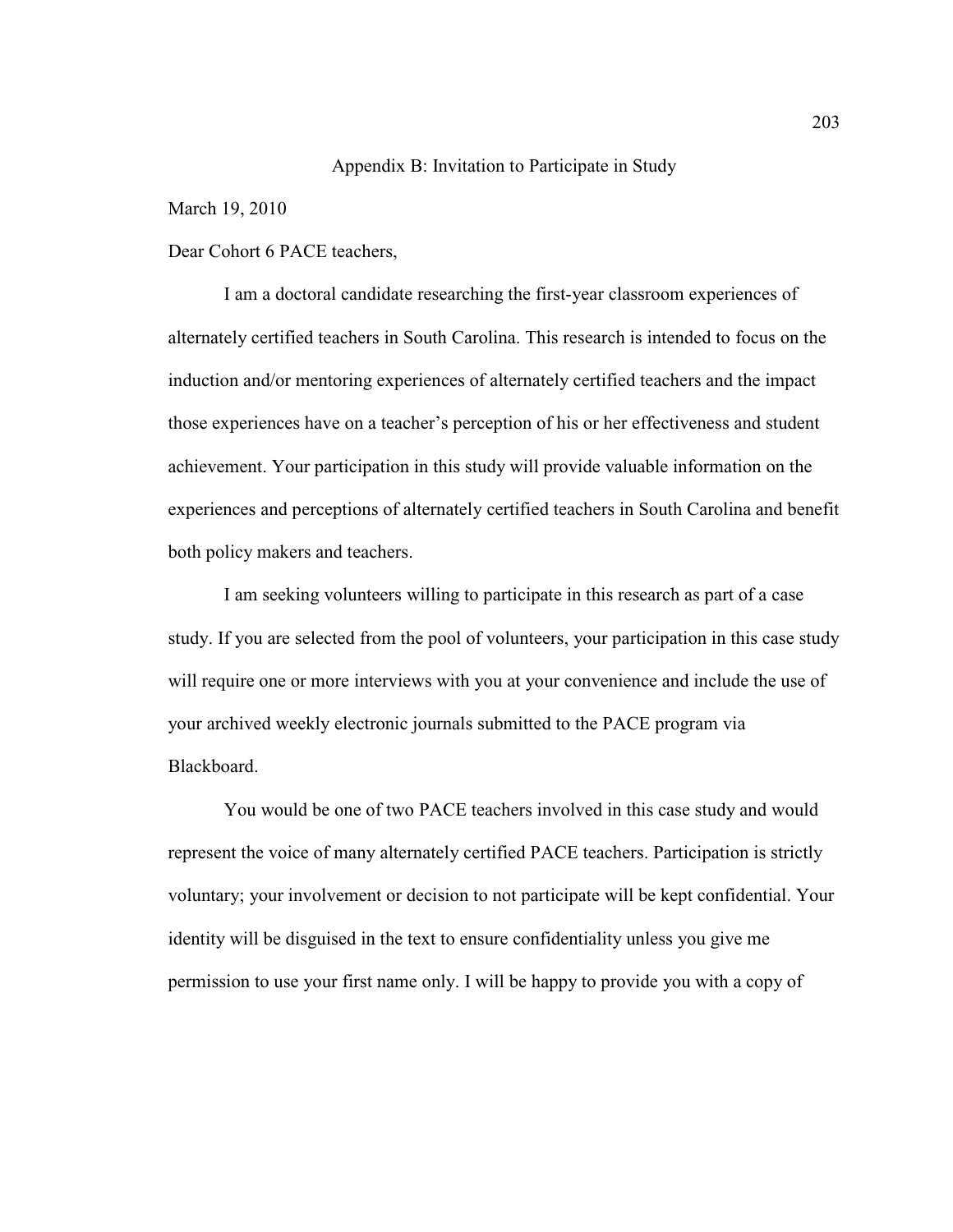## Appendix B: Invitation to Participate in Study

March 19, 2010

Dear Cohort 6 PACE teachers,

I am a doctoral candidate researching the first-year classroom experiences of alternately certified teachers in South Carolina. This research is intended to focus on the induction and/or mentoring experiences of alternately certified teachers and the impact those experiences have on a teacher's perception of his or her effectiveness and student achievement. Your participation in this study will provide valuable information on the experiences and perceptions of alternately certified teachers in South Carolina and benefit both policy makers and teachers.

I am seeking volunteers willing to participate in this research as part of a case study. If you are selected from the pool of volunteers, your participation in this case study will require one or more interviews with you at your convenience and include the use of your archived weekly electronic journals submitted to the PACE program via Blackboard.

You would be one of two PACE teachers involved in this case study and would represent the voice of many alternately certified PACE teachers. Participation is strictly voluntary; your involvement or decision to not participate will be kept confidential. Your identity will be disguised in the text to ensure confidentiality unless you give me permission to use your first name only. I will be happy to provide you with a copy of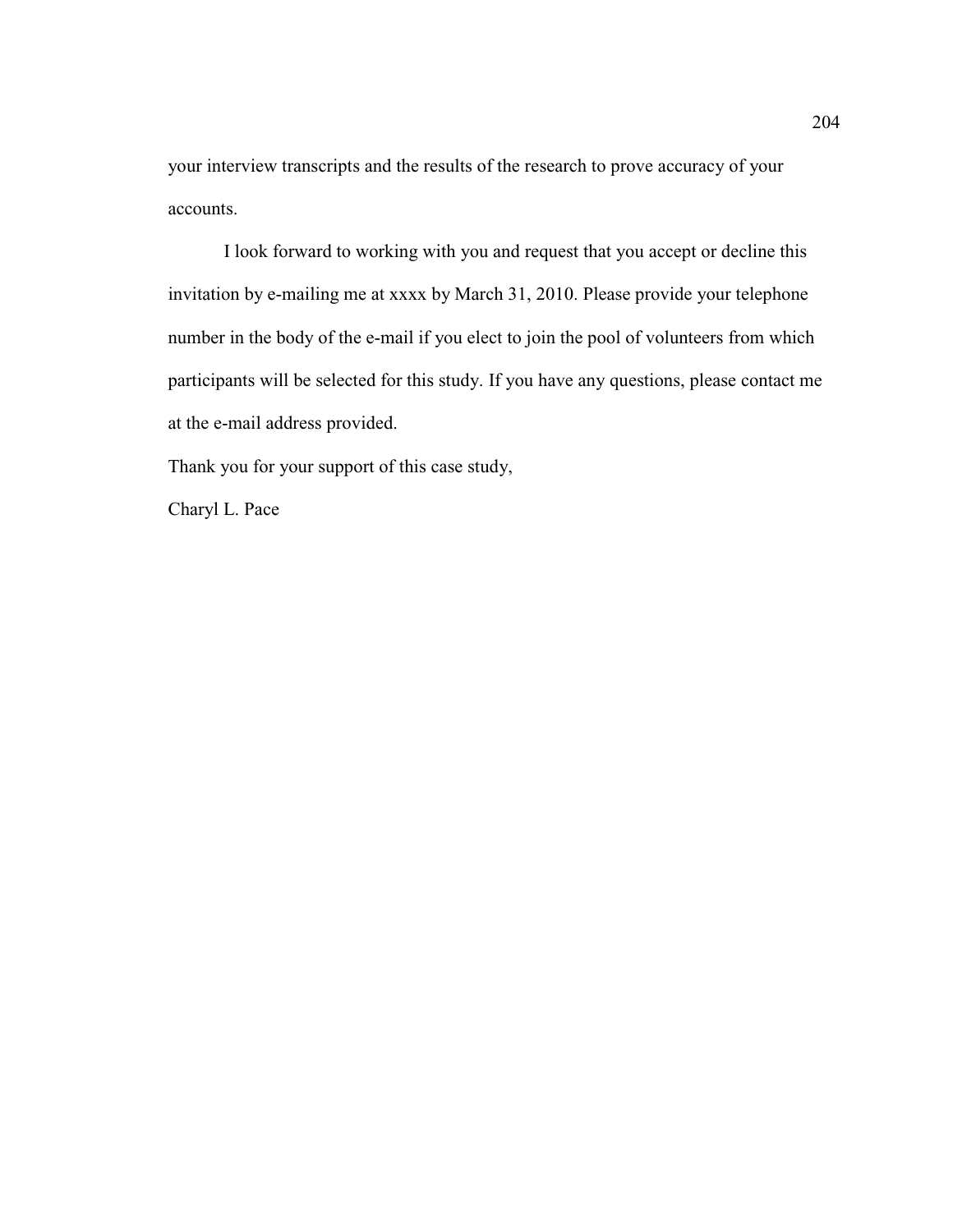your interview transcripts and the results of the research to prove accuracy of your accounts.

I look forward to working with you and request that you accept or decline this invitation by e-mailing me at xxxx by March 31, 2010. Please provide your telephone number in the body of the e-mail if you elect to join the pool of volunteers from which participants will be selected for this study. If you have any questions, please contact me at the e-mail address provided.

Thank you for your support of this case study,

Charyl L. Pace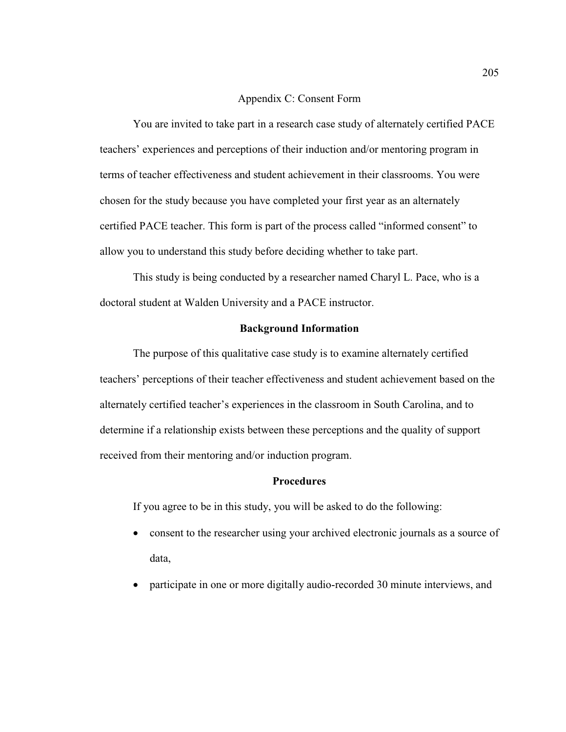# Appendix C: Consent Form

You are invited to take part in a research case study of alternately certified PACE teachers' experiences and perceptions of their induction and/or mentoring program in terms of teacher effectiveness and student achievement in their classrooms. You were chosen for the study because you have completed your first year as an alternately certified PACE teacher. This form is part of the process called "informed consent" to allow you to understand this study before deciding whether to take part.

This study is being conducted by a researcher named Charyl L. Pace, who is a doctoral student at Walden University and a PACE instructor.

## Background Information

The purpose of this qualitative case study is to examine alternately certified teachers' perceptions of their teacher effectiveness and student achievement based on the alternately certified teacher's experiences in the classroom in South Carolina, and to determine if a relationship exists between these perceptions and the quality of support received from their mentoring and/or induction program.

## Procedures

If you agree to be in this study, you will be asked to do the following:

- consent to the researcher using your archived electronic journals as a source of data,
- participate in one or more digitally audio-recorded 30 minute interviews, and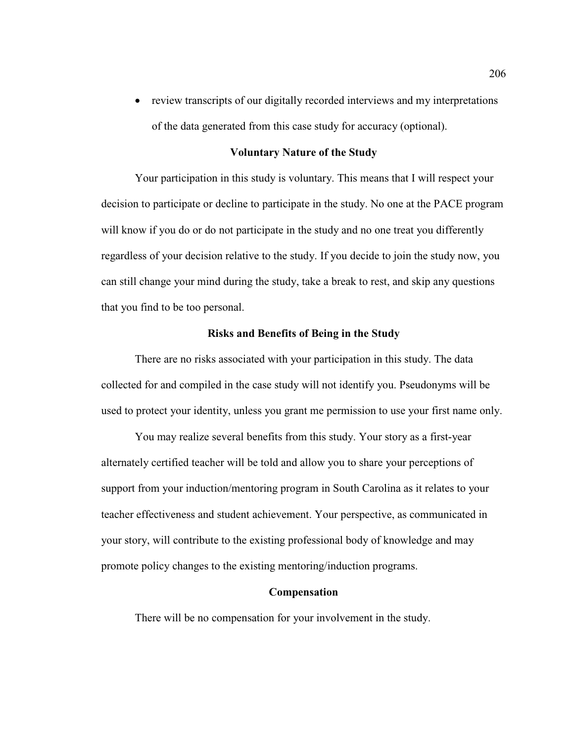- review transcripts of our digitally recorded interviews and my interpretations of the data generated from this case study for accuracy (optional).

**Voluntary Nature of the Study**

Your participation in this study is voluntary. This means that I will respect your decision to participate or decline to participate in the study. No one at the PACE program will know if you do or do not participate in the study and no one treat you differently regardless of your decision relative to the study. If you decide to join the study now, you can still change your mind during the study, take a break to rest, and skip any questions that you find to be too personal.

**Risks and Benefits of Being in the Study**

There are no risks associated with your participation in this study. The data collected for and compiled in the case study will not identify you. Pseudonyms will be used to protect your identity, unless you grant me permission to use your first name only.

You may realize several benefits from this study. Your story as a first-year alternately certified teacher will be told and allow you to share your perceptions of support from your induction/mentoring program in South Carolina as it relates to your teacher effectiveness and student achievement. Your perspective, as communicated in your story, will contribute to the existing professional body of knowledge and may promote policy changes to the existing mentoring/induction programs.

**Compensation**

There will be no compensation for your involvement in the study.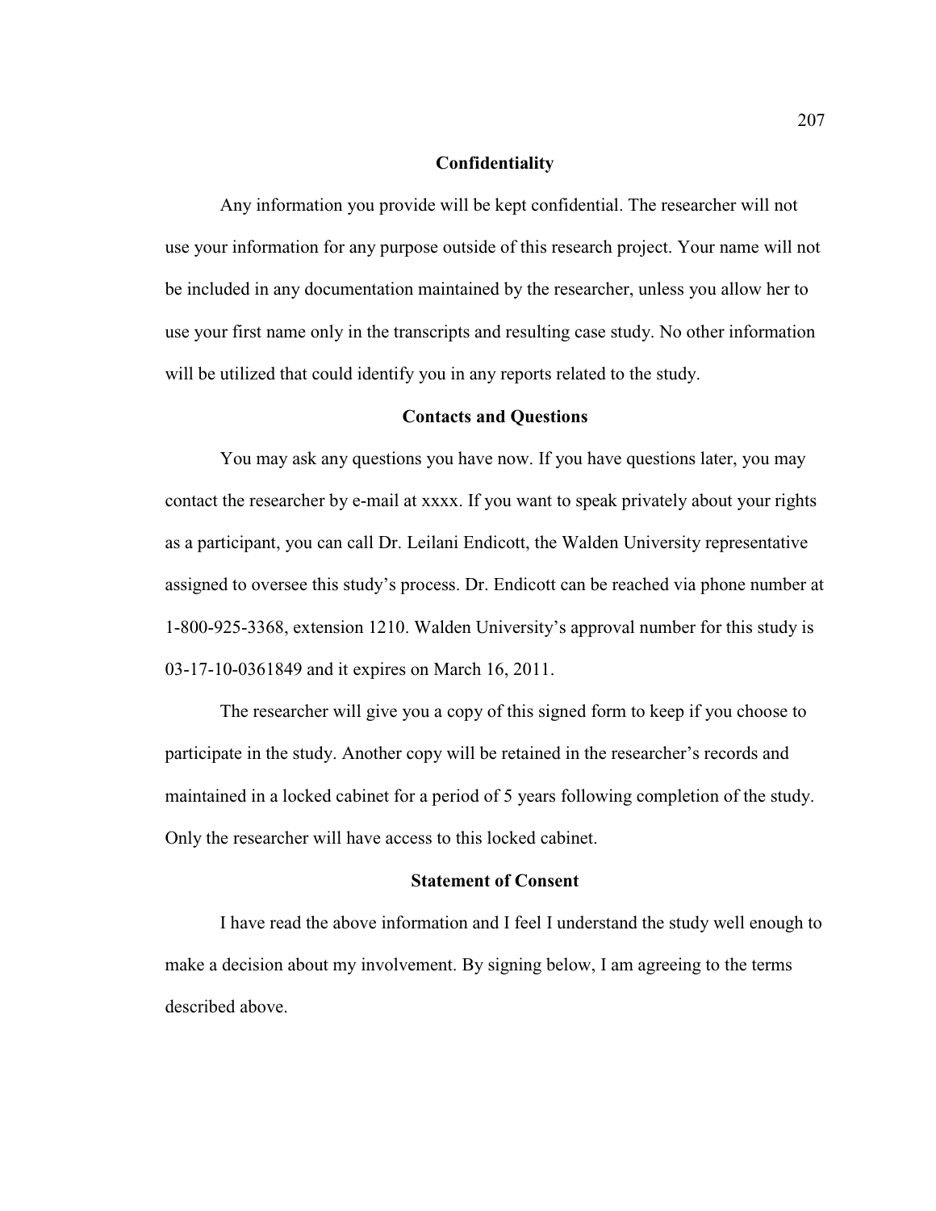## Confidentiality

Any information you provide will be kept confidential. The researcher will not use your information for any purpose outside of this research project. Your name will not be included in any documentation maintained by the researcher, unless you allow her to use your first name only in the transcripts and resulting case study. No other information will be utilized that could identify you in any reports related to the study.

## Contacts and Questions

You may ask any questions you have now. If you have questions later, you may contact the researcher by e-mail at xxxx. If you want to speak privately about your rights as a participant, you can call Dr. Leilani Endicott, the Walden University representative assigned to oversee this study's process. Dr. Endicott can be reached via phone number at 1-800-925-3368, extension 1210. Walden University's approval number for this study is 03-17-10-0361849 and it expires on March 16, 2011.

The researcher will give you a copy of this signed form to keep if you choose to participate in the study. Another copy will be retained in the researcher's records and maintained in a locked cabinet for a period of 5 years following completion of the study. Only the researcher will have access to this locked cabinet.

## Statement of Consent

I have read the above information and I feel I understand the study well enough to make a decision about my involvement. By signing below, I am agreeing to the terms described above.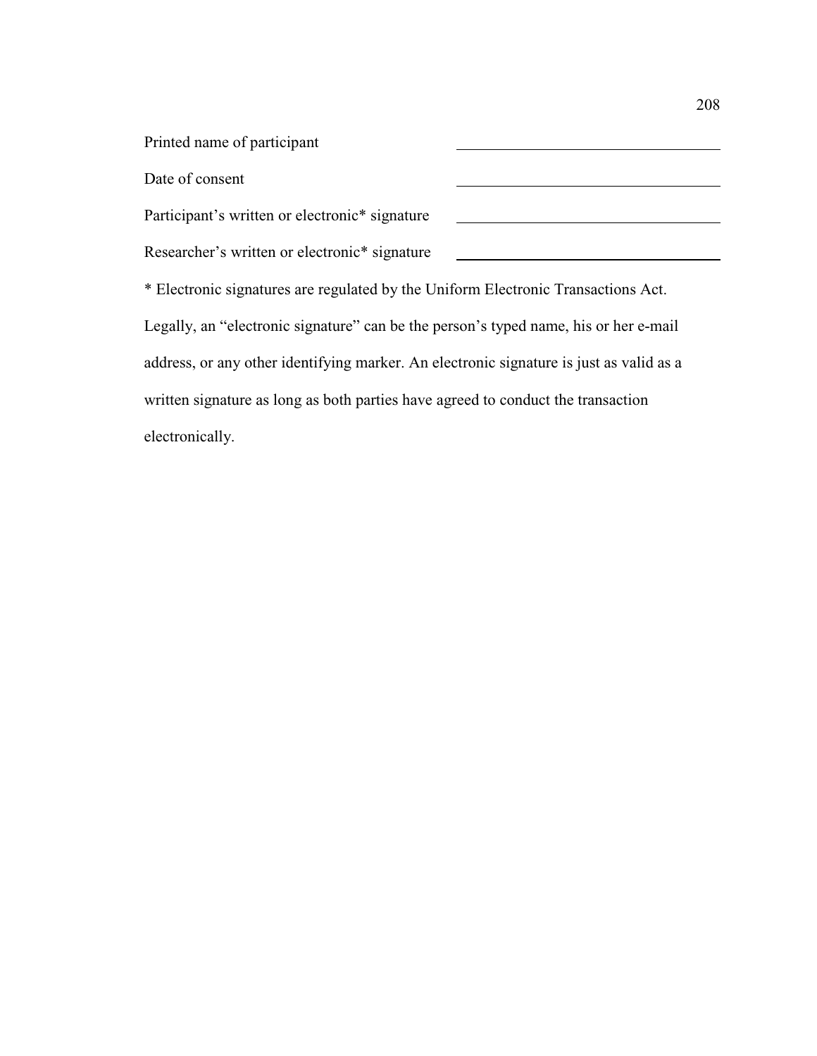Printed name of participant ______________________________

Date of consent ______________________________

Participant's written or electronic* signature ______________________________

Researcher's written or electronic* signature ______________________________

* Electronic signatures are regulated by the Uniform Electronic Transactions Act. Legally, an "electronic signature" can be the person's typed name, his or her e-mail address, or any other identifying marker. An electronic signature is just as valid as a written signature as long as both parties have agreed to conduct the transaction electronically.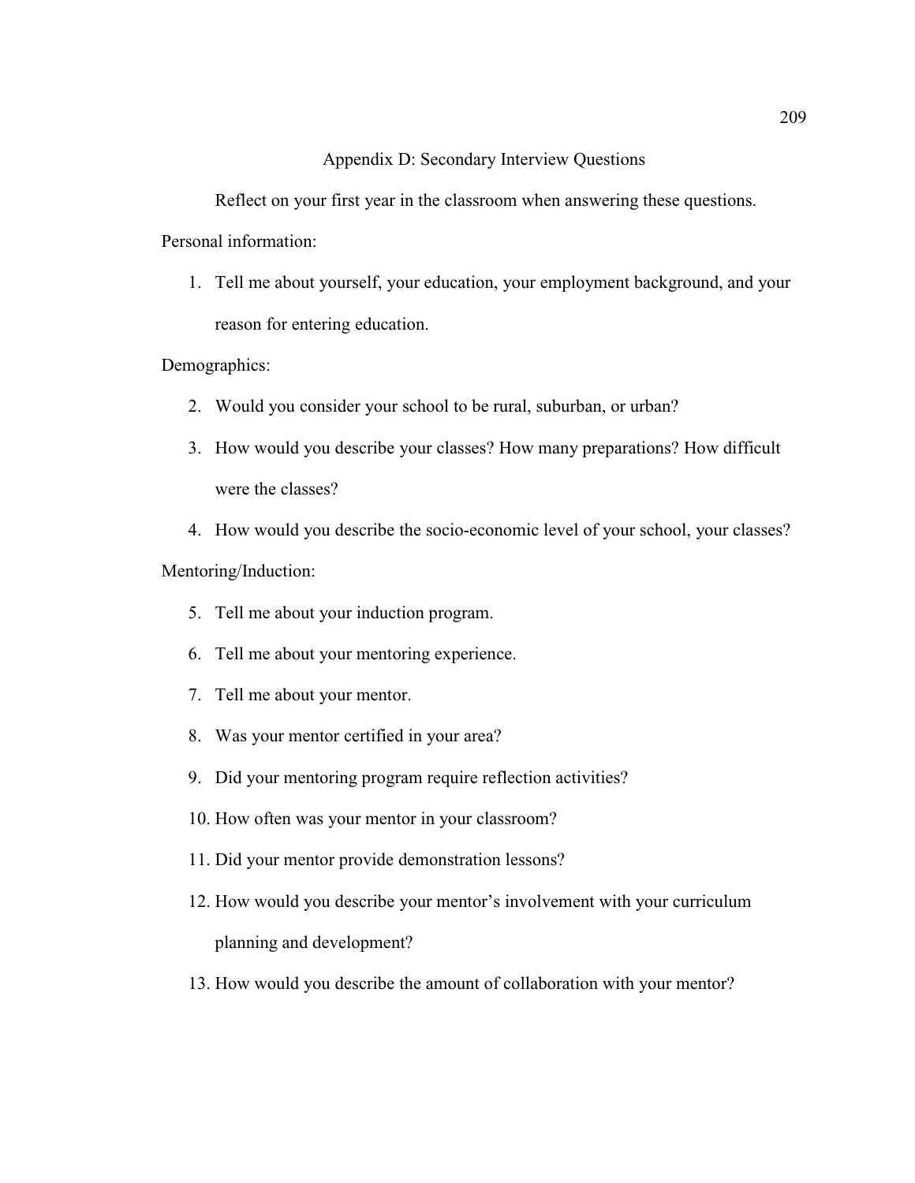## Appendix D: Secondary Interview Questions

Reflect on your first year in the classroom when answering these questions.

Personal information:

1. Tell me about yourself, your education, your employment background, and your reason for entering education.

Demographics:

2. Would you consider your school to be rural, suburban, or urban?
3. How would you describe your classes? How many preparations? How difficult were the classes?
4. How would you describe the socio-economic level of your school, your classes?

Mentoring/Induction:

5. Tell me about your induction program.
6. Tell me about your mentoring experience.
7. Tell me about your mentor.
8. Was your mentor certified in your area?
9. Did your mentoring program require reflection activities?
10. How often was your mentor in your classroom?
11. Did your mentor provide demonstration lessons?
12. How would you describe your mentor's involvement with your curriculum planning and development?
13. How would you describe the amount of collaboration with your mentor?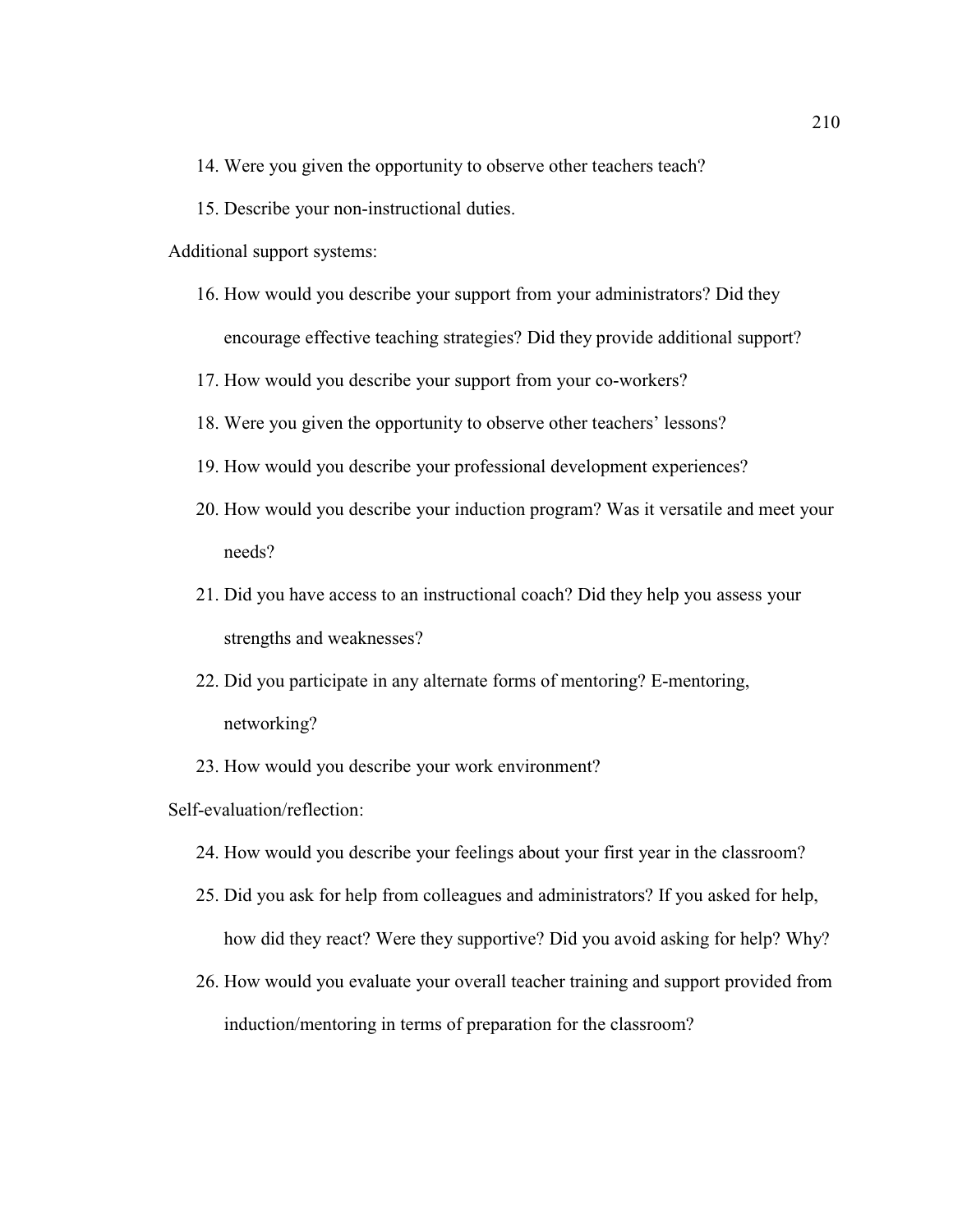14. Were you given the opportunity to observe other teachers teach?
15. Describe your non-instructional duties.

Additional support systems:

16. How would you describe your support from your administrators? Did they encourage effective teaching strategies? Did they provide additional support?
17. How would you describe your support from your co-workers?
18. Were you given the opportunity to observe other teachers' lessons?
19. How would you describe your professional development experiences?
20. How would you describe your induction program? Was it versatile and meet your needs?
21. Did you have access to an instructional coach? Did they help you assess your strengths and weaknesses?
22. Did you participate in any alternate forms of mentoring? E-mentoring, networking?
23. How would you describe your work environment?

Self-evaluation/reflection:

24. How would you describe your feelings about your first year in the classroom?
25. Did you ask for help from colleagues and administrators? If you asked for help, how did they react? Were they supportive? Did you avoid asking for help? Why?
26. How would you evaluate your overall teacher training and support provided from induction/mentoring in terms of preparation for the classroom?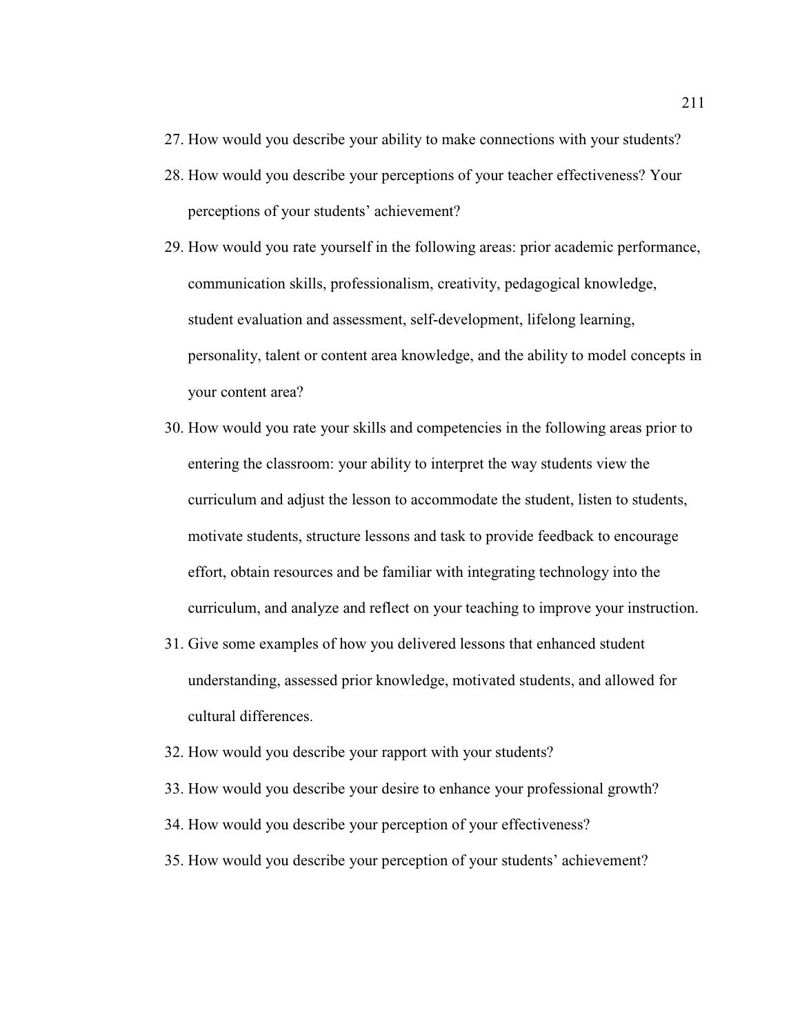27. How would you describe your ability to make connections with your students?
28. How would you describe your perceptions of your teacher effectiveness? Your perceptions of your students' achievement?
29. How would you rate yourself in the following areas: prior academic performance, communication skills, professionalism, creativity, pedagogical knowledge, student evaluation and assessment, self-development, lifelong learning, personality, talent or content area knowledge, and the ability to model concepts in your content area?
30. How would you rate your skills and competencies in the following areas prior to entering the classroom: your ability to interpret the way students view the curriculum and adjust the lesson to accommodate the student, listen to students, motivate students, structure lessons and task to provide feedback to encourage effort, obtain resources and be familiar with integrating technology into the curriculum, and analyze and reflect on your teaching to improve your instruction.
31. Give some examples of how you delivered lessons that enhanced student understanding, assessed prior knowledge, motivated students, and allowed for cultural differences.
32. How would you describe your rapport with your students?
33. How would you describe your desire to enhance your professional growth?
34. How would you describe your perception of your effectiveness?
35. How would you describe your perception of your students' achievement?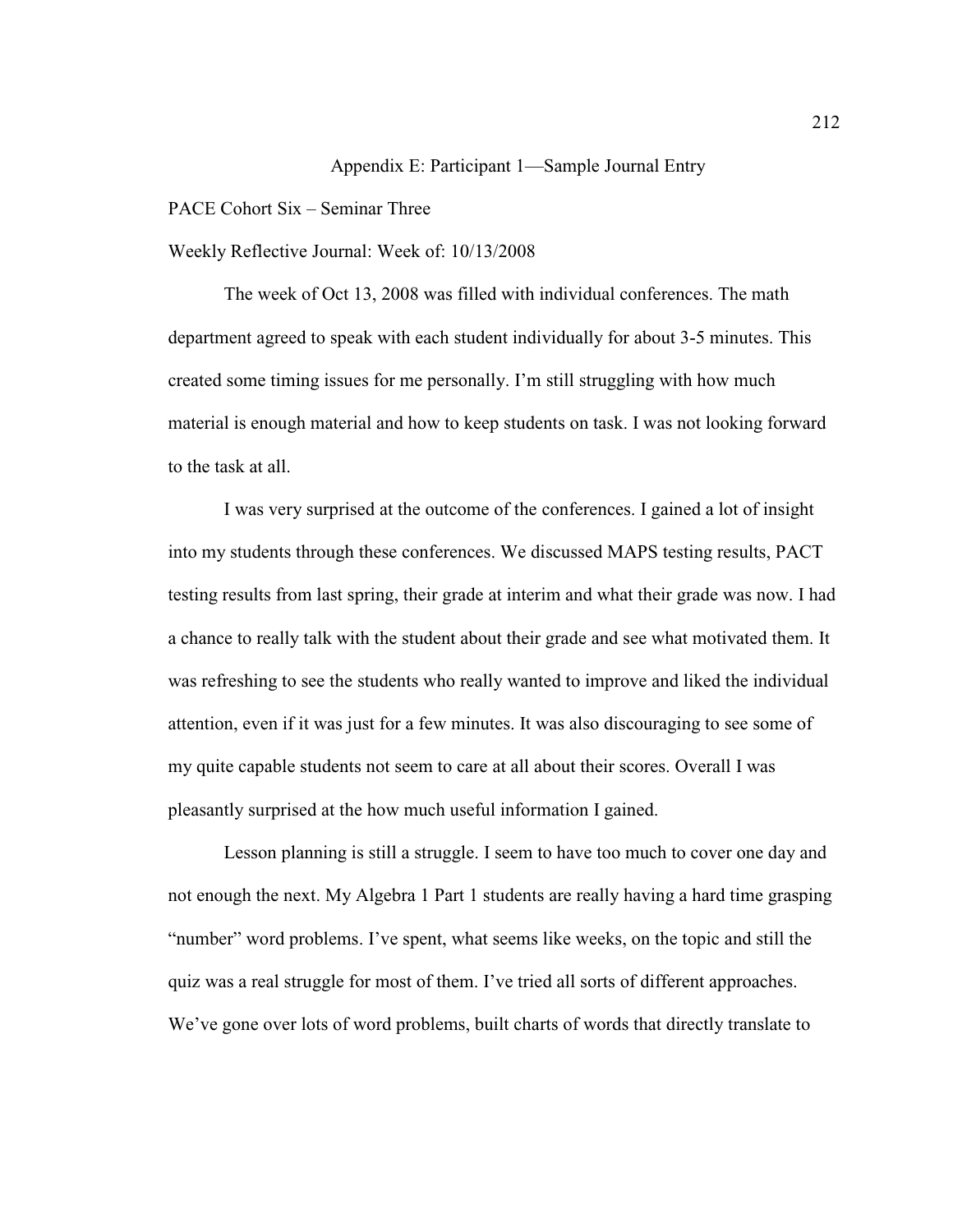# Appendix E: Participant 1—Sample Journal Entry

PACE Cohort Six – Seminar Three

Weekly Reflective Journal: Week of: 10/13/2008

The week of Oct 13, 2008 was filled with individual conferences. The math department agreed to speak with each student individually for about 3-5 minutes. This created some timing issues for me personally. I'm still struggling with how much material is enough material and how to keep students on task. I was not looking forward to the task at all.

I was very surprised at the outcome of the conferences. I gained a lot of insight into my students through these conferences. We discussed MAPS testing results, PACT testing results from last spring, their grade at interim and what their grade was now. I had a chance to really talk with the student about their grade and see what motivated them. It was refreshing to see the students who really wanted to improve and liked the individual attention, even if it was just for a few minutes. It was also discouraging to see some of my quite capable students not seem to care at all about their scores. Overall I was pleasantly surprised at the how much useful information I gained.

Lesson planning is still a struggle. I seem to have too much to cover one day and not enough the next. My Algebra 1 Part 1 students are really having a hard time grasping "number" word problems. I've spent, what seems like weeks, on the topic and still the quiz was a real struggle for most of them. I've tried all sorts of different approaches. We've gone over lots of word problems, built charts of words that directly translate to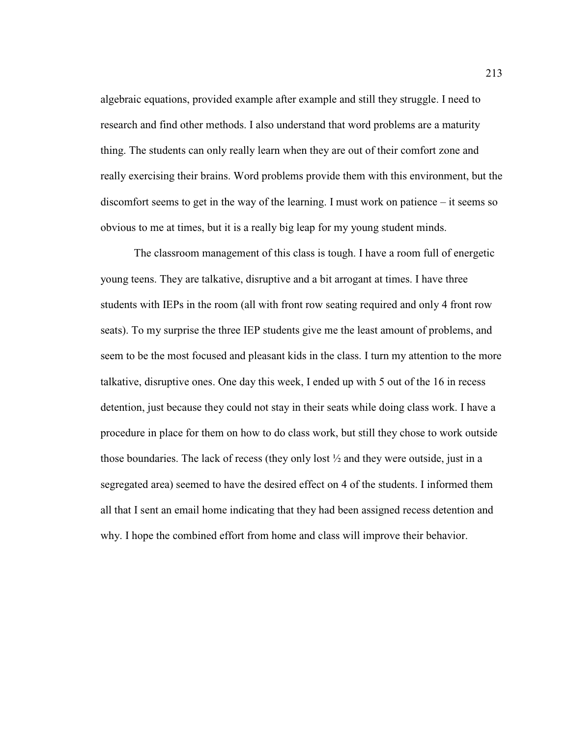algebraic equations, provided example after example and still they struggle. I need to research and find other methods. I also understand that word problems are a maturity thing. The students can only really learn when they are out of their comfort zone and really exercising their brains. Word problems provide them with this environment, but the discomfort seems to get in the way of the learning. I must work on patience – it seems so obvious to me at times, but it is a really big leap for my young student minds.

The classroom management of this class is tough. I have a room full of energetic young teens. They are talkative, disruptive and a bit arrogant at times. I have three students with IEPs in the room (all with front row seating required and only 4 front row seats). To my surprise the three IEP students give me the least amount of problems, and seem to be the most focused and pleasant kids in the class. I turn my attention to the more talkative, disruptive ones. One day this week, I ended up with 5 out of the 16 in recess detention, just because they could not stay in their seats while doing class work. I have a procedure in place for them on how to do class work, but still they chose to work outside those boundaries. The lack of recess (they only lost ½ and they were outside, just in a segregated area) seemed to have the desired effect on 4 of the students. I informed them all that I sent an email home indicating that they had been assigned recess detention and why. I hope the combined effort from home and class will improve their behavior.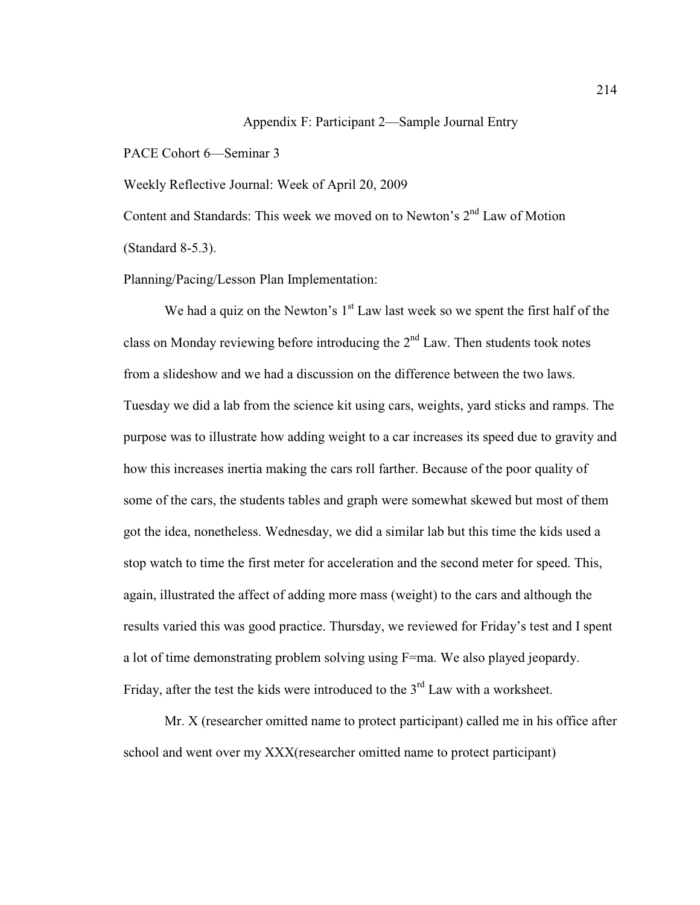Appendix F: Participant 2—Sample Journal Entry

PACE Cohort 6—Seminar 3

Weekly Reflective Journal: Week of April 20, 2009

Content and Standards: This week we moved on to Newton's 2nd Law of Motion (Standard 8-5.3).

Planning/Pacing/Lesson Plan Implementation:

We had a quiz on the Newton's 1st Law last week so we spent the first half of the class on Monday reviewing before introducing the 2nd Law. Then students took notes from a slideshow and we had a discussion on the difference between the two laws. Tuesday we did a lab from the science kit using cars, weights, yard sticks and ramps. The purpose was to illustrate how adding weight to a car increases its speed due to gravity and how this increases inertia making the cars roll farther. Because of the poor quality of some of the cars, the students tables and graph were somewhat skewed but most of them got the idea, nonetheless. Wednesday, we did a similar lab but this time the kids used a stop watch to time the first meter for acceleration and the second meter for speed. This, again, illustrated the affect of adding more mass (weight) to the cars and although the results varied this was good practice. Thursday, we reviewed for Friday's test and I spent a lot of time demonstrating problem solving using $F=ma$. We also played jeopardy. Friday, after the test the kids were introduced to the 3rd Law with a worksheet.

Mr. X (researcher omitted name to protect participant) called me in his office after school and went over my XXX(researcher omitted name to protect participant)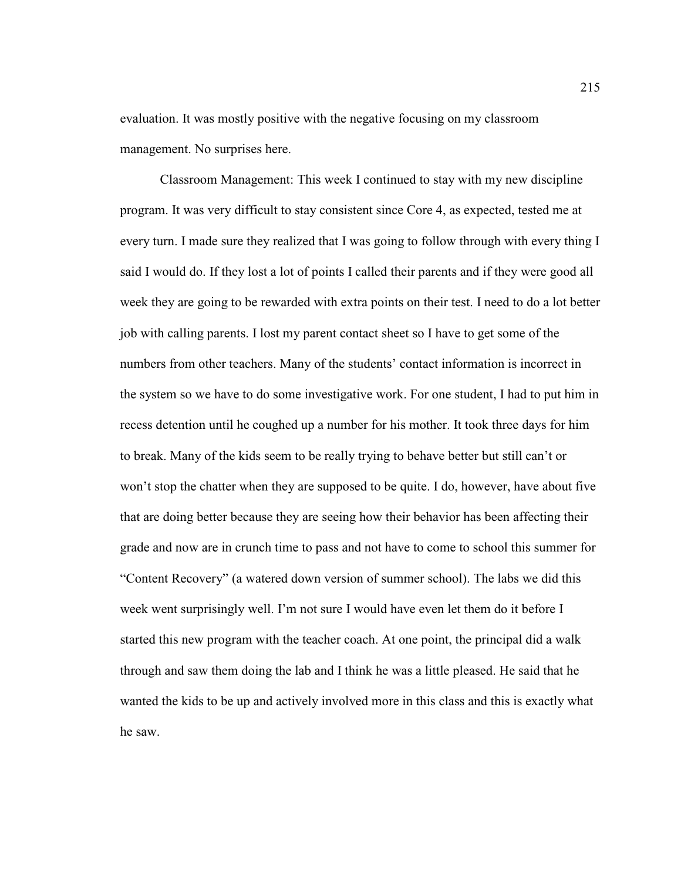evaluation. It was mostly positive with the negative focusing on my classroom management. No surprises here.

Classroom Management: This week I continued to stay with my new discipline program. It was very difficult to stay consistent since Core 4, as expected, tested me at every turn. I made sure they realized that I was going to follow through with every thing I said I would do. If they lost a lot of points I called their parents and if they were good all week they are going to be rewarded with extra points on their test. I need to do a lot better job with calling parents. I lost my parent contact sheet so I have to get some of the numbers from other teachers. Many of the students' contact information is incorrect in the system so we have to do some investigative work. For one student, I had to put him in recess detention until he coughed up a number for his mother. It took three days for him to break. Many of the kids seem to be really trying to behave better but still can't or won't stop the chatter when they are supposed to be quite. I do, however, have about five that are doing better because they are seeing how their behavior has been affecting their grade and now are in crunch time to pass and not have to come to school this summer for "Content Recovery" (a watered down version of summer school). The labs we did this week went surprisingly well. I'm not sure I would have even let them do it before I started this new program with the teacher coach. At one point, the principal did a walk through and saw them doing the lab and I think he was a little pleased. He said that he wanted the kids to be up and actively involved more in this class and this is exactly what he saw.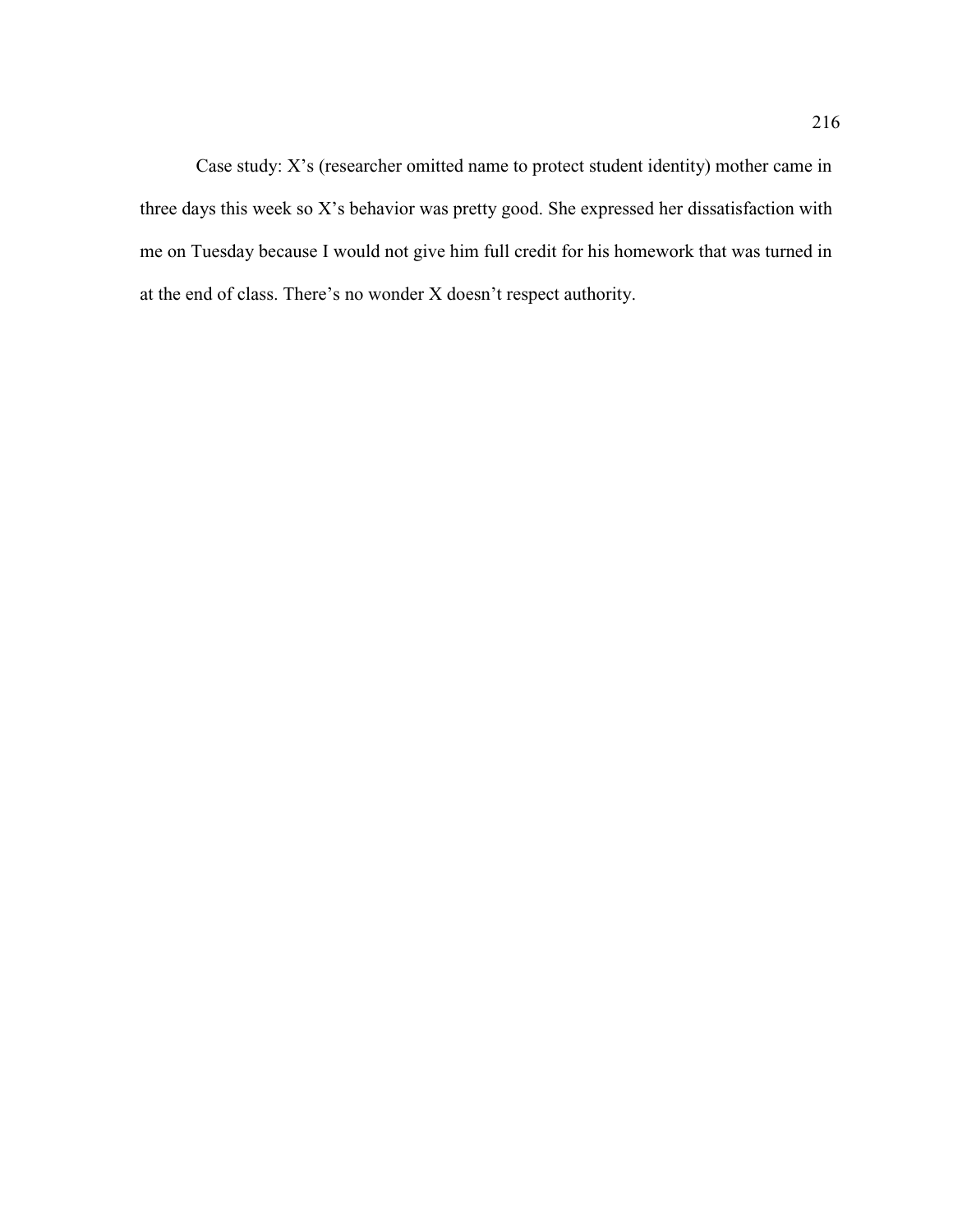Case study: X's (researcher omitted name to protect student identity) mother came in three days this week so X's behavior was pretty good. She expressed her dissatisfaction with me on Tuesday because I would not give him full credit for his homework that was turned in at the end of class. There's no wonder X doesn't respect authority.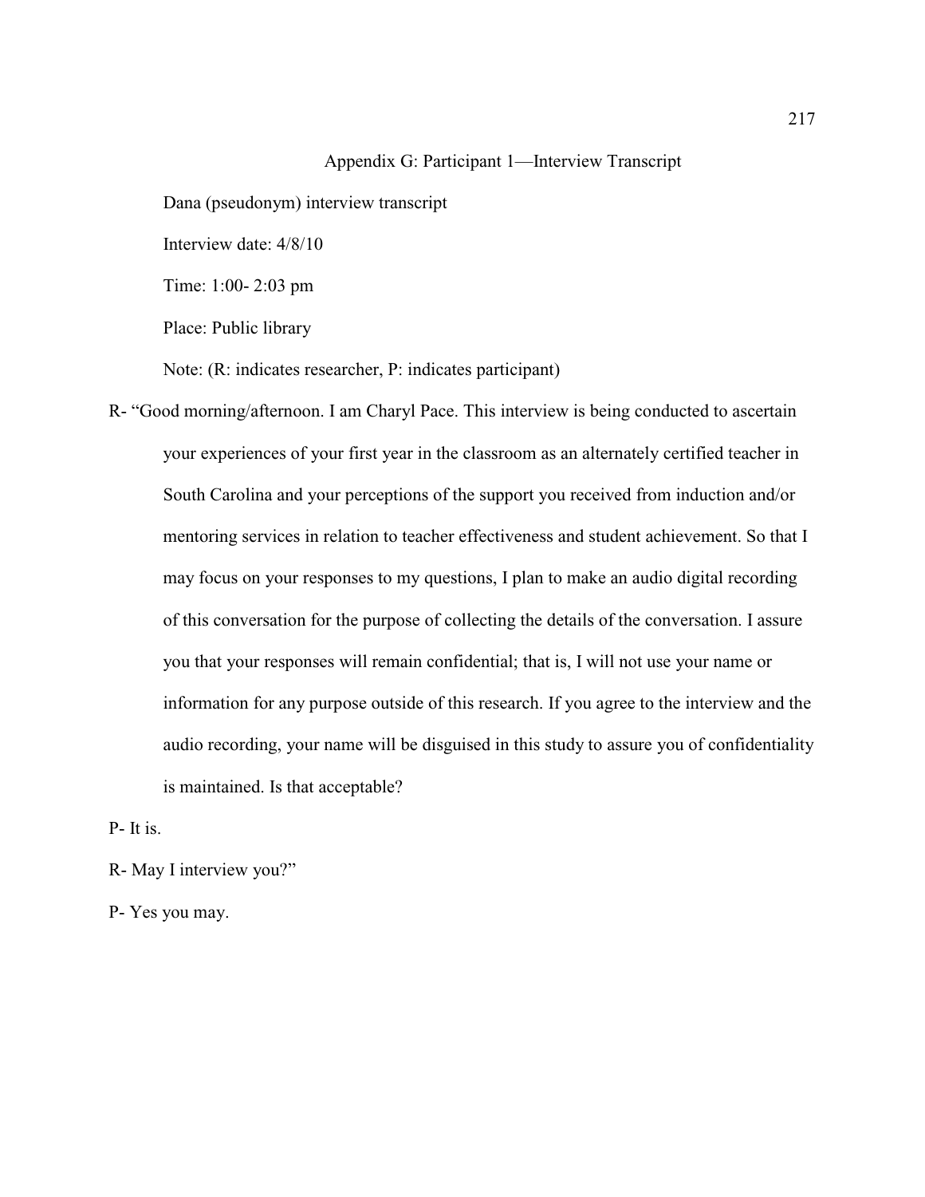## Appendix G: Participant 1—Interview Transcript

Dana (pseudonym) interview transcript

Interview date: 4/8/10

Time: 1:00- 2:03 pm

Place: Public library

Note: (R: indicates researcher, P: indicates participant)

R- "Good morning/afternoon. I am Charyl Pace. This interview is being conducted to ascertain your experiences of your first year in the classroom as an alternately certified teacher in South Carolina and your perceptions of the support you received from induction and/or mentoring services in relation to teacher effectiveness and student achievement. So that I may focus on your responses to my questions, I plan to make an audio digital recording of this conversation for the purpose of collecting the details of the conversation. I assure you that your responses will remain confidential; that is, I will not use your name or information for any purpose outside of this research. If you agree to the interview and the audio recording, your name will be disguised in this study to assure you of confidentiality is maintained. Is that acceptable?

P- It is.

R- May I interview you?"

P- Yes you may.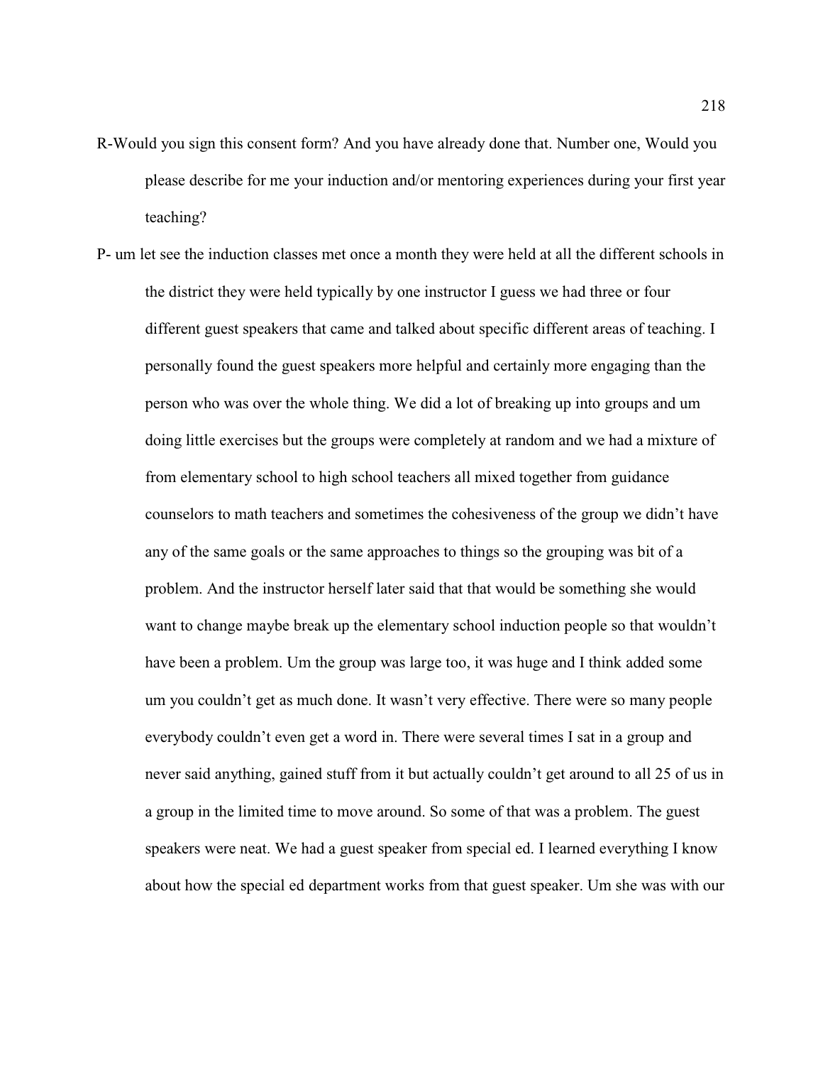R-Would you sign this consent form? And you have already done that. Number one, Would you please describe for me your induction and/or mentoring experiences during your first year teaching?

P- um let see the induction classes met once a month they were held at all the different schools in the district they were held typically by one instructor I guess we had three or four different guest speakers that came and talked about specific different areas of teaching. I personally found the guest speakers more helpful and certainly more engaging than the person who was over the whole thing. We did a lot of breaking up into groups and um doing little exercises but the groups were completely at random and we had a mixture of from elementary school to high school teachers all mixed together from guidance counselors to math teachers and sometimes the cohesiveness of the group we didn't have any of the same goals or the same approaches to things so the grouping was bit of a problem. And the instructor herself later said that that would be something she would want to change maybe break up the elementary school induction people so that wouldn't have been a problem. Um the group was large too, it was huge and I think added some um you couldn't get as much done. It wasn't very effective. There were so many people everybody couldn't even get a word in. There were several times I sat in a group and never said anything, gained stuff from it but actually couldn't get around to all 25 of us in a group in the limited time to move around. So some of that was a problem. The guest speakers were neat. We had a guest speaker from special ed. I learned everything I know about how the special ed department works from that guest speaker. Um she was with our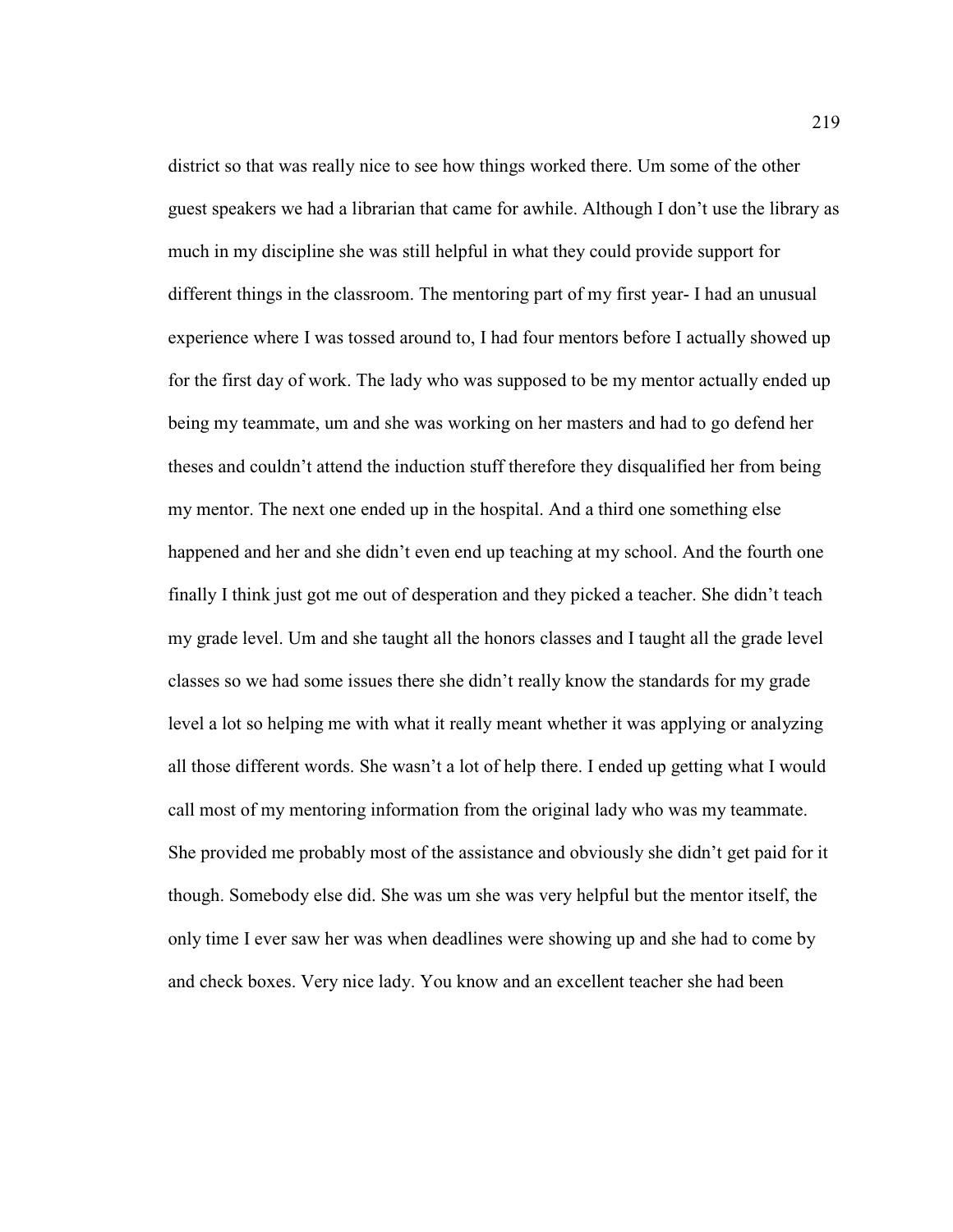district so that was really nice to see how things worked there. Um some of the other guest speakers we had a librarian that came for awhile. Although I don't use the library as much in my discipline she was still helpful in what they could provide support for different things in the classroom. The mentoring part of my first year- I had an unusual experience where I was tossed around to, I had four mentors before I actually showed up for the first day of work. The lady who was supposed to be my mentor actually ended up being my teammate, um and she was working on her masters and had to go defend her theses and couldn't attend the induction stuff therefore they disqualified her from being my mentor. The next one ended up in the hospital. And a third one something else happened and her and she didn't even end up teaching at my school. And the fourth one finally I think just got me out of desperation and they picked a teacher. She didn't teach my grade level. Um and she taught all the honors classes and I taught all the grade level classes so we had some issues there she didn't really know the standards for my grade level a lot so helping me with what it really meant whether it was applying or analyzing all those different words. She wasn't a lot of help there. I ended up getting what I would call most of my mentoring information from the original lady who was my teammate. She provided me probably most of the assistance and obviously she didn't get paid for it though. Somebody else did. She was um she was very helpful but the mentor itself, the only time I ever saw her was when deadlines were showing up and she had to come by and check boxes. Very nice lady. You know and an excellent teacher she had been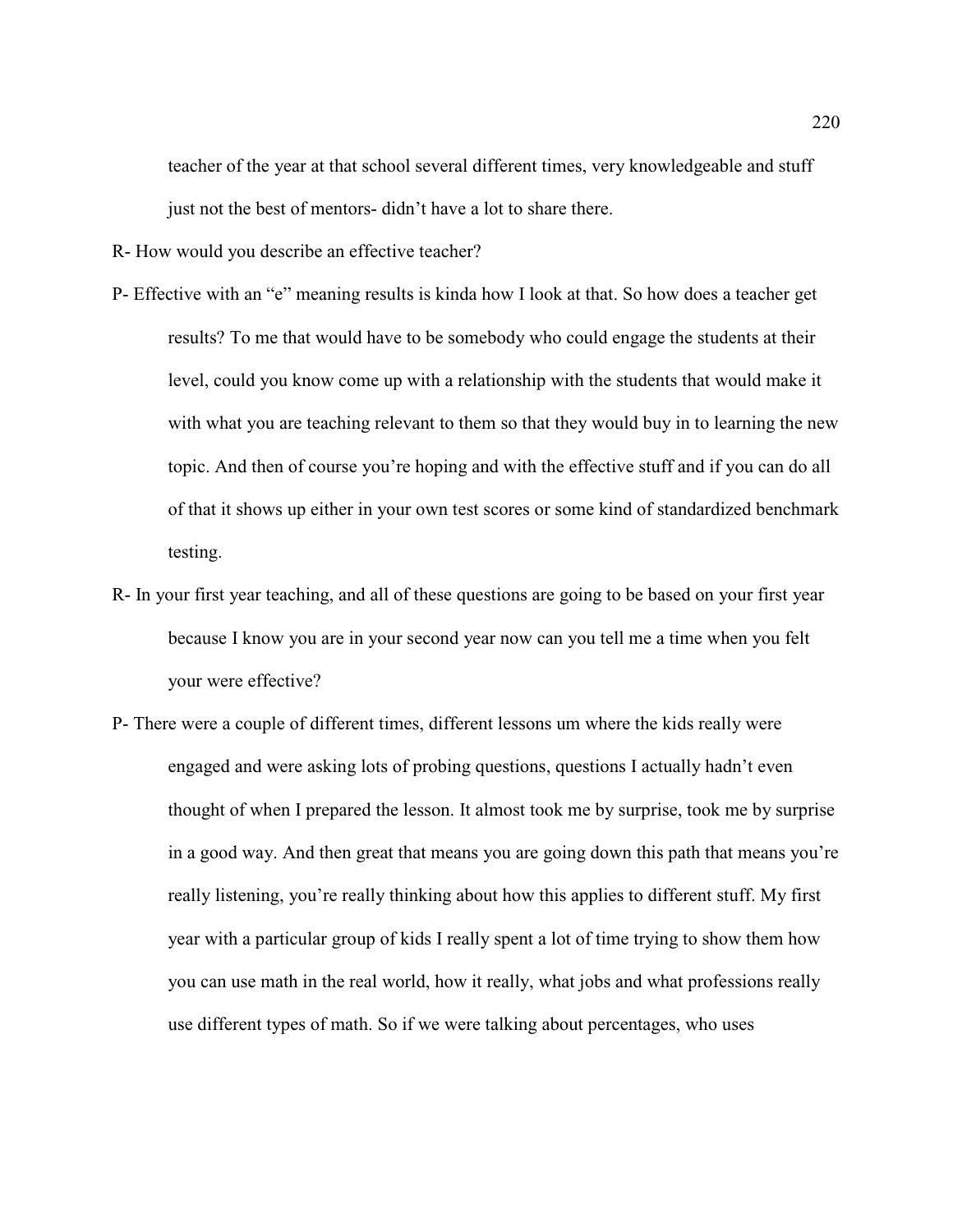teacher of the year at that school several different times, very knowledgeable and stuff just not the best of mentors- didn't have a lot to share there.

R- How would you describe an effective teacher?

P- Effective with an "e" meaning results is kinda how I look at that. So how does a teacher get results? To me that would have to be somebody who could engage the students at their level, could you know come up with a relationship with the students that would make it with what you are teaching relevant to them so that they would buy in to learning the new topic. And then of course you're hoping and with the effective stuff and if you can do all of that it shows up either in your own test scores or some kind of standardized benchmark testing.

R- In your first year teaching, and all of these questions are going to be based on your first year because I know you are in your second year now can you tell me a time when you felt your were effective?

P- There were a couple of different times, different lessons um where the kids really were engaged and were asking lots of probing questions, questions I actually hadn't even thought of when I prepared the lesson. It almost took me by surprise, took me by surprise in a good way. And then great that means you are going down this path that means you're really listening, you're really thinking about how this applies to different stuff. My first year with a particular group of kids I really spent a lot of time trying to show them how you can use math in the real world, how it really, what jobs and what professions really use different types of math. So if we were talking about percentages, who uses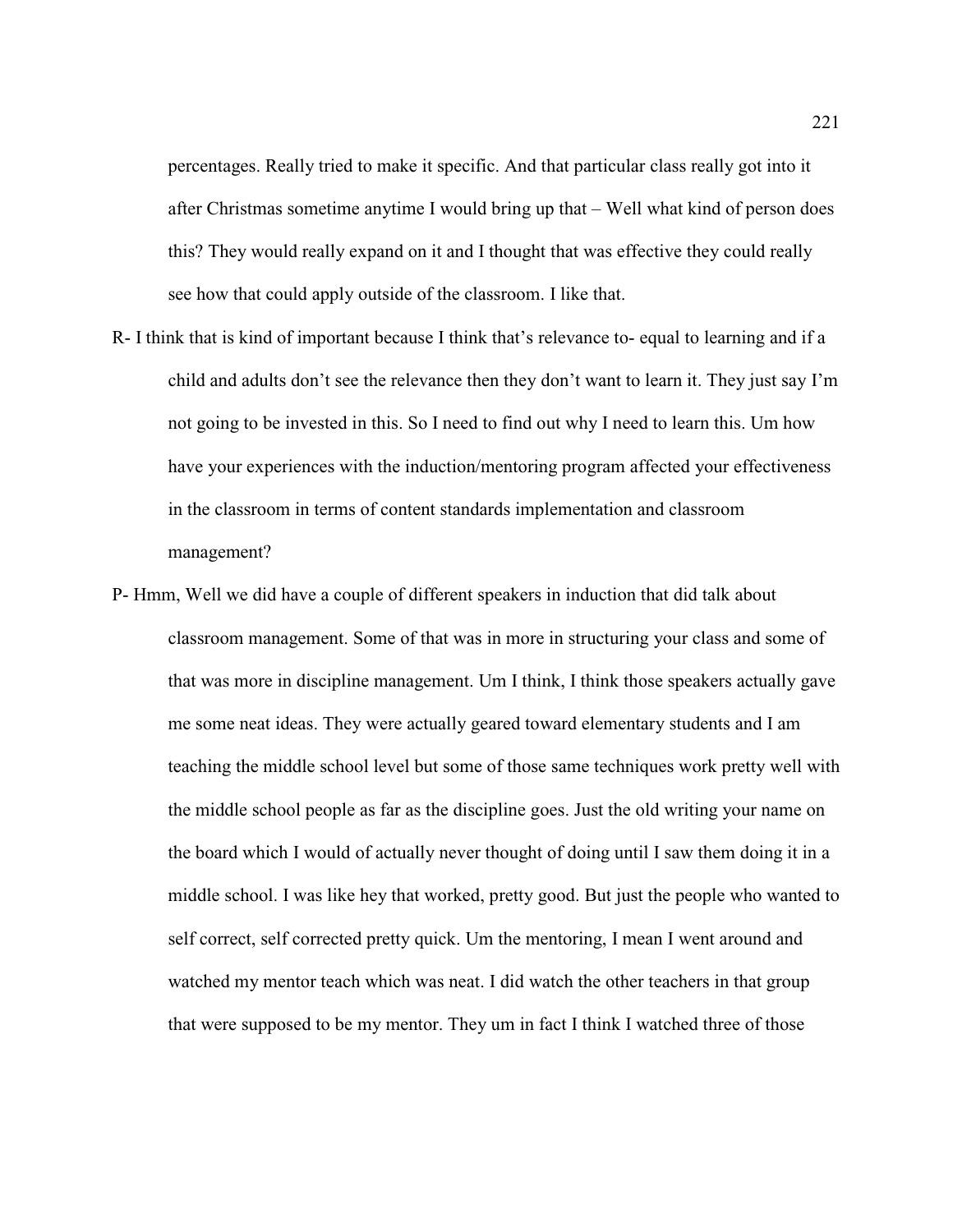percentages. Really tried to make it specific. And that particular class really got into it after Christmas sometime anytime I would bring up that – Well what kind of person does this? They would really expand on it and I thought that was effective they could really see how that could apply outside of the classroom. I like that.

R- I think that is kind of important because I think that's relevance to- equal to learning and if a child and adults don't see the relevance then they don't want to learn it. They just say I'm not going to be invested in this. So I need to find out why I need to learn this. Um how have your experiences with the induction/mentoring program affected your effectiveness in the classroom in terms of content standards implementation and classroom management?

P- Hmm, Well we did have a couple of different speakers in induction that did talk about classroom management. Some of that was in more in structuring your class and some of that was more in discipline management. Um I think, I think those speakers actually gave me some neat ideas. They were actually geared toward elementary students and I am teaching the middle school level but some of those same techniques work pretty well with the middle school people as far as the discipline goes. Just the old writing your name on the board which I would of actually never thought of doing until I saw them doing it in a middle school. I was like hey that worked, pretty good. But just the people who wanted to self correct, self corrected pretty quick. Um the mentoring, I mean I went around and watched my mentor teach which was neat. I did watch the other teachers in that group that were supposed to be my mentor. They um in fact I think I watched three of those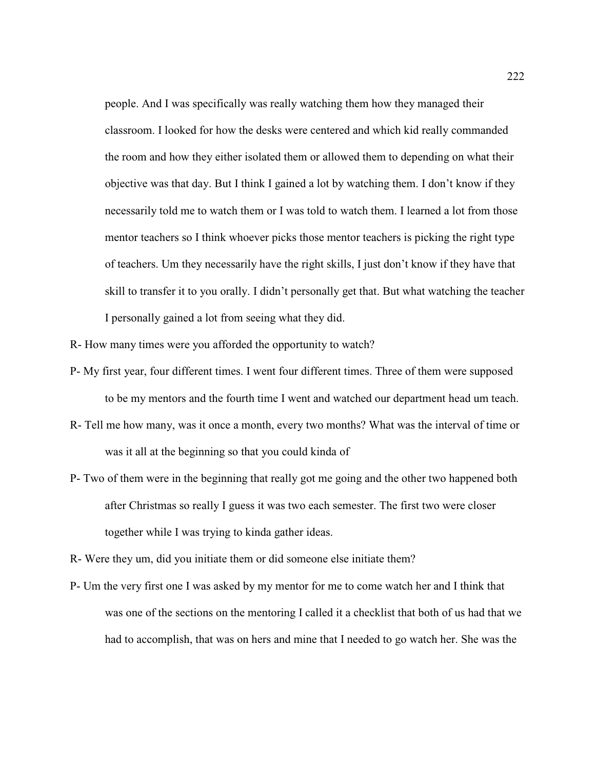people. And I was specifically was really watching them how they managed their classroom. I looked for how the desks were centered and which kid really commanded the room and how they either isolated them or allowed them to depending on what their objective was that day. But I think I gained a lot by watching them. I don't know if they necessarily told me to watch them or I was told to watch them. I learned a lot from those mentor teachers so I think whoever picks those mentor teachers is picking the right type of teachers. Um they necessarily have the right skills, I just don't know if they have that skill to transfer it to you orally. I didn't personally get that. But what watching the teacher I personally gained a lot from seeing what they did.

R- How many times were you afforded the opportunity to watch?

P- My first year, four different times. I went four different times. Three of them were supposed to be my mentors and the fourth time I went and watched our department head um teach.

R- Tell me how many, was it once a month, every two months? What was the interval of time or was it all at the beginning so that you could kinda of

P- Two of them were in the beginning that really got me going and the other two happened both after Christmas so really I guess it was two each semester. The first two were closer together while I was trying to kinda gather ideas.

R- Were they um, did you initiate them or did someone else initiate them?

P- Um the very first one I was asked by my mentor for me to come watch her and I think that was one of the sections on the mentoring I called it a checklist that both of us had that we had to accomplish, that was on hers and mine that I needed to go watch her. She was the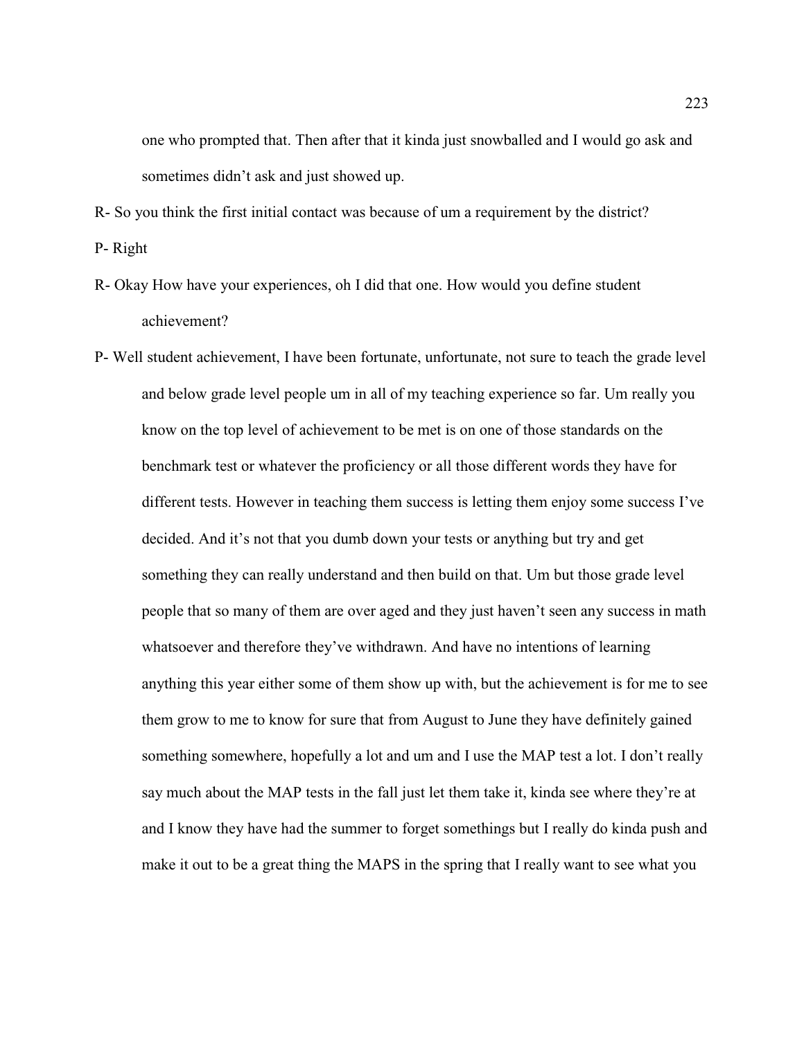one who prompted that. Then after that it kinda just snowballed and I would go ask and sometimes didn't ask and just showed up.

R- So you think the first initial contact was because of um a requirement by the district?

P- Right

R- Okay How have your experiences, oh I did that one. How would you define student achievement?

P- Well student achievement, I have been fortunate, unfortunate, not sure to teach the grade level and below grade level people um in all of my teaching experience so far. Um really you know on the top level of achievement to be met is on one of those standards on the benchmark test or whatever the proficiency or all those different words they have for different tests. However in teaching them success is letting them enjoy some success I've decided. And it's not that you dumb down your tests or anything but try and get something they can really understand and then build on that. Um but those grade level people that so many of them are over aged and they just haven't seen any success in math whatsoever and therefore they've withdrawn. And have no intentions of learning anything this year either some of them show up with, but the achievement is for me to see them grow to me to know for sure that from August to June they have definitely gained something somewhere, hopefully a lot and um and I use the MAP test a lot. I don't really say much about the MAP tests in the fall just let them take it, kinda see where they're at and I know they have had the summer to forget somethings but I really do kinda push and make it out to be a great thing the MAPS in the spring that I really want to see what you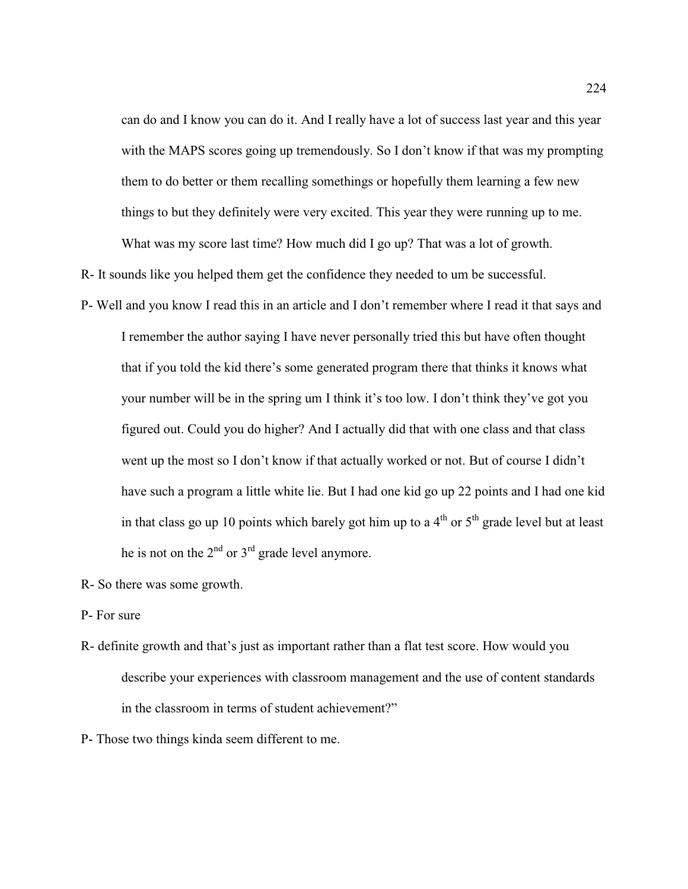can do and I know you can do it. And I really have a lot of success last year and this year with the MAPS scores going up tremendously. So I don't know if that was my prompting them to do better or them recalling somethings or hopefully them learning a few new things to but they definitely were very excited. This year they were running up to me. What was my score last time? How much did I go up? That was a lot of growth.

R- It sounds like you helped them get the confidence they needed to um be successful.

P- Well and you know I read this in an article and I don't remember where I read it that says and I remember the author saying I have never personally tried this but have often thought that if you told the kid there's some generated program there that thinks it knows what your number will be in the spring um I think it's too low. I don't think they've got you figured out. Could you do higher? And I actually did that with one class and that class went up the most so I don't know if that actually worked or not. But of course I didn't have such a program a little white lie. But I had one kid go up 22 points and I had one kid in that class go up 10 points which barely got him up to a 4th or 5th grade level but at least he is not on the 2nd or 3rd grade level anymore.

R- So there was some growth.

P- For sure

R- definite growth and that's just as important rather than a flat test score. How would you describe your experiences with classroom management and the use of content standards in the classroom in terms of student achievement?"

P- Those two things kinda seem different to me.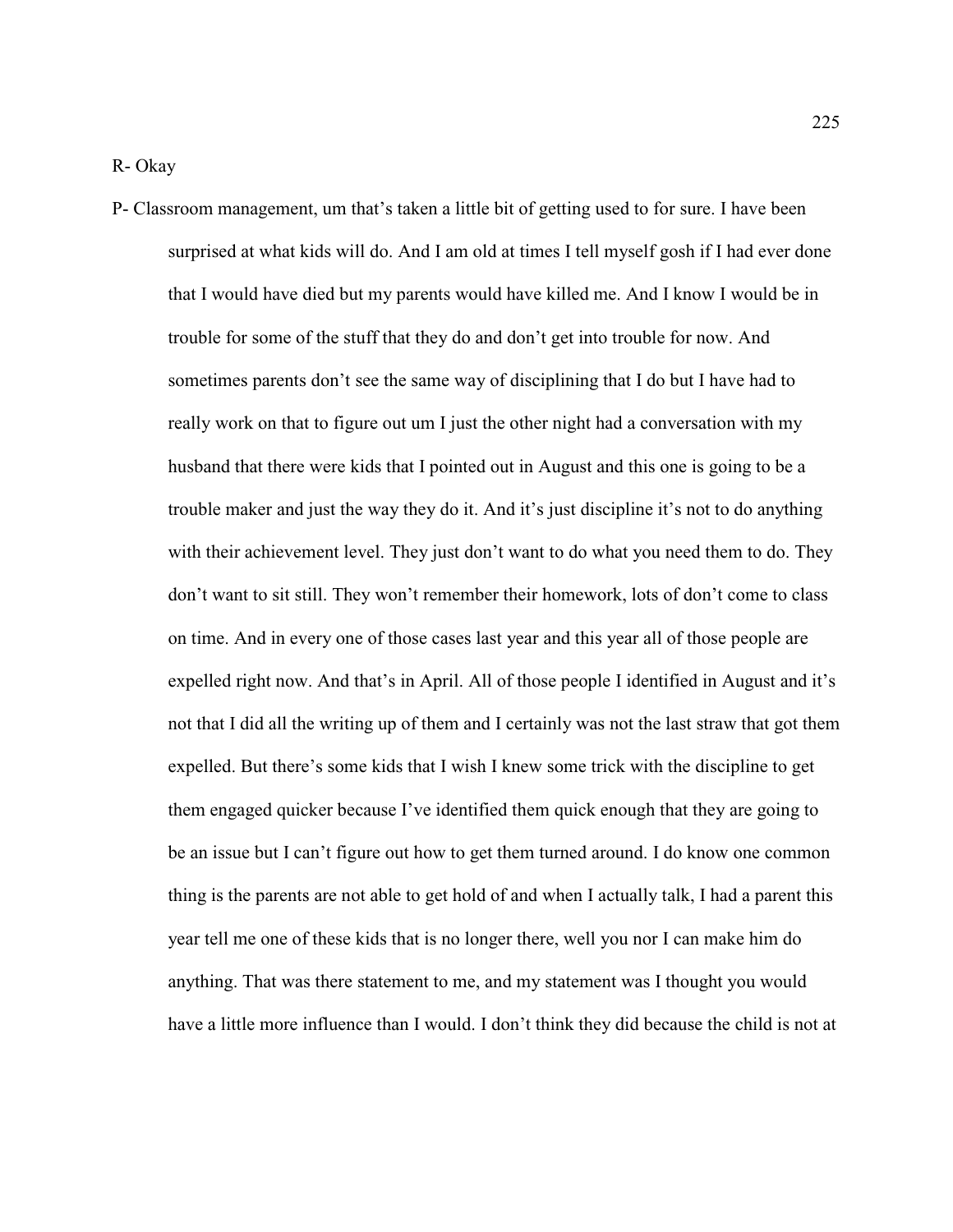R- Okay

P- Classroom management, um that's taken a little bit of getting used to for sure. I have been surprised at what kids will do. And I am old at times I tell myself gosh if I had ever done that I would have died but my parents would have killed me. And I know I would be in trouble for some of the stuff that they do and don't get into trouble for now. And sometimes parents don't see the same way of disciplining that I do but I have had to really work on that to figure out um I just the other night had a conversation with my husband that there were kids that I pointed out in August and this one is going to be a trouble maker and just the way they do it. And it's just discipline it's not to do anything with their achievement level. They just don't want to do what you need them to do. They don't want to sit still. They won't remember their homework, lots of don't come to class on time. And in every one of those cases last year and this year all of those people are expelled right now. And that's in April. All of those people I identified in August and it's not that I did all the writing up of them and I certainly was not the last straw that got them expelled. But there's some kids that I wish I knew some trick with the discipline to get them engaged quicker because I've identified them quick enough that they are going to be an issue but I can't figure out how to get them turned around. I do know one common thing is the parents are not able to get hold of and when I actually talk, I had a parent this year tell me one of these kids that is no longer there, well you nor I can make him do anything. That was there statement to me, and my statement was I thought you would have a little more influence than I would. I don't think they did because the child is not at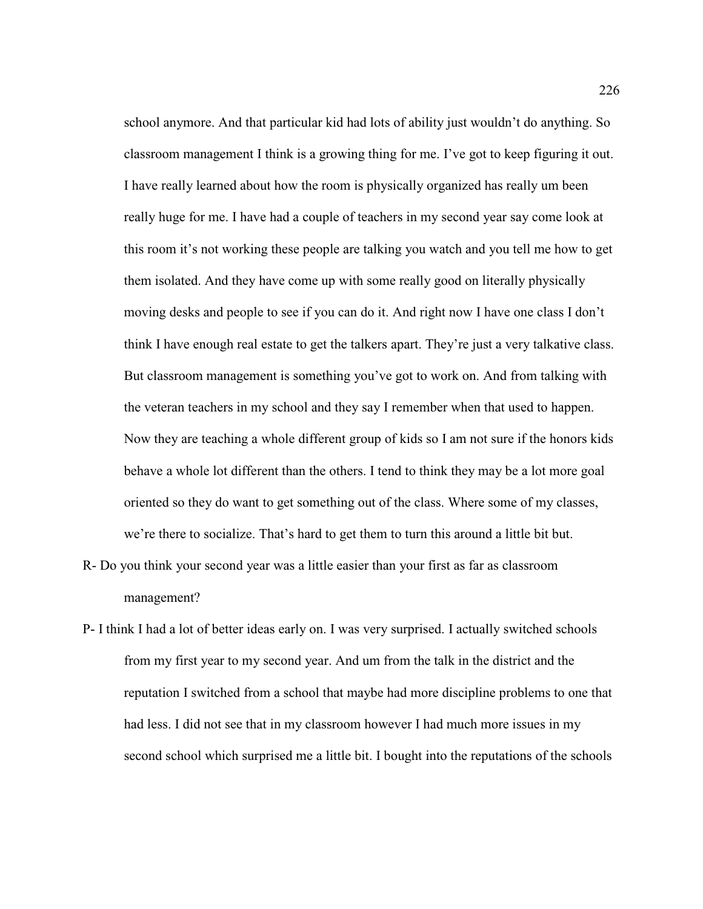school anymore. And that particular kid had lots of ability just wouldn't do anything. So classroom management I think is a growing thing for me. I've got to keep figuring it out. I have really learned about how the room is physically organized has really um been really huge for me. I have had a couple of teachers in my second year say come look at this room it's not working these people are talking you watch and you tell me how to get them isolated. And they have come up with some really good on literally physically moving desks and people to see if you can do it. And right now I have one class I don't think I have enough real estate to get the talkers apart. They're just a very talkative class. But classroom management is something you've got to work on. And from talking with the veteran teachers in my school and they say I remember when that used to happen. Now they are teaching a whole different group of kids so I am not sure if the honors kids behave a whole lot different than the others. I tend to think they may be a lot more goal oriented so they do want to get something out of the class. Where some of my classes, we're there to socialize. That's hard to get them to turn this around a little bit but.

R- Do you think your second year was a little easier than your first as far as classroom management?

P- I think I had a lot of better ideas early on. I was very surprised. I actually switched schools from my first year to my second year. And um from the talk in the district and the reputation I switched from a school that maybe had more discipline problems to one that had less. I did not see that in my classroom however I had much more issues in my second school which surprised me a little bit. I bought into the reputations of the schools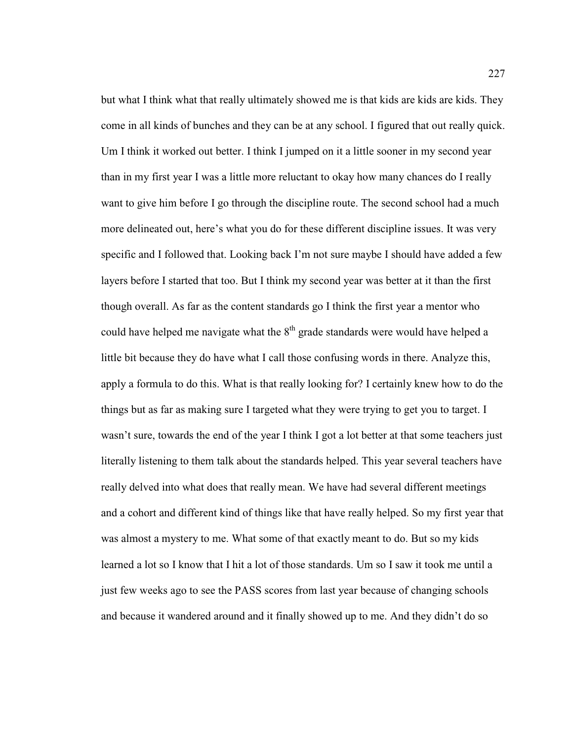but what I think what that really ultimately showed me is that kids are kids are kids. They come in all kinds of bunches and they can be at any school. I figured that out really quick. Um I think it worked out better. I think I jumped on it a little sooner in my second year than in my first year I was a little more reluctant to okay how many chances do I really want to give him before I go through the discipline route. The second school had a much more delineated out, here's what you do for these different discipline issues. It was very specific and I followed that. Looking back I'm not sure maybe I should have added a few layers before I started that too. But I think my second year was better at it than the first though overall. As far as the content standards go I think the first year a mentor who could have helped me navigate what the 8th grade standards were would have helped a little bit because they do have what I call those confusing words in there. Analyze this, apply a formula to do this. What is that really looking for? I certainly knew how to do the things but as far as making sure I targeted what they were trying to get you to target. I wasn't sure, towards the end of the year I think I got a lot better at that some teachers just literally listening to them talk about the standards helped. This year several teachers have really delved into what does that really mean. We have had several different meetings and a cohort and different kind of things like that have really helped. So my first year that was almost a mystery to me. What some of that exactly meant to do. But so my kids learned a lot so I know that I hit a lot of those standards. Um so I saw it took me until a just few weeks ago to see the PASS scores from last year because of changing schools and because it wandered around and it finally showed up to me. And they didn't do so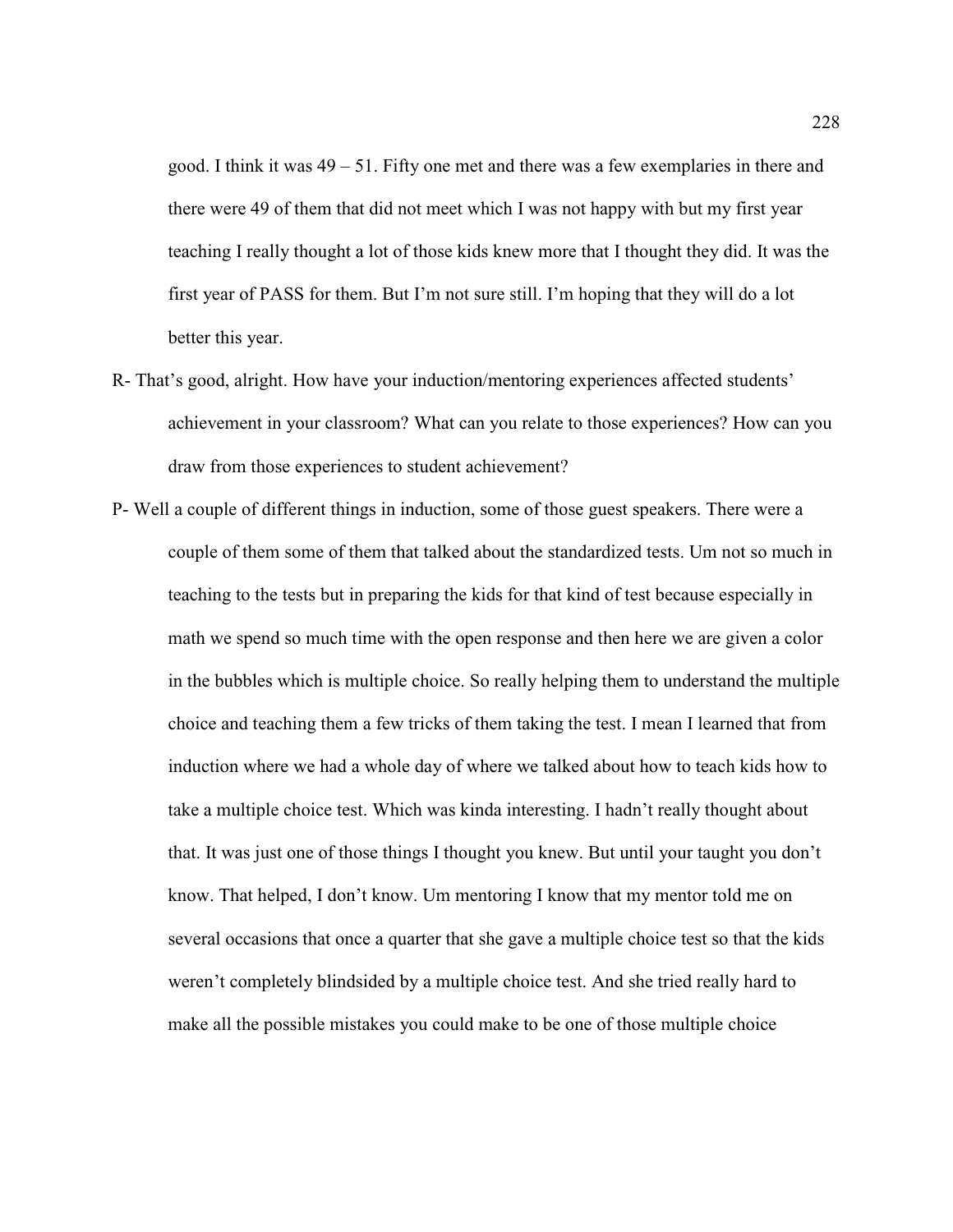good. I think it was 49 – 51. Fifty one met and there was a few exemplaries in there and there were 49 of them that did not meet which I was not happy with but my first year teaching I really thought a lot of those kids knew more that I thought they did. It was the first year of PASS for them. But I'm not sure still. I'm hoping that they will do a lot better this year.

R- That's good, alright. How have your induction/mentoring experiences affected students' achievement in your classroom? What can you relate to those experiences? How can you draw from those experiences to student achievement?

P- Well a couple of different things in induction, some of those guest speakers. There were a couple of them some of them that talked about the standardized tests. Um not so much in teaching to the tests but in preparing the kids for that kind of test because especially in math we spend so much time with the open response and then here we are given a color in the bubbles which is multiple choice. So really helping them to understand the multiple choice and teaching them a few tricks of them taking the test. I mean I learned that from induction where we had a whole day of where we talked about how to teach kids how to take a multiple choice test. Which was kinda interesting. I hadn't really thought about that. It was just one of those things I thought you knew. But until your taught you don't know. That helped, I don't know. Um mentoring I know that my mentor told me on several occasions that once a quarter that she gave a multiple choice test so that the kids weren't completely blindsided by a multiple choice test. And she tried really hard to make all the possible mistakes you could make to be one of those multiple choice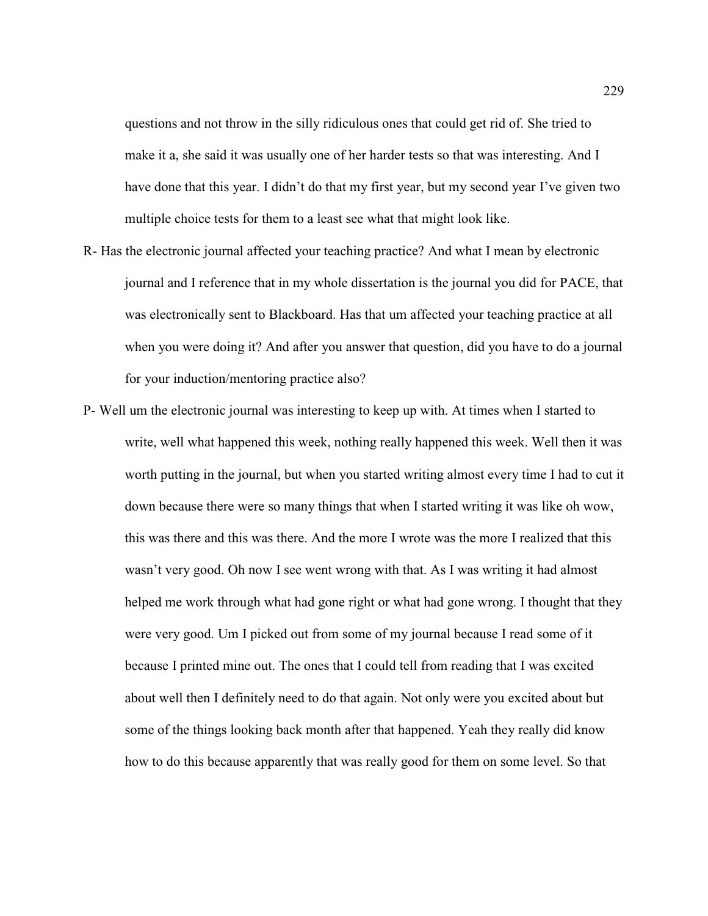questions and not throw in the silly ridiculous ones that could get rid of. She tried to make it a, she said it was usually one of her harder tests so that was interesting. And I have done that this year. I didn't do that my first year, but my second year I've given two multiple choice tests for them to a least see what that might look like.

R- Has the electronic journal affected your teaching practice? And what I mean by electronic journal and I reference that in my whole dissertation is the journal you did for PACE, that was electronically sent to Blackboard. Has that um affected your teaching practice at all when you were doing it? And after you answer that question, did you have to do a journal for your induction/mentoring practice also?

P- Well um the electronic journal was interesting to keep up with. At times when I started to write, well what happened this week, nothing really happened this week. Well then it was worth putting in the journal, but when you started writing almost every time I had to cut it down because there were so many things that when I started writing it was like oh wow, this was there and this was there. And the more I wrote was the more I realized that this wasn't very good. Oh now I see went wrong with that. As I was writing it had almost helped me work through what had gone right or what had gone wrong. I thought that they were very good. Um I picked out from some of my journal because I read some of it because I printed mine out. The ones that I could tell from reading that I was excited about well then I definitely need to do that again. Not only were you excited about but some of the things looking back month after that happened. Yeah they really did know how to do this because apparently that was really good for them on some level. So that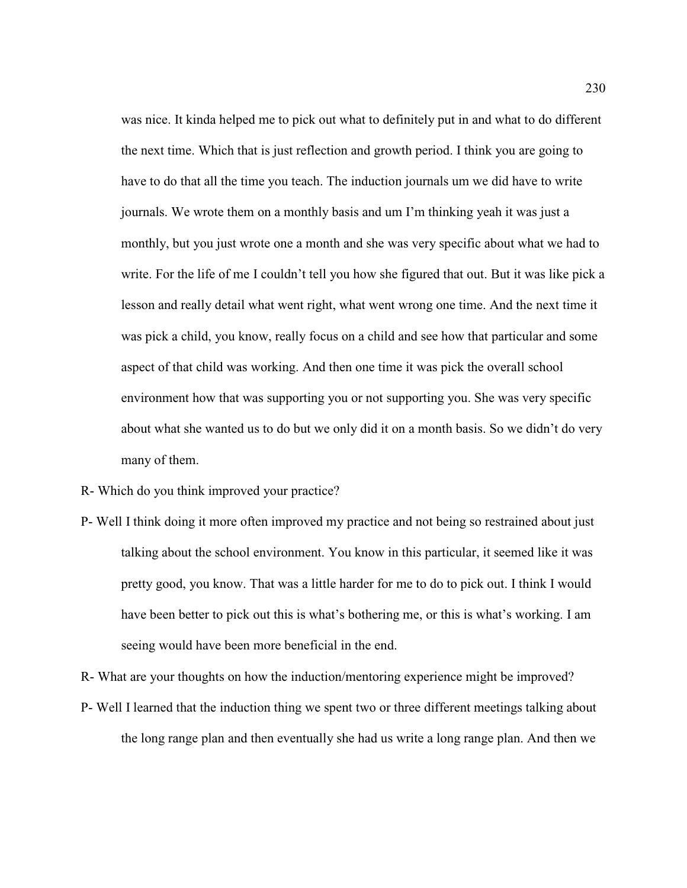was nice. It kinda helped me to pick out what to definitely put in and what to do different the next time. Which that is just reflection and growth period. I think you are going to have to do that all the time you teach. The induction journals um we did have to write journals. We wrote them on a monthly basis and um I'm thinking yeah it was just a monthly, but you just wrote one a month and she was very specific about what we had to write. For the life of me I couldn't tell you how she figured that out. But it was like pick a lesson and really detail what went right, what went wrong one time. And the next time it was pick a child, you know, really focus on a child and see how that particular and some aspect of that child was working. And then one time it was pick the overall school environment how that was supporting you or not supporting you. She was very specific about what she wanted us to do but we only did it on a month basis. So we didn't do very many of them.

R- Which do you think improved your practice?

P- Well I think doing it more often improved my practice and not being so restrained about just talking about the school environment. You know in this particular, it seemed like it was pretty good, you know. That was a little harder for me to do to pick out. I think I would have been better to pick out this is what's bothering me, or this is what's working. I am seeing would have been more beneficial in the end.

R- What are your thoughts on how the induction/mentoring experience might be improved?

P- Well I learned that the induction thing we spent two or three different meetings talking about the long range plan and then eventually she had us write a long range plan. And then we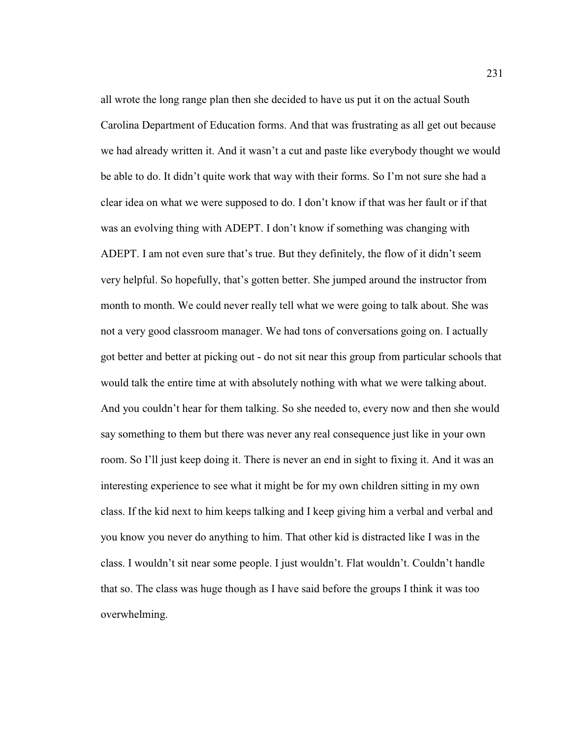all wrote the long range plan then she decided to have us put it on the actual South Carolina Department of Education forms. And that was frustrating as all get out because we had already written it. And it wasn't a cut and paste like everybody thought we would be able to do. It didn't quite work that way with their forms. So I'm not sure she had a clear idea on what we were supposed to do. I don't know if that was her fault or if that was an evolving thing with ADEPT. I don't know if something was changing with ADEPT. I am not even sure that's true. But they definitely, the flow of it didn't seem very helpful. So hopefully, that's gotten better. She jumped around the instructor from month to month. We could never really tell what we were going to talk about. She was not a very good classroom manager. We had tons of conversations going on. I actually got better and better at picking out - do not sit near this group from particular schools that would talk the entire time at with absolutely nothing with what we were talking about. And you couldn't hear for them talking. So she needed to, every now and then she would say something to them but there was never any real consequence just like in your own room. So I'll just keep doing it. There is never an end in sight to fixing it. And it was an interesting experience to see what it might be for my own children sitting in my own class. If the kid next to him keeps talking and I keep giving him a verbal and verbal and you know you never do anything to him. That other kid is distracted like I was in the class. I wouldn't sit near some people. I just wouldn't. Flat wouldn't. Couldn't handle that so. The class was huge though as I have said before the groups I think it was too overwhelming.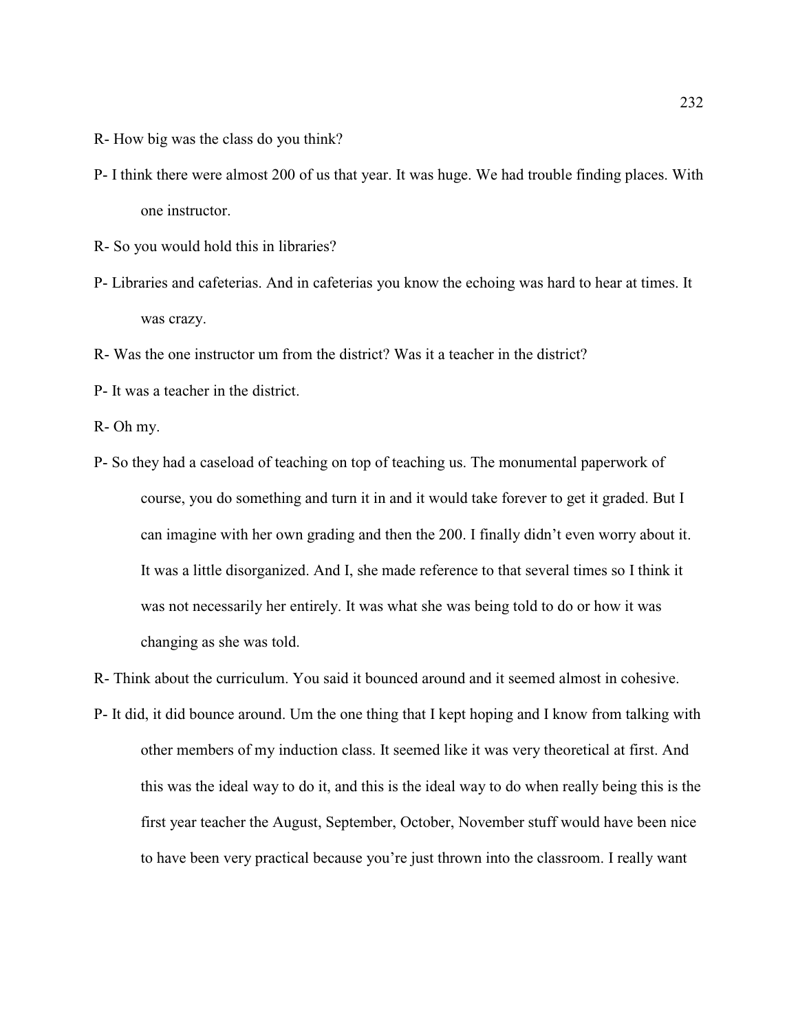R- How big was the class do you think?

P- I think there were almost 200 of us that year. It was huge. We had trouble finding places. With one instructor.

R- So you would hold this in libraries?

P- Libraries and cafeterias. And in cafeterias you know the echoing was hard to hear at times. It was crazy.

R- Was the one instructor um from the district? Was it a teacher in the district?

P- It was a teacher in the district.

R- Oh my.

P- So they had a caseload of teaching on top of teaching us. The monumental paperwork of course, you do something and turn it in and it would take forever to get it graded. But I can imagine with her own grading and then the 200. I finally didn't even worry about it. It was a little disorganized. And I, she made reference to that several times so I think it was not necessarily her entirely. It was what she was being told to do or how it was changing as she was told.

R- Think about the curriculum. You said it bounced around and it seemed almost in cohesive.

P- It did, it did bounce around. Um the one thing that I kept hoping and I know from talking with other members of my induction class. It seemed like it was very theoretical at first. And this was the ideal way to do it, and this is the ideal way to do when really being this is the first year teacher the August, September, October, November stuff would have been nice to have been very practical because you're just thrown into the classroom. I really want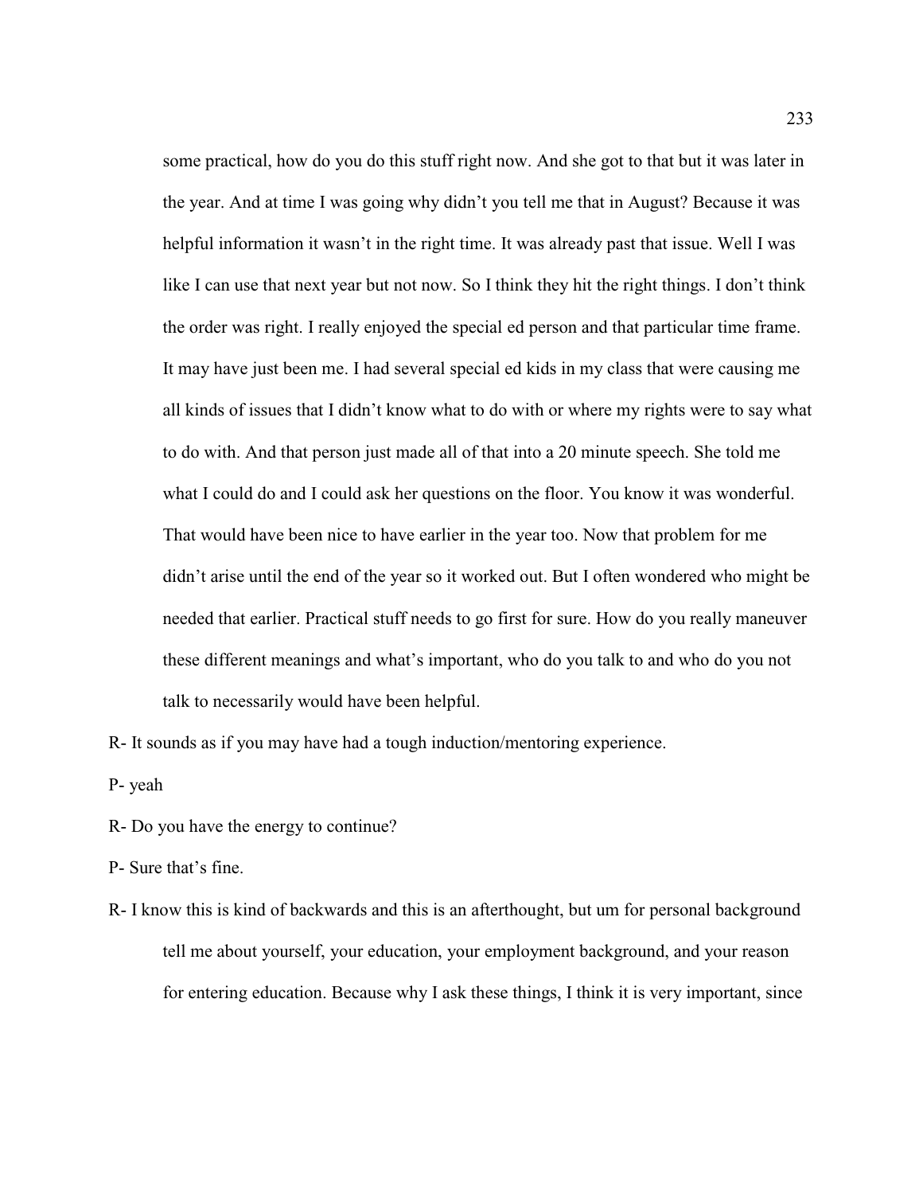some practical, how do you do this stuff right now. And she got to that but it was later in the year. And at time I was going why didn't you tell me that in August? Because it was helpful information it wasn't in the right time. It was already past that issue. Well I was like I can use that next year but not now. So I think they hit the right things. I don't think the order was right. I really enjoyed the special ed person and that particular time frame. It may have just been me. I had several special ed kids in my class that were causing me all kinds of issues that I didn't know what to do with or where my rights were to say what to do with. And that person just made all of that into a 20 minute speech. She told me what I could do and I could ask her questions on the floor. You know it was wonderful. That would have been nice to have earlier in the year too. Now that problem for me didn't arise until the end of the year so it worked out. But I often wondered who might be needed that earlier. Practical stuff needs to go first for sure. How do you really maneuver these different meanings and what's important, who do you talk to and who do you not talk to necessarily would have been helpful.

R- It sounds as if you may have had a tough induction/mentoring experience.

P- yeah

R- Do you have the energy to continue?

P- Sure that's fine.

R- I know this is kind of backwards and this is an afterthought, but um for personal background tell me about yourself, your education, your employment background, and your reason for entering education. Because why I ask these things, I think it is very important, since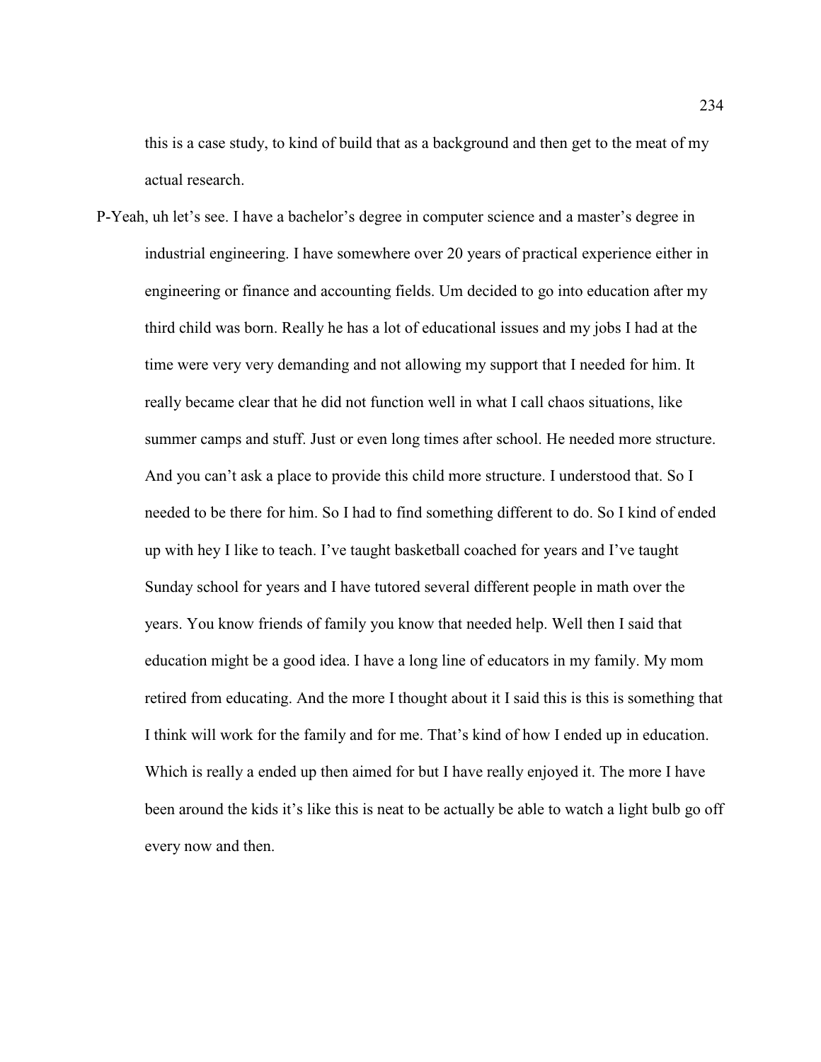this is a case study, to kind of build that as a background and then get to the meat of my actual research.

P-Yeah, uh let's see. I have a bachelor's degree in computer science and a master's degree in industrial engineering. I have somewhere over 20 years of practical experience either in engineering or finance and accounting fields. Um decided to go into education after my third child was born. Really he has a lot of educational issues and my jobs I had at the time were very very demanding and not allowing my support that I needed for him. It really became clear that he did not function well in what I call chaos situations, like summer camps and stuff. Just or even long times after school. He needed more structure. And you can't ask a place to provide this child more structure. I understood that. So I needed to be there for him. So I had to find something different to do. So I kind of ended up with hey I like to teach. I've taught basketball coached for years and I've taught Sunday school for years and I have tutored several different people in math over the years. You know friends of family you know that needed help. Well then I said that education might be a good idea. I have a long line of educators in my family. My mom retired from educating. And the more I thought about it I said this is this is something that I think will work for the family and for me. That's kind of how I ended up in education. Which is really a ended up then aimed for but I have really enjoyed it. The more I have been around the kids it's like this is neat to be actually be able to watch a light bulb go off every now and then.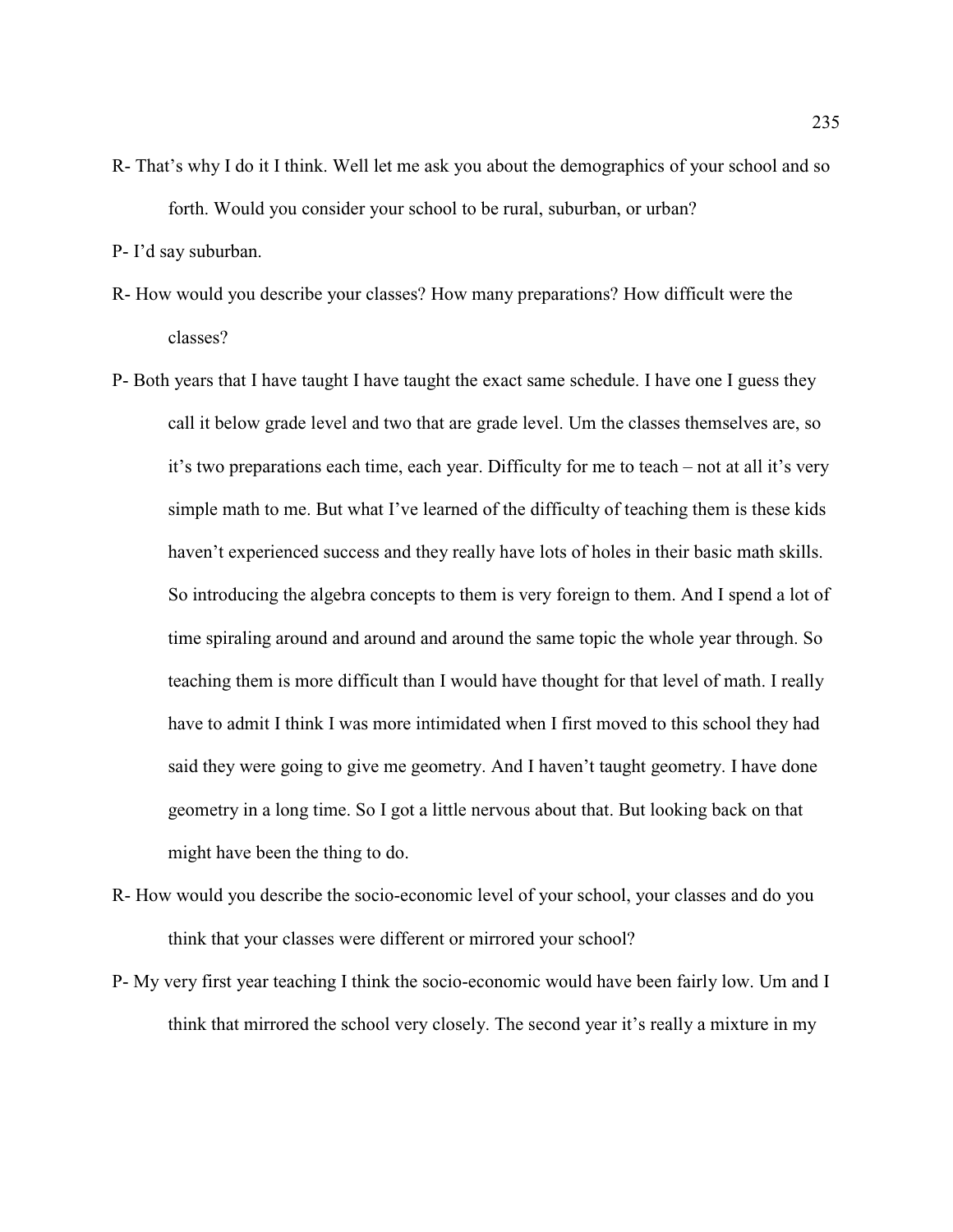R- That's why I do it I think. Well let me ask you about the demographics of your school and so forth. Would you consider your school to be rural, suburban, or urban?

P- I'd say suburban.

R- How would you describe your classes? How many preparations? How difficult were the classes?

P- Both years that I have taught I have taught the exact same schedule. I have one I guess they call it below grade level and two that are grade level. Um the classes themselves are, so it's two preparations each time, each year. Difficulty for me to teach – not at all it's very simple math to me. But what I've learned of the difficulty of teaching them is these kids haven't experienced success and they really have lots of holes in their basic math skills. So introducing the algebra concepts to them is very foreign to them. And I spend a lot of time spiraling around and around and around the same topic the whole year through. So teaching them is more difficult than I would have thought for that level of math. I really have to admit I think I was more intimidated when I first moved to this school they had said they were going to give me geometry. And I haven't taught geometry. I have done geometry in a long time. So I got a little nervous about that. But looking back on that might have been the thing to do.

R- How would you describe the socio-economic level of your school, your classes and do you think that your classes were different or mirrored your school?

P- My very first year teaching I think the socio-economic would have been fairly low. Um and I think that mirrored the school very closely. The second year it's really a mixture in my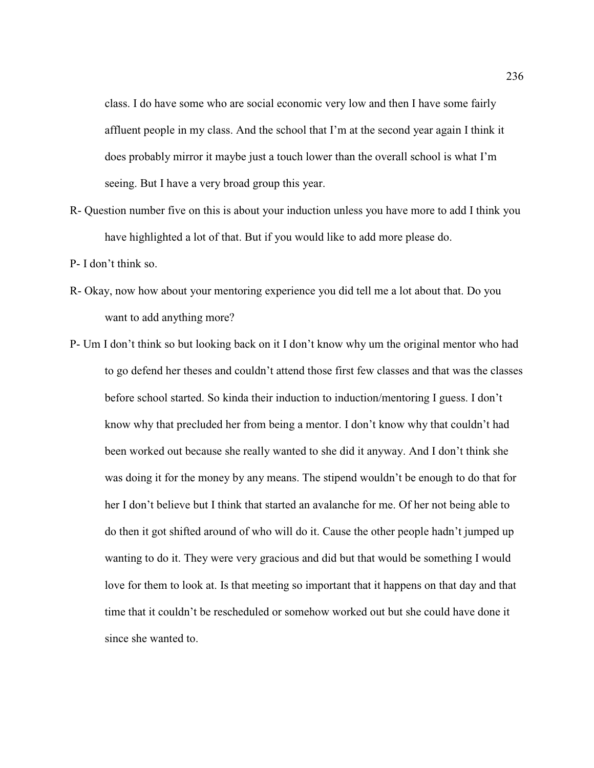class. I do have some who are social economic very low and then I have some fairly affluent people in my class. And the school that I'm at the second year again I think it does probably mirror it maybe just a touch lower than the overall school is what I'm seeing. But I have a very broad group this year.

R- Question number five on this is about your induction unless you have more to add I think you have highlighted a lot of that. But if you would like to add more please do.

P- I don't think so.

R- Okay, now how about your mentoring experience you did tell me a lot about that. Do you want to add anything more?

P- Um I don't think so but looking back on it I don't know why um the original mentor who had to go defend her theses and couldn't attend those first few classes and that was the classes before school started. So kinda their induction to induction/mentoring I guess. I don't know why that precluded her from being a mentor. I don't know why that couldn't had been worked out because she really wanted to she did it anyway. And I don't think she was doing it for the money by any means. The stipend wouldn't be enough to do that for her I don't believe but I think that started an avalanche for me. Of her not being able to do then it got shifted around of who will do it. Cause the other people hadn't jumped up wanting to do it. They were very gracious and did but that would be something I would love for them to look at. Is that meeting so important that it happens on that day and that time that it couldn't be rescheduled or somehow worked out but she could have done it since she wanted to.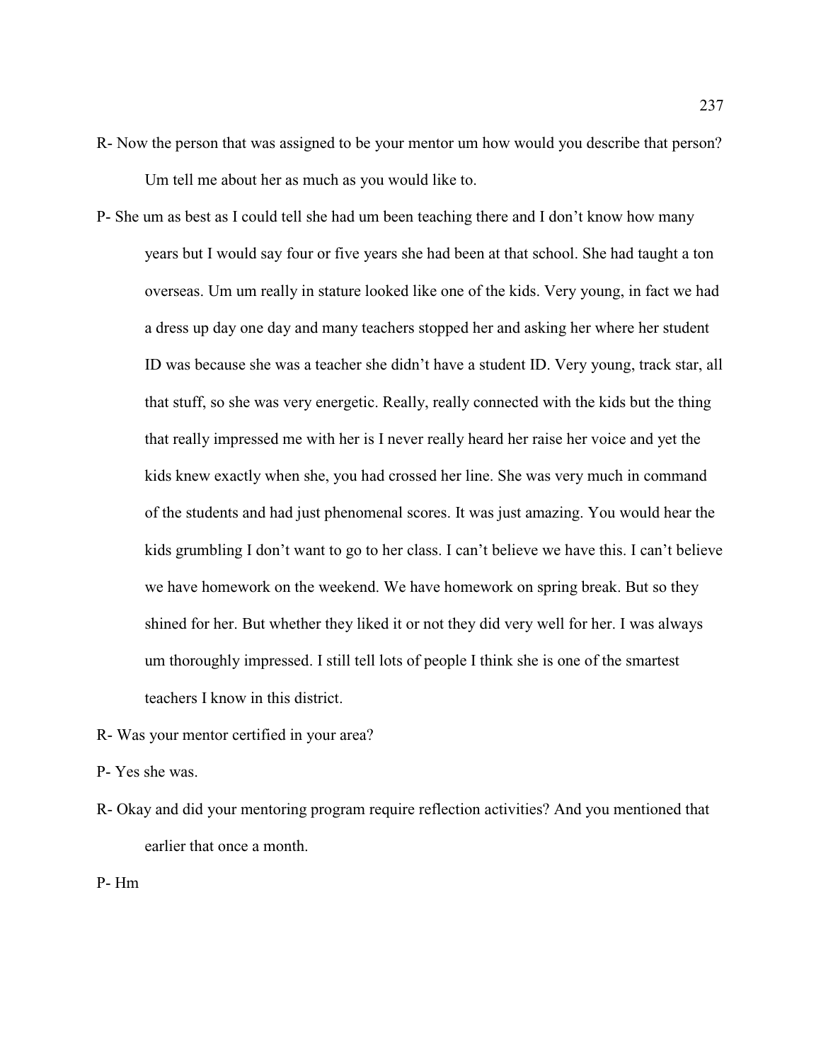R- Now the person that was assigned to be your mentor um how would you describe that person? Um tell me about her as much as you would like to.

P- She um as best as I could tell she had um been teaching there and I don't know how many years but I would say four or five years she had been at that school. She had taught a ton overseas. Um um really in stature looked like one of the kids. Very young, in fact we had a dress up day one day and many teachers stopped her and asking her where her student ID was because she was a teacher she didn't have a student ID. Very young, track star, all that stuff, so she was very energetic. Really, really connected with the kids but the thing that really impressed me with her is I never really heard her raise her voice and yet the kids knew exactly when she, you had crossed her line. She was very much in command of the students and had just phenomenal scores. It was just amazing. You would hear the kids grumbling I don't want to go to her class. I can't believe we have this. I can't believe we have homework on the weekend. We have homework on spring break. But so they shined for her. But whether they liked it or not they did very well for her. I was always um thoroughly impressed. I still tell lots of people I think she is one of the smartest teachers I know in this district.

R- Was your mentor certified in your area?

P- Yes she was.

R- Okay and did your mentoring program require reflection activities? And you mentioned that earlier that once a month.

P- Hm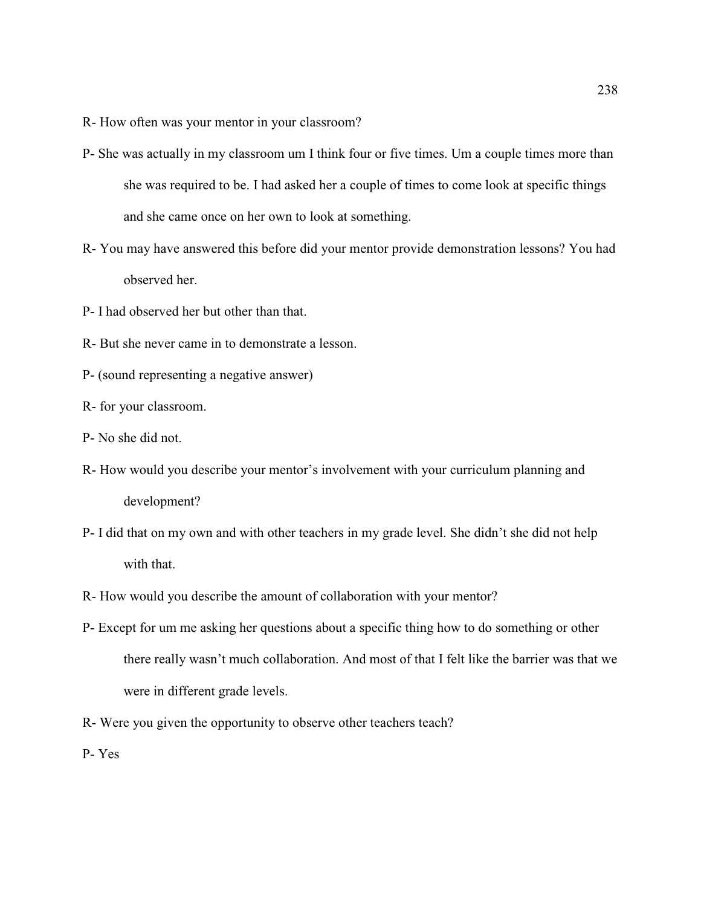R- How often was your mentor in your classroom?

P- She was actually in my classroom um I think four or five times. Um a couple times more than she was required to be. I had asked her a couple of times to come look at specific things and she came once on her own to look at something.

R- You may have answered this before did your mentor provide demonstration lessons? You had observed her.

P- I had observed her but other than that.

R- But she never came in to demonstrate a lesson.

P- (sound representing a negative answer)

R- for your classroom.

P- No she did not.

R- How would you describe your mentor's involvement with your curriculum planning and development?

P- I did that on my own and with other teachers in my grade level. She didn't she did not help with that.

R- How would you describe the amount of collaboration with your mentor?

P- Except for um me asking her questions about a specific thing how to do something or other there really wasn't much collaboration. And most of that I felt like the barrier was that we were in different grade levels.

R- Were you given the opportunity to observe other teachers teach?

P- Yes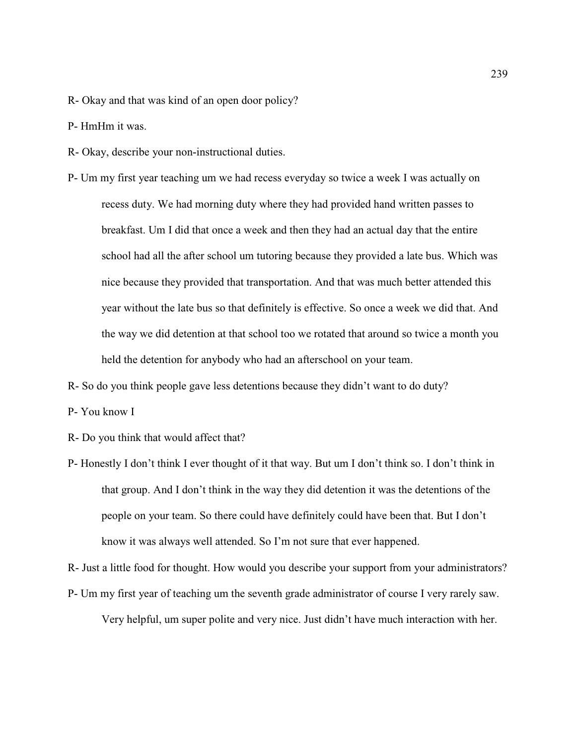R- Okay and that was kind of an open door policy?

P- HmHm it was.

R- Okay, describe your non-instructional duties.

P- Um my first year teaching um we had recess everyday so twice a week I was actually on recess duty. We had morning duty where they had provided hand written passes to breakfast. Um I did that once a week and then they had an actual day that the entire school had all the after school um tutoring because they provided a late bus. Which was nice because they provided that transportation. And that was much better attended this year without the late bus so that definitely is effective. So once a week we did that. And the way we did detention at that school too we rotated that around so twice a month you held the detention for anybody who had an afterschool on your team.

R- So do you think people gave less detentions because they didn't want to do duty?

P- You know I

R- Do you think that would affect that?

P- Honestly I don't think I ever thought of it that way. But um I don't think so. I don't think in that group. And I don't think in the way they did detention it was the detentions of the people on your team. So there could have definitely could have been that. But I don't know it was always well attended. So I'm not sure that ever happened.

R- Just a little food for thought. How would you describe your support from your administrators?

P- Um my first year of teaching um the seventh grade administrator of course I very rarely saw. Very helpful, um super polite and very nice. Just didn't have much interaction with her.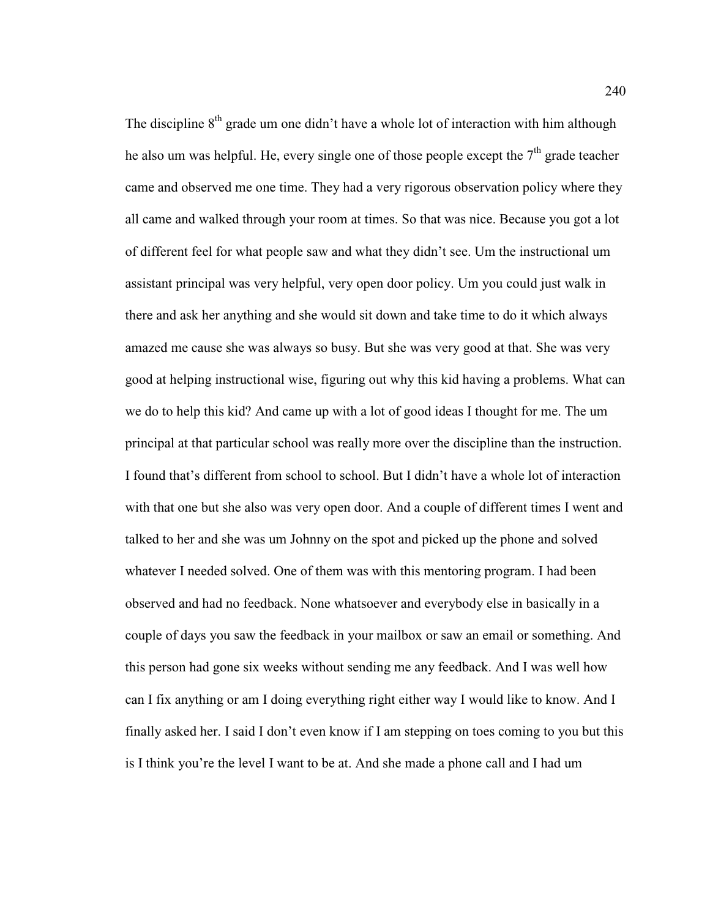The discipline 8th grade um one didn't have a whole lot of interaction with him although he also um was helpful. He, every single one of those people except the 7th grade teacher came and observed me one time. They had a very rigorous observation policy where they all came and walked through your room at times. So that was nice. Because you got a lot of different feel for what people saw and what they didn't see. Um the instructional um assistant principal was very helpful, very open door policy. Um you could just walk in there and ask her anything and she would sit down and take time to do it which always amazed me cause she was always so busy. But she was very good at that. She was very good at helping instructional wise, figuring out why this kid having a problems. What can we do to help this kid? And came up with a lot of good ideas I thought for me. The um principal at that particular school was really more over the discipline than the instruction. I found that's different from school to school. But I didn't have a whole lot of interaction with that one but she also was very open door. And a couple of different times I went and talked to her and she was um Johnny on the spot and picked up the phone and solved whatever I needed solved. One of them was with this mentoring program. I had been observed and had no feedback. None whatsoever and everybody else in basically in a couple of days you saw the feedback in your mailbox or saw an email or something. And this person had gone six weeks without sending me any feedback. And I was well how can I fix anything or am I doing everything right either way I would like to know. And I finally asked her. I said I don't even know if I am stepping on toes coming to you but this is I think you're the level I want to be at. And she made a phone call and I had um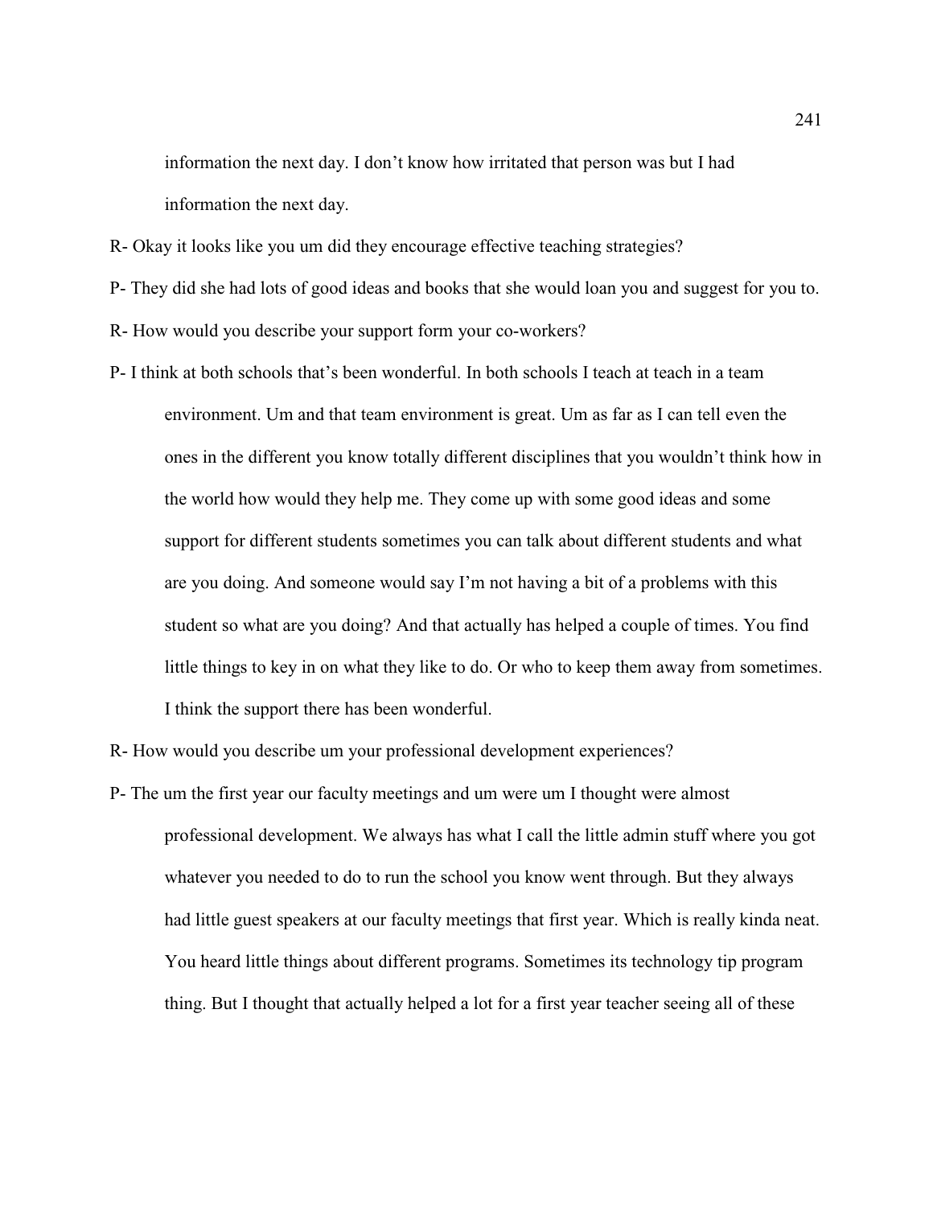information the next day. I don't know how irritated that person was but I had information the next day.

R- Okay it looks like you um did they encourage effective teaching strategies?

P- They did she had lots of good ideas and books that she would loan you and suggest for you to.

R- How would you describe your support form your co-workers?

P- I think at both schools that's been wonderful. In both schools I teach at teach in a team environment. Um and that team environment is great. Um as far as I can tell even the ones in the different you know totally different disciplines that you wouldn't think how in the world how would they help me. They come up with some good ideas and some support for different students sometimes you can talk about different students and what are you doing. And someone would say I'm not having a bit of a problems with this student so what are you doing? And that actually has helped a couple of times. You find little things to key in on what they like to do. Or who to keep them away from sometimes. I think the support there has been wonderful.

R- How would you describe um your professional development experiences?

P- The um the first year our faculty meetings and um were um I thought were almost professional development. We always has what I call the little admin stuff where you got whatever you needed to do to run the school you know went through. But they always had little guest speakers at our faculty meetings that first year. Which is really kinda neat. You heard little things about different programs. Sometimes its technology tip program thing. But I thought that actually helped a lot for a first year teacher seeing all of these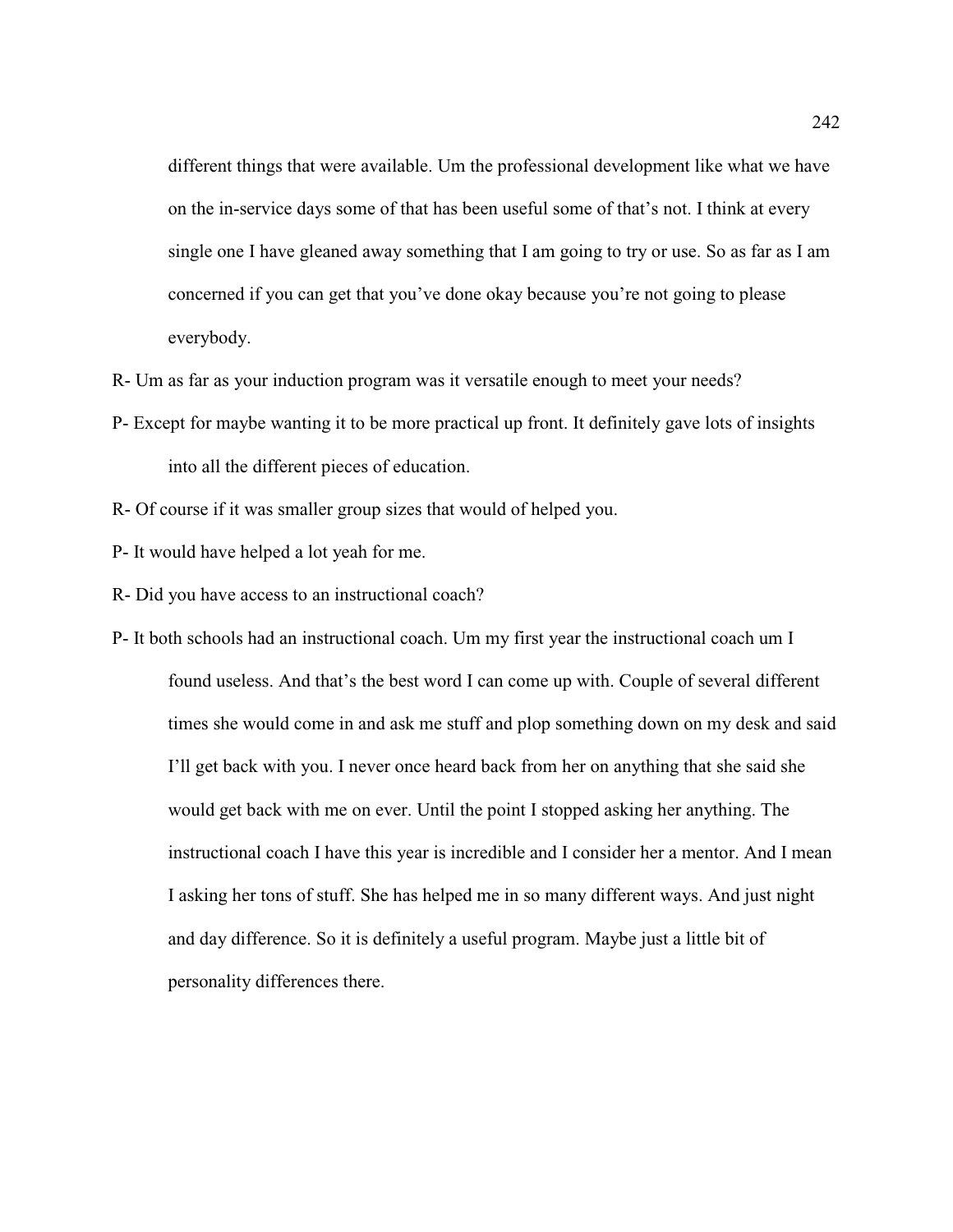different things that were available. Um the professional development like what we have on the in-service days some of that has been useful some of that's not. I think at every single one I have gleaned away something that I am going to try or use. So as far as I am concerned if you can get that you've done okay because you're not going to please everybody.

R- Um as far as your induction program was it versatile enough to meet your needs?

P- Except for maybe wanting it to be more practical up front. It definitely gave lots of insights into all the different pieces of education.

R- Of course if it was smaller group sizes that would of helped you.

P- It would have helped a lot yeah for me.

R- Did you have access to an instructional coach?

P- It both schools had an instructional coach. Um my first year the instructional coach um I found useless. And that's the best word I can come up with. Couple of several different times she would come in and ask me stuff and plop something down on my desk and said I'll get back with you. I never once heard back from her on anything that she said she would get back with me on ever. Until the point I stopped asking her anything. The instructional coach I have this year is incredible and I consider her a mentor. And I mean I asking her tons of stuff. She has helped me in so many different ways. And just night and day difference. So it is definitely a useful program. Maybe just a little bit of personality differences there.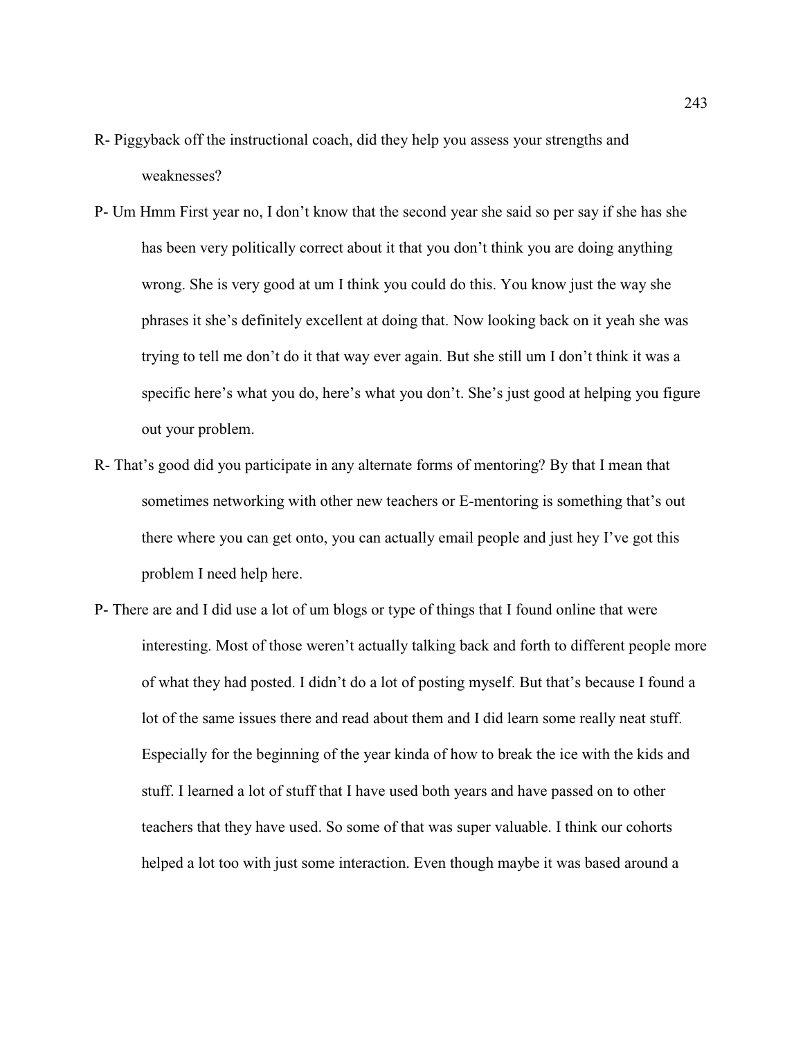R- Piggyback off the instructional coach, did they help you assess your strengths and weaknesses?

P- Um Hmm First year no, I don't know that the second year she said so per say if she has she has been very politically correct about it that you don't think you are doing anything wrong. She is very good at um I think you could do this. You know just the way she phrases it she's definitely excellent at doing that. Now looking back on it yeah she was trying to tell me don't do it that way ever again. But she still um I don't think it was a specific here's what you do, here's what you don't. She's just good at helping you figure out your problem.

R- That's good did you participate in any alternate forms of mentoring? By that I mean that sometimes networking with other new teachers or E-mentoring is something that's out there where you can get onto, you can actually email people and just hey I've got this problem I need help here.

P- There are and I did use a lot of um blogs or type of things that I found online that were interesting. Most of those weren't actually talking back and forth to different people more of what they had posted. I didn't do a lot of posting myself. But that's because I found a lot of the same issues there and read about them and I did learn some really neat stuff. Especially for the beginning of the year kinda of how to break the ice with the kids and stuff. I learned a lot of stuff that I have used both years and have passed on to other teachers that they have used. So some of that was super valuable. I think our cohorts helped a lot too with just some interaction. Even though maybe it was based around a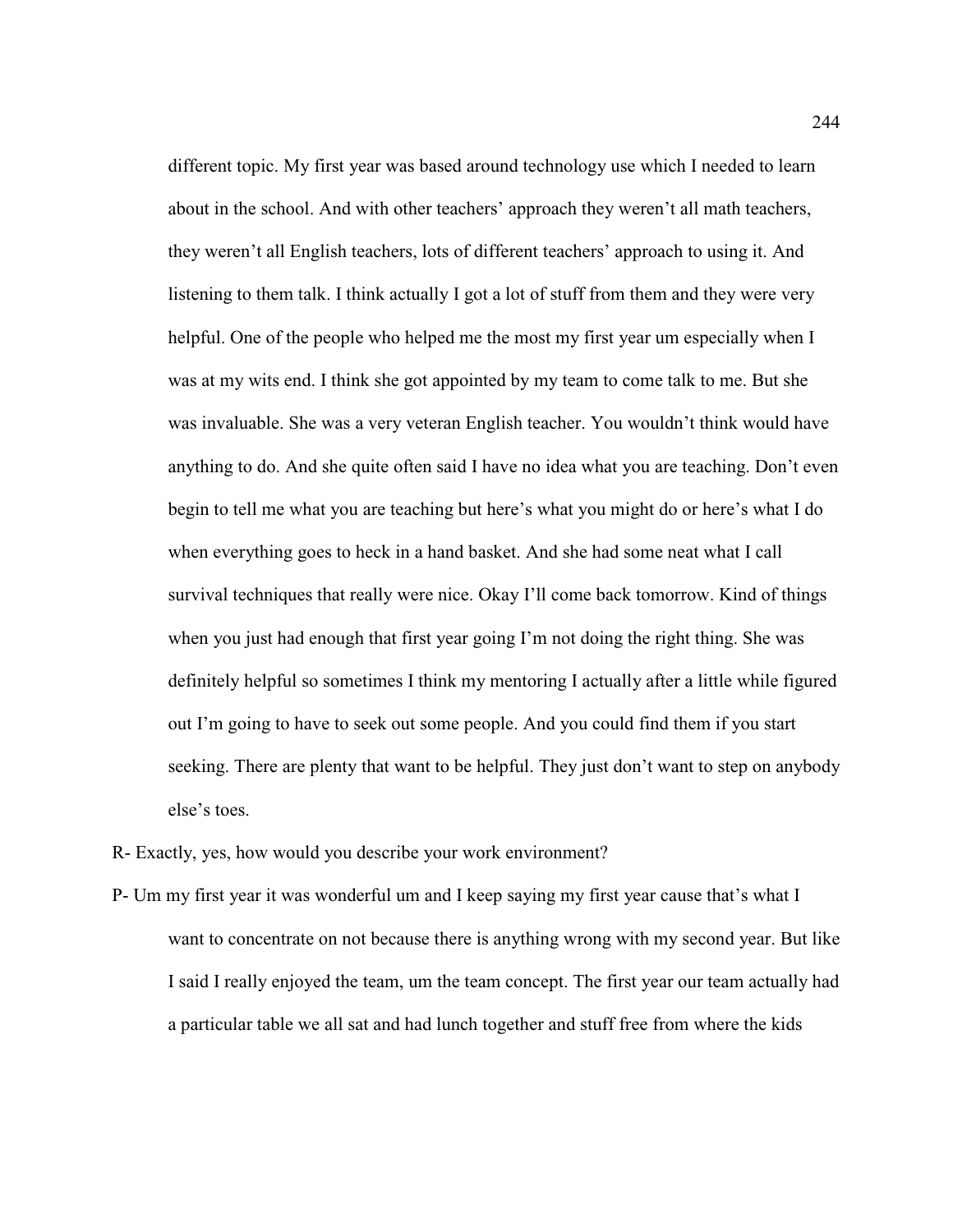different topic. My first year was based around technology use which I needed to learn about in the school. And with other teachers' approach they weren't all math teachers, they weren't all English teachers, lots of different teachers' approach to using it. And listening to them talk. I think actually I got a lot of stuff from them and they were very helpful. One of the people who helped me the most my first year um especially when I was at my wits end. I think she got appointed by my team to come talk to me. But she was invaluable. She was a very veteran English teacher. You wouldn't think would have anything to do. And she quite often said I have no idea what you are teaching. Don't even begin to tell me what you are teaching but here's what you might do or here's what I do when everything goes to heck in a hand basket. And she had some neat what I call survival techniques that really were nice. Okay I'll come back tomorrow. Kind of things when you just had enough that first year going I'm not doing the right thing. She was definitely helpful so sometimes I think my mentoring I actually after a little while figured out I'm going to have to seek out some people. And you could find them if you start seeking. There are plenty that want to be helpful. They just don't want to step on anybody else's toes.

R- Exactly, yes, how would you describe your work environment?

P- Um my first year it was wonderful um and I keep saying my first year cause that's what I want to concentrate on not because there is anything wrong with my second year. But like I said I really enjoyed the team, um the team concept. The first year our team actually had a particular table we all sat and had lunch together and stuff free from where the kids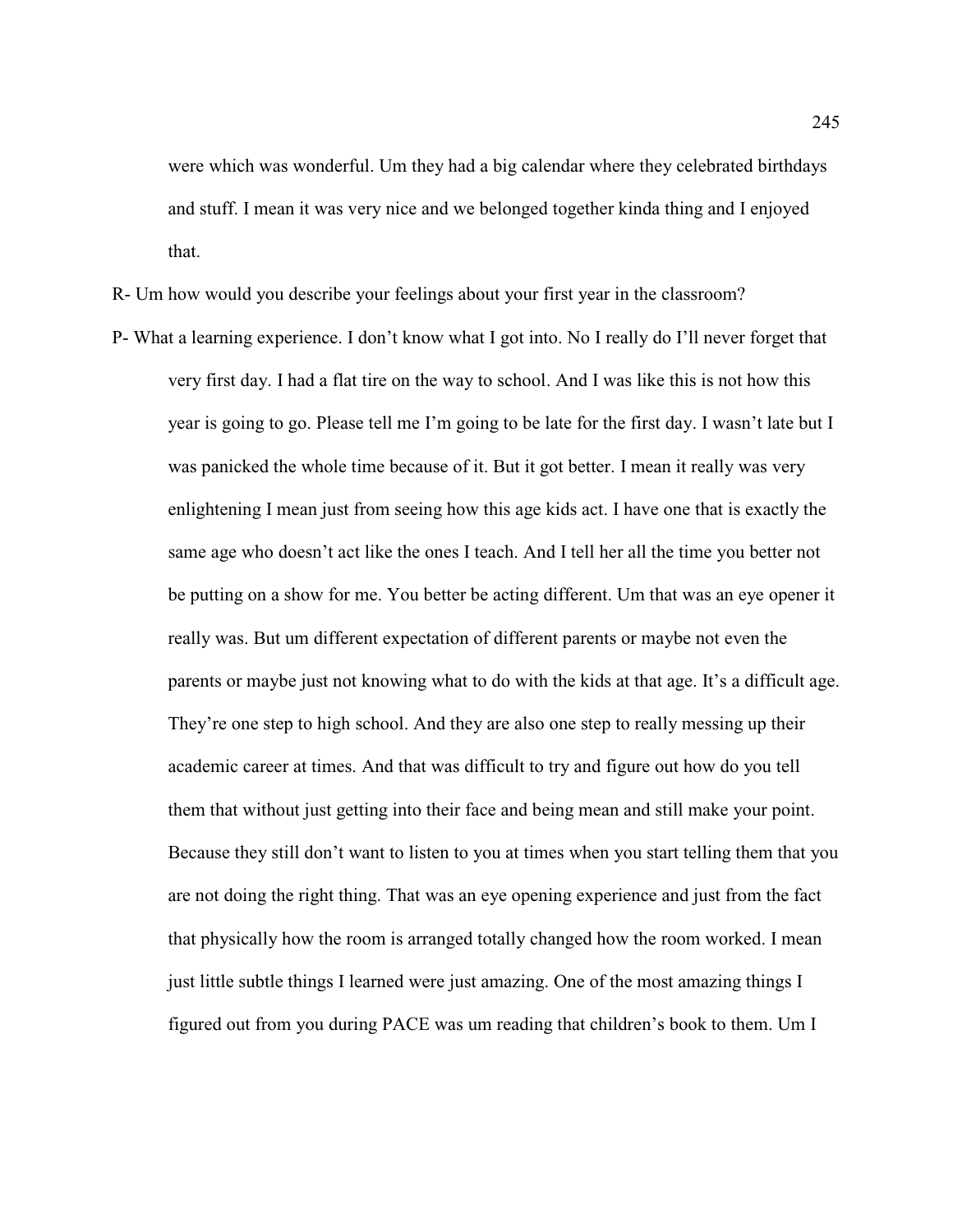were which was wonderful. Um they had a big calendar where they celebrated birthdays and stuff. I mean it was very nice and we belonged together kinda thing and I enjoyed that.

R- Um how would you describe your feelings about your first year in the classroom?

P- What a learning experience. I don't know what I got into. No I really do I'll never forget that very first day. I had a flat tire on the way to school. And I was like this is not how this year is going to go. Please tell me I'm going to be late for the first day. I wasn't late but I was panicked the whole time because of it. But it got better. I mean it really was very enlightening I mean just from seeing how this age kids act. I have one that is exactly the same age who doesn't act like the ones I teach. And I tell her all the time you better not be putting on a show for me. You better be acting different. Um that was an eye opener it really was. But um different expectation of different parents or maybe not even the parents or maybe just not knowing what to do with the kids at that age. It's a difficult age. They're one step to high school. And they are also one step to really messing up their academic career at times. And that was difficult to try and figure out how do you tell them that without just getting into their face and being mean and still make your point. Because they still don't want to listen to you at times when you start telling them that you are not doing the right thing. That was an eye opening experience and just from the fact that physically how the room is arranged totally changed how the room worked. I mean just little subtle things I learned were just amazing. One of the most amazing things I figured out from you during PACE was um reading that children's book to them. Um I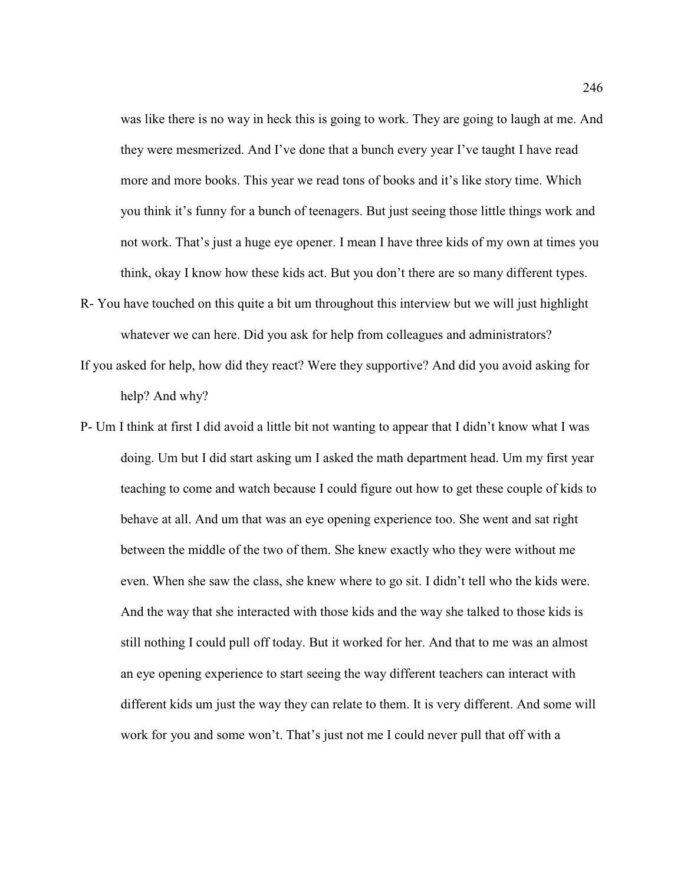was like there is no way in heck this is going to work. They are going to laugh at me. And they were mesmerized. And I've done that a bunch every year I've taught I have read more and more books. This year we read tons of books and it's like story time. Which you think it's funny for a bunch of teenagers. But just seeing those little things work and not work. That's just a huge eye opener. I mean I have three kids of my own at times you think, okay I know how these kids act. But you don't there are so many different types.

R- You have touched on this quite a bit um throughout this interview but we will just highlight whatever we can here. Did you ask for help from colleagues and administrators? If you asked for help, how did they react? Were they supportive? And did you avoid asking for help? And why?

P- Um I think at first I did avoid a little bit not wanting to appear that I didn't know what I was doing. Um but I did start asking um I asked the math department head. Um my first year teaching to come and watch because I could figure out how to get these couple of kids to behave at all. And um that was an eye opening experience too. She went and sat right between the middle of the two of them. She knew exactly who they were without me even. When she saw the class, she knew where to go sit. I didn't tell who the kids were. And the way that she interacted with those kids and the way she talked to those kids is still nothing I could pull off today. But it worked for her. And that to me was an almost an eye opening experience to start seeing the way different teachers can interact with different kids um just the way they can relate to them. It is very different. And some will work for you and some won't. That's just not me I could never pull that off with a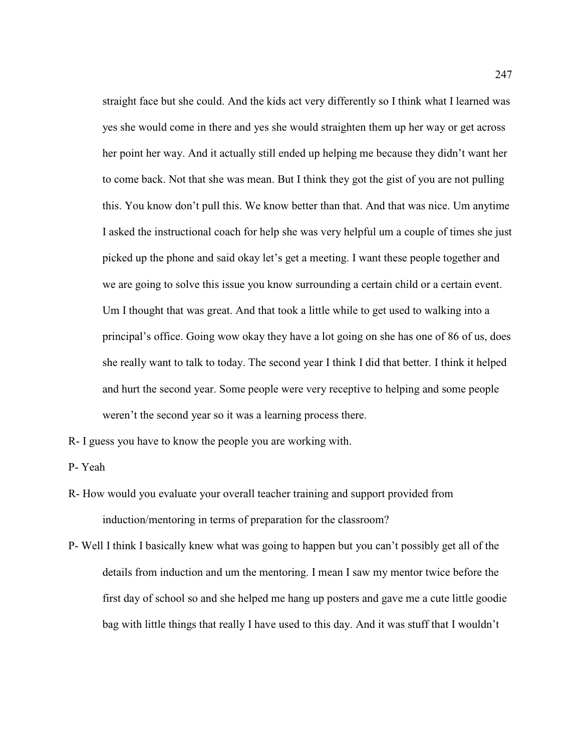straight face but she could. And the kids act very differently so I think what I learned was yes she would come in there and yes she would straighten them up her way or get across her point her way. And it actually still ended up helping me because they didn't want her to come back. Not that she was mean. But I think they got the gist of you are not pulling this. You know don't pull this. We know better than that. And that was nice. Um anytime I asked the instructional coach for help she was very helpful um a couple of times she just picked up the phone and said okay let's get a meeting. I want these people together and we are going to solve this issue you know surrounding a certain child or a certain event. Um I thought that was great. And that took a little while to get used to walking into a principal's office. Going wow okay they have a lot going on she has one of 86 of us, does she really want to talk to today. The second year I think I did that better. I think it helped and hurt the second year. Some people were very receptive to helping and some people weren't the second year so it was a learning process there.

R- I guess you have to know the people you are working with.

P- Yeah

R- How would you evaluate your overall teacher training and support provided from induction/mentoring in terms of preparation for the classroom?

P- Well I think I basically knew what was going to happen but you can't possibly get all of the details from induction and um the mentoring. I mean I saw my mentor twice before the first day of school so and she helped me hang up posters and gave me a cute little goodie bag with little things that really I have used to this day. And it was stuff that I wouldn't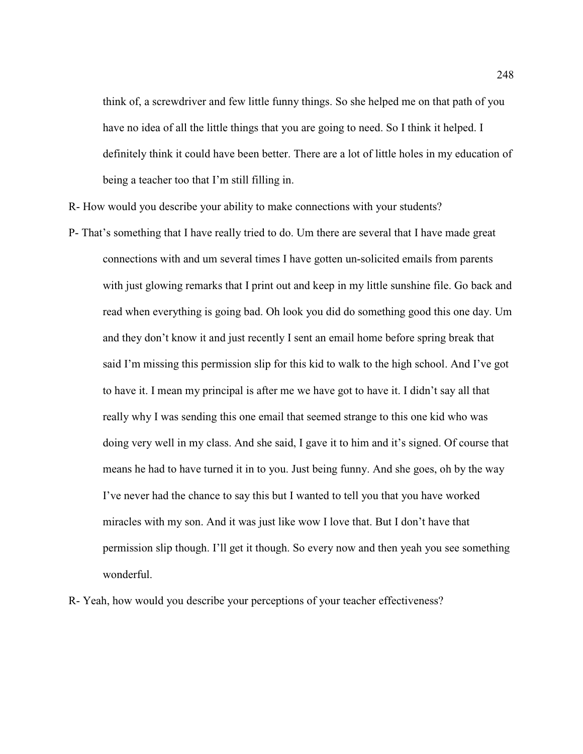think of, a screwdriver and few little funny things. So she helped me on that path of you have no idea of all the little things that you are going to need. So I think it helped. I definitely think it could have been better. There are a lot of little holes in my education of being a teacher too that I'm still filling in.

R- How would you describe your ability to make connections with your students?

P- That's something that I have really tried to do. Um there are several that I have made great connections with and um several times I have gotten un-solicited emails from parents with just glowing remarks that I print out and keep in my little sunshine file. Go back and read when everything is going bad. Oh look you did do something good this one day. Um and they don't know it and just recently I sent an email home before spring break that said I'm missing this permission slip for this kid to walk to the high school. And I've got to have it. I mean my principal is after me we have got to have it. I didn't say all that really why I was sending this one email that seemed strange to this one kid who was doing very well in my class. And she said, I gave it to him and it's signed. Of course that means he had to have turned it in to you. Just being funny. And she goes, oh by the way I've never had the chance to say this but I wanted to tell you that you have worked miracles with my son. And it was just like wow I love that. But I don't have that permission slip though. I'll get it though. So every now and then yeah you see something wonderful.

R- Yeah, how would you describe your perceptions of your teacher effectiveness?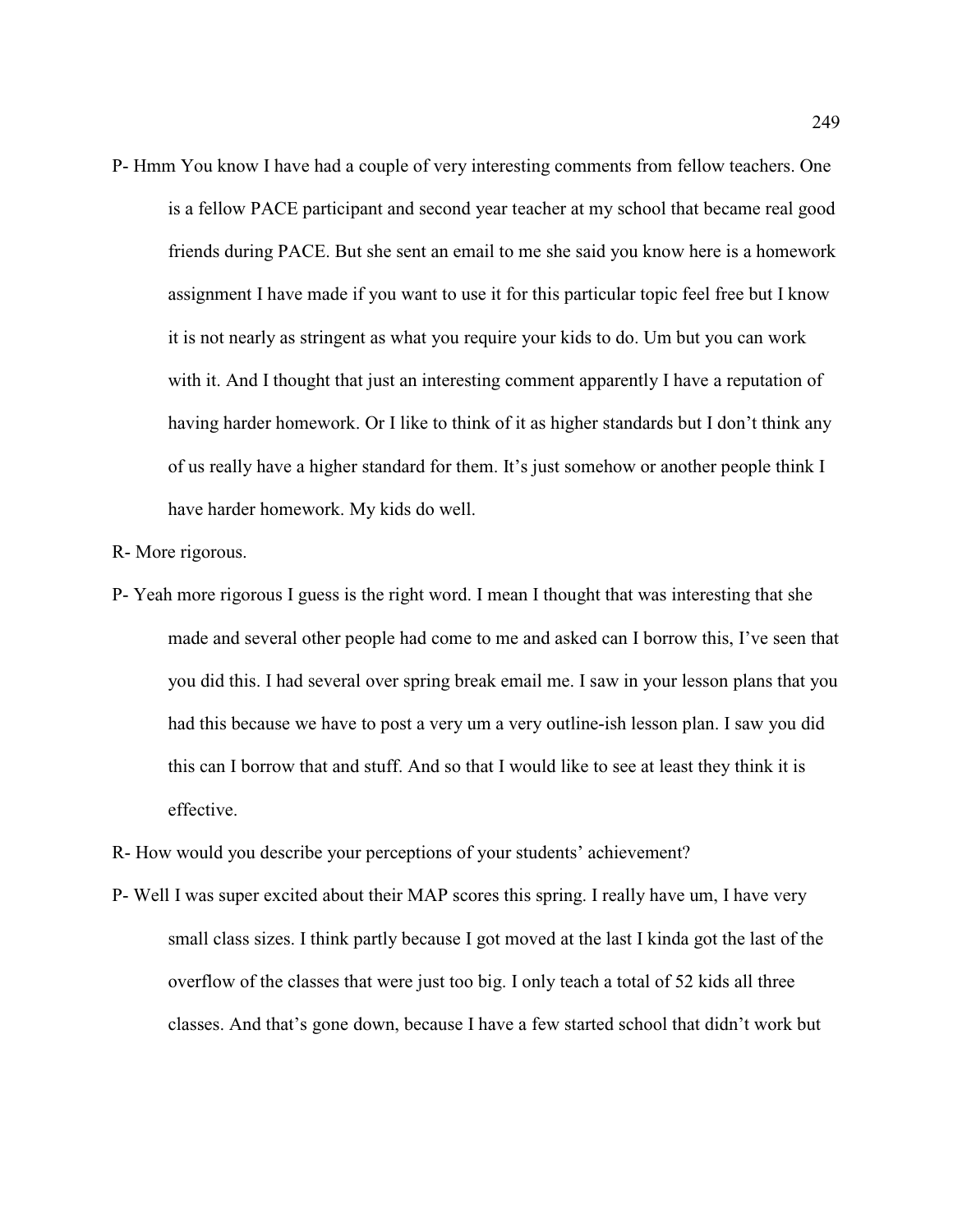P- Hmm You know I have had a couple of very interesting comments from fellow teachers. One is a fellow PACE participant and second year teacher at my school that became real good friends during PACE. But she sent an email to me she said you know here is a homework assignment I have made if you want to use it for this particular topic feel free but I know it is not nearly as stringent as what you require your kids to do. Um but you can work with it. And I thought that just an interesting comment apparently I have a reputation of having harder homework. Or I like to think of it as higher standards but I don't think any of us really have a higher standard for them. It's just somehow or another people think I have harder homework. My kids do well.

R- More rigorous.

P- Yeah more rigorous I guess is the right word. I mean I thought that was interesting that she made and several other people had come to me and asked can I borrow this, I've seen that you did this. I had several over spring break email me. I saw in your lesson plans that you had this because we have to post a very um a very outline-ish lesson plan. I saw you did this can I borrow that and stuff. And so that I would like to see at least they think it is effective.

R- How would you describe your perceptions of your students' achievement?

P- Well I was super excited about their MAP scores this spring. I really have um, I have very small class sizes. I think partly because I got moved at the last I kinda got the last of the overflow of the classes that were just too big. I only teach a total of 52 kids all three classes. And that's gone down, because I have a few started school that didn't work but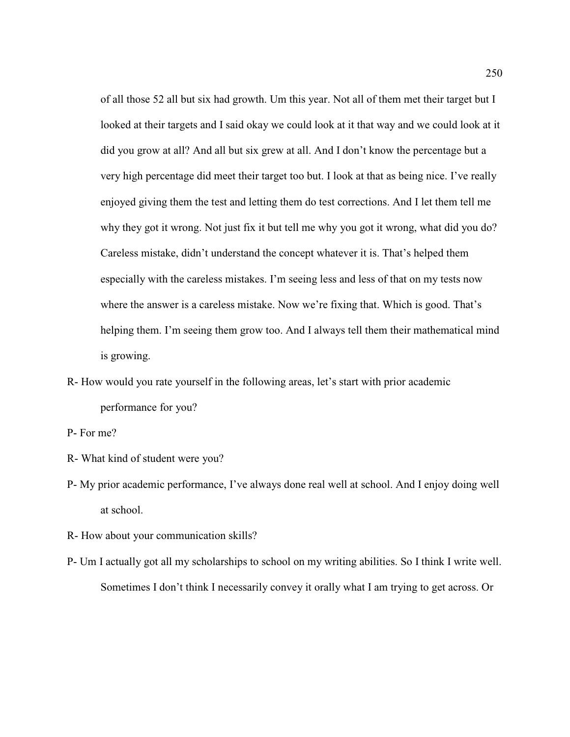of all those 52 all but six had growth. Um this year. Not all of them met their target but I looked at their targets and I said okay we could look at it that way and we could look at it did you grow at all? And all but six grew at all. And I don't know the percentage but a very high percentage did meet their target too but. I look at that as being nice. I've really enjoyed giving them the test and letting them do test corrections. And I let them tell me why they got it wrong. Not just fix it but tell me why you got it wrong, what did you do? Careless mistake, didn't understand the concept whatever it is. That's helped them especially with the careless mistakes. I'm seeing less and less of that on my tests now where the answer is a careless mistake. Now we're fixing that. Which is good. That's helping them. I'm seeing them grow too. And I always tell them their mathematical mind is growing.

R- How would you rate yourself in the following areas, let's start with prior academic performance for you?

P- For me?

R- What kind of student were you?

P- My prior academic performance, I've always done real well at school. And I enjoy doing well at school.

R- How about your communication skills?

P- Um I actually got all my scholarships to school on my writing abilities. So I think I write well. Sometimes I don't think I necessarily convey it orally what I am trying to get across. Or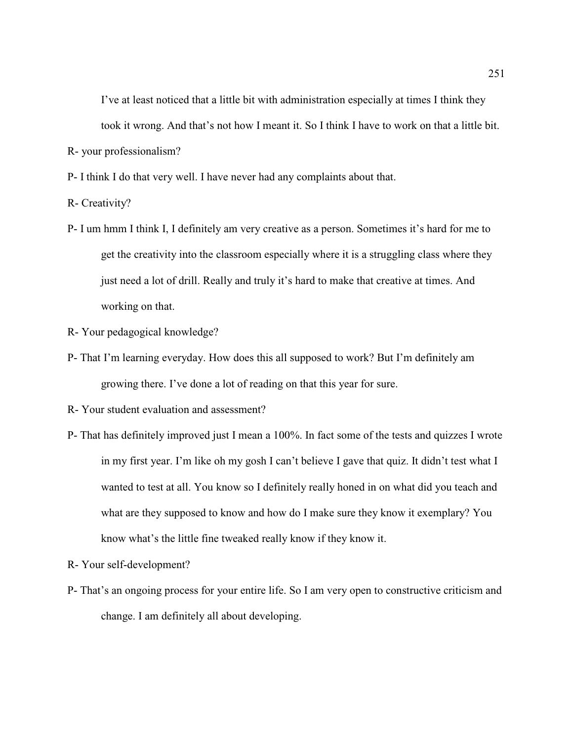I've at least noticed that a little bit with administration especially at times I think they took it wrong. And that's not how I meant it. So I think I have to work on that a little bit.

R- your professionalism?

P- I think I do that very well. I have never had any complaints about that.

R- Creativity?

P- I um hmm I think I, I definitely am very creative as a person. Sometimes it's hard for me to get the creativity into the classroom especially where it is a struggling class where they just need a lot of drill. Really and truly it's hard to make that creative at times. And working on that.

R- Your pedagogical knowledge?

P- That I'm learning everyday. How does this all supposed to work? But I'm definitely am growing there. I've done a lot of reading on that this year for sure.

R- Your student evaluation and assessment?

P- That has definitely improved just I mean a 100%. In fact some of the tests and quizzes I wrote in my first year. I'm like oh my gosh I can't believe I gave that quiz. It didn't test what I wanted to test at all. You know so I definitely really honed in on what did you teach and what are they supposed to know and how do I make sure they know it exemplary? You know what's the little fine tweaked really know if they know it.

R- Your self-development?

P- That's an ongoing process for your entire life. So I am very open to constructive criticism and change. I am definitely all about developing.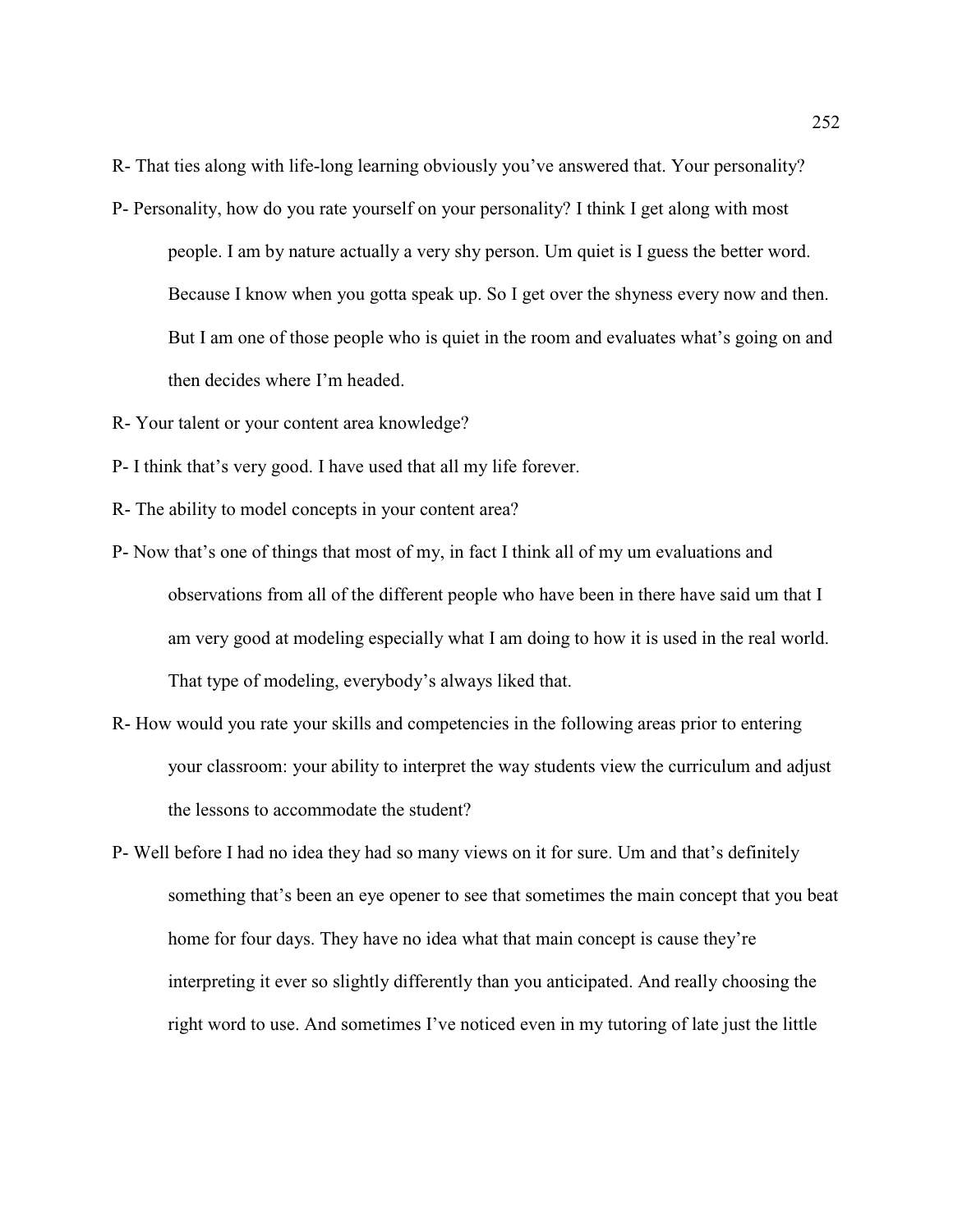R- That ties along with life-long learning obviously you've answered that. Your personality?

P- Personality, how do you rate yourself on your personality? I think I get along with most people. I am by nature actually a very shy person. Um quiet is I guess the better word. Because I know when you gotta speak up. So I get over the shyness every now and then. But I am one of those people who is quiet in the room and evaluates what's going on and then decides where I'm headed.

R- Your talent or your content area knowledge?

P- I think that's very good. I have used that all my life forever.

R- The ability to model concepts in your content area?

P- Now that's one of things that most of my, in fact I think all of my um evaluations and observations from all of the different people who have been in there have said um that I am very good at modeling especially what I am doing to how it is used in the real world. That type of modeling, everybody's always liked that.

R- How would you rate your skills and competencies in the following areas prior to entering your classroom: your ability to interpret the way students view the curriculum and adjust the lessons to accommodate the student?

P- Well before I had no idea they had so many views on it for sure. Um and that's definitely something that's been an eye opener to see that sometimes the main concept that you beat home for four days. They have no idea what that main concept is cause they're interpreting it ever so slightly differently than you anticipated. And really choosing the right word to use. And sometimes I've noticed even in my tutoring of late just the little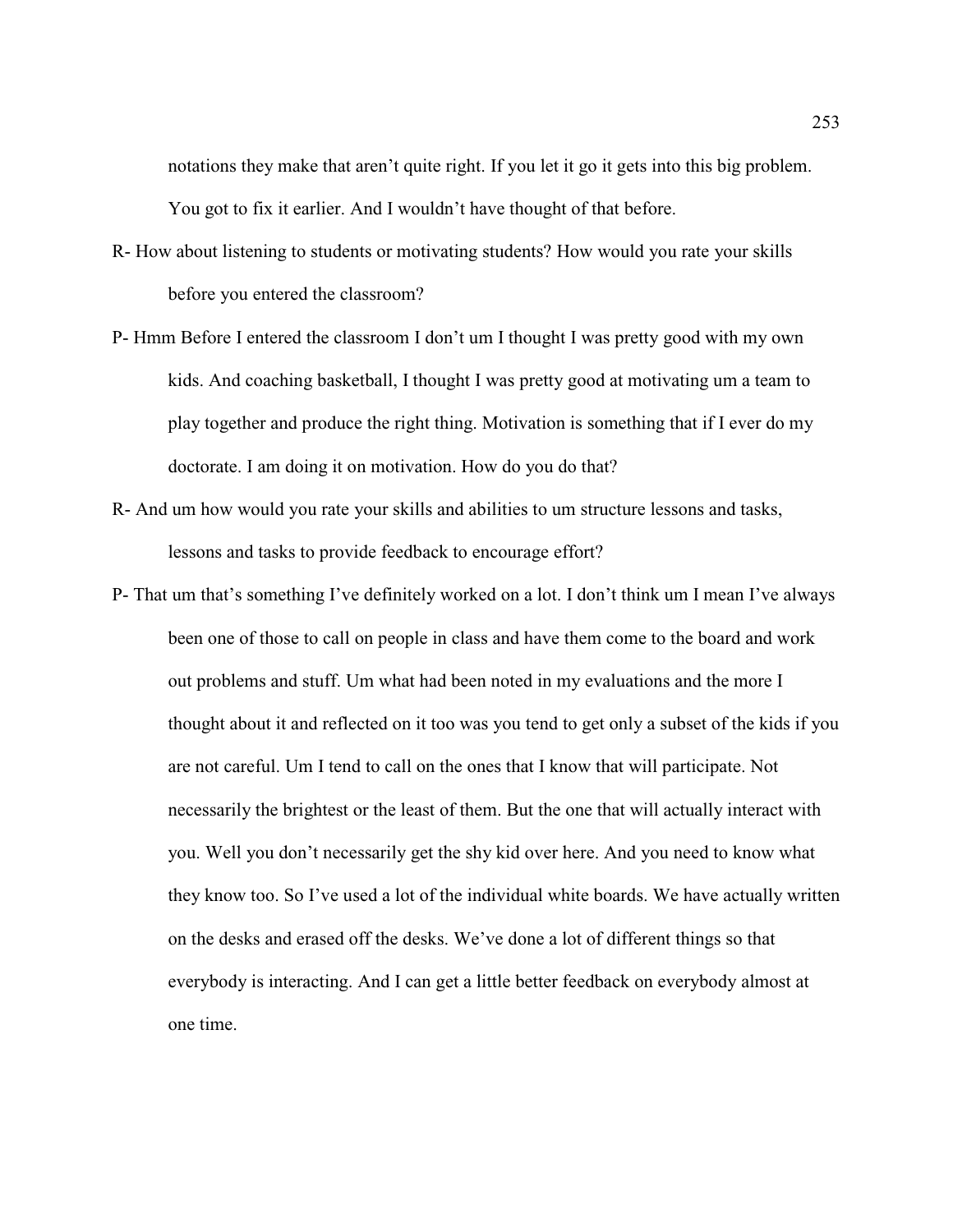notations they make that aren't quite right. If you let it go it gets into this big problem. You got to fix it earlier. And I wouldn't have thought of that before.

R- How about listening to students or motivating students? How would you rate your skills before you entered the classroom?

P- Hmm Before I entered the classroom I don't um I thought I was pretty good with my own kids. And coaching basketball, I thought I was pretty good at motivating um a team to play together and produce the right thing. Motivation is something that if I ever do my doctorate. I am doing it on motivation. How do you do that?

R- And um how would you rate your skills and abilities to um structure lessons and tasks, lessons and tasks to provide feedback to encourage effort?

P- That um that's something I've definitely worked on a lot. I don't think um I mean I've always been one of those to call on people in class and have them come to the board and work out problems and stuff. Um what had been noted in my evaluations and the more I thought about it and reflected on it too was you tend to get only a subset of the kids if you are not careful. Um I tend to call on the ones that I know that will participate. Not necessarily the brightest or the least of them. But the one that will actually interact with you. Well you don't necessarily get the shy kid over here. And you need to know what they know too. So I've used a lot of the individual white boards. We have actually written on the desks and erased off the desks. We've done a lot of different things so that everybody is interacting. And I can get a little better feedback on everybody almost at one time.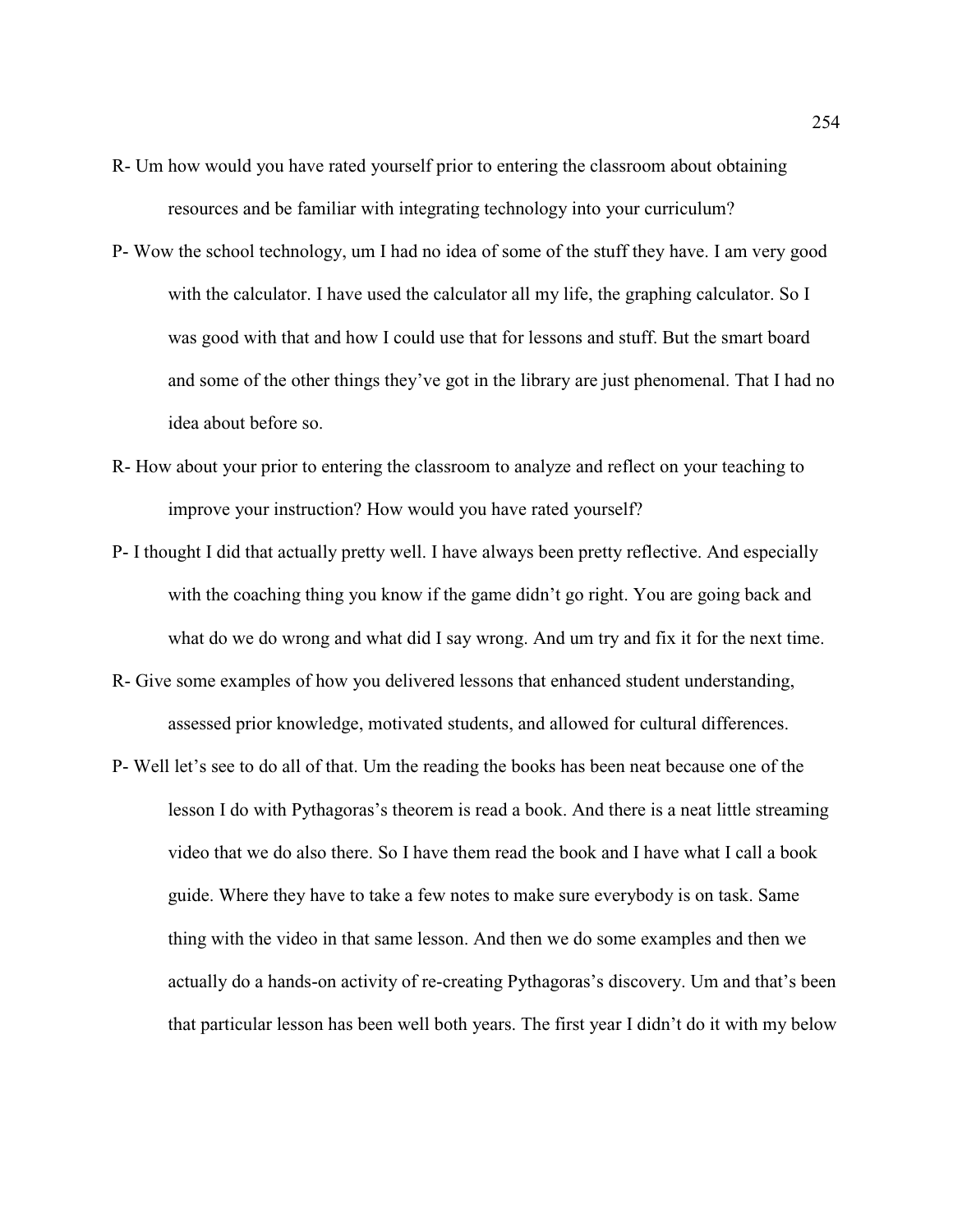R- Um how would you have rated yourself prior to entering the classroom about obtaining resources and be familiar with integrating technology into your curriculum?

P- Wow the school technology, um I had no idea of some of the stuff they have. I am very good with the calculator. I have used the calculator all my life, the graphing calculator. So I was good with that and how I could use that for lessons and stuff. But the smart board and some of the other things they've got in the library are just phenomenal. That I had no idea about before so.

R- How about your prior to entering the classroom to analyze and reflect on your teaching to improve your instruction? How would you have rated yourself?

P- I thought I did that actually pretty well. I have always been pretty reflective. And especially with the coaching thing you know if the game didn't go right. You are going back and what do we do wrong and what did I say wrong. And um try and fix it for the next time.

R- Give some examples of how you delivered lessons that enhanced student understanding, assessed prior knowledge, motivated students, and allowed for cultural differences.

P- Well let's see to do all of that. Um the reading the books has been neat because one of the lesson I do with Pythagoras's theorem is read a book. And there is a neat little streaming video that we do also there. So I have them read the book and I have what I call a book guide. Where they have to take a few notes to make sure everybody is on task. Same thing with the video in that same lesson. And then we do some examples and then we actually do a hands-on activity of re-creating Pythagoras's discovery. Um and that's been that particular lesson has been well both years. The first year I didn't do it with my below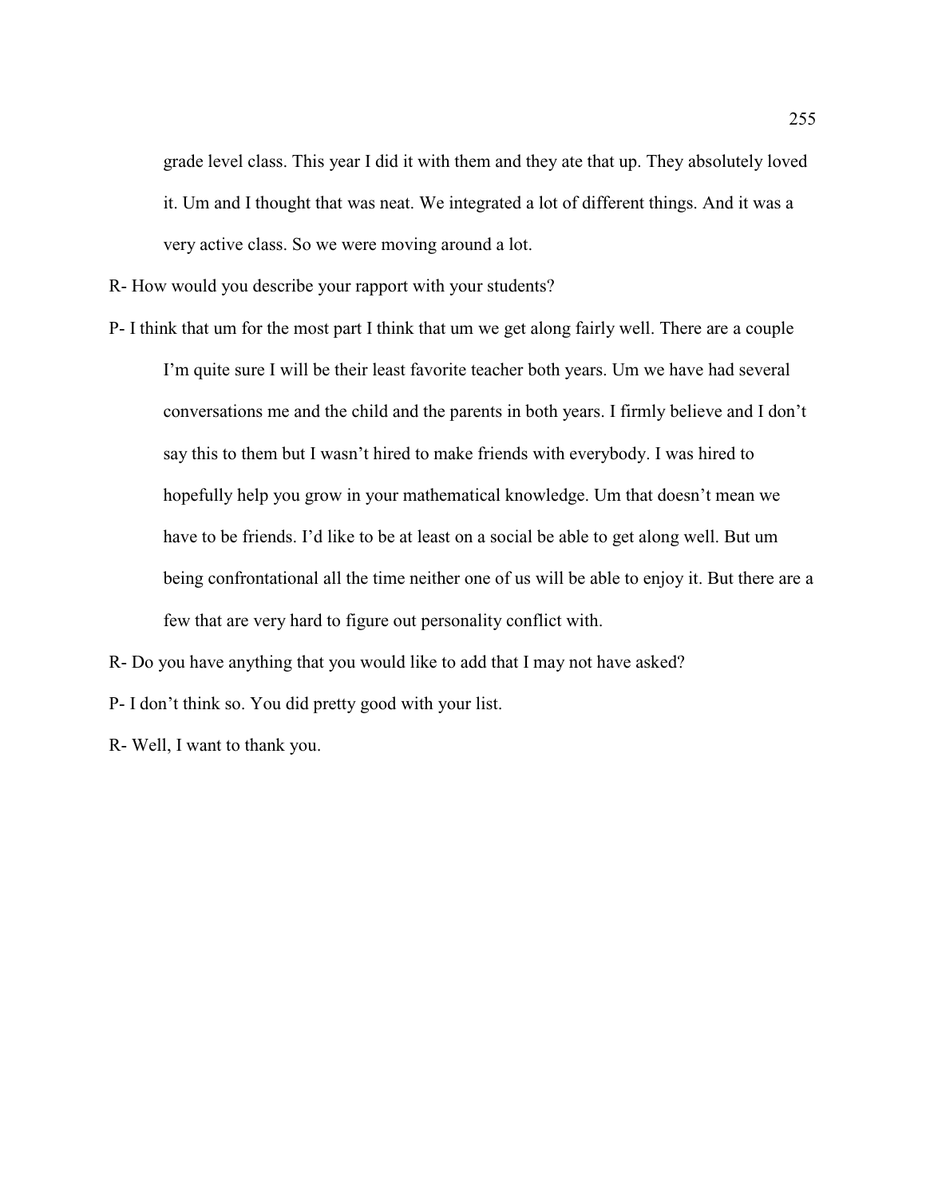grade level class. This year I did it with them and they ate that up. They absolutely loved it. Um and I thought that was neat. We integrated a lot of different things. And it was a very active class. So we were moving around a lot.

R- How would you describe your rapport with your students?

P- I think that um for the most part I think that um we get along fairly well. There are a couple I'm quite sure I will be their least favorite teacher both years. Um we have had several conversations me and the child and the parents in both years. I firmly believe and I don't say this to them but I wasn't hired to make friends with everybody. I was hired to hopefully help you grow in your mathematical knowledge. Um that doesn't mean we have to be friends. I'd like to be at least on a social be able to get along well. But um being confrontational all the time neither one of us will be able to enjoy it. But there are a few that are very hard to figure out personality conflict with.

R- Do you have anything that you would like to add that I may not have asked?

P- I don't think so. You did pretty good with your list.

R- Well, I want to thank you.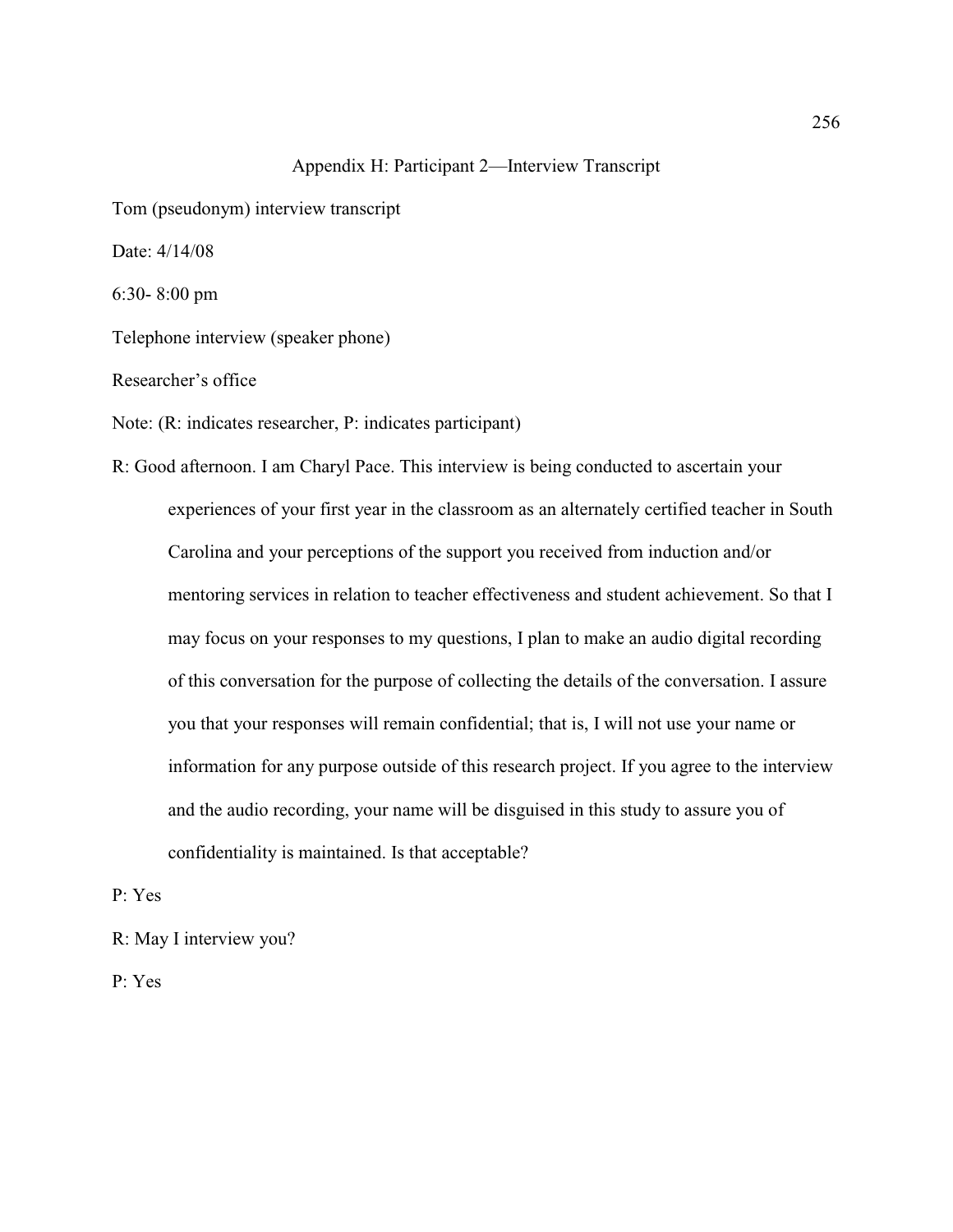# Appendix H: Participant 2—Interview Transcript

Tom (pseudonym) interview transcript

Date: 4/14/08

6:30- 8:00 pm

Telephone interview (speaker phone)

Researcher's office

Note: (R: indicates researcher, P: indicates participant)

R: Good afternoon. I am Charyl Pace. This interview is being conducted to ascertain your experiences of your first year in the classroom as an alternately certified teacher in South Carolina and your perceptions of the support you received from induction and/or mentoring services in relation to teacher effectiveness and student achievement. So that I may focus on your responses to my questions, I plan to make an audio digital recording of this conversation for the purpose of collecting the details of the conversation. I assure you that your responses will remain confidential; that is, I will not use your name or information for any purpose outside of this research project. If you agree to the interview and the audio recording, your name will be disguised in this study to assure you of confidentiality is maintained. Is that acceptable?

P: Yes

R: May I interview you?

P: Yes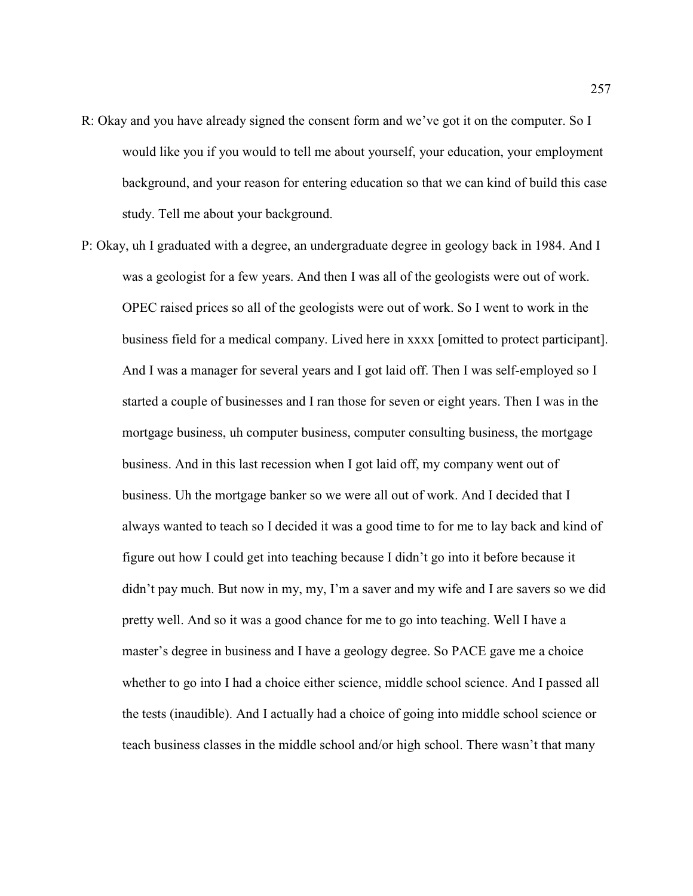R: Okay and you have already signed the consent form and we've got it on the computer. So I would like you if you would to tell me about yourself, your education, your employment background, and your reason for entering education so that we can kind of build this case study. Tell me about your background.

P: Okay, uh I graduated with a degree, an undergraduate degree in geology back in 1984. And I was a geologist for a few years. And then I was all of the geologists were out of work. OPEC raised prices so all of the geologists were out of work. So I went to work in the business field for a medical company. Lived here in xxxx [omitted to protect participant]. And I was a manager for several years and I got laid off. Then I was self-employed so I started a couple of businesses and I ran those for seven or eight years. Then I was in the mortgage business, uh computer business, computer consulting business, the mortgage business. And in this last recession when I got laid off, my company went out of business. Uh the mortgage banker so we were all out of work. And I decided that I always wanted to teach so I decided it was a good time to for me to lay back and kind of figure out how I could get into teaching because I didn't go into it before because it didn't pay much. But now in my, my, I'm a saver and my wife and I are savers so we did pretty well. And so it was a good chance for me to go into teaching. Well I have a master's degree in business and I have a geology degree. So PACE gave me a choice whether to go into I had a choice either science, middle school science. And I passed all the tests (inaudible). And I actually had a choice of going into middle school science or teach business classes in the middle school and/or high school. There wasn't that many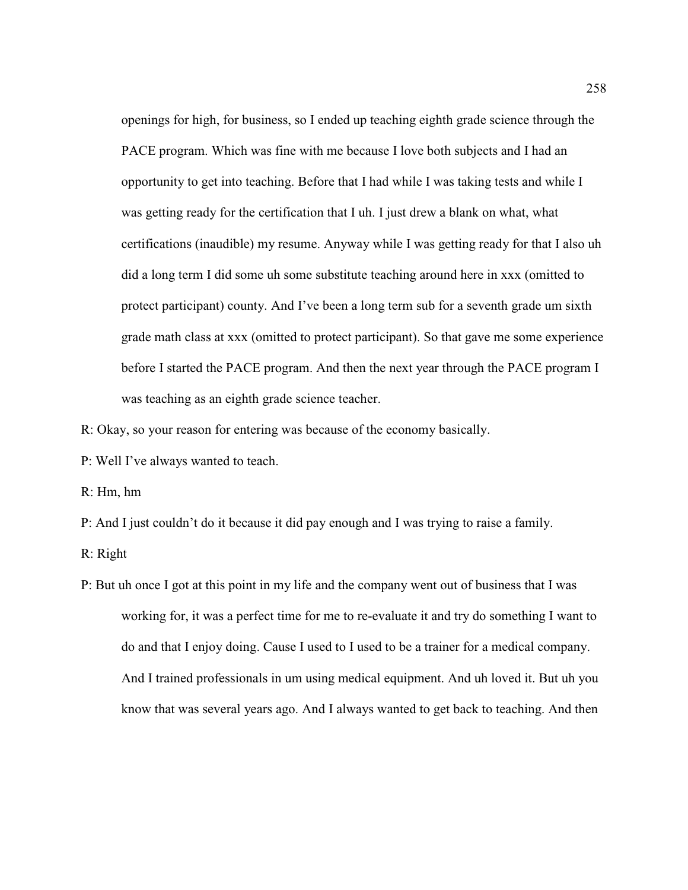openings for high, for business, so I ended up teaching eighth grade science through the PACE program. Which was fine with me because I love both subjects and I had an opportunity to get into teaching. Before that I had while I was taking tests and while I was getting ready for the certification that I uh. I just drew a blank on what, what certifications (inaudible) my resume. Anyway while I was getting ready for that I also uh did a long term I did some uh some substitute teaching around here in xxx (omitted to protect participant) county. And I've been a long term sub for a seventh grade um sixth grade math class at xxx (omitted to protect participant). So that gave me some experience before I started the PACE program. And then the next year through the PACE program I was teaching as an eighth grade science teacher.

R: Okay, so your reason for entering was because of the economy basically.

P: Well I've always wanted to teach.

R: Hm, hm

P: And I just couldn't do it because it did pay enough and I was trying to raise a family.

R: Right

P: But uh once I got at this point in my life and the company went out of business that I was working for, it was a perfect time for me to re-evaluate it and try do something I want to do and that I enjoy doing. Cause I used to I used to be a trainer for a medical company. And I trained professionals in um using medical equipment. And uh loved it. But uh you know that was several years ago. And I always wanted to get back to teaching. And then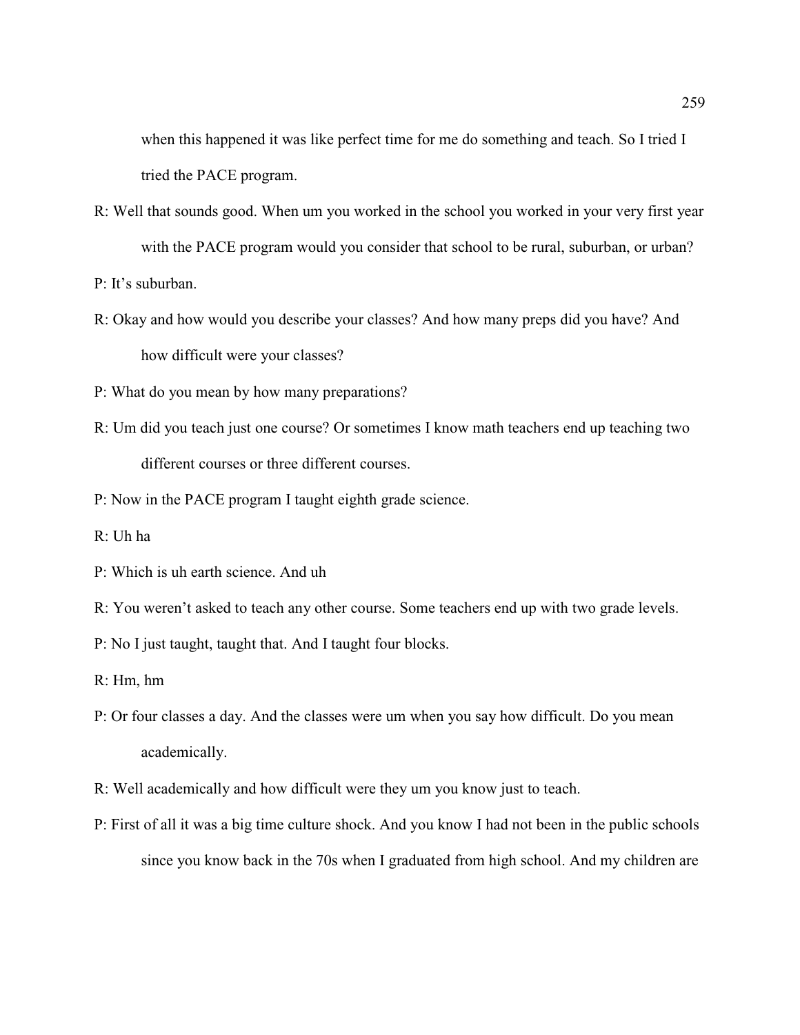when this happened it was like perfect time for me do something and teach. So I tried I tried the PACE program.

R: Well that sounds good. When um you worked in the school you worked in your very first year with the PACE program would you consider that school to be rural, suburban, or urban?

P: It's suburban.

R: Okay and how would you describe your classes? And how many preps did you have? And how difficult were your classes?

P: What do you mean by how many preparations?

R: Um did you teach just one course? Or sometimes I know math teachers end up teaching two different courses or three different courses.

P: Now in the PACE program I taught eighth grade science.

R: Uh ha

P: Which is uh earth science. And uh

R: You weren't asked to teach any other course. Some teachers end up with two grade levels.

P: No I just taught, taught that. And I taught four blocks.

R: Hm, hm

P: Or four classes a day. And the classes were um when you say how difficult. Do you mean academically.

R: Well academically and how difficult were they um you know just to teach.

P: First of all it was a big time culture shock. And you know I had not been in the public schools since you know back in the 70s when I graduated from high school. And my children are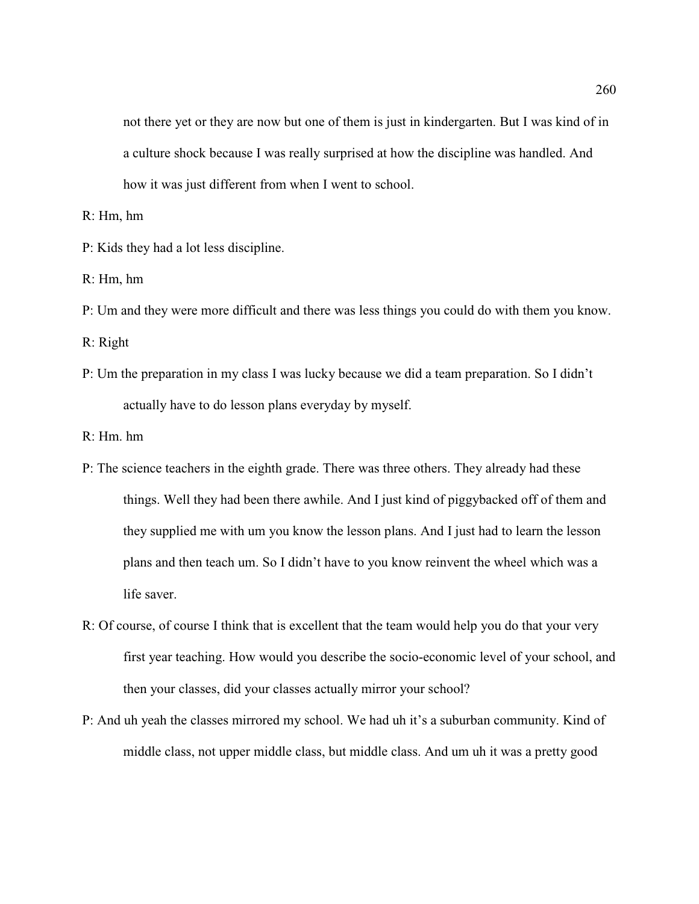not there yet or they are now but one of them is just in kindergarten. But I was kind of in a culture shock because I was really surprised at how the discipline was handled. And how it was just different from when I went to school.

R: Hm, hm

P: Kids they had a lot less discipline.

R: Hm, hm

P: Um and they were more difficult and there was less things you could do with them you know.

R: Right

P: Um the preparation in my class I was lucky because we did a team preparation. So I didn't actually have to do lesson plans everyday by myself.

R: Hm. hm

P: The science teachers in the eighth grade. There was three others. They already had these things. Well they had been there awhile. And I just kind of piggybacked off of them and they supplied me with um you know the lesson plans. And I just had to learn the lesson plans and then teach um. So I didn't have to you know reinvent the wheel which was a life saver.

R: Of course, of course I think that is excellent that the team would help you do that your very first year teaching. How would you describe the socio-economic level of your school, and then your classes, did your classes actually mirror your school?

P: And uh yeah the classes mirrored my school. We had uh it's a suburban community. Kind of middle class, not upper middle class, but middle class. And um uh it was a pretty good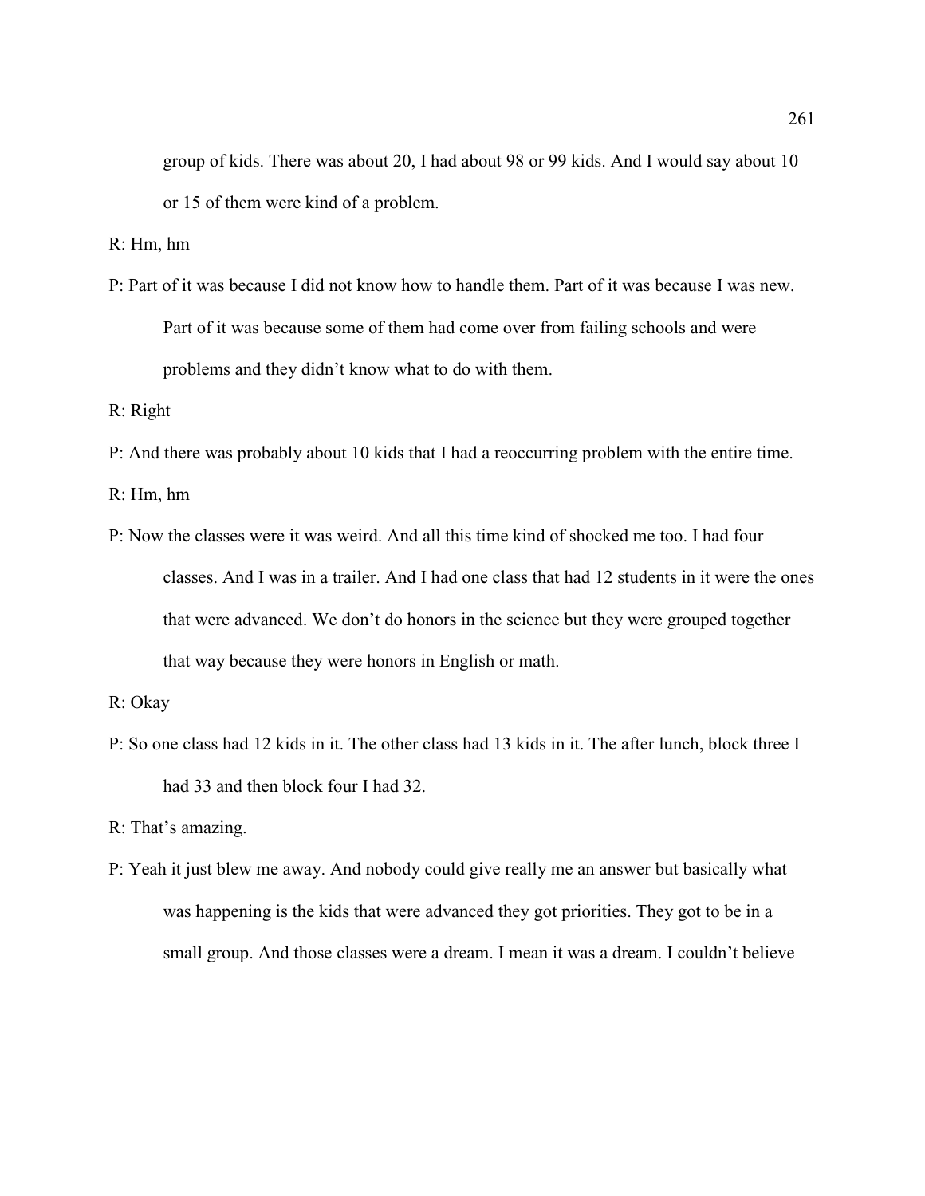group of kids. There was about 20, I had about 98 or 99 kids. And I would say about 10 or 15 of them were kind of a problem.

R: Hm, hm

P: Part of it was because I did not know how to handle them. Part of it was because I was new. Part of it was because some of them had come over from failing schools and were problems and they didn't know what to do with them.

R: Right

P: And there was probably about 10 kids that I had a reoccurring problem with the entire time.

R: Hm, hm

P: Now the classes were it was weird. And all this time kind of shocked me too. I had four classes. And I was in a trailer. And I had one class that had 12 students in it were the ones that were advanced. We don't do honors in the science but they were grouped together that way because they were honors in English or math.

R: Okay

P: So one class had 12 kids in it. The other class had 13 kids in it. The after lunch, block three I had 33 and then block four I had 32.

R: That's amazing.

P: Yeah it just blew me away. And nobody could give really me an answer but basically what was happening is the kids that were advanced they got priorities. They got to be in a small group. And those classes were a dream. I mean it was a dream. I couldn't believe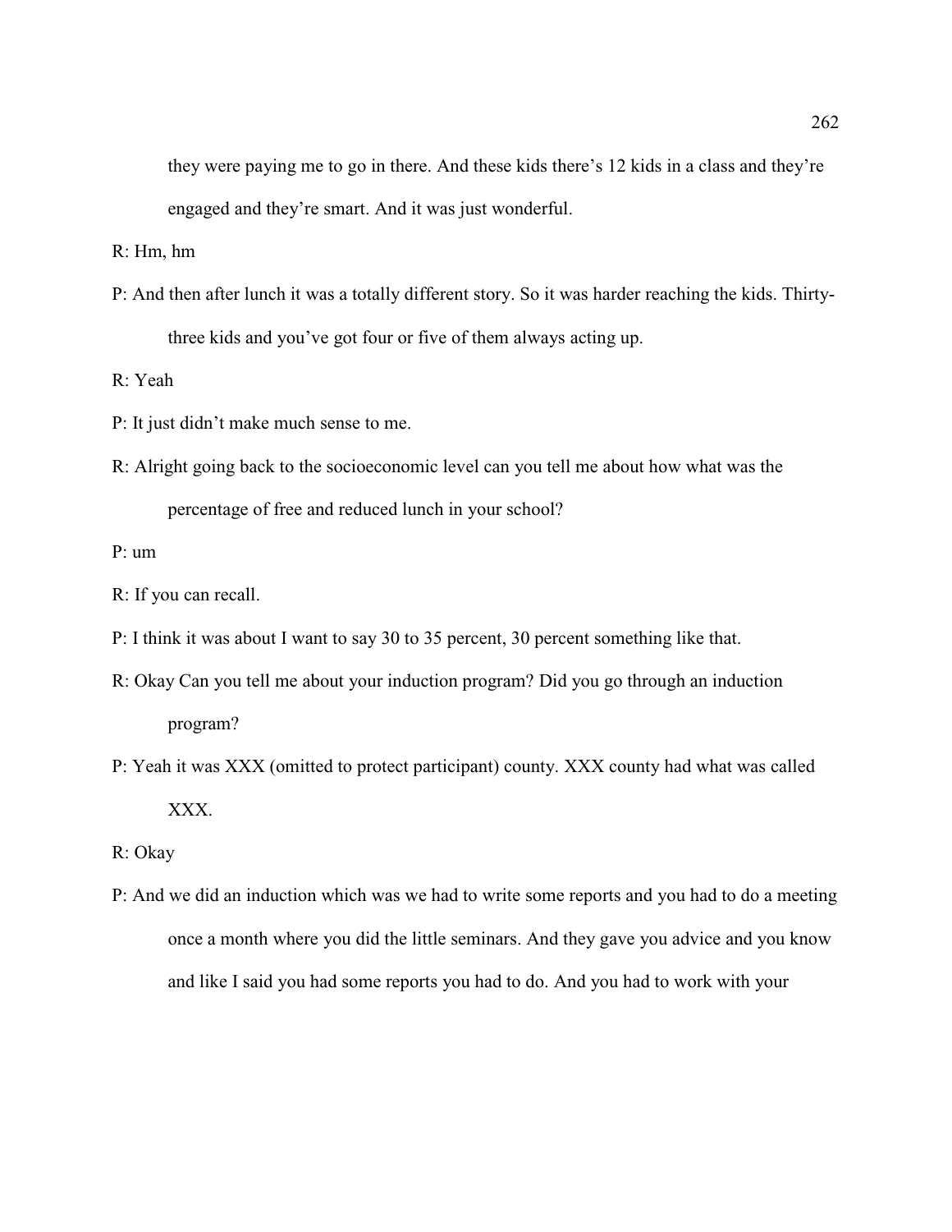they were paying me to go in there. And these kids there's 12 kids in a class and they're engaged and they're smart. And it was just wonderful.

R: Hm, hm

P: And then after lunch it was a totally different story. So it was harder reaching the kids. Thirty-three kids and you've got four or five of them always acting up.

R: Yeah

P: It just didn't make much sense to me.

R: Alright going back to the socioeconomic level can you tell me about how what was the percentage of free and reduced lunch in your school?

P: um

R: If you can recall.

P: I think it was about I want to say 30 to 35 percent, 30 percent something like that.

R: Okay Can you tell me about your induction program? Did you go through an induction program?

P: Yeah it was XXX (omitted to protect participant) county. XXX county had what was called XXX.

R: Okay

P: And we did an induction which was we had to write some reports and you had to do a meeting once a month where you did the little seminars. And they gave you advice and you know and like I said you had some reports you had to do. And you had to work with your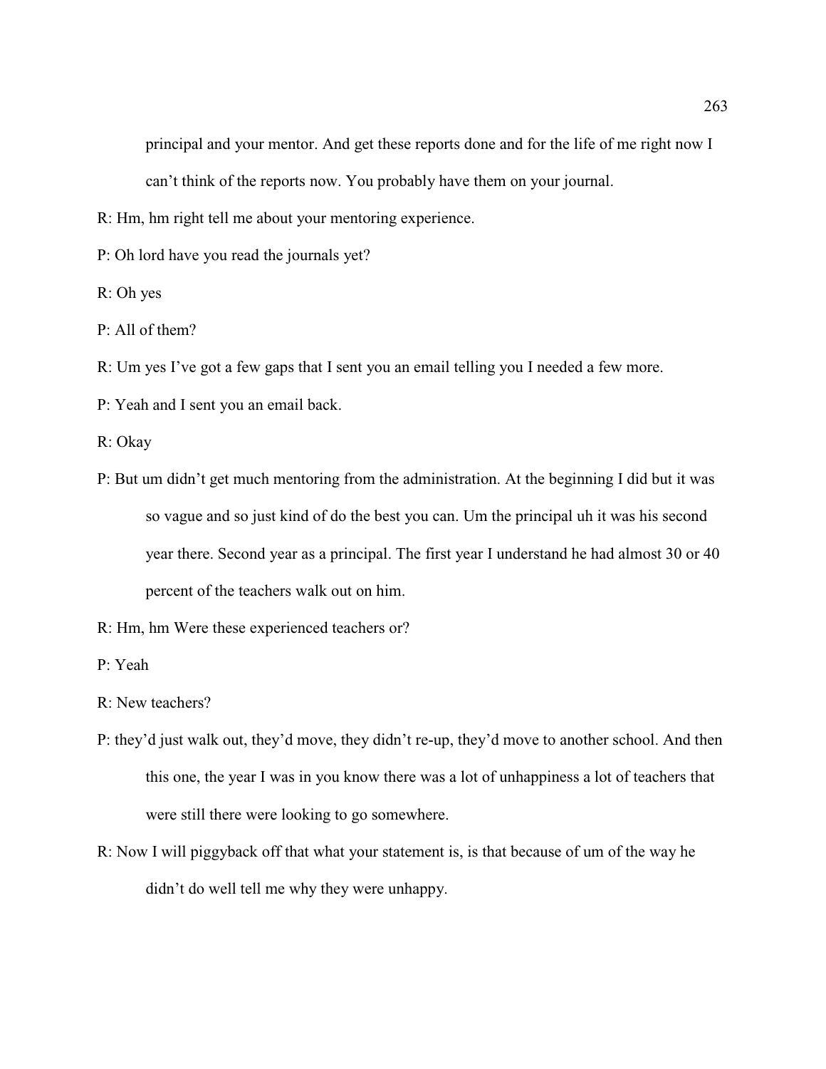principal and your mentor. And get these reports done and for the life of me right now I can't think of the reports now. You probably have them on your journal.

R: Hm, hm right tell me about your mentoring experience.

P: Oh lord have you read the journals yet?

R: Oh yes

P: All of them?

R: Um yes I've got a few gaps that I sent you an email telling you I needed a few more.

P: Yeah and I sent you an email back.

R: Okay

P: But um didn't get much mentoring from the administration. At the beginning I did but it was so vague and so just kind of do the best you can. Um the principal uh it was his second year there. Second year as a principal. The first year I understand he had almost 30 or 40 percent of the teachers walk out on him.

R: Hm, hm Were these experienced teachers or?

P: Yeah

R: New teachers?

P: they'd just walk out, they'd move, they didn't re-up, they'd move to another school. And then this one, the year I was in you know there was a lot of unhappiness a lot of teachers that were still there were looking to go somewhere.

R: Now I will piggyback off that what your statement is, is that because of um of the way he didn't do well tell me why they were unhappy.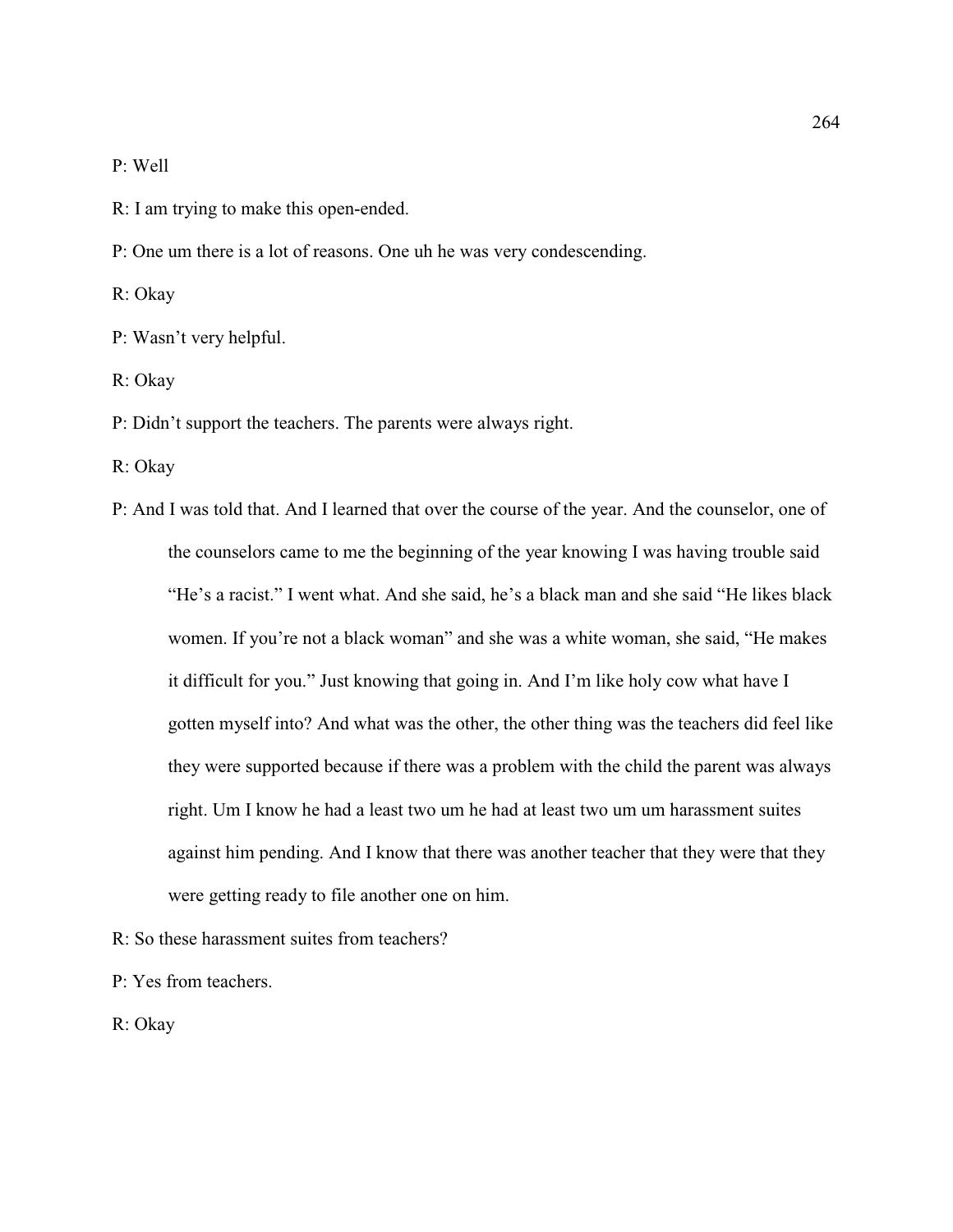P: Well

R: I am trying to make this open-ended.

P: One um there is a lot of reasons. One uh he was very condescending.

R: Okay

P: Wasn't very helpful.

R: Okay

P: Didn't support the teachers. The parents were always right.

R: Okay

P: And I was told that. And I learned that over the course of the year. And the counselor, one of the counselors came to me the beginning of the year knowing I was having trouble said "He's a racist." I went what. And she said, he's a black man and she said "He likes black women. If you're not a black woman" and she was a white woman, she said, "He makes it difficult for you." Just knowing that going in. And I'm like holy cow what have I gotten myself into? And what was the other, the other thing was the teachers did feel like they were supported because if there was a problem with the child the parent was always right. Um I know he had a least two um he had at least two um um harassment suites against him pending. And I know that there was another teacher that they were that they were getting ready to file another one on him.

R: So these harassment suites from teachers?

P: Yes from teachers.

R: Okay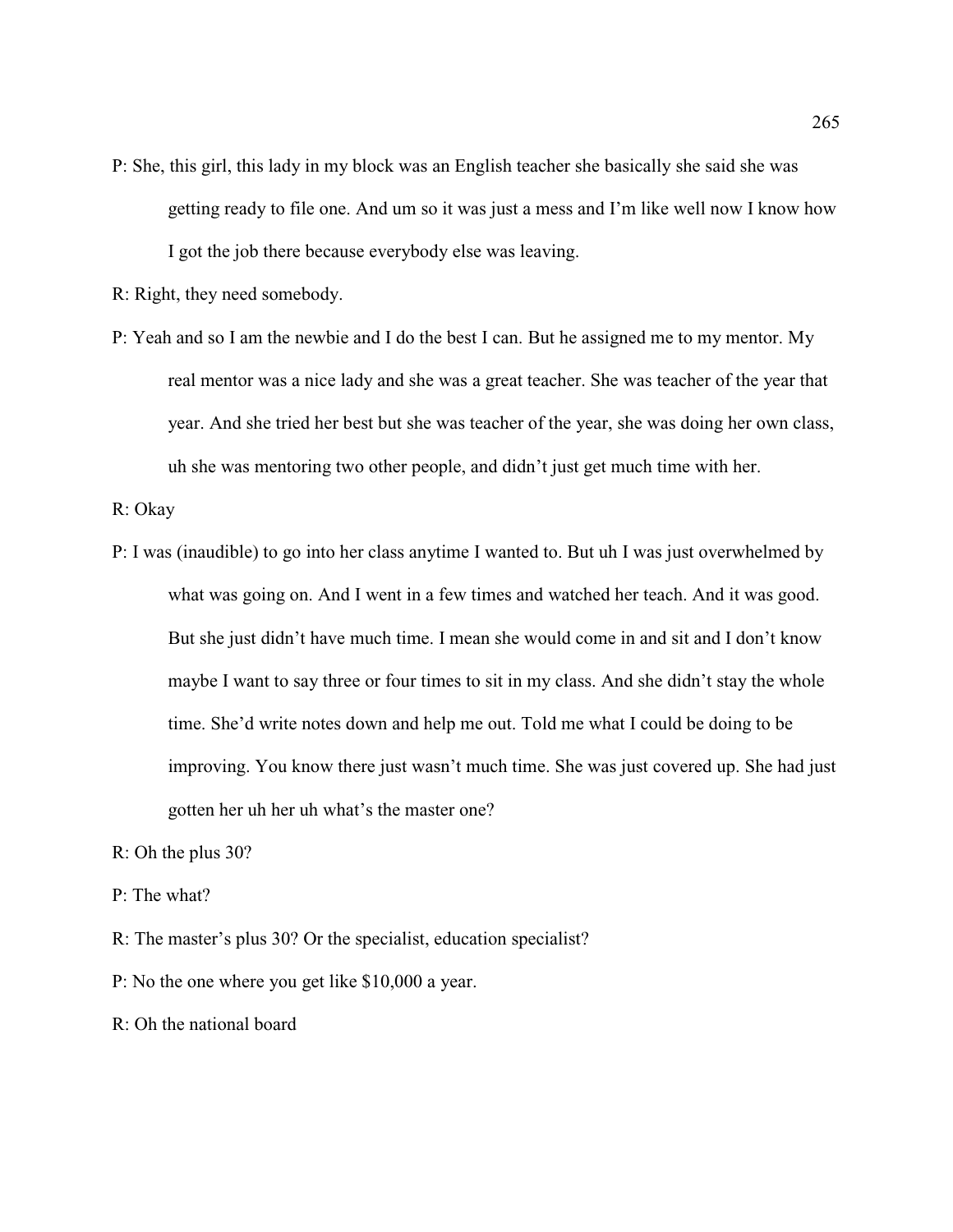P: She, this girl, this lady in my block was an English teacher she basically she said she was getting ready to file one. And um so it was just a mess and I'm like well now I know how I got the job there because everybody else was leaving.

R: Right, they need somebody.

P: Yeah and so I am the newbie and I do the best I can. But he assigned me to my mentor. My real mentor was a nice lady and she was a great teacher. She was teacher of the year that year. And she tried her best but she was teacher of the year, she was doing her own class, uh she was mentoring two other people, and didn't just get much time with her.

R: Okay

P: I was (inaudible) to go into her class anytime I wanted to. But uh I was just overwhelmed by what was going on. And I went in a few times and watched her teach. And it was good. But she just didn't have much time. I mean she would come in and sit and I don't know maybe I want to say three or four times to sit in my class. And she didn't stay the whole time. She'd write notes down and help me out. Told me what I could be doing to be improving. You know there just wasn't much time. She was just covered up. She had just gotten her uh her uh what's the master one?

R: Oh the plus 30?

P: The what?

R: The master's plus 30? Or the specialist, education specialist?

P: No the one where you get like $10,000 a year.

R: Oh the national board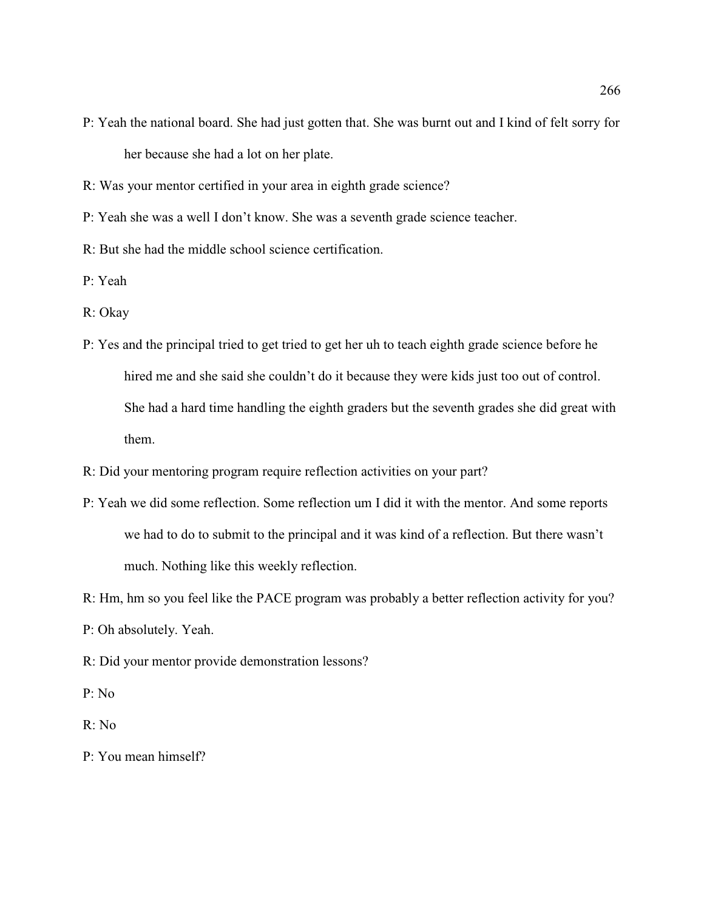P: Yeah the national board. She had just gotten that. She was burnt out and I kind of felt sorry for her because she had a lot on her plate.

R: Was your mentor certified in your area in eighth grade science?

P: Yeah she was a well I don't know. She was a seventh grade science teacher.

R: But she had the middle school science certification.

P: Yeah

R: Okay

P: Yes and the principal tried to get tried to get her uh to teach eighth grade science before he hired me and she said she couldn't do it because they were kids just too out of control. She had a hard time handling the eighth graders but the seventh grades she did great with them.

R: Did your mentoring program require reflection activities on your part?

P: Yeah we did some reflection. Some reflection um I did it with the mentor. And some reports we had to do to submit to the principal and it was kind of a reflection. But there wasn't much. Nothing like this weekly reflection.

R: Hm, hm so you feel like the PACE program was probably a better reflection activity for you?

P: Oh absolutely. Yeah.

R: Did your mentor provide demonstration lessons?

P: No

R: No

P: You mean himself?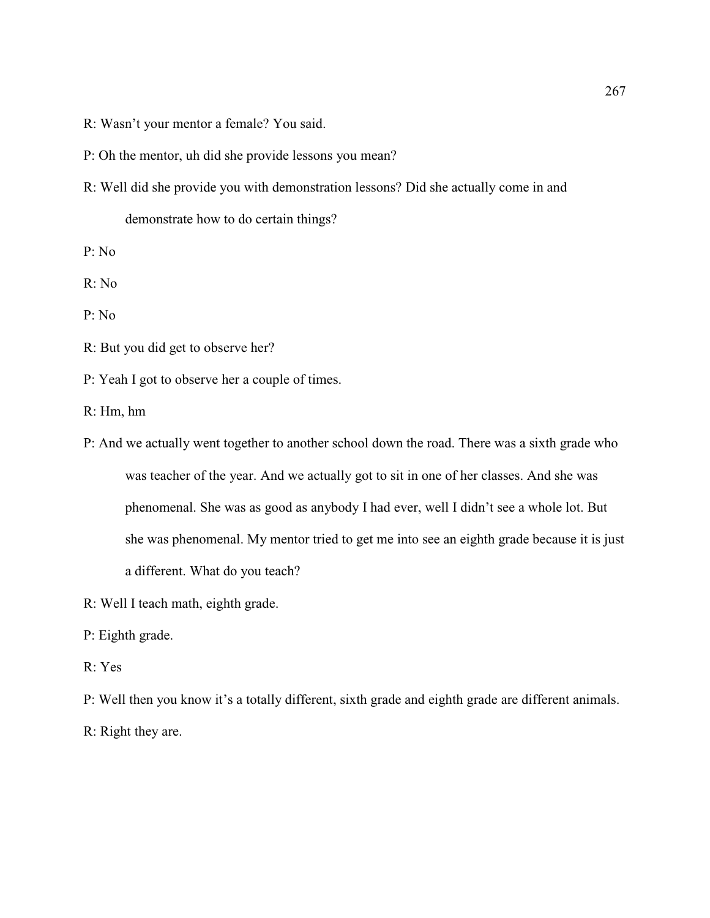R: Wasn't your mentor a female? You said.

P: Oh the mentor, uh did she provide lessons you mean?

R: Well did she provide you with demonstration lessons? Did she actually come in and demonstrate how to do certain things?

P: No

R: No

P: No

R: But you did get to observe her?

P: Yeah I got to observe her a couple of times.

R: Hm, hm

P: And we actually went together to another school down the road. There was a sixth grade who was teacher of the year. And we actually got to sit in one of her classes. And she was phenomenal. She was as good as anybody I had ever, well I didn't see a whole lot. But she was phenomenal. My mentor tried to get me into see an eighth grade because it is just a different. What do you teach?

R: Well I teach math, eighth grade.

P: Eighth grade.

R: Yes

P: Well then you know it's a totally different, sixth grade and eighth grade are different animals.

R: Right they are.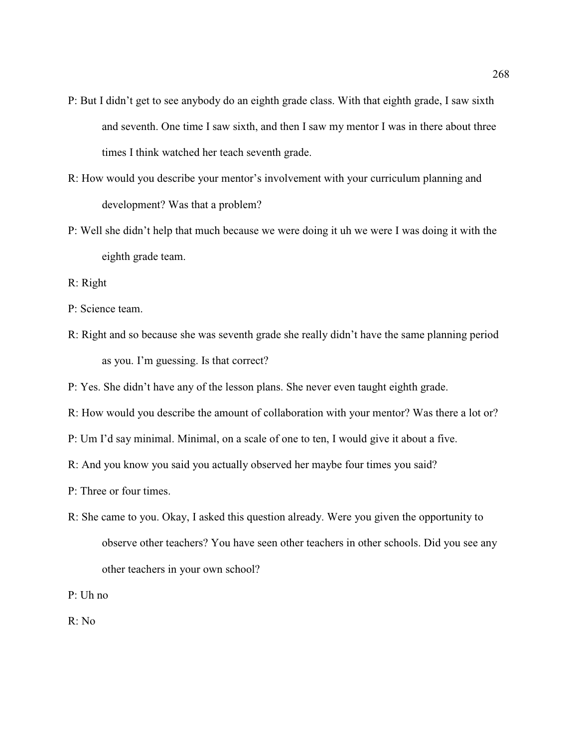P: But I didn't get to see anybody do an eighth grade class. With that eighth grade, I saw sixth and seventh. One time I saw sixth, and then I saw my mentor I was in there about three times I think watched her teach seventh grade.

R: How would you describe your mentor's involvement with your curriculum planning and development? Was that a problem?

P: Well she didn't help that much because we were doing it uh we were I was doing it with the eighth grade team.

R: Right

P: Science team.

R: Right and so because she was seventh grade she really didn't have the same planning period as you. I'm guessing. Is that correct?

P: Yes. She didn't have any of the lesson plans. She never even taught eighth grade.

R: How would you describe the amount of collaboration with your mentor? Was there a lot or?

P: Um I'd say minimal. Minimal, on a scale of one to ten, I would give it about a five.

R: And you know you said you actually observed her maybe four times you said?

P: Three or four times.

R: She came to you. Okay, I asked this question already. Were you given the opportunity to observe other teachers? You have seen other teachers in other schools. Did you see any other teachers in your own school?

P: Uh no

R: No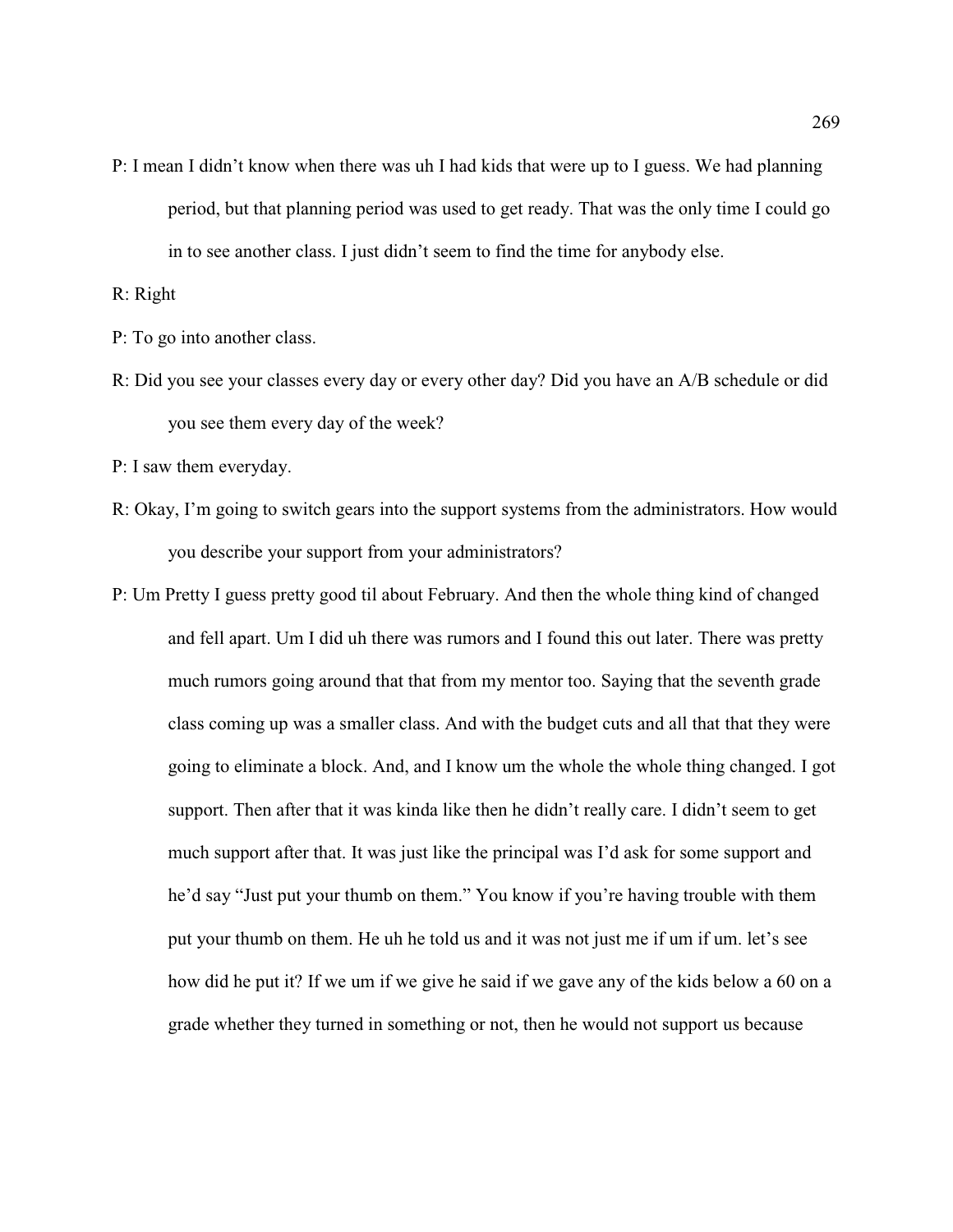P: I mean I didn't know when there was uh I had kids that were up to I guess. We had planning period, but that planning period was used to get ready. That was the only time I could go in to see another class. I just didn't seem to find the time for anybody else.

R: Right

P: To go into another class.

R: Did you see your classes every day or every other day? Did you have an A/B schedule or did you see them every day of the week?

P: I saw them everyday.

R: Okay, I'm going to switch gears into the support systems from the administrators. How would you describe your support from your administrators?

P: Um Pretty I guess pretty good til about February. And then the whole thing kind of changed and fell apart. Um I did uh there was rumors and I found this out later. There was pretty much rumors going around that that from my mentor too. Saying that the seventh grade class coming up was a smaller class. And with the budget cuts and all that that they were going to eliminate a block. And, and I know um the whole the whole thing changed. I got support. Then after that it was kinda like then he didn't really care. I didn't seem to get much support after that. It was just like the principal was I'd ask for some support and he'd say "Just put your thumb on them." You know if you're having trouble with them put your thumb on them. He uh he told us and it was not just me if um if um. let's see how did he put it? If we um if we give he said if we gave any of the kids below a 60 on a grade whether they turned in something or not, then he would not support us because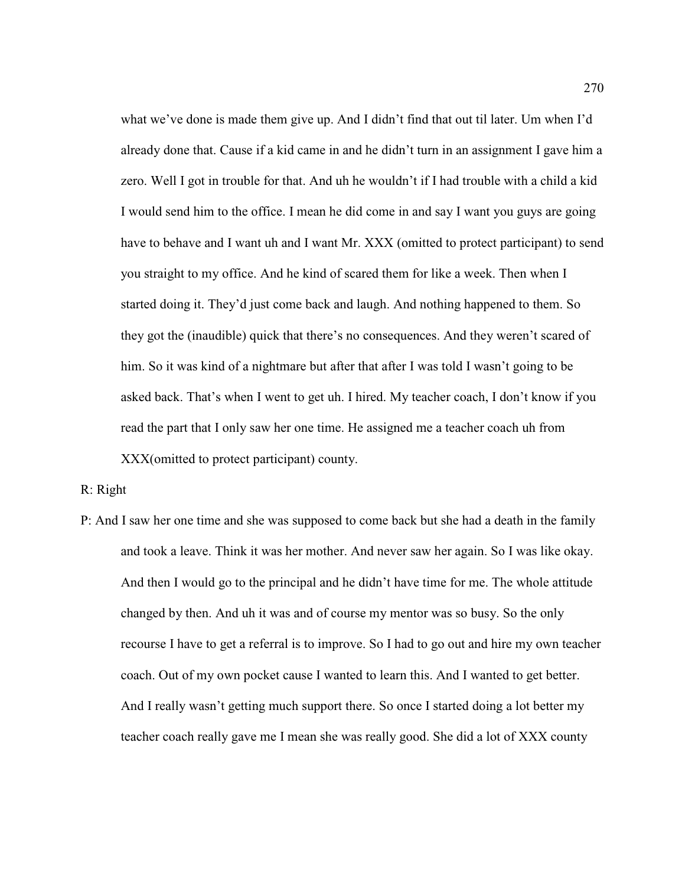what we've done is made them give up. And I didn't find that out til later. Um when I'd already done that. Cause if a kid came in and he didn't turn in an assignment I gave him a zero. Well I got in trouble for that. And uh he wouldn't if I had trouble with a child a kid I would send him to the office. I mean he did come in and say I want you guys are going have to behave and I want uh and I want Mr. XXX (omitted to protect participant) to send you straight to my office. And he kind of scared them for like a week. Then when I started doing it. They'd just come back and laugh. And nothing happened to them. So they got the (inaudible) quick that there's no consequences. And they weren't scared of him. So it was kind of a nightmare but after that after I was told I wasn't going to be asked back. That's when I went to get uh. I hired. My teacher coach, I don't know if you read the part that I only saw her one time. He assigned me a teacher coach uh from XXX(omitted to protect participant) county.

R: Right

P: And I saw her one time and she was supposed to come back but she had a death in the family and took a leave. Think it was her mother. And never saw her again. So I was like okay. And then I would go to the principal and he didn't have time for me. The whole attitude changed by then. And uh it was and of course my mentor was so busy. So the only recourse I have to get a referral is to improve. So I had to go out and hire my own teacher coach. Out of my own pocket cause I wanted to learn this. And I wanted to get better. And I really wasn't getting much support there. So once I started doing a lot better my teacher coach really gave me I mean she was really good. She did a lot of XXX county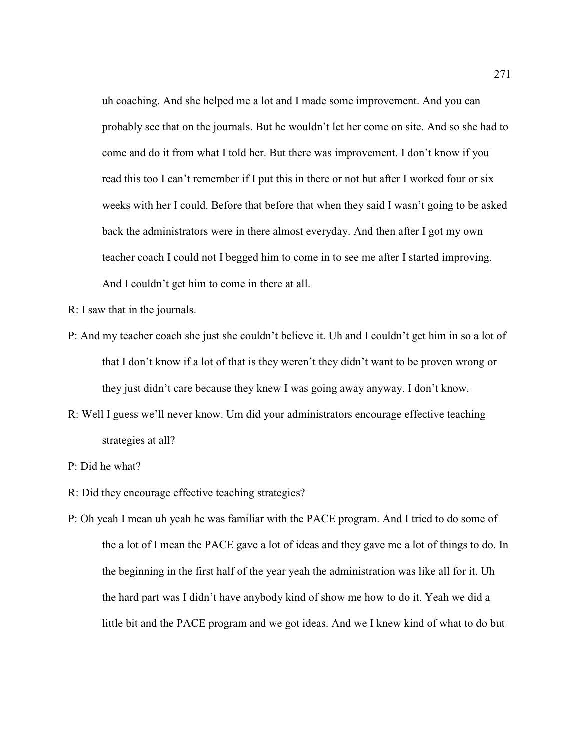uh coaching. And she helped me a lot and I made some improvement. And you can probably see that on the journals. But he wouldn't let her come on site. And so she had to come and do it from what I told her. But there was improvement. I don't know if you read this too I can't remember if I put this in there or not but after I worked four or six weeks with her I could. Before that before that when they said I wasn't going to be asked back the administrators were in there almost everyday. And then after I got my own teacher coach I could not I begged him to come in to see me after I started improving. And I couldn't get him to come in there at all.

R: I saw that in the journals.

P: And my teacher coach she just she couldn't believe it. Uh and I couldn't get him in so a lot of that I don't know if a lot of that is they weren't they didn't want to be proven wrong or they just didn't care because they knew I was going away anyway. I don't know.

R: Well I guess we'll never know. Um did your administrators encourage effective teaching strategies at all?

P: Did he what?

R: Did they encourage effective teaching strategies?

P: Oh yeah I mean uh yeah he was familiar with the PACE program. And I tried to do some of the a lot of I mean the PACE gave a lot of ideas and they gave me a lot of things to do. In the beginning in the first half of the year yeah the administration was like all for it. Uh the hard part was I didn't have anybody kind of show me how to do it. Yeah we did a little bit and the PACE program and we got ideas. And we I knew kind of what to do but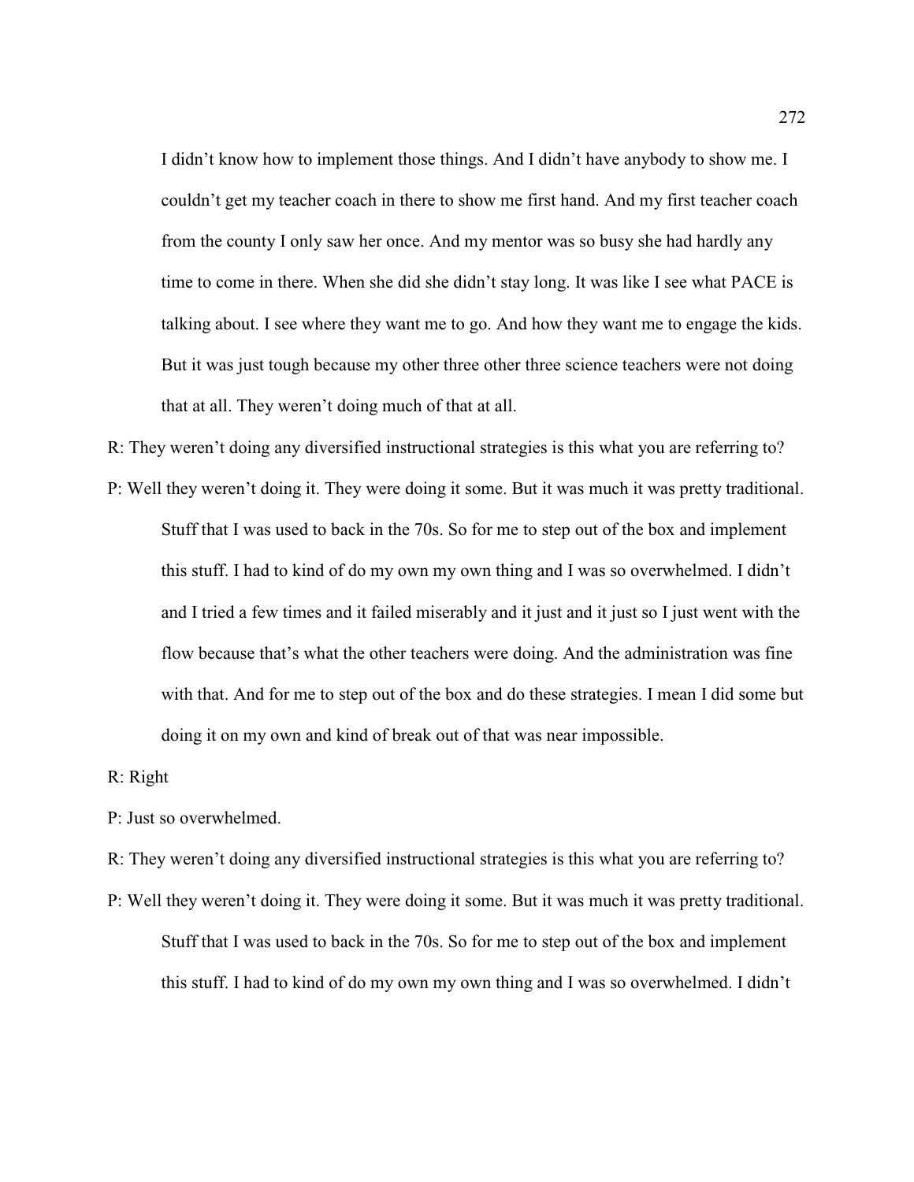I didn't know how to implement those things. And I didn't have anybody to show me. I couldn't get my teacher coach in there to show me first hand. And my first teacher coach from the county I only saw her once. And my mentor was so busy she had hardly any time to come in there. When she did she didn't stay long. It was like I see what PACE is talking about. I see where they want me to go. And how they want me to engage the kids. But it was just tough because my other three other three science teachers were not doing that at all. They weren't doing much of that at all.

R: They weren't doing any diversified instructional strategies is this what you are referring to?

P: Well they weren't doing it. They were doing it some. But it was much it was pretty traditional. Stuff that I was used to back in the 70s. So for me to step out of the box and implement this stuff. I had to kind of do my own my own thing and I was so overwhelmed. I didn't and I tried a few times and it failed miserably and it just and it just so I just went with the flow because that's what the other teachers were doing. And the administration was fine with that. And for me to step out of the box and do these strategies. I mean I did some but doing it on my own and kind of break out of that was near impossible.

R: Right

P: Just so overwhelmed.

R: They weren't doing any diversified instructional strategies is this what you are referring to?

P: Well they weren't doing it. They were doing it some. But it was much it was pretty traditional. Stuff that I was used to back in the 70s. So for me to step out of the box and implement this stuff. I had to kind of do my own my own thing and I was so overwhelmed. I didn't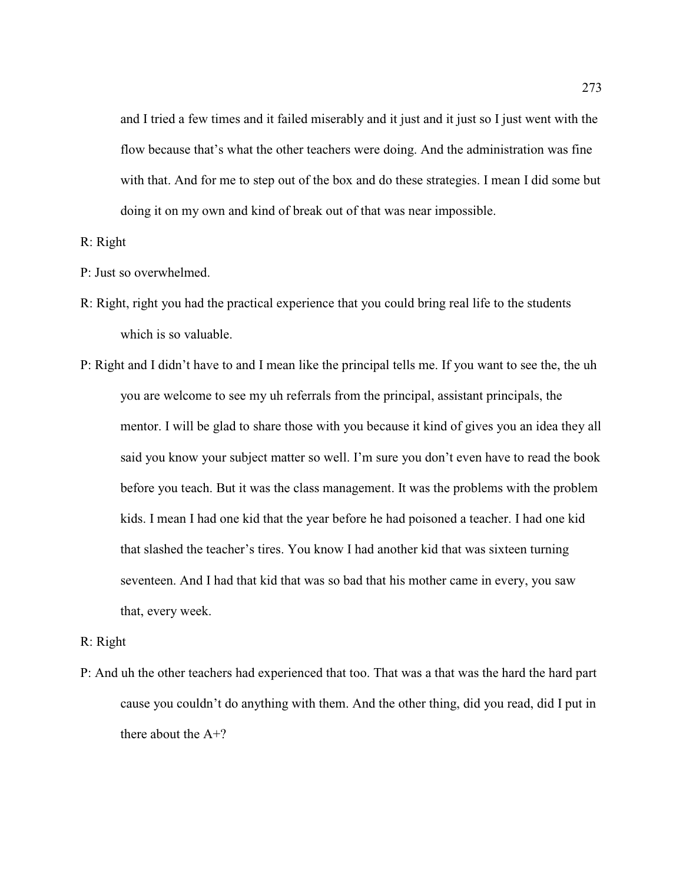and I tried a few times and it failed miserably and it just and it just so I just went with the flow because that's what the other teachers were doing. And the administration was fine with that. And for me to step out of the box and do these strategies. I mean I did some but doing it on my own and kind of break out of that was near impossible.

R: Right

P: Just so overwhelmed.

R: Right, right you had the practical experience that you could bring real life to the students which is so valuable.

P: Right and I didn't have to and I mean like the principal tells me. If you want to see the, the uh you are welcome to see my uh referrals from the principal, assistant principals, the mentor. I will be glad to share those with you because it kind of gives you an idea they all said you know your subject matter so well. I'm sure you don't even have to read the book before you teach. But it was the class management. It was the problems with the problem kids. I mean I had one kid that the year before he had poisoned a teacher. I had one kid that slashed the teacher's tires. You know I had another kid that was sixteen turning seventeen. And I had that kid that was so bad that his mother came in every, you saw that, every week.

R: Right

P: And uh the other teachers had experienced that too. That was a that was the hard the hard part cause you couldn't do anything with them. And the other thing, did you read, did I put in there about the A+?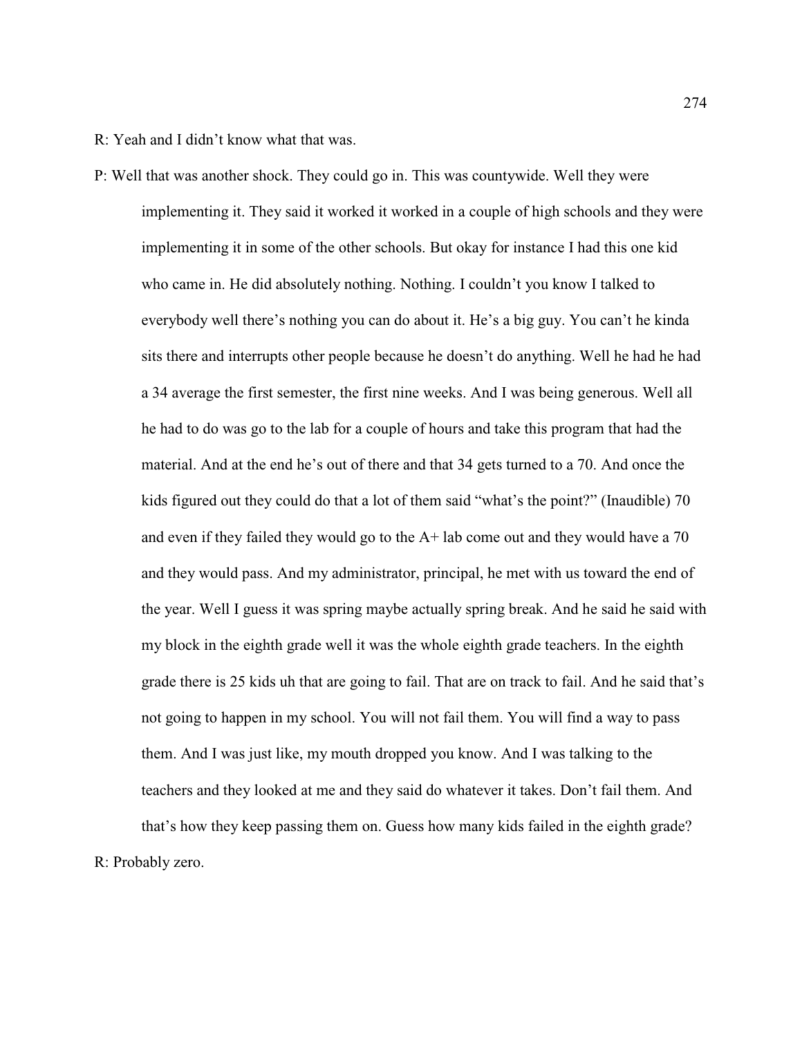R: Yeah and I didn't know what that was.

P: Well that was another shock. They could go in. This was countywide. Well they were implementing it. They said it worked it worked in a couple of high schools and they were implementing it in some of the other schools. But okay for instance I had this one kid who came in. He did absolutely nothing. Nothing. I couldn't you know I talked to everybody well there's nothing you can do about it. He's a big guy. You can't he kinda sits there and interrupts other people because he doesn't do anything. Well he had he had a 34 average the first semester, the first nine weeks. And I was being generous. Well all he had to do was go to the lab for a couple of hours and take this program that had the material. And at the end he's out of there and that 34 gets turned to a 70. And once the kids figured out they could do that a lot of them said "what's the point?" (Inaudible) 70 and even if they failed they would go to the A+ lab come out and they would have a 70 and they would pass. And my administrator, principal, he met with us toward the end of the year. Well I guess it was spring maybe actually spring break. And he said he said with my block in the eighth grade well it was the whole eighth grade teachers. In the eighth grade there is 25 kids uh that are going to fail. That are on track to fail. And he said that's not going to happen in my school. You will not fail them. You will find a way to pass them. And I was just like, my mouth dropped you know. And I was talking to the teachers and they looked at me and they said do whatever it takes. Don't fail them. And that's how they keep passing them on. Guess how many kids failed in the eighth grade?

R: Probably zero.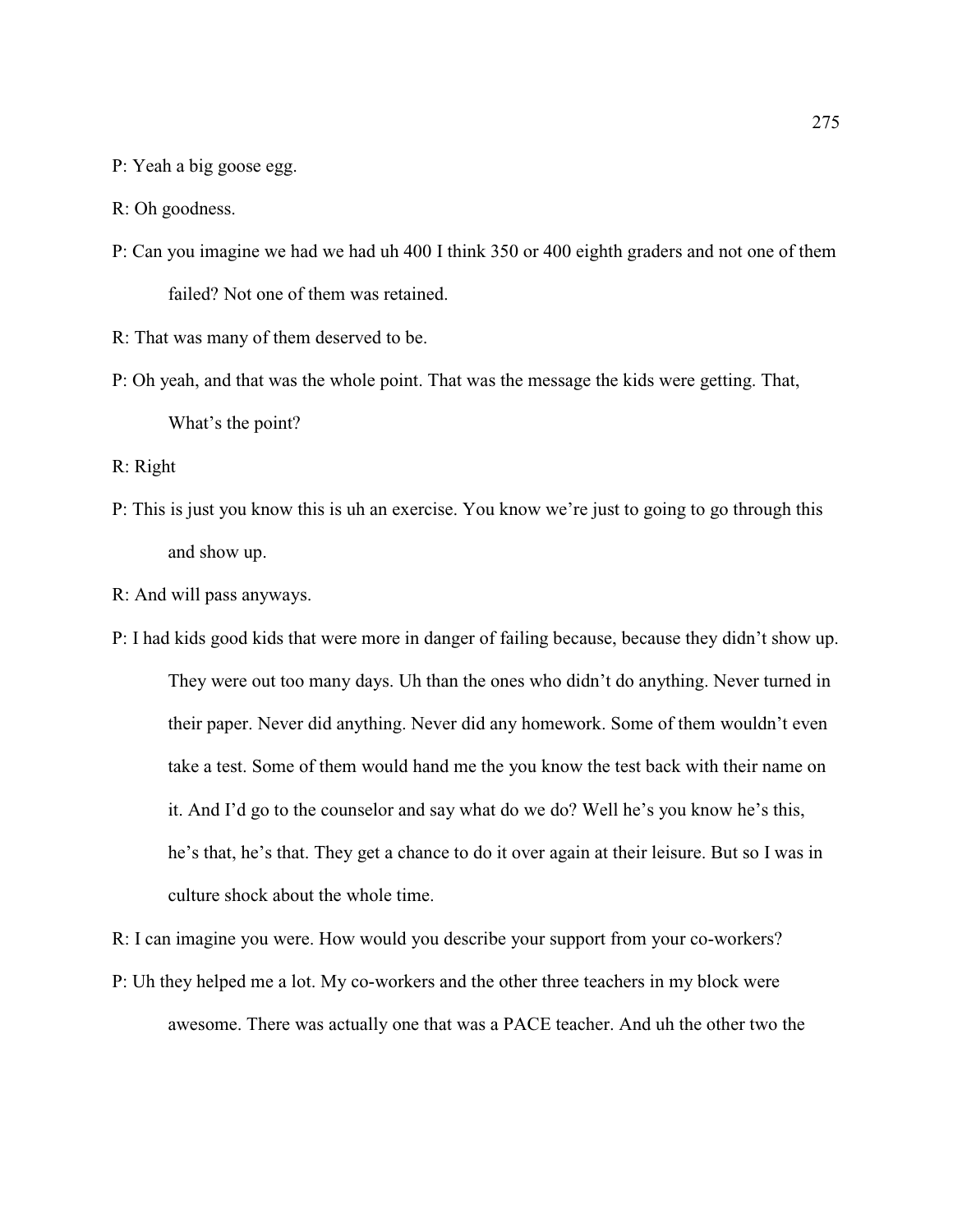P: Yeah a big goose egg.

R: Oh goodness.

P: Can you imagine we had we had uh 400 I think 350 or 400 eighth graders and not one of them failed? Not one of them was retained.

R: That was many of them deserved to be.

P: Oh yeah, and that was the whole point. That was the message the kids were getting. That, What's the point?

R: Right

P: This is just you know this is uh an exercise. You know we're just to going to go through this and show up.

R: And will pass anyways.

P: I had kids good kids that were more in danger of failing because, because they didn't show up. They were out too many days. Uh than the ones who didn't do anything. Never turned in their paper. Never did anything. Never did any homework. Some of them wouldn't even take a test. Some of them would hand me the you know the test back with their name on it. And I'd go to the counselor and say what do we do? Well he's you know he's this, he's that, he's that. They get a chance to do it over again at their leisure. But so I was in culture shock about the whole time.

R: I can imagine you were. How would you describe your support from your co-workers?

P: Uh they helped me a lot. My co-workers and the other three teachers in my block were awesome. There was actually one that was a PACE teacher. And uh the other two the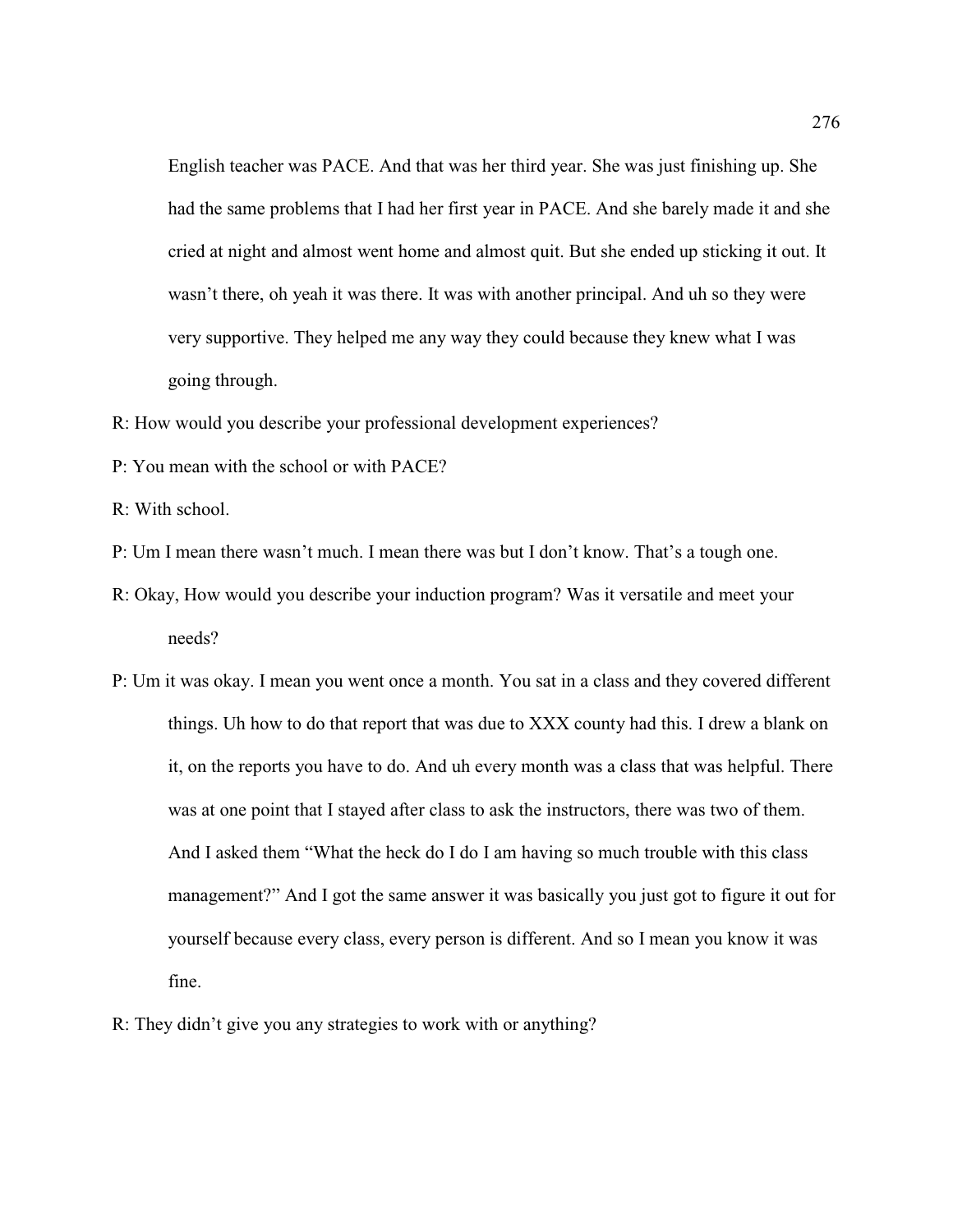English teacher was PACE. And that was her third year. She was just finishing up. She had the same problems that I had her first year in PACE. And she barely made it and she cried at night and almost went home and almost quit. But she ended up sticking it out. It wasn't there, oh yeah it was there. It was with another principal. And uh so they were very supportive. They helped me any way they could because they knew what I was going through.

R: How would you describe your professional development experiences?

P: You mean with the school or with PACE?

R: With school.

P: Um I mean there wasn't much. I mean there was but I don't know. That's a tough one.

R: Okay, How would you describe your induction program? Was it versatile and meet your needs?

P: Um it was okay. I mean you went once a month. You sat in a class and they covered different things. Uh how to do that report that was due to XXX county had this. I drew a blank on it, on the reports you have to do. And uh every month was a class that was helpful. There was at one point that I stayed after class to ask the instructors, there was two of them. And I asked them "What the heck do I do I am having so much trouble with this class management?" And I got the same answer it was basically you just got to figure it out for yourself because every class, every person is different. And so I mean you know it was fine.

R: They didn't give you any strategies to work with or anything?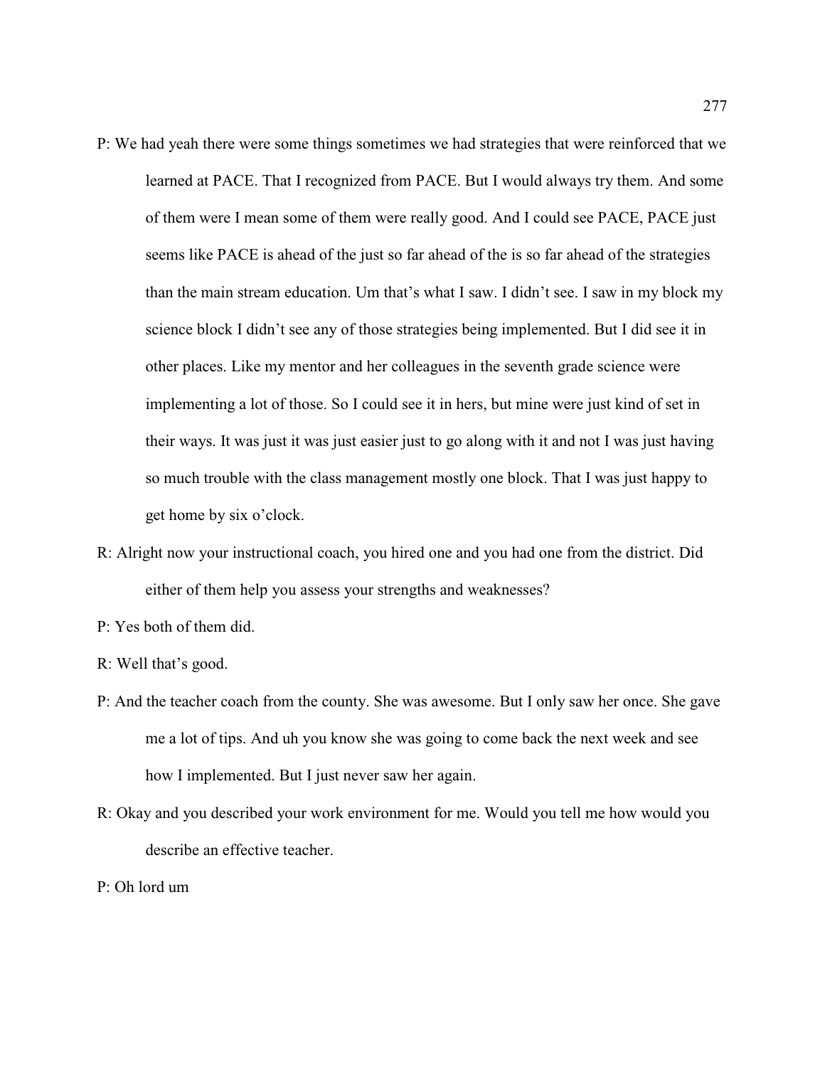P: We had yeah there were some things sometimes we had strategies that were reinforced that we learned at PACE. That I recognized from PACE. But I would always try them. And some of them were I mean some of them were really good. And I could see PACE, PACE just seems like PACE is ahead of the just so far ahead of the is so far ahead of the strategies than the main stream education. Um that's what I saw. I didn't see. I saw in my block my science block I didn't see any of those strategies being implemented. But I did see it in other places. Like my mentor and her colleagues in the seventh grade science were implementing a lot of those. So I could see it in hers, but mine were just kind of set in their ways. It was just it was just easier just to go along with it and not I was just having so much trouble with the class management mostly one block. That I was just happy to get home by six o'clock.

R: Alright now your instructional coach, you hired one and you had one from the district. Did either of them help you assess your strengths and weaknesses?

P: Yes both of them did.

R: Well that's good.

P: And the teacher coach from the county. She was awesome. But I only saw her once. She gave me a lot of tips. And uh you know she was going to come back the next week and see how I implemented. But I just never saw her again.

R: Okay and you described your work environment for me. Would you tell me how would you describe an effective teacher.

P: Oh lord um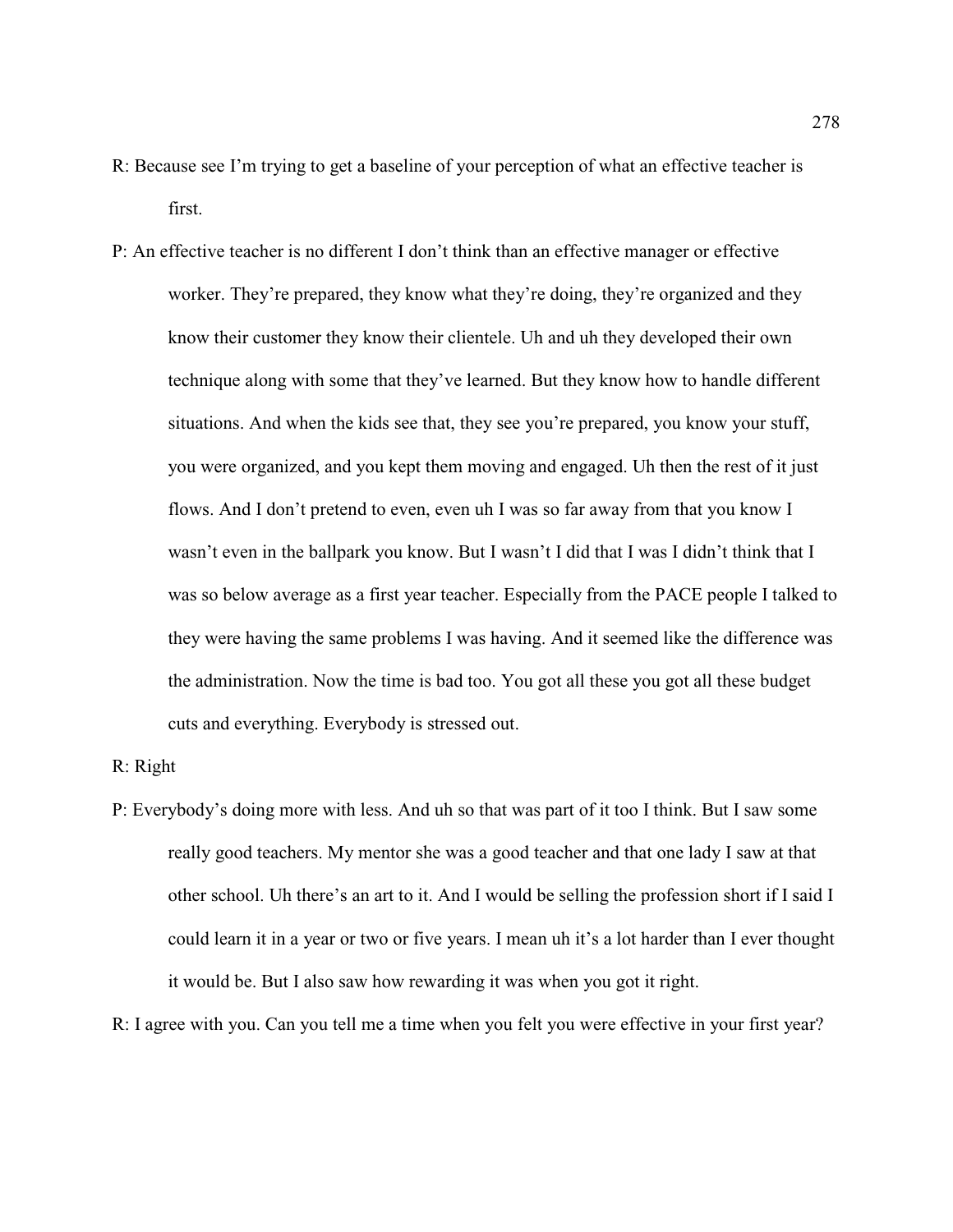R: Because see I'm trying to get a baseline of your perception of what an effective teacher is first.

P: An effective teacher is no different I don't think than an effective manager or effective worker. They're prepared, they know what they're doing, they're organized and they know their customer they know their clientele. Uh and uh they developed their own technique along with some that they've learned. But they know how to handle different situations. And when the kids see that, they see you're prepared, you know your stuff, you were organized, and you kept them moving and engaged. Uh then the rest of it just flows. And I don't pretend to even, even uh I was so far away from that you know I wasn't even in the ballpark you know. But I wasn't I did that I was I didn't think that I was so below average as a first year teacher. Especially from the PACE people I talked to they were having the same problems I was having. And it seemed like the difference was the administration. Now the time is bad too. You got all these you got all these budget cuts and everything. Everybody is stressed out.

R: Right

P: Everybody's doing more with less. And uh so that was part of it too I think. But I saw some really good teachers. My mentor she was a good teacher and that one lady I saw at that other school. Uh there's an art to it. And I would be selling the profession short if I said I could learn it in a year or two or five years. I mean uh it's a lot harder than I ever thought it would be. But I also saw how rewarding it was when you got it right.

R: I agree with you. Can you tell me a time when you felt you were effective in your first year?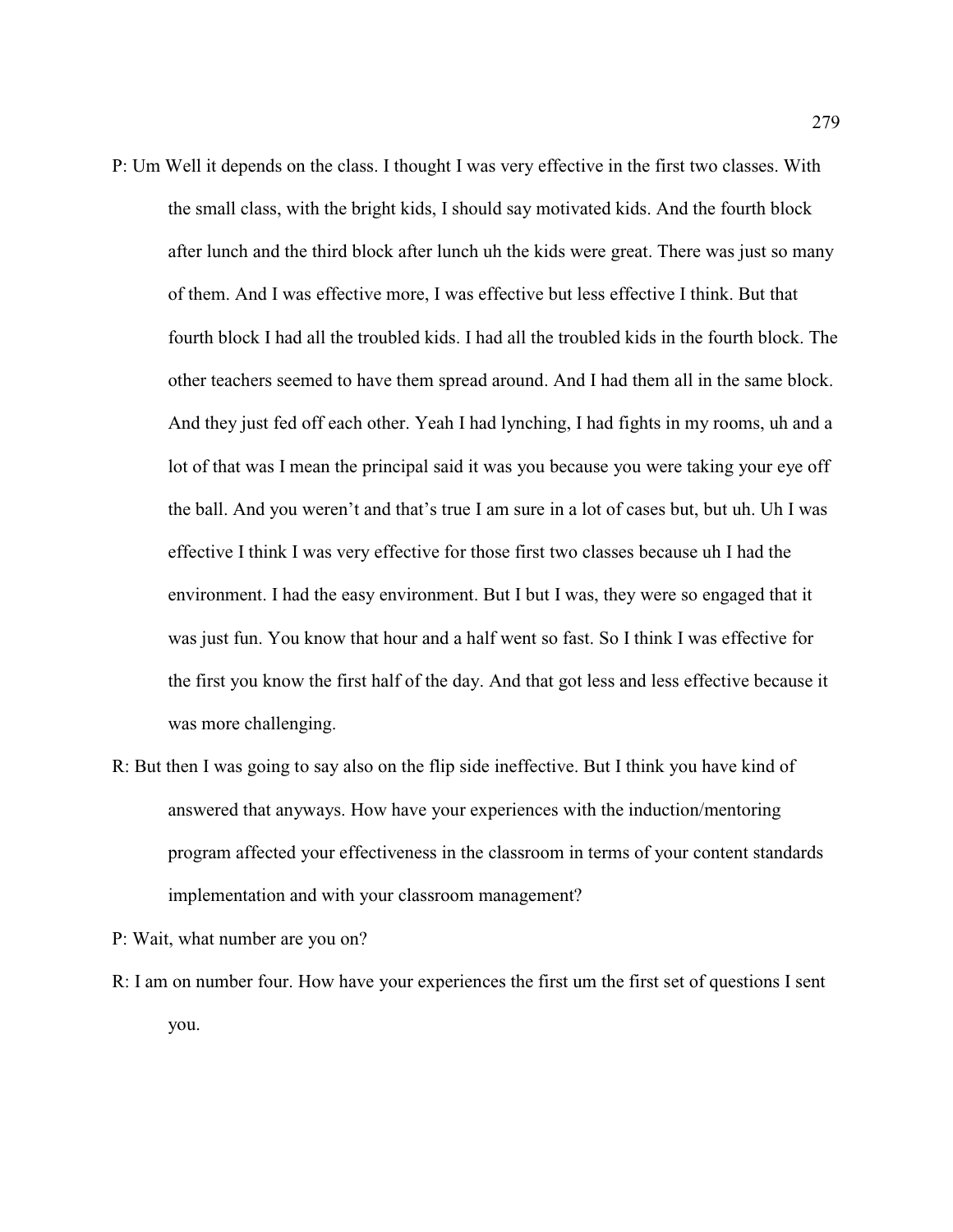P: Um Well it depends on the class. I thought I was very effective in the first two classes. With the small class, with the bright kids, I should say motivated kids. And the fourth block after lunch and the third block after lunch uh the kids were great. There was just so many of them. And I was effective more, I was effective but less effective I think. But that fourth block I had all the troubled kids. I had all the troubled kids in the fourth block. The other teachers seemed to have them spread around. And I had them all in the same block. And they just fed off each other. Yeah I had lynching, I had fights in my rooms, uh and a lot of that was I mean the principal said it was you because you were taking your eye off the ball. And you weren't and that's true I am sure in a lot of cases but, but uh. Uh I was effective I think I was very effective for those first two classes because uh I had the environment. I had the easy environment. But I but I was, they were so engaged that it was just fun. You know that hour and a half went so fast. So I think I was effective for the first you know the first half of the day. And that got less and less effective because it was more challenging.

R: But then I was going to say also on the flip side ineffective. But I think you have kind of answered that anyways. How have your experiences with the induction/mentoring program affected your effectiveness in the classroom in terms of your content standards implementation and with your classroom management?

P: Wait, what number are you on?

R: I am on number four. How have your experiences the first um the first set of questions I sent you.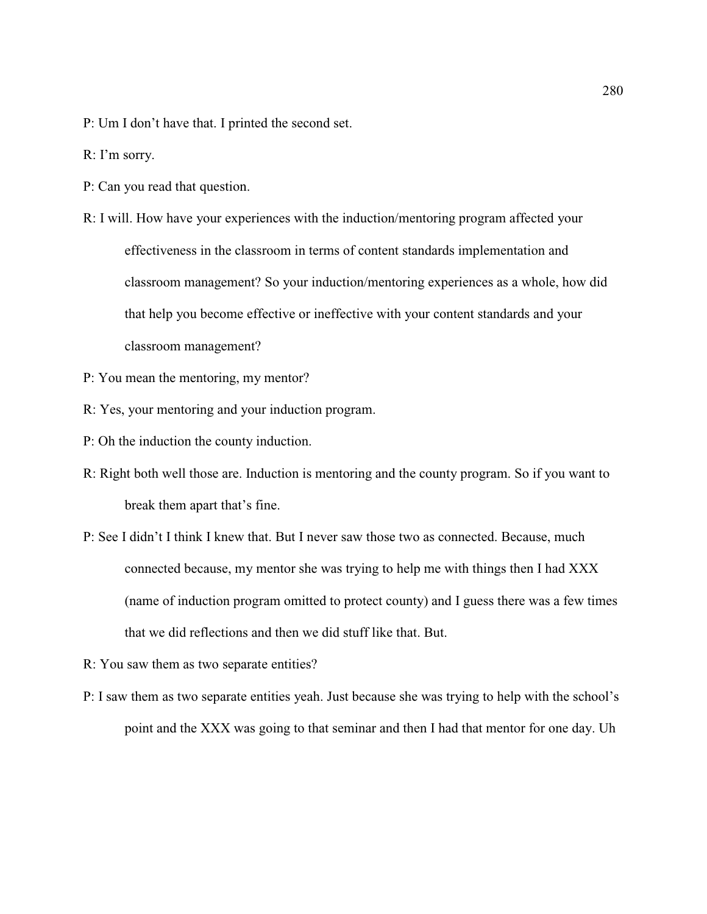P: Um I don't have that. I printed the second set.

R: I'm sorry.

P: Can you read that question.

R: I will. How have your experiences with the induction/mentoring program affected your effectiveness in the classroom in terms of content standards implementation and classroom management? So your induction/mentoring experiences as a whole, how did that help you become effective or ineffective with your content standards and your classroom management?

P: You mean the mentoring, my mentor?

R: Yes, your mentoring and your induction program.

P: Oh the induction the county induction.

R: Right both well those are. Induction is mentoring and the county program. So if you want to break them apart that's fine.

P: See I didn't I think I knew that. But I never saw those two as connected. Because, much connected because, my mentor she was trying to help me with things then I had XXX (name of induction program omitted to protect county) and I guess there was a few times that we did reflections and then we did stuff like that. But.

R: You saw them as two separate entities?

P: I saw them as two separate entities yeah. Just because she was trying to help with the school's point and the XXX was going to that seminar and then I had that mentor for one day. Uh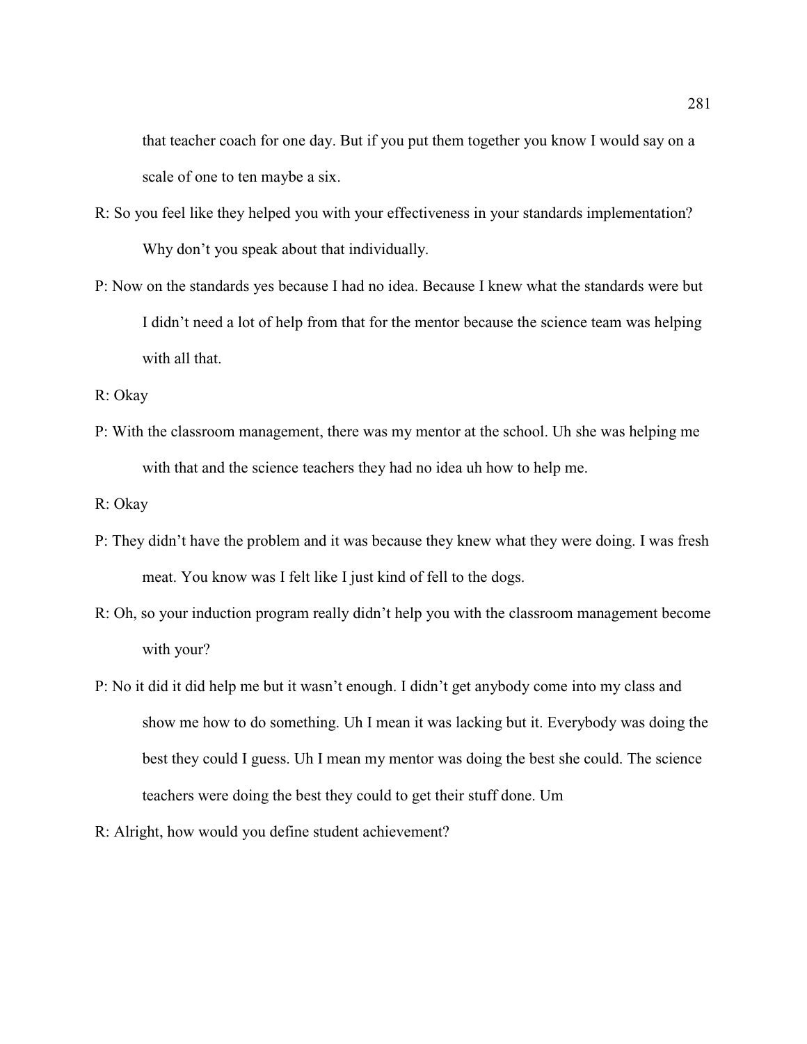that teacher coach for one day. But if you put them together you know I would say on a scale of one to ten maybe a six.

R: So you feel like they helped you with your effectiveness in your standards implementation? Why don't you speak about that individually.

P: Now on the standards yes because I had no idea. Because I knew what the standards were but I didn't need a lot of help from that for the mentor because the science team was helping with all that.

R: Okay

P: With the classroom management, there was my mentor at the school. Uh she was helping me with that and the science teachers they had no idea uh how to help me.

R: Okay

P: They didn't have the problem and it was because they knew what they were doing. I was fresh meat. You know was I felt like I just kind of fell to the dogs.

R: Oh, so your induction program really didn't help you with the classroom management become with your?

P: No it did it did help me but it wasn't enough. I didn't get anybody come into my class and show me how to do something. Uh I mean it was lacking but it. Everybody was doing the best they could I guess. Uh I mean my mentor was doing the best she could. The science teachers were doing the best they could to get their stuff done. Um

R: Alright, how would you define student achievement?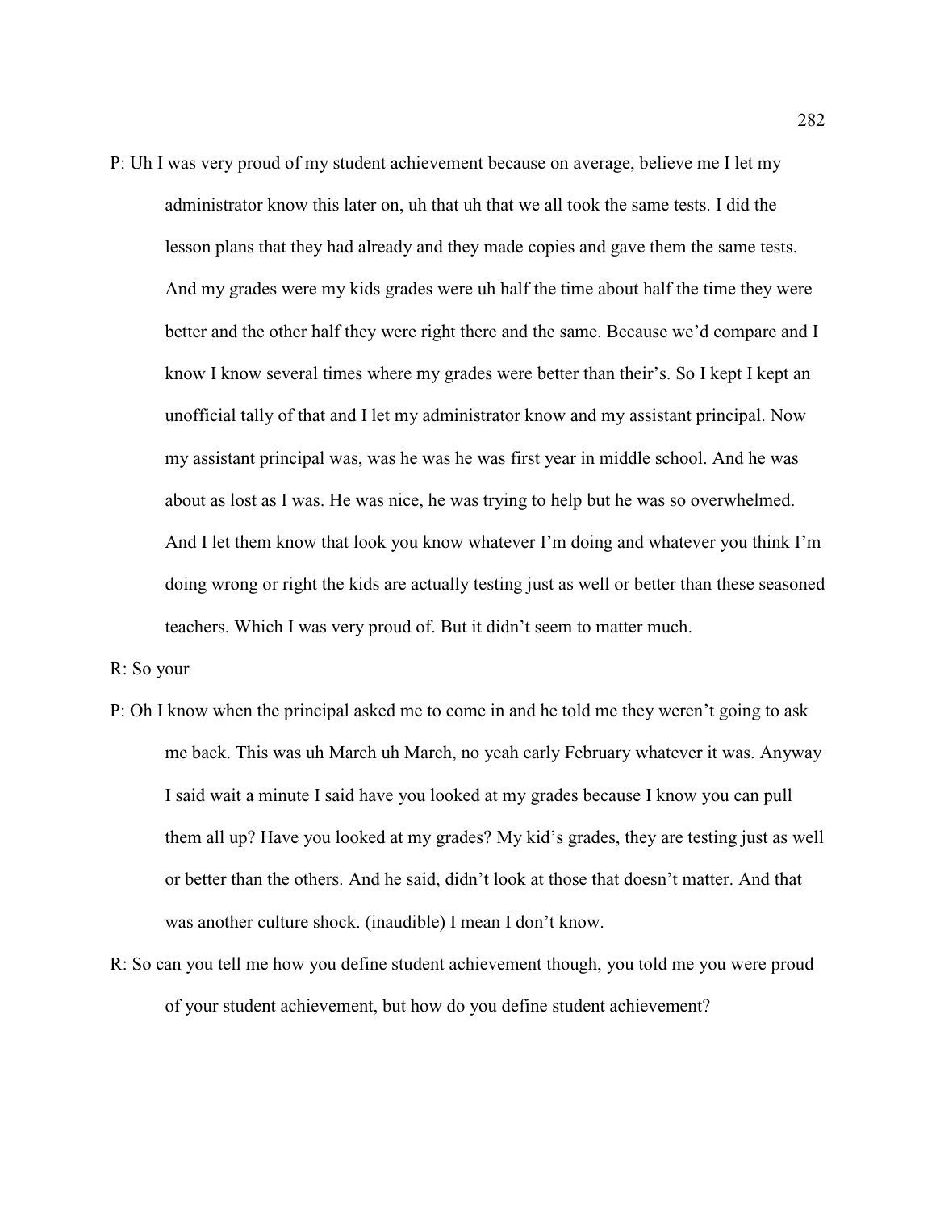P: Uh I was very proud of my student achievement because on average, believe me I let my administrator know this later on, uh that uh that we all took the same tests. I did the lesson plans that they had already and they made copies and gave them the same tests. And my grades were my kids grades were uh half the time about half the time they were better and the other half they were right there and the same. Because we'd compare and I know I know several times where my grades were better than their's. So I kept I kept an unofficial tally of that and I let my administrator know and my assistant principal. Now my assistant principal was, was he was he was first year in middle school. And he was about as lost as I was. He was nice, he was trying to help but he was so overwhelmed. And I let them know that look you know whatever I'm doing and whatever you think I'm doing wrong or right the kids are actually testing just as well or better than these seasoned teachers. Which I was very proud of. But it didn't seem to matter much.

R: So your

P: Oh I know when the principal asked me to come in and he told me they weren't going to ask me back. This was uh March uh March, no yeah early February whatever it was. Anyway I said wait a minute I said have you looked at my grades because I know you can pull them all up? Have you looked at my grades? My kid's grades, they are testing just as well or better than the others. And he said, didn't look at those that doesn't matter. And that was another culture shock. (inaudible) I mean I don't know.

R: So can you tell me how you define student achievement though, you told me you were proud of your student achievement, but how do you define student achievement?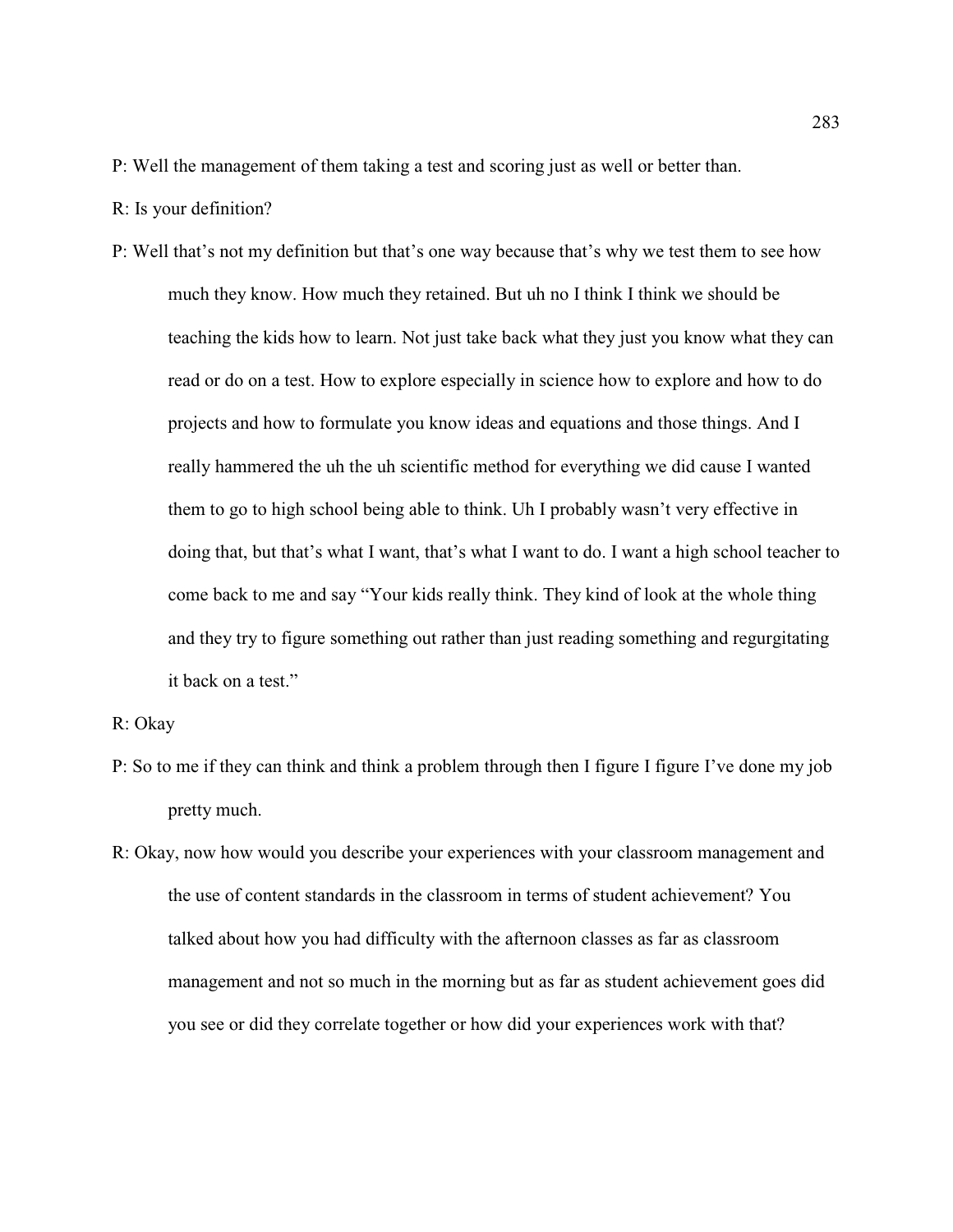P: Well the management of them taking a test and scoring just as well or better than.

R: Is your definition?

P: Well that's not my definition but that's one way because that's why we test them to see how much they know. How much they retained. But uh no I think I think we should be teaching the kids how to learn. Not just take back what they just you know what they can read or do on a test. How to explore especially in science how to explore and how to do projects and how to formulate you know ideas and equations and those things. And I really hammered the uh the uh scientific method for everything we did cause I wanted them to go to high school being able to think. Uh I probably wasn't very effective in doing that, but that's what I want, that's what I want to do. I want a high school teacher to come back to me and say "Your kids really think. They kind of look at the whole thing and they try to figure something out rather than just reading something and regurgitating it back on a test."

R: Okay

P: So to me if they can think and think a problem through then I figure I figure I've done my job pretty much.

R: Okay, now how would you describe your experiences with your classroom management and the use of content standards in the classroom in terms of student achievement? You talked about how you had difficulty with the afternoon classes as far as classroom management and not so much in the morning but as far as student achievement goes did you see or did they correlate together or how did your experiences work with that?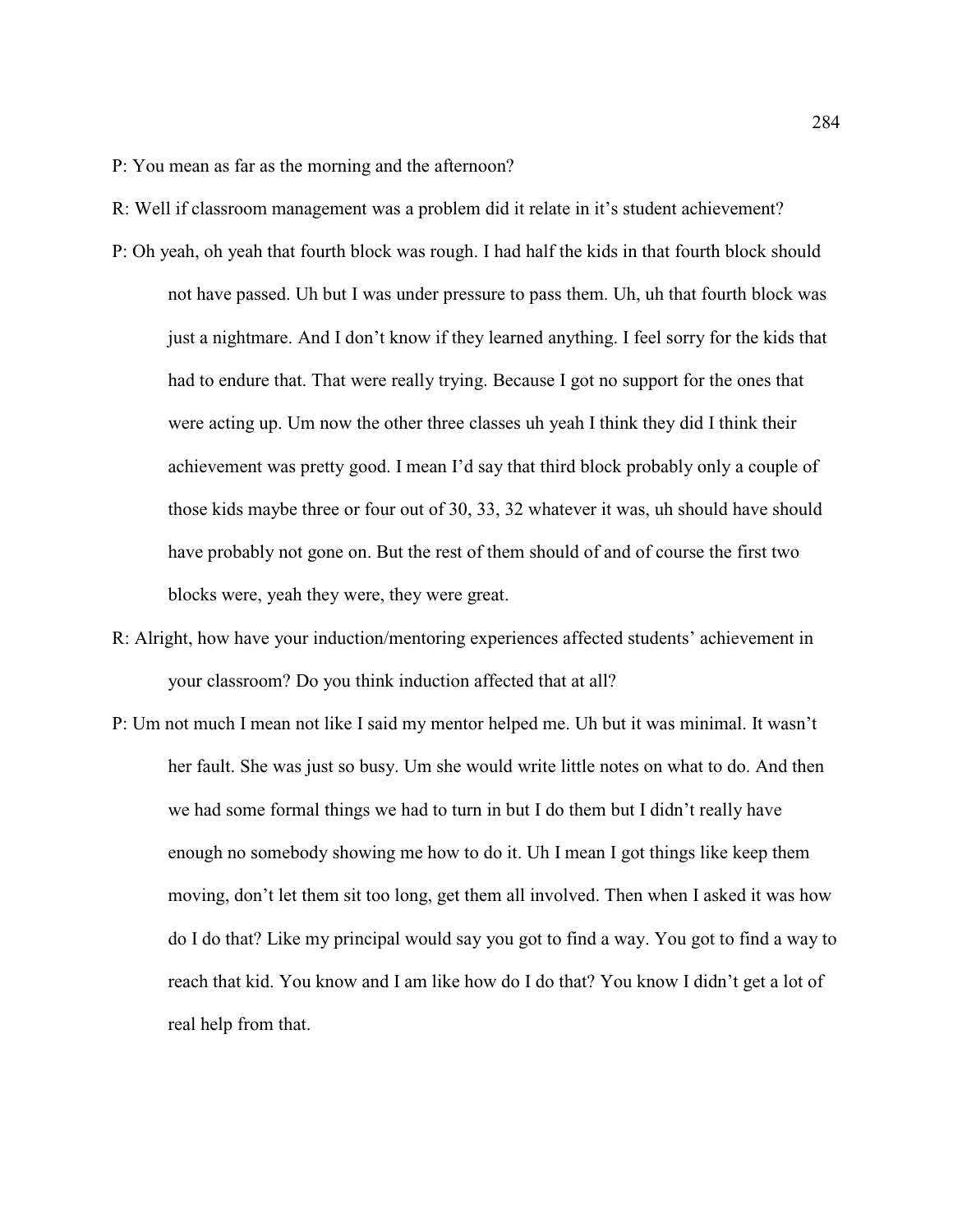P: You mean as far as the morning and the afternoon?

R: Well if classroom management was a problem did it relate in it's student achievement?

P: Oh yeah, oh yeah that fourth block was rough. I had half the kids in that fourth block should not have passed. Uh but I was under pressure to pass them. Uh, uh that fourth block was just a nightmare. And I don't know if they learned anything. I feel sorry for the kids that had to endure that. That were really trying. Because I got no support for the ones that were acting up. Um now the other three classes uh yeah I think they did I think their achievement was pretty good. I mean I'd say that third block probably only a couple of those kids maybe three or four out of 30, 33, 32 whatever it was, uh should have should have probably not gone on. But the rest of them should of and of course the first two blocks were, yeah they were, they were great.

R: Alright, how have your induction/mentoring experiences affected students' achievement in your classroom? Do you think induction affected that at all?

P: Um not much I mean not like I said my mentor helped me. Uh but it was minimal. It wasn't her fault. She was just so busy. Um she would write little notes on what to do. And then we had some formal things we had to turn in but I do them but I didn't really have enough no somebody showing me how to do it. Uh I mean I got things like keep them moving, don't let them sit too long, get them all involved. Then when I asked it was how do I do that? Like my principal would say you got to find a way. You got to find a way to reach that kid. You know and I am like how do I do that? You know I didn't get a lot of real help from that.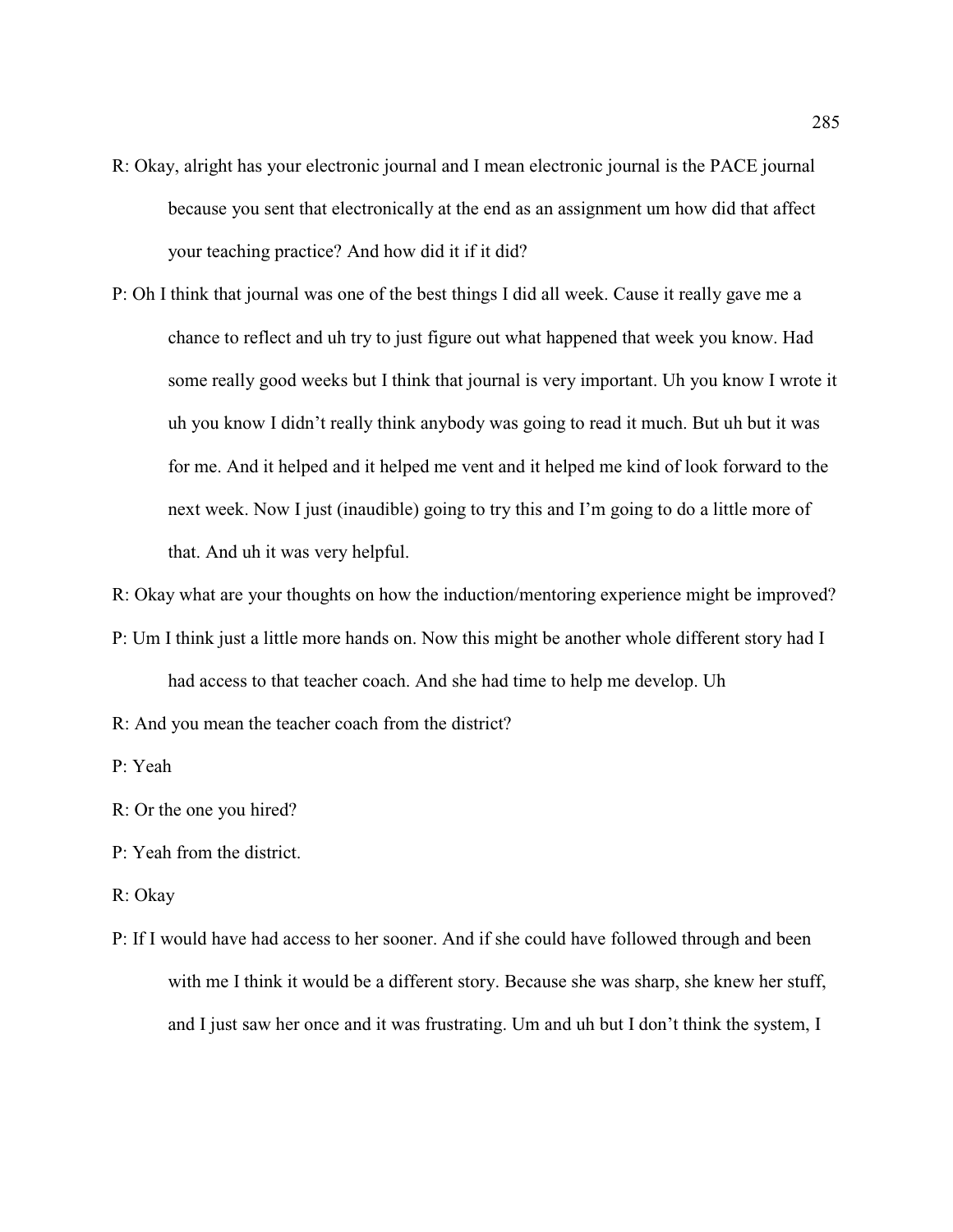R: Okay, alright has your electronic journal and I mean electronic journal is the PACE journal because you sent that electronically at the end as an assignment um how did that affect your teaching practice? And how did it if it did?

P: Oh I think that journal was one of the best things I did all week. Cause it really gave me a chance to reflect and uh try to just figure out what happened that week you know. Had some really good weeks but I think that journal is very important. Uh you know I wrote it uh you know I didn't really think anybody was going to read it much. But uh but it was for me. And it helped and it helped me vent and it helped me kind of look forward to the next week. Now I just (inaudible) going to try this and I'm going to do a little more of that. And uh it was very helpful.

R: Okay what are your thoughts on how the induction/mentoring experience might be improved?

P: Um I think just a little more hands on. Now this might be another whole different story had I had access to that teacher coach. And she had time to help me develop. Uh

R: And you mean the teacher coach from the district?

P: Yeah

R: Or the one you hired?

P: Yeah from the district.

R: Okay

P: If I would have had access to her sooner. And if she could have followed through and been with me I think it would be a different story. Because she was sharp, she knew her stuff, and I just saw her once and it was frustrating. Um and uh but I don't think the system, I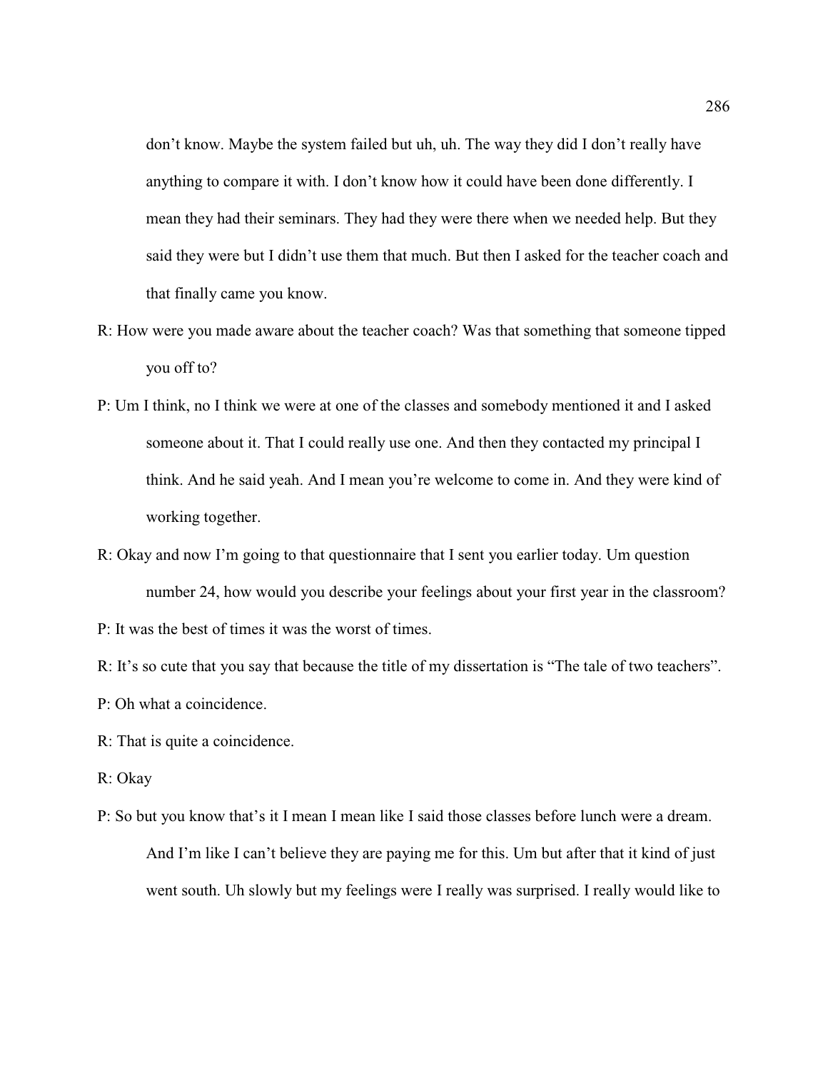don't know. Maybe the system failed but uh, uh. The way they did I don't really have anything to compare it with. I don't know how it could have been done differently. I mean they had their seminars. They had they were there when we needed help. But they said they were but I didn't use them that much. But then I asked for the teacher coach and that finally came you know.

R: How were you made aware about the teacher coach? Was that something that someone tipped you off to?

P: Um I think, no I think we were at one of the classes and somebody mentioned it and I asked someone about it. That I could really use one. And then they contacted my principal I think. And he said yeah. And I mean you're welcome to come in. And they were kind of working together.

R: Okay and now I'm going to that questionnaire that I sent you earlier today. Um question number 24, how would you describe your feelings about your first year in the classroom?

P: It was the best of times it was the worst of times.

R: It's so cute that you say that because the title of my dissertation is "The tale of two teachers".

P: Oh what a coincidence.

R: That is quite a coincidence.

R: Okay

P: So but you know that's it I mean I mean like I said those classes before lunch were a dream. And I'm like I can't believe they are paying me for this. Um but after that it kind of just went south. Uh slowly but my feelings were I really was surprised. I really would like to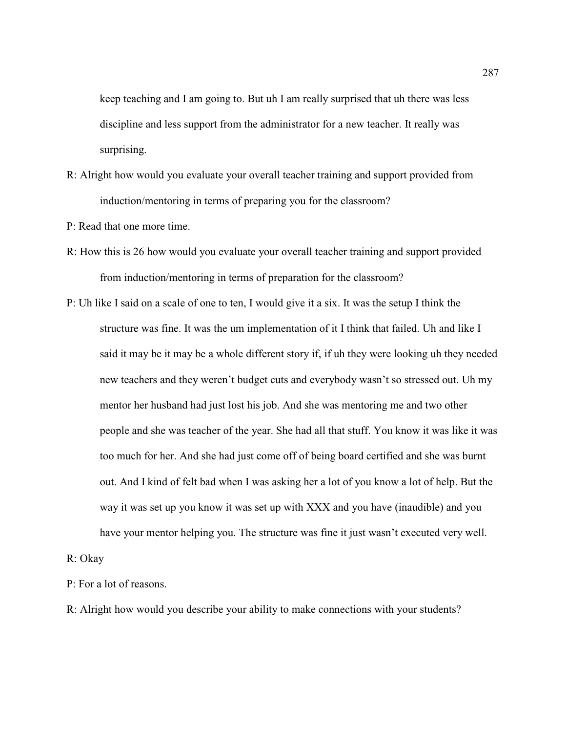keep teaching and I am going to. But uh I am really surprised that uh there was less discipline and less support from the administrator for a new teacher. It really was surprising.

R: Alright how would you evaluate your overall teacher training and support provided from induction/mentoring in terms of preparing you for the classroom?

P: Read that one more time.

R: How this is 26 how would you evaluate your overall teacher training and support provided from induction/mentoring in terms of preparation for the classroom?

P: Uh like I said on a scale of one to ten, I would give it a six. It was the setup I think the structure was fine. It was the um implementation of it I think that failed. Uh and like I said it may be it may be a whole different story if, if uh they were looking uh they needed new teachers and they weren't budget cuts and everybody wasn't so stressed out. Uh my mentor her husband had just lost his job. And she was mentoring me and two other people and she was teacher of the year. She had all that stuff. You know it was like it was too much for her. And she had just come off of being board certified and she was burnt out. And I kind of felt bad when I was asking her a lot of you know a lot of help. But the way it was set up you know it was set up with XXX and you have (inaudible) and you have your mentor helping you. The structure was fine it just wasn't executed very well.

R: Okay

P: For a lot of reasons.

R: Alright how would you describe your ability to make connections with your students?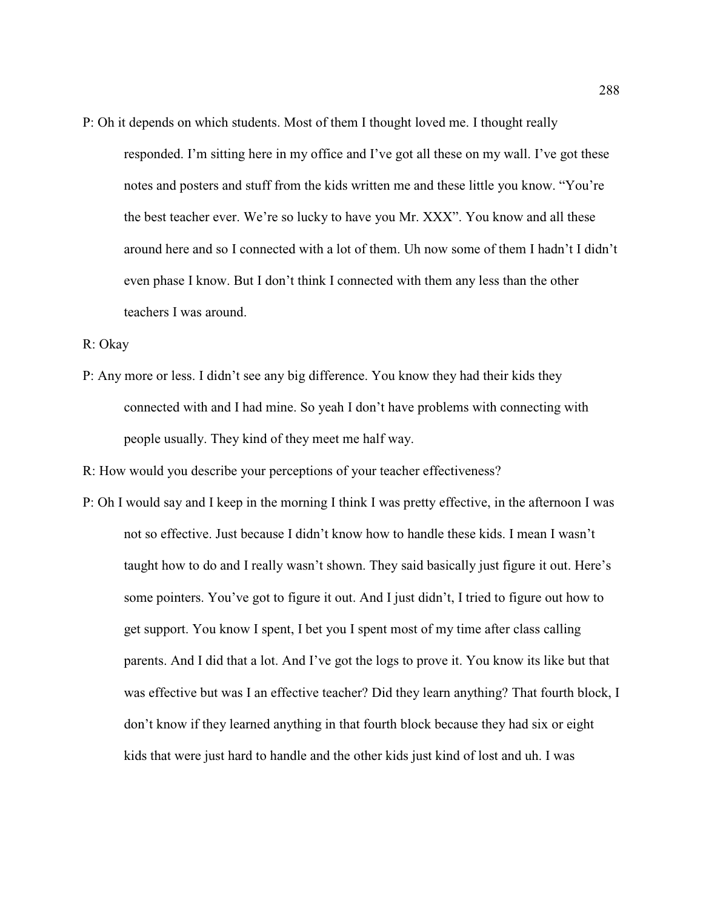P: Oh it depends on which students. Most of them I thought loved me. I thought really responded. I'm sitting here in my office and I've got all these on my wall. I've got these notes and posters and stuff from the kids written me and these little you know. "You're the best teacher ever. We're so lucky to have you Mr. XXX". You know and all these around here and so I connected with a lot of them. Uh now some of them I hadn't I didn't even phase I know. But I don't think I connected with them any less than the other teachers I was around.

R: Okay

P: Any more or less. I didn't see any big difference. You know they had their kids they connected with and I had mine. So yeah I don't have problems with connecting with people usually. They kind of they meet me half way.

R: How would you describe your perceptions of your teacher effectiveness?

P: Oh I would say and I keep in the morning I think I was pretty effective, in the afternoon I was not so effective. Just because I didn't know how to handle these kids. I mean I wasn't taught how to do and I really wasn't shown. They said basically just figure it out. Here's some pointers. You've got to figure it out. And I just didn't, I tried to figure out how to get support. You know I spent, I bet you I spent most of my time after class calling parents. And I did that a lot. And I've got the logs to prove it. You know its like but that was effective but was I an effective teacher? Did they learn anything? That fourth block, I don't know if they learned anything in that fourth block because they had six or eight kids that were just hard to handle and the other kids just kind of lost and uh. I was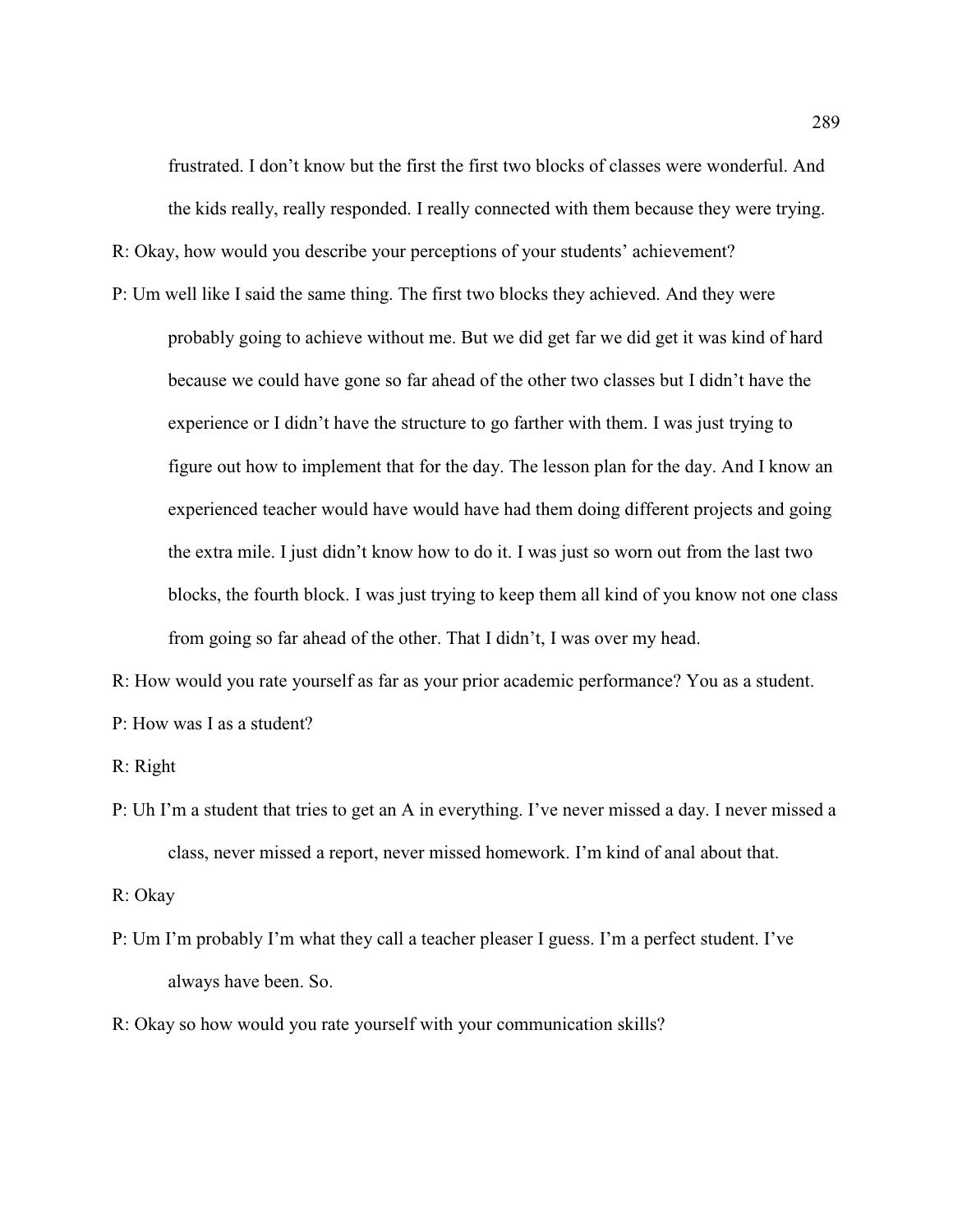frustrated. I don't know but the first the first two blocks of classes were wonderful. And the kids really, really responded. I really connected with them because they were trying.

R: Okay, how would you describe your perceptions of your students' achievement?

P: Um well like I said the same thing. The first two blocks they achieved. And they were probably going to achieve without me. But we did get far we did get it was kind of hard because we could have gone so far ahead of the other two classes but I didn't have the experience or I didn't have the structure to go farther with them. I was just trying to figure out how to implement that for the day. The lesson plan for the day. And I know an experienced teacher would have would have had them doing different projects and going the extra mile. I just didn't know how to do it. I was just so worn out from the last two blocks, the fourth block. I was just trying to keep them all kind of you know not one class from going so far ahead of the other. That I didn't, I was over my head.

R: How would you rate yourself as far as your prior academic performance? You as a student.

P: How was I as a student?

R: Right

P: Uh I'm a student that tries to get an A in everything. I've never missed a day. I never missed a class, never missed a report, never missed homework. I'm kind of anal about that.

R: Okay

P: Um I'm probably I'm what they call a teacher pleaser I guess. I'm a perfect student. I've always have been. So.

R: Okay so how would you rate yourself with your communication skills?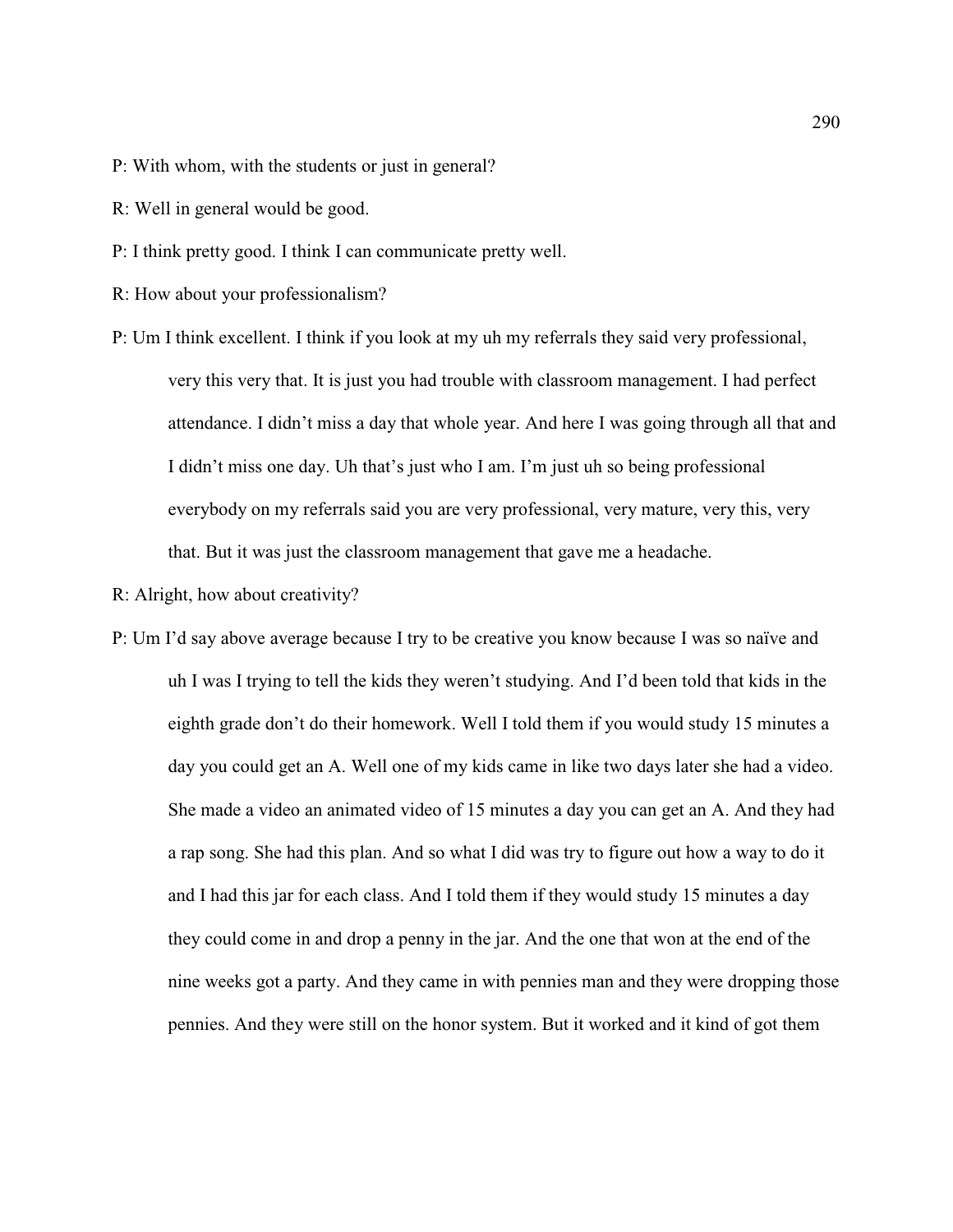P: With whom, with the students or just in general?

R: Well in general would be good.

P: I think pretty good. I think I can communicate pretty well.

R: How about your professionalism?

P: Um I think excellent. I think if you look at my uh my referrals they said very professional, very this very that. It is just you had trouble with classroom management. I had perfect attendance. I didn't miss a day that whole year. And here I was going through all that and I didn't miss one day. Uh that's just who I am. I'm just uh so being professional everybody on my referrals said you are very professional, very mature, very this, very that. But it was just the classroom management that gave me a headache.

R: Alright, how about creativity?

P: Um I'd say above average because I try to be creative you know because I was so naïve and uh I was I trying to tell the kids they weren't studying. And I'd been told that kids in the eighth grade don't do their homework. Well I told them if you would study 15 minutes a day you could get an A. Well one of my kids came in like two days later she had a video. She made a video an animated video of 15 minutes a day you can get an A. And they had a rap song. She had this plan. And so what I did was try to figure out how a way to do it and I had this jar for each class. And I told them if they would study 15 minutes a day they could come in and drop a penny in the jar. And the one that won at the end of the nine weeks got a party. And they came in with pennies man and they were dropping those pennies. And they were still on the honor system. But it worked and it kind of got them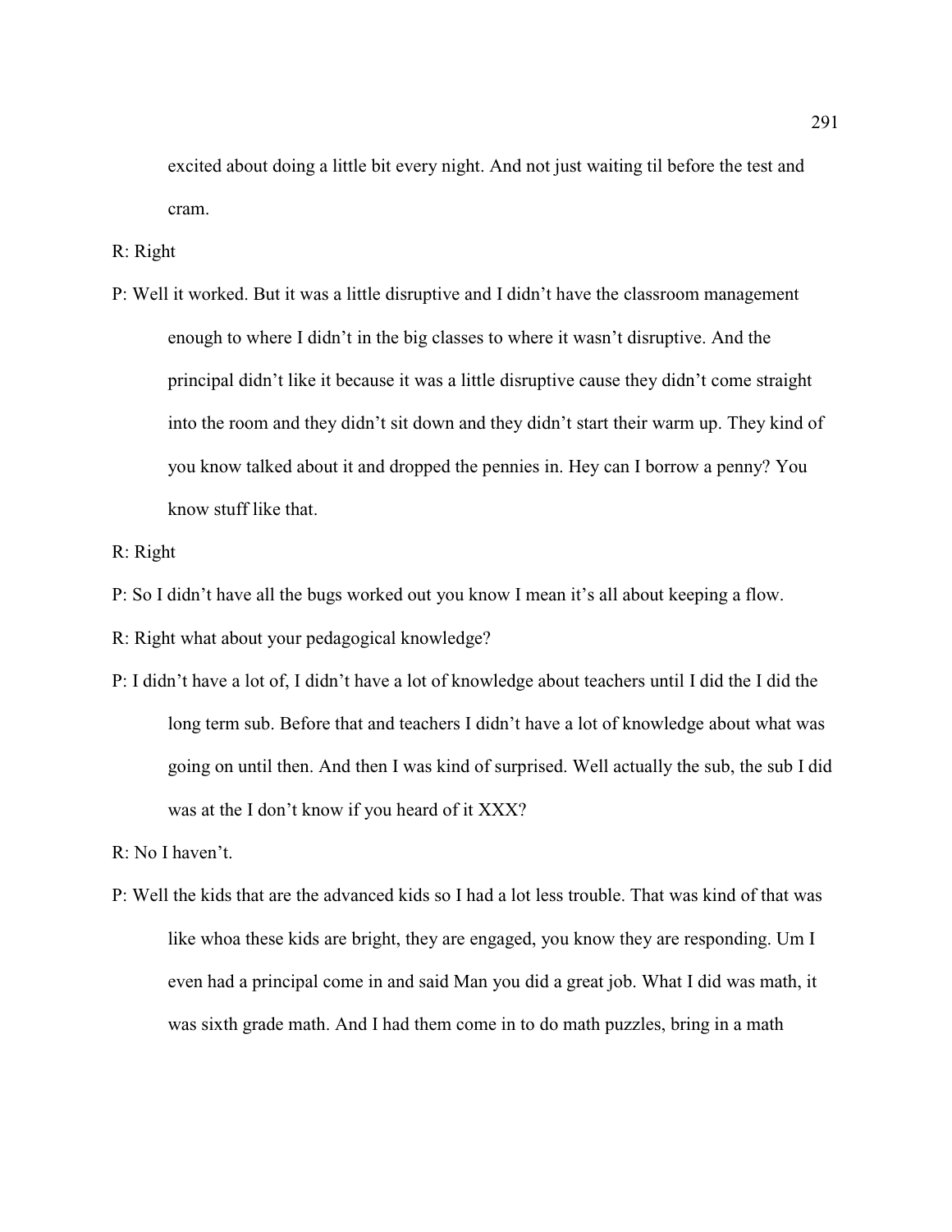excited about doing a little bit every night. And not just waiting til before the test and cram.

R: Right

P: Well it worked. But it was a little disruptive and I didn't have the classroom management enough to where I didn't in the big classes to where it wasn't disruptive. And the principal didn't like it because it was a little disruptive cause they didn't come straight into the room and they didn't sit down and they didn't start their warm up. They kind of you know talked about it and dropped the pennies in. Hey can I borrow a penny? You know stuff like that.

R: Right

P: So I didn't have all the bugs worked out you know I mean it's all about keeping a flow.

R: Right what about your pedagogical knowledge?

P: I didn't have a lot of, I didn't have a lot of knowledge about teachers until I did the I did the long term sub. Before that and teachers I didn't have a lot of knowledge about what was going on until then. And then I was kind of surprised. Well actually the sub, the sub I did was at the I don't know if you heard of it XXX?

R: No I haven't.

P: Well the kids that are the advanced kids so I had a lot less trouble. That was kind of that was like whoa these kids are bright, they are engaged, you know they are responding. Um I even had a principal come in and said Man you did a great job. What I did was math, it was sixth grade math. And I had them come in to do math puzzles, bring in a math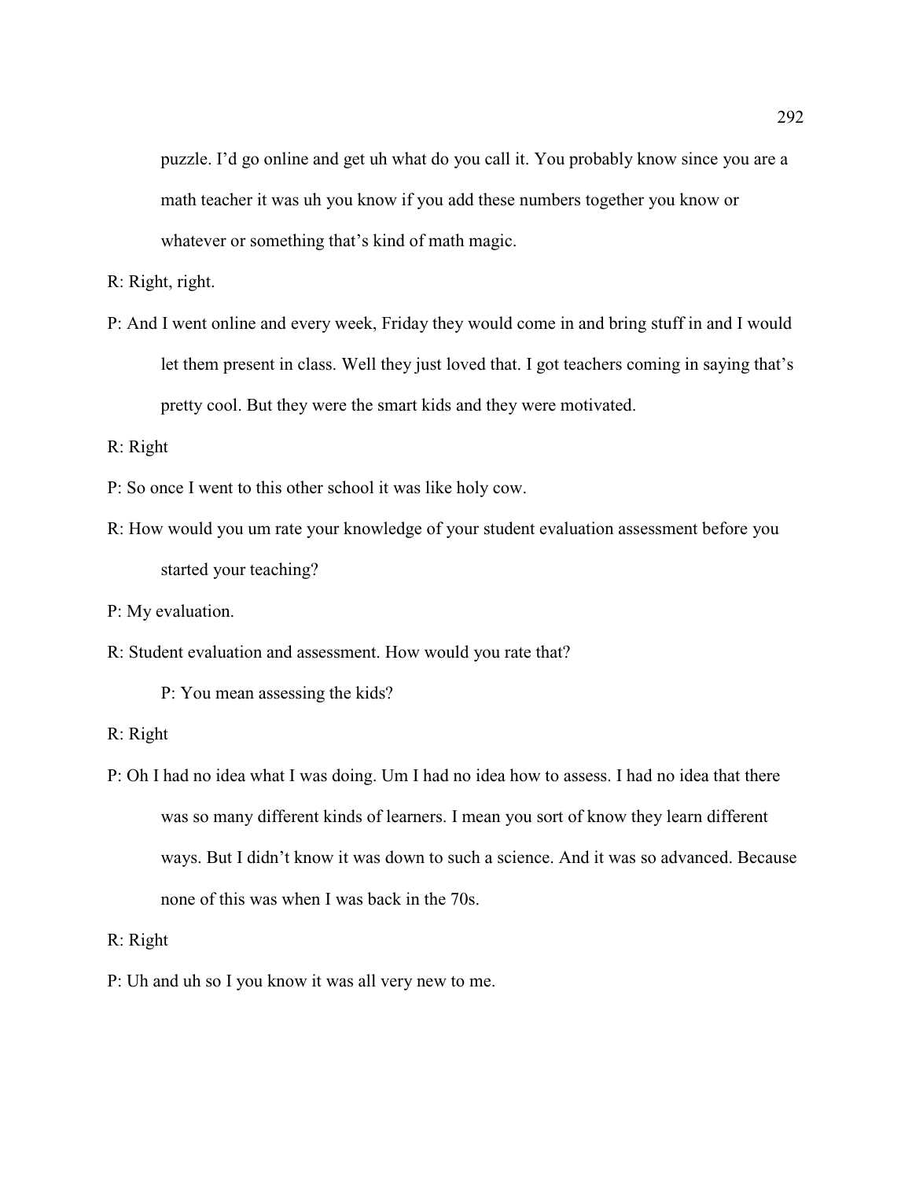puzzle. I'd go online and get uh what do you call it. You probably know since you are a math teacher it was uh you know if you add these numbers together you know or whatever or something that's kind of math magic.

R: Right, right.

P: And I went online and every week, Friday they would come in and bring stuff in and I would let them present in class. Well they just loved that. I got teachers coming in saying that's pretty cool. But they were the smart kids and they were motivated.

R: Right

P: So once I went to this other school it was like holy cow.

R: How would you um rate your knowledge of your student evaluation assessment before you started your teaching?

P: My evaluation.

R: Student evaluation and assessment. How would you rate that?

P: You mean assessing the kids?

R: Right

P: Oh I had no idea what I was doing. Um I had no idea how to assess. I had no idea that there was so many different kinds of learners. I mean you sort of know they learn different ways. But I didn't know it was down to such a science. And it was so advanced. Because none of this was when I was back in the 70s.

R: Right

P: Uh and uh so I you know it was all very new to me.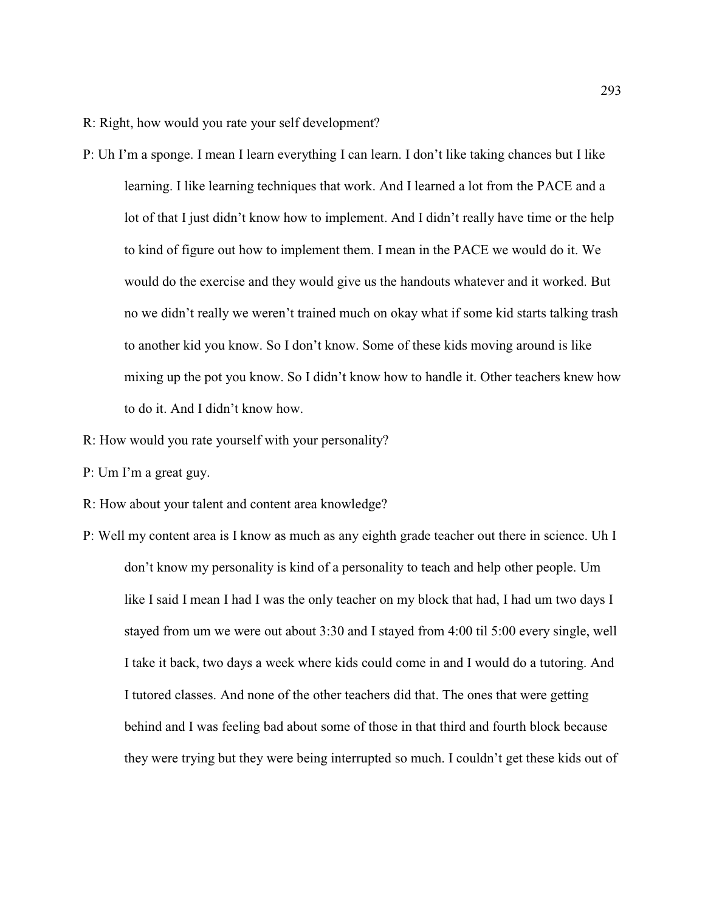R: Right, how would you rate your self development?

P: Uh I'm a sponge. I mean I learn everything I can learn. I don't like taking chances but I like learning. I like learning techniques that work. And I learned a lot from the PACE and a lot of that I just didn't know how to implement. And I didn't really have time or the help to kind of figure out how to implement them. I mean in the PACE we would do it. We would do the exercise and they would give us the handouts whatever and it worked. But no we didn't really we weren't trained much on okay what if some kid starts talking trash to another kid you know. So I don't know. Some of these kids moving around is like mixing up the pot you know. So I didn't know how to handle it. Other teachers knew how to do it. And I didn't know how.

R: How would you rate yourself with your personality?

P: Um I'm a great guy.

R: How about your talent and content area knowledge?

P: Well my content area is I know as much as any eighth grade teacher out there in science. Uh I don't know my personality is kind of a personality to teach and help other people. Um like I said I mean I had I was the only teacher on my block that had, I had um two days I stayed from um we were out about 3:30 and I stayed from 4:00 til 5:00 every single, well I take it back, two days a week where kids could come in and I would do a tutoring. And I tutored classes. And none of the other teachers did that. The ones that were getting behind and I was feeling bad about some of those in that third and fourth block because they were trying but they were being interrupted so much. I couldn't get these kids out of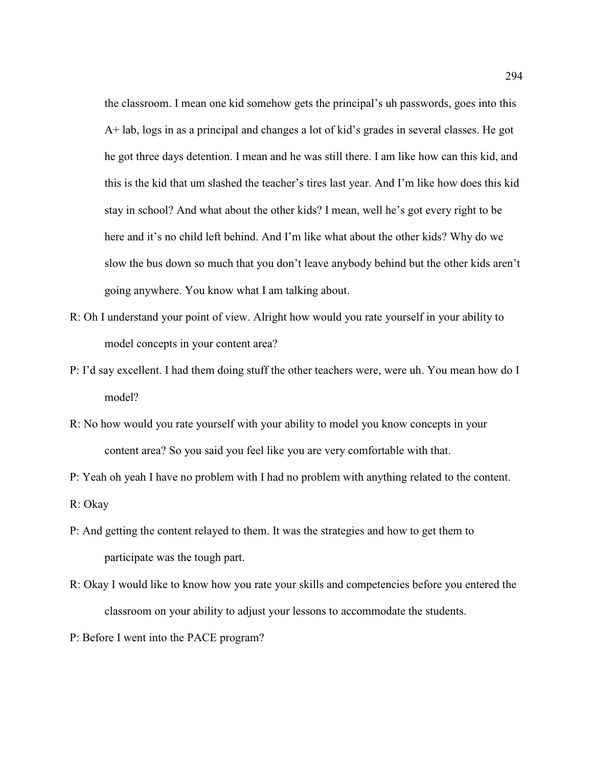the classroom. I mean one kid somehow gets the principal's uh passwords, goes into this A+ lab, logs in as a principal and changes a lot of kid's grades in several classes. He got he got three days detention. I mean and he was still there. I am like how can this kid, and this is the kid that um slashed the teacher's tires last year. And I'm like how does this kid stay in school? And what about the other kids? I mean, well he's got every right to be here and it's no child left behind. And I'm like what about the other kids? Why do we slow the bus down so much that you don't leave anybody behind but the other kids aren't going anywhere. You know what I am talking about.

R: Oh I understand your point of view. Alright how would you rate yourself in your ability to model concepts in your content area?

P: I'd say excellent. I had them doing stuff the other teachers were, were uh. You mean how do I model?

R: No how would you rate yourself with your ability to model you know concepts in your content area? So you said you feel like you are very comfortable with that.

P: Yeah oh yeah I have no problem with I had no problem with anything related to the content.

R: Okay

P: And getting the content relayed to them. It was the strategies and how to get them to participate was the tough part.

R: Okay I would like to know how you rate your skills and competencies before you entered the classroom on your ability to adjust your lessons to accommodate the students.

P: Before I went into the PACE program?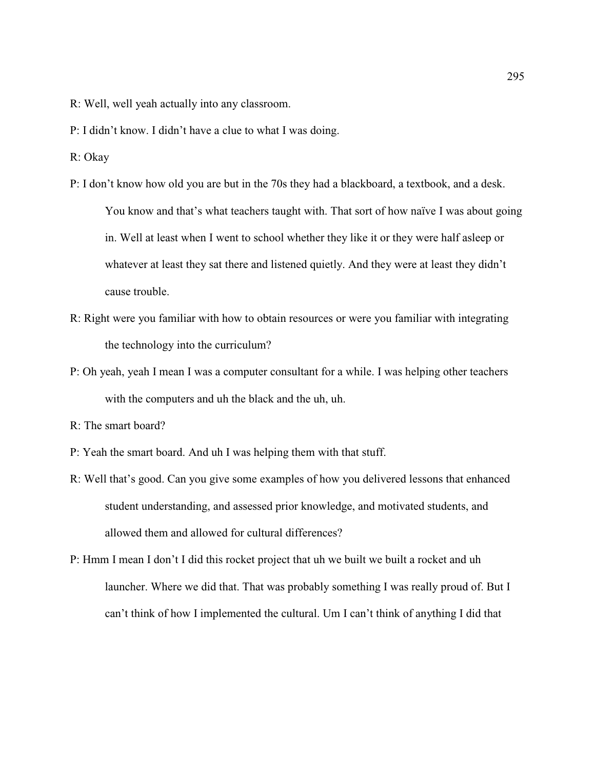R: Well, well yeah actually into any classroom.

P: I didn't know. I didn't have a clue to what I was doing.

R: Okay

P: I don't know how old you are but in the 70s they had a blackboard, a textbook, and a desk. You know and that's what teachers taught with. That sort of how naïve I was about going in. Well at least when I went to school whether they like it or they were half asleep or whatever at least they sat there and listened quietly. And they were at least they didn't cause trouble.

R: Right were you familiar with how to obtain resources or were you familiar with integrating the technology into the curriculum?

P: Oh yeah, yeah I mean I was a computer consultant for a while. I was helping other teachers with the computers and uh the black and the uh, uh.

R: The smart board?

P: Yeah the smart board. And uh I was helping them with that stuff.

R: Well that's good. Can you give some examples of how you delivered lessons that enhanced student understanding, and assessed prior knowledge, and motivated students, and allowed them and allowed for cultural differences?

P: Hmm I mean I don't I did this rocket project that uh we built we built a rocket and uh launcher. Where we did that. That was probably something I was really proud of. But I can't think of how I implemented the cultural. Um I can't think of anything I did that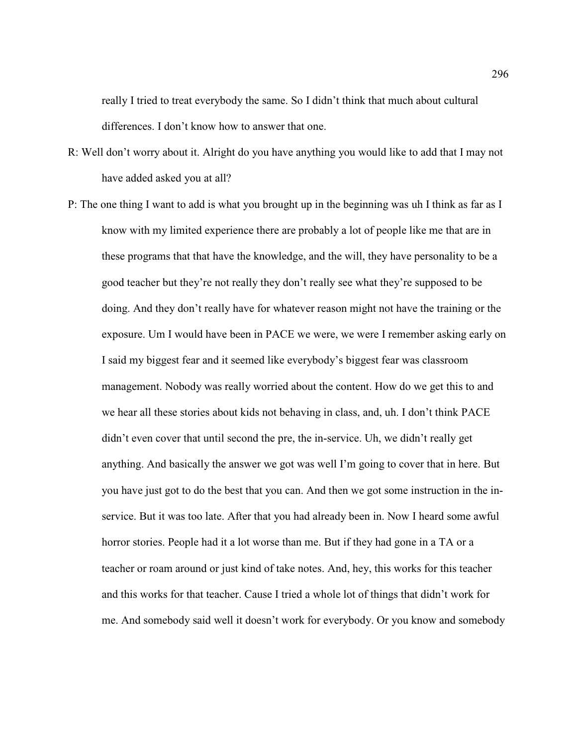really I tried to treat everybody the same. So I didn't think that much about cultural differences. I don't know how to answer that one.

R: Well don't worry about it. Alright do you have anything you would like to add that I may not have added asked you at all?

P: The one thing I want to add is what you brought up in the beginning was uh I think as far as I know with my limited experience there are probably a lot of people like me that are in these programs that that have the knowledge, and the will, they have personality to be a good teacher but they're not really they don't really see what they're supposed to be doing. And they don't really have for whatever reason might not have the training or the exposure. Um I would have been in PACE we were, we were I remember asking early on I said my biggest fear and it seemed like everybody's biggest fear was classroom management. Nobody was really worried about the content. How do we get this to and we hear all these stories about kids not behaving in class, and, uh. I don't think PACE didn't even cover that until second the pre, the in-service. Uh, we didn't really get anything. And basically the answer we got was well I'm going to cover that in here. But you have just got to do the best that you can. And then we got some instruction in the in-service. But it was too late. After that you had already been in. Now I heard some awful horror stories. People had it a lot worse than me. But if they had gone in a TA or a teacher or roam around or just kind of take notes. And, hey, this works for this teacher and this works for that teacher. Cause I tried a whole lot of things that didn't work for me. And somebody said well it doesn't work for everybody. Or you know and somebody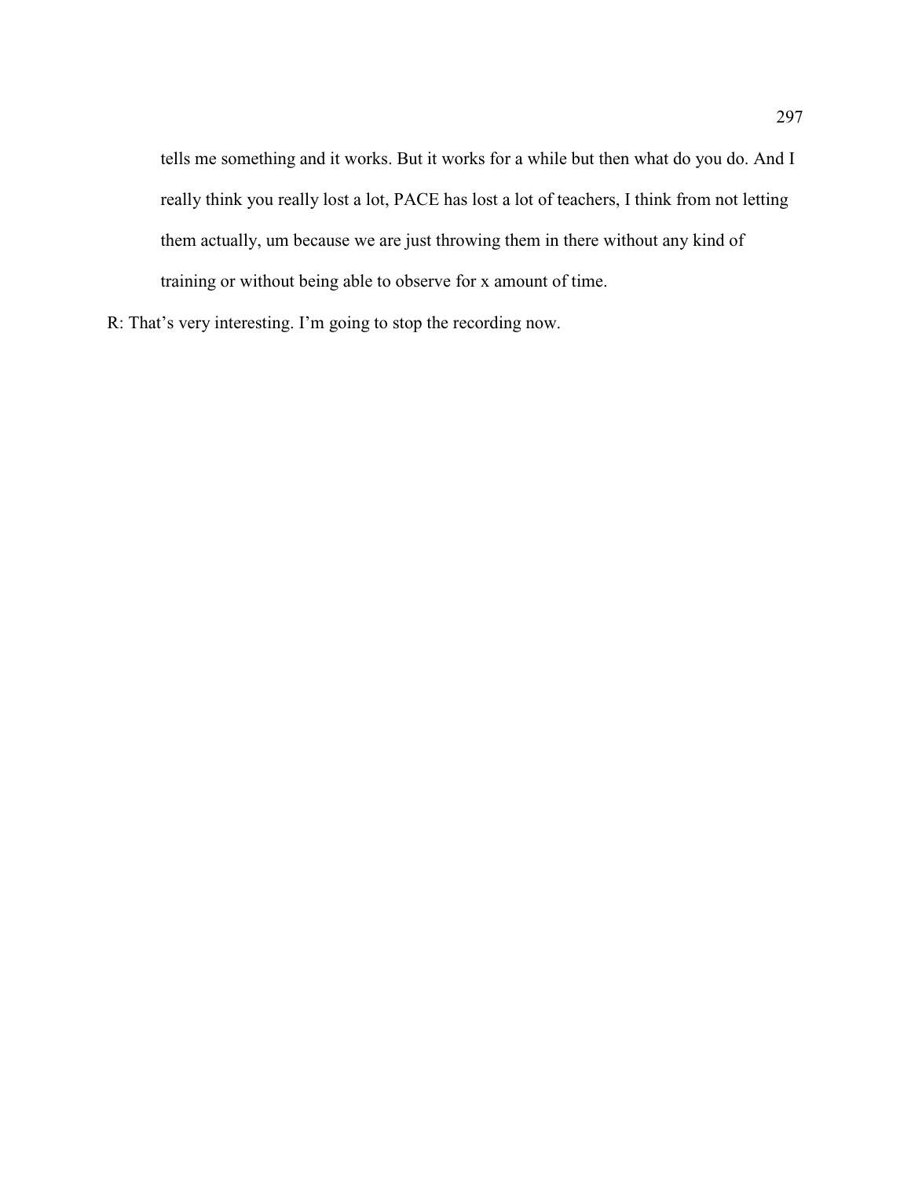tells me something and it works. But it works for a while but then what do you do. And I really think you really lost a lot, PACE has lost a lot of teachers, I think from not letting them actually, um because we are just throwing them in there without any kind of training or without being able to observe for x amount of time.

R: That's very interesting. I'm going to stop the recording now.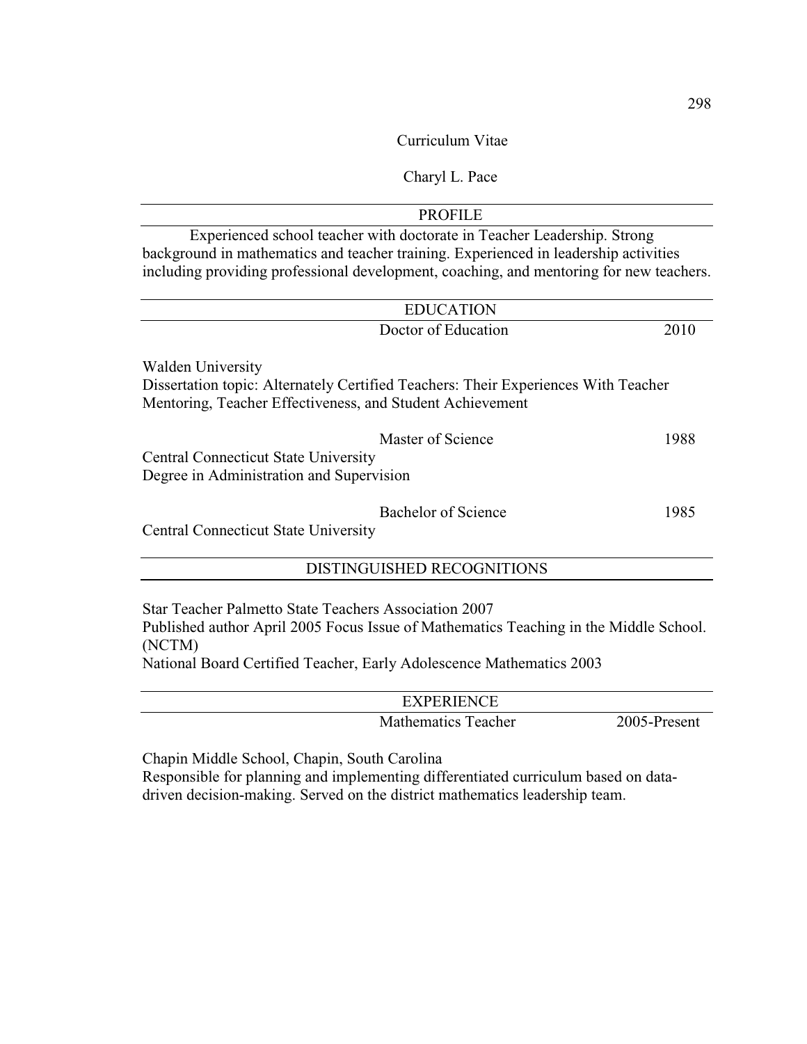# Curriculum Vitae

## Charyl L. Pace

## PROFILE

Experienced school teacher with doctorate in Teacher Leadership. Strong background in mathematics and teacher training. Experienced in leadership activities including providing professional development, coaching, and mentoring for new teachers.

## EDUCATION

**Doctor of Education** 2010

Walden University
Dissertation topic: Alternately Certified Teachers: Their Experiences With Teacher Mentoring, Teacher Effectiveness, and Student Achievement

**Master of Science** 1988

Central Connecticut State University
Degree in Administration and Supervision

**Bachelor of Science** 1985

Central Connecticut State University

## DISTINGUISHED RECOGNITIONS

Star Teacher Palmetto State Teachers Association 2007
Published author April 2005 Focus Issue of Mathematics Teaching in the Middle School. (NCTM)
National Board Certified Teacher, Early Adolescence Mathematics 2003

## EXPERIENCE

**Mathematics Teacher** 2005-Present

Chapin Middle School, Chapin, South Carolina
Responsible for planning and implementing differentiated curriculum based on data-driven decision-making. Served on the district mathematics leadership team.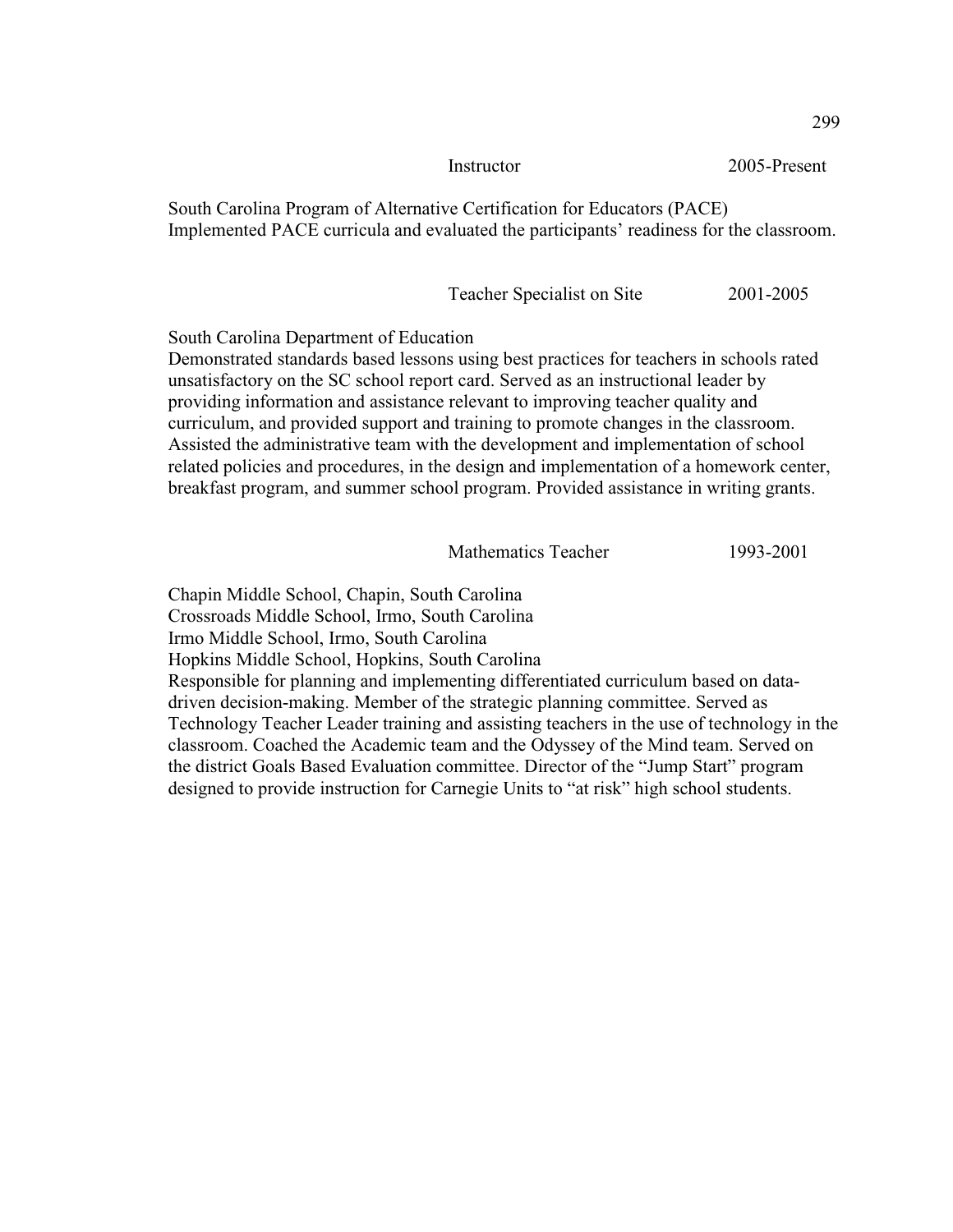Instructor 2005-Present

South Carolina Program of Alternative Certification for Educators (PACE)
Implemented PACE curricula and evaluated the participants' readiness for the classroom.

Teacher Specialist on Site 2001-2005

South Carolina Department of Education
Demonstrated standards based lessons using best practices for teachers in schools rated unsatisfactory on the SC school report card. Served as an instructional leader by providing information and assistance relevant to improving teacher quality and curriculum, and provided support and training to promote changes in the classroom. Assisted the administrative team with the development and implementation of school related policies and procedures, in the design and implementation of a homework center, breakfast program, and summer school program. Provided assistance in writing grants.

Mathematics Teacher 1993-2001

Chapin Middle School, Chapin, South Carolina
Crossroads Middle School, Irmo, South Carolina
Irmo Middle School, Irmo, South Carolina
Hopkins Middle School, Hopkins, South Carolina
Responsible for planning and implementing differentiated curriculum based on data-driven decision-making. Member of the strategic planning committee. Served as Technology Teacher Leader training and assisting teachers in the use of technology in the classroom. Coached the Academic team and the Odyssey of the Mind team. Served on the district Goals Based Evaluation committee. Director of the "Jump Start" program designed to provide instruction for Carnegie Units to "at risk" high school students.